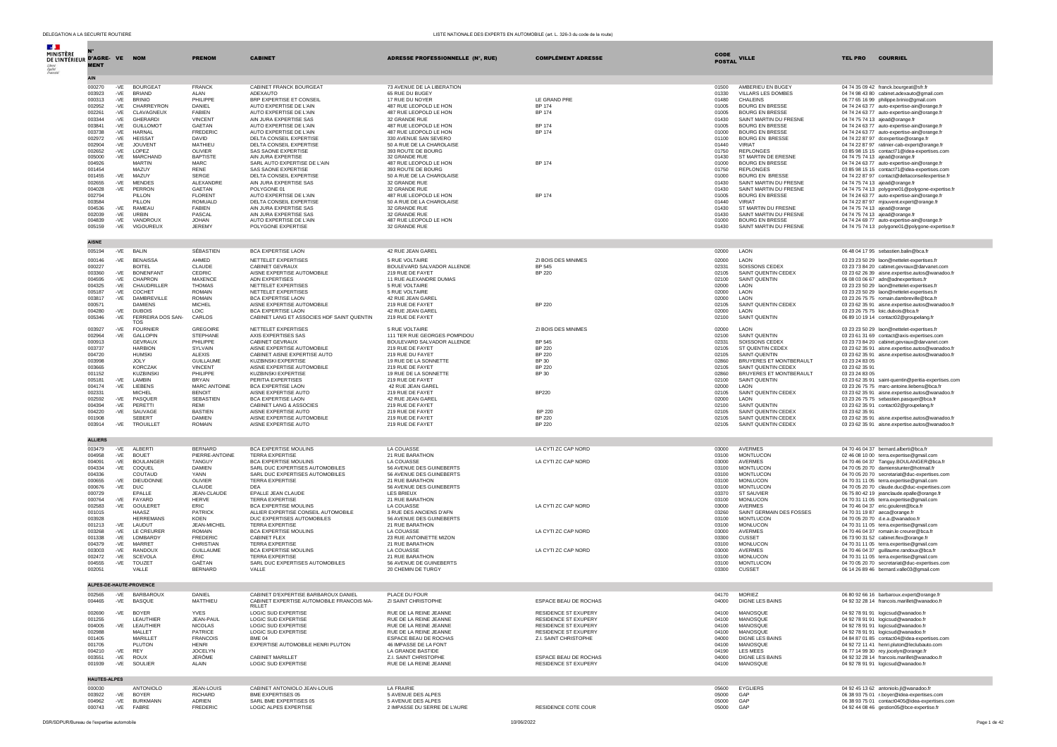DELEGATION A LA SECURITE ROUTIERE

LISTE NATIONALE DES EXPERTS EN AUTOMOBILE (art. L. 326-3 du code de la route)

| N° D'AGREMENT | VE | NOM | PRENOM | CABINET | ADRESSE PROFESSIONNELLE (N°, RUE) | COMPLÉMENT ADRESSE | CODE POSTAL | VILLE | TEL PRO | COURRIEL |
|---|---|---|---|---|---|---|---|---|---|---|
| **AIN** | | | | | | | | | | |
| 000270 | -VE | BOURGEAT | FRANCK | CABINET FRANCK BOURGEAT | 73 AVENUE DE LA LIBERATION | | 01500 | AMBERIEU EN BUGEY | 04 74 35 09 42 | franck.bourgeat@sfr.fr |
| 003923 | -VE | BRIAND | ALAN | ADEXAUTO | 65 RUE DU BUGEY | | 01330 | VILLARS LES DOMBES | 04 74 98 43 80 | cabinet.adexauto@gmail.com |
| 000313 | -VE | BRINIO | PHILIPPE | BRP EXPERTISE ET CONSEIL | 17 RUE DU NOYER | LE GRAND PRE | 01480 | CHALEINS | 06 77 65 16 99 | philippe.brinio@gmail.com |
| 002952 | -VE | CHARREYRON | DANIEL | AUTO EXPERTISE DE L'AIN | 487 RUE LEOPOLD LE HON | BP 174 | 01005 | BOURG EN BRESSE | 04 74 24 63 77 | auto-expertise-ain@orange.fr |
| 002261 | -VE | CLAVAGNEUX | FABIEN | AUTO EXPERTISE DE L'AIN | 487 RUE LEOPOLD LE HON | BP 174 | 01005 | BOURG EN BRESSE | 04 74 24 63 77 | auto-expertise-ain@orange.fr |
| 003344 | -VE | GHERARDI | VINCENT | AIN JURA EXPERTISE SAS | 32 GRANDE RUE | | 01430 | SAINT MARTIN DU FRESNE | 04 74 75 74 13 | ajead@orange.fr |
| 003841 | -VE | GUILLOMOT | GAETAN | AUTO EXPERTISE DE L'AIN | 487 RUE LEOPOLD LE HON | BP 174 | 01005 | BOURG EN BRESSE | 04 74 24 63 77 | auto-expertise-ain@orange.fr |
| 003738 | -VE | HARNAL | FREDERIC | AUTO EXPERTISE DE L'AIN | 487 RUE LEOPOLD LE HON | BP 174 | 01000 | BOURG EN BRESSE | 04 74 24 63 77 | auto-expertise-ain@orange.fr |
| 002972 | -VE | HEISSAT | DAVID | DELTA CONSEIL EXPERTISE | 330 AVENUE SAN SEVERO | | 01100 | BOURG EN BRESSE | 04 74 22 87 97 | dcexpertise@orange.fr |
| 002904 | -VE | JOUVENT | MATHIEU | DELTA CONSEIL EXPERTISE | 50 A RUE DE LA CHAROLAISE | | 01440 | VIRIAT | 04 74 22 87 97 | ratinier-cab-expert@orange.fr |
| 002652 | -VE | LOPEZ | OLIVIER | SAS SAONE EXPERTISE | 393 ROUTE DE BOURG | | 01750 | REPLONGES | 03 85 98 15 15 | contact71@idea-expertises.com |
| 005000 | -VE | MARCHAND | BAPTISTE | AIN JURA EXPERTISE | 32 GRANDE RUE | | 01430 | ST MARTIN DE FRESNE | 04 74 75 74 13 | ajead@orange.fr |
| 004926 | | MARTIN | MARC | SARL AUTO EXPERTISE DE L'AIN | 487 RUE LEOPOLD LE HON | BP 174 | 01000 | BOURG EN BRESSE | 04 74 24 63 77 | auto-expertise-ain@orange.fr |
| 001454 | | MAZUY | RENE | SAS SAONE EXPERTISE | 393 ROUTE DE BOURG | | 01750 | REPLONGES | 03 85 98 15 15 | contact71@idea-expertises.com |
| 001455 | -VE | MAZUY | SERGE | DELTA CONSEIL EXPERTISE | 50 A RUE DE LA CHAROLAISE | | 01000 | BOURG EN BRESSE | 04 74 22 87 97 | contact@deltaconseilexpertise.fr |
| 002655 | -VE | MENDES | ALEXANDRE | AIN JURA EXPERTISE SAS | 32 GRANDE RUE | | 01430 | SAINT MARTIN DU FRESNE | 04 74 75 74 13 | ajead@orange.fr |
| 004028 | -VE | PERRON | GAETAN | POLYGONE 01 | 32 GRANDE RUE | | 01430 | SAINT MARTIN DU FRESNE | 04 74 75 74 13 | polygone01@polygone-expertise.fr |
| 002794 | | PILLON | FLORENT | AUTO EXPERTISE DE L'AIN | 487 RUE LEOPOLD LE HON | BP 174 | 01005 | BOURG EN BRESSE | 04 74 24 63 77 | auto-expertise-ain@orange.fr |
| 003584 | | PILLON | ROMUALD | DELTA CONSEIL EXPERTISE | 50 A RUE DE LA CHAROLAISE | | 01440 | VIRIAT | 04 74 22 87 97 | mjouvent.expert@orange.fr |
| 004536 | -VE | RAMEAU | FABIEN | AIN JURA EXPERTISE SAS | 32 GRANDE RUE | | 01430 | ST MARTIN DU FRESNE | 04 74 75 74 13 | ajead@orange |
| 002039 | -VE | URBIN | PASCAL | AIN JURA EXPERTISE SAS | 32 GRANDE RUE | | 01430 | SAINT MARTIN DU FRESNE | 04 74 75 74 13 | ajead@orange.fr |
| 004839 | -VE | VANDROUX | JOHAN | AUTO EXPERTISE DE L'AIN | 487 RUE LEOPOLD LE HON | | 01000 | BOURG EN BRESSE | 04 74 24 69 77 | auto-expertise-ain@orange.fr |
| 005159 | -VE | VIGOUREUX | JEREMY | POLYGONE EXPERTISE | 32 GRANDE RUE | | 01430 | SAINT MARTIN DU FRESNE | 04 74 75 74 13 | polygone01@polygone-expertise.fr |
| **AISNE** | | | | | | | | | | |
| 005194 | -VE | BALIN | SÉBASTIEN | BCA EXPERTISE LAON | 42 RUE JEAN GAREL | | 02000 | LAON | 06 48 04 17 95 | sebastien.balin@bca.fr |
| 000146 | -VE | BENAISSA | AHMED | NETTELET EXPERTISES | 5 RUE VOLTAIRE | ZI BOIS DES MINIMES | 02000 | LAON | 03 23 23 50 29 | laon@nettelet-expertises.fr |
| 000227 | | BOITEL | CLAUDE | CABINET GEVRAUX | BOULEVARD SALVADOR ALLENDE | BP 545 | 02331 | SOISSONS CEDEX | 03 23 73 84 20 | cabinet.gevraux@darvanet.com |
| 003360 | -VE | BONENFANT | CEDRIC | AISNE EXPERTISE AUTOMOBILE | 219 RUE DE FAYET | BP 220 | 02105 | SAINT QUENTIN CEDEX | 03 23 62 26 39 | aisne.expertise.autos@wanadoo.fr |
| 004595 | -VE | CHAPRON | MAXENCE | ADN EXPERTISES | 11 RUE ALEXANDRE DUMAS | | 02100 | SAINT QUENTIN | 06 08 03 06 67 | adn@adnexpertises.fr |
| 004325 | -VE | CHAUDRILLER | THOMAS | NETTELET EXPERTISES | 5 RUE VOLTAIRE | | 02000 | LAON | 03 23 23 50 29 | laon@nettelet-expertises.fr |
| 005187 | -VE | COCHET | ROMAIN | NETTELET EXPERTISES | 5 RUE VOLTAIRE | | 02000 | LAON | 03 23 23 50 29 | laon@nettelet-expertises.fr |
| 003817 | -VE | DAMBREVILLE | ROMAIN | BCA EXPERTISE LAON | 42 RUE JEAN GAREL | | 02000 | LAON | 03 23 26 75 75 | romain.dambreville@bca.fr |
| 000571 | | DAMIENS | MICHEL | AISNE EXPERTISE AUTOMOBILE | 219 RUE DE FAYET | BP 220 | 02105 | SAINT QUENTIN CEDEX | 03 23 62 35 91 | aisne.expertise.autos@wanadoo.fr |
| 004280 | -VE | DUBOIS | LOIC | BCA EXPERTISE LAON | 42 RUE JEAN GAREL | | 02000 | LAON | 03 23 26 75 75 | loic.dubois@bca.fr |
| 005346 | -VE | FERREIRA DOS SANTOS | CARLOS | CABINET LANG ET ASSOCIES HDF SAINT QUENTIN | 219 RUE DE FAYET | | 02100 | SAINT QUENTIN | 06 89 10 19 14 | contact02@groupelang.fr |
| 003927 | -VE | FOURNIER | GREGOIRE | NETTELET EXPERTISES | 5 RUE VOLTAIRE | ZI BOIS DES MINIMES | 02000 | LAON | 03 23 23 50 29 | laon@nettelet-expertises.fr |
| 002964 | -VE | GALLOPIN | STEPHANE | AXIS EXPERTISES SAS | 111 TER RUE GEORGES POMPIDOU | | 02100 | SAINT QUENTIN | 03 23 61 31 69 | contact@axis-expertises.com |
| 000913 | | GEVRAUX | PHILIPPE | CABINET GEVRAUX | BOULEVARD SALVADOR ALLENDE | BP 545 | 02331 | SOISSONS CEDEX | 03 23 73 84 20 | cabinet.gevraux@darvanet.com |
| 003737 | | HARBION | SYLVAIN | AISNE EXPERTISE AUTOMOBILE | 219 RUE DE FAYET | BP 220 | 02105 | ST QUENTIN CEDEX | 03 23 62 35 91 | aisne.expertise.autos@wanadoo.fr |
| 004720 | | HUMSKI | ALEXIS | CABINET AISNE EXPERTISE AUTO | 219 RUE DU FAYET | BP 220 | 02105 | SAINT-QUENTIN | 03 23 62 35 91 | aisne.expertise.autos@wanadoo.fr |
| 003998 | | JOLY | GUILLAUME | KUZBINSKI EXPERTISE | 19 RUE DE LA SONNETTE | BP 30 | 02860 | BRUYERES ET MONTBERAULT | 03 23 24 83 05 | |
| 003665 | | KORCZAK | VINCENT | AISNE EXPERTISE AUTOMOBILE | 219 RUE DE FAYET | BP 220 | 02105 | SAINT QUENTIN CEDEX | 03 23 62 35 91 | |
| 001152 | | KUZBINSKI | PHILIPPE | KUZBINSKI EXPERTISE | 19 RUE DE LA SONNETTE | BP 30 | 02860 | BRUYERES ET MONTBERAULT | 03 23 24 83 05 | |
| 005181 | -VE | LAMBIN | BRYAN | PERITIA EXPERTISES | 219 RUE DE FAYET | | 02100 | SAINT QUENTIN | 03 23 62 35 91 | saint-quentin@peritia-expertises.com |
| 004174 | -VE | LIEBENS | MARC ANTOINE | BCA EXPERTISE LAON | 42 RUE JEAN GAREL | | 02000 | LAON | 03 23 26 75 75 | marc-antoine.liebens@bca.fr |
| 002331 | | MICHEL | BENOIT | AISNE EXPERTISE AUTO | 219 RUE DE FAYET | BP220 | 02105 | SAINT QUENTIN CEDEX | 03 23 62 35 91 | aisne.expertise.autos@wanadoo.fr |
| 002592 | -VE | PASQUER | SEBASTIEN | BCA EXPERTISE LAON | 42 RUE JEAN GAREL | | 02000 | LAON | 03 23 26 75 75 | sebastien.pasquer@bca.fr |
| 004394 | -VE | PERETTI | REMI | CABINET LANG & ASSOCIES | 219 RUE DE FAYET | | 02100 | SAINT QUENTIN | 03 23 62 35 91 | contact02@groupelang.fr |
| 004220 | -VE | SAUVAGE | BASTIEN | AISNE EXPERTISE AUTO | 219 RUE DE FAYET | BP 220 | 02105 | SAINT QUENTIN CEDEX | 03 23 62 35 91 | |
| 001908 | | SEBERT | DAMIEN | AISNE EXPERTISE AUTOMOBILE | 219 RUE DE FAYET | BP 220 | 02105 | SAINT QUENTIN CEDEX | 03 23 62 35 91 | aisne.expertise.autos@wanadoo.fr |
| 003914 | -VE | TROUILLET | ROMAIN | AISNE EXPERTISE AUTO | 219 RUE DE FAYET | BP 220 | 02105 | SAINT QUENTIN CEDEX | 03 23 62 35 91 | aisne.expertise.autos@wanadoo.fr |
| **ALLIERS** | | | | | | | | | | |
| 003479 | -VE | ALBERTI | BERNARD | BCA EXPERTISE MOULINS | LA COUASSE | LA CYTI ZC CAP NORD | 03000 | AVERMES | 04 70 46 04 37 | bernard.alberti@bca.fr |
| 004958 | -VE | BOUET | PIERRE-ANTOINE | TERRA EXPERTISE | 21 RUE BARATHON | | 03100 | MONTLUCON | 02 46 08 10 00 | terra.expertise@gmail.com |
| 004091 | -VE | BOULANGER | TANGUY | BCA EXPERTISE MOULINS | LA COUASSE | LA CYTI ZC CAP NORD | 03000 | AVERMES | 04 70 46 04 37 | Tanguy.BOULANGER@bca.fr |
| 004334 | -VE | COQUEL | DAMIEN | SARL DUC EXPERTISES AUTOMOBILES | 56 AVENUE DES GUINEBERTS | | 03100 | MONTLUCON | 04 70 05 20 70 | damienstunter@hotmail.fr |
| 004336 | | COUTAUD | YANN | SARL DUC EXPERTISES AUTOMOBILES | 56 AVENUE DES GUINEBERTS | | 03100 | MONTLUCON | 04 70 05 20 70 | secretariat@duc-expertises.com |
| 000655 | -VE | DIEUDONNE | OLIVIER | TERRA EXPERTISE | 21 RUE BARATHON | | 03100 | MONLUCON | 04 70 31 11 05 | terra.expertise@gmail.com |
| 000676 | -VE | DUC | CLAUDE | DEA | 56 AVENUE DES GUINEBERTS | | 03100 | MONTLUCON | 04 70 05 20 70 | claude.duc@duc-expertises.com |
| 000729 | | EPALLE | JEAN-CLAUDE | EPALLE JEAN CLAUDE | LES BRIEUX | | 03370 | ST SAUVIER | 06 75 80 42 19 | jeanclaude.epalle@orange.fr |
| 000764 | -VE | FAYARD | HERVE | TERRA EXPERTISE | 21 RUE BARATHON | | 03100 | MONLUCON | 04 70 31 11 05 | terra.expertise@gmail.com |
| 002583 | -VE | GOULERET | ERIC | BCA EXPERTISE MOULINS | LA COUASSE | LA CYTI ZC CAP NORD | 03000 | AVERMES | 04 70 46 04 37 | eric.gouleret@bca.fr |
| 001015 | | HAASZ | PATRICK | ALLIER EXPERTISE CONSEIL AUTOMOBILE | 3 RUE DES ANCIENS D'AFN | | 03260 | SAINT GERMAIN DES FOSSES | 04 70 31 19 87 | aeca@orange.fr |
| 003928 | | HERREMANS | KOEN | DUC EXPERTISES AUTOMOBILES | 56 AVENUE DES GUINEBERTS | | 03100 | MONTLUCON | 04 70 05 20 70 | d.e.a.@wanadoo.fr |
| 001213 | -VE | LAUDUT | JEAN-MICHEL | TERRA EXPERTISE | 21 RUE BARATHON | | 03100 | MONLUCON | 04 70 31 11 05 | terra.expertise@gmail.com |
| 003268 | -VE | LE CREURER | ROMAIN | BCA EXPERTISE MOULINS | LA COUASSE | LA CYTI ZC CAP NORD | 03000 | AVERMES | 04 70 46 04 37 | romain.le creurer@bca.fr |
| 001338 | -VE | LOMBARDY | FREDERIC | CABINET FLEX | 23 RUE ANTOINETTE MIZON | | 03300 | CUSSET | 06 73 90 31 52 | cabinet.flex@orange.fr |
| 004379 | -VE | MARRET | CHRISTIAN | TERRA EXPERTISE | 21 RUE BARATHON | | 03100 | MONLUCON | 04 70 31 11 05 | terra.expertise@gmail.com |
| 003003 | -VE | RANDOUX | GUILLAUME | BCA EXPERTISE MOULINS | LA COUASSE | LA CYTI ZC CAP NORD | 03000 | AVERMES | 04 70 46 04 37 | guillaume.randoux@bca.fr |
| 002472 | -VE | SCEVOLA | ÉRIC | TERRA EXPERTISE | 21 RUE BARATHON | | 03100 | MONLUCON | 04 70 31 11 05 | terra.expertise@gmail.com |
| 004555 | -VE | TOUZET | GAËTAN | SARL DUC EXPERTISES AUTOMOBILES | 56 AVENUE DE GUINEBERTS | | 03100 | MONTLUCON | 04 70 05 20 70 | secretariat@duc-expertises.com |
| 002051 | | VALLE | BERNARD | VALLE | 20 CHEMIN DE TURGY | | 03300 | CUSSET | 06 14 26 89 46 | bernard.valle03@gmail.com |
| **ALPES-DE-HAUTE-PROVENCE** | | | | | | | | | | |
| 002565 | -VE | BARBAROUX | DANIEL | CABINET D'EXPERTISE BARBAROUX DANIEL | PLACE DU FOUR | | 04170 | MORIEZ | 06 80 92 66 16 | barbaroux.expert@orange.fr |
| 004465 | -VE | BASQUE | MATTHIEU | CABINET EXPERTISE AUTOMOBILE FRANCOIS MA-RILLET | ZI SAINT CHRISTOPHE | ESPACE BEAU DE ROCHAS | 04000 | DIGNE LES BAINS | 04 92 32 28 14 | francois.marillet@wanadoo.fr |
| 002690 | -VE | BOYER | YVES | LOGIC SUD EXPERTISE | RUE DE LA REINE JEANNE | RESIDENCE ST EXUPERY | 04100 | MANOSQUE | 04 92 78 91 91 | logicsud@wanadoo.fr |
| 001255 | | LEAUTHIER | JEAN-PAUL | LOGIC SUD EXPERTISE | RUE DE LA REINE JEANNE | RESIDENCE ST EXUPERY | 04100 | MANOSQUE | 04 92 78 91 91 | logicsud@wanadoo.fr |
| 004005 | -VE | LEAUTHIER | NICOLAS | LOGIC SUD EXPERTISE | RUE DE LA REINE JEANNE | RESIDENCE ST EXUPERY | 04100 | MANOSQUE | 04 92 78 91 91 | logicsud@wanadoo.fr |
| 002988 | | MALLET | PATRICE | LOGIC SUD EXPERTISE | RUE DE LA REINE JEANNE | RESIDENCE ST EXUPERY | 04100 | MANOSQUE | 04 92 78 91 91 | logicsud@wanadoo.fr |
| 001405 | | MARILLET | FRANCOIS | BME 04 | ESPACE BEAU DE ROCHAS | Z.I. SAINT CHRISTOPHE | 04000 | DIGNE LES BAINS | 04 84 87 01 85 | contact04@idea-expertises.com |
| 001705 | | PLUTON | HENRI | EXPERTISE AUTOMOBILE HENRI PLUTON | 46 IMPASSE DE LA FONT | | 04100 | MANOSQUE | 04 92 72 11 41 | henri.pluton@leclubauto.com |
| 004210 | -VE | REY | JOCELYN | | LA GRANDE BASTIDE | | 04190 | LES MEES | 06 77 14 99 30 | rey.jocelyn@orange.fr |
| 003551 | -VE | ROUX | JÉRÔME | CABINET MARILLET | Z.I. SAINT CHRISTOPHE | ESPACE BEAU DE ROCHAS | 04000 | DIGNE LES BAINS | 04 92 32 28 14 | francois.marillet@wanadoo.fr |
| 001939 | -VE | SOULIER | ALAIN | LOGIC SUD EXPERTISE | RUE DE LA REINE JEANNE | RESIDENCE ST EXUPERY | 04100 | MANOSQUE | 04 92 78 91 91 | logicsud@wanadoo.fr |
| **HAUTES-ALPES** | | | | | | | | | | |
| 000030 | | ANTONIOLO | JEAN-LOUIS | CABINET ANTONIOLO JEAN-LOUIS | LA FRAIRIE | | 05600 | EYGLIERS | 04 92 45 13 62 | antoniolo.jl@wanadoo.fr |
| 003922 | -VE | BOYER | RICHARD | BME EXPERTISES 05 | 5 AVENUE DES ALPES | | 05000 | GAP | 06 38 93 75 01 | r.boyer@idea-expertises.com |
| 004962 | -VE | BURKMANN | ADRIEN | SARL BME EXPERTISES 05 | 5 AVENUE DES ALPES | | 05000 | GAP | 06 38 93 75 01 | contact0405@idea-expertises.com |
| 000743 | -VE | FABRE | FREDERIC | LOGIC ALPES EXPERTISE | 2 IMPASSE DU SERRE DE L'AURE | RESIDENCE COTE COUR | 05000 | GAP | 04 92 44 08 46 | gestion05@bce-expertise.fr |

DSR/SDPUR/Bureau de l'expertise automobile — 10/06/2022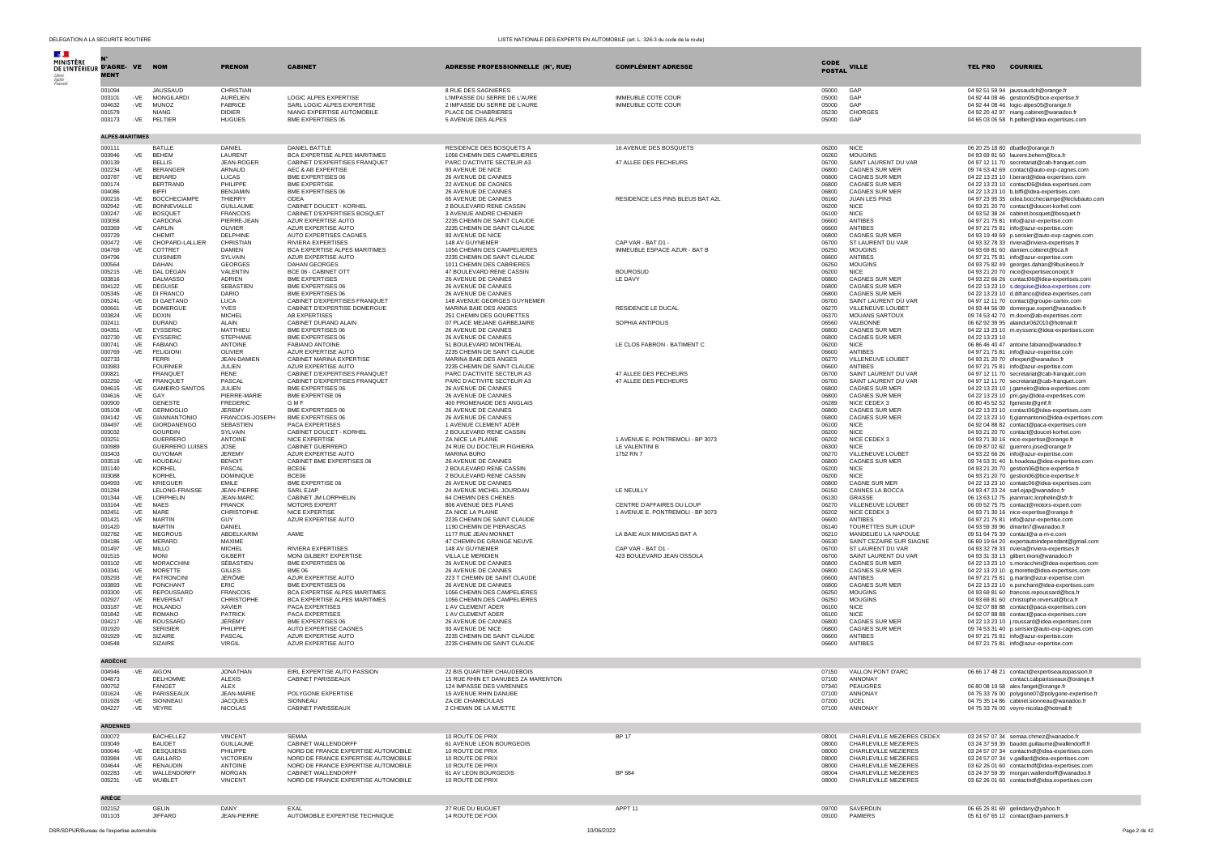| N° D'AGRÉMENT | VE | NOM | PRENOM | CABINET | ADRESSE PROFESSIONNELLE (N°, RUE) | COMPLÉMENT ADRESSE | CODE POSTAL | VILLE | TEL PRO | COURRIEL |
|---|---|---|---|---|---|---|---|---|---|---|
| 001094 | | JAUSSAUD | CHRISTIAN | | 8 RUE DES SAGNIERES | | 05000 | GAP | 04 92 51 59 94 | jaussaudch@orange.fr |
| 003101 | -VE | MONGILARDI | AURÉLIEN | LOGIC ALPES EXPERTISE | L'IMPASSE DU SERRE DE L'AURE | IMMEUBLE COTE COUR | 05000 | GAP | 04 92 44 08 46 | gestion05@bce-expertise.fr |
| 004632 | -VE | MUNOZ | FABRICE | SARL LOGIC ALPES EXPERTISE | 2 IMPASSE DU SERRE DE L'AURE | IMMEUBLE COTE COUR | 05000 | GAP | 04 92 44 08 46 | logic-alpes05@orange.fr |
| 001579 | | NIANG | DIDIER | NIANG EXPERTISE AUTOMOBILE | PLACE DE CHABRIERES | | 05230 | CHORGES | 04 92 20 42 97 | niang.cabinet@wanadoo.fr |
| 003173 | -VE | PELTIER | HUGUES | BME EXPERTISES 05 | 5 AVENUE DES ALPES | | 05000 | GAP | 04 65 03 05 58 | h.peltier@idea-expertises.com |
| **ALPES-MARITIMES** | | | | | | | | | | |
| 000111 | | BATLLE | DANIEL | DANIEL BATLLE | RESIDENCE DES BOSQUETS A | 16 AVENUE DES BOSQUETS | 06200 | NICE | 06 20 25 18 80 | dbatlle@orange.fr |
| 003946 | -VE | BEHEM | LAURENT | BCA EXPERTISE ALPES MARITIMES | 1056 CHEMIN DES CAMPELIERES | | 06250 | MOUGINS | 04 93 69 81 60 | laurent.behem@bca.fr |
| 000139 | | BELLIS | JEAN-ROGER | CABINET D'EXPERTISES FRANQUET | PARC D'ACTIVITE SECTEUR A3 | 47 ALLEE DES PECHEURS | 06700 | SAINT LAURENT DU VAR | 04 97 12 11 70 | secretariat@cab-franquet.com |
| 002234 | -VE | BERANGER | ARNAUD | AEC & AB EXPERTISE | 93 AVENUE DE NICE | | 06800 | CAGNES SUR MER | 09 74 53 42 69 | contact@auto-exp-cagnes.com |
| 003787 | -VE | BERARD | LUCAS | BME EXPERTISES 06 | 26 AVENUE DE CANNES | | 06800 | CAGNES SUR MER | 04 22 13 23 10 | l.berard@idea-expertises.com |
| 000174 | | BERTRAND | PHILIPPE | BME EXPERTISE | 22 AVENUE DE CAGNES | | 06800 | CAGNES SUR MER | 04 22 13 23 10 | contact06@idea-expertises.com |
| 004086 | | BIFFI | BENJAMIN | BME EXPERTISES 06 | 26 AVENUE DE CANNES | | 06800 | CAGNES SUR MER | 04 22 13 23 10 | b.biffi@idea-expertises.com |
| 000216 | -VE | BOCCHECIAMPE | THIERRY | ODEA | 65 AVENUE DE CANNES | RESIDENCE LES PINS BLEUS BAT A2L | 06160 | JUAN LES PINS | 04 97 23 95 35 | odea.boccheciampe@leclubauto.com |
| 002942 | -VE | BONNEVIALLE | GUILLAUME | CABINET DOUCET - KORHEL | 2 BOULEVARD RENE CASSIN | | 06200 | NICE | 04 93 21 20 70 | contact@doucet-korhel.com |
| 000247 | -VE | BOSQUET | FRANCOIS | CABINET D'EXPERTISES BOSQUET | 3 AVENUE ANDRE CHENIER | | 06100 | NICE | 04 93 52 38 24 | cabinet.bosquet@bosquet.fr |
| 003058 | | CARDONA | PIERRE-JEAN | AZUR EXPERTISE AUTO | 2235 CHEMIN DE SAINT CLAUDE | | 06600 | ANTIBES | 04 97 21 75 81 | info@azur-expertise.com |
| 003369 | -VE | CARLIN | OLIVIER | AZUR EXPERTISE AUTO | 2235 CHEMIN DE SAINT CLAUDE | | 06600 | ANTIBES | 04 97 21 75 81 | info@azur-expertise.com |
| 003729 | | CHEMIT | DELPHINE | AUTO EXPERTISES CAGNES | 93 AVENUE DE NICE | | 06800 | CAGNES SUR MER | 04 93 19 49 69 | p.serisier@auto-exp-cagnes.com |
| 000472 | -VE | CHOPARD-LALLIER | CHRISTIAN | RIVIERA EXPERTISES | 148 AV GUYNEMER | CAP VAR - BAT D1 - | 06700 | ST LAURENT DU VAR | 04 93 32 78 33 | riviera@riviera-expertises.fr |
| 004769 | -VE | COTTRET | DAMIEN | BCA EXPERTISE ALPES MARITIMES | 1056 CHEMIN DES CAMPELIERES | IMMEUBLE ESPACE AZUR - BAT B | 06250 | MOUGINS | 04 93 69 81 60 | damien.cottret@bca.fr |
| 004796 | | CUISINIER | SYLVAIN | AZUR EXPERTISE AUTO | 2235 CHEMIN DE SAINT CLAUDE | | 06600 | ANTIBES | 04 97 21 75 81 | info@azur-expertise.com |
| 000564 | | DAHAN | GEORGES | DAHAN GEORGES | 1011 CHEMIN DES CABRIERES | | 06250 | MOUGINS | 04 93 75 82 49 | georges.dahan@9business.fr |
| 005215 | -VE | DAL DEGAN | VALENTIN | BCE 06 - CABINET OTT | 47 BOULEVARD RENE CASSIN | BOUROSUD | 06200 | NICE | 04 93 21 20 70 | nice@expertiseconcept.fr |
| 003816 | | DALMASSO | ADRIEN | BME EXPERTISES | 26 AVENUE DE CANNES | LE DAVY | 06800 | CAGNES SUR MER | 04 93 22 66 26 | contact06@idea-expertises.com |
| 004122 | -VE | DEGUISE | SEBASTIEN | BME EXPERTISES 06 | 26 AVENUE DE CANNES | | 06800 | CAGNES SUR MER | 04 22 13 23 10 | s.deguise@idea-expertises.com |
| 005345 | -VE | DI FRANCO | DARIO | BME EXPERTISES 06 | 26 AVENUE DE CANNES | | 06800 | CAGNES SUR MER | 04 22 13 23 10 | d.difranco@idea-expertises.com |
| 005241 | -VE | DI GAETANO | LUCA | CABINET D'EXPERTISES FRANQUET | 148 AVENUE GEORGES GUYNEMER | | 06700 | SAINT LAURENT DU VAR | 04 97 12 11 70 | contact@groupe-cartex.com |
| 000661 | -VE | DOMERGUE | YVES | CABINET D'EXPERTISE DOMERGUE | MARINA BAIE DES ANGES | RESIDENCE LE DUCAL | 06270 | VILLENEUVE LOUBET | 04 93 44 56 09 | domergue.expert@wanadoo.fr |
| 003824 | -VE | DOXIN | MICHEL | AB EXPERTISES | 251 CHEMIN DES GOURETTES | | 06370 | MOUANS SARTOUX | 09 74 53 42 70 | m.doxin@ab-expertises.com |
| 002411 | | DURAND | ALAIN | CABINET DURAND ALAIN | 07 PLACE MEJANE GARBEJAIRE | SOPHIA ANTIPOLIS | 06560 | VALBONNE | 06 62 92 39 95 | alaindur062010@hotmail.fr |
| 004351 | -VE | EYSSERIC | MATTHIEU | BME EXPERTISES 06 | 26 AVENUE DE CANNES | | 06800 | CAGNES SUR MER | 04 22 13 23 10 | m.eysseric@idea-expertises.com |
| 002730 | -VE | EYSSERIC | STEPHANE | BME EXPERTISES 06 | 26 AVENUE DE CANNES | | 06800 | CAGNES SUR MER | 04 22 13 23 10 | |
| 000741 | -VE | FABIANO | ANTOINE | FABIANO ANTOINE | 51 BOULEVARD MONTREAL | LE CLOS FABRON - BATIMENT C | 06200 | NICE | 06 86 46 40 47 | antoine.fabiano@wanadoo.fr |
| 000769 | -VE | FELIGIONI | OLIVIER | AZUR EXPERTISE AUTO | 2235 CHEMIN DE SAINT CLAUDE | | 06600 | ANTIBES | 04 97 21 75 81 | info@azur-expertise.com |
| 002733 | | FERRI | JEAN-DAMIEN | CABINET MARINA EXPERTISE | MARINA BAIE DES ANGES | | 06270 | VILLENEUVE LOUBET | 04 93 21 20 70 | ofexpert@wanadoo.fr |
| 003983 | | FOURNIER | JULIEN | AZUR EXPERTISE AUTO | 2235 CHEMIN DE SAINT CLAUDE | | 06600 | ANTIBES | 04 97 21 75 81 | info@azur-expertise.com |
| 000821 | | FRANQUET | RENE | CABINET D'EXPERTISES FRANQUET | PARC D'ACTIVITE SECTEUR A3 | 47 ALLEE DES PECHEURS | 06700 | SAINT LAURENT DU VAR | 04 97 12 11 70 | secretariat@cab-franquet.com |
| 002250 | -VE | FRANQUET | PASCAL | CABINET D'EXPERTISES FRANQUET | PARC D'ACTIVITE SECTEUR A3 | 47 ALLEE DES PECHEURS | 06700 | SAINT LAURENT DU VAR | 04 97 12 11 70 | secretariat@cab-franquet.com |
| 004615 | -VE | GAMEIRO SANTOS | JULIEN | BME EXPERTISES 06 | 26 AVENUE DE CANNES | | 06800 | CAGNES SUR MER | 04 22 13 23 10 | j.gameiro@idea-expertises.com |
| 004616 | -VE | GAY | PIERRE-MARIE | BME EXPERTISE 06 | 26 AVENUE DE CANNES | | 06800 | CAGNES SUR MER | 04 22 13 23 10 | pm.gay@idea-expertises.com |
| 000900 | | GENESTE | FREDERIC | G M F | 400 PROMENADE DES ANGLAIS | | 06289 | NICE CEDEX 3 | 06 80 45 52 52 | fgeneste@gmf.fr |
| 005108 | -VE | GERMOGLIO | JEREMY | BME EXPERTISES 06 | 26 AVENUE DE CANNES | | 06800 | CAGNES SUR MER | 04 22 13 23 10 | contact06@idea-expertises.com |
| 004142 | -VE | GIANNANTONIO | FRANCOIS-JOSEPH | BME EXPERTISES 06 | 26 AVENUE DE CANNES | | 06800 | CAGNES SUR MER | 04 22 13 23 10 | fj.giannantonio@idea-expertises.com |
| 004497 | -VE | GIORDANENGO | SEBASTIEN | PACA EXPERTISES | 1 AVENUE CLEMENT ADER | | 06100 | NICE | 04 92 04 88 82 | contact@paca-expertises.com |
| 003032 | | GOURDIN | SYLVAIN | CABINET DOUCET - KORHEL | 2 BOULEVARD RENE CASSIN | | 06200 | NICE | 04 93 21 20 70 | contact@doucet-korhel.com |
| 003251 | | GUERRERO | ANTOINE | NICE EXPERTISE | ZA NICE LA PLAINE | 1 AVENUE E. PONTREMOLI - BP 3073 | 06202 | NICE CEDEX 3 | 04 93 71 30 16 | nice-expertise@orange.fr |
| 000989 | | GUERRERO LUISES | JOSE | CABINET GUERRERO | 24 RUE DU DOCTEUR FIGHIERA | LE VALENTINI B | 06300 | NICE | 06 09 87 02 62 | guerrero.jose@orange.fr |
| 003403 | | GUYOMAR | JEREMY | AZUR EXPERTISE AUTO | MARINA BURO | 1752 RN 7 | 06270 | VILLENEUVE LOUBET | 04 93 22 66 26 | info@azur-expertise.com |
| 003518 | -VE | HOUDEAU | BENOIT | CABINET BME EXPERTISES 06 | 26 AVENUE DE CANNES | | 06800 | CAGNES SUR MER | 09 74 53 31 40 | b.houdeau@idea-expertises.com |
| 001140 | | KORHEL | PASCAL | BCE06 | 2 BOULEVARD RENE CASSIN | | 06200 | NICE | 04 93 21 20 70 | gestion06@bce-expertise.fr |
| 003088 | | KORHEL | DOMINIQUE | BCE06 | 2 BOULEVARD RENE CASSIN | | 06200 | NICE | 04 93 21 20 70 | gestion06@bce-expertise.fr |
| 004993 | -VE | KRIEGUER | EMILE | BME EXPERTISE 06 | 26 AVENUE DE CANNES | | 06800 | CAGNE SUR MER | 04 22 13 23 10 | contatc06@idea-expertises.com |
| 001284 | | LELONG-FRAISSE | JEAN-PIERRE | SARL EJAP | 24 AVENUE MICHEL JOURDAN | LE NEUILLY | 06150 | CANNES LA BOCCA | 04 93 47 23 24 | sarl.ejap@wanadoo.fr |
| 001344 | -VE | LORPHELIN | JEAN-MARC | CABINET JM LORPHELIN | 64 CHEMIN DES CHENES | | 06130 | GRASSE | 06 13 63 12 75 | jeanmarc.lorphelin@sfr.fr |
| 003164 | -VE | MAES | FRANCK | MOTORS EXPERT | 806 AVENUE DES PLANS | CENTRE D'AFFAIRES DU LOUP | 06270 | VILLENEUVE LOUBET | 06 09 52 75 75 | contact@motors-expert.com |
| 002451 | -VE | MARE | CHRISTOPHE | NICE EXPERTISE | ZA NICE LA PLAINE | 1 AVENUE E. PONTREMOLI - BP 3073 | 06202 | NICE CEDEX 3 | 04 93 71 30 16 | nice-expertise@orange.fr |
| 001421 | -VE | MARTIN | GUY | AZUR EXPERTISE AUTO | 2235 CHEMIN DE SAINT CLAUDE | | 06600 | ANTIBES | 04 97 21 75 81 | info@azur-expertise.com |
| 001420 | | MARTIN | DANIEL | | 1190 CHEMIN DE PIERASCAS | | 06140 | TOURETTES SUR LOUP | 04 93 59 39 96 | dmartin7@wanadoo.fr |
| 002782 | -VE | MEGROUS | ABDELKARIM | AAME | 1177 RUE JEAN MONNET | LA BAIE AUX MIMOSAS BAT A | 06210 | MANDELIEU LA NAPOULE | 09 51 64 75 39 | contact@a-a-m-e.com |
| 004186 | -VE | MERARD | MAXIME | | 47 CHEMIN DE GRANGE NEUVE | | 06530 | SAINT CEZAIRE SUR SIAGNE | 06 69 19 64 20 | expertautoindependant@gmail.com |
| 001497 | -VE | MILLO | MICHEL | RIVIERA EXPERTISES | 148 AV GUYNEMER | CAP VAR - BAT D1 - | 06700 | ST LAURENT DU VAR | 04 93 32 78 33 | riviera@riviera-expertises.fr |
| 001515 | | MONI | GILBERT | MONI GILBERT EXPERTISE | VILLA LE MERIDIEN | 423 BOULEVARD JEAN OSSOLA | 06700 | SAINT LAURENT DU VAR | 04 93 31 33 13 | gilbert.moni@wanadoo.fr |
| 003102 | -VE | MORACCHINI | SEBASTIEN | BME EXPERTISES 06 | 26 AVENUE DE CANNES | | 06800 | CAGNES SUR MER | 04 22 13 23 10 | s.moracchini@idea-expertises.com |
| 003341 | -VE | MORETTE | GILLES | BME 06 | 26 AVENUE DE CANNES | | 06800 | CAGNES SUR MER | 04 22 13 23 10 | g.morette@idea-expertises.com |
| 005293 | -VE | PATRONCINI | JÉRÔME | AZUR EXPERTISE AUTO | 223 T CHEMIN DE SAINT CLAUDE | | 06600 | ANTIBES | 04 97 21 75 81 | g.martin@azur-expertise.com |
| 003893 | -VE | PONCHANT | ERIC | BME EXPERTISES 06 | 26 AVENUE DE CANNES | | 06800 | CAGNES SUR MER | 04 22 13 23 10 | e.ponchant@idea-expertises.com |
| 003300 | -VE | REPOUSSARD | FRANCOIS | BCA EXPERTISE ALPES MARITIMES | 1056 CHEMIN DES CAMPELIÈRES | | 06250 | MOUGINS | 04 93 69 81 60 | francois.repoussard@bca.fr |
| 002927 | -VE | REVERSAT | CHRISTOPHE | BCA EXPERTISE ALPES MARITIMES | 1056 CHEMIN DES CAMPELIÈRES | | 06250 | MOUGINS | 04 93 69 81 60 | christophe.reversat@bca.fr |
| 003187 | -VE | ROLANDO | XAVIER | PACA EXPERTISES | 1 AV CLEMENT ADER | | 06100 | NICE | 04 92 07 88 88 | contact@paca-expertises.com |
| 001842 | -VE | ROMANO | PATRICK | PACA EXPERTISES | 1 AV CLEMENT ADER | | 06100 | NICE | 04 92 07 88 88 | contact@paca-expertises.com |
| 004217 | -VE | ROUSSARD | JÉRÉMY | BME EXPERTISES 06 | 26 AVENUE DE CANNES | | 06800 | CAGNES SUR MER | 04 22 13 23 10 | j.roussard@idea-expertises.com |
| 001920 | | SERISIER | PHILIPPE | AUTO EXPERTISE CAGNES | 93 AVENUE DE NICE | | 06800 | CAGNES SUR MER | 09 74 53 31 40 | p.serisier@auto-exp-cagnes.com |
| 001929 | -VE | SIZAIRE | PASCAL | AZUR EXPERTISE AUTO | 2235 CHEMIN DE SAINT CLAUDE | | 06600 | ANTIBES | 04 97 21 75 81 | info@azur-expertise.com |
| 004548 | | SIZAIRE | VIRGIL | AZUR EXPERTISE AUTO | 2235 CHEMIN DE SAINT CLAUDE | | 06600 | ANTIBES | 04 97 21 75 81 | info@azur-expertise.com |
| **ARDÈCHE** | | | | | | | | | | |
| 004946 | -VE | AIGON | JONATHAN | EIRL EXPERTISE AUTO PASSION | 22 BIS QUARTIER CHAUDEBOIS | | 07150 | VALLON PONT D'ARC | 06 66 17 48 21 | contact@expertiseautopassion.fr |
| 004873 | | DELHOMME | ALEXIS | CABINET PARISSEAUX | 15 RUE RHIN ET DANUBES ZA MARENTON | | 07100 | ANNONAY | | contact.cabparisseaux@orange.fr |
| 000752 | | FANGET | ALEX | | 124 IMPASSE DES VARENNES | | 07340 | PEAUGRES | 06 80 08 19 58 | alex.fanget@orange.fr |
| 001624 | -VE | PARISSEAUX | JEAN-MARIE | POLYGONE EXPERTISE | 15 AVENUE RHIN DANUBE | | 07100 | ANNONAY | 04 75 33 76 00 | polygone07@polygone-expertise.fr |
| 001928 | -VE | SIONNEAU | JACQUES | SIONNEAU | ZA DE CHAMBOULAS | | 07200 | UCEL | 04 75 35 14 86 | cabinet.sionneau@wanadoo.fr |
| 004227 | -VE | VEYRE | NICOLAS | CABINET PARISSEAUX | 2 CHEMIN DE LA MUETTE | | 07100 | ANNONAY | 04 75 33 76 00 | veyre-nicolas@hotmail.fr |
| **ARDENNES** | | | | | | | | | | |
| 000072 | | BACHELLEZ | VINCENT | SEMAA | 10 ROUTE DE PRIX | BP 17 | 08001 | CHARLEVILLE MEZIERES CEDEX | 03 24 57 07 34 | semaa.chmez@wanadoo.fr |
| 003049 | | BAUDET | GUILLAUME | CABINET WALLENDORFF | 61 AVENUE LEON BOURGEOIS | | 08000 | CHARLEVILLE MEZIERES | 03 24 37 59 39 | baudet.guillaume@wallendorff.fr |
| 000646 | -VE | DESQUIENS | PHILIPPE | NORD DE FRANCE EXPERTISE AUTOMOBILE | 10 ROUTE DE PRIX | | 08000 | CHARLEVILLE MEZIERES | 03 24 57 07 34 | contactndf@idea-expertises.com |
| 003984 | -VE | GAILLARD | VICTORIEN | NORD DE FRANCE EXPERTISE AUTOMOBILE | 10 ROUTE DE PRIX | | 08000 | CHARLEVILLE MEZIERES | 03 24 57 07 34 | v.gaillard@idea-expertises.com |
| 004644 | -VE | RENAUDIN | ANTOINE | NORD DE FRANCE EXPERTISE AUTOMOBILE | 10 ROUTE DE PRIX | | 08000 | CHARLEVILLE MEZIERES | 03 62 26 01 60 | contactndf@idea-expertises.com |
| 002283 | -VE | WALLENDORFF | MORGAN | CABINET WALLENDORFF | 61 AV LEON BOURGEOIS | BP 584 | 08004 | CHARLEVILLE MEZIERES | 03 24 37 59 39 | morgan.wallendorff@wanadoo.fr |
| 005231 | -VE | WUIBLET | VINCENT | NORD DE FRANCE EXPERTISE AUTOMOBILE | 10 ROUTE DE PRIX | | 08000 | CHARLEVILLE MEZIERES | 03 62 26 01 60 | contactndf@idea-expertises.com |
| **ARIÈGE** | | | | | | | | | | |
| 002152 | | GELIN | DANY | EXAL | 27 RUE DU BUGUET | APPT 11 | 09700 | SAVERDUN | 06 65 25 81 69 | gelindany@yahoo.fr |
| 001103 | | JIFFARD | JEAN-PIERRE | AUTOMOBILE EXPERTISE TECHNIQUE | 14 ROUTE DE FOIX | | 09100 | PAMIERS | 05 61 67 65 12 | contact@aet-pamiers.fr |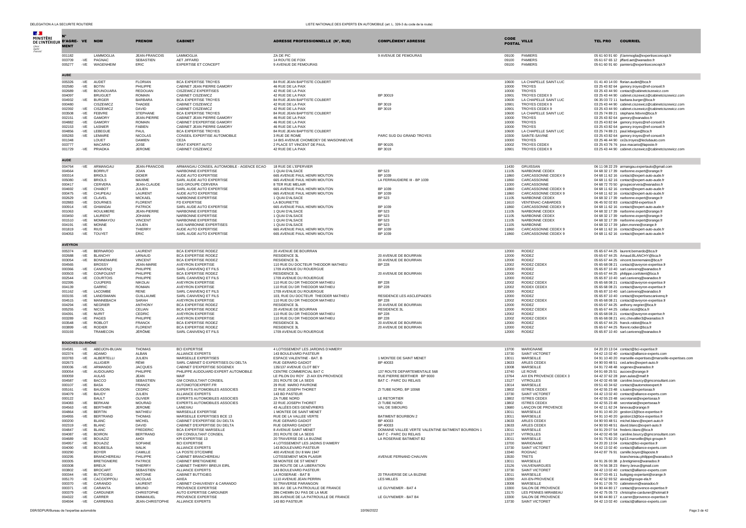| N° D'AGRÉMENT | VE | NOM | PRENOM | CABINET | ADRESSE PROFESSIONNELLE (N°, RUE) | COMPLÉMENT ADRESSE | CODE POSTAL | VILLE | TEL PRO | COURRIEL |
|---|---|---|---|---|---|---|---|---|---|---|
| 001182 | | LAMMOGLIA | JEAN-FRANCOIS | LAMMOGLIA | ZA DE PIC | 9 AVENUE DE FEMOURAS | 09100 | PAMIERS | 05 61 60 91 60 | jf.lammoglia@expertiseconcept.fr |
| 003709 | -VE | PAGNAC | SEBASTIEN | AET JIFFARD | 14 ROUTE DE FOIX | | 09100 | PAMIERS | 05 61 67 65 12 | jiffard.aet@wanadoo.fr |
| 005277 | -VE | WAGENHEIM | ERIC | EXPERTISE ET CONCEPT | 9 AVENUE DE FEMOURAS | | 09100 | PAMIERS | 05 61 60 91 60 | pamiers@expertiseconcept.fr |
| **AUBE** | | | | | | | | | | |
| 005326 | -VE | AUDET | FLORIAN | BCA EXPERTISE TROYES | 84 RUE JEAN BAPTISTE COLBERT | | 10600 | LA CHAPELLE SAINT-LUC | 01 41 40 14 00 | florian.audet@bca.fr |
| 002580 | -VE | BOTIN | PHILIPPE | CABINET JEAN PIERRE GAMORY | 46 RUE DE LA PAIX | | 10000 | TROYES | 03 25 43 82 64 | gamory.troyes@ref-conseil.fr |
| 002689 | -VE | BOUNOUARA | REDOUAN | CISZEWICZ EXPERTISES | 42 RUE DE LA PAIX | | 10000 | TROYES | 03 25 43 44 90 | contact@cabinetciszewicz.com |
| 004097 | | BRUGUET | ROMAIN | CABINET CISZEWICZ | 42 RUE DE LA PAIX | BP 30019 | 10901 | TROYES CEDEX 9 | 03 25 43 44 90 | cabinet.ciszewicz@cabinetciszewicz.com |
| 004932 | -VE | BURGER | BARBARA | BCA EXPERTISE TROYES | 84 RUE JEAN BAPTISTE COLBERT | | 10600 | LA CHAPELLE SAINT LUC | 06 35 03 72 11 | barbara.burger@bca.fr |
| 000480 | | CISZEWICZ | THADEE | CABINET CISZEWICZ | 42 RUE DE LA PAIX | BP 3019 | 10901 | TROYES CEDEX 9 | 03 25 43 44 90 | cabinet.ciszewicz@cabinetciszewicz.com |
| 002392 | -VE | CISZEWICZ | DAVID | CABINET CISZEWICZ | 42 RUE DE LA PAIX | BP 3019 | 10901 | TROYES CEDEX 9 | 03 25 43 44 90 | cabinet.ciszewicz@cabinetciszewicz.com |
| 003508 | -VE | FEBVRE | STEPHANE | BCA EXPERTISE TROYES | 84 RUE JEAN BAPTISTE COLBERT | | 10600 | LA CHAPELLE SAINT LUC | 03 25 74 89 21 | stephane.febvre@bca.fr |
| 002151 | -VE | GAMORY | JEAN-PIERRE | CABINET JEAN PIERRE GAMORY | 46 RUE DE LA PAIX | | 10000 | TROYES | 03 25 43 82 64 | gamory@wanadoo.fr |
| 004882 | -VE | GAMORY | ROMAIN | CABINET D'EXPERTISE GAMORY | 46 RUE DE LA PAIX | | 10000 | TROYES | 03 25 43 82 64 | gamory.troyes@ref-conseil.fr |
| 002153 | -VE | LASNIER | FABIEN | CABINET JEAN PIERRE GAMORY | 46 RUE DE LA PAIX | | 10000 | TROYES | 03 25 43 82 64 | gamory.troyes@ref-conseil.fr |
| 004856 | -VE | LEBEGUE | PAUL | BCA EXPERTISE TROYES | 84 RUE JEAN BAPTISTE COLBERT | | 10600 | LA CHAPELLE SAINT LUC | 03 25 74 89 21 | paul.lebegue@bca.fr |
| 005283 | -VE | LEMAIRE | NICOLAS | CONSEIL EXPERTISE AUTOMOBILE | 3 RUE DE ROME | PARC SUD DU GRAND TROYES | 10300 | SAINTE-SAVINE | 03 25 43 82 64 | gamory.troyes@ref-conseil.fr |
| 001348 | | LOUET | DAMIEN | CE2A | 14 BIS AVENUE CHOMEDEY DE MAISONNEUVE | | 10000 | TROYES | 03 25 46 44 90 | ce2a.troyes@leclubauto.com |
| 003777 | | MACARIO | JOSE | SRAT EXPERT AUTO | 2 PLACE ST VINCENT DE PAUL | BP 90105 | 10002 | TROYES CEDEX | 03 25 43 76 76 | jose.macario@laposte.fr |
| 001729 | -VE | PRIADKA | JEROME | CABINET CISZEWICZ | 42 RUE DE LA PAIX | BP 3019 | 10901 | TROYES CEDEX 9 | 03 25 43 44 90 | cabinet.ciszewicz@cabinetciszewicz.com |
| **AUDE** | | | | | | | | | | |
| 004764 | -VE | ARMANGAU | JEAN-FRANCOIS | ARMANGAU CONSEIL AUTOMOBILE - AGENCE ECAO | 18 RUE DE L'EPERVIER | | 11430 | GRUISSAN | 06 11 08 22 29 | armangau.expertauto@gmail.com |
| 004564 | | BORRUT | JOAN | NARBONNE EXPERTISE | 1 QUAI D'ALSACE | BP 523 | 11105 | NARBONNE CEDEX | 04 68 32 17 39 | narbonne.expert@orange.fr |
| 000314 | | BRIOLS | DIDIER | AUDE AUTO EXPERTISE | 665 AVENUE PAUL HENRI MOUTON | BP 1039 | 11860 | CARCASSONNE CEDEX 9 | 04 68 11 62 16 | contact@expert-auto-aude.fr |
| 005080 | -VE | BRIOLS | MAXIME | SARL AUDE AUTO EXPERTISE | 665 AVENUE PAUL HENRI MOUTON | LA FERRAUDIERE III - BP 1039 | 11860 | CARCASSONNE | 04 68 11 62 16 | contact@expert-auto-aude.fr |
| 000417 | | CERVERA | JEAN-CLAUDE | SAS GROUPE CERVERA | 8 TER RUE MELAIR | | 11000 | CARCASSONNE | 04 68 72 70 50 | groupecervera@wanadoo.fr |
| 004692 | -VE | CHABOT | JULIEN | SARL AUDE AUTO EXPERTISE | 665 AVENUE PAUL HENRI MOUTON | BP 1039 | 11860 | CARCASSONNE CEDEX 9 | 04 68 11 62 16 | contact@expert-auto-aude.fr |
| 000475 | -VE | CHUPEAU | LAURENT | AUDE AUTO EXPERTISE | 665 AVENUE PAUL HENRI MOUTON | BP 1039 | 11860 | CARCASSONNE CEDEX 9 | 04 68 11 62 16 | contact@expert-auto-aude.fr |
| 002629 | -VE | CLAVEL | MICKAEL | NARBONNE EXPERTISE | 1 QUAI D'ALSACE | BP 523 | 11105 | NARBONNE CEDEX | 04 68 32 17 39 | narbonne.expert@orange.fr |
| 002883 | -VE | DOURNES | FLORENT | FD EXPERTISE | LA BOURIETTE | | 11610 | VENTENAC-CABARDES | 06 45 92 02 83 | contact@fd-expertise.fr |
| 000914 | -VE | GHIANDAI | PATRICK | SARL AUDE AUTO EXPERTISE | 665 AVENUE PAUL HENRI MOUTON | BP 1039 | 11860 | CARCASSONNE CEDEX 9 | 04 68 11 62 16 | contact@expert-auto-aude.fr |
| 001063 | | HOULMIERE | JEAN-PIERRE | NARBONNE EXPERTISE | 1 QUAI D'ALSACE | BP 523 | 11105 | NARBONNE CEDEX | 04 68 32 17 39 | narbonne.expert@orange.fr |
| 003450 | -VE | LAURENT | JOHANN | NARBONNE EXPERTISE | 1 QUAI D'ALSACE | BP 523 | 11105 | NARBONNE CEDEX | 04 68 32 17 39 | narbonne.expert@orange.fr |
| 001510 | -VE | MOMMAYOU | VINCENT | NARBONNE EXPERTISE | 1 QUAI D'ALSACE | BP 523 | 11105 | NARBONNE CEDEX | 04 68 32 17 39 | narbonne.expert@orange.fr |
| 004191 | -VE | MONNE | JULIEN | SAS NARBONNE EXPERTISES | 1 QUAI D'ALSACE | BP 523 | 11105 | NARBONNE | 04 68 32 17 39 | julien.monne@orange.fr |
| 001819 | -VE | RIUS | THIERRY | AUDE AUTO EXPERTISE | 665 AVENUE PAUL HENRI MOUTON | BP 1039 | 11860 | CARCASSONNE CEDEX 9 | 04 68 11 62 16 | contact@expert-auto-aude.fr |
| 004053 | -VE | TOUYET | ÉRIC | SARL AUDE AUTO EXPERTISE | 665 AVENUE PAUL HENRI MOUTON | BP 1039 | 11860 | CARCASSONNE CEDEX 9 | 04 68 11 62 16 | contact@expert-auto-aude.fr |
| **AVEYRON** | | | | | | | | | | |
| 005374 | -VE | BERNARDO | LAURENT | BCA EXPERTISE RODEZ | 20 AVENUE DE BOURRAN | | 12000 | RODEZ | 05 65 67 44 25 | laurent.bernardo@bca.fr |
| 002688 | -VE | BLANCHY | ARNAUD | BCA EXPERTISE RODEZ | RESIDENCE 3L | 20 AVENUE DE BOURRAN | 12000 | RODEZ | 05 65 67 44 25 | Arnaud.BLANCHY@bca.fr |
| 003054 | -VE | BONNEMAIRE | VINCENT | BCA EXPERTISE RODEZ | RESIDENCE 3L | 20 AVENUE DE BOURRAN | 12000 | RODEZ | 05 65 67 44 25 | vincent.bonnemaire@bca.fr |
| 004565 | | BROSSY | JEAN-MARIE | AVEYRON EXPERTISE | 110 RUE DU DOCTEUR THEODOR MATHIEU | BP 228 | 12002 | RODEZ CEDEX | 05 65 68 08 21 | contact@aveyron-expertise.fr |
| 000366 | -VE | CANIVENQ | PHILIPPE | SARL CANIVENQ ET FILS | 1709 AVENUE DU ROUERGUE | | 12000 | RODEZ | 05 65 87 10 40 | sarl.canivenq@wanadoo.fr |
| 000503 | -VE | CONFOLENT | PHILIPPE | BCA EXPERTISE RODEZ | RESIDENCE 3L | 20 AVENUE DE BOURRAN | 12000 | RODEZ | 05 65 67 44 25 | philippe.confolent@bca.fr |
| 002544 | -VE | COURTOIS | PHILIPPE | SARL CANIVENQ ET FILS | 1709 AVENUE DU ROUERGUE | | 12000 | RODEZ | 05 65 87 10 40 | sarl.canivenq@wanadoo.fr |
| 002395 | | CUIJPERS | NIKOLAI | AVEYRON EXPERTISE | 110 RUE DU DR THEODOR MATHIEU | BP 228 | 12002 | RODEZ CEDEX | 05 65 68 08 21 | contact@aveyron-expertise.fr |
| 004139 | | GARRIC | ROMAIN | AVEYRON EXPERTISE | 110 RUE DU DR THEODOR MATHIEU | BP 228 | 12002 | RODEX CEDEX | 05 65 68 08 21 | contact@aveyron-expertise.fr |
| 001162 | -VE | LACOMBE | RENE | SARL CANIVENQ ET FILS | 1709 AVENUE DU ROUERGUE | | 12000 | RODEZ | 05 65 87 10 40 | sarl.canivenq@wanadoo.fr |
| 003155 | -VE | LANDSMANN | GUILLAUME | SARL CANIVENQ ET FILS | 103, RUE DU DOCTEUR THEODER MATHIEU | RESIDENCE LES ASCLEPIADES | 12000 | RODEZ | 05 65 87 10 40 | contact@expertisescanivenq.fr |
| 004515 | -VE | MANNEBACH | SARAH | AVEYRON EXPERTISE | 110 RUE DU DR THEODOR MATHIEU | BP 228 | 12002 | RODEZ CEDEX | 05 65 68 08 21 | contact@aveyron-expertise.fr |
| 004294 | -VE | NEGRIER | ANTHONY | BCA EXPERTISE RODEZ | RESIDENCE 3L | 20 AVENUE DE BOURRAN | 12000 | RODEZ | 05 65 67 44 25 | anthony.negrier@bca.fr |
| 005255 | -VE | NICOL | CELIAN | BCA EXPERTISE RODEZ | 20 AVENUE DE BOURRAN | RESIDENCE 3L | 12000 | RODEZ CEDEX | 05 65 67 44 25 | celian.nicol@bca.fr |
| 004391 | -VE | NURIT | CEDRIC | AVEYRON EXPERTISE | 110 RUE DU DR THEODOR MATHIEU | BP 228 | 12002 | RODEZ | 05 65 68 08 21 | contact@aveyron-expertse.fr |
| 003289 | -VE | PAGES | PHILIPPE | AVEYRON EXPERTISE | 110 RUE DU DR THEODOR MATHIEU | BP 228 | 12002 | RODEZ CEDEX | 05 65 68 08 21 | eric.chevallier3@wanadoo.fr |
| 003548 | -VE | ROBLOT | FRANCK | BCA EXPERTISE RODEZ | RESIDENCE 3L | 20 AVENUE DE BOURRAN | 12000 | RODEZ | 05 65 67 44 25 | franck.roblot@bca.fr |
| 003899 | -VE | RODIER | FLORENT | BCA EXPERTISE RODEZ | RESIDENCE 3L | 20 AVENUE DE BOURRAN | 12000 | RODEZ | 05 65 67 44 25 | florent.rodier@bca.fr |
| 003193 | | TRAMECON | JÉRÔME | SARL CANIVENQ ET FILS | 1709 AVENUE DU ROUERGUE | | 12000 | RODEZ | 05 65 87 10 40 | sarl.canivenq@wanadoo.fr |
| **BOUCHES-DU-RHÔNE** | | | | | | | | | | |
| 004581 | -VE | ABEIJON-BUJAN | THOMAS | BCI EXPERTISE | 4 LOTISSEMENT LES JARDINS D'AIMERY | | 13700 | MARIGNANE | 04 20 20 13 04 | contact@bci-expertise.fr |
| 002374 | -VE | ADAMO | ALBAN | ALLIANCE EXPERTS | 143 BOULEVARD PASTEUR | | 13730 | SAINT VICTORET | 04 42 13 02 40 | contact@alliance-experts.com |
| 003783 | -VE | ALBERTELLI | JULIEN | MARSEILLE EXPERTISES | ESPACE VALENTINE - BAT. B | 1 MONTEE DE SAINT MENET | 13011 | MARSEILLE | 04 91 10 40 20 | marseille-expertises@marseille-expertises.com |
| 002673 | | ALLIGIER | RÉMI | SARL CABINET D EXPERTISES DU DELTA | RUE GERARD GADIOT | BP 40033 | 13633 | ARLES CEDEX | 04 90 93 48 51 | ced.arles@expert-auto.fr |
| 000036 | -VE | ARMANDO | JACQUES | CABINET D'EXPERTISE SOGENEX | 135/137 AVENUE CLOT BEY | | 13008 | MARSEILLE | 04 91 72 48 48 | sogenex@wanadoo.fr |
| 000054 | -VE | AUDOUARD | PHILIPPE | PHILIPPE AUDOUARD EXPERT AUTOMOBILE | CENTRE COMMERCIAL BAT C | 137 ROUTE DEPARTEMENTALE 568 | 13740 | LE ROVE | 04 91 69 25 51 | aucoex@orange.fr |
| 000059 | | AULAS | JEAN | MAIF | LE PILON DU ROY ZI AIX EN PROVENCE | RUE PIERRE BERTHIER BP 9000 | 13764 | AIX EN PROVENCE CEDEX 3 | 04 42 37 62 28 | jean.aulas@maif.fr |
| 004587 | -VE | BACCO | SEBASTIEN | GM CONSULTANT CONSEIL | 201 ROUTE DE LA SEDS | BAT C - PARC DU RELAIS | 13127 | VITROLLES | 04 42 02 45 58 | caroline.bourcy@gmconsultant.com |
| 000107 | -VE | BASA | FRANCK | AUTOMOTOEXPERT.FR | 29 RUE MARIO PAVRONE | | 13014 | MARSEILLE | 09 51 43 34 62 | contact@automotoexpert.fr |
| 005161 | -VE | BAUDOIN | CEDRIC | EXPERTS AUTOMOBILES ASSOCIES | 22 RUE JOSEPH THORET | ZI TUBE NORD, BP 10068 | 13802 | ISTRES CEDEX | 04 42 55 23 48 | s.luaire@expertseaa.fr |
| 004079 | -VE | BAUDY | JULIEN | ALLIANCE EXPERTS | 143 BD PASTEUR | | 13730 | SAINT VICTORET | 04 42 13 02 40 | contact@alliance-experts.com |
| 000122 | | BAULT | OLIVIER | EXPERTS AUTOMOBILES ASSOCIES | ZA TUBE NORD | LE RETORTIER | 13802 | ISTRES CEDEX | 04 42 55 23 48 | secretariat@expertseaa.fr |
| 004083 | -VE | BERKANI | MOURAD | EXPERTS AUTOMOBILES ASSOCIES | 22 RUE JOSEPH THORET | ZI TUBE NORD | 13802 | ISTRES CEDEX | 04 42 55 23 48 | secretariat@expertseaa.fr |
| 004563 | -VE | BERTHIER | JEROME | LANEXAU | 43 ALLÉES DES GENÉVRIERS | VAL DE SIBOURG | 13680 | LANÇON DE PROVENCE | 04 42 11 62 24 | lanexau@orange.fr |
| 004864 | -VE | BERTIN | MATHIEU | MARSEILLE EXPERTISE | 1 MONTEE DE SAINT MENET | | 13011 | MARSEILLE | 04 91 10 40 20 | gestion13@bce-expertise.fr |
| 004955 | -VE | BERTRAND | THOMAS | MARSEILLE EXPERTISES BCE 13 | RUE DE LA VALLEE VERTE | BATIMENT BOURBON 2 | 13011 | MARSEILLE | 04 91 10 40 20 | gestion13@bce-expertise.fr |
| 000200 | | BLANC | MICHEL | CABINET D'EXPERTISE DU DELTA | RUE GERARD GADIOT | BP 40033 | 13633 | ARLES CEDEX | 04 90 93 48 51 | michel.blanc@expert-auto.fr |
| 002319 | -VE | BLANC | DAVID | CABINET D'EXPERTISE DU DELTA | RUE GERARD GADIOT | BP 40033 | 13633 | ARLES CEDEX | 04 90 93 48 51 | david.blanc@expert-auto.fr |
| 004847 | -VE | BLANC | FREDERIC | BCA EXPERTISE MARSEILLE | 8 AVENUE SAINT MENET | DOMAINE VALLEE VERTE VALENTINE BATIMENT BOURBON 1 | 13011 | MARSEILLE | 04 91 29 07 54 | frederic.blanc@bca.fr |
| 004087 | -VE | BOIRON | BERTRAND | GM CONSULTANT CONSEIL | 201 ROUTE DE LA SEDS | BAT C - PARC DU RELAIS | 13127 | VITROLLES | 04 42 02 45 58 | caroline.bourcy@gmconsultant.com |
| 004689 | -VE | BOUAZIZ | AHDI | KPI EXPERTISE 13 | 20 TRAVERSE DE LA BUZINE | LA ROSERAIE BATIMENT B2 | 13011 | MARSEILLE | 04 91 75 82 20 | kpi13.marseille@kpi-groupe.fr |
| 004957 | -VE | BOUAZIZ | SOFIANE | BCI EXPERTISE | 4 LOTISSEMENT LES JADINS D'AIMERY | | 13700 | MARIGNANE | 04 20 20 13 04 | contact@bci-expertise.fr |
| 004090 | -VE | BOUBESLA | MALIK | ALLIANCE EXPERTS | 143 BOULEVARD PASTEUR | | 13730 | SAINT VICTORET | 04 42 13 02 40 | contact@alliance-experts.com |
| 000290 | | BOYER | CAMILLE | LA POSTE DTC/DMRE | 400 AVENUE DU 8 MAI 1947 | | 13340 | ROGNAC | 04 42 87 76 91 | camille.boyer@laposte.fr |
| 000295 | | BRANCHEREAU | PHILIPPE | CABINET BRANCHEREAU | LOTISSEMENT MON PLAISIR | AVENUE FERNAND CHAUVIN | 13530 | TRETS | | branchereau.philippe@wanadoo.fr |
| 000305 | | BRETIGNIERE | PATRICE | CABINET BRETIGNIERE | 58 MONTEE DE ST MENET | | 13011 | MARSEILLE | 04 91 26 00 38 | p.bretigniere@wanadoo.fr |
| 000308 | | BREUX | THIERRY | CABINET THIERRY BREUX EIRL | 256 ROUTE DE LA LIBERATION | | 13126 | VAUVENARGUES | 06 74 56 38 23 | thierry.breux@gmail.com |
| 003802 | -VE | BROCART | SEBASTIEN | ALLIANCE EXPERTS | 143 BOULEVARD PASTEUR | | 13730 | SAINT VICTORET | 04 42 13 02 40 | contact@alliance-experts.com |
| 000344 | -VE | BUTTIGIEG | ANTOINE | CABINET BUTTIGIEG | LA ROSERAIE - BAT B | 20 TRAVERSE DE LA BUZINE | 13011 | MARSEILLE | 06 07 03 45 11 | buttigieg-expertant@orange.fr |
| 005170 | -VE | CACCIOPPOLI | NICOLAS | AIXEA | 1110 AVENUE JEAN PERRIN | LES MILLES | 13290 | AIX-EN-PROVENCE | 04 42 52 93 52 | aixea@groupe-ela.fr |
| 000370 | -VE | CARANDO | LAURENT | CABINET CHAUVENSY & CARANDO | 50 TRAVERSE PARANGON | | 13008 | MARSEILLE | 04 91 17 05 70 | cabinetvm@wanadoo.fr |
| 000371 | -VE | CARANTA | BRUNO | PROVENCE EXPERTISE | 305 AV. DE LA PATROUILLE DE FRANCE | LE GUYNEMER - BAT 4 | 13300 | SALON DE PROVENCE | 04 90 44 80 17 | contact@provence-expertise.fr |
| 000379 | -VE | CARDUNER | CHRISTOPHE | AUTO EXPERTISE CARDUNER | 286 CHEMIN DU PAS DE LA MUE | | 13170 | LES PENNES MIRABEAU | 04 42 75 05 73 | christophe-carduner@hotmail.fr |
| 004322 | -VE | CARRER | EMMANUEL | PROVENCE EXPERTISE | 305 AVENUE DE LA PATROUILLE DE FRANCE | LE GUYNEMER - BAT B4 | 13300 | SALON DE PROVENCE | 04 90 44 80 17 | e.carrer@provence-expertise.fr |
| 004594 | -VE | CARRERAS | JEAN-CHRISTOPHE | ALLIANCE EXPERTS | 143 BD PASTEUR | | 13730 | SAINT VICTORET | 04 42 13 02 40 | contact@alliance-experts.com |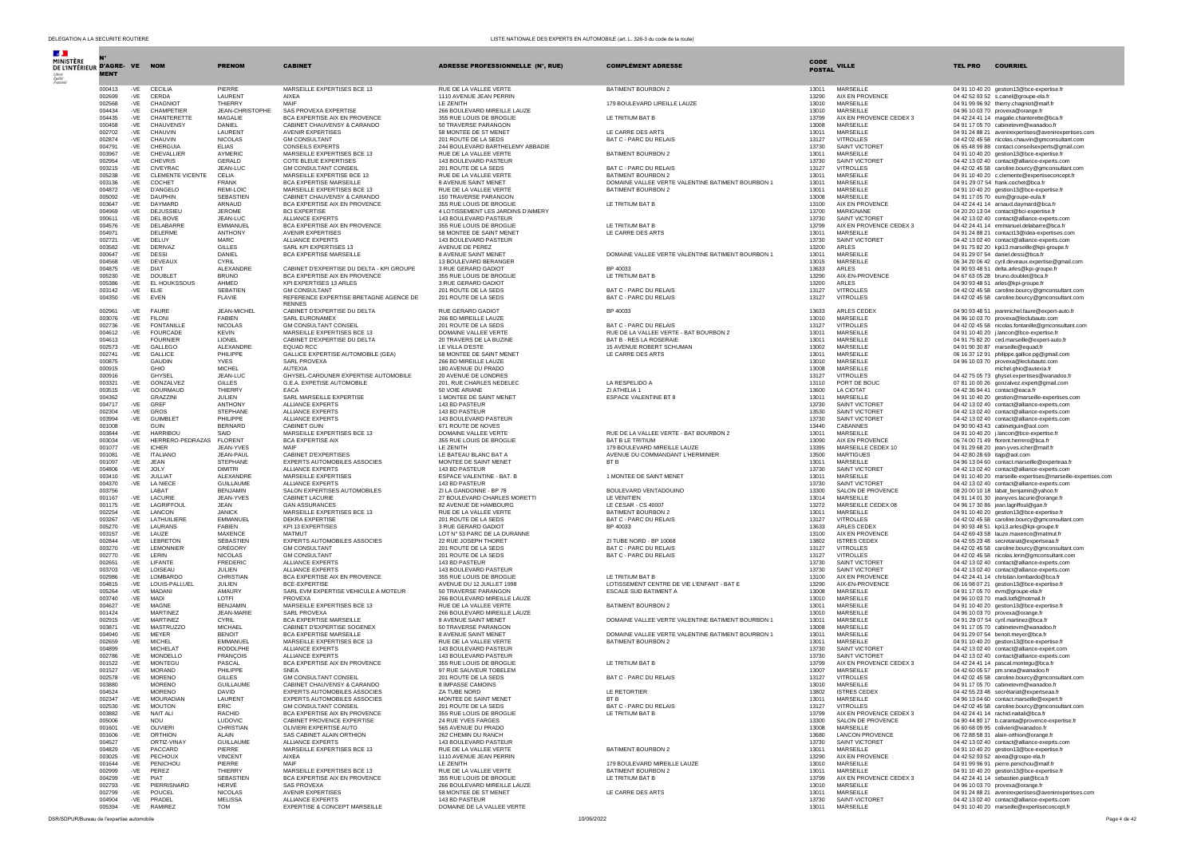DELEGATION A LA SECURITE ROUTIERE

LISTE NATIONALE DES EXPERTS EN AUTOMOBILE (art. L. 326-3 du code de la route)

| N° D'AGRÉMENT | VE | NOM | PRENOM | CABINET | ADRESSE PROFESSIONNELLE (N°, RUE) | COMPLÉMENT ADRESSE | CODE POSTAL | VILLE | TEL PRO | COURRIEL |
|---|---|---|---|---|---|---|---|---|---|---|
| 000413 | -VE | CECILIA | PIERRE | MARSEILLE EXPERTISES BCE 13 | RUE DE LA VALLEE VERTE | BATIMENT BOURBON 2 | 13011 | MARSEILLE | 04 91 10 40 20 | gestion13@bce-expertise.fr |
| 002699 | -VE | CERDA | LAURENT | AIXEA | 1110 AVENUE JEAN PERRIN | | 13290 | AIX EN PROVENCE | 04 42 52 93 52 | s.canel@groupe-ela.fr |
| 002568 | -VE | CHAGNIOT | THIERRY | MAIF | LE ZENITH | 179 BOULEVARD LIREILLE LAUZE | 13010 | MARSEILLE | 04 91 99 96 92 | thierry.chagniot@maif.fr |
| 004434 | -VE | CHAMPETIER | JEAN-CHRISTOPHE | SAS PROVEXA EXPERTISE | 266 BOULEVARD MIREILLE LAUZE | | 13010 | MARSEILLE | 04 96 10 03 70 | provexa@orange.fr |
| 004435 | -VE | CHANTERETTE | MAGALIE | BCA EXPERTISE AIX EN PROVENCE | 355 RUE LOUIS DE BROGLIE | LE TRITIUM BAT B | 13799 | AIX EN PROVENCE CEDEX 3 | 04 42 24 41 14 | magalie.chanterette@bca.fr |
| 000458 | -VE | CHAUVENSY | DANIEL | CABINET CHAUVENSY & CARANDO | 50 TRAVERSE PARANGON | | 13008 | MARSEILLE | 04 91 17 05 70 | cabinetevm@wanadoo.fr |
| 002702 | -VE | CHAUVIN | LAURENT | AVENIR EXPERTISES | 58 MONTEE DE ST MENET | LE CARRE DES ARTS | 13011 | MARSEILLE | 04 91 24 88 21 | avenirexpertises@avenirexpertises.com |
| 002874 | -VE | CHAUVIN | NICOLAS | GM CONSULTANT | 201 ROUTE DE LA SEDS | BAT C - PARC DU RELAIS | 13127 | VITROLLES | 04 42 02 45 58 | nicolas.chauvin@gmconsultant.com |
| 004791 | -VE | CHERGUIA | ELIAS | CONSEILS EXPERTS | 244 BOULEVARD BARTHELEMY ABBADIE | | 13730 | SAINT VICTORET | 06 65 48 99 88 | contact.conseilsexperts@gmail.com |
| 003967 | -VE | CHEVALLIER | AYMERIC | MARSEILLE EXPERTISES BCE 13 | RUE DE LA VALLEE VERTE | BATIMENT BOURBON 2 | 13011 | MARSEILLE | 04 91 10 40 20 | gestion13@bce-expertise.fr |
| 002954 | -VE | CHEVRIS | GERALD | COTE BLEUE EXPERTISES | 143 BOULEVARD PASTEUR | | 13730 | SAINT VICTORET | 04 42 13 02 40 | contact@alliance-experts.com |
| 003215 | -VE | CIVEYRAC | JEAN-LUC | GM CONSULTANT CONSEIL | 201 ROUTE DE LA SEDS | BAT C - PARC DU RELAIS | 13127 | VITROLLES | 04 42 02 45 58 | caroline.boucry@gmconsultant.com |
| 005238 | -VE | CLEMENTE VICENTE | CELIA | MARSEILLE EXPERTISE BCE 13 | RUE DE LA VALLEE VERTE | BATIMENT BOURBON 2 | 13011 | MARSEILLE | 04 91 10 40 20 | c.clemente@expertiseconcept.fr |
| 003136 | -VE | COCHET | FRANK | BCA EXPERTISE MARSEILLE | 8 AVENUE SAINT MENET | DOMAINE VALLEE VERTE VALENTINE BATIMENT BOURBON 1 | 13011 | MARSEILLE | 04 91 29 07 54 | frank.cochet@bca.fr |
| 004872 | -VE | D'ANGELO | REMI-LOIC | MARSEILLE EXPERTISES BCE 13 | RUE DE LA VALLEE VERTE | BATIMENT BOURBON 2 | 13011 | MARSEILLE | 04 91 10 40 20 | gestion13@bce-expertise.fr |
| 005092 | -VE | DAUPHIN | SEBASTIEN | CABINET CHAUVENSY & CARANDO | 150 TRAVERSE PARANGON | | 13008 | MARSEILLE | 04 91 17 05 70 | eum@groupe-eula.fr |
| 003647 | -VE | DAYMARD | ARNAUD | BCA EXPERTISE AIX EN PROVENCE | 355 RUE LOUIS DE BROGLIE | LE TRITIUM BAT B | 13100 | AIX EN PROVENCE | 04 42 24 41 14 | arnaud.daymard@bca.fr |
| 004969 | -VE | DEJUSSIEU | JEROME | BCI EXPERTISE | 4 LOTISSEMENT LES JARDINS D'AIMERY | | 13700 | MARIGNANE | 04 20 20 13 04 | contact@bci-expertise.fr |
| 000611 | -VE | DEL BOVE | JEAN-LUC | ALLIANCE EXPERTS | 143 BOULEVARD PASTEUR | | 13730 | SAINT VICTORET | 04 42 13 02 40 | contact@alliance-experts.com |
| 004576 | -VE | DELABARRE | EMMANUEL | BCA EXPERTISE AIX EN PROVENCE | 355 RUE LOUIS DE BROGLIE | LE TRITIUM BAT B | 13799 | AIX EN PROVENCE CEDEX 3 | 04 42 24 41 14 | emmanuel.delabarre@bca.fr |
| 004971 | | DELERME | ANTHONY | AVENIR EXPERTISES | 58 MONTEE DE SAINT MENET | LE CARRE DES ARTS | 13011 | MARSEILLE | 04 91 24 88 21 | contact13@idea-expertises.com |
| 002721 | -VE | DELUY | MARC | ALLIANCE EXPERTS | 143 BOULEVARD PASTEUR | | 13730 | SAINT VICTORET | 04 42 13 02 40 | contact@alliance-experts.com |
| 003582 | -VE | DERIVAZ | GILLES | SARL KPI EXPERTISES 13 | AVENUE DE PEREZ | | 13200 | ARLES | 04 91 75 82 20 | kpi13.marseille@kpi-groupe.fr |
| 000647 | -VE | DESSI | DANIEL | BCA EXPERTISE MARSEILLE | 8 AVENUE SAINT MENET | DOMAINE VALLEE VERTE VALENTINE BATIMENT BOURBON 1 | 13011 | MARSEILLE | 04 91 29 07 54 | daniel.dessi@bca.fr |
| 004568 | -VE | DEVEAUX | CYRIL | | 13 BOULEVARD BERANGER | | 13015 | MARSEILLE | 06 34 20 06 42 | cyril.deveaux.expertise@gmail.com |
| 004875 | -VE | DIAT | ALEXANDRE | CABINET D'EXPERTISE DU DELTA - KPI GROUPE | 3 RUE GERARD GADIOT | BP 40033 | 13633 | ARLES | 04 90 93 48 51 | delta.arles@kpi-groupe.fr |
| 005230 | -VE | DOUBLET | BRUNO | BCA EXPERTISE AIX EN PROVENCE | 355 RUE LOUIS DE BROGLIE | LE TRITIUM BAT B | 13290 | AIX-EN-PROVENCE | 04 67 63 05 28 | bruno.doublet@bca.fr |
| 005386 | -VE | EL HOUKSSOUS | AHMED | KPI EXPERTISES 13 ARLES | 3 RUE GERARD GADIOT | | 13200 | ARLES | 04 90 93 48 51 | arles@kpi-groupe.fr |
| 003142 | -VE | ELIE | SEBATIEN | GM CONSULTANT | 201 ROUTE DE LA SEDS | BAT C - PARC DU RELAIS | 13127 | VITROLLES | 04 42 02 45 58 | caroline.boucry@gmconsultant.com |
| 004350 | -VE | EVEN | FLAVIE | REFERENCE EXPERTISE BRETAGNE AGENCE DE RENNES | 201 ROUTE DE LA SEDS | BAT C - PARC DU RELAIS | 13127 | VITROLLES | 04 42 02 45 58 | caroline.boucry@gmconsultant.com |
| 002961 | -VE | FAURE | JEAN-MICHEL | CABINET D'EXPERTISE DU DELTA | RUE GERARD GADIOT | BP 40033 | 13633 | ARLES CEDEX | 04 90 93 48 51 | jeanmichel.faure@expert-auto.fr |
| 003076 | -VE | FILONI | FABIEN | SARL EURONAMEX | 266 BD MIREILLE LAUZE | | 13010 | MARSEILLE | 04 96 10 03 70 | provexa@leclubauto.com |
| 002736 | -VE | FONTANILLE | NICOLAS | GM CONSULTANT CONSEIL | 201 ROUTE DE LA SEDS | BAT C - PARC DU RELAIS | 13127 | VITROLLES | 04 42 02 45 58 | nicolas.fontanille@gmconsultant.com |
| 004612 | -VE | FOURCADE | KEVIN | MARSEILLE EXPERTISES BCE 13 | DOMAINE VALLEE VERTE | RUE DE LA VALLEE VERTE - BAT BOURBON 2 | 13011 | MARSEILLE | 04 91 10 40 20 | j.lancon@bce-expertise.fr |
| 004613 | | FOURNIER | LIONEL | CABINET D'EXPERTISE DU DELTA | 20 TRAVERS DE LA BUZINE | BAT B - RES LA ROSERAIE | 13011 | MARSEILLE | 04 91 75 82 20 | ced.marseille@expert-auto.fr |
| 002573 | -VE | GALLEGO | ALEXANDRE | EQUAD RCC | LE VILLA D'ESTE | 15 AVENUE ROBERT SCHUMAN | 13002 | MARSEILLE | 04 91 90 30 87 | marseille@equad.fr |
| 002741 | -VE | GALLICE | PHILIPPE | GALLICE EXPERTISE AUTOMOBILE (GEA) | 58 MONTEE DE SAINT MENET | LE CARRE DES ARTS | 13011 | MARSEILLE | 06 16 37 12 91 | philippe.gallice.pg@gmail.com |
| 000875 | | GAUDIN | YVES | SARL PROVEXA | 266 BD MIREILLE LAUZE | | 13010 | MARSEILLE | 04 96 10 03 70 | provexa@leclubauto.com |
| 000915 | | GHIO | MICHEL | AUTEXIA | 180 AVENUE DU PRADO | | 13008 | MARSEILLE | | michel.ghio@autexia.fr |
| 000916 | | GHYSEL | JEAN-LUC | GHYSEL-CARDUNER EXPERTISE AUTOMOBILE | 20 AVENUE DE LONDRES | | 13127 | VITROLLES | 04 42 75 05 73 | ghysel.expertises@wanadoo.fr |
| 003321 | -VE | GONZALVEZ | GILLES | G.E.A. EXPETISE AUTOMOBILE | 201, RUE CHARLES NEDELEC | LA RESPELIDO A | 13110 | PORT DE BOUC | 07 81 10 00 26 | gonzalvez.expert@gmail.com |
| 003515 | -VE | GOURMAUD | THIERRY | EACA | 50 VOIE ARIANE | ZI ATHELIA 1 | 13600 | LA CIOTAT | 04 42 36 94 41 | contact@eaca.fr |
| 004362 | | GRAZZINI | JULIEN | SARL MARSEILLE EXPERTISE | 1 MONTEE DE SAINT MENET | ESPACE VALENTINE BT 8 | 13011 | MARSEILLE | 04 91 10 40 20 | gestion@marseille-expertises.com |
| 004717 | -VE | GREF | ANTHONY | ALLIANCE EXPERTS | 143 BD PASTEUR | | 13730 | SAINT VICTORET | 04 42 13 02 40 | contact@alliance-experts.com |
| 002304 | -VE | GROS | STEPHANE | ALLIANCE EXPERTS | 143 BD PASTEUR | | 13530 | SAINT VICTORET | 04 42 13 02 40 | contact@alliance-experts.com |
| 003994 | -VE | GUIMBLET | PHILIPPE | ALLIANCE EXPERTS | 143 BOULEVARD PASTEUR | | 13730 | SAINT VICTORET | 04 42 13 02 40 | contact@alliance-experts.com |
| 001008 | | GUIN | BERNARD | CABINET GUIN | 671 ROUTE DE NOVES | | 13440 | CABANNES | 04 90 90 43 43 | cabinetguin@aol.com |
| 003844 | -VE | HARRIBOU | SAID | MARSEILLE EXPERTISES BCE 13 | DOMAINE VALLEE VERTE | RUE DE LA VALLEE VERTE - BAT BOURBON 2 | 13011 | MARSEILLE | 04 91 10 40 20 | j.lancon@bce-expertise.fr |
| 003034 | -VE | HERRERO-PEDRAZAS | FLORENT | BCA EXPERTISE AIX | 355 RUE LOUIS DE BROGLIE | BAT B LE TRITIUM | 13090 | AIX EN PROVENCE | 06 74 00 71 49 | florent.herrero@bca.fr |
| 001077 | -VE | ICHER | JEAN-YVES | MAIF | LE ZENITH | 179 BOULEVARD MIREILLE LAUZE | 13395 | MARSEILLE CEDEX 10 | 04 91 29 68 20 | jean-yves.icher@maif.fr |
| 001081 | -VE | ITALIANO | JEAN-PAUL | CABINET D'EXPERTISES | LE BATEAU BLANC BAT A | AVENUE DU COMMANDANT L'HERMINIER | 13500 | MARTIGUES | 04 42 80 28 69 | itajp@aol.com |
| 001097 | -VE | JEAN | STEPHANE | EXPERTS AUTOMOBILES ASSOCIES | MONTEE DE SAINT MENET | BT B | 13011 | MARSEILLE | 04 96 13 04 60 | contact.marseille@experteaa.fr |
| 004806 | -VE | JOLY | DIMITRI | ALLIANCE EXPERTS | 143 BD PASTEUR | | 13730 | SAINT VICTORET | 04 42 13 02 40 | contact@alliance-experts.com |
| 003410 | -VE | JULLIAT | ALEXANDRE | MARSEILLE EXPERTISES | ESPACE VALENTINE - BAT. B | 1 MONTEE DE SAINT MENET | 13011 | MARSEILLE | 04 91 10 40 20 | marseille-expertises@marseille-expertises.com |
| 004370 | -VE | LA NIECE | GUILLAUME | ALLIANCE EXPERTS | 143 BD PASTEUR | | 13730 | SAINT VICTORET | 04 42 13 02 40 | contact@alliance-experts.com |
| 003756 | | LABAT | BENJAMIN | SALON EXPERTISES AUTOMOBILES | ZI LA GANDONNE - BP 78 | BOULEVARD VENTADOUINO | 13300 | SALON DE PROVENCE | 08 20 00 10 18 | labat_benjamin@yahoo.fr |
| 001167 | -VE | LACURIE | JEAN-YVES | CABINET LACURIE | 27 BOULEVARD CHARLES MORETTI | LE VENITIEN | 13014 | MARSEILLE | 04 91 14 01 30 | jeanyves.lacurie@orange.fr |
| 001175 | -VE | LAGRIFFOUL | JEAN | GAN ASSURANCES | 82 AVENUE DE HAMBOURG | LE CESAR - CS 40007 | 13272 | MARSEILLE CEDEX 08 | 04 96 17 30 86 | jean.lagriffoul@gan.fr |
| 002254 | -VE | LANCON | JANICK | MARSEILLE EXPERTISES BCE 13 | RUE DE LA VALLEE VERTE | BATIMENT BOURBON 2 | 13011 | MARSEILLE | 04 91 10 40 20 | gestion13@bce-expertise.fr |
| 003267 | -VE | LATHUILIERE | EMMANUEL | DEKRA EXPERTISE | 201 ROUTE DE LA SEDS | BAT C - PARC DU RELAIS | 13127 | VITROLLES | 04 42 02 45 58 | caroline.boucry@gmconsultant.com |
| 005270 | -VE | LAURANS | FABIEN | KPI 13 EXPERTISES | 3 RUE GERARD GADIOT | BP 40033 | 13633 | ARLES CEDEX | 04 90 93 48 51 | kpi13.arles@kpi-groupe.fr |
| 003157 | -VE | LAUZE | MAXENCE | MATMUT | LOT N° 53 PARC DE LA DURANNE | | 13100 | AIX EN PROVENCE | 04 42 69 43 58 | lauze.maxence@matmut.fr |
| 002844 | -VE | LEBRETON | SEBASTIEN | EXPERTS AUTOMOBILES ASSOCIES | 22 RUE JOSEPH THORET | ZI TUBE NORD - BP 10068 | 13802 | ISTRES CEDEX | 04 42 55 23 48 | secretariat@expertseaa.fr |
| 003270 | -VE | LEMONNIER | GREGORY | GM CONSULTANT | 201 ROUTE DE LA SEDS | BAT C - PARC DU RELAIS | 13127 | VITROLLES | 04 42 02 45 58 | caroline.boucry@gmconsultant.com |
| 002770 | -VE | LERIN | NICOLAS | GM CONSULTANT | 201 ROUTE DE LA SEDS | BAT C - PARC DU RELAIS | 13127 | VITROLLES | 04 42 02 45 58 | nicolas.lerin@gmconsultant.com |
| 002651 | -VE | LIFANTE | FREDERIC | ALLIANCE EXPERTS | 143 BD PASTEUR | | 13730 | SAINT VICTORET | 04 42 13 02 40 | contact@alliance-experts.com |
| 003703 | -VE | LOISEAU | JULIEN | ALLIANCE EXPERTS | 143 BOULEVARD PASTEUR | | 13730 | SAINT VICTORET | 04 42 13 02 40 | contact@alliance-experts.com |
| 002986 | -VE | LOMBARDO | CHRISTIAN | BCA EXPERTISE AIX EN PROVENCE | 355 RUE LOUIS DE BROGLIE | LE TRITIUM BAT B | 13100 | AIX EN PROVENCE | 04 42 24 41 14 | christian.lombardo@bca.fr |
| 004815 | -VE | LOUIS-PALLUEL | JULIEN | BCE-EXPERTISE | AVENUE DU 12 JUILLET 1998 | LOTISSEMENT CENTRE DE VIE L'ENFANT - BAT E | 13290 | AIX-EN-PROVENCE | 06 16 98 07 21 | gestion13@bce-expertise.fr |
| 005264 | -VE | MADANI | AMAURY | SARL EVM EXPERTISE VEHICULE A MOTEUR | 50 TRAVERSE PARANGON | ESCALE SUD BATIMENT A | 13008 | MARSEILLE | 04 91 17 05 70 | evm@groupe-ela.fr |
| 003740 | -VE | MADI | LOTFI | PROVEXA | 266 BOULEVARD MIREILLE LAUZE | | 13010 | MARSEILLE | 04 96 10 03 70 | madi.lotfi@hotmail.fr |
| 004627 | -VE | MAGNE | BENJAMIN | MARSEILLE EXPERTISES BCE 13 | RUE DE LA VALLEE VERTE | BATIMENT BOURBON 2 | 13011 | MARSEILLE | 04 91 10 40 20 | gestion13@bce-expertise.fr |
| 001424 | | MARTINEZ | JEAN-MARIE | SARL PROVEXA | 266 BOULEVARD MIREILLE LAUZE | | 13010 | MARSEILLE | 04 96 10 03 70 | provexa@orange.fr |
| 002915 | -VE | MARTINEZ | CYRIL | BCA EXPERTISE MARSEILLE | 8 AVENUE SAINT MENET | DOMAINE VALLEE VERTE VALENTINE BATIMENT BOURBON 1 | 13011 | MARSEILLE | 04 91 29 07 54 | cyril.martinez@bca.fr |
| 003871 | -VE | MASTRUZZO | MICHAEL | CABINET D'EXPERTISE SOGENEX | 50 TRAVERSE PARANGON | | 13008 | MARSEILLE | 04 91 17 05 70 | cabinetevm@wanadoo.fr |
| 004640 | -VE | MEYER | BENOIT | BCA EXPERTISE MARSEILLE | 8 AVENUE SAINT MENET | DOMAINE VALLEE VERTE VALENTINE BATIMENT BOURBON 1 | 13011 | MARSEILLE | 04 91 29 07 54 | benoit.meyer@bca.fr |
| 002659 | -VE | MICHEL | EMMANUEL | MARSEILLE EXPERTISES BCE 13 | RUE DE LA VALLEE VERTE | BATIMENT BOURBON 2 | 13011 | MARSEILLE | 04 91 10 40 20 | gestion13@bce-expertise.fr |
| 004899 | | MICHELAT | RODOLPHE | ALLIANCE EXPERTS | 143 BOULEVARD PASTEUR | | 13730 | SAINT VICTORET | 04 42 13 02 40 | contact@alliance-expert.com |
| 002786 | -VE | MONDELLO | FRANCOIS | ALLIANCE EXPERTS | 143 BOULEVARD PASTEUR | | 13730 | SAINT VICTORET | 04 42 13 02 40 | contact@alliance-experts.com |
| 001522 | -VE | MONTEGU | PASCAL | BCA EXPERTISE AIX EN PROVENCE | 355 RUE LOUIS DE BROGLIE | LE TRITIUM BAT B | 13799 | AIX EN PROVENCE CEDEX 3 | 04 42 24 41 14 | pascal.montegu@bca.fr |
| 001527 | -VE | MORAND | PHILIPPE | SNEA | 97 RUE SAUVEUR TOBELEM | | 13007 | MARSEILLE | 04 42 60 05 57 | pm.snea@wanadoo.fr |
| 002578 | -VE | MORENO | GILLES | GM CONSULTANT CONSEIL | 201 ROUTE DE LA SEDS | BAT C - PARC DU RELAIS | 13127 | VITROLLES | 04 42 02 45 58 | caroline.boucry@gmconsultant.com |
| 003880 | | MORENO | GUILLAUME | CABINET CHAUVENSY & CARANDO | 8 IMPASSE CAMOINS | | 13010 | MARSEILLE | 04 91 17 05 70 | cabinetevm@wanadoo.fr |
| 004524 | | MORENO | DAVID | EXPERTS AUTOMOBILES ASSOCIES | ZA TUBE NORD | LE RETORTIER | 13802 | ISTRES CEDEX | 04 42 55 23 48 | secrétariat@expertseaa.fr |
| 002347 | -VE | MOURADIAN | LAURENT | EXPERTS AUTOMOBILES ASSOCIES | MONTEE DE SAINT MENET | BT B | 13011 | MARSEILLE | 04 96 13 04 60 | contact.marseille@expert.fr |
| 002530 | -VE | MOUTON | ERIC | GM CONSULTANT CONSEIL | 201 ROUTE DE LA SEDS | BAT C - PARC DU RELAIS | 13127 | VITROLLES | 04 42 02 45 58 | caroline.boucry@gmconsultant.com |
| 003882 | -VE | NAIT ALI | RACHID | BCA EXPERTISE AIX EN PROVENCE | 355 RUE LOUIS DE BROGLIE | LE TRITIUM BAT B | 13799 | AIX EN PROVENCE CEDEX 3 | 04 42 24 41 14 | rachid.naitali@bca.fr |
| 005006 | | NOU | LUDOVIC | CABINET PROVENCE EXPERTISE | 24 RUE YVES FARGES | | 13300 | SALON DE PROVENCE | 04 90 44 80 17 | b.caranta@provence-expertise.fr |
| 001601 | -VE | OLIVIERI | CHRISTIAN | OLIVIERI EXPERTISE AUTO | 565 AVENUE DU PRADO | | 13008 | MARSEILLE | 06 60 68 09 95 | colivieri@wanadoo.fr |
| 001606 | -VE | ORTHION | ALAIN | SAS CABINET ALAIN ORTHION | 262 CHEMIN DU RANCH | | 13680 | LANCON PROVENCE | 06 72 88 58 31 | alain-orthion@orange.fr |
| 004527 | | ORTIZ-VINAY | GUILLAUME | ALLIANCE EXPERTS | 143 BOULEVARD PASTEUR | | 13730 | SAINT VICTORET | 04 42 13 02 40 | contact@alliance-experts.com |
| 004829 | -VE | PACCARD | PIERRE | MARSEILLE EXPERTISES BCE 13 | RUE DE LA VALLEE VERTE | BATIMENT BOURBON 2 | 13011 | MARSEILLE | 04 91 10 40 20 | gestion13@bce-expertise.fr |
| 003025 | -VE | PECHOUX | VINCENT | AIXEA | 1110 AVENUE JEAN PERRIN | | 13290 | AIX EN PROVENCE | 04 42 52 93 52 | aixea@groupe-ela.fr |
| 001644 | -VE | PENICHOU | PIERRE | MAIF | LE ZENITH | 179 BOULEVARD MIREILLE LAUZE | 13010 | MARSEILLE | 04 91 99 96 91 | pierre.penichou@maif.fr |
| 002999 | -VE | PEREZ | THIERRY | MARSEILLE EXPERTISES BCE 13 | RUE DE LA VALLEE VERTE | BATIMENT BOURBON 2 | 13011 | MARSEILLE | 04 91 10 40 20 | gestion13@bce-expertise.fr |
| 004299 | -VE | PIAT | SEBASTIEN | BCA EXPERTISE AIX EN PROVENCE | 355 RUE LOUIS DE BROGLIE | LE TRITIUM BAT B | 13799 | AIX EN PROVENCE CEDEX 3 | 04 42 24 41 14 | sebastien.piat@bca.fr |
| 002793 | -VE | PIERRISNARD | HERVÉ | SAS PROVEXA | 266 BOULEVARD MIREILLE LAUZE | | 13010 | MARSEILLE | 04 96 10 03 70 | provexa@orange.fr |
| 002799 | -VE | POUCEL | NICOLAS | AVENIR EXPERTISES | 58 MONTEE DE ST MENET | LE CARRE DES ARTS | 13011 | MARSEILLE | 04 91 24 88 21 | avenirexpertises@avenirexpertises.com |
| 004904 | -VE | PRADEL | MELISSA | ALLIANCE EXPERTS | 143 BD PASTEUR | | 13730 | SAINT-VICTORET | 04 42 13 02 40 | contact@alliance-experts.com |
| 005394 | -VE | RAMIREZ | TOM | EXPERTISE & CONCEPT MARSEILLE | DOMAINE DE LA VALLEE VERTE | | 13011 | MARSEILLE | 04 91 10 40 20 | marseille@expertiseconcept.fr |

DSR/SDPUR/Bureau de l'expertise automobile — 10/06/2022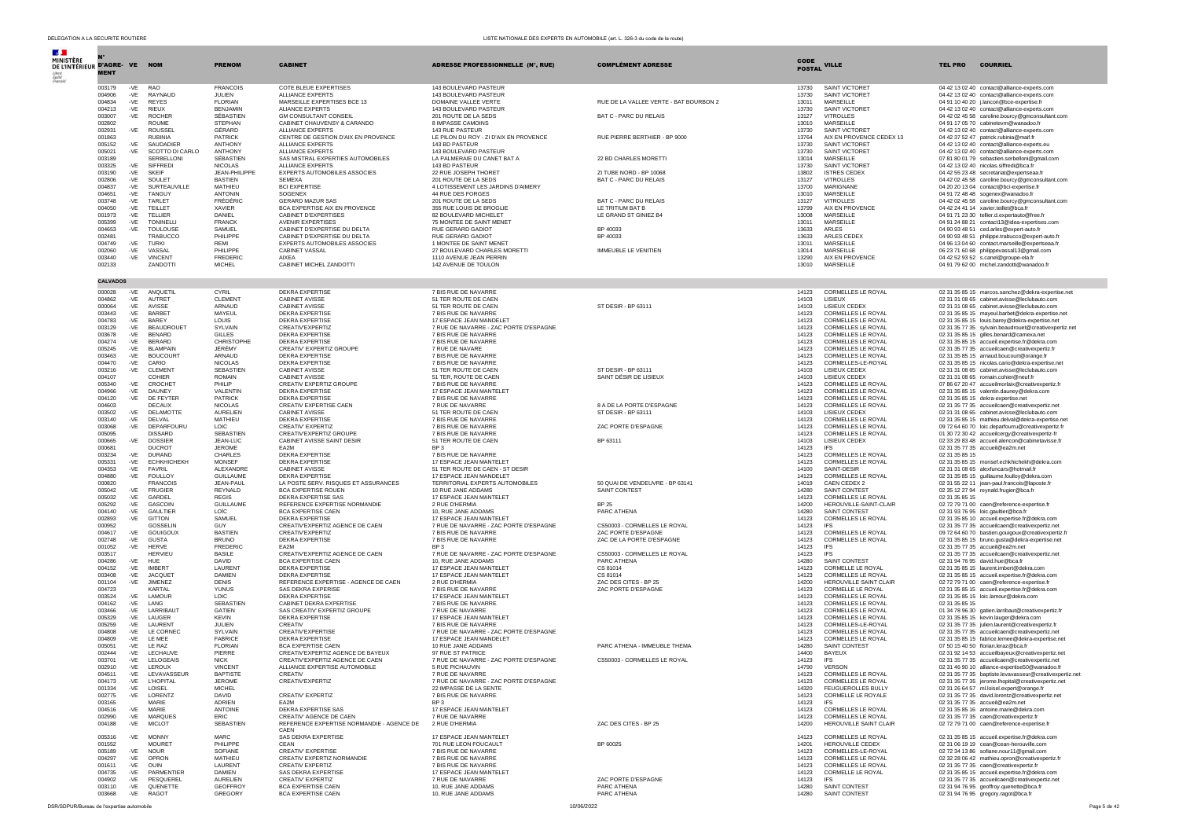| N° D'AGREMENT | VE | NOM | PRENOM | CABINET | ADRESSE PROFESSIONNELLE (N°, RUE) | COMPLÉMENT ADRESSE | CODE POSTAL | VILLE | TEL PRO | COURRIEL |
|---|---|---|---|---|---|---|---|---|---|---|
| 003179 | -VE | RAO | FRANCOIS | COTE BLEUE EXPERTISES | 143 BOULEVARD PASTEUR | | 13730 | SAINT VICTORET | 04 42 13 02 40 | contact@alliance-experts.com |
| 004906 | -VE | RAYNAUD | JULIEN | ALLIANCE EXPERTS | 143 BOULEVARD PASTEUR | | 13730 | SAINT VICTORET | 04 42 13 02 40 | contact@alliance-experts.com |
| 004834 | -VE | REYES | FLORIAN | MARSEILLE EXPERTISES BCE 13 | DOMAINE VALLEE VERTE | RUE DE LA VALLEE VERTE - BAT BOURBON 2 | 13011 | MARSEILLE | 04 91 10 40 20 | j.lancon@bce-expertise.fr |
| 004213 | -VE | RIEUX | BENJAMIN | ALLIANCE EXPERTS | 143 BOULEVARD PASTEUR | | 13730 | SAINT VICTORET | 04 42 13 02 40 | contact@alliance-experts.com |
| 003007 | -VE | ROCHER | SÉBASTIEN | GM CONSULTANT CONSEIL | 201 ROUTE DE LA SEDS | BAT C - PARC DU RELAIS | 13127 | VITROLLES | 04 42 02 45 58 | caroline.bourcy@gmconsultant.com |
| 002802 | | ROUME | STEPHAN | CABINET CHAUVENSY & CARANDO | 8 IMPASSE CAMOINS | | 13010 | MARSEILLE | 04 91 17 05 70 | cabinetevm@wanadoo.fr |
| 002931 | -VE | ROUSSEL | GÉRARD | ALLIANCE EXPERTS | 143 RUE PASTEUR | | 13730 | SAINT VICTORET | 04 42 13 02 40 | contact@alliance-experts.com |
| 001863 | | RUBINIA | PATRICK | CENTRE DE GESTION D'AIX EN PROVENCE | LE PILON DU ROY - ZI D'AIX EN PROVENCE | RUE PIERRE BERTHIER - BP 9000 | 13764 | AIX EN PROVENCE CEDEX 13 | 04 42 37 52 47 | patrick.rubinia@maif.fr |
| 005152 | -VE | SAUDADIER | ANTHONY | ALLIANCE EXPERTS | 143 BD PASTEUR | | 13730 | SAINT VICTORET | 04 42 13 02 40 | contact@alliance-experts.eu |
| 005021 | -VE | SCOTTO DI CARLO | ANTHONY | ALLIANCE EXPERTS | 143 BOULEVARD PASTEUR | | 13730 | SAINT VICTORET | 04 42 13 02 40 | contact@alliance-experts.com |
| 003189 | | SERBELLONI | SÉBASTIEN | SAS MISTRAL EXPERTIES AUTOMOBILES | LA PALMERAIE DU CANET BAT A | 22 BD CHARLES MORETTI | 13014 | MARSEILLE | 07 81 80 01 79 | sebastien.serbelloni@gmail.com |
| 003325 | -VE | SIFFREDI | NICOLAS | ALLIANCE EXPERTS | 143 BD PASTEUR | | 13730 | SAINT VICTORET | 04 42 13 02 40 | nicolas.siffredi@bca.fr |
| 003190 | -VE | SKEIF | JEAN-PHILIPPE | EXPERTS AUTOMOBILES ASSOCIES | 22 RUE JOSEPH THORET | ZI TUBE NORD - BP 10068 | 13802 | ISTRES CEDEX | 04 42 55 23 48 | secretariat@expertseaa.fr |
| 002806 | -VE | SOULET | BASTIEN | SEMEXA | 201 ROUTE DE LA SEDS | BAT C - PARC DU RELAIS | 13127 | VITROLLES | 04 42 02 45 58 | caroline.bourcy@gmconsultant.com |
| 004837 | -VE | SURTEAUVILLE | MATHIEU | BCI EXPERTISE | 4 LOTISSEMENT LES JARDINS D'AIMERY | | 13700 | MARIGNANE | 04 20 20 13 04 | contact@bci-expertise.fr |
| 004651 | -VE | TANGUY | ANTONIN | SOGENEX | 44 RUE DES FORGES | | 13010 | MARSEILLE | 04 91 72 48 48 | sogenex@wanadoo.fr |
| 003748 | -VE | TARLET | FRÉDÉRIC | GERARD MAZUR SAS | 201 ROUTE DE LA SEDS | BAT C - PARC DU RELAIS | 13127 | VITROLLES | 04 42 02 45 58 | caroline.bourcy@gmconsultant.com |
| 004050 | -VE | TEILLET | XAVIER | BCA EXPERTISE AIX EN PROVENCE | 355 RUE LOUIS DE BROGLIE | LE TRITIUM BAT B | 13799 | AIX EN PROVENCE | 04 42 24 41 14 | xavier.teillet@bca.fr |
| 001973 | -VE | TELLIER | DANIEL | CABINET D'EXPERTISES | 82 BOULEVARD MICHELET | LE GRAND ST GINIEZ B4 | 13008 | MARSEILLE | 04 91 71 23 30 | tellier.d.expertauto@free.fr |
| 005399 | -VE | TONINELLI | FRANCK | AVENIR EXPERTISES | 75 MONTEE DE SAINT MENET | | 13011 | MARSEILLE | 04 91 24 88 21 | contact13@idea-expertises.com |
| 004653 | -VE | TOULOUSE | SAMUEL | CABINET D'EXPERTISE DU DELTA | RUE GERARD GADIOT | BP 40033 | 13633 | ARLES | 04 90 93 48 51 | ced.arles@expert-auto.fr |
| 002481 | | TRABUCCO | PHILIPPE | CABINET D'EXPERTISE DU DELTA | RUE GERARD GADIOT | BP 40033 | 13633 | ARLES CEDEX | 04 90 93 48 51 | philippe.trabucco@expert-auto.fr |
| 004749 | -VE | TURKI | REMI | EXPERTS AUTOMOBILES ASSOCIES | 1 MONTEE DE SAINT MENET | | 13011 | MARSEILLE | 04 96 13 04 60 | contact.marseille@expertseaa.fr |
| 002060 | -VE | VASSAL | PHILIPPE | CABINET VASSAL | 27 BOULEVARD CHARLES MORETTI | IMMEUBLE LE VENITIEN | 13014 | MARSEILLE | 06 23 71 60 68 | philippevassal13@gmail.com |
| 003440 | -VE | VINCENT | FREDERIC | AIXEA | 1110 AVENUE JEAN PERRIN | | 13290 | AIX EN PROVENCE | 04 42 52 93 52 | s.canel@groupe-ela.fr |
| 002133 | | ZANDOTTI | MICHEL | CABINET MICHEL ZANDOTTI | 142 AVENUE DE TOULON | | 13010 | MARSEILLE | 04 91 79 62 00 | michel.zandotti@wanadoo.fr |
| **CALVADOS** | | | | | | | | | | |
| 000028 | -VE | ANQUETIL | CYRIL | DEKRA EXPERTISE | 7 BIS RUE DE NAVARRE | | 14123 | CORMELLES LE ROYAL | 02 31 35 85 15 | marcos.sanchez@dekra-expertise.net |
| 004862 | -VE | AUTRET | CLEMENT | CABINET AVISSE | 51 TER ROUTE DE CAEN | | 14103 | LISIEUX | 02 31 31 08 65 | cabinet.avisse@leclubauto.com |
| 000064 | -VE | AVISSE | ARNAUD | CABINET AVISSE | 51 TER ROUTE DE CAEN | ST DESIR - BP 63111 | 14103 | LISIEUX CEDEX | 02 31 31 08 65 | cabinet.avisse@leclubauto.com |
| 003443 | -VE | BARBET | MAYEUL | DEKRA EXPERTISE | 7 BIS RUE DE NAVARRE | | 14123 | CORMELLES LE ROYAL | 02 31 35 85 15 | mayeul.barbet@dekra-expertise.net |
| 004783 | -VE | BAREY | LOUIS | DEKRA EXPERTISE | 17 ESPACE JEAN MANDELET | | 14123 | CORMELLES LE ROYAL | 02 31 35 85 15 | louis.barey@dekra-expertise.net |
| 003129 | -VE | BEAUDROUET | SYLVAIN | CREATIV'EXPERTIZ | 7 RUE DE NAVARRE - ZAC PORTE D'ESPAGNE | | 14123 | CORMELLES LE ROYAL | 02 31 35 77 35 | sylvain.beaudrouet@creativexpertiz.net |
| 003678 | -VE | BENARD | GILLES | DEKRA EXPERTISE | 7 BIS RUE DE NAVARRE | | 14123 | CORMELLES LE ROYAL | 02 31 35 85 15 | gilles.benard@camexa.net |
| 004274 | -VE | BERARD | CHRISTOPHE | DEKRA EXPERTISE | 7 BIS RUE DE NAVARRE | | 14123 | CORMELLES LE ROYAL | 02 31 35 85 15 | accueil.expertise.fr@dekra.com |
| 005245 | -VE | BLAMPAIN | JÉRÉMY | CREATIV' EXPERTIZ GROUPE | 7 RUE DE NAVARE | | 14123 | CORMELLES LE ROYAL | 02 31 35 77 35 | accueilcaen@creativexpertiz.fr |
| 003463 | -VE | BOUCOURT | ARNAUD | DEKRA EXPERTISE | 7 BIS RUE DE NAVARRE | | 14123 | CORMELLES LE ROYAL | 02 31 35 85 15 | arnaud.boucourt@orange.fr |
| 004470 | -VE | CARIO | NICOLAS | DEKRA EXPERTISE | 7 BIS RUE DE NAVARRE | | 14123 | CORMELLES-LE-ROYAL | 02 31 35 85 15 | nicolas.cario@dekra-expertise.net |
| 003216 | -VE | CLEMENT | SEBASTIEN | CABINET AVISSE | 51 TER ROUTE DE CAEN | ST DESIR - BP 63111 | 14103 | LISIEUX CEDEX | 02 31 31 08 65 | cabinet.avisse@leclubauto.com |
| 004107 | | COHIER | ROMAIN | CABINET AVISSE | 51 TER, ROUTE DE CAEN | SAINT DÉSIR DE LISIEUX | 14103 | LISIEUX CEDEX | 02 31 31 08 65 | romain.cohier@neuf.fr |
| 005340 | -VE | CROCHET | PHILIP | CREATIV EXPERTIZ GROUPE | 7 BIS RUE DE NAVARRE | | 14123 | CORMELLES LE ROYAL | 07 86 67 20 47 | accueilmorlaix@creativexpertiz.fr |
| 004966 | -VE | DAUNEY | VALENTIN | DEKRA EXPERTISE | 17 ESPACE JEAN MANTELET | | 14123 | CORMELLES LE ROYAL | 02 31 35 85 15 | valentin.dauney@dekra.com |
| 004120 | -VE | DE FEYTER | PATRICK | DEKRA EXPERTISE | 7 BIS RUE DE NAVARRE | | 14123 | CORMELLES LE ROYAL | 02 31 35 85 15 | dekra-expertise.net |
| 004603 | | DECAUX | NICOLAS | CREATIV EXPERTISE CAEN | 7 RUE DE NAVARRE | 8 A DE LA PORTE D'ESPAGNE | 14123 | CORMELLES LE ROYAL | 02 31 35 77 35 | accueilcaen@creativexpertiz.net |
| 003502 | -VE | DELAMOTTE | AURELIEN | CABINET AVISSE | 51 TER ROUTE DE CAEN | ST DESIR - BP 63111 | 14103 | LISIEUX CEDEX | 02 31 31 08 65 | cabinet.avisse@leclubauto.com |
| 003140 | -VE | DELVAL | MATHIEU | DEKRA EXPERTISE | 7 BIS RUE DE NAVARRE | | 14123 | CORMELLES LE ROYAL | 02 31 35 85 15 | mathieu.delval@dekra-expertise.net |
| 003068 | -VE | DEPARFOURU | LOIC | CREATIV' EXPERTIZ | 7 BIS RUE DE NAVARRE | ZAC PORTE D'ESPAGNE | 14123 | CORMELLES LE ROYAL | 09 72 64 60 70 | loic.deparfouru@creativexpertiz.fr |
| 005095 | | DISSARD | SEBASTIEN | CREATIV'EXPERTIZ GROUPE | 7 BIS RUE DE NAVARRE | | 14123 | CORMELLES LE ROYAL | 01 30 72 30 42 | accueilcergy@creativexpertiz-fr |
| 000665 | -VE | DOSSIER | JEAN-LUC | CABINET AVISSE SAINT DESIR | 51 TER ROUTE DE CAEN | BP 63111 | 14103 | LISIEUX CEDEX | 02 33 29 83 48 | accueil.alencon@cabinetavisse.fr |
| 000681 | | DUCROT | JEROME | EA2M | BP 3 | | 14123 | IFS | 02 31 35 77 35 | accueil@ea2m.net |
| 003234 | -VE | DURAND | CHARLES | DEKRA EXPERTISE | 7 BIS RUE DE NAVARRE | | 14123 | CORMELLES LE ROYAL | 02 31 35 85 15 | |
| 005331 | -VE | ECHKHICHEKH | MONSEF | DEKRA EXPERTISE | 17 ESPACE JEAN MANTELET | | 14123 | CORMELLES LE ROYAL | 02 31 35 85 15 | monsef.echkhichekh@dekra.com |
| 004353 | -VE | FAVRIL | ALEXANDRE | CABINET AVISSE | 51 TER ROUTE DE CAEN - ST DESIR | | 14100 | SAINT-DESIR | 02 31 31 08 65 | alexfuncars@hotmail.fr |
| 004880 | -VE | FOULLOY | GUILLAUME | DEKRA EXPERTISE | 17 ESPACE JEAN MANDELET | | 14123 | CORMELLES LE ROYAL | 02 31 35 85 15 | guillaume.foulloy@dekra.com |
| 000820 | | FRANCOIS | JEAN-PAUL | LA POSTE SERV. RISQUES ET ASSURANCES | TERRITORIAL EXPERTS AUTOMOBILES | 50 QUAI DE VENDEUVRE - BP 63141 | 14019 | CAEN CEDEX 2 | 02 31 55 22 11 | jean-paul.francois@laposte.fr |
| 005042 | -VE | FRUGIER | REYNALD | BCA EXPERTISE ROUEN | 10 RUE JANE ADDAMS | SAINT CONTEST | 14280 | SAINT CONTEST | 02 35 12 27 94 | reynald.frugier@bca.fr |
| 005032 | -VE | GARDEL | REGIS | DEKRA EXPERTISE SAS | 17 ESPACE JEAN MANTELET | | 14123 | CORMELLES LE ROYAL | 02 31 35 85 15 | |
| 005292 | -VE | GASCOIN | GUILLAUME | REFERENCE EXPERTISE NORMANDIE | 2 RUE D'HERMIA | BP 25 | 14200 | HEROUVILLE-SAINT-CLAIR | 02 72 79 71 00 | caen@reference-expertise.fr |
| 004140 | -VE | GAULTIER | LOÏC | BCA EXPERTISE CAEN | 10, RUE JANE ADDAMS | PARC ATHENA | 14280 | SAINT CONTEST | 02 31 93 76 95 | loic.gaultier@bca.fr |
| 002893 | -VE | GITTON | SAMUEL | DEKRA EXPERTISE | 17 ESPACE JEAN MANTELET | | 14123 | CORMELLES LE ROYAL | 02 31 35 85 10 | accueil.expertise.fr@dekra.com |
| 000952 | | GOSSELIN | GUY | CREATIV'EXPERTIZ AGENCE DE CAEN | 7 RUE DE NAVARRE - ZAC PORTE D'ESPAGNE | CS50003 - CORMELLES LE ROYAL | 14123 | IFS | 02 31 35 77 35 | accueilcaen@creativexpertiz.net |
| 004617 | -VE | GOUIGOUX | BASTIEN | CREATIV'EXPERTIZ | 7 BIS RUE DE NAVARRE | ZAC PORTE D'ESPAGNE | 14123 | CORMELLES LE ROYAL | 09 72 64 60 70 | bastien.gouigoux@creativexpertiz.fr |
| 002748 | -VE | GUSTA | BRUNO | DEKRA EXPERTISE | 7 BIS RUE DE NAVARRE | ZAC DE LA PORTE D'ESPAGNE | 14123 | CORMELLES LE ROYAL | 02 31 35 85 15 | bruno.gusta@dekra-expertise.net |
| 001052 | -VE | HERVE | FREDERIC | EA2M | BP 3 | | 14123 | IFS | 02 31 35 77 35 | accueil@ea2m.net |
| 003517 | | HERVIEU | BASILE | CREATIV'EXPERTIZ AGENCE DE CAEN | 7 RUE DE NAVARRE - ZAC PORTE D'ESPAGNE | CS50003 - CORMELLES LE ROYAL | 14123 | IFS | 02 31 35 77 35 | accueilcaen@creativexpertiz.net |
| 004286 | -VE | HUE | DAVID | BCA EXPERTISE CAEN | 10, RUE JANE ADDAMS | PARC ATHENA | 14280 | SAINT CONTEST | 02 31 94 76 95 | david.hue@bca.fr |
| 004152 | -VE | IMBERT | LAURENT | DEKRA EXPERTISE | 17 ESPACE JEAN MANTELET | CS 81014 | 14123 | CORMELLE LE ROYAL | 02 31 35 85 15 | laurent.imbert@dekra.com |
| 003408 | -VE | JACQUET | DAMIEN | DEKRA EXPERTISE | 17 ESPACE JEAN MANTELET | CS 81014 | 14123 | CORMELLES LE ROYAL | 02 31 35 85 15 | accueil.expertise.fr@dekra.com |
| 001104 | -VE | JIMENEZ | DENIS | REFERENCE EXPERTISE - AGENCE DE CAEN | 2 RUE D'HERMIA | ZAC DES CITES - BP 25 | 14200 | HEROUVILLE SAINT CLAIR | 02 72 79 71 00 | caen@reference-expertise.fr |
| 004723 | | KARTAL | YUNUS | SAS DEKRA EXPERISE | 7 BIS RUE DE NAVARRE | ZAC PORTE D'ESPAGNE | 14123 | CORMELLE LE ROYAL | 02 31 35 85 15 | accueil.expertise.fr@dekra.com |
| 003524 | -VE | LAMOUR | LOIC | DEKRA EXPERTISE | 17 ESPACE JEAN MANTELET | | 14123 | CORMELLES LE ROYAL | 02 31 35 85 15 | loic.lamour@dekra.com |
| 004162 | -VE | LANG | SEBASTIEN | CABINET DEKRA EXPERTISE | 7 BIS RUE DE NAVARRE | | 14123 | CORMELLES LE ROYAL | 02 31 35 85 15 | |
| 003466 | -VE | LARRIBAUT | GATIEN | SAS CREATIV' EXPERTIZ GROUPE | 7 RUE DE NAVARRE | | 14123 | CORMELLES LE ROYAL | 01 34 78 96 30 | gatien.larribaut@creativexpertiz.fr |
| 005329 | -VE | LAUGER | KEVIN | DEKRA EXPERTISE | 17 ESPACE JEAN MANTELET | | 14123 | CORMELLES LE ROYAL | 02 31 35 85 15 | kevin.lauger@dekra.com |
| 005259 | -VE | LAURENT | JULIEN | CREATIV | 7 BIS RUE DE NAVARRE | | 14123 | CORMELLES-LE-ROYAL | 02 31 35 77 35 | julien.laurent@creativexpertiz.fr |
| 004808 | -VE | LE CORNEC | SYLVAIN | CREATIV'EXPERTISE | 7 RUE DE NAVARRE - ZAC PORTE D'ESPAGNE | | 14123 | CORMELLES LE ROYAL | 02 31 35 77 35 | accueilcaen@creativexpertiz.net |
| 004809 | -VE | LE MEE | FABRICE | DEKRA EXPERTISE | 17 ESPACE JEAN MANDELET | | 14123 | CORMELLES LE ROYAL | 02 31 35 85 15 | fabrice.lemee@dekra-expertise.net |
| 005051 | -VE | LE RAZ | FLORIAN | BCA EXPERTISE CAEN | 10 RUE JANE ADDAMS | PARC ATHENA - IMMEUBLE THEMA | 14280 | SAINT CONTEST | 07 50 15 40 50 | florian.leraz@bca.fr |
| 002444 | -VE | LECHAUVE | PIERRE | CREATIV'EXPERTIZ AGENCE DE BAYEUX | 97 RUE ST PATRICE | | 14400 | BAYEUX | 02 31 92 14 53 | accueilbayeux@creativexpertiz.net |
| 003701 | -VE | LELOGEAIS | NICK | CREATIV'EXPERTIZ AGENCE DE CAEN | 7 RUE DE NAVARRE - ZAC PORTE D'ESPAGNE | CS50003 - CORMELLES LE ROYAL | 14123 | IFS | 02 31 35 77 35 | accueilcaen@creativexpertiz.net |
| 002910 | -VE | LEROUX | VINCENT | ALLIANCE EXPERTISE AUTOMOBILE | 5 RUE PICHAUVIN | | 14790 | VERSON | 02 31 46 90 10 | alliance-expertise50@wanadoo.fr |
| 004511 | -VE | LEVAVASSEUR | BAPTISTE | CREATIV | 7 RUE DE NAVARRE | | 14123 | CORMELLES LE ROYAL | 02 31 35 77 35 | baptiste.levavasseur@creativexpertiz.net |
| 004173 | -VE | L'HOPITAL | JEROME | CREATIV'EXPERTIZ | 7 RUE DE NAVARRE - ZAC PORTE D'ESPAGNE | | 14123 | CORMELLES LE ROYAL | 02 31 35 77 35 | jerome.lhopital@creativexpertiz.net |
| 001334 | -VE | LOISEL | MICHEL | | 22 IMPASSE DE LA SENTE | | 14320 | FEUGUEROLLES BULLY | 02 31 26 64 57 | ml.loisel.expert@orange.fr |
| 002775 | -VE | LORENTZ | DAVID | CREATIV' EXPERTIZ | 7 BIS RUE DE NAVARRE | | 14123 | CORMELLE LE ROYALE | 02 31 35 77 35 | david.lorentz@creativexpertiz.net |
| 003165 | | MARIE | ADRIEN | EA2M | BP 3 | | 14123 | IFS | 02 31 35 77 35 | accueil@ea2m.net |
| 004516 | -VE | MARIE | ANTOINE | DEKRA EXPERTISE SAS | 17 ESPACE JEAN MANTELET | | 14123 | CORMELLES LE ROYAL | 02 31 35 85 16 | antoine.marie@dekra.com |
| 002990 | -VE | MARQUES | ERIC | CREATIV' AGENCE DE CAEN | 7 RUE DE NAVARRE | | 14123 | CORMELLES LE ROYAL | 02 31 35 77 35 | caen@creativexpertiz.fr |
| 004188 | -VE | MICLOT | SEBASTIEN | REFERENCE EXPERTISE NORMANDIE - AGENCE DE CAEN | 2 RUE D'HERMIA | ZAC DES CITES - BP 25 | 14200 | HEROUVILLE SAINT CLAIR | 02 72 79 71 00 | caen@reference-expertise.fr |
| 005316 | -VE | MONNY | MARC | SAS DEKRA EXPERTISE | 17 ESPACE JEAN MANTELET | | 14123 | CORMELLES LE ROYAL | 02 31 35 85 15 | accueil.expertise.fr@dekra.com |
| 001552 | | MOURET | PHILIPPE | CEAN | 701 RUE LEON FOUCAULT | BP 60025 | 14201 | HEROUVILLE CEDEX | 02 31 06 19 19 | cean@cean-herouville.com |
| 005189 | -VE | NOUR | SOFIANE | CREATIV' EXPERTIZ | 7 BIS RUE DE NAVARRE | | 14123 | CORMELLES-LE-ROYAL | 02 72 34 13 86 | sofiane.nour11@gmail.com |
| 004297 | -VE | OPRON | MATHIEU | CREATIV EXPERTIZ NORMANDIE | 7 BIS RUE DE NAVARRE | | 14123 | CORMELLES LE ROYAL | 02 32 28 06 42 | mathieu.opron@creativexpertiz.fr |
| 001611 | -VE | OUIN | LAURENT | CREATIV EXPERTIZ | 7 BIS RUE DE NAVARRE | | 14123 | CORMELLES LE ROYAL | 02 31 35 77 35 | caen@creativexpertiz.fr |
| 004735 | -VE | PARMENTIER | DAMIEN | SAS DEKRA EXPERTISE | 17 ESPACE JEAN MANTELET | | 14123 | CORMELLE LE ROYAL | 02 31 35 85 15 | accueil.expertise.fr@dekra.com |
| 004902 | -VE | PESQUEREL | AURELIEN | CREATIV' EXPERTIZ | 7 RUE DE NAVARRE | ZAC PORTE D'ESPAGNE | 14123 | IFS | 02 31 35 77 35 | accueilcaen@creativexpertiz.net |
| 003110 | -VE | QUENETTE | GEOFFROY | BCA EXPERTISE CAEN | 10, RUE JANE ADDAMS | PARC ATHENA | 14280 | SAINT CONTEST | 02 31 94 76 95 | geoffroy.quenette@bca.fr |
| 003668 | -VE | RAGOT | GREGORY | BCA EXPERTISE CAEN | 10, RUE JANE ADDAMS | PARC ATHENA | 14280 | SAINT CONTEST | 02 31 94 76 95 | gregory.ragot@bca.fr |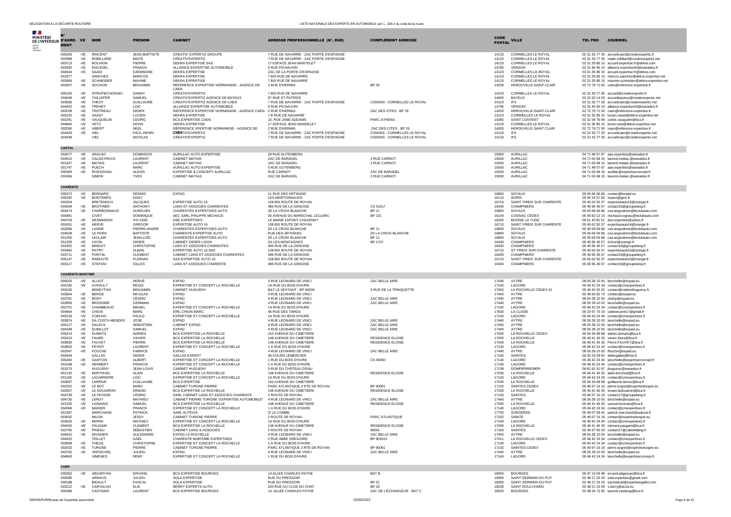| N° D'AGRÉMENT | VE | NOM | PRENOM | CABINET | ADRESSE PROFESSIONNELLE (N°, RUE) | COMPLÉMENT ADRESSE | CODE POSTAL | VILLE | TEL PRO | COURRIEL |
|---|---|---|---|---|---|---|---|---|---|---|
| 005256 | -VE | RINCENT | JEAN-BAPTISTE | CREATIV' EXPERTIZ GROUPE | 7 RUE DE NAVARRE - ZAC PORTE D'ESPAGNE | | 14123 | CORMELLES LE ROYAL | 02 31 35 77 35 | accueilcaen@creativexpertiz.fr |
| 002989 | -VE | ROBILLARD | MAITE | CREATIV'EXPERTIZ | 7 RUE DE NAVARRE - ZAC PORTE D'ESPAGNE | | 14123 | CORMELLES LE ROYAL | 02 31 35 77 35 | maite.robillard@creativexpertiz.net |
| 003713 | -VE | ROLHION | PIERRE | DEKRA EXPERTISE SAS | 17 ESPACE JEAN MANTELET | | 14123 | CORMELLES LE ROYAL | 02 31 35 85 15 | accueil.expertise.fr@dekra.com |
| 002930 | -VE | ROUSSEL | FRANCK | ALLIANCE EXPERTISE AUTOMOBILE | 5 RUE PICHAUVIN | | 14790 | VERSON | 02 31 46 90 10 | alliance-expertise50@wanadoo.fr |
| 004544 | -VE | SAADI | DJEMSDINE | DEKRA EXPERTISE | ZAC DE LA PORTE D'ESPAGNE | | 14123 | CORMELLES-LE-ROYAL | 02 31 35 85 15 | accueil.expertise.fr@dekra.com |
| 001877 | | SANCHEZ | MARCOS | DEKRA EXPERTISE | 7 BIS RUE DE NAVARRE | | 14123 | CORMELLES LE ROYAL | 02 31 35 85 15 | marcos.sanchez@dekra-expertise.net |
| 002669 | -VE | SCHNEIDER | MAXIME | DEKRA EXPERTISE | 7 BIS RUE DE NAVARRE | | 14123 | CORMELLES LE ROYAL | 02 31 35 85 15 | maxime.schneider@dekra-expertise.net |
| 003907 | -VE | SOCHON | BENJAMIN | REFERENCE EXPERTISE NORMANDIE - AGENCE DE CAEN | 2 RUE D'HERMIA | BP 25 | 14200 | HEROUVILLE-SAINT-CLAIR | 02 72 79 71 00 | caen@reference-expertise.fr |
| 005155 | -VE | STRUPIECHONSKI | DANNY | CREATIV'EXPERTIZ | 7 BIS RUE DE NAVARRE | | 14123 | CORMELLES LE ROYAL | 02 31 35 77 35 | accueil@creativexpertiz.fr |
| 004049 | -VE | TAILLEFER | SAMUEL | CREATIV'EXPERTIZ AGENCE DE BAYEUX | 97 RUE ST PATRICE | | 14400 | BAYEUX | 02 31 92 14 53 | accueilbayeux@creativexpertiz.net |
| 003656 | -VE | THEOT | GUILLAUME | CREATIV'EXPERTIZ AGENCE DE CAEN | 7 RUE DE NAVARRE - ZAC PORTE D'ESPAGNE | CS50003 - CORMELLES LE ROYAL | 14123 | IFS | 02 31 35 77 35 | accueilcaen@creativexpertiz.net |
| 004423 | -VE | TREHET | LOIC | ALLIANCE EXPERTISE AUTOMOBILE | 5 RUE PICHAUVIN | | 14790 | VERSON | 02 31 46 90 10 | alliance-expertise50@wanadoo.fr |
| 002028 | -VE | TROTREAU | DIDIER | REFERENCE EXPERTISE NORMANDIE - AGENCE CAEN | 2 RUE D'HERMIA | ZAC DES CITES - BP 25 | 14200 | HEROUVILLE-SAINT-CLAIR | 02 72 79 71 00 | caen@reference-expertise.fr |
| 003120 | -VE | VAAST | LUCIEN | DEKRA EXPERTISE | 7 B RUE DE NAVARRE | | 14123 | CORMEILLES LE ROYAL | 02 31 35 85 15 | lucien.vaast@dekra-expertise.net |
| 002341 | -VE | VAUQUELIN | CEDRIC | BCA EXPERTISE CAEN | 10, RUE JANE ADDAMS | PARC ATHENA | 14280 | SAINT CONTEST | 02 31 94 76 95 | cedric.vauquelin@bca.fr |
| 004840 | -VE | VETU | KEVIN | DEKRA EXPERTISE | 17 ESPACE JEAN MANDELET | | 14123 | CORMELLES LE ROYAL | 02 31 35 85 15 | kevin.vetu@dekra-expertise.net |
| 002090 | -VE | VIBERT | NEEL | REFERENCE XPERTISE NORMANDIE - AGENCE DE CAEN | 2 RUE D'HERMIA | ZAC DES CITES - BP 25 | 14200 | HEROUVILLE SAINT CLAIR | 02 72 79 71 00 | caen@reference-expertise.fr |
| 004426 | -VE | VIEL | PAUL-HENRI | CREATIV'EXPERTIZ | 7 RUE DE NAVARRE - ZAC PORTE D'ESPAGNE | CS50003 - CORMELLES LE ROYAL | 14123 | IFS | 02 31 35 77 35 | accueilcaen@creativexpertiz.net |
| 003439 | | VIEL | NICOLAS | CREATIV'EXPERTIZ | 7 RUE DE NAVARRE - ZAC PORTE D'ESPAGNE | CS50003 - CORMELLES LE ROYAL | 14123 | IFS | 02 31 35 77 35 | accueilcaen@creativexpertiz.net |
| **CANTAL** | | | | | | | | | | |
| 002677 | -VE | ARAUJO | DOMINGOS | AURILLAC AUTO EXPERTISE | 18 RUE GUTENBERG | | 15000 | AURILLAC | 04 71 48 57 67 | aae.expertise@wanadoo.fr |
| 002610 | -VE | CALDAYROUX | LAURENT | CABINET MATIAS | ZAC DE BARADEL | 2 RUE CARNOT | 15000 | AURILLAC | 04 71 63 68 15 | laurent.matias.@wanadoo.fr |
| 001437 | -VE | MATIAS | LAURENT | CABINET MATIAS | ZAC DE BARADEL | 2 RUE CARNOT | 15000 | AURILLAC | 04 71 63 68 15 | laurent.matias.@wanadoo.fr |
| 001747 | -VE | PUECH | MARC | AURILLAC AUTO EXPERTISE | 5 RUE GUTENBERG | | 15000 | AURILLAC | 04 71 48 57 67 | aae.expertise@wanadoo.fr |
| 005383 | -VE | ROSSIGNOL | ALEXIS | EXPERTISE & CONCEPT AURILLAC | RUE CARNOT | ZAC DE BARADEL | 15000 | AURILLAC | 04 71 63 68 15 | aurillac@expertiseconcept.fr |
| 003456 | | SIMON | YVES | CABINET MATIAS | ZAC DE BARADEL | 2 RUE CARNOT | 15000 | AURILLAC | 04 71 63 68 15 | laurent.matias.@wanadoo.fr |
| **CHARENTE** | | | | | | | | | | |
| 005372 | -VE | BERNARD | DENNIS | EXPAD | 11 RUE DES ARTISANS | | 16800 | SOYAUX | 05 45 69 06 66 | contact@expad.eu |
| 000242 | -VE | BONTEMPS | EDDY | | LES MARTONNAUDS | | 16110 | AGRIS | 05 45 24 57 82 | expert@gmx.fr |
| 000304 | | BRETENOUX | JACQUES | EXPERTISE AUTO 16 | 108 BIS ROUTE DE ROYAN | | 16710 | SAINT YRIEIX SUR CHARENTE | 05 45 62 50 37 | expertiseauto16@orange.fr |
| 004094 | -VE | BROTHIER | ANTHONY | LANG ET ASSOCIES CHARENTES | 485 RUE DE LA GENOISE | CS 51017 | 16430 | CHAMPNIERS | 05 45 95 45 57 | contact16@groupelang.fr |
| 004474 | -VE | CHARBONNAUD | AURELIEN | CHARENTES EXPERTISES AUTO | ZE LA CROIX BLANCHE | BP 11 | 16800 | SOYAUX | 05 45 69 06 66 | cea.angouleme@leclubauto.com |
| 000481 | | CIVET | DOMINIQUE | AEC SARL PHILIPPE MICHAUD | 30 AVENUE DU MARECHAL LECLERC | BP 131 | 16104 | COGNAC CEDEX | 05 45 82 12 15 | michaud.cognac@leclubauto.com |
| 004703 | -VE | DESMAISON | SYLVAIN | DSE EXPERTISES | LE MAINE LAFONT-CHAVENAT | | 16320 | BOISNE LA TUDE | 06 51 40 81 51 | dse.expertise@yahoo.fr |
| 002431 | -VE | HERVE | GREGOR | EXPERTISE AUTO 16 | 108 BIS ROUTE DE ROYAN | | 16710 | SAINT YRIEIX SUR CHARENTE | 05 45 62 50 37 | expertiseauto16@orange.fr |
| 003266 | -VE | LAISNE | PIERRE-ANDRE | CHARENTES EXPERTISES AUTO | ZE LA CROIX BLANCHE | BP 11 | 16800 | SOYAUX | 05 45 69 06 66 | cea.angouleme@leclubauto.com |
| 004508 | -VE | LE PORS | BAPTISTE | CHARENTE EXPERTISE AUTO | RUE DES ARTISANS | ZE LA CROIX BLANCHE | 16800 | SOYAUX | 05 45 69 06 66 | cea.angouleme@leclubauto.com |
| 001260 | -VE | LECLAIR | JEAN-LOÏC | CHARENTES EXPERTISES AUTO | ZE LA CROIX BLANCHE | BP 11 | 16800 | SOYAUX | 05 45 69 06 66 | cea.angouleme@leclubauto.com |
| 001329 | -VE | LIXON | DIDIER | CABINET DIDIER LIXON | ZA LES MONTAGNES | BP 1707 | 16430 | CHAMPNIERS | 05 45 95 45 57 | d.lixon@orange.fr |
| 002452 | -VE | MINGOT | CHRISTOPHE | LANG ET ASSOCIES CHARENTES | 485 RUE DE LA GENOISE | | 16430 | CHAMPNIERS | 05 45 95 45 57 | contact16@groupelang.fr |
| 003460 | -VE | PATRY | ALBAN | EXPERTISE AUTO 16 SAS | 108 BIS ROUTE DE ROYAN | | 16710 | ST YRIEIX SUR CHARENTE | 05 45 62 50 37 | expertiseauto16@orange.fr |
| 003711 | -VE | PORTAL | CLEMENT | CABINET LANG ET ASSOCIES CHARENTES | 485 RUE DE LA GENOISE | | 16430 | CHAMPNIERS | 05 45 95 45 57 | contact16@groupelang.fr |
| 005147 | -VE | RABOUTE | FLORIAN | SAS EXPERTISE AUTO 16 | 108 BIS ROUTE DE ROYAN | | 16710 | SAINT YRIEIX SUR CHARENTE | 05 45 62 50 37 | expertiseauto16@orange.fr |
| 003117 | -VE | STEFANI | GILLES | LANG ET ASSOCIES CHARENTE | 485 RUE DE LA GENOISE | | 16430 | CHAMPNIERS | 05 45 95 45 57 | contact16@groupelang.fr |
| **CHARENTE-MARITIME** | | | | | | | | | | |
| 000020 | -VE | ALLIOT | HERVÉ | EXPAD | 4 RUE LEONARD DE VINCI | ZAC BELLE AIRE | 17440 | AYTRE | 08 05 28 10 00 | larochelle@expad.eu |
| 004782 | -VE | AYRAULT | REGIS | EXPERTISE ET CONCEPT LA ROCHELLE | 1A RUE DU BOIS D'HURE | | 17140 | LAGORD | 05 46 42 24 34 | contact@cmexpertises.fr |
| 003130 | | BENEYTON | BENJAMIN | CABINET HUGUENY | BAT LE SEXTANT - BP 90026 | 5 RUE DE LA TRINQUETTE | 17002 | LA ROCHELLE CEDEX 01 | 05 46 45 32 22 | contact@cabinethugueny.fr |
| 003564 | -VE | BERGE | NICOLAS | EXPAD | 4 RUE LEONARD DE VINCI | | 17440 | AYTRE | 05 46 50 82 72 | contact@expad.eu |
| 003791 | -VE | BODY | CEDRIC | EXPAD | 4 RUE LEONARD DE VINCI | ZAC BELLE AIRE | 17440 | AYTRE | 08 05 28 10 00 | cbody@expad.eu |
| 003959 | -VE | BROSSIER | GERMAIN | EXPAD | 4 RUE LEONARD DE VINCI | ZAC BELLE AIRE | 17440 | AYTRE | 08 05 28 10 00 | larochelle@expad.eu |
| 002701 | -VE | CHAMBEAUD | MIKAEL | EXPERTISE ET CONCEPT LA ROCHELLE | 1A RUE DU BOIS D'HURE | | 17140 | LAGORD | 05 46 42 24 34 | contact@cmexpertises.fr |
| 004994 | -VE | CHION | MARC | EIRL CHION MARC | 46 RUE DES TARDS | | 17600 | LA CLISSE | 06 23 97 70 19 | cabinet.ame17@gmail.fr |
| 003218 | -VE | COELHO | PAULO | EXPERTISE ET CONCEPT LA ROCHELLE | 1A RUE DU BOIS D'HURE | | 17140 | LAGORD | 05 46 42 24 34 | contact@cmexpertises.fr |
| 003874 | -VE | DA COSTA MENDES | JOSE | EXPAD | 4 RUE LEONARD DE VINCI | ZAC BELLE AIRE | 17440 | AYTRE | 08 05 28 10 00 | larochelle@expad.eu |
| 004117 | -VE | DALEUX | SEBASTIEN | CABINET EXPAD | 4 RUE LEONARD DE VINCI | ZAC BELLE AIRE | 17440 | AYTRE | 08 05 28 10 00 | larochelle@expad.eu |
| 004348 | -VE | DUBILLOT | SAMUEL | EXPAD | 4 RUE LEONARD DE VINCI | ZAC BELLE AIRE | 17440 | AYTRE | 08 05 28 10 00 | larochelle@expad.eu |
| 005214 | -VE | DUMATS | ADRIEN | BCA EXPERTISE LA ROCHELLE | 152 AVENUE DU CIMETIERE | | 17000 | LA ROCHELLE CEDEX | 05 56 34 68 68 | adrien.dumats@bca.fr |
| 002413 | -VE | FAURE | XAVIER | BCA EXPERTISE LA ROCHELLE | 148 AVENUE DU CIMETIERE | RESIDENCE ELOISE | 17000 | LA ROCHELLE | 05 46 41 45 33 | xavier.faure@bca.fr |
| 003830 | -VE | FAUVET | PIERRE | BCA EXPERTISE LA ROCHELLE | 148 AVENUE DU CIMETIERE | RESIDENCE ELOISE | 17000 | LA ROCHELLE | 05 46 41 45 33 | Pierre.FAUVET@bca.fr |
| 003832 | -VE | FEYRIT | LAURENT | EXPERTISE ET CONCEPT LA ROCHELLE | 1 A RUE DU BOIS D'HURE | | 17140 | LAGORD | 05 46 42 24 34 | contact@cmexpertises.fr |
| 002547 | -VE | FOUCHE | FABRICE | EXPAD | 4 RUE LEONARD DE VINCI | ZAC BELLE AIRE | 17440 | AYTRE | 08 05 28 10 00 | ffouche@expad.eu |
| 002644 | | GALLAS | DIDIER | GALLAS EXPERT | 36 COURS LEMERCIER | | 17100 | SAINTES | 06 30 24 29 82 | didiergallas@free.fr |
| 005282 | -VE | GANTOIS | ALBERT | EXPERTISE ET CONCEPT LA ROCHELLE | 1 RUE DU BOIS D'HURE | CS 90050 | 17140 | LAGORD | 05 46 42 24 34 | larochelle@expertiseconcept.fr |
| 001048 | -VE | HERBERT | FRANCIS | EXPERTISE ET CONCEPT LA ROCHELLE | 1 A RUE DU BOIS D'HURE | | 17140 | LAGORD | 05 46 42 24 34 | contact@cmexpertises.fr |
| 001073 | | HUGUENY | JEAN-LOUIS | CABINET HUGUENY | 5 RUE DU CHÂTEAU D'EAU | | 17139 | DOMPIERRE/MER | 06 81 91 51 67 | jhugueny@wanadoo.fr |
| 001132 | -VE | KERYHUEL | ALAIN | BCA EXPERTISE LA ROCHELLE | 148 AVENUE DU CIMETIERE | RESIDENCE ELOISE | 17000 | LA ROCHELLE | 05 46 41 45 33 | alain.keryhuel@bca.fr |
| 001160 | -VE | LACARRIERE | LOIC | EXPERTISE ET CONCEPT LA ROCHELLE | 1A RUE DU BOIS D'HURE | | 17140 | LAGORD | 05 46 42 24 34 | contact@cmexpertises.fr |
| 003697 | -VE | LARRIVE | GUILLAUME | BCA EXPERTISE | 152 AVENUE DU CIMETIERE | | 17000 | LA ROCHELLE | 05 56 34 68 68 | guillaume.larrive@bca.fr |
| 002202 | -VE | LE BOT | MARC | CABINET TURGNE PIERRE | PARC ATLANTIQUE 2 RTE DE ROYAN | BP 90061 | 17102 | SAINTES CEDEX | 05 46 97 16 16 | pierre.turgne@expertiseturgne.eu |
| 002907 | -VE | LE DOUAIRON | ERWAN | BCA EXPERTISE LA ROCHELLE | 148 AVENUE DU CIMETIERE | RESIDENCE ELOISE | 17000 | LA ROCHELLE | 05 46 41 45 33 | erwan.ledouairon@bca.fr |
| 004729 | -VE | LE PICHON | CEDRIC | SARL CABINET LANG ET ASSOCIES CHARENTE | 2 ROUTE DE ROYAN | | 17100 | SAINTES | 05 46 97 16 16 | contact17@groupelang.fr |
| 004730 | -VE | LEROY | MATHIEU | CABINET PIERRE TURGNE "EXPERTISE AUTOMOBILE" | 4 RUE LEONARD DE VINCI | ZAC BELLE AIRE | 17440 | AYTRE | 08 05 28 10 00 | larochelle@expad.eu |
| 001325 | -VE | LIONNAIS | SAMUEL | BCA EXPERTISE LA ROCHELLE | 148 AVENUE DU CIMETIERE | RESIDENCE ELOISE | 17000 | LA ROCHELLE | 05 46 41 45 33 | samuel.lionnais@bca.fr |
| 004069 | -VE | MADIER | FRANCK | EXPERTISE ET CONCEPT LA ROCHELLE | 1 A RUE DU BOIS D'HURE | | 17140 | LAGORD | 05 46 42 24 34 | contact@cmexpertises.fr |
| 001397 | | MARCHAND | PATRICK | SARL AUTEXIA | ZI LA COMBE | | 17700 | SURGERES | 05 46 07 59 42 | patrick.marchand@autexia.fr |
| 003932 | | MILON | JESSY | CABINET TURGNE PIERRE | 2 ROUTE DE ROYAN | PARC ATLANTIQUE | 17102 | SAINTE | 05 46 97 16 16 | contact@expertiseturgne.eu |
| 004525 | -VE | MORIN | MATHIEU | EXPERTISE ET CONCEPT LA ROCHELLE | 1A RUE DU BOIS D'HURE | | 17140 | LAGORD | 05 46 42 24 34 | contact@cmexpertises.fr |
| 004025 | -VE | PAUGAM | CLEMENT | BCA EXPERTISE LA ROCHELLE | 148 AVENUE DU CIMETIERE | RESIDENCE ELOISE | 17000 | LA ROCHELLE | 05 46 41 45 33 | clement.paugam@bca.fr |
| 002795 | -VE | PINEAU | SÉBASTIEN | CABINET LANG & ASSOCIES | 2 ROUTE DE ROYAN | 90061 | 17100 | SAINTES | 05 46 97 90 29 | contact17@cabinetlang.fr |
| 004610 | -VE | SIVADIER | ALEXANDRE | EXPAD LA ROCHELLE | 4 RUE LEONARD DE VINCI | ZAC BELLE AIRE | 17440 | AYTRE | 08 05 28 10 00 | larochelle@expad.eu |
| 004420 | | TEILLET | GAËL | CHARENTE MARITIME EXPERTISES | 2 RUE ABBE GREGOIRE | BP 902015 | 17011 | LA ROCHELLE CEDEX | 05 46 42 24 34 | contact@cmexpertises.fr |
| 002808 | -VE | THEUIL | CHRISTOPHE | EXPERTISE ET CONCEPT LA ROCHELLE | 1 A RUE DU BOIS D'HURE | | 17140 | LAGORD | 05 46 42 24 34 | contact@cmexpertises.fr |
| 002032 | -VE | TURGNE | PIERRE | CABINET TURGNE PIERRE | PARC ATLANTIQUE 2 RTE DE ROYAN | BP 90061 | 17102 | SAINTES CEDEX | 05 46 97 16 16 | pierre.turgne@expertiseturgne.eu |
| 003762 | -VE | VERSICHEL | JULIEN | EXPAD | 4 RUE LEONARD DE VINCI | ZAC BELLE AIRE | 17440 | AYTRE | 08 05 28 10 00 | larochelle@expad.eu |
| 004843 | | XIMENES | REMY | EXPERTISE ET CONCEPT LA ROCHELLE | 1 RUE DU BOIS D'HURE | | 17140 | LAGORD | 05 46 42 24 34 | larochelle@expertiseconcept.fr |
| **CHER** | | | | | | | | | | |
| 005352 | -VE | ABGARYAN | ERVAND | BCA EXPERTISE BOURGES | 14 ALLEE CHARLES PATHE | BAT B | 18000 | BOURGES | 06 37 14 59 48 | ervand.abgaryan@bca.fr |
| 004585 | | ARNAUD | JULIEN | SOLA EXPERTISE | RUE DU PRESSOIR | | 18390 | SAINT GERMAIN DU PUY | 02 48 27 25 25 | sola.expertise@gmail.com |
| 000188 | | BIDAULT | PASCAL | SOLA EXPERTISE | RUE DU PRESSOIR | BP 21 | 18390 | SAINT GERMAIN DU PUY | 02 48 27 25 25 | secretariat@expertisegallet.com |
| 003212 | -VE | CARVALHO | ELIE | BERRY EXPERTS AUTO | 220 RUE DU CLOS DU CHAT | BP 23 | 18230 | SAINT DOULCHARD | 02 48 21 16 69 | s.berry@ac2a.eu |
| 000396 | | CASTAING | LAURENT | BCA EXPERTISE BOURGES | 14, ALLÉE CHARLES PATHE | ZAC DE L'ÉCHANGEUR - BAT C | 18000 | BOURGES | 02 48 24 72 90 | laurent.castaing@bca.fr |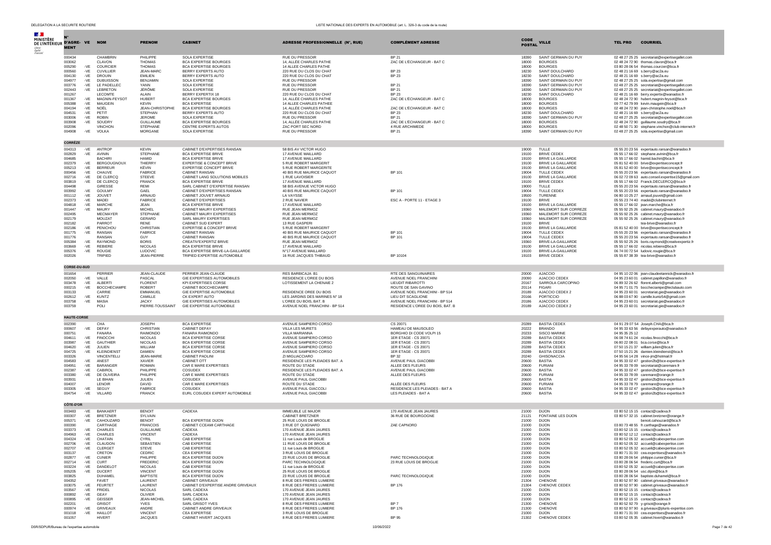| N° D'AGRÉMENT | VE | NOM | PRENOM | CABINET | ADRESSE PROFESSIONNELLE (N°, RUE) | COMPLÉMENT ADRESSE | CODE POSTAL | VILLE | TEL PRO | COURRIEL |
|---|---|---|---|---|---|---|---|---|---|---|
| 000434 | | CHAMBRIN | PHILIPPE | SOLA EXPERTISE | RUE DU PRESSOIR | BP 21 | 18390 | SAINT GERMAIN DU PUY | 02 48 27 25 25 | secretariat@expertisegallet.com |
| 003062 | | CLAVON | THOMAS | BCA EXPERTISE BOURGES | 14, ALLÉE CHARLES PATHE | ZAC DE L'ÉCHANGEUR - BAT C | 18000 | BOURGES | 02 48 24 72 90 | thomas.clavon@bca.fr |
| 005290 | -VE | COURCIER | THOMAS | BCA EXPERTISE BOURGES | 14 ALLEE CHARLES PATHE | | 18000 | BOURGES | 03 80 28 06 54 | thomas.courcier@bca.fr |
| 000560 | -VE | CUVILLIER | JEAN-MARC | BERRY EXPERTS AUTO | 220 RUE DU CLOS DU CHAT | BP 23 | 18230 | SAINT DOULCHARD | 02 48 21 16 69 | s.berry@ac2a.eu |
| 004130 | -VE | DROUIN | EMILIEN | BERRY EXPERTS AUTO | 220 RUE DU CLOS DU CHAT | BP 23 | 18230 | SAINT DOULCHARD | 02 48 21 16 69 | s.berry@ac2a.eu |
| 004977 | -VE | DUBUISSON | BENJAMIN | SOLA EXPERTISE | RUE DU PRESSOIR | | 18390 | SAINT GERMAIN DU PUY | 02 48 27 25 25 | sola.expertise@gmail.com |
| 003776 | -VE | LE PADELLEC | YANN | SOLA EXPERTISE | RUE DU PRESSOIR | BP 21 | 18390 | SAINT GERMAIN DU PUY | 02 48 27 25 25 | secretariat@expertisegallet.com |
| 002443 | -VE | LEBRETON | JÉRÔME | SOLA EXPERTISE | RUE DU PRESSOIR | BP 21 | 18390 | SAINT GERMAIN DU PUY | 02 48 27 25 25 | secretariat@expertisegallet.com |
| 001267 | | LECOMTE | ALAIN | BERRY EXPERTIX 18 | 220 RUE DU CLOS DU CHAT | BP 23 | 18230 | SAINT DOULCHARD | 02 48 21 16 69 | berry.expertix@wanadoo.fr |
| 001367 | -VE | MAGNIN-FEYSOT | HUBERT | BCA EXPERTISE BOURGES | 14, ALLÉE CHARLES PATHE | ZAC DE L'ÉCHANGEUR - BAT C | 18000 | BOURGES | 02 48 24 72 90 | hubert.magnin-feysot@bca.fr |
| 005388 | -VE | MAUGEIN | KEVIN | BCA EXPERTISE | 14 ALLEE CHARLES PATHEE | | 18000 | BOURGES | 09 77 42 79 99 | kevin.maugein@bca.fr |
| 004194 | -VE | NOËL | JEAN-CHRISTOPHE | BCA EXPERTISE BOURGES | 14, ALLÉE CHARLES PATHE | ZAC DE L'ÉCHANGEUR - BAT C | 18000 | BOURGES | 02 48 24 72 90 | jean-christophe.noel@bca.fr |
| 004531 | -VE | PETIT | STEPHAN | BERRY EXPERTS AUTO | 220 RUE DU CLOS DU CHAT | BP 23 | 18230 | SAINT DOULCHARD | 02 48 21 16 69 | s.berry@ac2a.eu |
| 003006 | -VE | ROBIN | JEROME | SOLA EXPERTISE | RUE DU PRESSOIR | BP 21 | 18390 | SAINT GERMAIN DU PUY | 02 48 27 25 25 | secretariat@expertisegallet.com |
| 003908 | -VE | SOUDRY | GUILLAUME | BCA EXPERTISE BOURGES | 14, ALLÉE CHARLES PATHE | ZAC DE L'ÉCHANGEUR - BAT C | 18000 | BOURGES | 02 48 24 72 90 | guillaume.soudry@bca.fr |
| 002096 | | VINCHON | STÉPHANE | CENTRE EXPERTS AUTOS | ZAC PORT SEC NORD | 4 RUE ARCHIMEDE | 18000 | BOURGES | 02 48 50 71 30 | stephane.vinchon@club-internet.fr |
| 004908 | -VE | VOLKA | MORGANE | SOLA EXPERTISE | RUE DU PRESSOIR | BP 21 | 18390 | SAINT GERMAIN DU PUY | 02 48 27 25 25 | sola.expertise@gmail.com |
| **CORRÈZE** | | | | | | | | | | |
| 004313 | -VE | ANTROP | KEVIN | CABINET D'EXPERTISES RANSAN | 58 BIS AV VICTOR HUGO | | 19000 | TULLE | 05 55 20 23 56 | expertauto.ransan@wanadoo.fr |
| 002829 | -VE | AVININ | STEPHANE | BCA EXPERTISE BRIVE | 17 AVENUE MAILLARD | | 19100 | BRIVE CEDEX | 05 55 17 66 02 | stephane.avinin@bca.fr |
| 004685 | | BACHIRI | HAMID | BCA EXPERTISE BRIVE | 17 AVENUE MAILLARD | | 19100 | BRIVE LA GAILLARDE | 05 55 17 66 02 | hamid.bachiri@bca.fr |
| 002379 | -VE | BERGOUGNOUX | THIERRY | EXPERTISE & CONCEPT BRIVE | 5 RUE ROBERT MARGERIT | | 19100 | BRIVE LA GAILLARDE | 05 81 52 40 00 | brive@expertiseconcept.fr |
| 005213 | -VE | BERREUR | KÉVIN | EXPERTISE CONCEPT BRIVE | 5 RUE ROBERT MARGERITE | | 19100 | BRIVE LA GAILLARDE | 05 81 52 40 00 | brive@expertiseconcept.fr |
| 000456 | -VE | CHAUVE | FABRICE | CABINET RANSAN | 40 BIS RUE MAURICE CAQUOT | BP 101 | 19004 | TULLE CEDEX | 05 55 20 23 56 | expertauto.ransan@wanadoo.fr |
| 002716 | -VE | DE CLERCQ | STEEVE | CABINET LANG SOLUTIONS MOBILES | 1 RUE LAVOISIER | | 19100 | BRIVE LA GAILLARDE | 06 02 72 09 63 | auto.conseil.expertise15@gmail.com |
| 003819 | -VE | DE CLERCQ | FRANCK | BCA EXPERTISE BRIVE | 17 AVENUE MAILLARD | | 19100 | BRIVE CEDEX | 05 55 17 66 02 | Franck.DECLERCQ@bca.fr |
| 004498 | | GIRESSE | REMI | SARL CABINET D'EXPERTISE RANSAN | 58 BIS AVENUE VICTOR HUGO | | 19000 | TULLE | 05 55 20 23 56 | expertauto.ransan@wanadoo.fr |
| 003992 | -VE | GOULMY | GAEL | CABINET D'EXPERTISES RANSAN | 40 BIS RUE MAURICE CAQUOT | BP 101 | 19004 | TULLE CEDEX | 05 55 20 23 56 | expertauto.ransan@wanadoo.fr |
| 001112 | -VE | JOUVET | ARNAUD | CABINET JOUVET ARNAUD | LA VAYSSE | | 19500 | TURENNE | 06 80 10 25 27 | arnaud.jouvet@gmail.com |
| 002373 | -VE | MADEI | FABRICE | CABINET D'EXPERTISES | 2 RUE NAVIER | ESC A - PORTE 11 - ETAGE 3 | 19100 | BRIVE | 05 55 23 74 40 | madei@clubinternet.fr |
| 004818 | -VE | MARCHE | JEAN | BCA EXPERTISE BRIVE | 17 AVENUE MAILLARD | | 19100 | BRIVE LA GAILLARDE | 05 55 17 66 02 | jean.marche@bca.fr |
| 001447 | -VE | MAURY | MICHEL | CABINET MAURY EXPERTISES | RUE JEAN MERMOZ | | 19360 | MALEMORT SUR CORREZE | 05 55 92 25 26 | cabinet.maury@wanadoo.fr |
| 002495 | | MECMAYER | STEPHANE | CABINET MAURY EXPERTISES | RUE JEAN MERMOZ | | 19360 | MALEMORT SUR CORREZE | 05 55 92 25 26 | cabinet.maury@wanadoo.fr |
| 002179 | | MOUZAT | GERARD | SARL MAURY EXPERTISES | RUE JEAN MERMOZ | | 19360 | MALEMORT SUR CORREZE | 05 55 92 25 26 | cabinet.maury@wanadoo.fr |
| 002182 | | PARROT | RENE | CABINET SUD EXPERT | 13 RUE GASPERI | | 19100 | BRIVE | | tea-brive@wanadoo.fr |
| 002186 | -VE | PENICHOU | CHRISTIAN | EXPERTISE & CONCEPT BRIVE | 5 RUE ROBERT MARGERIT | | 19100 | BRIVE LA GAILLARDE | 05 81 52 40 00 | brive@expertiseconcept.fr |
| 001775 | -VE | RANSAN | FABRICE | CABINET RANSAN | 40 BIS RUE MAURICE CAQUOT | BP 101 | 19004 | TULLE CEDEX | 05 55 20 23 56 | expertauto.ransan@wanadoo.fr |
| 001776 | | RANSAN | GUY | CABINET RANSAN | 40 BIS RUE MAURICE CAQUOT | BP 101 | 19004 | TULLE CEDEX | 05 55 20 23 56 | expertauto.ransan@wanadoo.fr |
| 005384 | -VE | RAYMOND | BORIS | CREATIV'EXPERTIZ BRIVE | RUE JEAN MERMOZ | | 19360 | BRIVE-LA-GAILLARDE | 05 55 92 25 26 | boris.raymond@creativexpertiz.fr |
| 003669 | -VE | REBIERE | NICOLAS | BCA EXPERTISE BRIVE | 17 AVENUE MAILLARD | | 19100 | BRIVE LA GAILLARDE | 05 55 17 66 02 | nicolas.rebiere@bca.fr |
| 005376 | -VE | ROUGIE | LUDOVIC | BCA EXPERTISE BRIVE-LA-GAILLARDE | N°17 AVENUE MAILLARD | | 19100 | BRIVE-LA-GAILLARDE | 06 74 00 72 54 | ludovic.rougie@bca.fr |
| 002026 | | TRIPIED | JEAN-PIERRE | TRIPIED EXPERTISE AUTOMOBILE | 16 RUE JACQUES THIBAUD | BP 10104 | 19103 | BRIVE CEDEX | 05 55 87 38 39 | tea-brive@wanadoo.fr |
| **CORSE-DU-SUD** | | | | | | | | | | |
| 001654 | | PERRIER | JEAN-CLAUDE | PERRIER JEAN-CLAUDE | RES BARBICAJA B1 | RTE DES SANGUINAIRES | 20000 | AJACCIO | 04 95 10 22 06 | jean-claudeetannick@wanadoo.fr |
| 002050 | -VE | VALLE | PASCAL | GIE EXPERTISES AUTOMOBILES | RESIDENCE L'OREE DU BOIS | AVENUE NOEL FRANCHINI | 20090 | AJACCIO CEDEX | 04 95 23 60 01 | cabinet.papillon@wanadoo.fr |
| 003478 | -VE | ALBERTI | FLORENT | KPI EXPERTISES CORSE | LOTISSEMENT LA CHENAIE 2 | LIEUDIT RIBAROTTI | 20167 | SARROLA CARCOPINO | 06 89 32 26 62 | florent.alberti@gmail.com |
| 000215 | -VE | BOCCHECIAMPE | ROBERT | CABINET BOCCHECIAMPE | | ROUTE DE SAN GAVINO | 20114 | FIGARI | 04 95 71 01 75 | boccheciampe@teclubauto.com |
| 003133 | | CARRIE | EMMANUEL | GIE EXPERTISE AUTOMOBILE | RESIDENCE OREE DU BOIS | AVENUE NOEL FRANCHINI - BP 514 | 20189 | AJACCIO CEDEX 2 | 04 95 23 60 01 | secretariat.gie@wanadoo.fr |
| 002612 | -VE | KUNTZ | CAMILLE | CK EXPERT AUTO | LES JARDINS DES MARINES N° 18 | LIEU DIT SCAGLIONE | 20166 | PORTICCIO | 06 88 03 67 90 | camille.kuntz54@gmail.com |
| 003758 | -VE | MASIA | JACKY | GIE EXPERTISES AUTOMOBILES | L'OREE DU BOIS, BAT. B | AVENUE NOEL FRANCHINI - BP 514 | 20186 | AJACCIO CEDEX | 04 95 23 60 01 | secretariat.gie@wanadoo.fr |
| 003759 | | POLI | PIERRE-TOUSSAINT | GIE EXPERTISE AUTOMOBILE | AVENUE NOEL FRANCHINI - BP 514 | RESIDENCE L'OREE DU BOIS, BAT. B | 20189 | AJACCIO CEDEX 2 | 04 95 23 60 01 | secretariat.gie@wanadoo.fr |
| **HAUTE-CORSE** | | | | | | | | | | |
| 002390 | | CHA | JOSEPH | BCA EXPERTISE | AVENUE SAMPIERO CORSO | CS 20071 | 20289 | BASTIA CEDEX | 04 91 29 07 54 | Joseph.CHA@bca.fr |
| 000607 | -VE | DEFAY | CHRISTIAN | CABINET DEFAY | VILLA LES MURETS | HAMEAU DE MAUSOLEO | 20222 | BRANDO | 04 95 33 63 96 | defayexperauto@wanadoo.fr |
| 000751 | | FANARA | RAIMONDO | FANARA RAIMONDO | VILLA MARIANNA | BORGHIO DI CODE VOLPI 15 | 20233 | SISCO MARINE | 04 95 35 25 12 | |
| 004611 | -VE | FINOCCHI | NICOLAS | BCA EXPERTISE CORSE | AVENUE SAMPIERO CORSO | 1ER ETAGE - CS 20071 | 20289 | BASTIA CEDEX | 06 08 74 61 24 | nicolas.finocchi@bca.fr |
| 003987 | -VE | GAUTHIER | NICOLAS | BCA EXPERTISE CORSE | AVENUE SAMPIERO CORSO | 1ER ETAGE - CS 20071 | 20289 | BASTIA CEDEX | 06 80 22 08 01 | bca.corse@bca.fr |
| 004620 | -VE | JULIEN | WILLIAM | BCA EXPERTISE CORSE | AVENUE SAMPIERO CORSO | 1ER ETAGE - CS 20071 | 20289 | BASTIA CEDEX | 07 50 15 21 37 | william.julien@bca.fr |
| 004725 | -VE | KLEINDIENST | DAMIEN | BCA EXPERTISE CORSE | AVENUE SAMPIERO CORSO | 1ER ETAGE - CS 20071 | 20289 | BASTIA CEDEX | 07 50 15 21 26 | damien.kleindienst@bca.fr |
| 003326 | | VINCENTELLI | JEAN-MARIE | CABINET PAOLINI | ZI MIGLIACCIARO | BP 32 | 20240 | GHISONACCIA | 04 95 56 14 28 | vince-jm@hotmail.fr |
| 004583 | -VE | ANEST | XAVIER | CABINET OTT | RESIDENCE LES PLEIADES BAT. A | AVENUE PAUL GIACOBBI | 20600 | BASTIA | 04 95 33 02 47 | gestion2b@bce-expertise.fr |
| 004951 | -VE | BARANGER | ROMAIN | CAR E MARE EXPERTISES | ROUTE DU STADE | ALLEE DES FLEURS | 20600 | FURIANI | 04 95 33 78 09 | secretariat@caremare.fr |
| 002387 | -VE | CABIROL | PHILIPPE | COSUDEX | RESIDENCE LES PLEIADES BAT. A | AVENUE PAUL GIACOBBI | 20600 | BASTIA | 04 95 33 02 47 | gestion2b@bce-expertise.fr |
| 003380 | -VE | DE OLIVEIRA | PHILIPPE | CAR E MARE EXPERTISES | ROUTE DU STADE | ALLEE DES FLEURS | 20600 | FURIANI | 04 95 33 78 09 | caremare@orange.fr |
| 003931 | | LE BIHAN | JULIEN | COSUDEX | AVENUE PAUL GIACOBBI | | 20600 | BASTIA | 04 95 33 02 47 | gestion2b@bce-expertise.fr |
| 004007 | | LENOIR | DAVID | CAR E MARE EXPERTISES | ROUTE DU STADE | ALLÉE DES FLEURS | 20600 | FURIANI | 04 95 33 78 79 | caremare@orange.fr |
| 003305 | -VE | SEGUY | FABRICE | COSUDEX | AVENUE PAUL GIACCOLI | RESIDENCE LES PLEIADES - BAT A | 20600 | BASTIA | 04 95 33 02 47 | gestion2b@bce-expertise.fr |
| 004754 | -VE | VILLARD | FRANCK | EURL COSUDEX EXPERT AUTOMOBILE | AVENUE PAUL GIACOBBI | LES PLEIADES - BAT A | 20600 | BASTIA | 04 95 33 02 47 | gestion2b@bce-expertise.fr |
| **CÔTE-D'OR** | | | | | | | | | | |
| 003483 | -VE | BANKAERT | BENOIT | CADEXA | IMMEUBLE LE MAJOR | 170 AVENUE JEAN JAURES | 21000 | DIJON | 03 80 52 15 15 | contact@cadexa.fr |
| 000307 | -VE | BRETZNER | SYLVAIN | | CABINET BRETZNER | 36 RUE DE BOURGOGNE | 21121 | FONTAINE LES DIJON | 03 80 57 32 15 | cabinet.bretzner@orange.fr |
| 005371 | -VE | CAHOUZARD | BENOIT | BCA EXPERTISE DIJON | 25 RUE LOUIS DE BROGLIE | | 21000 | DIJON | | benoit.cahouzard@bca.fr |
| 000390 | | CARTHAGE | FRANCOIS | CABINET CCEAMI CARTHAGE | 3 RUE DT QUIGNARD | ZAE CAPNORD | 21000 | DIJON | 03 80 73 48 55 | fr.carthage@wanadoo.fr |
| 003373 | -VE | CHARLES | GUILLAUME | CADEXA | 170 AVENUE JEAN JAURES | | 21000 | DIJON | 03 80 52 15 15 | contact@cadexa.fr |
| 004963 | -VE | CHARLES | VINCENT | CADEXA | 170 AVENUE JEAN JAURES | | 21000 | DIJON | 03 80 52 12 12 | contact@cadexa.fr |
| 004324 | -VE | CHATAIN | CYRIL | CAB EXPERTISE | 11 rue Louis de BROGLIE | | 21000 | DIJON | 03 80 52 05 32 | accueil@cabexpertise.com |
| 002706 | -VE | CLAUDON | SEBASTIEN | CAB EXPERTISE | 11 RUE LOUIS DE BROGLIE | | 21000 | DIJON | 03 80 52 05 32 | accueil@cabexpertise.com |
| 002707 | -VE | CLERGET | STEVE | CAB EXPERTISE | 11 rue Louis de BROGLIE | | 21000 | DIJON | 03 80 52 05 32 | accueil@cabexpertise.com |
| 003137 | | CRETON | CEDRIC | CEA EXPERTISE | 3 RUE LOUIS DE BROGLIE | | 21000 | DIJON | 03 80 71 31 00 | cea.expertises@wanadoo.fr |
| 002877 | -VE | CUNIER | PHILIPPE | BCA EXPERTISE DIJON | 23 RUE LOUIS DE BROGLIE | PARC TECHNOLOGIQUE | 21000 | DIJON | 03 80 28 06 54 | philippe.cunier@bca.fr |
| 002714 | -VE | CURT | FREDERIC | BCA EXPERTISE DIJON | PARC TECHNOLOGIQUE | 23 RUE LOUIS DE BROGLIE | 21000 | DIJON | 03 80 28 06 54 | frederic.curt@bca.fr |
| 003224 | -VE | DANDELOT | NICOLAS | CAB EXPERTISE | 11 rue Louis de BROGLIE | | 21000 | DIJON | 03 80 52 05 32 | accueil@cabexpertise.com |
| 005205 | -VE | DUCERT | VINCENT | BCA EXPERTISE DIJON | 25 RUE LOUIS DE BROGLIE | | 21000 | DIJON | 03 80 28 06 54 | usc.dijon@bca.fr |
| 003825 | | DUHAMEL | BAPTISTE | BCA EXPERTISE DIJON | 23 RUE LOUIS DE BROGLIE | PARC TECHNOLOGIQUE | 21000 | DIJON | 03 80 28 06 54 | baptiste.duhamel@bca.fr |
| 004352 | | FAVET | LAURENT | CABINET GRIVEAUX | 8 RUE DES FRERES LUMIERE | | 21304 | CHENOVE | 03 80 52 97 90 | cabinet.griveaux@wanadoo.fr |
| 003075 | -VE | FEURTET | LAURENT | CABINET D'EXPERTISE ANDRE GRIVEAUX | 8 RUE DES FRERES LUMIERE | BP 176 | 21304 | CHENOVE CEDEX | 03 80 52 97 90 | cabinet.griveaux@wanadoo.fr |
| 003567 | -VE | FRIDEL | NICOLAS | SARL CADEXA | 170 AVENUE JEAN JAURES | | 21000 | DIJON | 03 80 52 15 15 | contact@cadexa.fr |
| 000892 | -VE | GEAY | OLIVIER | SARL CADEXA | 170 AVENUE JEAN JAURES | | 21000 | DIJON | 03 80 52 15 15 | contact@cadexa.fr |
| 000895 | -VE | GEISSER | JEAN-MICHEL | SARL CADEXA | 170 AVENUE JEAN JAURES | | 21000 | DIJON | 03 80 52 15 15 | contact@cadexa.fr |
| 002201 | | GRISOT | YVES | SARL GRISOT YVES | 8 RUE DES FRERES LUMIERE | BP 7 | 21300 | CHENOVE | 03 80 52 92 79 | y-grisot@orange.fr |
| 002074 | -VE | GRIVEAUX | ANDRE | CABINET ANDRE GRIVEAUX | 8 RUE DES FRERES LUMIERE | BP 176 | 21300 | CHENOVE | 03 80 52 97 90 | a.griveaux@pluris-expertise.com |
| 001018 | -VE | HAILLOT | VINCENT | CEA EXPERTISE | 3 RUE LOUIS DE BROGLIE | | 21000 | DIJON | 03 80 71 31 00 | cea.expertises@wanadoo.fr |
| 001057 | | HIVERT | JACQUES | CABINET HIVERT JACQUES | 8 RUE DES FRERES LUMIERE | BP 95 | 21302 | CHENOVE CEDEX | 03 80 52 05 35 | cabinet.hivert@wanadoo.fr |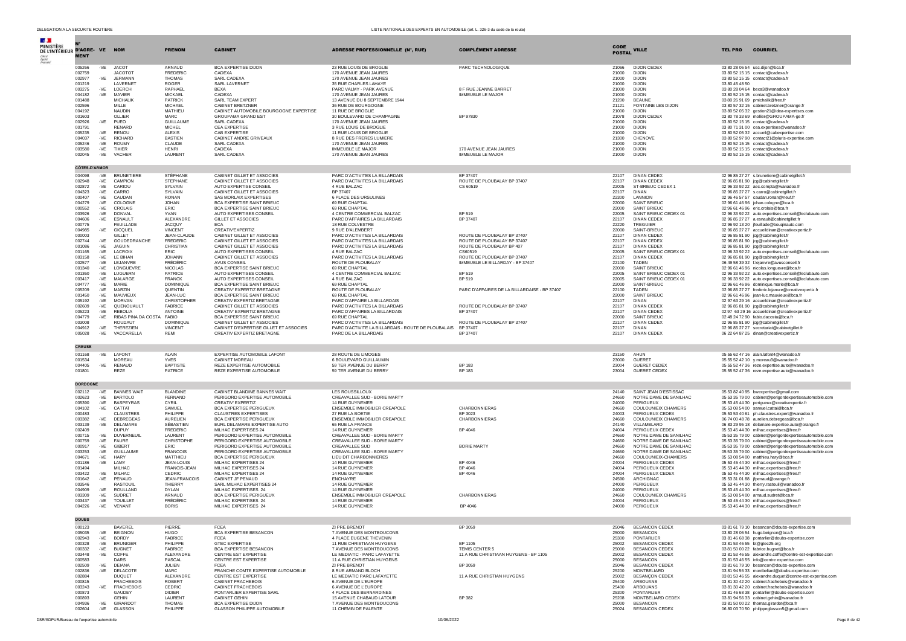| N° D'AGRE-MENT | VE | NOM | PRENOM | CABINET | ADRESSE PROFESSIONNELLE (N°, RUE) | COMPLÉMENT ADRESSE | CODE POSTAL | VILLE | TEL PRO | COURRIEL |
|---|---|---|---|---|---|---|---|---|---|---|
| 005266 | -VE | JACOT | ARNAUD | BCA EXPERTISE DIJON | 23 RUE LOUIS DE BROGLIE | PARC TECHNOLOGIQUE | 21066 | DIJON CEDEX | 03 80 28 06 54 | usc.dijon@bca.fr |
| 002759 | | JACOTOT | FREDERIC | CADEXA | 170 AVENUE JEAN JAURES | | 21000 | DIJON | 03 80 52 15 15 | contact@cadexa.fr |
| 002977 | -VE | JERMANN | THOMAS | SARL CADEXA | 170 AVENUE JEAN JAURES | | 21000 | DIJON | 03 80 52 15 15 | contact@cadexa.fr |
| 001219 | | LAVERNET | ROGER | SARL LAVERNET | 35 RUE CHARLES LAHAYE | | 21000 | DIJON | 03 80 45 48 50 | |
| 003275 | -VE | LOERCH | RAPHAEL | BEXA | PARC VALMY - PARK AVENUE | 8 F RUE JEANNE BARRET | 21000 | DIJON | 03 80 28 04 64 | bexa3@wanadoo.fr |
| 004182 | -VE | MAVIER | MICKAEL | CADEXA | 170 AVENUE JEAN JAURES | IMMEUBLE LE MAJOR | 21000 | DIJON | 03 80 52 15 15 | contact@cadexa.fr |
| 001488 | | MICHALIK | PATRICK | SARL TEAM EXPERT | 13 AVENUE DU 8 SEPTEMBRE 1944 | | 21200 | BEAUNE | 03 80 26 91 69 | pmichalik@free.fr |
| 002596 | | MILLE | MICHAEL | CABINET BRETZNER | 36 RUE DE BOURGOGNE | | 21121 | FONTAINE LES DIJON | 03 80 57 32 15 | cabinet.bretzner@orange.fr |
| 004192 | | NAUDIN | MATHIEU | CABINET AUTOMOBILE BOURGOGNE EXPERTISE | 11 RUE DE BROGLIE | | 21000 | DIJON | 03 80 52 05 32 | gestion21@idea-expertises.com |
| 001603 | | OLLIER | MARC | GROUPAMA GRAND EST | 30 BOULEVARD DE CHAMPAGNE | BP 97830 | 21078 | DIJON CEDEX | 03 80 78 33 69 | mollier@GROUPAMA-ge.fr |
| 002926 | -VE | PUEO | GUILLAUME | SARL CADEXA | 170 AVENUE JEAN JAURES | | 21000 | DIJON | 03 80 52 15 15 | contact@cadexa.fr |
| 001791 | | RENARD | MICHEL | CEA EXPERTISE | 3 RUE LOUIS DE BROGLIE | | 21000 | DIJON | 03 80 71 31 00 | cea.expertises@wanadoo.fr |
| 005235 | -VE | RENOU | ALEXIS | CAB EXPERTISE | 11 RUE LOUIS DE BROGLIE | | 21000 | DIJON | 03 80 52 05 32 | accueil@cabexpertise.com |
| 004037 | -VE | RICHARD | BASTIEN | CABINET ANDRE GRIVEAUX | 8 RUE DES FRERES LUMIERE | | 21300 | CHENOVE | 03 80 52 97 90 | contact21@pluris-expertise.com |
| 005246 | -VE | ROUMY | CLAUDE | SARL CADEXA | 170 AVENUE JEAN JAURES | | 21000 | DIJON | 03 80 52 15 15 | contact@cadexa.fr |
| 003580 | -VE | TIXIER | HENRI | CADEXA | IMMEUBLE LE MAJOR | 170 AVENUE JEAN JAURES | 21000 | DIJON | 03 80 52 15 15 | contact@cadexa.fr |
| 002045 | -VE | VACHER | LAURENT | SARL CADEXA | 170 AVENUE JEAN JAURES | IMMEUBLE LE MAJOR | 21000 | DIJON | 03 80 52 15 15 | contact@cadexa.fr |
| **CÔTES-D'ARMOR** | | | | | | | | | | |
| 004098 | -VE | BRUNETIERE | STÉPHANE | CABINET GILLET ET ASSOCIES | PARC D'ACTIVITES LA BILLARDAIS | BP 37407 | 22107 | DINAN CEDEX | 02 96 85 27 27 | s.brunetiere@cabinetgillet.fr |
| 002948 | -VE | CAMPION | STEPHANE | CABINET GILLET ET ASSOCIES | PARC D'ACTIVITES LA BILLARDAIS | ROUTE DE PLOUBALAY BP 37407 | 22107 | DINAN CEDEX | 02 96 85 81 90 | jcg@cabinetgillet.fr |
| 002872 | -VE | CARIOU | SYLVAIN | AUTO EXPERTISE CONSEIL | 4 RUE BALZAC | CS 60519 | 22005 | ST-BRIEUC CEDEX 1 | 02 96 33 92 22 | aec.compta@wanadoo.fr |
| 004323 | -VE | CARRO | SYLVAIN | CABINET GILLET ET ASSOCIES | BP 37407 | | 22107 | DINAN | 02 96 85 27 27 | s.carro@cabinetgillet.fr |
| 000407 | -VE | CAUDAN | RONAN | SAS MORLAIX EXPERTISES | 6 PLACE DES URSULINES | | 22300 | LANNION | 02 96 46 57 57 | caudan.ronan@neuf.fr |
| 004279 | -VE | COLOGNE | JOHAN | BCA EXPERTISE SAINT BRIEUC | 69 RUE CHAPTAL | | 22000 | SAINT BRIEUC | 02 96 61 46 96 | johan.cologne@bca.fr |
| 000552 | -VE | CROLAIS | ERIC | BCA EXPERTISE SAINT BRIEUC | 69 RUE CHAPTAL | | 22000 | SAINT BRIEUC | 02 96 61 46 96 | eric.crolais@bca.fr |
| 003926 | -VE | DONVAL | YVAN | AUTO EXPERTISES CONSEIL | 4 CENTRE COMMERCIAL BALZAC | BP 519 | 22005 | SAINT BRIEUC CEDEX 01 | 02 96 33 92 22 | auto.expertises.conseil@leclubauto.com |
| 004606 | -VE | ESNAULT | ALEXANDRE | GILLET ET ASSOCIES | PARC D'AFFAIRES LA BILLARDAIS | BP 37407 | 22107 | DINAN CEDEX | 02 96 85 27 27 | a.esnault@cabinetgillet.fr |
| 000775 | | FEUILLADE | JACQUY | ECA | 18 RUE COLVESTRE | | 22220 | TREGUIER | 02 96 92 13 20 | jfeuillade@bouqinauto.com |
| 004985 | -VE | GICQUEL | VINCENT | CREATIV'EXPERTIZ | 9 RUE D'ALEMBERT | | 22000 | SAINT-BRIEUC | 02 96 85 27 27 | accueildinan@creativexpertiz.fr |
| 000003 | | GILLET | JEAN-CLAUDE | CABINET GILLET ET ASSOCIES | PARC D'ACTIVITES LA BILLARDAIS | ROUTE DE PLOUBALAY BP 37407 | 22107 | DINAN CEDEX | 02 96 85 81 90 | jcg@cabinetgillet.fr |
| 002744 | -VE | GOUDEDRANCHE | FREDERIC | CABINET GILLET ET ASSOCIES | PARC D'ACTIVITES LA BILLARDAIS | ROUTE DE PLOUBALAY BP 37407 | 22107 | DINAN CEDEX | 02 96 85 81 90 | jcg@cabinetgillet.fr |
| 001086 | -VE | JAGUIN | CHRISTIAN | CABINET GILLET ET ASSOCIES | PARC D'ACTIVITES LA BILLARDAIS | ROUTE DE PLOUBALAY BP 407 | 22107 | DINAN CEDEX | 02 96 85 81 90 | jcg@cabinetgillet.fr |
| 001165 | -VE | LACROIX | ERIC | AUTO EXPERTISES CONSEIL | 4 RUE BALZAC | CS60519 | 22005 | SAINT BRIEUC CEDEX 01 | 02 96 33 92 22 | auto.expertises.conseil@leclubauto.com |
| 003158 | -VE | LE BIHAN | JOHANN | CABINET GILLET ET ASSOCIES | PARC D'ACTIVITES LA BILLARDAIS | ROUTE DE PLOUBALAY BP 37407 | 22107 | DINAN CEDEX | 02 96 85 81 90 | jcg@cabinetgillet.fr |
| 002577 | -VE | LEJANVRE | FRÉDÉRIC | AVUS CONSEIL | ROUTE DE PLOUBALAY | IMMEUBLE LE BILLARDAY - BP 37407 | 22100 | TADEN | 06 49 58 39 32 | f.lejanvre@avusconseil.fr |
| 001340 | -VE | LONGUEVRE | NICOLAS | BCA EXPERTISE SAINT BRIEUC | 69 RUE CHAPTAL | | 22000 | SAINT BRIEUC | 02 96 61 46 96 | nicolas.longuevre@bca.fr |
| 001360 | -VE | LUGUERN | PATRICE | AUTO EXPERTISES CONSEIL | 4 CENTRE COMMERCIAL BALZAC | BP 519 | 22005 | SAINT BRIEUC CEDEX 01 | 02 96 33 92 22 | auto.expertises.conseil@leclubauto.com |
| 003417 | -VE | MALARGE | FRANCK | AUTO EXPERTISES CONSEIL | 4 RUE BALZAC | BP 519 | 22005 | SAINT BRIEUC CEDEX 01 | 02 96 33 92 22 | auto.expertises.conseil@leclubauto.com |
| 004777 | -VE | MARIE | DOMINIQUE | BCA EXPERTISE SAINT BRIEUC | 69 RUE CHAPTAL | | 22000 | SAINT-BRIEUC | 02 96 61 46 96 | dominique.marie@bca.fr |
| 005209 | -VE | MARZIN | QUENTIN | CREATIV' EXPERTIZ BRETAGNE | ROUTE DE PLOUBALAY | PARC D'AFFAIRES DE LA BILLARDAISE - BP 37407 | 22100 | TADEN | 02 96 85 27 27 | frederic.lejanvre@creativexpertiz.fr |
| 001450 | -VE | MAUVIEUX | JEAN-LUC | BCA EXPERTISE SAINT BRIEUC | 69 RUE CHAPTAL | | 22000 | SAINT BRIEUC | 02 96 61 46 96 | jean-luc.mauvieux@bca.fr |
| 005192 | -VE | MORVAN | CHRISTOPHER | CREATIV EXPERTIZ BRETAGNE | PARC D'AFFAIRE LA BILLARDAIS | | 22107 | DINAN | 02 97 63 29 16 | accueildinan@creativexpertiz.fr |
| 002609 | -VE | QUENOUAULT | FABRICE | CABINET GILLET ET ASSOCIES | PARC D'ACTIVITES LA BILLARDAIS | ROUTE DE PLOUBALAY BP 37407 | 22107 | DINAN CEDEX | 02 96 85 81 90 | jcg@cabinetgillet.fr |
| 005223 | -VE | REBOLIA | ANTOINE | CREATIV' EXPERTIZ BRETAGNE | PARC D'AFFAIRES LA BILLARDAIS | BP 37407 | 22107 | DINAN CEDEX | 02 97 63 29 16 | accueildinan@creativexpertiz.fr |
| 004779 | -VE | RIBAS PINA DA COSTA | FABIO | BCA EXPERTISE SAINT BRIEUC | 69 RUE CHAPTAL | | 22000 | SAINT BRIEUC | 02 48 24 72 90 | fabio.dacosta@bca.fr |
| 003008 | | ROUDAUT | DOMINIQUE | CABINET GILLET ET ASSOCIES | PARC D'ACTIVITES LA BILLARDAIS | ROUTE DE PLOUBALAY BP 37407 | 22107 | DINAN CEDEX | 02 96 85 81 90 | jcg@cabinetgillet.fr |
| 004912 | -VE | THEREZIEN | VINCENT | CABINET D'EXPERTISE GILLET ET ASSOCIES | PARC D'ACTIVITE LA BILLARDAIS - ROUTE DE PLOUBALAIS | BP 37407 | 22107 | DINAN | 02 96 85 27 27 | secretariat@cabinetgillet.fr |
| 005028 | -VE | VACCARELLA | REMI | CREATIV EXPERTIZ BRETAGNE | PARC DE LA BILLARDAIS | BP 37407 | 22107 | DINAN CEDEX | 06 22 64 87 25 | dinan@creativexpertiz.fr |
| **CREUSE** | | | | | | | | | | |
| 001168 | -VE | LAFONT | ALAIN | EXPERTISE AUTOMOBILE LAFONT | 28 ROUTE DE LIMOGES | | 23150 | AHUN | 05 55 62 47 16 | alain.lafont4@wanadoo.fr |
| 001534 | | MOREAU | YVES | CABINET MOREAU | 6 BOULEVARD GUILLAUMIN | | 23000 | GUERET | 05 55 52 42 10 | y.moreau3@wanadoo.fr |
| 004405 | -VE | RENAUD | BAPTISTE | REZE EXPERTISE AUTOMOBILE | 59 TER AVENUE DU BERRY | BP 183 | 23004 | GUERET CEDEX | 05 55 52 47 36 | reze.expertise.auto@wanadoo.fr |
| 001801 | | REZE | PATRICE | REZE EXPERTISE AUTOMOBILE | 59 TER AVENUE DU BERRY | BP 183 | 23004 | GUERET CEDEX | 05 55 52 47 36 | reze.expertise.auto@wanadoo.fr |
| **DORDOGNE** | | | | | | | | | | |
| 002112 | -VE | BANNES WAIT | BLANDINE | CABINET BLANDINE BANNES WAIT | LES ROUSSILLOUX | | 24140 | SAINT JEAN D'ESTISSAC | 05 53 82 40 95 | bwexpertise@gmail.com |
| 002623 | -VE | BARTOLO | FERNAND | PERIGORD EXPERTISE AUTOMOBILE | CREAVALLEE SUD - BORIE MARTY | | 24660 | NOTRE DAME DE SANILHAC | 05 53 35 79 00 | cabinet@perigordexpertiseautomobile.com |
| 005390 | -VE | BASPEYRAS | CYRIL | CREATIV' EXPERTIZ | 14 RUE GUYNEMER | | 24000 | PERIGUEUX | 05 53 45 44 30 | perigueux@creativexpertiz.fr |
| 004102 | -VE | CATTAÏ | SAMUEL | BCA EXPERTISE PERIGUEUX | ENSEMBLE IMMOBILIER CREAPOLE | CHARBONNIERAS | 24660 | COULOUNIEIX CHAMIERS | 05 53 08 54 00 | samuel.cattai@bca.fr |
| 000483 | | CLAUSTRES | PHILIPPE | CLAUSTRES EXPERTISES | 27 RUE LA BOETIE | BP 3023 | 24003 | PERIGUEUX CEDEX | 05 53 53 40 61 | ph.claustres.expert@wanadoo.fr |
| 003382 | -VE | DEBREGEAS | AURELIEN | BCA EXPERTISE PERIGUEUX | ENSEMBLE IMMOBILIER CREAPOLE | CHARBONNIERAS | 24660 | COULOUNIEIX CHAMIERS | 06 74 00 48 78 | aurelien.debregeas@bca.fr |
| 003139 | -VE | DELAMARE | SÉBASTIEN | EURL DELAMARE EXPERTISE AUTO | 65 RUE LA FRANCE | | 24140 | VILLAMBLARD | 06 83 29 95 18 | delamare.expertise.auto@orange.fr |
| 002409 | | DUPUY | FREDERIC | MILHAC EXPERTISES 24 | 14 RUE GUYNEMER | BP 4046 | 24004 | PERIGUEUX CEDEX | 05 53 45 44 30 | milhac.expertises@free.fr |
| 000715 | -VE | DUVERNEUIL | LAURENT | PERIGORD EXPERTISE AUTOMOBILE | CREAVALLEE SUD - BORIE MARTY | | 24660 | NOTRE DAME DE SANILHAC | 05 53 35 79 00 | cabinet@perigordexpertiseautomobile.com |
| 000759 | -VE | FAURE | CHRISTOPHE | PERIGORD EXPERTISE AUTOMOBILE | CREAVALLEE SUD - BORIE MARTY | | 24660 | NOTRE DAME DE SANILHAC | 05 53 35 79 00 | cabinet@perigordexpertiseautomobile.com |
| 000917 | -VE | GIBERT | ERIC | PERIGORD EXPERTISE AUTOMOBILE | CREAVALLEE SUD | BORIE MARTY | 24660 | NOTRE DAME DE SANILHAC | 05 53 35 79 00 | cabinet@perigordexpertiseautomobile.com |
| 003253 | -VE | GUILLAUME | FRANCOIS | PERIGORD EXPERTISE AUTOMOBILE | CREAVALLEE SUD - BORIE MARTY | | 24660 | NOTRE DAME DE SANILHAC | 05 53 35 79 00 | cabinet@perigordexpertiseautomobile.com |
| 004671 | -VE | HARY | MATTHIEU | BCA EXPERTISE PERIGUEUX | LIEU DIT CHARBONNIERES | | 24660 | COULOUNIEIX-CHAMIERS | 05 53 08 54 00 | matthieu.hary@bca.fr |
| 001186 | -VE | LAMY | JEAN-LOUIS | MILHAC EXPERTISES 24 | 14 RUE GUYNEMER | BP 4046 | 24004 | PERIGUEUX CEDEX | 05 53 45 44 30 | milhac.expertises@free.fr |
| 001494 | | MILHAC | FRANCIS-JEAN | MILHAC EXPERTISES 24 | 14 RUE GUYNEMER | BP 4046 | 24004 | PERIGUEUX CEDEX | 05 53 45 44 30 | milhac.expertises@free.fr |
| 003422 | -VE | MILHAC | CEDRIC | MILHAC EXPERTISES 24 | 14 RUE GUYNEMER | BP 4046 | 24004 | PERIGUEUX CEDEX | 05 53 45 44 30 | milhac.expertises@free.fr |
| 001642 | -VE | PENAUD | JEAN-FRANCOIS | CABINET JF PENAUD | ENCHAYRE | | 24590 | ARCHIGNAC | 05 53 31 01 88 | jfpenaud@orange.fr |
| 003546 | | RASTOUIL | THIERRY | SARL MILHAC EXPERTISES 24 | 14 RUE GUYNEMER | | 24000 | PERIGUEUX | 05 53 45 44 30 | thierry.rastouil@wanadoo.fr |
| 004909 | -VE | ROULLAND | DYLAN | MILHAC EXPERTISES 24 | 14 RUE GUYNEMER | | 24000 | PERIGUEUX | 05 53 45 44 30 | milhac.expertises@free.fr |
| 003309 | -VE | SUDRET | ARNAUD | BCA EXPERTISE PERIGUEUX | ENSEMBLE IMMOBILIER CREAPOLE | CHARBONNIERAS | 24660 | COULOUNIEIX CHAMIERS | 05 53 08 54 00 | arnaud.sudret@bca.fr |
| 003437 | -VE | TOUILLET | FRÉDÉRIC | MILHAC EXPERTISES 24 | 14 RUE GUYNEMER | | 24004 | PERIGUEUX | 05 53 45 44 30 | milhac.expertises@free.fr |
| 004226 | -VE | VENANT | BORIS | MILHAC EXPERTISES 24 | 14 RUE GUYNEMER | BP 4046 | 24000 | PERIGUEUX | 05 53 45 44 30 | milhac.expertises@free.fr |
| **DOUBS** | | | | | | | | | | |
| 000123 | | BAVEREL | PIERRE | FCEA | ZI PRE BRENOT | BP 3059 | 25046 | BESANCON CEDEX | 03 81 61 79 10 | besancon@doubs-expertise.com |
| 005035 | -VE | BEIGNON | HUGO | BCA EXPERTISE BESANCON | 7 AVENUE DES MONTBOUCONS | | 25000 | BESANCON | 03 80 28 06 54 | hugo.beignon@bca.fr |
| 002943 | -VE | BORDY | FABRICE | FCEA | 4 PLACE EUGENE THEVENIN | | 25300 | PONTARLIER | 03 81 46 68 38 | pontarlier@doubs-expertise.com |
| 000328 | -VE | BRUNIGER | PHILIPPE | GTEC EXPERTISE | 11 RUE CHRISTIAAN HUYGENS | BP 1105 | 25002 | BESANCON CEDEX | 03 81 53 46 55 | bt@gtec25.org |
| 000332 | -VE | BUGNET | FABRICE | BCA EXPERTISE BESANCON | 7 AVENUE DES MONTBOUCONS | TEMIS CENTER 5 | 25000 | BESANCON CEDEX | 03 81 50 00 22 | fabrice.bugnet@bca.fr |
| 003448 | -VE | COFFE | ALEXANDRE | CENTRE EST EXPERTISE | LE MEDIATIC - PARC LAFAYETTE | 11 A RUE CHRISTIAAN HUYGENS - BP 1105 | 25002 | BESANCON CEDEX | 03 81 53 46 55 | alexandre.coffe@centre-est-expertise.com |
| 000583 | | DARS | PASCAL | CENTRE EST EXPERTISE | 11 A RUE CHRISTIAN HUYGENS | | 25000 | BESANCON | 03 81 53 46 55 | info@centre expertise.com |
| 002509 | -VE | DEIANA | JULIEN | FCEA | ZI PRE BRENOT | BP 3059 | 25046 | BESANCON CEDEX | 03 81 61 79 10 | besancon@doubs-expertise.com |
| 002836 | -VE | DELACOTE | MARC | FRANCHE COMTE EXPERTISE AUTOMOBILE | 8 RUE ARMAND BLOCH | | 25200 | MONTBELIARD | 03 81 94 56 33 | montbeliard@doubs-expertise.com |
| 002884 | | DUQUET | ALEXANDRE | CENTRE EST EXPERTISE | LE MEDIATIC PARC LAFAYETTE | 11 A RUE CHRISTIAN HUYGENS | 25002 | BESANÇON CEDEX | 03 81 53 46 55 | alexandre.duquet@centre-est-expertise.com |
| 000815 | | FRACHEBOIS | ROBERT | CABINET FRACHEBOIS | 6 AVENUE DE L'EUROPE | | 25400 | ARBOUANS | 03 81 30 42 20 | cabinet.frachebois@wanadoo.fr |
| 003243 | -VE | FRACHEBOIS | CEDRIC | CABINET FRACHEBOIS | 6 AVENUE DE L'EUROPE | | 25400 | ARBOUANS | 03 81 30 42 20 | cabinet.frachebois@wanadoo.fr |
| 000873 | | GAUDEY | DIDIER | PONTARLIER EXPERTISE SARL | 4 PLACE DES BERNARDINES | | 25300 | PONTARLIER | 03 81 46 68 38 | pontarlier@doubs-expertise.com |
| 000893 | | GEHIN | LAURENT | CABINET GEHIN | 15 AVENUE CHABAUD LATOUR | BP 382 | 25208 | MONTBELIARD CEDEX | 03 81 94 56 33 | cabinet.gehin@wanadoo.fr |
| 004936 | -VE | GIRARDOT | THOMAS | BCA EXPERTISE DIJON | 7 AVENUE DES MONTBOUCONS | | 25000 | BESANCON | 03 81 50 00 22 | thomas.girardot@bca.fr |
| 002604 | -VE | GLASSON | PHILIPPE | GLASSON PHILIPPE AUTOMOBILE | 11 CHEMIN DE PALENTE | | 25024 | BESANCON CEDEX | 06 80 03 70 50 | philippeglasson5@gmail.com |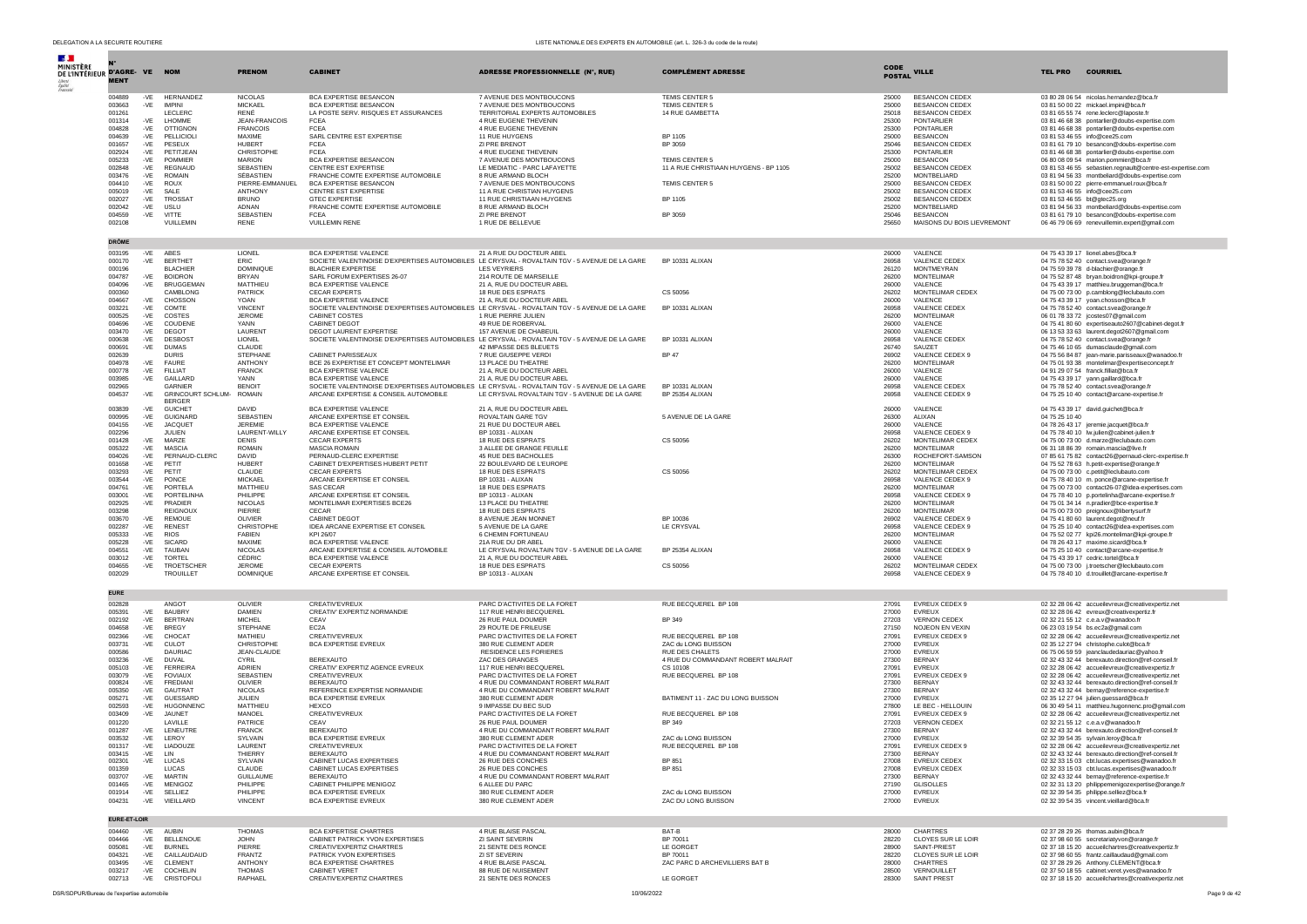| N° D'AGRE-MENT | VE | NOM | PRENOM | CABINET | ADRESSE PROFESSIONNELLE (N°, RUE) | COMPLÉMENT ADRESSE | CODE POSTAL | VILLE | TEL PRO | COURRIEL |
|---|---|---|---|---|---|---|---|---|---|---|
| 004889 | -VE | HERNANDEZ | NICOLAS | BCA EXPERTISE BESANCON | 7 AVENUE DES MONTBOUCONS | TEMIS CENTER 5 | 25000 | BESANCON CEDEX | 03 80 28 06 54 | nicolas.hernandez@bca.fr |
| 003663 | -VE | IMPINI | MICKAEL | BCA EXPERTISE BESANCON | 7 AVENUE DES MONTBOUCONS | TEMIS CENTER 5 | 25000 | BESANCON CEDEX | 03 81 50 00 22 | mickael.impini@bca.fr |
| 001261 | | LECLERC | RENÉ | LA POSTE SERV. RISQUES ET ASSURANCES | TERRITORIAL EXPERTS AUTOMOBILES | 14 RUE GAMBETTA | 25018 | BESANCON CEDEX | 03 81 65 55 74 | rene.leclerc@laposte.fr |
| 001314 | -VE | LHOMME | JEAN-FRANCOIS | FCEA | 4 RUE EUGENE THEVENIN | | 25300 | PONTARLIER | 03 81 46 68 38 | pontarlier@doubs-expertise.com |
| 004828 | -VE | OTTIGNON | FRANCOIS | FCEA | 4 RUE EUGENE THEVENIN | | 25300 | PONTARLIER | 03 81 46 68 38 | pontarlier@doubs-expertise.com |
| 004639 | -VE | PELLICIOLI | MAXIME | SARL CENTRE EST EXPERTISE | 11 RUE HUYGENS | BP 1105 | 25000 | BESANCON | 03 81 53 46 55 | info@cee25.com |
| 001657 | -VE | PESEUX | HUBERT | FCEA | ZI PRE BRENOT | BP 3059 | 25046 | BESANCON CEDEX | 03 81 61 79 10 | besancon@doubs-expertise.com |
| 002924 | -VE | PETITJEAN | CHRISTOPHE | FCEA | 4 RUE EUGENE THEVENIN | | 25300 | PONTARLIER | 03 81 46 68 38 | pontarlier@doubs-expertise.com |
| 005233 | -VE | POMMIER | MARION | BCA EXPERTISE BESANCON | 7 AVENUE DES MONTBOUCONS | TEMIS CENTER 5 | 25000 | BESANCON | 06 80 08 09 54 | marion.pommier@bca.fr |
| 002848 | -VE | REGNAUD | SEBASTIEN | CENTRE EST EXPERTISE | LE MEDIATIC - PARC LAFAYETTE | 11 A RUE CHRISTIAAN HUYGENS - BP 1105 | 25002 | BESANCON CEDEX | 03 81 53 46 55 | sebastien.regnault@centre-est-expertise.com |
| 003476 | -VE | ROMAIN | SÉBASTIEN | FRANCHE COMTE EXPERTISE AUTOMOBILE | 8 RUE ARMAND BLOCH | | 25200 | MONTBELIARD | 03 81 94 56 33 | montbeliard@doubs-expertise.com |
| 004410 | -VE | ROUX | PIERRE-EMMANUEL | BCA EXPERTISE BESANCON | 7 AVENUE DES MONTBOUCONS | TEMIS CENTER 5 | 25000 | BESANCON CEDEX | 03 81 50 00 22 | pierre-emmanuel.roux@bca.fr |
| 005019 | -VE | SALE | ANTHONY | CENTRE EST EXPERTISE | 11 A RUE CHRISTIAN HUYGENS | | 25002 | BESANCON CEDEX | 03 81 53 46 55 | info@cee25.com |
| 002027 | -VE | TROSSAT | BRUNO | GTEC EXPERTISE | 11 RUE CHRISTIAAN HUYGENS | BP 1105 | 25002 | BESANCON CEDEX | 03 81 53 46 55 | bt@gtec25.org |
| 002042 | -VE | USLU | ADNAN | FRANCHE COMTE EXPERTISE AUTOMOBILE | 8 RUE ARMAND BLOCH | | 25200 | MONTBELIARD | 03 81 94 56 33 | montbeliard@doubs-expertise.com |
| 004559 | -VE | VITTE | SEBASTIEN | FCEA | ZI PRE BRENOT | BP 3059 | 25046 | BESANCON | 03 81 61 79 10 | besancon@doubs-expertise.com |
| 002108 | | VUILLEMIN | RENE | VUILLEMIN RENE | 1 RUE DE BELLEVUE | | 25650 | MAISONS DU BOIS LIEVREMONT | 06 46 79 06 69 | renevuillemin.expert@gmail.com |
| **DRÔME** | | | | | | | | | | |
| 003195 | -VE | ABES | LIONEL | BCA EXPERTISE VALENCE | 21 A RUE DU DOCTEUR ABEL | | 26000 | VALENCE | 04 75 43 39 17 | lionel.abes@bca.fr |
| 000170 | -VE | BERTHET | ERIC | SOCIETE VALENTINOISE D'EXPERTISES AUTOMOBILES | LE CRYSVAL - ROVALTAIN TGV - 5 AVENUE DE LA GARE | BP 10331 ALIXAN | 26958 | VALENCE CEDEX | 04 75 78 52 40 | contact.svea@orange.fr |
| 000196 | | BLACHIER | DOMINIQUE | BLACHIER EXPERTISE | LES VEYRIERS | | 26120 | MONTMEYRAN | 04 75 59 39 78 | d-blachier@orange.fr |
| 004787 | -VE | BOIDRON | BRYAN | SARL FORUM EXPERTISES 26-07 | 214 ROUTE DE MARSEILLE | | 26200 | MONTELIMAR | 04 75 52 87 48 | bryan.boidron@kpi-groupe.fr |
| 004096 | -VE | BRUGGEMAN | MATTHIEU | BCA EXPERTISE VALENCE | 21 A, RUE DU DOCTEUR ABEL | | 26000 | VALENCE | 04 75 43 39 17 | matthieu.bruggeman@bca.fr |
| 000360 | | CAMBLONG | PATRICK | CECAR EXPERTS | 18 RUE DES ESPRATS | CS 50056 | 26202 | MONTELIMAR CEDEX | 04 75 00 73 00 | p.camblong@leclubauto.com |
| 004667 | -VE | CHOSSON | YOAN | BCA EXPERTISE VALENCE | 21 A, RUE DU DOCTEUR ABEL | | 26000 | VALENCE | 04 75 43 39 17 | yoan.chosson@bca.fr |
| 003221 | -VE | COMTE | VINCENT | SOCIETE VALENTINOISE D'EXPERTISES AUTOMOBILES | LE CRYSVAL - ROVALTAIN TGV - 5 AVENUE DE LA GARE | BP 10331 ALIXAN | 26958 | VALENCE CEDEX | 04 75 78 52 40 | contact.svea@orange.fr |
| 000525 | -VE | COSTES | JEROME | CABINET COSTES | 1 RUE PIERRE JULIEN | | 26200 | MONTELIMAR | 06 01 78 33 72 | jcostes07@gmail.com |
| 004696 | -VE | COUDENE | YANN | CABINET DEGOT | 49 RUE DE ROBERVAL | | 26000 | VALENCE | 04 75 41 80 60 | expertiseauto2607@cabinet-degot.fr |
| 003470 | -VE | DEGOT | LAURENT | DEGOT LAURENT EXPERTISE | 157 AVENUE DE CHABEUIL | | 26000 | VALENCE | 06 13 53 33 63 | laurent.degot2607@gmail.com |
| 000638 | -VE | DESBOST | LIONEL | SOCIETE VALENTINOISE D'EXPERTISES AUTOMOBILES | LE CRYSVAL - ROVALTAIN TGV - 5 AVENUE DE LA GARE | BP 10331 ALIXAN | 26958 | VALENCE CEDEX | 04 75 78 52 40 | contact.svea@orange.fr |
| 000691 | -VE | DUMAS | CLAUDE | | 42 IMPASSE DES BLEUETS | | 26740 | SAUZET | 04 75 46 10 65 | dumasclaude@gmail.com |
| 002639 | | DURIS | STEPHANE | CABINET PARISSEAUX | 7 RUE GIUSEPPE VERDI | BP 47 | 26902 | VALENCE CEDEX 9 | 04 75 56 84 87 | jean-marie.parisseaux@wanadoo.fr |
| 004979 | -VE | FAURE | ANTHONY | BCE 26 EXPERTISE ET CONCEPT MONTELIMAR | 13 PLACE DU THEATRE | | 26200 | MONTELIMAR | 04 75 01 93 38 | montelimar@expertiseconcept.fr |
| 000778 | -VE | FILLIAT | FRANCK | BCA EXPERTISE VALENCE | 21 A, RUE DU DOCTEUR ABEL | | 26000 | VALENCE | 04 91 29 07 54 | franck.filliat@bca.fr |
| 003985 | -VE | GAILLARD | YANN | BCA EXPERTISE VALENCE | 21 A, RUE DU DOCTEUR ABEL | | 26000 | VALENCE | 04 75 43 39 17 | yann.gaillard@bca.fr |
| 002965 | | GARNIER | BENOIT | SOCIETE VALENTINOISE D'EXPERTISES AUTOMOBILES | LE CRYSVAL - ROVALTAIN TGV - 5 AVENUE DE LA GARE | BP 10331 ALIXAN | 26958 | VALENCE CEDEX | 04 75 78 52 40 | contact.svea@orange.fr |
| 004537 | -VE | GRINCOURT SCHLUM-BERGER | ROMAIN | ARCANE EXPERTISE & CONSEIL AUTOMOBILE | LE CRYSVAL ROVALTAIN TGV - 5 AVENUE DE LA GARE | BP 25354 ALIXAN | 26958 | VALENCE CEDEX 9 | 04 75 25 10 40 | contact@arcane-expertise.fr |
| 003839 | -VE | GUICHET | DAVID | BCA EXPERTISE VALENCE | 21 A, RUE DU DOCTEUR ABEL | | 26000 | VALENCE | 04 75 43 39 17 | david.guichet@bca.fr |
| 000995 | -VE | GUIGNARD | SEBASTIEN | ARCANE EXPERTISE ET CONSEIL | ROVALTAIN GARE TGV | 5 AVENUE DE LA GARE | 26300 | ALIXAN | 04 75 25 10 40 | |
| 004155 | -VE | JACQUET | JEREMIE | BCA EXPERTISE VALENCE | 21 RUE DU DOCTEUR ABEL | | 26000 | VALENCE | 04 78 26 43 17 | jeremie.jacquet@bca.fr |
| 002296 | | JULIEN | LAURENT-WILLY | ARCANE EXPERTISE ET CONSEIL | BP 10331 - ALIXAN | | 26958 | VALENCE CEDEX 9 | 04 75 78 40 10 | lw.julien@cabinet-julien.fr |
| 001428 | -VE | MARZE | DENIS | CECAR EXPERTS | 18 RUE DES ESPRATS | CS 50056 | 26202 | MONTELIMAR CEDEX | 04 75 00 73 00 | d.marze@leclubauto.com |
| 005322 | -VE | MASCIA | ROMAIN | MASCIA ROMAIN | 3 ALLEE DE GRANGE FEUILLE | | 26200 | MONTELIMAR | 06 31 18 86 39 | romain.mascia@live.fr |
| 004026 | -VE | PERNAUD-CLERC | DAVID | PERNAUD-CLERC EXPERTISE | 45 RUE DES BACHOLLES | | 26300 | ROCHEFORT-SAMSON | 07 85 61 75 82 | contact26@pernaud-clerc-expertise.fr |
| 001658 | -VE | PETIT | HUBERT | CABINET D'EXPERTISES HUBERT PETIT | 22 BOULEVARD DE L'EUROPE | | 26200 | MONTELIMAR | 04 75 52 78 63 | h.petit-expertise@orange.fr |
| 003293 | -VE | PETIT | CLAUDE | CECAR EXPERTS | 18 RUE DES ESPRATS | CS 50056 | 26202 | MONTELIMAR CEDEX | 04 75 00 73 00 | c.petit@leclubauto.com |
| 003544 | -VE | PONCE | MICKAEL | ARCANE EXPERTISE ET CONSEIL | BP 10331 - ALIXAN | | 26958 | VALENCE CEDEX 9 | 04 75 78 40 10 | m. ponce@arcane-expertise.fr |
| 004761 | -VE | PORTELA | MATTHIEU | SAS CECAR | 18 RUE DES ESPRATS | | 26200 | MONTELIMAR | 04 75 00 73 00 | contact26-07@idea-expertises.com |
| 003001 | -VE | PORTELINHA | PHILIPPE | ARCANE EXPERTISE ET CONSEIL | BP 10313 - ALIXAN | | 26958 | VALENCE CEDEX 9 | 04 75 78 40 10 | p.portelinha@arcane-expertise.fr |
| 002925 | -VE | PRADIER | NICOLAS | MONTELIMAR EXPERTISES BCE26 | 13 PLACE DU THEATRE | | 26200 | MONTELIMAR | 04 75 01 34 14 | n.pradier@bce-expertise.fr |
| 003298 | | REIGNOUX | PIERRE | CECAR | 18 RUE DES ESPRATS | | 26200 | MONTELIMAR | 04 75 00 73 00 | preignoux@libertysurf.fr |
| 003670 | -VE | REMOUE | OLIVIER | CABINET DEGOT | 8 AVENUE JEAN MONNET | BP 10036 | 26902 | VALENCE CEDEX 9 | 04 75 41 80 60 | laurent.degot@neuf.fr |
| 002287 | -VE | RENEST | CHRISTOPHE | IDEA ARCANE EXPERTISE ET CONSEIL | 5 AVENUE DE LA GARE | LE CRYSVAL | 26958 | VALENCE CEDEX 9 | 04 75 25 10 40 | contact26@idea-expertises.com |
| 005333 | -VE | RIOS | FABIEN | KPI 26/07 | 6 CHEMIN FORTUNEAU | | 26200 | MONTELIMAR | 04 75 52 07 77 | kpi26.montelimar@kpi-groupe.fr |
| 005228 | -VE | SICARD | MAXIME | BCA EXPERTISE VALENCE | 21A RUE DU DR ABEL | | 26000 | VALENCE | 04 78 26 43 17 | maxime.sicard@bca.fr |
| 004551 | -VE | TAUBAN | NICOLAS | ARCANE EXPERTISE & CONSEIL AUTOMOBILE | LE CRYSVAL ROVALTAIN TGV - 5 AVENUE DE LA GARE | BP 25354 ALIXAN | 26958 | VALENCE CEDEX 9 | 04 75 25 10 40 | contact@arcane-expertise.fr |
| 003012 | -VE | TORTEL | CÉDRIC | BCA EXPERTISE VALENCE | 21 A, RUE DU DOCTEUR ABEL | | 26000 | VALENCE | 04 75 43 39 17 | cedric.tortel@bca.fr |
| 004655 | -VE | TROETSCHER | JEROME | CECAR EXPERTS | 18 RUE DES ESPRATS | CS 50056 | 26202 | MONTELIMAR CEDEX | 04 75 00 73 00 | j.troetscher@leclubauto.com |
| 002029 | | TROUILLET | DOMINIQUE | ARCANE EXPERTISE ET CONSEIL | BP 10313 - ALIXAN | | 26958 | VALENCE CEDEX 9 | 04 75 78 40 10 | d.trouillet@arcane-expertise.fr |
| **EURE** | | | | | | | | | | |
| 002828 | | ANGOT | OLIVIER | CREATIV'EVREUX | PARC D'ACTIVITES DE LA FORET | RUE BECQUEREL BP 108 | 27091 | EVREUX CEDEX 9 | 02 32 28 06 42 | accueilevreux@creativexpertiz.net |
| 005391 | -VE | BAUBRY | DAMIEN | CREATIV' EXPERTIZ NORMANDIE | 117 RUE HENRI BECQUEREL | | 27000 | EVREUX | 02 32 28 06 42 | evreux@creativexpertiz.fr |
| 002192 | -VE | BERTRAN | MICHEL | CEAV | 26 RUE PAUL DOUMER | BP 349 | 27203 | VERNON CEDEX | 02 32 21 55 12 | c.e.a.v@wanadoo.fr |
| 004658 | -VE | BREGY | STEPHANE | EC2A | 29 ROUTE DE FRILEUSE | | 27150 | NOJEON EN VEXIN | 06 23 03 19 54 | bs.ec2a@gmail.com |
| 002366 | -VE | CHOCAT | MATHIEU | CREATIV'EVREUX | PARC D'ACTIVITES DE LA FORET | RUE BECQUEREL BP 108 | 27091 | EVREUX CEDEX 9 | 02 32 28 06 42 | accueilevreux@creativexpertiz.net |
| 003731 | -VE | CULOT | CHRISTOPHE | BCA EXPERTISE EVREUX | 380 RUE CLEMENT ADER | ZAC du LONG BUISSON | 27000 | EVREUX | 02 35 12 27 94 | christophe.culot@bca.fr |
| 000586 | | DAURIAC | JEAN-CLAUDE | | RESIDENCE LES FORIERES | RUE DES CHALETS | 27000 | EVREUX | 06 75 06 59 59 | jeanclaudedauriac@yahoo.fr |
| 003236 | -VE | DUVAL | CYRIL | BEREXAUTO | ZAC DES GRANGES | 4 RUE DU COMMANDANT ROBERT MALRAIT | 27300 | BERNAY | 02 32 43 32 44 | berexauto.direction@ref-conseil.fr |
| 005103 | -VE | FERREIRA | ADRIEN | CREATIV' EXPERTIZ AGENCE EVREUX | 117 RUE HENRI BECQUEREL | CS 10108 | 27091 | EVREUX | 02 32 28 06 42 | accueilevreux@creativexpertiz.fr |
| 003079 | -VE | FOVIAUX | SEBASTIEN | CREATIV'EVREUX | PARC D'ACTIVITES DE LA FORET | RUE BECQUEREL BP 108 | 27091 | EVREUX CEDEX 9 | 02 32 28 06 42 | accueilevreux@creativexpertiz.net |
| 003824 | -VE | FREDIANI | OLIVIER | BEREXAUTO | 4 RUE DU COMMANDANT ROBERT MALRAIT | | 27300 | BERNAY | 02 32 43 32 44 | berexauto.direction@ref-conseil.fr |
| 005350 | -VE | GAUTRAT | NICOLAS | REFERENCE EXPERTISE NORMANDIE | 4 RUE DU COMMANDANT ROBERT MALRAIT | | 27300 | BERNAY | 02 32 43 32 44 | bernay@reference-expertise.fr |
| 005271 | -VE | GUESSARD | JULIEN | BCA EXPERTISE EVREUX | 380 RUE CLEMENT ADER | BATIMENT 11 - ZAC DU LONG BUISSON | 27000 | EVREUX | 02 35 12 27 94 | julien.guessard@bca.fr |
| 002593 | -VE | HUGONNENC | MATTHIEU | HEXCO | 9 IMPASSE DU BEC SUD | | 27800 | LE BEC - HELLOUIN | 06 30 49 54 11 | matthieu.hugonnenc.pro@gmail.com |
| 003409 | -VE | JAUNET | MANOEL | CREATIV'EVREUX | PARC D'ACTIVITES DE LA FORET | RUE BECQUEREL BP 108 | 27091 | EVREUX CEDEX 9 | 02 32 28 06 42 | accueilevreux@creativexpertiz.net |
| 001220 | | LAVILLE | PATRICE | CEAV | 26 RUE PAUL DOUMER | BP 349 | 27203 | VERNON CEDEX | 02 32 21 55 12 | c.e.a.v@wanadoo.fr |
| 001287 | -VE | LENEUTRE | FRANCK | BEREXAUTO | 4 RUE DU COMMANDANT ROBERT MALRAIT | | 27300 | BERNAY | 02 32 43 32 44 | berexauto.direction@ref-conseil.fr |
| 003532 | -VE | LEROY | SYLVAIN | BCA EXPERTISE EVREUX | 380 RUE CLEMENT ADER | ZAC du LONG BUISSON | 27000 | EVREUX | 02 32 39 54 35 | sylvain.leroy@bca.fr |
| 001317 | -VE | LIADOUZE | LAURENT | CREATIV'EVREUX | PARC D'ACTIVITES DE LA FORET | RUE BECQUEREL BP 108 | 27091 | EVREUX CEDEX 9 | 02 32 28 06 42 | accueilevreux@creativexpertiz.net |
| 003415 | -VE | LIN | THIERRY | BEREXAUTO | 4 RUE DU COMMANDANT ROBERT MALRAIT | | 27300 | BERNAY | 02 32 43 32 44 | berexauto.direction@ref-conseil.fr |
| 002301 | -VE | LUCAS | SYLVAIN | CABINET LUCAS EXPERTISES | 26 RUE DES CONCHES | BP 851 | 27008 | EVREUX CEDEX | 02 32 33 15 03 | cbt.lucas.expertises@wanadoo.fr |
| 001359 | | LUCAS | CLAUDE | CABINET LUCAS EXPERTISES | 26 RUE DES CONCHES | BP 851 | 27008 | EVREUX CEDEX | 02 32 33 15 03 | cbt.lucas.expertises@wanadoo.fr |
| 003707 | -VE | MARTIN | GUILLAUME | BEREXAUTO | 4 RUE DU COMMANDANT ROBERT MALRAIT | | 27300 | BERNAY | 02 32 43 32 44 | bernay@reference-expertise.fr |
| 001465 | -VE | MENIGOZ | PHILIPPE | CABINET PHILIPPE MENIGOZ | 6 ALLEE DU PARC | | 27190 | GLISOLLES | 02 32 31 13 20 | philippemenigozexpertise@orange.fr |
| 001914 | -VE | SELLIEZ | PHILIPPE | BCA EXPERTISE EVREUX | 380 RUE CLEMENT ADER | ZAC du LONG BUISSON | 27000 | EVREUX | 02 32 39 54 35 | philippe.selliez@bca.fr |
| 004231 | -VE | VIEILLARD | VINCENT | BCA EXPERTISE EVREUX | 380 RUE CLEMENT ADER | ZAC DU LONG BUISSON | 27000 | EVREUX | 02 32 39 54 35 | vincent.vieillard@bca.fr |
| **EURE-ET-LOIR** | | | | | | | | | | |
| 004460 | -VE | AUBIN | THOMAS | BCA EXPERTISE CHARTRES | 4 RUE BLAISE PASCAL | BAT-B | 28000 | CHARTRES | 02 37 28 29 26 | thomas.aubin@bca.fr |
| 004466 | -VE | BELLENOUE | JOHN | CABINET PATRICK YVON EXPERTISES | ZI SAINT SEVERIN | BP 70011 | 28220 | CLOYES SUR LE LOIR | 02 37 98 60 55 | secretariatyvon@orange.fr |
| 005081 | -VE | BURNEL | PIERRE | CREATIV'EXPERTIZ CHARTRES | 21 SENTE DES RONCE | LE GORGET | 28900 | SAINT-PRIEST | 02 37 18 15 20 | accueilchartres@creativexpertiz.fr |
| 004321 | -VE | CAILLAUDAUD | FRANTZ | PATRICK YVON EXPERTISES | ZI ST SEVERIN | BP 70011 | 28220 | CLOYES SUR LE LOIR | 02 37 98 60 55 | frantz.caillaudaud@gmail.com |
| 003495 | -VE | CLEMENT | ANTHONY | BCA EXPERTISE CHARTRES | 4 RUE BLAISE PASCAL | ZAC PARC D ARCHEVILLIERS BAT B | 28000 | CHARTRES | 02 37 28 29 26 | Anthony.CLEMENT@bca.fr |
| 003217 | -VE | COCHELIN | THOMAS | CABINET VERET | 88 RUE DE NUISEMENT | | 28500 | VERNOUILLET | 02 37 50 18 55 | cabinet.veret.yves@wanadoo.fr |
| 002713 | -VE | CRISTOFOLI | RAPHAEL | CREATIV'EXPERTIZ CHARTRES | 21 SENTE DES RONCES | LE GORGET | 28300 | SAINT PREST | 02 37 18 15 20 | accueilchartres@creativexpertiz.net |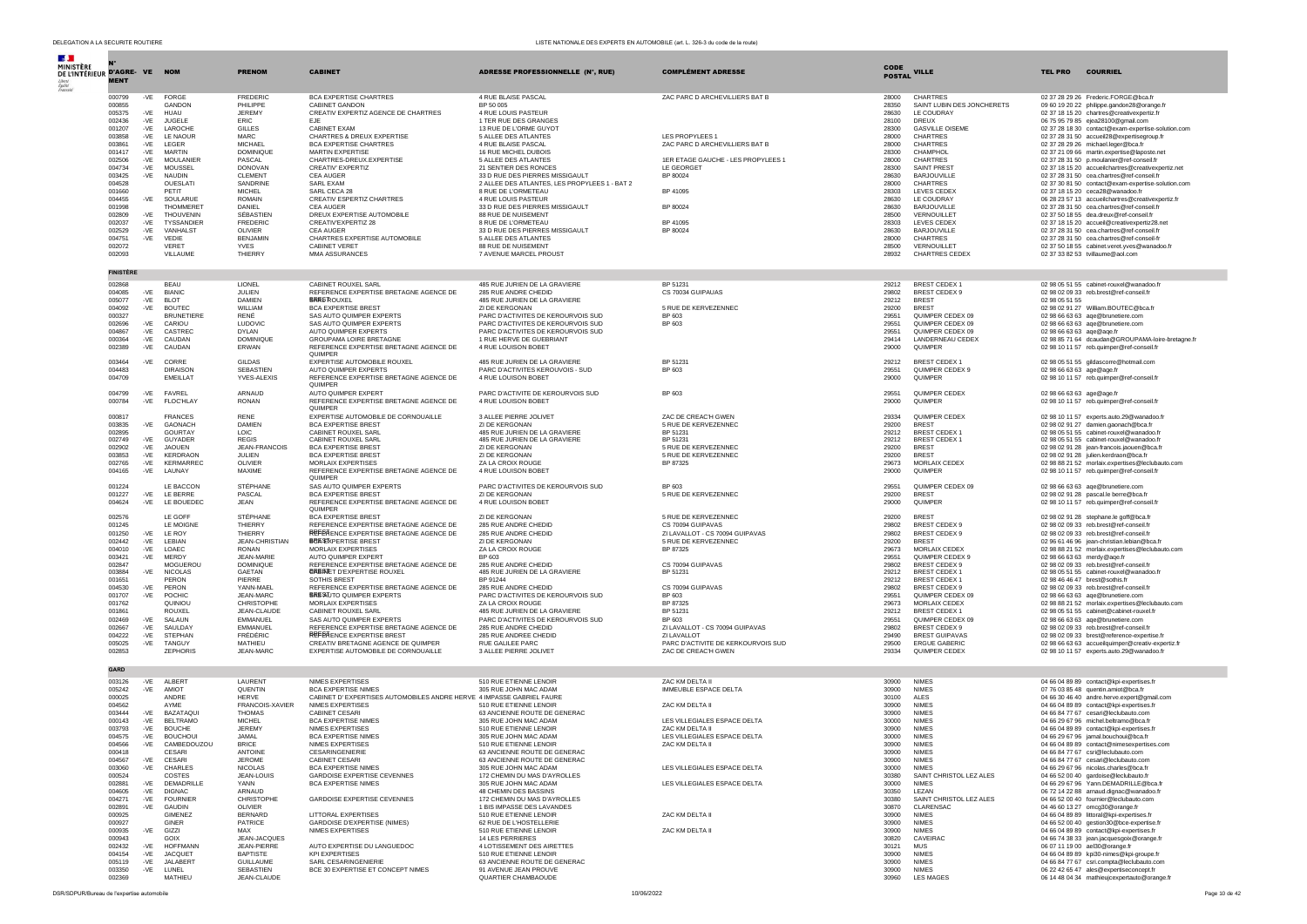| N° D'AGREMENT | VE | NOM | PRENOM | CABINET | ADRESSE PROFESSIONNELLE (N°, RUE) | COMPLÉMENT ADRESSE | CODE POSTAL | VILLE | TEL PRO | COURRIEL |
|---|---|---|---|---|---|---|---|---|---|---|
| 000799 | -VE | FORGE | FREDERIC | BCA EXPERTISE CHARTRES | 4 RUE BLAISE PASCAL | ZAC PARC D ARCHEVILLIERS BAT B | 28000 | CHARTRES | 02 37 28 29 26 | Frederic.FORGE@bca.fr |
| 000855 | | GANDON | PHILIPPE | CABINET GANDON | BP 50 005 | | 28350 | SAINT LUBIN DES JONCHERETS | 09 60 19 20 22 | philippe.gandon28@orange.fr |
| 005375 | -VE | HUAU | JEREMY | CREATIV EXPERTIZ AGENCE DE CHARTRES | 4 RUE LOUIS PASTEUR | | 28630 | LE COUDRAY | 02 37 18 15 20 | chartres@creativexpertiz.fr |
| 002436 | -VE | JUGELE | ERIC | EJE | 1 TER RUE DES GRANGES | | 28100 | DREUX | 06 75 95 79 85 | ejea28100@gmail.com |
| 001207 | -VE | LAROCHE | GILLES | CABINET EXAM | 13 RUE DE L'ORME GUYOT | | 28300 | GASVILLE OISEME | 02 37 28 18 30 | contact@exam-expertise-solution.com |
| 003858 | -VE | LE NAOUR | MARC | CHARTRES & DREUX EXPERTISE | 5 ALLEE DES ATLANTES | LES PROPYLEES 1 | 28000 | CHARTRES | 02 37 28 31 50 | accueil28@expertisegroup.fr |
| 003861 | -VE | LEGER | MICHAEL | BCA EXPERTISE CHARTRES | 4 RUE BLAISE PASCAL | ZAC PARC D ARCHEVILLIERS BAT B | 28000 | CHARTRES | 02 37 28 29 26 | michael.leger@bca.fr |
| 001417 | -VE | MARTIN | DOMINIQUE | MARTIN EXPERTISE | 16 RUE MICHEL DUBOIS | | 28300 | CHAMPHOL | 02 37 21 09 66 | martin.expertise@laposte.net |
| 002506 | -VE | MOULANIER | PASCAL | CHARTRES-DREUX.EXPERTISE | 5 ALLEE DES ATLANTES | 1ER ETAGE GAUCHE - LES PROPYLEES 1 | 28000 | CHARTRES | 02 37 28 31 50 | p.moulanier@ref-conseil.fr |
| 004734 | -VE | MOUSSEL | DONOVAN | CREATIV EXPERTIZ | 21 SENTIER DES RONCES | LE GEORGET | 28300 | SAINT PREST | 02 37 18 15 20 | accueilchartres@creativexpertiz.net |
| 003425 | -VE | NAUDIN | CLEMENT | CEA AUGER | 33 D RUE DES PIERRES MISSIGAULT | BP 80024 | 28630 | BARJOUVILLE | 02 37 28 31 50 | cea.chartres@ref-conseil.fr |
| 004528 | | OUESLATI | SANDRINE | SARL EXAM | 2 ALLEE DES ATLANTES, LES PROPYLEES 1 - BAT 2 | | 28000 | CHARTRES | 02 37 30 81 50 | contact@exam-expertise-solution.com |
| 001660 | | PETIT | MICHEL | SARL CECA 28 | 8 RUE DE L'ORMETEAU | BP 41095 | 28303 | LEVES CEDEX | 02 37 18 15 20 | ceca28@wanadoo.fr |
| 004455 | -VE | SOULARUE | ROMAIN | CREATIV ESPERTIZ CHARTRES | 4 RUE LOUIS PASTEUR | | 28630 | LE COUDRAY | 06 28 23 57 13 | accueilchartres@creativexpertiz.fr |
| 001998 | | THOMMERET | DANIEL | CEA AUGER | 33 D RUE DES PIERRES MISSIGAULT | BP 80024 | 28630 | BARJOUVILLE | 02 37 28 31 50 | cea.chartres@ref-conseil.fr |
| 002809 | -VE | THOUVENIN | SÉBASTIEN | DREUX EXPERTISE AUTOMOBILE | 88 RUE DE NUISEMENT | | 28500 | VERNOUILLET | 02 37 50 18 55 | dea.dreux@ref-conseil.fr |
| 002037 | -VE | TYSSANDIER | FREDERIC | CREATIV'EXPERTIZ 28 | 8 RUE DE L'ORMETEAU | BP 41095 | 28303 | LEVES CEDEX | 02 37 18 15 20 | accueil@creativexpertiz28.net |
| 002529 | -VE | VANHALST | OLIVIER | CEA AUGER | 33 D RUE DES PIERRES MISSIGAULT | BP 80024 | 28630 | BARJOUVILLE | 02 37 28 31 50 | cea.chartres@ref-conseil.fr |
| 004751 | -VE | VEDIE | BENJAMIN | CHARTRES EXPERTISE AUTOMOBILE | 5 ALLEE DES ATLANTES | | 28000 | CHARTRES | 02 37 28 31 50 | cea.chartres@ref-conseil.fr |
| 002072 | | VERET | YVES | CABINET VERET | 88 RUE DE NUISEMENT | | 28500 | VERNOUILLET | 02 37 50 18 55 | cabinet.veret.yves@wanadoo.fr |
| 002093 | | VILLAUME | THIERRY | MMA ASSURANCES | 7 AVENUE MARCEL PROUST | | 28032 | CHARTRES CEDEX | 02 37 33 82 53 | tvillaume@aol.com |
| **FINISTÈRE** | | | | | | | | | | |
| 002868 | | BEAU | LIONEL | CABINET ROUXEL SARL | 485 RUE JURIEN DE LA GRAVIERE | BP 51231 | 29212 | BREST CEDEX 1 | 02 98 05 51 55 | cabinet-rouxel@wanadoo.fr |
| 004085 | -VE | BIANIC | JULIEN | REFERENCE EXPERTISE BRETAGNE AGENCE DE BREST | 285 RUE ANDRE CHEDID | CS 70034 GUIPAVAS | 29802 | BREST CEDEX 9 | 02 98 02 09 33 | reb.brest@ref-conseil.fr |
| 005077 | -VE | BLOT | DAMIEN | SARL ROUXEL | 485 RUE JURIEN DE LA GRAVIERE | | 29212 | BREST | 02 98 05 51 55 | |
| 004092 | -VE | BOUTEC | WILLIAM | BCA EXPERTISE BREST | ZI DE KERGONAN | 5 RUE DE KERVEZENNEC | 29200 | BREST | 02 98 02 91 27 | William.BOUTEC@bca.fr |
| 000327 | | BRUNETIERE | RENÉ | SAS AUTO QUIMPER EXPERTS | PARC D'ACTIVITES DE KEROURVOIS SUD | BP 603 | 29551 | QUIMPER CEDEX 09 | 02 98 66 63 63 | aqe@brunetiere.com |
| 002696 | -VE | CARIOU | LUDOVIC | SAS AUTO QUIMPER EXPERTS | PARC D'ACTIVITES DE KEROURVOIS SUD | BP 603 | 29551 | QUIMPER CEDEX 09 | 02 98 66 63 63 | aqe@brunetiere.com |
| 004867 | -VE | CASTREC | DYLAN | AUTO QUIMPER EXPERTS | PARC D'ACTIVITES DE KEROURVOIS SUD | | 29551 | QUIMPER CEDEX 09 | 02 98 66 63 63 | aqe@aqe.fr |
| 000364 | -VE | CAUDAN | DOMINIQUE | GROUPAMA LOIRE BRETAGNE | 1 RUE HERVE DE GUEBRIANT | | 29414 | LANDERNEAU CEDEX | 02 98 85 71 64 | dcaudan@GROUPAMA-loire-bretagne.fr |
| 002389 | -VE | CAUDAN | ERWAN | REFERENCE EXPERTISE BRETAGNE AGENCE DE QUIMPER | 4 RUE LOUISON BOBET | | 29000 | QUIMPER | 02 98 10 11 57 | reb.quimper@ref-conseil.fr |
| 003464 | -VE | CORRE | GILDAS | EXPERTISE AUTOMOBILE ROUXEL | 485 RUE JURIEN DE LA GRAVIERE | BP 51231 | 29212 | BREST CEDEX 1 | 02 98 05 51 55 | gildascorre@hotmail.com |
| 004483 | | DIRAISON | SEBASTIEN | AUTO QUIMPER EXPERTS | PARC D'ACTIVITES KEROUVOIS - SUD | BP 603 | 29551 | QUIMPER CEDEX 9 | 02 98 66 63 63 | aqe@aqe.fr |
| 004709 | | EMEILLAT | YVES-ALEXIS | REFERENCE EXPERTISE BRETAGNE AGENCE DE QUIMPER | 4 RUE LOUISON BOBET | | 29000 | QUIMPER | 02 98 10 11 57 | reb.quimper@ref-conseil.fr |
| 004799 | -VE | FAVREL | ARNAUD | AUTO QUIMPER EXPERT | PARC D'ACTIVITE DE KEROURVOIS SUD | BP 603 | 29551 | QUIMPER CEDEX | 02 98 66 63 63 | aqe@aqe.fr |
| 000784 | -VE | FLOC'HLAY | RONAN | REFERENCE EXPERTISE BRETAGNE AGENCE DE QUIMPER | 4 RUE LOUISON BOBET | | 29000 | QUIMPER | 02 98 10 11 57 | reb.quimper@ref-conseil.fr |
| 000817 | | FRANCES | RENE | EXPERTISE AUTOMOBILE DE CORNOUAILLE | 3 ALLEE PIERRE JOLIVET | ZAC DE CREAC'H GWEN | 29334 | QUIMPER CEDEX | 02 98 10 11 57 | experts.auto.29@wanadoo.fr |
| 003835 | -VE | GAONACH | DAMIEN | BCA EXPERTISE BREST | ZI DE KERGONAN | 5 RUE DE KERVEZENNEC | 29200 | BREST | 02 98 02 91 27 | damien.gaonach@bca.fr |
| 002895 | | GOURTAY | LOIC | CABINET ROUXEL SARL | 485 RUE JURIEN DE LA GRAVIERE | BP 51231 | 29212 | BREST CEDEX 1 | 02 98 05 51 55 | cabinet-rouxel@wanadoo.fr |
| 002749 | -VE | GUYADER | REGIS | CABINET ROUXEL SARL | 485 RUE JURIEN DE LA GRAVIERE | BP 51231 | 29212 | BREST CEDEX 1 | 02 98 05 51 55 | cabinet-rouxel@wanadoo.fr |
| 002902 | -VE | JAOUEN | JEAN-FRANCOIS | BCA EXPERTISE BREST | ZI DE KERGONAN | 5 RUE DE KERVEZENNEC | 29200 | BREST | 02 98 02 91 28 | jean-francois.jaouen@bca.fr |
| 003853 | -VE | KERDRAON | JULIEN | BCA EXPERTISE BREST | ZI DE KERGONAN | 5 RUE DE KERVEZENNEC | 29200 | BREST | 02 98 02 91 28 | julien.kerdraon@bca.fr |
| 002765 | -VE | KERMARREC | OLIVIER | MORLAIX EXPERTISES | ZA LA CROIX ROUGE | BP 87325 | 29673 | MORLAIX CEDEX | 02 98 88 21 52 | morlaix.expertises@leclubauto.com |
| 004165 | -VE | LAUNAY | MAXIME | REFERENCE EXPERTISE BRETAGNE AGENCE DE QUIMPER | 4 RUE LOUISON BOBET | | 29000 | QUIMPER | 02 98 10 11 57 | reb.quimper@ref-conseil.fr |
| 001224 | | LE BACCON | STÉPHANE | SAS AUTO QUIMPER EXPERTS | PARC D'ACTIVITES DE KEROURVOIS SUD | BP 603 | 29551 | QUIMPER CEDEX 09 | 02 98 66 63 63 | aqe@brunetiere.com |
| 001227 | -VE | LE BERRE | PASCAL | BCA EXPERTISE BREST | ZI DE KERGONAN | 5 RUE DE KERVEZENNEC | 29200 | BREST | 02 98 02 91 28 | pascal.le berre@bca.fr |
| 004624 | -VE | LE BOUEDEC | JEAN | REFERENCE EXPERTISE BRETAGNE AGENCE DE QUIMPER | 4 RUE LOUISON BOBET | | 29000 | QUIMPER | 02 98 10 11 57 | reb.quimper@ref-conseil.fr |
| 002576 | | LE GOFF | STÉPHANE | BCA EXPERTISE BREST | ZI DE KERGONAN | 5 RUE DE KERVEZENNEC | 29200 | BREST | 02 98 02 91 28 | stephane.le goff@bca.fr |
| 001245 | | LE MOIGNE | THIERRY | REFERENCE EXPERTISE BRETAGNE AGENCE DE BREST | 285 RUE ANDRE CHEDID | CS 70094 GUIPAVAS | 29802 | BREST CEDEX 9 | 02 98 02 09 33 | reb.brest@ref-conseil.fr |
| 001250 | -VE | LE ROY | THIERRY | REFERENCE EXPERTISE BRETAGNE AGENCE DE BREST | 285 RUE ANDRE CHEDID | ZI LAVALLOT - CS 70094 GUIPAVAS | 29802 | BREST CEDEX 9 | 02 98 02 09 33 | reb.brest@ref-conseil.fr |
| 002442 | -VE | LEBIAN | JEAN-CHRISTIAN | BCA EXPERTISE BREST | ZI DE KERGONAN | 5 RUE DE KERVEZENNEC | 29200 | BREST | 02 96 61 46 96 | jean-christian.lebian@bca.fr |
| 004010 | -VE | LOAEC | RONAN | MORLAIX EXPERTISES | ZA LA CROIX ROUGE | BP 87325 | 29673 | MORLAIX CEDEX | 02 98 88 21 52 | morlaix.expertises@leclubauto.com |
| 003421 | -VE | MERDY | JEAN-MARIE | AUTO QUIMPER EXPERT | BP 603 | | 29551 | QUIMPER CEDEX 9 | 02 98 66 63 63 | merdy@aqe.fr |
| 002847 | | MOGUEROU | DOMINIQUE | REFERENCE EXPERTISE BRETAGNE AGENCE DE BREST | 285 RUE ANDRE CHEDID | CS 70094 GUIPAVAS | 29802 | BREST CEDEX 9 | 02 98 02 09 33 | reb.brest@ref-conseil.fr |
| 003884 | -VE | NICOLAS | GAETAN | CABINET D'EXPERTISE ROUXEL | 485 RUE JURIEN DE LA GRAVIERE | BP 51231 | 29212 | BREST CEDEX 1 | 02 98 05 51 55 | cabinet-rouxel@wanadoo.fr |
| 001651 | | PERON | PIERRE | SOTHIS BREST | BP 91244 | | 29212 | BREST CEDEX 1 | 02 98 46 46 47 | brest@sothis.fr |
| 004530 | -VE | PERON | YANN-MAEL | REFERENCE EXPERTISE BRETAGNE AGENCE DE BREST | 285 RUE ANDRE CHEDID | CS 70094 GUIPAVAS | 29802 | BREST CEDEX 9 | 02 98 02 09 33 | reb.brest@ref-conseil.fr |
| 001707 | -VE | POCHIC | JEAN-MARC | SAS AUTO QUIMPER EXPERTS | PARC D'ACTIVITES DE KEROURVOIS SUD | BP 603 | 29551 | QUIMPER CEDEX 09 | 02 98 66 63 63 | aqe@brunetiere.com |
| 001762 | | QUINIOU | CHRISTOPHE | MORLAIX EXPERTISES | ZA LA CROIX ROUGE | BP 87325 | 29673 | MORLAIX CEDEX | 02 98 88 21 52 | morlaix.expertises@leclubauto.com |
| 001861 | | ROUXEL | JEAN-CLAUDE | CABINET ROUXEL SARL | 485 RUE JURIEN DE LA GRAVIERE | BP 51231 | 29212 | BREST CEDEX 1 | 02 98 05 51 55 | cabinet@cabinet-rouxel.fr |
| 002469 | -VE | SALAUN | EMMANUEL | SAS AUTO QUIMPER EXPERTS | PARC D'ACTIVITES DE KEROURVOIS SUD | BP 603 | 29551 | QUIMPER CEDEX 09 | 02 98 66 63 63 | aqe@brunetiere.com |
| 002667 | -VE | SAULDAY | EMMANUEL | REFERENCE EXPERTISE BRETAGNE AGENCE DE BREST | 285 RUE ANDRE CHEDID | ZI LAVALLOT - CS 70094 GUIPAVAS | 29802 | BREST CEDEX 9 | 02 98 02 09 33 | reb.brest@ref-conseil.fr |
| 004222 | -VE | STEPHAN | FRÉDÉRIC | REFERENCE EXPERTISE BREST | 285 RUE ANDREE CHEDID | ZI LAVALLOT | 29490 | BREST GUIPAVAS | 02 98 02 09 33 | brest@reference-expertise.fr |
| 005025 | -VE | TANGUY | MATHIEU | CREATIV BRETAGNE AGENCE DE QUIMPER | RUE GALILEE PARC | PARC D'ACTIVITE DE KERKOURVOIS SUD | 29500 | ERGUE GABERIC | 02 98 66 63 63 | accueilquimper@creativ-expertiz.fr |
| 002853 | | ZEPHORIS | JEAN-MARC | EXPERTISE AUTOMOBILE DE CORNOUAILLE | 3 ALLEE PIERRE JOLIVET | ZAC DE CREAC'H GWEN | 29334 | QUIMPER CEDEX | 02 98 10 11 57 | experts.auto.29@wanadoo.fr |
| **GARD** | | | | | | | | | | |
| 003126 | -VE | ALBERT | LAURENT | NIMES EXPERTISES | 510 RUE ETIENNE LENOIR | ZAC KM DELTA II | 30900 | NIMES | 04 66 04 89 89 | contact@kpi-expertises.fr |
| 005242 | -VE | AMIOT | QUENTIN | BCA EXPERTISE NIMES | 305 RUE JOHN MAC ADAM | IMMEUBLE ESPACE DELTA | 30900 | NIMES | 07 76 03 85 48 | quentin.amiot@bca.fr |
| 000025 | | ANDRE | HERVE | CABINET D' EXPERTISES AUTOMOBILES ANDRE HERVE | 4 IMPASSE GABRIEL FAURE | | 30100 | ALES | 04 66 30 46 40 | andre.herve.expert@gmail.com |
| 004562 | | AYME | FRANCOIS-XAVIER | NIMES EXPERTISES | 510 RUE ETIENNE LENOIR | ZAC KM DELTA II | 30900 | NIMES | 04 66 04 89 89 | contact@kpi-expertises.fr |
| 003444 | -VE | BAZATAQUI | THOMAS | CABINET CESARI | 63 ANCIENNE ROUTE DE GENERAC | | 30900 | NIMES | 04 66 84 77 67 | cesari@leclubauto.com |
| 000143 | -VE | BELTRAMO | MICHEL | BCA EXPERTISE NIMES | 305 RUE JOHN MAC ADAM | LES VILLEGIALES ESPACE DELTA | 30000 | NIMES | 04 66 29 67 96 | michel.beltramo@bca.fr |
| 003793 | -VE | BOUCHE | JEREMY | NIMES EXPERTISES | 510 RUE ETIENNE LENOIR | ZAC KM DELTA II | 30900 | NIMES | 04 66 04 89 89 | contact@kpi-expertises.fr |
| 004575 | -VE | BOUCHOUI | JAMAL | BCA EXPERTISE NIMES | 305 RUE JOHN MAC ADAM | LES VILLEGIALES ESPACE DELTA | 30000 | NIMES | 04 66 29 67 96 | jamal.bouchoui@bca.fr |
| 004566 | -VE | CAMBEDOUZOU | BRICE | NIMES EXPERTISES | 510 RUE ETIENNE LENOIR | ZAC KM DELTA II | 30900 | NIMES | 04 66 04 89 89 | contact@nimesexpertises.com |
| 000418 | | CESARI | ANTOINE | CESARINGENIERIE | 63 ANCIENNE ROUTE DE GENERAC | | 30900 | NIMES | 04 66 84 77 67 | csri@leclubauto.com |
| 004567 | -VE | CESARI | JEROME | CABINET CESARI | 63 ANCIENNE ROUTE DE GENERAC | | 30900 | NIMES | 04 66 84 77 67 | cesari@leclubauto.com |
| 003060 | -VE | CHARLES | NICOLAS | BCA EXPERTISE NIMES | 305 RUE JOHN MAC ADAM | LES VILLEGIALES ESPACE DELTA | 30000 | NIMES | 04 66 29 67 96 | nicolas.charles@bca.fr |
| 000524 | | COSTES | JEAN-LOUIS | GARDOISE EXPERTISE CEVENNES | 172 CHEMIN DU MAS D'AYROLLES | | 30380 | SAINT CHRISTOL LEZ ALES | 04 66 52 00 40 | gardoise@leclubauto.fr |
| 002881 | -VE | DEMADRILLE | YANN | BCA EXPERTISE NIMES | 305 RUE JOHN MAC ADAM | LES VILLEGIALES ESPACE DELTA | 30000 | NIMES | 04 66 29 67 96 | Yann.DEMADRILLE@bca.fr |
| 004605 | -VE | DIGNAC | ARNAUD | | 48 CHEMIN DES BASSINS | | 30350 | LEZAN | 06 72 14 22 88 | arnaud.dignac@wanadoo.fr |
| 004271 | -VE | FOURNIER | CHRISTOPHE | GARDOISE EXPERTISE CEVENNES | 172 CHEMIN DU MAS D'AYROLLES | | 30380 | SAINT CHRISTOL LEZ ALES | 04 66 52 00 40 | fournier@leclubauto.com |
| 002891 | -VE | GAUDIN | OLIVIER | | 1 BIS IMPASSE DES LAVANDES | | 30870 | CLARENSAC | 04 46 60 13 27 | omcg30@orange.fr |
| 000925 | | GIMENEZ | BERNARD | LITTORAL EXPERTISES | 510 RUE ETIENNE LENOIR | ZAC KM DELTA II | 30900 | NIMES | 04 66 04 89 89 | littoral@kpi-expertises.fr |
| 000927 | | GINER | PATRICE | GARDOISE D'EXPERTISE (NIMES) | 62 RUE DE L'HOSTELLERIE | | 30900 | NIMES | 04 66 52 00 40 | gestion30@bce-expertise.fr |
| 000935 | -VE | GIZZI | MAX | NIMES EXPERTISES | 510 RUE ETIENNE LENOIR | ZAC KM DELTA II | 30900 | NIMES | 04 66 04 89 89 | contact@kpi-expertises.fr |
| 000943 | | GOIX | JEAN-JACQUES | | 14 LES PERRIERES | | 30820 | CAVEIRAC | 04 66 74 38 33 | jean.jacquesgoix@orange.fr |
| 002432 | -VE | HOFFMANN | JEAN-PIERRE | AUTO EXPERTISE DU LANGUEDOC | 4 LOTISSEMENT DES AIRETTES | | 30121 | MUS | 06 07 11 19 00 | ael30@orange.fr |
| 004154 | -VE | JACQUET | BAPTISTE | KPI EXPERTISES | 510 RUE ETIENNE LENOIR | | 30900 | NIMES | 04 66 04 89 89 | kpi30-nimes@kpi-groupe.fr |
| 005119 | -VE | JALABERT | GUILLAUME | SARL CESARINGENIERIE | 63 ANCIENNE ROUTE DE GENERAC | | 30900 | NIMES | 04 66 84 77 67 | csri.compta@leclubauto.com |
| 003350 | -VE | LUNEL | SEBASTIEN | BCE 30 EXPERTISE ET CONCEPT NIMES | 91 AVENUE JEAN PROUVE | | 30900 | NIMES | 06 22 42 65 47 | ales@expertiseconcept.fr |
| 002369 | | MATHIEU | JEAN-CLAUDE | | QUARTIER CHAMBAOUDE | | 30960 | LES MAGES | 06 14 48 04 34 | mathieujcexpertauto@orange.fr |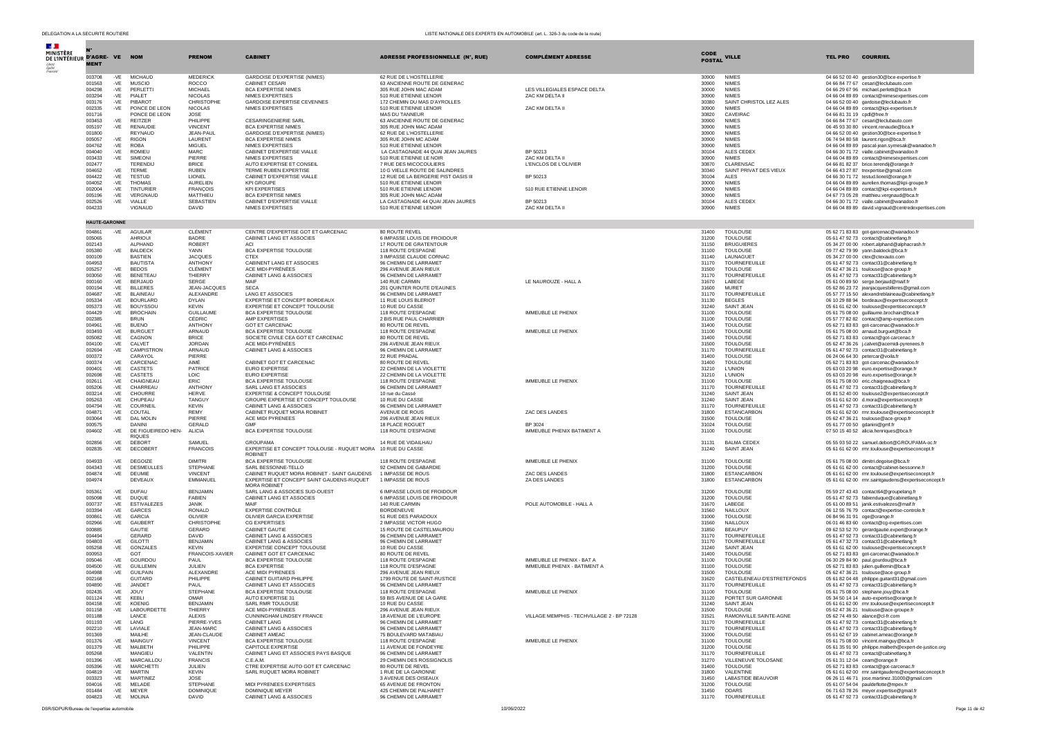| N° D'AGRE-MENT | VE | NOM | PRENOM | CABINET | ADRESSE PROFESSIONNELLE (N°, RUE) | COMPLÉMENT ADRESSE | CODE POSTAL | VILLE | TEL PRO | COURRIEL |
|---|---|---|---|---|---|---|---|---|---|---|
| 003708 | -VE | MICHAUD | MEDERICK | GARDOISE D'EXPERTISE (NIMES) | 62 RUE DE L'HOSTELLERIE | | 30900 | NIMES | 04 66 52 00 40 | gestion30@bce-expertise.fr |
| 001563 | -VE | MUSCIO | ROCCO | CABINET CESARI | 63 ANCIENNE ROUTE DE GENERAC | | 30900 | NIMES | 04 66 84 77 67 | cesari@leclubauto.com |
| 004298 | -VE | PERLETTI | MICHAEL | BCA EXPERTISE NIMES | 305 RUE JOHN MAC ADAM | LES VILLEGIALES ESPACE DELTA | 30000 | NIMES | 04 66 29 67 96 | michael.perletti@bca.fr |
| 003294 | -VE | PIALET | NICOLAS | NIMES EXPERTISES | 510 RUE ETIENNE LENOIR | ZAC KM DELTA II | 30900 | NIMES | 04 66 04 89 89 | contact@nimesexpertises.com |
| 003176 | -VE | PIBAROT | CHRISTOPHE | GARDOISE EXPERTISE CEVENNES | 172 CHEMIN DU MAS D'AYROLLES | | 30380 | SAINT CHRISTOL LEZ ALES | 04 66 52 00 40 | gardoise@leclubauto.fr |
| 002335 | -VE | PONCE DE LEON | NICOLAS | NIMES EXPERTISES | 510 RUE ETIENNE LENOIR | ZAC KM DELTA II | 30900 | NIMES | 04 66 04 89 89 | contact@kpi-expertises.fr |
| 001716 | | PONCE DE LEON | JOSE | | MAS DU TANNEUR | | 30820 | CAVEIRAC | 04 66 81 31 19 | cpdl@free.fr |
| 003453 | -VE | REITZER | PHILIPPE | CESARINGENIERIE SARL | 63 ANCIENNE ROUTE DE GENERAC | | 30900 | NIMES | 04 66 84 77 67 | cesari@leclubauto.com |
| 005197 | -VE | RENAUDIE | VINCENT | BCA EXPERTISE NIMES | 305 RUE JOHN MAC ADAM | | 30900 | NIMES | 06 45 93 30 80 | vincent.renaudie@bca.fr |
| 001800 | | REYNAUD | JEAN-PAUL | GARDOISE D'EXPERTISE (NIMES) | 62 RUE DE L'HOSTELLERIE | | 30900 | NIMES | 04 66 52 00 40 | gestion30@bce-expertise.fr |
| 005057 | -VE | RIGON | LAURENT | BCA EXPERTISE NIMES | 305 RUE JOHN MC ADAM | | 30900 | NIMES | 06 74 94 80 58 | laurent.rigon@bca.fr |
| 004762 | -VE | ROBA | MIGUEL | NIMES EXPERTISES | 510 RUE ETIENNE LENOIR | | 30900 | NIMES | 04 66 04 89 89 | pascal-jean.symesak@wanadoo.fr |
| 004040 | -VE | ROMIEU | MARC | CABINET D'EXPERTISE VIALLE | LA CASTAGNADE 44 QUAI JEAN JAURES | BP 50213 | 30104 | ALES CEDEX | 04 66 30 71 72 | vialle.cabinet@wanadoo.fr |
| 003433 | -VE | SIMEONI | PIERRE | NIMES EXPERTISES | 510 RUE ETIENNE LE NOIR | ZAC KM DELTA II | 30900 | NIMES | 04 66 04 89 89 | contact@nimesexpertises.com |
| 002477 | | TERENDIJ | BRICE | AUTO EXPERTISE ET CONSEIL | 7 RUE DES MICOCOULIERS | L'ENCLOS DE L'OLIVIER | 30870 | CLARENSAC | 04 66 81 82 37 | brice.terendij@orange.fr |
| 004652 | -VE | TERME | RUBEN | TERME RUBEN EXPERTISE | 10 G VIELLE ROUTE DE SALINDRES | | 30340 | SAINT PRIVAT DES VIEUX | 06 46 43 27 87 | trexpertise@gmail.com |
| 004422 | -VE | TESTUD | LIONEL | CABINET D'EXPERTISE VIALLE | 12 RUE DE LA BERGERIE PIST OASIS III | BP 50213 | 30104 | ALES | 04 66 30 71 72 | testud.lionel@orange.fr |
| 004052 | -VE | THOMAS | AURELIEN | KPI GROUPE | 510 RUE ETIENNE LENOIR | | 30000 | NIMES | 04 66 04 89 89 | aurelien.thomas@kpi-groupe.fr |
| 002004 | -VE | TINTURIER | FRANÇOIS | KPI EXPERTISES | 510 RUE ETIENNE LENOIR | 510 RUE ETIENNE LENOIR | 30900 | NIMES | 04 66 04 89 89 | contact@kpi-expertises.fr |
| 005196 | -VE | VERGNAUD | MATTHIEU | BCA EXPERTISE NIMES | 305 RUE JOHN MAC ADAM | | 30900 | NIMES | 04 67 73 05 28 | matthieu.vergnaud@bca.fr |
| 002526 | -VE | VIALLE | SEBASTIEN | CABINET D'EXPERTISE VIALLE | LA CASTAGNADE 44 QUAI JEAN JAURES | BP 50213 | 30104 | ALES CEDEX | 04 66 30 71 72 | vialle.cabinet@wanadoo.fr |
| 004233 | | VIGNAUD | DAVID | NIMES EXPERTISES | 510 RUE ETIENNE LENOIR | ZAC KM DELTA II | 30900 | NIMES | 04 66 04 89 89 | david.vignaud@centredexpertises.com |
| **HAUTE-GARONNE** | | | | | | | | | | |
| 004861 | -VE | AGUILAR | CLÉMENT | CENTRE D'EXPERTISE GOT ET GARCENAC | 80 ROUTE REVEL | | 31400 | TOULOUSE | 05 62 71 83 83 | got-garcenac@wanadoo.fr |
| 005065 | | AHRIOUI | BADRE | CABINET LANG ET ASSOCIES | 6 IMPASSE LOUIS DE FROIDOUR | | 31200 | TOULOUSE | 05 61 47 92 73 | contact@cabinetlang.fr |
| 002143 | | ALPHAND | ROBERT | ACI | 17 ROUTE DE GRATENTOUR | | 31150 | BRUGUIERES | 05 34 27 00 00 | robert.alphand@alphacrash.fr |
| 005380 | -VE | BALDECK | YANN | BCA EXPERTISE TOULOUSE | 118 ROUTE D'ESPAGNE | | 31100 | TOULOUSE | 09 77 42 79 99 | yann.baldeck@bca.fr |
| 000109 | | BASTIEN | JACQUES | CTEX | 3 IMPASSE CLAUDE CORNAC | | 31140 | LAUNAGUET | 05 34 27 00 00 | ctex@ctexauto.com |
| 004953 | | BAUTISTA | ANTHONY | CABINENT LANG ET ASSOCIES | 96 CHEMIN DE LARRAMET | | 31170 | TOURNEFEUILLE | 05 61 47 92 73 | contact31@cabinetlang.fr |
| 005257 | -VE | BEDOS | CLÉMENT | ACE MIDI-PYRÉNÉES | 296 AVENUE JEAN RIEUX | | 31500 | TOULOUSE | 05 62 47 36 21 | toulouse@ace-group.fr |
| 003050 | -VE | BENETEAU | THIERRY | CABINET LANG & ASSOCIES | 96 CHEMIN DE LARRAMET | | 31170 | TOURNEFEUILLE | 05 61 47 92 73 | contact31@cabinetlang.fr |
| 000160 | -VE | BERJAUD | SERGE | MAIF | 140 RUE CARMIN | LE NAUROUZE - HALL A | 31670 | LABEGE | 05 61 00 89 50 | serge.berjaud@maif.fr |
| 000194 | -VE | BILLERES | JEAN-JACQUES | SECA | 201 QUINTER ROUTE D'EAUNES | | 31600 | MURET | 05 62 86 23 72 | jeanjacquesbilleres@gmail.com |
| 004687 | -VE | BLAINEAU | ALEXANDRE | LANG ET ASSOCIES | 96 CHEMIN DE LARRAMET | | 31170 | TOURNEFEUILLE | 05 57 77 15 50 | alexandreblaineau@cabinetlang.fr |
| 005334 | -VE | BOURLARD | DYLAN | EXPERTISE ET CONCEPT BORDEAUX | 11 RUE LOUIS BLERIOT | | 31130 | BEGLES | 06 10 29 88 94 | bordeaux@expertiseconcept.fr |
| 005373 | -VE | BOUYSSOU | KEVIN | EXPERTISE ET CONCEPT TOULOUSE | 10 RUE DU CASSE | | 31240 | SAINT JEAN | 05 61 61 62 00 | toulouse@expertiseconcept.fr |
| 004429 | -VE | BROCHAIN | GUILLAUME | BCA EXPERTISE TOULOUSE | 118 ROUTE D'ESPAGNE | IMMEUBLE LE PHENIX | 31100 | TOULOUSE | 05 61 75 08 00 | guillaume.brochain@bca.fr |
| 002385 | | BRUN | CEDRIC | AMP EXPERTISES | 2 BIS RUE PAUL CHARRIER | | 31100 | TOULOUSE | 05 57 77 82 82 | contact@amp-expertise.com |
| 004961 | -VE | BUENO | ANTHONY | GOT ET GARCENAC | 80 ROUTE DE REVEL | | 31400 | TOULOUSE | 05 62 71 83 83 | got-garcenac@wanadoo.fr |
| 003493 | -VE | BURGUET | ARNAUD | BCA EXPERTISE TOULOUSE | 118 ROUTE D'ESPAGNE | IMMEUBLE LE PHENIX | 31100 | TOULOUSE | 05 61 75 08 00 | arnaud.burguet@bca.fr |
| 005082 | -VE | CAGNON | BRICE | SOCIETE CIVILE CEA GOT ET CARCENAC | 80 ROUTE DE REVEL | | 31400 | TOULOUSE | 05 62 71 83 83 | contact@got-carcenac.fr |
| 004100 | -VE | CALVET | JORDAN | ACE MIDI-PYRÉNÉES | 296 AVENUE JEAN RIEUX | | 31500 | TOULOUSE | 05 62 47 36 26 | j.calvet@acemidi-pyrenees.fr |
| 002694 | -VE | CAMPISTRON | ARNAUD | CABINET LANG & ASSOCIES | 96 CHEMIN DE LARRAMET | | 31170 | TOURNEFEUILLE | 05 61 47 92 73 | contact31@cabinetlang.fr |
| 000372 | | CARAYOL | PIERRE | | 22 RUE PRADAL | | 31400 | TOULOUSE | 06 24 06 64 30 | petercar@voila.fr |
| 000374 | -VE | CARCENAC | AIMÉ | CABINET GOT ET CARCENAC | 80 ROUTE DE REVEL | | 31400 | TOULOUSE | 05 62 71 83 83 | got-carcenac@wanadoo.fr |
| 000401 | -VE | CASTETS | PATRICE | EURO EXPERTISE | 22 CHEMIN DE LA VIOLETTE | | 31210 | L'UNION | 05 63 03 20 98 | euro.expertise@orange.fr |
| 002698 | -VE | CASTETS | LOIC | EURO EXPERTISE | 22 CHEMIN DE LA VIOLETTE | | 31210 | L'UNION | 05 63 03 20 98 | euro.expertise@orange.fr |
| 002611 | -VE | CHAIGNEAU | ERIC | BCA EXPERTISE TOULOUSE | 118 ROUTE D'ESPAGNE | IMMEUBLE LE PHENIX | 31100 | TOULOUSE | 05 61 75 08 00 | eric.chaigneau@bca.fr |
| 005206 | -VE | CHARREAU | ANTHONY | SARL LANG ET ASSOCIES | 96 CHEMIN DE LARRAMET | | 31170 | TOURNEFEUILLE | 05 61 47 92 73 | contact31@cabinetlang.fr |
| 003214 | -VE | CHOURRE | HERVE | EXPERTISE & CONCEPT TOULOUSE | 10 rue du Cassé | | 31240 | SAINT JEAN | 05 81 52 40 00 | toulouse2@expertiseconcept.fr |
| 005263 | -VE | CHUPEAU | TANGUY | GROUPE EXPERTISE ET CONCEPT TOULOUSE | 10 RUE DU CASSE | | 31240 | SAINT JEAN | 05 61 61 62 00 | d.mora@expertiseconcept.fr |
| 004794 | -VE | COURNEIL | KEVIN | CABINET LANG & ASSOCIES | 96 CHEMIN DE LARRAMET | | 31170 | TOURNEFEUILLE | 05 61 47 92 73 | contact31@cabinetlang.fr |
| 004871 | -VE | COUTAL | REMY | CABINET RUQUET MORA ROBINET | AVENUE DE ROUS | ZAC DES LANDES | 31800 | ESTANCARBON | 05 61 61 62 00 | rmr.toulouse@expertiseconcept.fr |
| 003064 | -VE | DAL MOLIN | PIERRE | ACE MIDI PYRENEES | 296 AVENUE JEAN RIEUX | | 31500 | TOULOUSE | 05 62 47 36 21 | toulouse@ace-group.fr |
| 000575 | | DANINI | GERALD | GMF | 18 PLACE ROGUET | BP 3024 | 31024 | TOULOUSE | 05 61 77 00 50 | gdanini@gmf.fr |
| 004602 | -VE | DE FIGUEIREDO HEN-RIQUES | ALICIA | BCA EXPERTISE TOULOUSE | 118 ROUTE D'ESPAGNE | IMMEUBLE PHENIX BATIMENT A | 31100 | TOULOUSE | 07 50 15 40 52 | alicia.henriques@bca.fr |
| 002856 | -VE | DEBORT | SAMUEL | GROUPAMA | 14 RUE DE VIDAILHAU | | 31131 | BALMA CEDEX | 05 55 93 50 22 | samuel.debort@GROUPAMA-oc.fr |
| 002835 | -VE | DECOBERT | FRANCOIS | EXPERTISE ET CONCEPT TOULOUSE - RUQUET MORA ROBINET | 10 RUE DU CASSE | | 31240 | SAINT JEAN | 05 61 61 62 00 | rmr.toulouse@expertiseconcept.fr |
| 004933 | -VE | DEGOIZE | DIMITRI | BCA EXPERTISE TOULOUSE | 118 ROUTE D'ESPAGNE | IMMEUBLE LE PHENIX | 31100 | TOULOUSE | 05 61 75 08 00 | dimitri.degoise@bca.fr |
| 004343 | -VE | DESMEULLES | STEPHANE | SARL BESSONNE-TELLO | 92 CHEMIN DE GABARDIE | | 31200 | TOULOUSE | 05 61 61 62 00 | contact@cabinet-bessonne.fr |
| 004874 | -VE | DEUMIE | VINCENT | CABINET RUQUET MORA ROBINET - SAINT GAUDENS | 1 IMPASSE DE ROUS | ZAC DES LANDES | 31800 | ESTANCARBON | 05 61 61 62 00 | rmr.toulouse@expertiseconcept.fr |
| 004974 | | DEVEAUX | EMMANUEL | EXPERTISE ET CONCEPT SAINT GAUDENS-RUQUET MORA ROBINET | 1 IMPASSE DE ROUS | ZA DES LANDES | 31800 | ESTANCARBON | 05 61 61 62 00 | rmr.saintgaudens@expertiseconcept.fr |
| 005361 | -VE | DUFAU | BENJAMIN | SARL LANG & ASSOCIES SUD-OUEST | 6 IMPASSE LOUIS DE FROIDOUR | | 31200 | TOULOUSE | 05 59 27 43 43 | contact64@groupelang.fr |
| 005098 | -VE | DUQUE | FABIEN | CABINET LANG ET ASSOCIES | 6 IMPASSE LOUIS DE FROIDOUR | | 31200 | TOULOUSE | 05 61 47 92 73 | fabienduque@cabinetlang.fr |
| 000737 | -VE | ESTIVALEZES | JANIK | MAIF | 140 RUE CARMIN | POLE AUTOMOBILE - HALL A | 31670 | LABEGE | 05 61 00 89 51 | janik.estivalezes@maif.fr |
| 003394 | -VE | GARCES | RONALD | EXPERTISE CONTRÔLE | BORDENEUVE | | 31560 | NAILLOUX | 06 12 55 76 79 | contact@expertise-controle.fr |
| 000861 | -VE | GARCIA | OLIVIER | OLIVIER GARCIA EXPERTISE | 51 RUE DES PARADOUX | | 31000 | TOULOUSE | 06 84 96 31 91 | oge@orange.fr |
| 002966 | -VE | GAUBERT | CHRISTOPHE | CG EXPERTISES | 2 IMPASSE VICTOR HUGO | | 31560 | NAILLOUX | 06 01 46 83 60 | contact@cg-expertises.com |
| 000885 | | GAUTIE | GERARD | CABINET GAUTIE | 15 ROUTE DE CASTELMAUROU | | 31850 | BEAUPUY | 09 62 53 52 70 | gerardgautie.expert@orange.fr |
| 004494 | | GERARD | DAVID | CABINET LANG & ASSOCIES | 96 CHEMIN DE LARRAMET | | 31170 | TOURNEFEUILLE | 05 61 47 92 73 | contact31@cabinetlang.fr |
| 004803 | -VE | GILOTTI | BENJAMIN | CABINET LANG & ASSOCIES | 96 CHEMIN DE LARRAMET | | 31170 | TOURNEFEUILLE | 05 61 47 32 73 | contact31@cabinetlang.fr |
| 005258 | -VE | GONZALES | KEVIN | EXPERTISE CONCEPT TOULOUSE | 10 RUE DU CASSE | | 31240 | SAINT JEAN | 05 61 61 62 00 | toulouse@expertiseconcept.fr |
| 000953 | | GOT | FRANCOIS-XAVIER | CABINET GOT ET CARCENAC | 80 ROUTE DE REVEL | | 31400 | TOULOUSE | 05 62 71 83 83 | got-carcenac@wanadoo.fr |
| 005046 | -VE | GOURDOU | PAUL | BCA EXPERTISE TOULOUSE | 118 ROUTE D'ESPAGNE | IMMEUBLE LE PHENIX - BAT A | 31100 | TOULOUSE | 06 30 29 84 90 | paul.gourdou@bca.fr |
| 004500 | -VE | GUILLEMIN | JULIEN | BCA EXPERTISE | 118 ROUTE D'ESPAGNE | IMMEUBLE PHENIX - BATIMENT A | 31100 | TOULOUSE | 05 62 71 83 83 | julien.guillemin@bca.fr |
| 004998 | -VE | GUILPAIN | ALEXANDRE | ACE MIDI PYRENEES | 296 AVENUE JEAN RIEUX | | 31500 | TOULOUSE | 05 62 47 36 21 | toulouse@ace-group.fr |
| 002168 | | GUITARD | PHILIPPE | CABINET GUITARD PHILIPPE | 1799 ROUTE DE SAINT-RUSTICE | | 31620 | CASTELNEAU-D'ESTRETEFONDS | 05 61 82 04 48 | philippe.guitard31@gmail.com |
| 004890 | -VE | JANDET | PAUL | CABINET LANG ET ASSOCIES | 96 CHEMIN DE LARRAMET | | 31170 | TOURNEFEUILLE | 05 61 47 92 73 | contact31@cabinetlang.fr |
| 002435 | -VE | JOUY | STEPHANE | BCA EXPERTISE TOULOUSE | 118 ROUTE D'ESPAGNE | IMMEUBLE LE PHENIX | 31100 | TOULOUSE | 05 61 75 08 00 | stephane.jouy@bca.fr |
| 001124 | -VE | KEBLI | OMAR | AUTO EXPERTISE 31 | 59 BIS AVENUE DE LA GARE | | 31120 | PORTET SUR GARONNE | 05 34 50 14 14 | auto-expertise@orange.fr |
| 004158 | -VE | KOENIG | BENJAMIN | SARL RMR TOULOUSE | 10 RUE DU CASSE | | 31240 | SAINT JEAN | 05 61 61 62 00 | rmr.toulouse@expertiseconcept.fr |
| 001158 | -VE | LABOURDETTE | THIERRY | ACE MIDI-PYRENEES | 296 AVENUE JEAN RIEUX | | 31500 | TOULOUSE | 05 62 47 36 21 | toulouse@ace-group.fr |
| 001188 | | LANCE | ALEXIS | CUNNINGHAM LINDSEY FRANCE | 18 AVENUE DE L'EUROPE | VILLAGE MEMPHIS - TECHVILLAGE 2 - BP 72128 | 31521 | RAMONVILLE SAINTE-AGNE | 05 62 74 49 50 | alance@cl-fr.com |
| 001193 | -VE | LANG | PIERRE-YVES | CABINET LANG | 96 CHEMIN DE LARRAMET | | 31170 | TOURNEFEUILLE | 05 61 47 92 73 | contact31@cabinetlang.fr |
| 002210 | -VE | LAVIALE | JEAN-MARC | CABINET LANG & ASSOCIES | 96 CHEMIN DE LARRAMET | | 31170 | TOURNEFEUILLE | 05 61 47 92 73 | contact31@cabinetlang.fr |
| 001369 | | MAILHE | JEAN-CLAUDE | CABINET AMEAC | 75 BOULEVARD MATABIAU | | 31000 | TOULOUSE | 05 61 62 67 19 | cabinet.ameac@orange.fr |
| 001376 | -VE | MAINGUY | VINCENT | BCA EXPERTISE TOULOUSE | 118 ROUTE D'ESPAGNE | IMMEUBLE LE PHENIX | 31100 | TOULOUSE | 05 61 75 08 00 | vincent.mainguy@bca.fr |
| 001379 | -VE | MALBETH | PHILIPPE | CAPITOLE EXPERTISE | 11 AVENUE DE FONDEYRE | | 31200 | TOULOUSE | 05 61 35 91 90 | philippe.malbeth@expert-de-justice.org |
| 005268 | | MANGIEU | VALENTIN | CABINET LANG ET ASSOCIES PAYS BASQUE | 96 CHEMIN DE LARRAMET | | 31170 | TOURNEFEUILLE | 05 61 47 92 73 | contact@cabinetlang.fr |
| 001396 | -VE | MARCAILLOU | FRANCIS | C.E.A.M. | 29 CHEMIN DES ROSSIGNOLIS | | 31270 | VILLENEUVE TOLOSANE | 05 61 31 12 04 | ceam@orange.fr |
| 005396 | -VE | MARCHETTI | JULIEN | CTRE EXPERTISE AUTO GOT ET CARCENAC | 80 ROUTE DE REVEL | | 31400 | TOULOUSE | 05 62 71 83 83 | contact@got-carcenac.fr |
| 004819 | -VE | MARTIN | KEVIN | SARL RUQUET MORA ROBINET | 1 RUE DE LA GARONNE | | 31800 | VALENTINE | 05 61 61 62 00 | rmr.saintgaudens@expertiseconcept.fr |
| 003323 | -VE | MARTINEZ | JOSE | | 3 AVENUE DES OISEAUX | | 31450 | LABASTIDE BEAUVOIR | 06 26 11 46 71 | jose.martinez.31000@gmail.com |
| 004016 | -VE | MELADE | STEPHANE | MIDI PYRENEES EXPERTISES | 65 AVENUE DE FRONTON | | 31200 | TOULOUSE | 05 61 07 54 04 | pauldeflotte@mpex.fr |
| 001484 | -VE | MEYER | DOMINIQUE | DOMINIQUE MEYER | 425 CHEMIN DE PALHARET | | 31450 | ODARS | 06 71 63 78 26 | meyer.expertise@gmail.fr |
| 004823 | -VE | MOLINA | DAVID | CABINET LANG & ASSOCIES | 96 CHEMIN DE LARRAMET | | 31170 | TOURNEFEUILLE | 05 61 47 92 73 | contact31@cabinetlang.fr |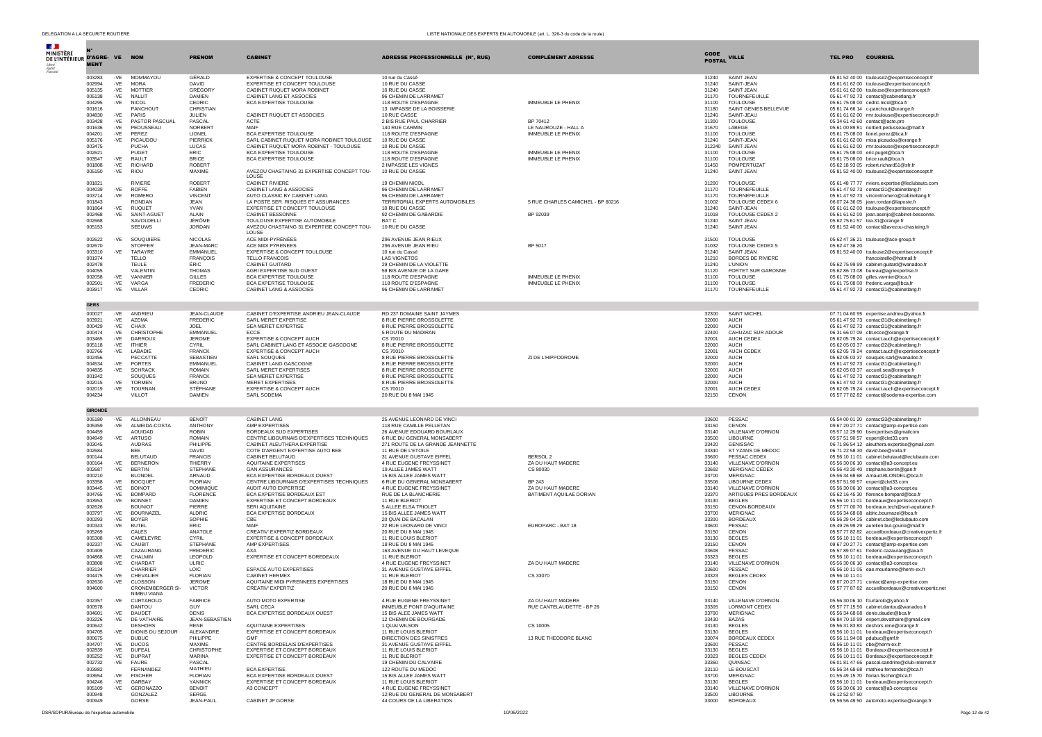| N° D'AGRÉMENT | VE | NOM | PRENOM | CABINET | ADRESSE PROFESSIONNELLE (N°, RUE) | COMPLÉMENT ADRESSE | CODE POSTAL | VILLE | TEL PRO | COURRIEL |
|---|---|---|---|---|---|---|---|---|---|---|
| 003283 | -VE | MOMMAYOU | GÉRALD | EXPERTISE & CONCEPT TOULOUSE | 10 rue du Cassé | | 31240 | SAINT JEAN | 05 81 52 40 00 | toulouse2@expertiseconcept.fr |
| 002994 | -VE | MORA | DAVID | EXPERTISE ET CONCEPT TOULOUSE | 10 RUE DU CASSE | | 31240 | SAINT-JEAN | 05 61 61 62 00 | toulouse@expertiseconcept.fr |
| 005135 | -VE | MOTTIER | GRÉGORY | CABINET RUQUET MORA ROBINET | 10 RUE DU CASSE | | 31240 | SAINT JEAN | 05 61 61 62 00 | toulouse@expertiseconcept.fr |
| 005138 | -VE | NALLIT | DAMIEN | CABINET LANG ET ASSOCIES | 96 CHEMIN DE LARRAMET | | 31170 | TOURNEFEUILLE | 05 61 47 92 73 | contact@cabinetlang.fr |
| 004295 | -VE | NICOL | CEDRIC | BCA EXPERTISE TOULOUSE | 118 ROUTE D'ESPAGNE | IMMEUBLE LE PHENIX | 31100 | TOULOUSE | 05 61 75 08 00 | cedric.nicol@bca.fr |
| 001616 | | PANCHOUT | CHRISTIAN | | 13 IMPASSE DE LA BOISSERIE | | 31180 | SAINT GENIES BELLEVUE | 05 61 74 66 14 | c-panchout@orange.fr |
| 004830 | -VE | PARIS | JULIEN | CABINET RUQUET ET ASSOCIES | 10 RUE CASSE | | 31240 | SAINT-JEAN | 05 61 61 62 00 | rmr.toulouse@expertiseconcept.fr |
| 003428 | -VE | PASTOR PASCUAL | PASCAL | ACTE | 2 BIS RUE PAUL CHARRIER | BP 70412 | 31300 | TOULOUSE | 05 34 61 42 60 | contact@acte.pro |
| 001636 | -VE | PEDUSSEAU | NORBERT | MAIF | 140 RUE CARMIN | LE NAUROUZE - HALL A | 31670 | LABEGE | 05 61 00 89 81 | norbert.pedusseau@maif.fr |
| 004201 | -VE | PEREZ | LIONEL | BCA EXPERTISE TOULOUSE | 118 ROUTE D'ESPAGNE | IMMEUBLE LE PHENIX | 31100 | TOULOUSE | 05 61 75 08 00 | lionel.perez@bca.fr |
| 005176 | -VE | PICAUDOU | PIERRICK | SARL CABINET RUQUET MORA ROBINET TOULOUSE | 10 RUE DU CASSE | | 31240 | SAINT-JEAN | 05 61 61 62 00 | misa.picaudou@orange.fr |
| 003475 | | PUCHA | LUCAS | CABINET RUQUET MORA ROBINET - TOULOUSE | 10 RUE DU CASSE | | 312240 | SAINT JEAN | 05 61 61 62 00 | rmr.toulouse@expertiseconcept.fr |
| 002621 | | PUGET | ERIC | BCA EXPERTISE TOULOUSE | 118 ROUTE D'ESPAGNE | IMMEUBLE LE PHENIX | 31100 | TOULOUSE | 05 61 75 08 00 | eric.puget@bca.fr |
| 003547 | -VE | RAULT | BRICE | BCA EXPERTISE TOULOUSE | 118 ROUTE D'ESPAGNE | IMMEUBLE LE PHENIX | 31100 | TOULOUSE | 05 61 75 08 00 | brice.rault@bca.fr |
| 001808 | -VE | RICHARD | ROBERT | | 2 IMPASSE LES VIGNES | | 31450 | POMPERTUZAT | 05 62 18 93 05 | robert.richard51@sfr.fr |
| 005150 | -VE | RIOU | MAXIME | AVEZOU CHASTAING 31 EXPERTISE CONCEPT TOULOUSE | 10 RUE DU CASSE | | 31240 | SAINT JEAN | 05 81 52 40 00 | toulouse2@expertiseconcept.fr |
| 001821 | | RIVIERE | ROBERT | CABINET RIVIERE | 19 CHEMIN NICOL | | 31200 | TOULOUSE | 05 61 48 77 77 | riviere.expertise@leclubauto.com |
| 004039 | -VE | ROFFE | FABIEN | CABINET LANG & ASSOCIES | 96 CHEMIN DE LARRAMET | | 31170 | TOURNEFEUILLE | 05 61 47 92 73 | contact31@cabinetlang.fr |
| 003714 | -VE | ROMERO | VINCENT | AUTO CLASSIC BY CABINET LANG | 96 CHEMIN DE LARRAMET | | 31170 | TOURNEFEUILLE | 05 61 47 92 73 | vincentromero@cabinetlang.fr |
| 001843 | | RONDAN | JEAN | LA POSTE SER. RISQUES ET ASSURANCES | TERRITORIAL EXPERTS AUTOMOBILES | 5 RUE CHARLES CAMICHEL - BP 60216 | 31002 | TOULOUSE CEDEX 6 | 06 07 24 36 05 | jean.rondan@laposte.fr |
| 001864 | -VE | RUQUET | YVAN | EXPERTISE ET CONCEPT TOULOUSE | 10 RUE DU CASSE | | 31240 | SAINT-JEAN | 05 61 61 62 00 | toulouse@expertiseconcept.fr |
| 002468 | -VE | SAINT-AGUET | ALAIN | CABINET BESSONNE | 92 CHEMIN DE GABARDIE | BP 92039 | 31018 | TOULOUSE CEDEX 2 | 05 61 61 62 00 | jean.asenjo@cabinet-bessonne. |
| 002668 | | SAVOLDELLI | JÉRÔME | TOULOUSE EXPERTISE AUTOMOBILE | BAT C | | 31240 | SAINT JEAN | 05 62 75 61 57 | tea.31@orange.fr |
| 005153 | | SEEUWS | JORDAN | AVEZOU CHASTAING 31 EXPERTISE CONCEPT TOULOUSE | 10 RUE DU CASSE | | 31240 | SAINT JEAN | 05 81 52 40 00 | contact@avezou-chastaing.fr |
| 002622 | -VE | SOUQUIERE | NICOLAS | ACE MIDI-PYRÉNÉES | 296 AVENUE JEAN RIEUX | | 31500 | TOULOUSE | 05 62 47 36 21 | toulouse@ace-group.fr |
| 002670 | | STOFFER | JEAN-MARC | ACE MIDI PYRENEES | 296 AVENUE JEAN RIEU | BP 5017 | 31032 | TOULOUSE CEDEX 5 | 05 62 47 36 20 | |
| 003310 | -VE | TARAYRE | EMMANUEL | EXPERTISE & CONCEPT TOULOUSE | 10 rue du Cassé | | 31240 | SAINT JEAN | 05 81 52 40 00 | toulouse2@expertiseconcept.fr |
| 001974 | | TELLO | FRANÇOIS | TELLO FRANCOIS | LAS VIGNETOS | | 31210 | BORDES DE RIVIERE | | francoistello@hotmail.fr |
| 002478 | | TEULE | ÉRIC | CABINET GUITARD | 29 CHEMIN DE LA VIOLETTE | | 31240 | L'UNION | 05 62 75 99 99 | cabinet-guitard@wanadoo.fr |
| 004055 | | VALENTIN | THOMAS | AGIRI EXPERTISE SUD OUEST | 59 BIS AVENUE DE LA GARE | | 31120 | PORTET SUR GARONNE | 05 62 86 73 08 | bureau@agirexpertise.fr |
| 002058 | -VE | VANNIER | GILLES | BCA EXPERTISE TOULOUSE | 118 ROUTE D'ESPAGNE | IMMEUBLE LE PHENIX | 31100 | TOULOUSE | 05 61 75 08 00 | gilles.vannier@bca.fr |
| 002501 | -VE | VARGA | FREDERIC | BCA EXPERTISE TOULOUSE | 118 ROUTE D'ESPAGNE | IMMEUBLE LE PHENIX | 31100 | TOULOUSE | 05 61 75 08 00 | frederic.varga@bca.fr |
| 003917 | -VE | VILLAR | CEDRIC | CABINET LANG & ASSOCIES | 96 CHEMIN DE LARRAMET | | 31170 | TOURNEFEUILLE | 05 61 47 92 73 | contact31@cabinetlang.fr |
| **GERS** | | | | | | | | | | |
| 000027 | -VE | ANDRIEU | JEAN-CLAUDE | CABINET D'EXPERTISE ANDRIEU JEAN-CLAUDE | RD 237 DOMAINE SAINT JAYMES | | 32300 | SAINT MICHEL | 07 71 04 60 95 | expertise.andrieu@yahoo.fr |
| 003921 | -VE | AZEMA | FREDERIC | SARL MERET EXPERTISE | 8 RUE PIERRE BROSSOLETTE | | 32000 | AUCH | 05 61 47 92 73 | contact31@cabinetlang.fr |
| 000429 | -VE | CHAIX | JOEL | SEA MERET EXPERTISE | 8 RUE PIERRE BROSSOLETTE | | 32000 | AUCH | 05 61 47 92 73 | contact31@cabinetlang.fr |
| 000474 | -VE | CHRISTOPHE | EMMANUEL | ECCE | 5 ROUTE DU MADIRAN | | 32400 | CAHUZAC SUR ADOUR | 06 31 66 07 09 | cbt.ecce@orange.fr |
| 003465 | -VE | DARROUX | JEROME | EXPERTISE & CONCEPT AUCH | CS 70010 | | 32001 | AUCH CEDEX | 05 62 05 79 24 | contact.auch@expertiseconcept.fr |
| 005118 | -VE | ITHIER | CYRIL | SARL CABINET LANG ET ASSOCIE GASCOGNE | 8 RUE PIERRE BROSSOLETTE | | 32000 | AUCH | 05 62 05 03 37 | contact32@cabinetlang.fr |
| 002766 | -VE | LABADIE | FRANCK | EXPERTISE & CONCEPT AUCH | CS 70010 | | 32001 | AUCH CEDEX | 05 62 05 79 24 | contact.auch@expertiseconcept.fr |
| 002456 | | PECCATTE | SEBASTIEN | SARL SOUQUES | 8 RUE PIERRE BROSSOLETTE | ZI DE L'HIPPODROME | 32000 | AUCH | 05 62 05 03 37 | souques-sarl@wanadoo.fr |
| 004534 | -VE | PORTES | EMMANUEL | CABINET LANG GASCOGNE | 8 RUE PIERRE BROSSOLETTE | | 32000 | AUCH | 05 61 47 92 73 | contact31@cabinetlang.fr |
| 004835 | -VE | SCHRACK | ROMAIN | SARL MERET EXPERTISES | 8 RUE PIERRE BROSSOLETTE | | 32000 | AUCH | 05 62 05 03 37 | accueil.sea@orange.fr |
| 001942 | | SOUQUES | FRANCK | SEA MERET EXPERTISE | 8 RUE PIERRE BROSSOLETTE | | 32000 | AUCH | 05 61 47 92 73 | contact31@cabinetlang.fr |
| 002015 | -VE | TORMEN | BRUNO | MERET EXPERTISES | 8 RUE PIERRE BROSSOLETTE | | 32000 | AUCH | 05 61 47 92 73 | contact31@cabinetlang.fr |
| 002019 | -VE | TOURNAN | STÉPHANE | EXPERTISE & CONCEPT AUCH | CS 70010 | | 32001 | AUCH CEDEX | 05 62 05 79 24 | contact.auch@expertiseconcept.fr |
| 004234 | | VILLOT | DAMIEN | SARL SODEMA | 20 RUE DU 8 MAI 1945 | | 32150 | CENON | 05 57 77 82 82 | contact@sodema-expertise.com |
| **GIRONDE** | | | | | | | | | | |
| 005180 | -VE | ALLONNEAU | BENOÎT | CABINET LANG | 25 AVENUE LEONARD DE VINCI | | 33600 | PESSAC | 05 54 00 01 20 | contact33@cabinetlang.fr |
| 005359 | -VE | ALMEIDA-COSTA | ANTHONY | AMP EXPERTISES | 118 RUE CAMILLE PELLETAN | | 33150 | CENON | 09 67 20 27 71 | contact@amp-expertise.com |
| 004459 | | AOUIDAD | ROBIN | BORDEAUX SUD EXPERTISES | 26 AVENUE EDOUARD BOURLAUX | | 33140 | VILLENAVE D'ORNON | 05 57 12 29 90 | bsexpertises@gmailcom |
| 004949 | -VE | ARTUSO | ROMAIN | CENTRE LIBOURNAIS D'EXPERTISES TECHNIQUES | 6 RUE DU GENERAL MONSABERT | | 33500 | LIBOURNE | 05 57 51 90 57 | expert@clet33.com |
| 003345 | | AUDRAS | PHILIPPE | CABINET ALEUTHERA EXPERTISE | 271 ROUTE DE LA GRANDE JEANNETTE | | 33420 | GENISSAC | 06 71 86 54 12 | aleuthera.expertise@gmail.com |
| 002684 | | BEE | DAVID | COTE D'ARGENT EXPERTISE AUTO BEE | 11 RUE DE L'ETOILE | | 33340 | ST YZANS DE MEDOC | 06 71 22 58 30 | david.bee@voila.fr |
| 000144 | | BELUTAUD | FRANCIS | CABINET BELUTAUD | 31 AVENUE GUSTAVE EIFFEL | BERSOL 2 | 33600 | PESSAC CEDEX | 05 56 10 11 01 | cabinet.belutaud@leclubauto.com |
| 000164 | -VE | BERNERON | THIERRY | AQUITAINE EXPERTISES | 4 RUE EUGENE FREYSSINET | ZA DU HAUT MADERE | 33140 | VILLENAVE D'ORNON | 05 56 30 06 10 | contact@a3-concept.eu |
| 002687 | -VE | BERTIN | STEPHANE | GAN ASSURANCES | 19 ALLEE JAMES WATT | CS 80030 | 33692 | MERIGNAC CEDEX | 05 56 43 30 40 | stephane.bertin@gan.fr |
| 000210 | | BLONDEL | ARNAUD | BCA EXPERTISE BORDEAUX OUEST | 15 BIS ALLEE JAMES WATT | | 33700 | MERIGNAC | 05 56 34 68 68 | Arnaud.BLONDEL@bca.fr |
| 003358 | -VE | BOCQUET | FLORIAN | CENTRE LIBOURNAIS D'EXPERTISES TECHNIQUES | 6 RUE DU GENERAL MONSABERT | BP 243 | 33506 | LIBOURNE CEDEX | 05 57 51 90 57 | expert@clet33.com |
| 003445 | -VE | BOINOT | DOMINIQUE | AUDIT AUTO EXPERTISE | 4 RUE EUGENE FREYSSINET | ZA DU HAUT MADERE | 33140 | VILLENAVE D'ORNON | 05 56 30 06 10 | contact@a3-concept.eu |
| 004765 | -VE | BOMPARD | FLORENCE | BCA EXPERTISE BORDEAUX EST | RUE DE LA BLANCHERIE | BATIMENT AQUILAE DORIAN | 33370 | ARTIGUES PRES BORDEAUX | 05 62 16 45 30 | florence.bompard@bca.fr |
| 003953 | -VE | BONNET | DAMIEN | EXPERTISE ET CONCEPT BORDEAUX | 11 RUE BLERIOT | | 33130 | BEGLES | 05 56 10 11 01 | bordeaux@expertiseconcept.fr |
| 002626 | | BOUNIOT | PIERRE | SERI AQUITAINE | 5 ALLEE ELSA TRIOLET | | 33150 | CENON-BORDEAUX | 05 57 77 00 70 | bordeaux.tech@seri-aquitaine.fr |
| 003797 | -VE | BOURNAZEL | ALDRIC | BCA EXPERTISE BORDEAUX | 15 BIS ALLEE JAMES WATT | | 33700 | MERIGNAC | 05 56 34 68 68 | aldric.bournazel@bca.fr |
| 000293 | -VE | BOYER | SOPHIE | CBE | 20 QUAI DE BACALAN | | 33300 | BORDEAUX | 05 56 29 04 25 | cabinet.cbe@leclubauto.com |
| 000343 | -VE | BUTEL | ERIC | MAIF | 22 RUE LEONARD DE VINCI | EUROPARC - BAT 18 | 33600 | PESSAC | 05 49 26 99 29 | aurelien.but-gourio@maif.fr |
| 005269 | | CALES | ANATOLE | CREATIV' EXPERTIZ BORDEAUX | 20 RUE DU 8 MAI 1945 | | 33150 | CENON | 05 57 77 82 82 | accueilbordeaux@creativexpertiz.fr |
| 005308 | -VE | CAMELEYRE | CYRIL | EXPERTISE & CONCEPT BORDEAUX | 11 RUE LOUIS BLERIOT | | 33130 | BEGLES | 05 56 10 11 01 | bordeaux@expertiseconcept.fr |
| 002337 | -VE | CAUBIT | STEPHANE | AMP EXPERTISES | 18 RUE DU 8 MAI 1945 | | 33150 | CENON | 09 67 20 27 71 | contact@amp-expertise.com |
| 000409 | | CAZAURANG | FREDERIC | AXA | 163 AVENUE DU HAUT LEVEQUE | | 33608 | PESSAC | 05 57 89 07 61 | frederic.cazaurang@axa.fr |
| 004868 | -VE | CHALMIN | LEOPOLD | EXPERTISE ET CONCEPT BOREDEAUX | 11 RUE BLERIOT | | 33323 | BEGLES | 05 56 10 11 01 | bordeaux@expertiseconcept.fr |
| 003808 | -VE | CHARDAT | ULRIC | | 4 RUE EUGENE FREYSSINET | ZA DU HAUT MADERE | 33140 | VILLENAVE D'ORNON | 05 56 30 06 10 | contact@a3-concept.eu |
| 003134 | | CHARRIER | LOIC | ESPACE AUTO EXPERTISES | 31 AVENUE GUSTAVE EIFFEL | | 33600 | PESSAC | 05 56 10 11 05 | eae.mourlanne@herm-ex.fr |
| 004475 | -VE | CHEVALIER | FLORIAN | CABINET HERMEX | 11 RUE BLERIOT | CS 33070 | 33323 | BEGLES CEDEX | 05 56 10 11 01 | |
| 002630 | -VE | CLOSSON | JEROME | AQUITAINE MIDI PYRENNEES EXPERTISES | 18 RUE DU 8 MAI 1945 | | 33150 | CENON | 09 67 20 27 71 | contact@amp-expertise.com |
| 004600 | | CRONEMBERGER SI-NIMBU VIANA | VICTOR | CREATIV' EXPERTIZ | 20 RUE DU 8 MAI 1945 | | 33150 | CENON | 05 57 77 87 82 | accueilbordeaux@creativexpertiz.net |
| 002357 | -VE | CURTAROLO | FABRICE | AUTO MOTO EXPERTISE | 4 RUE EUGENE FREYSSINET | ZA DU HAUT MADERE | 33140 | VILLENAVE D'ORNON | 05 56 30 06 10 | fcurtarolo@yahoo.fr |
| 000578 | | DANTOU | GUY | SARL CECA | IMMEUBLE PONT D'AQUITAINE | RUE CANTELAUDETTE - BP 26 | 33305 | LORMONT CEDEX | 05 57 77 15 50 | cabinet.dantou@wanadoo.fr |
| 004601 | -VE | DAUDET | DENIS | BCA EXPERTISE BORDEAUX OUEST | 15 BIS ALEE JAMES WATT | | 33700 | MERIGNAC | 05 56 34 68 68 | denis.daudet@bca.fr |
| 003226 | -VE | DE VATHAIRE | JEAN-SEBASTIEN | | 12 CHEMIN DE BOURGADE | | 33430 | BAZAS | 06 84 70 10 99 | expert.devathaire@gmail.com |
| 000642 | | DESHORS | RENE | AQUITAINE EXPERTISES | 1 QUAI WILSON | CS 10005 | 33130 | BEGLES | 05 56 31 83 83 | deshors.rene@orange.fr |
| 004705 | -VE | DIONIS DU SEJOUR | ALEXANDRE | EXPERTISE ET CONCEPT BORDEAUX | 11 RUE LOUIS BLERIOT | | 33130 | BEGLES | 05 56 10 11 01 | bordeaux@expertiseconcept.fr |
| 000675 | | DUBUC | PHILIPPE | GMF | DIRECTION DES SINISTRES | 13 RUE THEODORE BLANC | 33074 | BORDEAUX CEDEX | 05 56 11 94 08 | pdubuc@gmf.fr |
| 004707 | -VE | DUCOS | MAXIME | CENTRE BORDELAIS D'EXPERTISES | 31 AVENUE GUSTAVE EIFFEL | | 33600 | PESSAC | 05 56 10 11 01 | cbe@herm-ex.fr |
| 002839 | -VE | DUFEAL | CHRISTOPHE | EXPERTISE ET CONCEPT BORDEAUX | 11 RUE LOUIS BLERIOT | | 33130 | BEGLES | 05 56 10 11 01 | Bordeaux@expertiseconcept.fr |
| 005252 | -VE | DUPRAT | MARINA | EXPERTISE ET CONCEPT BORDEAUX | 11 RUE BLERIOT | | 33323 | BEGLES CEDEX | 05 56 10 11 01 | Bordeaux@expertiseconcept.fr |
| 002732 | -VE | FAURE | PASCAL | | 19 CHEMIN DU CALVAIRE | | 33360 | QUINSAC | 06 01 81 47 65 | pascal.sandrine@club-internet.fr |
| 003982 | | FERNANDEZ | MATHIEU | BCA EXPERTISE | 122 ROUTE DU MEDOC | | 33110 | LE BOUSCAT | 05 56 34 68 68 | mathieu.fernandez@bca.fr |
| 003654 | -VE | FISCHER | FLORIAN | BCA EXPERTISE BORDEAUX OUEST | 15 BIS ALLEE JAMES WATT | | 33700 | MERIGNAC | 01 55 49 15 70 | florian.fischer@bca.fr |
| 004246 | -VE | GARBAY | YANNICK | EXPERTISE ET CONCEPT BORDEAUX | 11 RUE LOUIS BLERIOT | | 33130 | BEGLES | 05 56 10 11 01 | bordeaux@expertiseconcept.fr |
| 005109 | -VE | GERONAZZO | BENOIT | A3 CONCEPT | 4 RUE EUGENE FREYSSINET | | 33140 | VILLENAVE D'ORNON | 05 56 30 06 10 | contact@a3-concept.eu |
| 000948 | | GONZALEZ | SERGE | | 12 RUE DU GENERAL DE MONSABERT | | 33500 | LIBOURNE | 06 12 52 97 50 | |
| 000949 | | GORSE | JEAN-PAUL | CABINET JP GORSE | 44 COURS DE LA LIBERATION | | 33000 | BORDEAUX | 05 56 56 49 50 | automoto.expertise@orange.fr |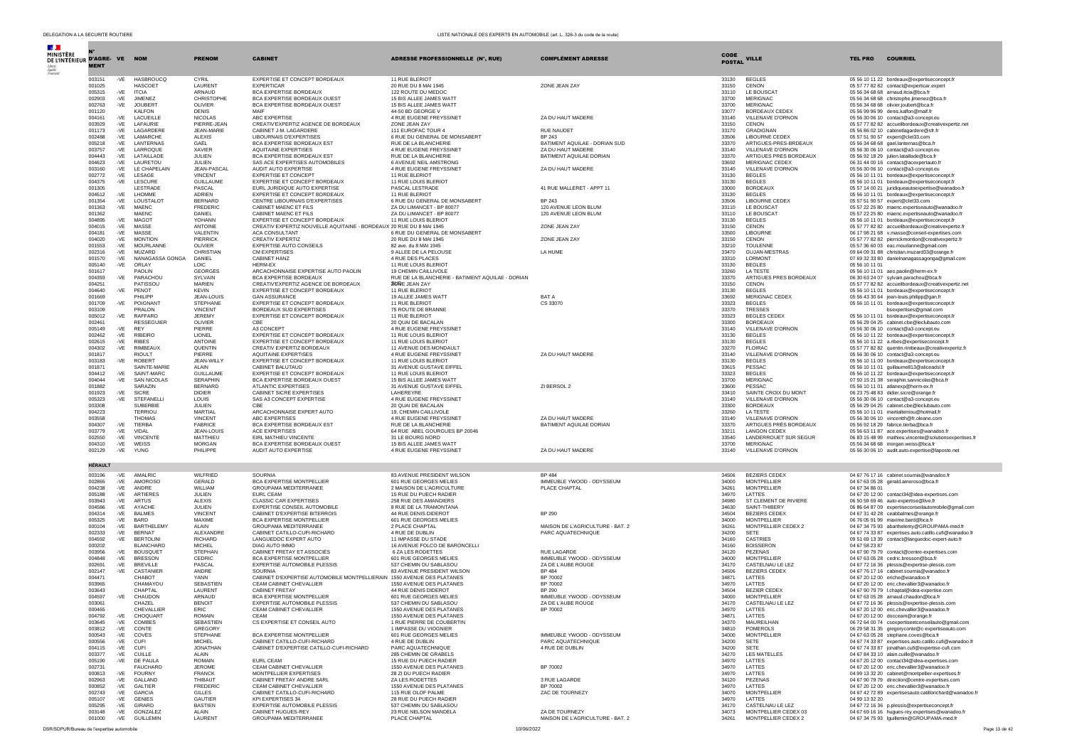| N° D'AGRÉMENT | VE | NOM | PRENOM | CABINET | ADRESSE PROFESSIONNELLE (N°, RUE) | COMPLÉMENT ADRESSE | CODE POSTAL | VILLE | TEL PRO | COURRIEL |
|---|---|---|---|---|---|---|---|---|---|---|
| 003151 | -VE | HASBROUCQ | CYRIL | EXPERTISE ET CONCEPT BORDEAUX | 11 RUE BLERIOT | | 33130 | BEGLES | 05 56 10 11 22 | bordeaux@expertiseconcept.fr |
| 001025 | | HASCOET | LAURENT | EXPERTICAR | 20 RUE DU 8 MAI 1945 | ZONE JEAN ZAY | 33150 | CENON | 05 57 77 82 82 | contact@experticar.expert |
| 005315 | -VE | ITCIA | ARNAUD | BCA EXPERTISE BORDEAUX | 122 ROUTE DU MEDOC | | 33110 | LE BOUSCAT | 05 56 34 68 68 | arnaud.itcia@bca.fr |
| 002903 | -VE | JIMENEZ | CHRISTOPHE | BCA EXPERTISE BORDEAUX OUEST | 15 BIS ALLEE JAMES WATT | | 33700 | MERIGNAC | 05 56 34 68 68 | christophe.jimenez@bca.fr |
| 002763 | -VE | JOUBERT | OLIVIER | BCA EXPERTISE BORDEAUX OUEST | 15 BIS ALLEE JAMES WATT | | 33700 | MERIGNAC | 05 56 34 68 68 | olivier.joubert@bca.fr |
| 001120 | | KALFON | DENIS | MAIF | 44-50 BD GEORGE V | | 33077 | BORDEAUX CEDEX | 05 56 99 96 99 | denis.kalfon@maif.fr |
| 004161 | -VE | LACUEILLE | NICOLAS | ABC EXPERTISE | 4 RUE EUGENE FREYSSINET | ZA DU HAUT MADERE | 33140 | VILLENAVE D'ORNON | 05 56 30 06 10 | contact@a3-concept.eu |
| 003929 | -VE | LAFAURIE | PIERRE-JEAN | CREATIV'EXPERTIZ AGENCE DE BORDEAUX | ZONE JEAN ZAY | | 33150 | CENON | 05 57 77 82 82 | accueilbordeaux@creativexpertiz.net |
| 001173 | -VE | LAGARDERE | JEAN-MARIE | CABINET J-M. LAGARDERE | 111 EUROFAC TOUR 4 | RUE NAUDET | 33170 | GRADIGNAN | 05 56 86 02 10 | cabinetlagardere@sfr.fr |
| 002488 | -VE | LAMARCHE | ALEXIS | LIBOURNAIS D'EXPERTISES | 6 RUE DU GENERAL DE MONSABERT | BP 243 | 33506 | LIBOURNE CEDEX | 05 57 51 90 57 | expert@clet33.com |
| 005218 | -VE | LANTERNAS | GAËL | BCA EXPERTISE BORDEAUX EST | RUE DE LA BLANCHERIE | BATIMENT AQUILAE - DORIAN SUD | 33370 | ARTIGUES-PRES-BRDEAUX | 05 56 34 68 68 | gael.lanternas@bca.fr |
| 003757 | -VE | LARROQUE | XAVIER | AQUITAINE EXPERTISES | 4 RUE EUGENE FREYSSINET | ZA DU HAUT MADERE | 33140 | VILLENAVE D'ORNON | 05 56 30 06 10 | contact@a3-concept.eu |
| 004443 | -VE | LATAILLADE | JULIEN | BCA EXPERTISE BORDEAUX EST | RUE DE LA BLANCHERIE | BATIMENT AQUILAE DORIAN | 33370 | ARTIGUES PRES BORDEAUX | 05 56 92 18 29 | julien.lataillade@bca.fr |
| 004623 | -VE | LAURETOU | JULIEN | SAS ACE EXPERTISES AUTOMOBILES | 6 AVENUE NEIL AMSTRONG | | 33692 | MERIGNAC CEDEX | 06 31 44 00 16 | contact@acexpertauto.fr |
| 003160 | -VE | LE CHAPELAIN | JEAN-PASCAL | AUDIT AUTO EXPERTISE | 4 RUE EUGENE FREYSSINET | ZA DU HAUT MADERE | 33140 | VILLENAVE D'ORNON | 05 56 30 06 10 | contact@a3-concept.eu |
| 002772 | -VE | LESAGE | VINCENT | EXPERTISE ET CONCEPT | 11 RUE BLERIOT | | 33130 | BEGLES | 05 56 10 11 01 | bordeaux@expertiseconcept.fr |
| 004375 | -VE | LESCURE | GUILLAUME | EXPERTISE ET CONCEPT BORDEAUX | 11 RUE LOUIS BLERIOT | | 33130 | BEGLES | 05 56 10 11 01 | bordeaux@expertiseconcept.fr |
| 001305 | | LESTRADE | PASCAL | EURL JURIDIQUE AUTO EXPERTISE | PASCAL LESTRADE | 41 RUE MALLERET - APPT 11 | 33000 | BORDEAUX | 05 57 14 00 21 | juridiqueautoexpertise@wanadoo.fr |
| 004512 | -VE | LHOMME | ADRIEN | EXPERTISE ET CONCEPT BORDEAUX | 11 RUE BLERIOT | | 33130 | BEGLES | 05 56 10 11 01 | bordeaux@expertiseconcept.fr |
| 001354 | -VE | LOUSTALOT | BERNARD | CENTRE LIBOURNAIS D'EXPERTISES | 6 RUE DU GENERAL DE MONSABERT | BP 243 | 33506 | LIBOURNE CEDEX | 05 57 51 90 57 | expert@clet33.com |
| 001363 | -VE | MAENC | FREDERIC | CABINET MAENC ET FILS | ZA DU LIMANCET - BP 80077 | 120 AVENUE LEON BLUM | 33110 | LE BOUSCAT | 05 57 22 25 80 | maenc.expertiseauto@wanadoo.fr |
| 001362 | | MAENC | DANIEL | CABINET MAENC ET FILS | ZA DU LIMANCET - BP 80077 | 120 AVENUE LEON BLUM | 33110 | LE BOUSCAT | 05 57 22 25 80 | maenc.expertiseauto@wanadoo.fr |
| 004895 | -VE | MAGOT | YOHANN | EXPERTISE ET CONCEPT BORDEAUX | 11 RUE LOUIS BLERIOT | | 33130 | BEGLES | 05 56 10 11 01 | bordeaux@expertiseconcept.fr |
| 004015 | -VE | MASSE | ANTOINE | CREATIV EXPERTIZ NOUVELLE AQUITAINE - BORDEAUX | 20 RUE DU 8 MAI 1945 | ZONE JEAN ZAY | 33150 | CENON | 05 57 77 82 82 | accueilbordeaux@creativexpertiz.fr |
| 004181 | -VE | MASSE | VALENTIN | ACA CONSULTANT | 6 RUE DU GENERAL DE MONSABERT | | 33500 | LIBOURNE | 06 17 98 21 68 | v.masse@conseil-expertises.com |
| 004020 | -VE | MONTION | PIERRICK | CREATIV EXPERTIZ | 20 RUE DU 8 MAI 1945 | ZONE JEAN ZAY | 33150 | CENON | 05 57 77 82 82 | pierrickmontion@creativexpertiz.fr |
| 001553 | -VE | MOURLANNE | OLIVIER | EXPERTISE AUTO CONSEILS | 82 ave. du 8 MAI 1945 | | 33210 | TOULENNE | 05 57 36 60 03 | eac.mourlanne@gmail.com |
| 002316 | -VE | MUZARD | CHRISTIAN | CM EXPERTISES | 9 ALLEE DE LA PELOUSE | LA HUME | 33470 | GUJAN-MESTRAS | 09 64 09 31 88 | christian.muzard33@orange.fr |
| 001570 | -VE | NANAGASSA GONGA | DANIEL | CABINET HANZ | 4 RUE DES PLACES | | 33310 | LORMONT | 07 69 32 33 80 | danielnanagassagonga@gmail.com |
| 005140 | -VE | ORLAY | LOIC | HERM-EX | 11 RUE LOUIS BLERIOT | | 33130 | BEGLES | 05 56 10 11 01 | |
| 001617 | | PAOLIN | GEORGES | ARCACHONNAISE EXPERTISE AUTO PAOLIN | 19 CHEMIN CAILLIVOLE | | 33260 | LA TESTE | 05 56 10 11 01 | aeo.paolin@herm-ex.fr |
| 004393 | -VE | PARACHOU | SYLVAIN | BCA EXPERTISE BORDEAUX | RUE DE LA BLANCHERIE - BATIMENT AQUILAE - DORIAN | | 33370 | ARTIGUES PRES BORDEAUX | 06 30 63 24 07 | sylvain.parachou@bca.fr |
| 004251 | | PATISSOU | MARIEN | CREATIV'EXPERTIZ AGENCE DE BORDEAUX | ZONE JEAN ZAY | | 33150 | CENON | 05 57 77 82 82 | accueilbordeaux@creativexpertiz.net |
| 004640 | -VE | PENOT | KEVIN | EXPERTISE ET CONCEPT BORDEAUX | 11 RUE BLERIOT | | 33130 | BEGLES | 05 56 10 11 01 | bordeaux@expertiseconcept.fr |
| 001669 | | PHILIPP | JEAN-LOUIS | GAN ASSURANCE | 19 ALLEE JAMES WATT | BAT A | 33692 | MERIGNAC CEDEX | 05 56 43 30 64 | jean-louis.philipp@gan.fr |
| 001709 | -VE | POIGNANT | STEPHANE | EXPERTISE ET CONCEPT BORDEAUX | 11 RUE BLERIOT | CS 33070 | 33323 | BEGLES | 05 56 10 11 01 | bordeaux@expertiseconcept.fr |
| 003109 | | PRALON | VINCENT | BORDEAUX SUD EXPERTISES | 75 ROUTE DE BRANNE | | 33370 | TRESSES | | bsexpertises@gmail.com |
| 005012 | -VE | RAFFARD | JEREMY | EXPERTISE ET CONCEPT BORDEAUX | 11 RUE BLERIOT | | 33323 | BEGLES CEDEX | 05 56 10 11 01 | bordeaux@expertiseconcept.fr |
| 002461 | | RESSEGUIER | OLIVIER | CBE | 20 QUAI DE BACALAN | | 33300 | BORDEAUX | 05 56 29 04 25 | cabinet.cbe@leclubauto.com |
| 005149 | -VE | REY | PIERRE | A3 CONCEPT | 4 RUE EUGENE FREYSSINET | | 33140 | VILLENAVE D'ORNON | 05 56 30 06 10 | contact@a3-concept.eu |
| 002462 | -VE | RIBEIRO | LIONEL | EXPERTISE ET CONCEPT BORDEAUX | 11 RUE LOUIS BLERIOT | | 33130 | BEGLES | 05 56 10 11 22 | bordeaux@expertiseconcept.fr |
| 002615 | -VE | RIBES | ANTOINE | EXPERTISE ET CONCEPT BORDEAUX | 11 RUE LOUIS BLERIOT | | 33130 | BEGLES | 05 56 10 11 22 | a.ribes@expertiseconcept.fr |
| 004302 | -VE | RIMBEAUX | QUENTIN | CREATIV EXPERTIZ BORDEAUX | 11 AVENUE DES MONDAULT | | 33270 | FLOIRAC | 05 57 77 82 82 | quentin.rimbeaux@creativexpertiz.fr |
| 001817 | | RIOULT | PIERRE | AQUITAINE EXPERTISES | 4 RUE EUGENE FREYSSINET | ZA DU HAUT MADERE | 33140 | VILLENAVE D'ORNON | 05 56 30 06 10 | contact@a3-concept.eu |
| 003183 | -VE | ROBERT | JEAN-WILLY | EXPERTISE ET CONCEPT BORDEAUX | 11 RUE LOUIS BLERIOT | | 33130 | BEGLES | 05 56 10 11 00 | bordeaux@expertiseconcept.fr |
| 001871 | | SAINTE-MARIE | ALAIN | CABINET BALUTAUD | 31 AVENUE GUSTAVE EIFFEL | | 33615 | PESSAC | 05 56 10 11 01 | guillaume813@aliceadsl.fr |
| 004412 | -VE | SAINT-MARC | GUILLAUME | EXPERTISE ET CONCEPT BORDEAUX | 11 RUE LOUIS BLERIOT | | 33323 | BEGLES | 05 56 10 11 22 | bordeaux@expertiseconcept.fr |
| 004044 | -VE | SAN NICOLAS | SERAPHIN | BCA EXPERTISE BORDEAUX OUEST | 15 BIS ALLEE JAMES WATT | | 33700 | MERIGNAC | 07 50 15 21 38 | seraphin.sannicolas@bca.fr |
| 001882 | | SARAZIN | BERNARD | ATLANTIC EXPERTISES | 31 AVENUE GUSTAVE EIFFEL | ZI BERSOL 2 | 33600 | PESSAC | 05 56 10 11 01 | atlanexp@herm-ex.fr |
| 001923 | -VE | SICRE | DIDIER | CABINET SICRE EXPERTISES | LAHEREYRE | | 33410 | SAINTE CROIX DU MONT | 06 23 75 48 83 | didier.sicre@orange.fr |
| 005323 | -VE | STEFANELLI | LOUIS | SAS A3 CONCEPT EXPERTISE | 4 RUE EUGENE FREYSSINET | | 33140 | VILLENAVE D'ORNON | 05 56 30 06 10 | contact@a3-concept.eu |
| 003308 | | SUBERBIE | JULIEN | CBE | 20 QUAI DE BACALAN | | 33300 | BORDEAUX | 05 56 29 04 25 | cabinet.cbe@leclubauto.com |
| 004223 | | TERRIOU | MARTIAL | ARCACHONNAISE EXPERT AUTO | 19, CHEMIN CAILLIVOLE | | 33260 | LA TESTE | 05 56 10 11 01 | martialterriou@hotmail.fr |
| 003558 | | THOMAS | VINCENT | ABC EXPERTISES | 4 RUE EUGENE FREYSSINET | ZA DU HAUT MADERE | 33140 | VILLENAVE D'ORNON | 05 56 30 06 10 | vincentth@fr.oleane.com |
| 004307 | -VE | TIERBA | FABRICE | BCA EXPERTISE BORDEAUX EST | RUE DE LA BLANCHERIE | BATIMENT AQUILAE DORIAN | 33370 | ARTIGUES PRES BORDEAUX | 05 56 92 18 29 | fabrice.tierba@bca.fr |
| 003779 | -VE | VIDAL | JEAN-LOUIS | ACE EXPERTISES | 64 RUE ABEL GOURGUES BP 20046 | | 33211 | LANGON CEDEX | 05 56 63 11 87 | ace.expertises@wanadoo.fr |
| 002550 | -VE | VINCENTE | MATTHIEU | EIRL MATHIEU VINCENTE | 31 LE BOURG NORD | | 33540 | LANDERROUET SUR SEGUR | 06 83 15 48 99 | mathieu.vincente@solutionsexpertises.fr |
| 004310 | -VE | WEISS | MORGAN | BCA EXPERTISE BORDEAUX OUEST | 15 BIS ALLEE JAMES WATT | | 33700 | MERIGNAC | 05 56 34 68 68 | morgan.weiss@bca.fr |
| 002129 | -VE | YUNG | PHILIPPE | AUDIT AUTO EXPERTISE | 4 RUE EUGENE FREYSSINET | ZA DU HAUT MADERE | 33140 | VILLENAVE D'ORNON | 05 56 30 06 10 | audit.auto.expertise@laposte.net |

## HÉRAULT

| N° D'AGRÉMENT | VE | NOM | PRENOM | CABINET | ADRESSE PROFESSIONNELLE (N°, RUE) | COMPLÉMENT ADRESSE | CODE POSTAL | VILLE | TEL PRO | COURRIEL |
|---|---|---|---|---|---|---|---|---|---|---|
| 003196 | -VE | AMALRIC | WILFRIED | SOURNIA | 83 AVENUE PRESIDENT WILSON | BP 484 | 34506 | BEZIERS CEDEX | 04 67 76 17 16 | cabinet.sournia@wanadoo.fr |
| 002865 | -VE | AMOROSO | GERALD | BCA EXPERTISE MONTPELLIER | 601 RUE GEORGES MELIES | IMMEUBLE YWOOD - ODYSSEUM | 34000 | MONTPELLIER | 04 67 63 05 28 | gerald.amoroso@bca.fr |
| 004238 | -VE | ANDRE | WILLIAM | GROUPAMA MEDITERRANEE | 2 MAISON DE L'AGRICULTURE | PLACE CHAPTAL | 34261 | MONTPELLIER | 04 67 34 86 01 | |
| 005188 | -VE | ARTIERES | JULIEN | EURL CEAM | 15 RUE DU PUECH RADIER | | 34970 | LATTES | 04 67 20 12 00 | contact34@idea-expertises.com |
| 003943 | -VE | ARTUS | ALEXIS | CLASSIC CAR EXPERTISES | 258 RUE DES AMANDIERS | | 34980 | ST CLEMENT DE RIVIERE | 06 50 59 69 46 | auto-expertise@live.fr |
| 004586 | -VE | AYACHE | JULIEN | EXPERTISE CONSEIL AUTOMOBILE | 8 RUE DE LA TRAMONTANA | | 34630 | SAINT-THIBERY | 06 86 64 87 09 | expertiseconseilautomobile@gmail.com |
| 004314 | -VE | BALMES | VINCENT | CABINET D'EXPERTISE BITERROIS | 44 RUE DENIS DIDEROT | BP 290 | 34504 | BEZIERS CEDEX | 04 67 31 42 28 | ceabbalmes@orange.fr |
| 005225 | -VE | BARD | MAXIME | BCA EXPERTISE MONTPELLIER | 601 RUE GEORGES MELIES | | 34000 | MONTPELLIER | 04 76 05 91 99 | maxime.bard@bca.fr |
| 000104 | -VE | BARTHELEMY | ALAIN | GROUPAMA MEDITERRANEE | 2 PLACE CHAPTAL | MAISON DE L'AGRICULTURE - BAT. 2 | 34261 | MONTPELLIER CEDEX 2 | 04 67 34 75 93 | abarthelemy@GROUPAMA-med.fr |
| 002333 | -VE | BERNAT | ALEXANDRE | CABINET CATILLO-CUFI-RICHARD | 4 RUE DE DUBLIN | PARC AQUATECHNIQUE | 34200 | SETE | 04 67 74 33 87 | expertises.auto.catillo.cufi@wanadoo.fr |
| 004592 | -VE | BERTOLINI | RICHARD | LANGUEDOC EXPERT AUTO | 11 IMPASSE DU STADE | | 34160 | CASTRIES | 09 51 69 13 39 | contact@languedoc-expert-auto.fr |
| 000202 | | BLANCHARD | MICHEL | DIAG AUTO IMMO | 16 AVENUE FOLCO DE BARONCELLI | | 34160 | BOISSERON | 04 67 58 23 87 | |
| 003956 | -VE | BOUSQUET | STEPHAN | CABINET FRETAY ET ASSOCIÉS | 6 ZA LES RODETTES | RUE LAGARDE | 34120 | PEZENAS | 04 67 90 79 79 | contact@centre-expertises.com |
| 004848 | -VE | BRESSON | CEDRIC | BCA EXPERTISE MONTPELLIER | 601 RUE GEORGES MELIES | IMMEUBLE YWOOD - ODYSSEUM | 34000 | MONTPELLIER | 04 67 63 05 28 | cedric.bresson@bca.fr |
| 002691 | -VE | BREVILLE | PASCAL | EXPERTISE AUTOMOBILE PLESSIS | 537 CHEMIN DU SABLASOU | ZA DE L'AUBE ROUGE | 34170 | CASTELNAU LE LEZ | 04 67 72 16 36 | plessis@expertise-plessis.com |
| 002147 | -VE | CASTANIER | ANDRE | SOURNIA | 83 AVENUE PRESIDENT WILSON | BP 484 | 34506 | BEZIERS CEDEX | 04 67 76 17 16 | cabinet.sournia@wanadoo.fr |
| 004471 | | CHABOT | YANN | CABINET D'EXPERTISE AUTOMOBILE MONTPELLIERAIN | 1550 AVENUE DES PLATANES | BP 70002 | 34871 | LATTES | 04 67 20 12 00 | ericho@wanadoo.fr |
| 003965 | | CHAMAYOU | SEBASTIEN | CEAM CABINET CHEVALLIER | 1550 AVENUE DES PLATANES | BP 70002 | 34970 | LATTES | 04 67 20 12 00 | eric.chevallier3@wanadoo.fr |
| 003643 | | CHAPTAL | LAURENT | CABINET FRETAY | 44 RUE DENIS DIDEROT | BP 290 | 34504 | BEZIER CEDEX | 04 67 90 79 79 | l.chaptal@idea-expertise.com |
| 004597 | -VE | CHAUDON | ARNAUD | BCA EXPERTISE MONTPELLIER | 601 RUE GEORGES MELIES | IMMEUBLE YWOOD - ODYSSEUM | 34000 | MONTPELLIER | 04 67 63 05 28 | arnaud.chaudon@bca.fr |
| 003061 | | CHAZEL | BENOIT | EXPERTISE AUTOMOBILE PLESSIS | 537 CHEMIN DU SABLASOU | ZA DE L'AUBE ROUGE | 34170 | CASTELNAU LE LEZ | 04 67 72 16 36 | plessis@expertise-plessis.com |
| 000465 | | CHEVALLIER | ERIC | CEAM CABINET CHEVALLIER | 1550 AVENUE DES PLATANES | BP 70002 | 34970 | LATTES | 04 67 20 12 00 | eric.chevallier3@wanadoo.fr |
| 004792 | -VE | CHOQUART | ROMAIN | CEAM | 1550 AVENUE DES PLATANES | | 34871 | LATTES | 04 67 20 12 00 | docceam@orange.fr |
| 003645 | -VE | COMBES | SEBASTIEN | CS EXPERTISE ET CONSEIL AUTO | 1 RUE PIERRE DE COUBERTIN | | 34370 | MAUREILHAN | 06 72 64 00 74 | csexpertiseetconseilauto@gmail.com |
| 003812 | -VE | CONTE | GREGORY | | 1 IMPASSE DU VIOGNIER | | 34810 | POMEROLS | 06 29 58 31 35 | gregoryconte@c-expertiseauto.com |
| 000543 | -VE | COVES | STEPHANE | BCA EXPERTISE MONTPELLIER | 601 RUE GEORGES MELIES | IMMEUBLE YWOOD - ODYSSEUM | 34000 | MONTPELLIER | 04 67 63 05 28 | stephane.coves@bca.fr |
| 000556 | -VE | CUFI | MICHEL | CABINET CATILLO-CUFI-RICHARD | 4 RUE DE DUBLIN | PARC AQUATECHNIQUE | 34200 | SETE | 04 67 74 33 87 | expertises.auto.catillo.cufi@wanadoo.fr |
| 004115 | -VE | CUFI | JONATHAN | CABINET D'EXPERTISE CATILLO-CUFI-RICHARD | PARC AQUATECHNIQUE | 4 RUE DE DUBLIN | 34200 | SETE | 04 67 74 33 87 | jonathan.cufi@expertise-cufi.com |
| 003377 | -VE | CUILLE | ALAIN | | 285 CHEMIN DE GRABELS | | 34270 | LES MATELLES | 04 67 84 33 10 | alain.cuille@wanadoo.fr |
| 005190 | -VE | DE PAULA | ROMAIN | EURL CEAM | 15 RUE DU PUECH RADIER | | 34970 | LATTES | 04 67 20 12 00 | contact34@idea-expertises.com |
| 002731 | | FAUCHARD | JEROME | CEAM CABINET CHEVALLIER | 1550 AVENUE DES PLATANES | BP 70002 | 34970 | LATTES | 04 67 20 12 00 | eric.chevallier3@wanadoo.fr |
| 000813 | -VE | FOURNY | FRANCK | MONTPELLIER EXPERTISES | 28 ZI DU PUECH RADIER | | 34970 | LATTES | 04 99 13 32 20 | cabinet@montpellier-expertises.fr |
| 002963 | -VE | GALLAND | THIBAUT | CABINET FRETAY ANDRE SARL | ZA LES RODETTES | 3 RUE LAGARDE | 34120 | PEZENAS | 04 67 90 79 79 | direction@centre-expertises.com |
| 000852 | -VE | GALTIER | FREDERIC | CEAM CABINET CHEVALLIER | 1550 AVENUE DES PLATANES | BP 70002 | 34970 | LATTES | 04 67 20 12 00 | eric.chevallier3@wanadoo.fr |
| 002743 | -VE | GARCIA | GILLES | CABINET CATILLO-CUFI-RICHARD | 115 RUE OLOF PALME | ZAC DE TOURNEZY | 34070 | MONTPELLIER | 04 67 42 72 89 | expertiseauto.catillorichard@wanadoo.fr |
| 005107 | -VE | GENIES | GAUTIER | KPI EXPERTISES 34 | 28 RUE DU PUECH RADIER | | 34970 | LATTES | 04 99 13 32 20 | |
| 005295 | -VE | GIRARD | BASTIEN | EXPERTISE AUTOMOBILE PLESSIS | 537 CHEMIN DU SABLASOU | | 34170 | CASTELNAU LE LEZ | 04 67 72 16 36 | p.plessis@expertiseconcept.fr |
| 003148 | -VE | GONZALEZ | ALAIN | CABINET HUGUES-REY | 23 RUE NELSON MANDELA | ZA DE TOURNEZY | 34073 | MONTPELLIER CEDEX 03 | 04 67 69 16 16 | hugues-rey.expertises@wanadoo.fr |
| 001000 | -VE | GUILLEMIN | LAURENT | GROUPAMA MEDITERRANEE | PLACE CHAPTAL | MAISON DE L'AGRICULTURE - BAT. 2 | 34261 | MONTPELLIER CEDEX 2 | 04 67 34 75 93 | lguillemin@GROUPAMA-med.fr |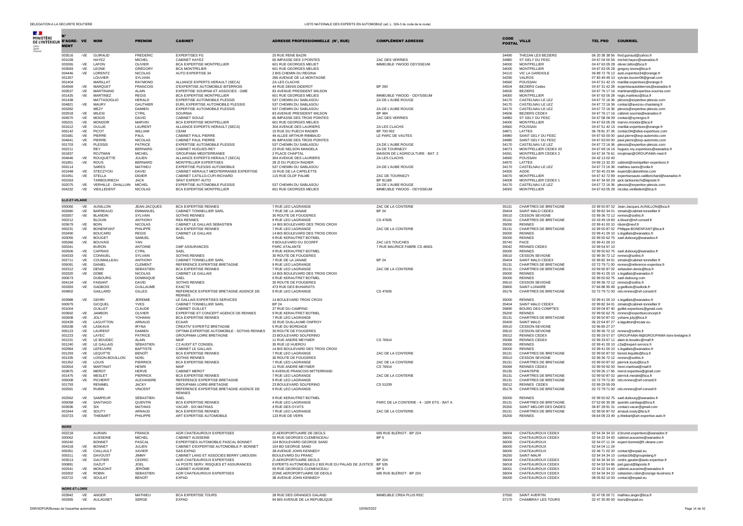| N° D'AGRE-MENT | VE | NOM | PRENOM | CABINET | ADRESSE PROFESSIONNELLE (N°, RUE) | COMPLÉMENT ADRESSE | CODE POSTAL | VILLE | TEL PRO | COURRIEL |
|---|---|---|---|---|---|---|---|---|---|---|
| 003516 | -VE | GUIRAUD | FREDERIC | EXPERTISES FG | 25 RUE RENE BAZIN | | 34490 | THEZAN LES BEZIERS | 06 20 38 38 56 | fred.guiraud@yahoo.fr |
| 001028 | | HAYEZ | MICHEL | CABINET HAYEZ | 65 IMPASSE DES 3 POINTES | ZAC DES VERRIES | 34980 | ST GELY DU FESC | 04 67 04 00 56 | michel.hayez@wanadoo.fr |
| 003265 | -VE | LAFON | OLIVIER | BCA EXPERTISE MONTPELLIER | 601 RUE GEORGES MELIET | IMMEUBLE YWOOD ODYSSEUM | 34000 | MONTPELLIER | 04 67 63 05 28 | olivier.lafon@bca.fr |
| 003583 | -VE | LEONE | GREGORY | BCA MONTPELLIER | 601 RUE GEORGES MELIES | | 34000 | MONTPELLIER | 04 67 63 05 28 | gregory.leone@bca.fr |
| 004446 | -VE | LORENTZ | NICOLAS | AUTO EXPERTISE 34 | 2 BIS CHEMIN DU REGINA | | 34110 | VIC LA GARDIOLE | 06 89 72 76 12 | auto.expertise34@orange.fr |
| 001357 | | LOUVIER | SYLVAIN | | 266 AVENUE DE LA MONTAGNE | | 34290 | VALROS | 07 83 49 49 10 | sylvain.louvier08@gmail.com |
| 001404 | | MARILLAT | RAYMOND | ALLIANCE EXPERTS HERAULT (SECA) | ZA LES CLACHS | | 34560 | POUSSAN | 04 67 51 42 15 | marillat.expertises@orange.fr |
| 004569 | -VE | MARQUET | FRANCOIS | D'EXPERTISE AUTOMOBILE BITERROIS | 44 RUE DENIS DIDEROT | BP 290 | 34504 | BEZIERS Cedex | 04 67 31 42 28 | expertiseautobiterrois@wanadoo.fr |
| 003537 | -VE | MARTINAND | ALAIN | EXPERTISE SOURNIA ET ASSOCIES - GME | 83 AVENUE PRESIDENT WILSON | | 34500 | BEZIERS | 04 67 76 17 16 | martinand@expertise-sournia.com |
| 001425 | -VE | MARTINEZ | REGIS | BCA EXPERTISE MONTPELLIER | 601 RUE GEORGES MELIES | IMMEUBLE YWOOD - ODYSSEUM | 34000 | MONTPELLIER | 04 67 63 05 28 | regis.martinez@bca.fr |
| 001438 | | MATTASOGLIO | HERALD | EXPERTISE AUTOMOBILE PLESSIS | 537 CHEMIN DU SABLASOU | ZA DE L'AUBE ROUGE | 34170 | CASTELNAU LE LEZ | 04 67 72 16 36 | plessis@expertise-plessis.com |
| 004821 | -VE | MAURY | GAUTHIER | EURL EXPERTISE AUTOMOBILE PLESSIS | 537 CHEMIN DU SABLASOU | | 34170 | CASTELNAU LE LEZ | 04 67 72 16 36 | contact@avezou-chastaing.fr |
| 003282 | | MEZY | DAMIEN | EXPERTISE AUTOMOBILE PLESSIS | 537 CHEMIN DU SABLASOU | ZA DE L'AUBE ROUGE | 34170 | CASTELNAU LE LEZ | 04 67 72 16 36 | plessis@expertise-plessis.com |
| 002918 | -VE | MILESI | CYRIL | SOURNIA | 83 AVENUE PRESIDENT WILSON | BP 484 | 34506 | BEZIERS CEDEX | 04 67 76 17 16 | cabinet.sournia@wanadoo.fr |
| 004570 | -VE | MOGIS | DAVID | CABINET SOULE | 65 IMPASSE DES TROIS POINTES | ZAC DES VERRIES | 34980 | ST GELY DU FESC | 04 67 58 06 09 | contact@synergos.fr |
| 005201 | -VE | MONDOR | MARVIN | BCA EXPERTISE MONTPELLIER | 601 RUE GEORGES MELIES | | 34000 | MONTPELLIER | 04 67 63 05 28 | marvin.mondor@bca.fr |
| 001612 | -VE | OULLIE | LAURENT | ALLIANCE EXPERTS HERAULT (SECA) | 304 AVENUE DES LAURIERS | ZA LES CLACHS | 34560 | POUSSAN | 04 67 51 42 15 | marillat.expertises@orange.fr |
| 005142 | -VE | PICOT | WILLIAM | CEAM | 15 RUE DU PUECH RADIER | BP 700 002 | 34871 | LATTES | 06 78 81 37 26 | contact34@idea-expertises.com |
| 001681 | -VE | PIERRE | PAUL | CABINET PAUL PIERRE | 49 ALLEE ARTHUR RIMBAUD | LE PARC DE VAUTES | 34980 | SAINT GELY DU FESC | 04 67 63 00 00 | paul.pierre@exp-automoto.com |
| 004641 | -VE | PIERRE | NICOLAS | CABINET PAUL PIERRE | 65 IMPASSE DES TROIS POINTES | | 34980 | SAINT GELY DU FESC | 04 67 63 00 00 | paul.pierre@exp-automoto.com |
| 001703 | -VE | PLESSIS | PATRICE | EXPERTISE AUTOMOBILE PLESSIS | 537 CHEMIN DU SABLASOU | ZA DE L'AUBE ROUGE | 34170 | CASTELNAU LE LEZ | 04 67 72 16 36 | plessis@expertise-plessis.com |
| 002211 | | REY | BERNARD | CABINET HUGUES-REY | 23 RUE NELSON MANDELA | ZA DE TOURNEZY | 34073 | MONTPELLIER CEDEX 03 | 04 67 69 16 16 | hugues.rey.expertises@wanadoo.fr |
| 001837 | | ROJTMAN | MICHEL | GROUPAMA MEDITERRANEE | 2 PLACE CHAPTAL | MAISON DE L'AGRICULTURE - BAT. 2 | 34261 | MONTPELLIER CEDEX 2 | 04 67 34 76 61 | mrojtman@GROUPAMA-med.fr |
| 004646 | -VE | ROUQUETTE | JULIEN | ALLIANCE EXPERTS HERAULT (SECA) | 304 AVENUE DES LAURIERS | ZA LES CLACHS | 34560 | POUSSAN | 04 42 13 02 40 | |
| 001851 | -VE | ROUS | BERNARD | MONTPELLIER EXPERTISES | 28 ZI DU PUECH RADIER | | 34970 | LATTES | 04 99 13 32 20 | cabinet@montpellier-expertises.fr |
| 003114 | | SARES | MATHIEU | EXPERTISE PLESSIS AUTOMOBILE | 537 CHEMIN DU SABLASOU | ZA DE L'AUBE ROUGE | 34170 | CASTELNAU LE LEZ | 04 67 72 16 36 | mathieu-sares@voila.fr |
| 001948 | -VE | STECZYCKI | DAVID | CABINET HERAULT MEDITERRANEE EXPERTISE | 15 RUE DE LA CAPELETTE | | 34300 | AGDE | 07 50 45 23 84 | expert@cabinethme.com |
| 001951 | -VE | STELLA | DIDIER | CABINET CATILLO-CUFI-RICHARD | 115 RUE OLOF PALME | ZAC DE TOURNEZY | 34070 | MONTPELLIER | 04 67 42 72 89 | expertiseauto.catillorichard@wanadoo.fr |
| 002263 | | TARBOURIECH | JACK | SRAT EXPERT AUTO | | BP 81189 | 34009 | MONTPELLIER CEDEX 1 | 04 67 34 50 29 | jack.tarbouriech@laposte.fr |
| 002075 | -VE | VERHILLE - DHALLUIN | MICHEL | EXPERTISE AUTOMOBILE PLESSIS | 537 CHEMIN DU SABLASOU | ZA DE L'AUBE ROUGE | 34170 | CASTELNAU LE LEZ | 04 67 72 16 36 | plessis@expertise-plessis.com |
| 004232 | -VE | VIEILLEDENT | NICOLAS | BCA EXPERTISE MONTPELLIER | 601 RUE GEORGES MELIES | IMMEUBLE YWOOD - ODYSSEUM | 34000 | MONTPELLIER | 04 67 63 05 28 | nicolas.vieilledent@bca.fr |
| **ILLE-ET-VILAINE** | | | | | | | | | | |
| 000060 | -VE | AUNILLON | JEAN-JACQUES | BCA EXPERTISE RENNES | 7 RUE LEO LAGRANGE | ZAC DE LA CONTERIE | 35131 | CHARTRES DE BRETAGNE | 02 99 50 87 02 | Jean-Jacques.AUNILLON@bca.fr |
| 002680 | -VE | BARREAUD | EMMANUEL | CABINET TONNELLIER SARL | 7 RUE DE LA JANAIE | BP 24 | 35404 | SAINT MALO CEDEX | 02 99 82 34 01 | stmalo@cabinet-tonnellier.fr |
| 003357 | -VE | BLANDIN | SYLVAIN | SOTHIS RENNES | 30 ROUTE DE FOUGERES | | 35510 | CESSON SEVIGNE | 02 99 36 72 12 | rennes@sothis.fr |
| 000212 | | BLOUIN | ANTHONY | REA RENNES | 9 RUE LEO LAGRANGE | CS 47605 | 35161 | CHARTRES DE BRETAGNE | 02 43 49 19 83 | a.blouin@ref-conseil.fr |
| 003679 | -VE | BOIN | NICOLAS | CABINET LE GALLAIS SEBASTIEN | 14 BIS BOULEVARD DES TROIS CROIX | | 35000 | RENNES | 02 99 41 00 10 | nboin@neuf.fr |
| 000231 | -VE | BONENFANT | PHILIPPE | BCA EXPERTISE RENNES | 7 RUE LEO LAGRANGE | ZAC DE LA CONTERIE | 35131 | CHARTRES DE BRETAGNE | 02 99 50 87 02 | Philippe.BONENFANT@bca.fr |
| 003490 | | BOUCARD | REGIS | CABINET LE GALLAIS | 14 BIS BOULEVARD DES TROIS CROIX | | 35000 | RENNES | 02 99 41 00 10 | s.legallais@wanadoo.fr |
| 003055 | -VE | BOUGET | SAMUEL | SAEL | 9 RUE KERAUTRET BOTMEL | | 35000 | RENNES | 02 99 50 62 75 | sael.dubourg@wanadoo.fr |
| 005366 | -VE | BOUVAIS | YAN | | 9 BOULEVARD DU SCORFF | ZAC LES TOUCHES | 35740 | PACE | 02 99 41 00 10 | |
| 000341 | | BURON | ANTOINE | GMF ASSURANCES | PARC ATALANTE | 7 RUE MAURICE FABRE CS 46501 | 35042 | RENNES CEDEX | 02 99 54 67 10 | |
| 002606 | -VE | CAPRAIS | CYRIL | SAEL | 9 RUE KERAUTRET BOTMEL | | 35000 | RENNES | 02 99 50 62 75 | sael.dubourg@wanadoo.fr |
| 004333 | -VE | CONNUEL | SYLVAIN | SOTHIS RENNES | 30 ROUTE DE FOUGERES | | 35510 | CESSON SEVIGNE | 02 99 36 72 12 | rennes@sothis.fr |
| 002711 | -VE | COUMAILLEAU | ANTHONY | CABINET TONNELLIER SARL | 7 RUE DE LA JANAIE | BP 24 | 35404 | SAINT MALO CEDEX | 02 99 82 34 01 | stmalo@cabinet-tonnellier.fr |
| 005091 | -VE | DANIEL | CLEMENT | REFERENCE EXPERTISE BRETAGNE | 9 RUE LEO LAGRANGE | | 35131 | CHARTRES DE BRETAGNE | 02 72 79 71 00 | rennes@reference-expertise.fr |
| 002312 | -VE | DENIS | SEBASTIEN | BCA EXPERTISE RENNES | 7 RUE LEO LAGRANGE | ZAC DE LA CONTERIE | 35131 | CHARTRES DE BRETAGNE | 02 99 50 87 02 | sebastien.denis@bca.fr |
| 003320 | -VE | DOBE | NICOLAS | CABINET LE GALLAIS | 14 BIS BOULEVARD DES TROIS CROIX | | 35000 | RENNES | 02 99 41 00 10 | s.legallais@wanadoo.fr |
| 000673 | | DUBOURG | DOMINIQUE | SAEL | 9 RUE KERAUTRET BOTMEL | | 35000 | RENNES | 02 99 50 62 75 | sael-dubourg.com |
| 004134 | -VE | FAISANT | DAVID | SOTHIS RENNES | 30 ROUTE DE FOUGERES | | 35510 | CESSON SEVIGNE | 02 99 36 72 12 | rennes@sothis.fr |
| 003393 | -VE | GADBOIS | GUILLAUME | EXACTE | 473 RUE DES BUHARATS | | 35800 | SAINT-LUNAIRE | 07 66 88 90 49 | g.gadbois@outlook.fr |
| 004802 | | GAILLARD | GILLES | REFERENCE EXPERTISE BRETAGNE AGENCE DE RENNES | 9 RUE LEO LAGRANGE | CS 47605 | 35176 | CHARTRES DE BRETAGNE | 02 72 79 71 00 | reb.rennes@ref-conseil.fr |
| 003988 | -VE | GEHRI | JEREMIE | LE GALLAIS EXPERTISES SERVICES | 14 BOULEVARD TROIS CROIX | | 35000 | RENNES | 02 99 41 00 10 | s.legallais@wanadoo.fr |
| 000979 | | GICQUEL | YVES | CABINET TONNELLIER SARL | BP 24 | | 35404 | SAINT MALO CEDEX | 02 99 82 34 01 | stmalo@cabinet-tonnellier.fr |
| 001004 | | GUILLET | CLAUDE | CABINET GUILLET | 27 RUE DU CAMPING | | 35890 | BOURG DES COMPTES | 02 99 04 87 40 | guillet.expertises@gmail.com |
| 003692 | -VE | JAMBON | OLIVIER | EXPERTISE ET CONCEPT AGENCE DE RENNES | 9 RUE KERAUTRET BOTMEL | | 35200 | RENNES | 02 99 50 62 75 | rennes@expertiseconcept.fr |
| 002608 | -VE | JOLY | YOHANN | BCA EXPERTISE RENNES | 7 RUE LEO LAGRANGE | | 35131 | CHARTRES DE BRETAGNE | 02 99 50 87 02 | yohann.joly@bca.fr |
| 002439 | -VE | LAGUITTON | ARNAUD | ECAAR | 33 RUE GUILLAUME ONFROY | | 35400 | SAINT MALO | 06 22 64 87 27 | a.laguitton@ecaar.eu |
| 005338 | -VE | LASKAVA | IRYNA | CREATIV' EXPERTIZ BRETAGNE | 5 RUE DU BORDAGE | | 35510 | CESSON-SEVIGNE | 02 96 85 27 27 | |
| 005123 | -VE | LAURENT | DAMIEN | OPTIMA EXPERTISE AUTOMOBILE - SOTHIS RENNES | 30 ROUTE DE FOUGERES | | 35510 | CESSON-SEVIGNE | 02 99 36 72 12 | rennes@sothis.fr |
| 001223 | -VE | LAYEC | PATRICE | GROUPAMA LOIRE BRETAGNE | 23 BOULEVARD SOLFERINO | | 35012 | RENNES CEDEX | 02 99 29 57 57 | GROUPAMA-fil@GROUPAMA-loire-bretagne.fr |
| 001231 | -VE | LE BOUDEC | ALAIN | MAIF | 11 RUE ANDRE MEYNIER | CS 76914 | 35069 | RENNES CEDEX | 02 99 33 67 11 | alain.le.boudec@maif.fr |
| 001240 | -VE | LE GALLAIS | SÉBASTIEN | C2 AUDIT ET CONSEIL | 35 RUE LE HUEROU | | 35000 | RENNES | 02 99 41 00 10 | c2a@expert-service.fr |
| 002984 | -VE | LEFEUVRE | BAPTISTE | CABINET LE GALLAIS | 14 BIS BOULEVARD DES TROIS CROIX | | 35000 | RENNES | 02 99 41 00 10 | s.legallais@wanadoo.fr |
| 001293 | -VE | LEQUITTE | BENOÎT | BCA EXPERTISE RENNES | 7 RUE LEO LAGRANGE | ZAC DE LA CONTERIE | 35131 | CHARTRES DE BRETAGNE | 02 99 50 87 02 | benoit.lequitte@bca.fr |
| 001335 | -VE | LOISON-BOUILLON | NOEL | SOTHIS RENNES | 30 ROUTE DE FOUGERES | | 35510 | CESSON SEVIGNE | 02 99 36 72 12 | rennes@sothis.fr |
| 001352 | -VE | LOUIS | PIERRICK | BCA EXPERTISE RENNES | 7 RUE LEO LAGRANGE | ZAC DE LA CONTERIE | 35131 | CHARTRES DE BRETAGNE | 02 99 50 87 02 | pierrick.louis@bca.fr |
| 002654 | -VE | MARTINAT | HENRI | MAIF | 11 RUE ANDRE MEYNIER | CS 76914 | 35069 | RENNES CEDEX | 02 99 59 92 00 | henri.martinat@maif.fr |
| 003875 | -VE | MEROT | HERVE | CABINET MEROT | 9 AVENUE FRANCOIS MITTERRAND | | 35135 | CHANTEPIE | 02 99 26 17 65 | merot.expertise@gmail.com |
| 001475 | -VE | MESLET | PIERRICK | BCA EXPERTISE RENNES | 7 RUE LEO LAGRANGE | ZAC DE LA CONTERIE | 35131 | CHARTRES DE BRETAGNE | 02 99 50 87 02 | pierrick.meslet@bca.fr |
| 005008 | -VE | PICHERIT | ALEXANDRE | REFERENCE EXPERTISE BRETAGNE | 9 RUE LEO LAGRANGE | | 35131 | CHARTRES DE BRETAGNE | 02 72 79 71 00 | reb.rennes@ref-conseil.fr |
| 001793 | | RENIMEL | JACKY | GROUPAMA LOIRE-BRETAGNE | 23 BOULEVARD SOLFERINO | CS 51209 | 35012 | RENNES CEDEX | 02 99 29 55 09 | |
| 002591 | -VE | RUBIN | VINCENT | REFERENCE EXPERTISE BRETAGNE AGENCE DE RENNES | 9 RUE LEO LAGRANGE | | 35176 | CHARTRES DE BRETAGNE | 02 72 79 71 00 | reb.rennes@ref-conseil.fr |
| 002562 | -VE | SAMPEUR | SÉBASTIEN | SAEL | 9 RUE KERAUTRET BOTMEL | | 35000 | RENNES | 02 99 50 62 75 | sael.dubourg@wanadoo.fr |
| 005058 | -VE | SANTIAGO | QUENTIN | BCA EXPERTISE RENNES | 4 RUE LEO LAGRANGE | PARC DE LA CONTERIE - 4 - 1ER ETG - BAT A | 35131 | CHARTRES DE BRETAGNE | 07 52 60 30 28 | quentin.santiago@bca.fr |
| 003936 | -VE | SIX | MATHIAS | VACAR - SIX MATHIAS | 4 RUE DES OYATS | | 35350 | SAINT MELOIR DES ONDES | 06 87 28 91 31 | contact.vacar@gmail.com |
| 001944 | -VE | SOUTY | ARNAUD | BCA EXPERTISE RENNES | 7 RUE LEO LAGRANGE | ZAC DE LA CONTERIE | 35131 | CHARTRES DE BRETAGNE | 02 99 50 87 02 | arnaud.souty@bca.fr |
| 003723 | -VE | THIEBART | PHILIPPE | ART EXPERTISE AUTOMOBILE | 123 RUE DE VERN | | 35200 | RENNES | 06 64 09 23 49 | p.thiebart@art-expertise-auto.fr |
| **INDRE** | | | | | | | | | | |
| 002218 | | AURAIN | FRANCK | AGR CHATEAUROUX EXPERTISES | ZI AEROPORTUAIRE DE DEOLS | 695 RUE BLÉRIOT - BP 224 | 36004 | CHATEAUROUX CEDEX | 02 54 34 34 10 | d.brunet.expertises@wanadoo.fr |
| 000062 | | AUSSEINE | MICHEL | CABINET AUSSEINE | 55 RUE GEORGES CLEMENCEAU | BP 5 | 36001 | CHATEAUROUX CEDEX | 02 54 22 34 43 | cabinet.ausseine@wanadoo.fr |
| 000240 | | BONNET | PASCAL | EXPERTISES AUTOMOBILE PASCAL BONNET | 104 BOULEVARD GEORGE SAND | | 36000 | CHATEAUROUX | 02 54 07 11 24 | expert-bonnet@fr.oleane.com |
| 004318 | -VE | BONNET | JULIEN | CABINET D'EXPERTISE AUTOMOBILE P. BONNET | 104 BD GEORGE SAND | | 36000 | CHATEAUROUX | 02 54 04 11 24 | |
| 005351 | -VE | CAILLAULT | XAVIER | SAS EXPAD | 38 AVENUE JOHN KENNEDY | | 36000 | CHATEAUROUX | 02 46 71 02 20 | contact@expad.eu |
| 005311 | -VE | DAVOUST | JIMMY | CABINET LANG ET ASSOCIES BERRY LIMOUSIN | BOULEVARD DU FRANC | | 36250 | SAINT-MAUR | 02 54 34 34 10 | contact36@groupelang.fr |
| 003513 | -VE | GAUTIER | CEDRIC | AGR CHATEAUROUX EXPERTISES | ZI AEROPORTUAIRE DEOLS | BP 224 | 36004 | CHATEAUROUX CEDEX | 02 54 34 34 10 | cedric.gautier@auto-expertise.fr |
| 000891 | | GAZUT | JOEL | LA POSTE SERV. RISQUES ET ASSURANCES | EXPERTS AUTOMOBILES-2 BIS RUE DU PALAIS DE JUSTICE | BP 535 | 36018 | CHATEAUROUX CEDEX | 02 54 53 54 86 | joel.gazut@laposte.fr |
| 002541 | -VE | MONJOINT | JÉRÔME | CABINET AUSSEINE | 55 RUE GEORGES CLEMENCEAU | BP 5 | 36001 | CHATEAUROUX CEDEX | 02 54 22 34 43 | cabinet.ausseine@wanadoo.fr |
| 003302 | -VE | ROBIN | SEBASTIEN | AGR CHATEAUROUX EXPERTISES | ZONE AEROPORTUAIRE DE DEOLS | 695 RUE BLÉRIOT - BP 224 | 36004 | CHATEAUROUX CEDEX | 02 54 34 34 10 | sebastien.robin@orange-business.fr |
| 003722 | -VE | SOULAT | BENOÎT | EXPAD | 38 AVENUE JOHN KENNEDY | | 36000 | CHATEAUROUX CEDEX | 08 05 82 10 00 | contact@expad.eu |
| **INDRE-ET-LOIRE** | | | | | | | | | | |
| 003942 | -VE | ANGER | MATHIEU | BCA EXPERTISE TOURS | 28 RUE DES GRANGES GALAND | IMMEUBLE CREA PLUS RDC | 37550 | SAINT AVERTIN | 02 47 05 00 71 | mathieu.anger@bca.fr |
| 003355 | -VE | AULAGNET | SERGE | EXPAD | 94 BIS AVENUE DE LA REPUBLIQUE | | 37170 | CHAMBRAY LES TOURS | 02 47 35 90 00 | tours@expad.eu |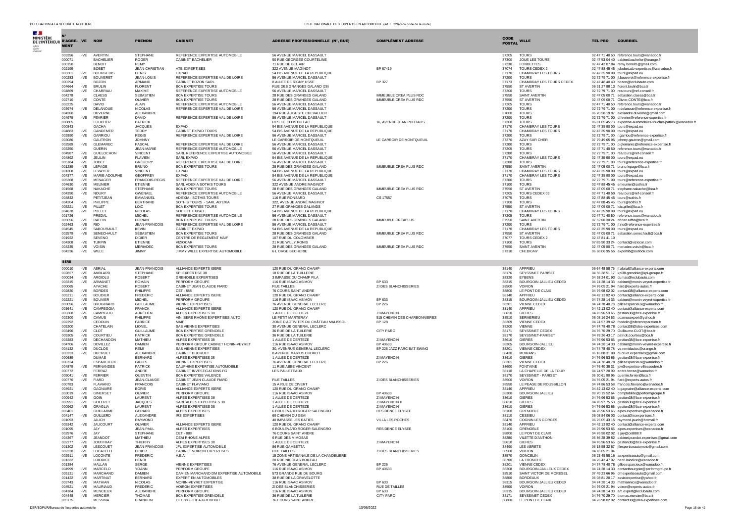| N° D'AGRÉMENT | VE | NOM | PRENOM | CABINET | ADRESSE PROFESSIONNELLE (N°, RUE) | COMPLÉMENT ADRESSE | CODE POSTAL | VILLE | TEL PRO | COURRIEL |
|---|---|---|---|---|---|---|---|---|---|---|
| 003356 | -VE | AVERTIN | STEPHANE | REFERENCE EXPERTISE AUTOMOBILE | 56 AVENUE MARCEL DASSAULT | | 37205 | TOURS | 02 47 71 40 50 | reference.tours@wanadoo.fr |
| 000071 | | BACHELIER | ROGER | CABINET BACHELIER | 50 RUE GEORGES COURTELINE | | 37300 | JOUE LES TOURS | 02 47 53 04 40 | cabinet.bachelier@orange.fr |
| 000150 | | BENOIT | REMY | | 71 RUE DE BEL AIR | | 37230 | FONDETTES | 02 47 42 07 84 | remy.benoit1@gmail.com |
| 002199 | | BOBET | JEAN-CHRISTIAN | ATB EXPERTISES | 322 AVENUE MAGINOT | BP 67419 | 37074 | TOURS CEDEX 2 | 02 47 88 45 45 | jcbobet.atb-expertises@wanadoo.fr |
| 003361 | -VE | BOURGEOIS | DENIS | EXPAD | 54 BIS AVENUE DE LA REPUBLIQUE | | 37170 | CHAMBRAY LES TOURS | 02 47 35 90 00 | tours@expad.eu |
| 000283 | -VE | BOUVERET | JEAN-LOUIS | REFERENCE EXPERTISE VAL DE LOIRE | 56 AVENUE MARCEL DASSAULT | | 37200 | TOURS | 02 72 79 71 00 | jl.bouveret@reference-expertise.fr |
| 000294 | | BOZON | ARMAND | CABINET BOZON SARL | 8 ALLEE DE RIGNY USSE | BP 327 | 37173 | CHAMBRAY LES TOURS CEDEX | 02 47 48 40 40 | bozon@leclubauto.com |
| 004664 | -VE | BRULIN | FLORENT | BCA EXPERTISE TOURS | RUE DES GRANGES GALAND (28) | | 37550 | ST AVERTIN | 06 31 27 88 13 | florent.brulin@bca.fr |
| 004869 | -VE | CHARRIAU | MAXIME | REFERENCE EXPERTISE AUTOMOBILE | 56 AVENUE MARCEL DASSAULT | | 37200 | TOURS | 02 72 79 71 00 | rea.tours@ref-conseil.fr |
| 004278 | | CLAESS | SEBASTIEN | BCA EXPERTISE TOURS | 28 RUE DES GRANGES GALAND | IMMEUBLE CREA PLUS RDC | 37550 | SAINT AVERTIN | 02 47 05 00 71 | sebastien.claess@bca.fr |
| 002710 | -VE | CONTE | OLIVIER | BCA EXPERTISE TOURS | 28 RUE DES GRANGES GALAND | IMMEUBLE CREA PLUS RDC | 37550 | ST AVERTIN | 02 47 05 00 71 | Olivier.CONTE@bca.fr |
| 003225 | | DAVID | ALAIN | REFERENCE EXPERTISE AUTOMOBILE | 56 AVENUE MARCEL DASSAULT | | 37205 | TOURS | 02 47 71 40 50 | reference.tours@wanadoo.fr |
| 003974 | -VE | DELANOUE | NICOLAS | REFERENCE EXPERTISE VAL DE LOIRE | 56 AVENUE MARCEL DASSAULT | | 37200 | TOURS | 02 72 79 71 00 | n.delanoue@reference-expertise.fr |
| 004260 | | DUVERNE | ALEXANDRE | | 194 RUE AUGUSTE CHEVALLIER | | 37000 | TOURS | 06 70 50 19 87 | alexandre.duverne@gmail.com |
| 004979 | -VE | FEVRIER | DAVID | REFERENCE EXPERTISE VAL DE LOIRE | 56 AVENUE MARCEL DASSAULT | | 37200 | TOURS | 02 72 79 71 00 | d.fevrier@reference-expertise.fr |
| 000805 | | FOUCHER | PATRICK | | RES. LE CLOS DU LAC | 16, AVENUE JEAN PORTALIS | 37200 | TOURS | 06 81 05 45 73 | expertise-automobiles-foucher-patrick@wanadoo.fr |
| 000843 | | GACHA | JACQUES | EXPAD | 94 BIS AVENUE DE LA REPUBLIQUE | | 37170 | CHAMBRAY LES TOURS | 02 47 35 90 00 | tours@expad.eu |
| 004883 | -VE | GANDEMER | TEDDY | CABINET EXPAD TOURS | 54 BIS AVENUE DE LA REPUBLIQUE | | 37170 | CHAMBRAY LES TOURS | 02 47 35 90 00 | tours@expad.eu |
| 002890 | -VE | GARRIOU | REGIS | REFERENCE EXPERTISE VAL DE LOIRE | 56 AVENUE MARCEL DASSAULT | | 37200 | TOURS | 02 72 79 71 00 | r.garriou@reference-expertise.fr |
| 003086 | | GAUTRON | JOHNNY | | LE CARROIR DE MONTQUEUIL | LE CARROIR DE MONTQUEUIL | 37270 | AZAY SUR CHER | 07 79 49 65 95 | johnny.gautron@gmail.com |
| 002589 | -VE | GLEMAREC | PASCAL | REFERENCE EXPERTISE VAL DE LOIRE | 56 AVENUE MARCEL DASSAULT | | 37200 | TOURS | 02 72 79 71 00 | p.glemarec@reference-expertise.fr |
| 003250 | | GUERIN | JEAN-MARIE | REFERENCE EXPERTISE AUTOMOBILE | 56 AVENUE MARCEL DASSAULT | | 37205 | TOURS | 02 47 71 40 50 | reference.tours@wanadoo.fr |
| 004987 | -VE | GUILLOCHON | VINCENT | SARL REFERENCE EXPERTISE AUTOMOBILE | 56 AVENUE MARCEL DASSAULT | | 37200 | TOURS | 02 72 79 71 00 | rea.tours@ref-conseil.fr |
| 004892 | -VE | JEULIN | FLAVIEN | SARL EXPAD | 54 BIS AVENUE DE LA REPUBLIQUE | | 37170 | CHAMBRAY LES TOURS | 02 47 35 90 00 | tours@expad.eu |
| 005184 | -VE | JODET | GRÉGORY | REFERENCE EXPERTISE VAL DE LOIRE | 56 AVENUE MARCEL DASSAULT | | 37200 | TOURS | 02 72 79 71 00 | tours@reference-expertise.fr |
| 001289 | -VE | LEPAGE | BRUNO | BCA EXPERTISE TOURS | 28 RUE DES GRANGES GALAND | IMMEUBLE CREA PLUS RDC | 37550 | SAINT AVERTIN | 02 47 05 00 71 | bruno.lepage@bca.fr |
| tours308 | -VE | LEVAYER | VINCENT | EXPAD | 94 BIS AVENUE DE LA REPUBLIQUE | | 37170 | CHAMBRAY LES TOURS | 02 47 35 90 00 | tours@expad.eu |
| 004377 | -VE | MARIE-ADOLPHE | GEOFFREY | EXPAD | 54 BIS AVENUE DE LA REPUBLIQUE | | 37170 | CHAMBRAY LES TOURS | 02 47 35 90 00 | tours@expad.eu |
| 005368 | -VE | MENAGER | FRANCOIS-REGIS | REFERENCE EXPERTISE VAL DE LOIRE | 56 AVENUE MARCEL DASSAULT | | 37200 | TOURS | 02 72 79 71 00 | tours@reference-expertise.fr |
| 004630 | -VE | MEUNIER | ETIENNE | SARL ADEXIA SOTHIS TOURS | 322 AVENUE ANDRE MAGINOT | | 37100 | TOURS | 02 47 88 45 45 | emeunier@sothis.fr |
| 001568 | -VE | NAKACHE | STEPHANE | BCA EXPERTISE TOURS | 28 RUE DES GRANGES GALAND | IMMEUBLE CREA PLUS RDC | 37550 | ST AVERTIN | 02 47 05 00 71 | stephane.nakache@bca.fr |
| 004390 | -VE | NOURY | GWENAEL | REFERENCE EXPERTISE AUTOMOBILE | 56 AVENUE MARCEL DASSAULT | | 37205 | TOURS CEDEX 03 | 02 47 71 40 50 | rea.tours@ref-conseil.fr |
| 004832 | | PETITJEAN | EMMANUEL | AD'EXIA - SOTHIS TOURS | 116 RUE RONSARD | CS 17557 | 37075 | TOURS | 02 47 88 45 45 | tours@sothis.fr |
| 004204 | -VE | PHILIPPE | BERTRAND | SOTHIS TOURS - SARL AD'EXIA | 322, AVENUE ANDRÉ MAGINOT | | 37100 | TOURS | 02 47 88 45 45 | tours@sothis.fr |
| 005221 | -VE | PILLET | LOIC | BCA EXPERTISE TOURS | 27 RUE GRANDES GALANDS | | 37550 | ST AVERTIN | 02 47 05 00 71 | loic.pillet@bca.fr |
| 004678 | -VE | POLLET | NICOLAS | SOCIETE EXPAD | 54 BIS AVENUE DE LA REPUBLIQUE | | 37170 | CHAMBRAY LES TOURS | 02 47 35 90 00 | tours@expad.eu |
| 001726 | | PREDAL | MICHEL | REFERENCE EXPERTISE AUTOMOBILE | 56 AVENUE MARCEL DASSAULT | | 37205 | TOURS | 02 47 71 40 50 | reference.tours@wanadoo.fr |
| 005056 | -VE | RAFFIN | DORIAN | BCA EXPERTISE TOURS | 28 RUE DES GRANGES GALAND | IMMEUBLE CREAPLUS | 37550 | SAINT AVERTIN | 07 52 60 30 24 | dorian.raffin@bca.fr |
| 002463 | -VE | RIO | JEAN-FRANCOIS | REFERENCE EXPERTISE VAL DE LOIRE | 56 AVENUE MARCEL DASSAULT | | 37200 | TOURS | 02 72 79 71 00 | jf.rio@reference-expertise.fr |
| 004545 | -VE | SABOURAULT | KEVIN | CABINET EXPAD | 54 BIS AVENUE DE LA REPUBLIQUE | | 37170 | CHAMBRAY LES TOURS | 02 47 35 90 00 | tours@expad.eu |
| 002579 | -VE | SENECHAULT | SEBASTIEN | BCA EXPERTISE TOURS | 28 RUE DES GRANGES GALAND | IMMEUBLE CREA PLUS RDC | 37550 | ST AVERTIN | 02 47 05 00 71 | sebastien.senechault@bca.fr |
| 001922 | | SEVENO | DIDIER | CENTRE DE REGLEMENT MAIF | 107 RUE DU COLOMBIER | | 37077 | TOURS CEDEX 2 | 02 47 81 41 10 | |
| 004308 | -VE | TURPIN | ETIENNE | VIZIOCAR | 21 RUE WILLY RONIS | | 37100 | TOURS | 07 85 90 33 24 | contact@viziocar.com |
| 004235 | -VE | VOISIN | MERIADEC | BCA EXPERTISE TOURS | 28 RUE DES GRANGES GALAND | IMMEUBLE CREA PLUS RDC | 37550 | SAINT AVERTIN | 02 47 05 00 71 | meriadec.voisin@bca.fr |
| 004236 | -VE | WILLE | JIMMY | JIMMY WILLE EXPERTISE AUTOMOBILE | 6 L ORGE BECHERIE | | 37310 | CHEDIGNY | 06 68 06 95 55 | expertlib@outlook.com |
| **ISÈRE** | | | | | | | | | | |
| 000010 | -VE | ABRIAL | JEAN-FRANÇOIS | ALLIANCE EXPERTS ISERE | 120 RUE DU GRAND CHAMP | | 38140 | APPRIEU | 06 64 48 58 75 | jf.abrial@alliance-experts.com |
| 002827 | -VE | AMBLARD | STEPHANE | KPI EXPERTISE 38 | 18 RUE DE LA TUILLERIE | | 38176 | SEYSSINET PARISET | 04 56 38 51 17 | kpi38.grenoble@kpi-groupe.fr |
| 000034 | -VE | ARGIOLU | ROBERT | GRENOBLE EXPERTISES | 3 IMPASSE DU CHAMP FILA | | 38320 | EYBENS | 04 38 24 01 93 | dumas@leclubauto.com |
| 003315 | -VE | ARMANET | ROMAIN | PERFORM GROUPE | 116 RUE ISAAC ASIMOV | BP 633 | 38315 | BOURGOIN JALLIEU CEDEX | 04 74 28 14 33 | cabinet@monin-veyret-expertise.fr |
| 000065 | | AYACHE | ROBERT | CABINET JEAN CLAUDE FIARD | RUE TAILLES | ZI DES BLANCHISSERIES | 38500 | VOIRON | 04 76 05 21 94 | fiard@experts-autos.fr |
| 002830 | -VE | BORDES | PHILIPPE | CET - 888 | 76 COURS SAINT ANDRE | | 38800 | LE PONT DE CLAIX | 04 76 98 02 02 | contact38@alliance-experts.com |
| 005211 | -VE | BOUDIER | FRÉDÉRIC | ALLIANCE EXPERTS ISERE | 120 RUE DU GRAND CHAMP | | 38140 | APPRIEU | 04 42 13 02 40 | contact@alliance-experts.com |
| 002221 | -VE | BOUVIER | MICHEL | PERFORM GROUPE | 116 RUE ISAAC ASIMOV | BP 633 | 38315 | BOURGOIN JALLIEU CEDEX | 04 74 28 14 33 | cabinet@monin-veyret-expertise.fr |
| 003056 | -VE | BRUGIRARD | GUILLAUME | VIENNE EXPERTISES | 76 AVENUE GENERAL LECLERC | BP 226 | 38201 | VIENNE CEDEX | 04 74 78 40 78 | gillesesparcieux@wanadoo.fr |
| 003641 | -VE | CAMPEGGIA | FRANCK | ALLIANCE EXPERTS ISERE | 120 RUE DU GRAND CHAMP | | 38140 | APPRIEU | 04 42 13 02 40 | contact@alliance-experts.com |
| 003368 | -VE | CAMPIGLIO | AURÉLIEN | ALPES EXPERTISES 38 | 1 ALLEE DE CERTEZE | ZI MAYENCIN | 38610 | GIERES | 04 76 96 53 65 | gestion38@bce-expertise.fr |
| 002300 | -VE | CAMUS | PHILIPPE | AIN ISERE RHÔNE EXPERTISES AUTO | LE PETIT MARTERAY | 515 CHEMIN DES CHARBONNIERES | 38510 | SERMERIEU | 06 08 16 24 53 | pcamusexpert@yahoo.fr |
| 002292 | | CEDOLIN | FABRICE | MAIF | ZONE D'ACTIVITES DU CHÂTEAU MALISSOL | BP 128 | 38209 | VIENNE CEDEX | 04 74 57 39 42 | fcedolin@sferenreparation.fr |
| 005200 | | CHATELAIN | LIONEL | SAS VIENNE EXPERTISES | 30 AVENUE GENERAL LECLERC | | 38200 | VIENNE | 04 74 78 40 78 | contact38@idea-expertises.com |
| 003496 | -VE | CLOT | GUILLAUME | BCA EXPERTISE GRENOBLE | 36 RUE DE LA TUILERIE | CITY PARC | 38171 | SEYSSINET CEDEX | 04 76 70 29 70 | Guillaume.CLOT@bca.fr |
| 005305 | -VE | COURTIEU | PATRICK | BCA EXPERTISE GRENOBLE | 36 RUE DE LA TUILERIE | | 38170 | SEYSSINET-PARISET | 04 78 26 43 17 | patrick.courtieu@bca.fr |
| 003383 | -VE | DECHANDON | MATHIEU | ALPES EXPERTISES 38 | 1 ALLEE DE CERTEZE | ZI MAYENCIN | 38610 | GIERES | 04 76 96 53 65 | gestion38@bce-expertise.fr |
| 004706 | -VE | DOVILLEZ | DAMIEN | PERFORM GROUP CABINET HONIN-VEYRET | 116 RUE ISAAC ASIMOV | BP 40633 | 38305 | BOURGOIN-JALLIEU | 04 74 28 14 33 | cabinet@monin-veynet-expertise.fr |
| 004132 | -VE | DUCLOS | REMI | SAS VIENNE EXPERTISES | 30, AVENUE GÉNÉRAL LECLERC | BP 226 JAZZ PARC BAT SWING | 38201 | VIENNE CEDEX | 04 74 78 40 78 | ve.remiduclos@orange.fr |
| 003233 | -VE | DUCRUET | ALEXANDRE | CABINET DUCRUET | 8 AVENUE MARIUS CHOROT | | 38430 | MOIRANS | 06 16 88 31 90 | ducruet.expertises@gmail.com |
| 000689 | | DUMAS | BERNARD | ALPES EXPERTISES 38 | 1 ALLEE DE CERTEZE | ZI MAYENCIN | 38610 | GIERES | 04 76 96 53 65 | gestion38@bce-expertise.fr |
| 000734 | | ESPARCIEUX | GILLES | VIENNE EXPERTISES | 76 AVENUE GENERAL LECLERC | BP 226 | 38201 | VIENNE CEDEX | 04 74 78 40 78 | gillesesparcieux@wanadoo.fr |
| 004879 | -VE | FERNANDES | PATRICK | DAUPHINE EXPERTISE AUTOMOBILE | 11 RUE ABBE VINCENT | | 38600 | FONTAINE | 04 76 40 38 31 | jpv@expertise-villessoubre.fr |
| 000772 | | FERRAZ | ANDRE | CABINET INVESTIGATIONS FG | LES PALLETEAUX | | 38110 | LA CHAPELLE DE LA TOUR | 04 74 97 20 99 | andre.ferraz@wanadoo.fr |
| 005041 | -VE | FERRIER | QUENTIN | BCA EXPERTISE VALENCE | | | 38170 | SEYSSINET - PARISET | 06 30 61 90 96 | quentin.ferrier@bca.fr |
| 000776 | -VE | FIARD | JEAN-CLAUDE | CABINET JEAN CLAUDE FIARD | RUE TAILLES | ZI DES BLANCHISSERIES | 38500 | VOIRON | 04 76 05 21 94 | fiard@experts-autos.fr |
| 000783 | | FLAVIANO | FRANCOIS | CABINET FLAVIANO | 15 A RUE DE CIVERT | | 38550 | LE PEAGE DE ROUSSILLON | 04 74 86 53 58 | francois.flaviano@wanadoo.fr |
| 004921 | -VE | GAGNAIRE | BORIS | ALLIANCE EXPERTS ISERE | 120 RUE DU GRAND CHAMP | | 38140 | APPRIEU | 04 42 13 02 40 | b.gagnaire@alliance-experts.com |
| 003019 | -VE | GINERSET | OLIVIER | PERFORM GROUPE | 116 RUE ISAAC ASIMOV | BP 40633 | 38300 | BOURGOIN JALLIEU | 09 70 19 52 64 | comptabilite@performgroupe.fr |
| 000942 | -VE | GOIN | LAURENT | ALPES EXPERTISES 38 | 1 ALLEE DE CERTEZE | ZI MAYENCIN | 38610 | GIERES | 04 76 96 53 65 | gestion38@bce-expertise.fr |
| 003991 | -VE | GOLERET | JACQUES | SARL ALPES EXPERTISES 38 | 1 ALLEE DE CERTEZE | ZI MAYENCIN II | 38610 | GIERES | 04 76 97 75 50 | gestion38@bce-expertise.fr |
| 000962 | -VE | GRAGLIA | LAURENT | ALPES EXPERTISES 38 | 1 ALLEE DE CERTEZE | ZI MAYENCIN | 38610 | GIERES | 04 76 96 53 65 | gestion38@bce-expertise.fr |
| 003401 | | GUILLARME | GERARD | ALPES EXPERTISES | 6 BOULEVARD ROGER SALENGRO | RESIDENCE ELYSEE | 38100 | GRENOBLE | 04 76 96 53 65 | alpes.expertises@wanadoo.fr |
| 004147 | -VE | GUILLERD | ALEXANDRE | IRS EXPERTISES | 69 CHEMIN DU GEAI | | 38110 | CESSIEU | 06 08 84 06 03 | contact@irsexpertises.fr |
| 001093 | | JAUCH | RAYMOND | | 40 IMPASSE LES BATIES | VILLA LES ROCHES | 38470 | COGNIN LES GORGES | 06 76 05 43 15 | raymond.jauch@hotmail.fr |
| 005342 | -VE | JAUCOURT | OLIVIER | ALLIANCE EXPERTS ISERE | 120 RUE DU GRAND CHAMP | | 38140 | APPRIEU | 04 42 13 02 40 | contact@alliance-experts.com |
| 001095 | | JAY | JEAN-PAUL | ALPES EXPERTISES | 6 BOULEVARD ROGER SALENGRO | RESIDENCE ELYSEE | 38100 | GRENOBLE | 04 76 96 53 65 | alpes.expertises@wanadoo.fr |
| 002976 | -VE | JAY | STEPHANE | CET - 888 | 76 COURS SAINT ANDRE | | 38800 | LE PONT DE CLAIX | 04 76 98 02 02 | s.jay@cet888.fr |
| 004367 | -VE | JEANDOT | MATHIEU | CEAI RHONE ALPES | 6 RUE DES MIMOSAS | | 38280 | VILLETTE D'ANTHON | 06 86 28 39 82 | cabinet.jeandot.expertises@gmail.com |
| 002277 | -VE | JOUFFRAY | THIERRY | ALPES EXPERTISES 38 | 1 ALLEE DE CERTEZE | ZI MAYENCIN | 38610 | GIERES | 04 76 96 53 65 | gestion38@bce-expertise.fr |
| 001302 | -VE | LESCOUET | JEAN-FRANCOIS | JFL EXPERTISE AUTOMOBILE | 86 RUE GAMBETTA | | 38490 | LES ABRETS | 06 18 58 32 67 | jflexpertiseautomoto@gmail.com |
| 002328 | -VE | LOCATELLI | DIDIER | CABINET VOIRON EXPERTISES | RUE TAILLES | ZI DES BLANCHISSERIES | 38500 | VOIRON | 04 76 05 21 94 | |
| 002911 | -VE | LOCONTE | FREDERIC | A.E.A | 15 ZONE ARTISANALE DE LA CHANDELIERE | | 38570 | GONCELIN | 06 23 45 58 16 | aexpertiseauto@gmail.com |
| 001332 | | LOIODICE | HENRI | | 20 RUE NICOLAS BOILEAU | | 38700 | LA TRONCHE | 04 76 42 47 02 | henri.loiodice@wanadoo.fr |
| 001384 | | MALLAN | SERGE | VIENNE EXPERTISES | 76 AVENUE GENERAL LECLERC | BP 226 | 38201 | VIENNE CEDEX | 04 74 78 40 78 | gillesesparcieux@wanadoo.fr |
| 004999 | -VE | MARCELO | YOANN | PERFORM GROUPE | 116 RUE ISAAC ASIMOV | BP 40633 | 38308 | BOURGOIN-JAILLEUX CEDEX | 04 74 28 14 33 | contactbourgoin@performgroupe.fr |
| 005131 | -VE | MARCHAND | DAMIEN | DAMIEN MARCHAND DM EXPERTISE AUTOMOBILE | 573 GRANDE RUE DU BOURG | | 38510 | SAINT VICTOR DE MORESEL | 07 49 23 66 96 | dmexpertiseauto@gmail.com |
| 001422 | -VE | MARTINAT | BERNARD | EXPERT EN AUTOMOBILES | 38 RUE DE LA GRAVELOTTE | | 38800 | BERDEAUX | 06 08 81 20 17 | assistexpertise@yahoo.fr |
| 003743 | -VE | MATHIAN | NICOLAS | MONIN-VEYRET EXPERTISE | 116 RUE ISAAC ASIMOV | BP 633 | 38315 | BOURGOIN JALLIEU CEDEX | 04 74 28 14 33 | mathiannico@wanadoo.fr |
| 004521 | -VE | MAURIAUD | FREDERIC | VOIRON EXPERTISES | ZI DES BLANCHISSERIES | RUE DE TAILLES | 38500 | VOIRON | 04 76 05 21 94 | voiron@experts-autos.fr |
| 004184 | -VE | MENCIEUX | ALEXANDRE | PERFORM GROUPE | 116 RUE ISAAC ASIMOV | BP 633 | 38315 | BOURGOIN JALLIEU CEDEX | 04 74 28 14 33 | am.expert@leclubauto.com |
| 004448 | -VE | MERCIER | THOMAS | BCA EXPERTISE GRENOBLE | 36 RUE DE LA TUILERIE | CITY PARC | 38171 | SEYSSINET CEDEX | 04 76 70 29 70 | thomas.mercier@bca.fr |
| 005175 | | MESSINA | BRANDON | CET 888 - IDEA GRENOBLE | 76 COURS SAINT ANDRE | | 38800 | LE PONT DE CLAIX | 04 76 98 02 02 | contact38@idea-expertises.com |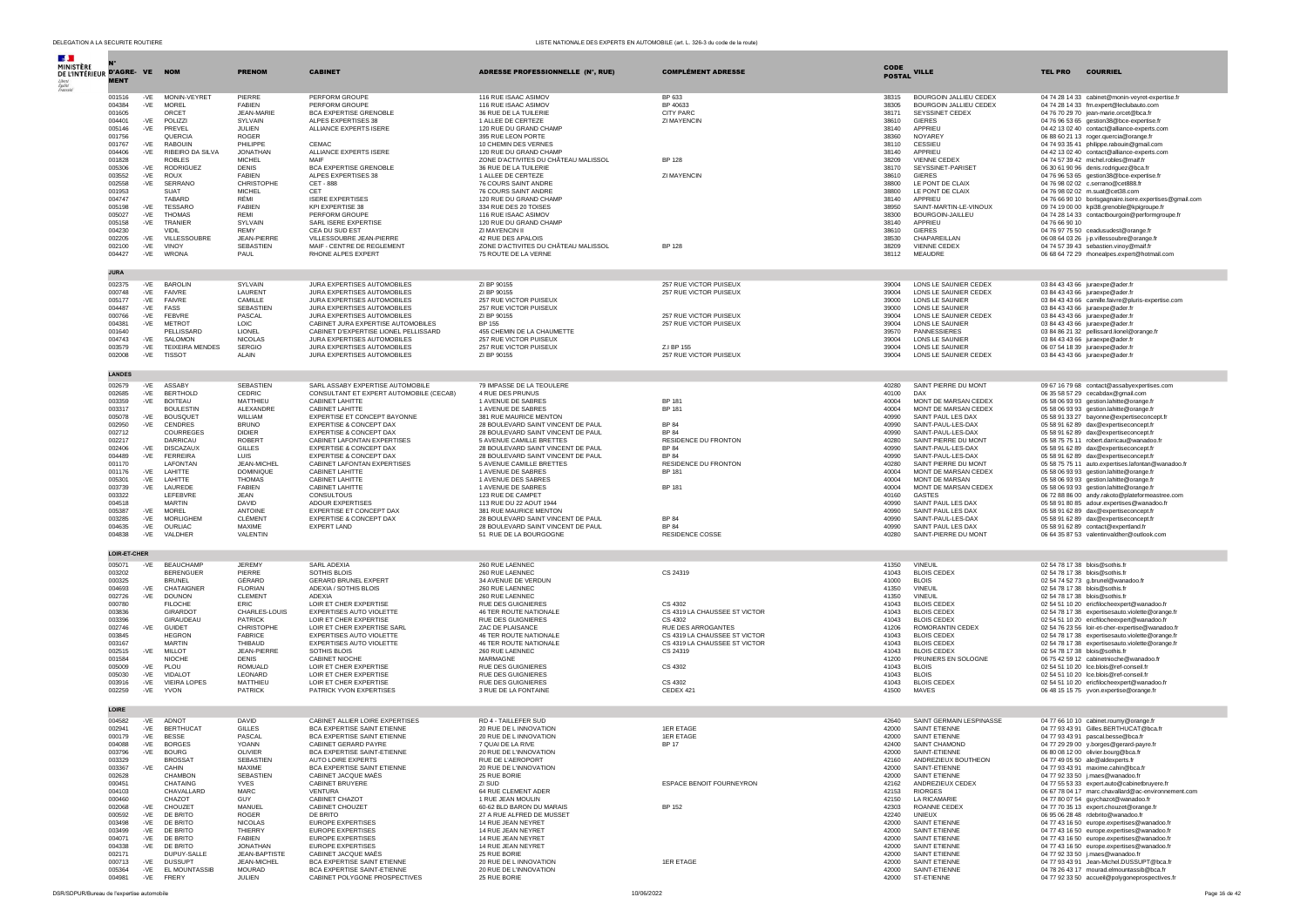| N° D'AGRÉMENT | VE | NOM | PRENOM | CABINET | ADRESSE PROFESSIONNELLE (N°, RUE) | COMPLÉMENT ADRESSE | CODE POSTAL | VILLE | TEL PRO | COURRIEL |
|---|---|---|---|---|---|---|---|---|---|---|
| 001516 | -VE | MONIN-VEYRET | PIERRE | PERFORM GROUPE | 116 RUE ISAAC ASIMOV | BP 633 | 38315 | BOURGOIN JALLIEU CEDEX | 04 74 28 14 33 | cabinet@monin-veyret-expertise.fr |
| 004384 | -VE | MOREL | FABIEN | PERFORM GROUPE | 116 RUE ISAAC ASIMOV | BP 40633 | 38305 | BOURGOIN JALLIEU CEDEX | 04 74 28 14 33 | fm.expert@leclubauto.com |
| 001605 | | ORCET | JEAN-MARIE | BCA EXPERTISE GRENOBLE | 36 RUE DE LA TUILERIE | CITY PARC | 38171 | SEYSSINET CEDEX | 04 76 70 29 70 | jean-marie.orcet@bca.fr |
| 004401 | -VE | POLIZZI | SYLVAIN | ALPES EXPERTISES 38 | 1 ALLEE DE CERTEZE | ZI MAYENCIN | 38610 | GIERES | 04 76 96 53 65 | gestion38@bce-expertise.fr |
| 005146 | -VE | PREVEL | JULIEN | ALLIANCE EXPERTS ISERE | 120 RUE DU GRAND CHAMP | | 38140 | APPRIEU | 04 42 13 02 40 | contact@alliance-experts.com |
| 001756 | | QUERCIA | ROGER | | 395 RUE LEON PORTE | | 38360 | NOYAREY | 06 88 60 21 13 | roger.quercia@orange.fr |
| 001767 | -VE | RABOUIN | PHILIPPE | CEMAC | 10 CHEMIN DES VERNES | | 38110 | CESSIEU | 04 74 93 35 41 | philippe.rabouin@gmail.com |
| 004406 | -VE | RIBEIRO DA SILVA | JONATHAN | ALLIANCE EXPERTS ISERE | 120 RUE DU GRAND CHAMP | | 38140 | APPRIEU | 04 42 13 02 40 | contact@alliance-experts.com |
| 001828 | | ROBLES | MICHEL | MAIF | ZONE D'ACTIVITES DU CHÂTEAU MALISSOL | BP 128 | 38209 | VIENNE CEDEX | 04 74 57 39 42 | michel.robles@maif.fr |
| 005306 | -VE | RODRIGUEZ | DENIS | BCA EXPERTISE GRENOBLE | 36 RUE DE LA TUILERIE | | 38170 | SEYSSINET-PARISET | 04 30 61 90 96 | denis.rodriguez@bca.fr |
| 003552 | -VE | ROUX | FABIEN | ALPES EXPERTISES 38 | 1 ALLEE DE CERTEZE | ZI MAYENCIN | 38610 | GIERES | 04 76 96 53 65 | gestion38@bce-expertise.fr |
| 002558 | -VE | SERRANO | CHRISTOPHE | CET - 888 | 76 COURS SAINT ANDRE | | 38800 | LE PONT DE CLAIX | 04 76 98 02 02 | c.serrano@cet888.fr |
| 001953 | | SUAT | MICHEL | CET | 76 COURS SAINT ANDRE | | 38800 | LE PONT DE CLAIX | 04 76 98 02 02 | m.suat@cet38.com |
| 004747 | | TABARD | REMI | ISERE EXPERTISES | 120 RUE DU GRAND CHAMP | | 38140 | APPRIEU | 04 76 66 90 10 | borisgagnaire.isere.expertises@gmail.com |
| 005198 | -VE | TESSARO | FABIEN | KPI EXPERTISE 38 | 334 RUE DES 20 TOISES | | 38950 | SAINT-MARTIN-LE-VINOUX | 09 74 19 00 00 | kpi38.grenoble@kpigroupe.fr |
| 005027 | -VE | THOMAS | REMI | PERFORM GROUPE | 116 RUE ISAAC ASIMOV | | 38300 | BOURGOIN-JAILLEU | 04 74 28 14 33 | contactbourgoin@performgroupe.fr |
| 005158 | -VE | TRANIER | SYLVAIN | SARL ISERE EXPERTISE | 120 RUE DU GRAND CHAMP | | 38140 | APPRIEU | 04 76 66 90 10 | |
| 004230 | | VIDIL | REMY | CEA DU SUD EST | ZI MAYENCIN II | | 38610 | GIERES | 04 76 97 75 50 | ceadusudest@orange.fr |
| 002205 | -VE | VILLESSOUBRE | JEAN-PIERRE | VILLESSOUBRE JEAN-PIERRE | 42 RUE DES APALOIS | | 38530 | CHAPAREILLAN | 06 08 64 03 26 | j-p.villessoubre@orange.fr |
| 002100 | -VE | VINOY | SEBASTIEN | MAIF - CENTRE DE REGLEMENT | ZONE D'ACTIVITES DU CHÂTEAU MALISSOL | BP 128 | 38209 | VIENNE CEDEX | 04 74 57 39 43 | sebastien.vinoy@maif.fr |
| 004427 | -VE | WRONA | PAUL | RHONE ALPES EXPERT | 75 ROUTE DE LA VERNE | | 38112 | MEAUDRE | 06 68 64 72 29 | rhonealpes.expert@hotmail.com |
| **JURA** | | | | | | | | | | |
| 002375 | -VE | BAROLIN | SYLVAIN | JURA EXPERTISES AUTOMOBILES | ZI BP 90155 | 257 RUE VICTOR PUISEUX | 39004 | LONS LE SAUNIER CEDEX | 03 84 43 43 66 | juraexpe@ader.fr |
| 000748 | -VE | FAIVRE | LAURENT | JURA EXPERTISES AUTOMOBILES | ZI BP 90155 | 257 RUE VICTOR PUISEUX | 39004 | LONS LE SAUNIER CEDEX | 03 84 43 43 66 | juraexpe@ader.fr |
| 005177 | -VE | FAIVRE | CAMILLE | JURA EXPERTISES AUTOMOBILES | 257 RUE VICTOR PUISEUX | | 39000 | LONS LE SAUNIER | 03 84 43 43 66 | camille.faivre@pluris-expertise.com |
| 004487 | -VE | FASS | SEBASTIEN | JURA EXPERTISES AUTOMOBILES | 257 RUE VICTOR PUISEUX | | 39000 | LONS LE SAUNIER | 03 84 43 43 66 | juraexpe@ader.fr |
| 000766 | -VE | FEBVRE | PASCAL | JURA EXPERTISES AUTOMOBILES | ZI BP 90155 | 257 RUE VICTOR PUISEUX | 39004 | LONS LE SAUNIER CEDEX | 03 84 43 43 66 | juraexpe@ader.fr |
| 004381 | -VE | METROT | LOIC | CABINET JURA EXPERTISE AUTOMOBILES | BP 155 | 257 RUE VICTOR PUISEUX | 39004 | LONS LE SAUNIER | 03 84 43 43 66 | juraexpe@ader.fr |
| 001640 | | PELLISSARD | LIONEL | CABINET D'EXPERTISE LIONEL PELLISSARD | 455 CHEMIN DE LA CHAUMETTE | | 39570 | PANNESSIERES | 03 84 86 21 32 | pellissard.lionel@orange.fr |
| 004743 | -VE | SALOMON | NICOLAS | JURA EXPERTISES AUTOMOBILES | 257 RUE VICTOR PUISEUX | | 39000 | LONS LE SAUNIER | 03 84 43 43 66 | juraexpe@ader.fr |
| 003579 | -VE | TEIXEIRA MENDES | SERGIO | JURA EXPERTISES AUTOMOBILES | 257 RUE VICTOR PUISEUX | Z.I BP 155 | 39004 | LONS LE SAUNIER | 06 07 54 18 39 | juraexpe@ader.fr |
| 002008 | -VE | TISSOT | ALAIN | JURA EXPERTISES AUTOMOBILES | ZI BP 90155 | 257 RUE VICTOR PUISEUX | 39004 | LONS LE SAUNIER CEDEX | 03 84 43 43 66 | juraexpe@ader.fr |
| **LANDES** | | | | | | | | | | |
| 002679 | -VE | ASSABY | SEBASTIEN | SARL ASSABY EXPERTISE AUTOMOBILE | 79 IMPASSE DE LA TEOULERE | | 40280 | SAINT PIERRE DU MONT | 09 67 16 79 68 | contact@assabyexpertises.com |
| 002685 | -VE | BERTHOLD | CEDRIC | CONSULTANT ET EXPERT AUTOMOBILE (CECAB) | 4 RUE DES PRUNUS | | 40100 | DAX | 06 35 58 57 29 | cecabdax@gmail.com |
| 003359 | -VE | BOITEAU | MATTHIEU | CABINET LAHITTE | 1 AVENUE DE SABRES | BP 181 | 40004 | MONT DE MARSAN CEDEX | 05 58 06 93 93 | gestion.lahitte@orange.fr |
| 003317 | | BOULESTIN | ALEXANDRE | CABINET LAHITTE | 1 AVENUE DE SABRES | BP 181 | 40004 | MONT DE MARSAN CEDEX | 05 58 06 93 93 | gestion.lahitte@orange.fr |
| 005078 | -VE | BOUSQUET | WILLIAM | EXPERTISE ET CONCEPT BAYONNE | 381 RUE MAURICE MENTON | | 40990 | SAINT PAUL LES DAX | 05 58 91 33 27 | bayonne@expertiseconcept.fr |
| 002950 | -VE | CENDRES | BRUNO | EXPERTISE & CONCEPT DAX | 28 BOULEVARD SAINT VINCENT DE PAUL | BP 84 | 40990 | SAINT-PAUL-LES-DAX | 05 58 91 62 89 | dax@expertiseconcept.fr |
| 002712 | | COURREGES | DIDIER | EXPERTISE & CONCEPT DAX | 28 BOULEVARD SAINT VINCENT DE PAUL | BP 84 | 40990 | SAINT-PAUL-LES-DAX | 05 58 91 62 89 | dax@expertiseconcept.fr |
| 002217 | | DARRICAU | ROBERT | CABINET LAFONTAN EXPERTISES | 5 AVENUE CAMILLE BRETTES | RESIDENCE DU FRONTON | 40280 | SAINT PIERRE DU MONT | 05 58 75 75 11 | robert.darricau@wanadoo.fr |
| 002406 | -VE | DISCAZAUX | GILLES | EXPERTISE & CONCEPT DAX | 28 BOULEVARD SAINT VINCENT DE PAUL | BP 84 | 40990 | SAINT-PAUL-LES-DAX | 05 58 91 62 89 | dax@expertiseconcept.fr |
| 004489 | -VE | FERREIRA | LUIS | EXPERTISE & CONCEPT DAX | 28 BOULEVARD SAINT VINCENT DE PAUL | BP 84 | 40990 | SAINT-PAUL-LES-DAX | 05 58 91 62 89 | dax@expertiseconcept.fr |
| 001170 | | LAFONTAN | JEAN-MICHEL | CABINET LAFONTAN EXPERTISES | 5 AVENUE CAMILLE BRETTES | RESIDENCE DU FRONTON | 40280 | SAINT PIERRE DU MONT | 05 58 75 75 11 | auto.expertises.lafontan@wanadoo.fr |
| 001176 | -VE | LAHITTE | DOMINIQUE | CABINET LAHITTE | 1 AVENUE DE SABRES | BP 181 | 40004 | MONT DE MARSAN CEDEX | 05 58 06 93 93 | gestion.lahitte@orange.fr |
| 005301 | -VE | LAHITTE | THOMAS | CABINET LAHITTE | 1 AVENUE DES SABRES | | 40004 | MONT DE MARSAN | 05 58 06 93 93 | gestion.lahitte@orange.fr |
| 003739 | -VE | LAUREDE | FABIEN | CABINET LAHITTE | 1 AVENUE DE SABRES | BP 181 | 40004 | MONT DE MARSAN CEDEX | 05 58 06 93 93 | gestion.lahitte@orange.fr |
| 003322 | | LEFEBVRE | JEAN | CONSULTOUS | 123 RUE DE CAMPET | | 40160 | GASTES | 06 72 88 86 00 | andy.rakoto@plateformeastree.com |
| 004518 | | MARTIN | DAVID | ADOUR EXPERTISES | 113 RUE DU 22 AOUT 1944 | | 40990 | SAINT PAUL LES DAX | 05 58 91 80 85 | adour.expertises@wanadoo.fr |
| 005387 | -VE | MOREL | ANTOINE | EXPERTISE ET CONCEPT DAX | 381 RUE MAURICE MENTON | | 40990 | SAINT PAUL LES DAX | 05 58 91 62 89 | dax@expertiseconcept.fr |
| 003285 | -VE | MORLIGHEM | CLÉMENT | EXPERTISE & CONCEPT DAX | 28 BOULEVARD SAINT VINCENT DE PAUL | BP 84 | 40990 | SAINT-PAUL-LES-DAX | 05 58 91 62 89 | dax@expertiseconcept.fr |
| 004635 | -VE | OURLIAC | MAXIME | EXPERT LAND | 28 BOULEVARD SAINT VINCENT DE PAUL | BP 84 | 40990 | SAINT PAUL LES DAX | 05 58 91 62 89 | contact@expertland.fr |
| 004838 | -VE | VALDHER | VALENTIN | | 51 RUE DE LA BOURGOGNE | RESIDENCE COSSE | 40280 | SAINT-PIERRE DU MONT | 06 64 35 87 53 | valentinvaldher@outlook.com |
| **LOIR-ET-CHER** | | | | | | | | | | |
| 005071 | -VE | BEAUCHAMP | JEREMY | SARL ADEXIA | 260 RUE LAENNEC | | 41350 | VINEUIL | 02 54 78 17 38 | blois@sothis.fr |
| 003202 | | BERENGUER | PIERRE | SOTHIS BLOIS | 260 RUE LAENNEC | CS 24319 | 41043 | BLOIS CEDEX | 02 54 78 17 38 | blois@sothis.fr |
| 000325 | | BRUNEL | GERARD | GERARD BRUNEL EXPERT | 34 AVENUE DE VERDUN | | 41000 | BLOIS | 02 54 74 52 73 | g.brunel@wanadoo.fr |
| 004693 | -VE | CHATAIGNER | FLORIAN | ADEXIA / SOTHIS BLOIS | 260 RUE LAENNEC | | 41350 | VINEUIL | 02 54 78 17 38 | blois@sothis.fr |
| 002726 | -VE | DOUNON | CLEMENT | ADEXIA | 260 RUE LAENNEC | | 41350 | VINEUIL | 02 54 78 17 38 | blois@sothis.fr |
| 000780 | | FILOCHE | ERIC | LOIR ET CHER EXPERTISE | RUE DES GUIGNIERES | CS 4302 | 41043 | BLOIS CEDEX | 02 54 51 10 20 | ericflocheexpert@wanadoo.fr |
| 003836 | | GIRARDOT | CHARLES-LOUIS | EXPERTISES AUTO VIOLETTE | 46 TER ROUTE NATIONALE | CS 4319 LA CHAUSSEE ST VICTOR | 41043 | BLOIS CEDEX | 02 54 78 17 38 | expertisesauto.violette@orange.fr |
| 003396 | | GIRAUDEAU | PATRICK | LOIR ET CHER EXPERTISE | RUE DES GUIGNIERES | CS 4302 | 41043 | BLOIS CEDEX | 02 54 51 10 20 | ericflocheexpert@wanadoo.fr |
| 002746 | -VE | GUIDET | CHRISTOPHE | LOIR ET CHER EXPERTISE SARL | ZAC DE PLAISANCE | RUE DES ARROGANTES | 41206 | ROMORANTIN CEDEX | 02 54 76 23 56 | loir-et-cher-expertise@wanadoo.fr |
| 003845 | | HEGRON | FABRICE | EXPERTISES AUTO VIOLETTE | 46 TER ROUTE NATIONALE | CS 4319 LA CHAUSSEE ST VICTOR | 41043 | BLOIS CEDEX | 02 54 78 17 38 | expertisesauto.violette@orange.fr |
| 003167 | | MARTIN | THIBAUD | EXPERTISES AUTO VIOLETTE | 46 TER ROUTE NATIONALE | CS 4319 LA CHAUSSEE ST VICTOR | 41043 | BLOIS CEDEX | 02 54 78 17 38 | expertisesauto.violette@orange.fr |
| 002515 | -VE | MILLOT | JEAN-PIERRE | SOTHIS BLOIS | 260 RUE LAENNEC | CS 24319 | 41043 | BLOIS CEDEX | 02 54 78 17 38 | blois@sothis.fr |
| 001584 | | NIOCHE | DENIS | CABINET NIOCHE | MARMAGNE | | 41200 | PRUNIERS EN SOLOGNE | 06 75 42 59 12 | cabinetnioche@wanadoo.fr |
| 005009 | -VE | PLOU | ROMUALD | LOIR ET CHER EXPERTISE | RUE DES GUIGNIERES | CS 4302 | 41043 | BLOIS | 02 54 51 10 20 | lce.blois@ref-conseil.fr |
| 005030 | -VE | VIDALOT | LEONARD | LOIR ET CHER EXPERTISE | RUE DES GUIGNIERES | | 41043 | BLOIS | 02 54 51 10 20 | lce.blois@ref-conseil.fr |
| 003916 | -VE | VIEIRA LOPES | MATTHIEU | LOIR ET CHER EXPERTISE | RUE DES GUIGNIERES | CS 4302 | 41043 | BLOIS CEDEX | 02 54 51 10 20 | ericflocheexpert@wanadoo.fr |
| 002259 | -VE | YVON | PATRICK | PATRICK YVON EXPERTISES | 3 RUE DE LA FONTAINE | CEDEX 421 | 41500 | MAVES | 06 48 15 15 75 | yvon.expertise@orange.fr |
| **LOIRE** | | | | | | | | | | |
| 004582 | -VE | ADNOT | DAVID | CABINET ALLIER LOIRE EXPERTISES | RD 4 - TAILLEFER SUD | | 42640 | SAINT GERMAIN LESPINASSE | 04 77 66 10 10 | cabinet.roumy@orange.fr |
| 002941 | -VE | BERTHUCAT | GILLES | BCA EXPERTISE SAINT ETIENNE | 20 RUE DE L INNOVATION | 1ER ETAGE | 42000 | SAINT ETIENNE | 04 77 93 43 91 | Gilles.BERTHUCAT@bca.fr |
| 000179 | -VE | BESSE | PASCAL | BCA EXPERTISE SAINT ETIENNE | 20 RUE DE L INNOVATION | 1ER ETAGE | 42000 | SAINT ETIENNE | 04 77 93 43 91 | pascal.besse@bca.fr |
| 004088 | -VE | BORGES | YOANN | CABINET GERARD PAYRE | 7 QUAI DE LA RIVE | BP 17 | 42400 | SAINT CHAMOND | 04 77 29 29 00 | y.borges@gerard-payre.fr |
| 003796 | -VE | BOURG | OLIVIER | BCA EXPERTISE SAINT-ETIENNE | 20 RUE DE L'INNOVATION | | 42000 | SAINT-ETIENNE | 06 80 08 12 00 | olivier.bourg@bca.fr |
| 003329 | | BROSSAT | SEBASTIEN | AUTO LOIRE EXPERTS | RUE DE L'AEROPORT | | 42160 | ANDREZIEUX BOUTHEON | 04 77 49 05 50 | ale@aldexperts.fr |
| 003367 | -VE | CAHIN | MAXIME | BCA EXPERTISE SAINT ETIENNE | 20 RUE DE L'INNOVATION | | 42000 | SAINT-ETIENNE | 04 77 93 43 91 | maxime.cahin@bca.fr |
| 002628 | | CHAMBON | SEBASTIEN | CABINET JACQUE MAËS | 25 RUE BORIE | | 42000 | SAINT ETIENNE | 04 77 92 33 50 | j.maes@wanadoo.fr |
| 000451 | | CHATAING | YVES | CABINET BRUYERE | ZI SUD | ESPACE BENOIT FOURNEYRON | 42162 | ANDREZIEUX CEDEX | 04 77 55 53 33 | expert.auto@cabinetbruyere.fr |
| 004103 | | CHAVALLARD | MARC | VENTURA | 64 RUE CLEMENT ADER | | 42153 | RIORGES | 06 67 78 04 17 | marc.chavallard@ac-environnement.com |
| 000460 | | CHAZOT | GUY | CABINET CHAZOT | 1 RUE JEAN MOULIN | | 42150 | LA RICAMARIE | 04 77 80 07 54 | guychazot@wanadoo.fr |
| 002068 | -VE | CHOUZET | MANUEL | CABINET CHOUZET | 60-62 BLD BARON DU MARAIS | BP 152 | 42303 | ROANNE CEDEX | 04 77 70 35 13 | expert.chouzet@orange.fr |
| 000502 | -VE | DE BRITO | ROGER | DE BRITO | 27 A RUE ALFRED DE MUSSET | | 42240 | UNIEUX | 06 95 06 28 48 | rdebrito@wanadoo.fr |
| 003498 | -VE | DE BRITO | NICOLAS | EUROPE EXPERTISES | 14 RUE JEAN NEYRET | | 42000 | SAINT ETIENNE | 04 77 43 16 50 | europe.expertises@wanadoo.fr |
| 003499 | -VE | DE BRITO | THIERRY | EUROPE EXPERTISES | 14 RUE JEAN NEYRET | | 42000 | SAINT ETIENNE | 04 77 43 16 50 | europe.expertises@wanadoo.fr |
| 004071 | -VE | DE BRITO | FABIEN | EUROPE EXPERTISES | 14 RUE JEAN NEYRET | | 42000 | SAINT ETIENNE | 04 77 43 16 50 | europe.expertises@wanadoo.fr |
| 004338 | -VE | DE BRITO | JONATHAN | EUROPE EXPERTISES | 14 RUE JEAN NEYRET | | 42000 | SAINT ETIENNE | 04 77 43 16 50 | europe.expertises@wanadoo.fr |
| 002171 | | DUPUY-SALLE | JEAN-BAPTISTE | CABINET JACQUE MAËS | 25 RUE BORIE | | 42000 | SAINT ETIENNE | 04 77 92 33 50 | j.maes@wanadoo.fr |
| 000713 | -VE | DUSSUPT | JEAN-MICHEL | BCA EXPERTISE SAINT ETIENNE | 20 RUE DE L INNOVATION | 1ER ETAGE | 42000 | SAINT ETIENNE | 04 77 93 43 91 | Jean-Michel.DUSSUPT@bca.fr |
| 005364 | -VE | EL MOUNTASSIB | MOURAD | BCA EXPERTISE SAINT ETIENNE | 20 RUE DE L'INNOVATION | | 42000 | SAINT-ETIENNE | 04 78 26 43 17 | mourad.elmountassib@bca.fr |
| 004981 | -VE | FRERY | JULIEN | CABINET POLYGONE PROSPECTIVES | 25 RUE BORIE | | 42000 | ST-ETIENNE | 04 77 92 33 50 | accueil@polygoneprospectives.fr |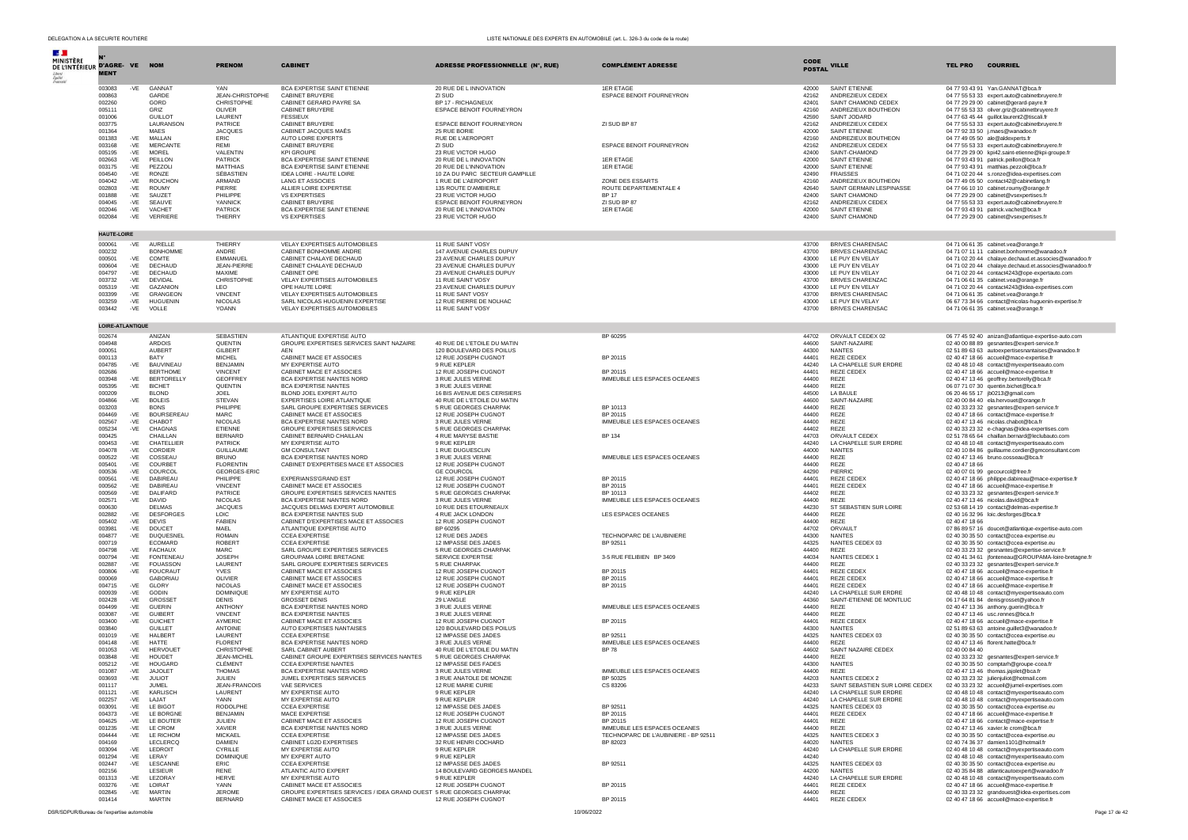| N° D'AGRÉMENT | VE | NOM | PRENOM | CABINET | ADRESSE PROFESSIONNELLE (N°, RUE) | COMPLÉMENT ADRESSE | CODE POSTAL | VILLE | TEL PRO | COURRIEL |
|---|---|---|---|---|---|---|---|---|---|---|
| 003083 | -VE | GANNAT | YAN | BCA EXPERTISE SAINT ETIENNE | 20 RUE DE L INNOVATION | 1ER ETAGE | 42000 | SAINT ETIENNE | 04 77 93 43 91 | Yan.GANNAT@bca.fr |
| 000863 | | GARDE | JEAN-CHRISTOPHE | CABINET BRUYERE | ZI SUD | ESPACE BENOIT FOURNEYRON | 42162 | ANDREZIEUX CEDEX | 04 77 55 53 33 | expert.auto@cabinetbruyere.fr |
| 002260 | | GORD | CHRISTOPHE | CABINET GERARD PAYRE SA | BP 17 - RICHAGNEUX | | 42401 | SAINT CHAMOND CEDEX | 04 77 29 29 00 | cabinet@gerard-payre.fr |
| 005111 | | GRIZ | OLIVER | CABINET BRUYERE | ESPACE BENOIT FOURNEYRON | | 42160 | ANDREZIEUX BOUTHEON | 04 77 55 53 33 | oliver.griz@cabinetbruyere.fr |
| 001006 | | GUILLOT | LAURENT | FESSIEUX | | | 42590 | SAINT JODARD | 04 77 63 45 44 | guillot.laurent2@tiscali.fr |
| 003775 | | LAURANSON | PATRICE | CABINET BRUYERE | ESPACE BENOIT FOURNEYRON | ZI SUD BP 87 | 42162 | ANDREZIEUX CEDEX | 04 77 55 53 33 | expert.auto@cabinetbruyere.fr |
| 001364 | | MAES | JACQUES | CABINET JACQUES MAËS | 25 RUE BORIE | | 42000 | SAINT ETIENNE | 04 77 92 33 50 | j.maes@wanadoo.fr |
| 001383 | -VE | MALLAN | ERIC | AUTO LOIRE EXPERTS | RUE DE L'AEROPORT | | 42160 | ANDREZIEUX BOUTHEON | 04 77 49 05 50 | ale@aldexperts.fr |
| 003168 | -VE | MERCANTE | REMI | CABINET BRUYERE | ZI SUD | ESPACE BENOIT FOURNEYRON | 42162 | ANDREZIEUX CEDEX | 04 77 55 53 33 | expert.auto@cabinetbruyere.fr |
| 005195 | -VE | MOREL | VALENTIN | KPI GROUPE | 23 RUE VICTOR HUGO | | 42400 | SAINT-CHAMOND | 04 77 29 29 00 | kpi42.saint-etienne@kpi-groupe.fr |
| 002663 | -VE | PEILLON | PATRICK | BCA EXPERTISE SAINT ETIENNE | 20 RUE DE L INNOVATION | 1ER ETAGE | 42000 | SAINT ETIENNE | 04 77 93 43 91 | patrick.peillon@bca.fr |
| 003175 | -VE | PEZZOLI | MATTHIAS | BCA EXPERTISE SAINT ETIENNE | 20 RUE DE L'INNOVATION | 1ER ETAGE | 42000 | SAINT ETIENNE | 04 77 93 43 91 | matthias.pezzoli@bca.fr |
| 004540 | -VE | RONZE | SEBASTIEN | IDEA LOIRE - HAUTE LOIRE | 10 ZA DU PARC SECTEUR GAMPILLE | | 42490 | FRAISSES | 04 71 02 20 44 | s.ronze@idea-expertises.com |
| 004042 | -VE | ROUCHON | ARMAND | LANG ET ASSOCIES | 1 RUE DE L'AEROPORT | ZONE DES ESSARTS | 42160 | ANDREZIEUX BOUTHEON | 04 77 49 05 50 | contact42@cabinetlang.fr |
| 002803 | -VE | ROUMY | PIERRE | ALLIER LOIRE EXPERTISE | 135 ROUTE D'AMBIERLE | ROUTE DEPARTEMENTALE 4 | 42640 | SAINT GERMAIN LESPINASSE | 04 77 66 10 10 | cabinet.roumy@orange.fr |
| 001888 | -VE | SAUZET | PHILIPPE | VS EXPERTISES | 23 RUE VICTOR HUGO | BP 17 | 42400 | SAINT CHAMOND | 04 77 29 29 00 | cabinet@vsexpertises.fr |
| 004045 | -VE | SEAUVE | YANNICK | CABINET BRUYERE | ESPACE BENOIT FOURNEYRON | ZI SUD BP 87 | 42162 | ANDREZIEUX CEDEX | 04 77 55 53 33 | expert.auto@cabinetbruyere.fr |
| 002046 | -VE | VACHET | PATRICK | BCA EXPERTISE SAINT ETIENNE | 20 RUE DE L'INNOVATION | 1ER ETAGE | 42000 | SAINT ETIENNE | 04 77 93 43 91 | patrick.vachet@bca.fr |
| 002084 | -VE | VERRIERE | THIERRY | VS EXPERTISES | 23 RUE VICTOR HUGO | | 42400 | SAINT CHAMOND | 04 77 29 29 00 | cabinet@vsexpertises.fr |
| **HAUTE-LOIRE** | | | | | | | | | | |
| 000061 | -VE | AURELLE | THIERRY | VELAY EXPERTISES AUTOMOBILES | 11 RUE SAINT VOSY | | 43700 | BRIVES CHARENSAC | 04 71 06 61 35 | cabinet.vea@orange.fr |
| 000232 | | BONHOMME | ANDRE | CABINET BONHOMME ANDRE | 147 AVENUE CHARLES DUPUY | | 43700 | BRIVES CHARENSAC | 04 71 07 11 11 | cabinet.bonhomme@wanadoo.fr |
| 000501 | -VE | COMTE | EMMANUEL | CABINET CHALAYE DECHAUD | 23 AVENUE CHARLES DUPUY | | 43000 | LE PUY EN VELAY | 04 71 02 20 44 | chalaye.dechaud.et.associes@wanadoo.fr |
| 000604 | -VE | DECHAUD | JEAN-PIERRE | CABINET CHALAYE DECHAUD | 23 AVENUE CHARLES DUPUY | | 43000 | LE PUY EN VELAY | 04 71 02 20 44 | chalaye.dechaud.et.associes@wanadoo.fr |
| 004797 | -VE | DECHAUD | MAXIME | CABINET OPE | 23 AVENUE CHARLES DUPUY | | 43000 | LE PUY EN VELAY | 04 71 02 20 44 | contact4243@ope-expertauto.com |
| 003732 | -VE | DEVIDAL | CHRISTOPHE | VELAY EXPERTISES AUTOMOBILES | 11 RUE SAINT VOSY | | 43700 | BRIVES CHARENZAC | 04 71 06 61 35 | cabinet.vea@orange.fr |
| 005319 | -VE | GAZANION | LEO | OPE HAUTE LOIRE | 23 AVENUE CHARLES DUPUY | | 43000 | LE PUY EN VELAY | 04 71 02 20 44 | contact4243@idea-expertises.com |
| 003399 | -VE | GRANGEON | VINCENT | VELAY EXPERTISES AUTOMOBILES | 11 RUE SANT VOSY | | 43700 | BRIVES CHARENSAC | 04 71 06 61 35 | cabinet.vea@orange.fr |
| 003259 | -VE | HUGUENIN | NICOLAS | SARL NICOLAS HUGUENIN EXPERTISE | 12 RUE PIERRE DE NOLHAC | | 43000 | LE PUY EN VELAY | 06 67 73 34 66 | contact@nicolas-huguenin-expertise.fr |
| 003442 | -VE | VOLLE | YOANN | VELAY EXPERTISES AUTOMOBILES | 11 RUE SAINT VOSY | | 43700 | BRIVES CHARENSAC | 04 71 06 61 35 | cabinet.vea@orange.fr |
| **LOIRE-ATLANTIQUE** | | | | | | | | | | |
| 002674 | | ANIZAN | SEBASTIEN | ATLANTIQUE EXPERTISE AUTO | | BP 60295 | 44702 | ORVAULT CEDEX 02 | 06 77 45 92 40 | anizan@atlantique-expertise-auto.com |
| 004948 | | ARDOIS | QUENTIN | GROUPE EXPERTISES SERVICES SAINT NAZAIRE | 40 RUE DE L'ETOILE DU MATIN | | 44600 | SAINT-NAZAIRE | 02 40 00 88 89 | gesnantes@expert-service.fr |
| 000051 | | AUBERT | GILBERT | AEN | 120 BOULEVARD DES POILUS | | 44300 | NANTES | 02 51 89 63 63 | autoexpertisesnantaises@wanadoo.fr |
| 000113 | | BATY | MICHEL | CABINET MACE ET ASSOCIES | 12 RUE JOSEPH CUGNOT | BP 20115 | 44401 | REZE CEDEX | 02 40 47 18 66 | accueil@mace-expertise.fr |
| 004785 | -VE | BAUVINEAU | BENJAMIN | MY EXPERTISE AUTO | 9 RUE KEPLER | | 44240 | LA CHAPELLE SUR ERDRE | 02 40 48 10 48 | contact@myexpertiseauto.com |
| 002686 | | BERTHOME | VINCENT | CABINET MACE ET ASSOCIES | 12 RUE JOSEPH CUGNOT | BP 20115 | 44401 | REZE CEDEX | 02 40 47 18 66 | accueil@mace-expertise.fr |
| 003948 | -VE | BERTORELLY | GEOFFREY | BCA EXPERTISE NANTES NORD | 3 RUE JULES VERNE | IMMEUBLE LES ESPACES OCEANES | 44400 | REZE | 02 40 47 13 46 | geoffrey.bertorelly@bca.fr |
| 005395 | -VE | BICHET | QUENTIN | BCA EXPERTISE NANTES | 3 RUE JULES VERNE | | 44400 | REZE | 06 07 71 07 30 | quentin.bichet@bca.fr |
| 000209 | | BLOND | JOEL | BLOND JOEL EXPERT AUTO | 16 BIS AVENUE DES CERISIERS | | 44500 | LA BAULE | 06 20 46 55 17 | jb0213@gmail.com |
| 004866 | -VE | BOLEIS | STEVAN | EXPERTISES LOIRE ATLANTIQUE | 40 RUE DE L'ETOILE DU MATIN | | 44600 | SAINT-NAZAIRE | 02 40 00 84 40 | ela.hervouet@orange.fr |
| 003203 | | BONS | PHILIPPE | SARL GROUPE EXPERTISES SERVICES | 5 RUE GEORGES CHARPAK | BP 10113 | 44400 | REZE | 02 40 33 23 32 | gesnantes@expert-service.fr |
| 004469 | -VE | BOURSEREAU | MARC | CABINET MACE ET ASSOCIES | 12 RUE JOSEPH CUGNOT | BP 20115 | 44400 | REZE | 02 40 47 18 66 | contact@mace-expertise.fr |
| 002567 | -VE | CHABOT | NICOLAS | BCA EXPERTISE NANTES NORD | 3 RUE JULES VERNE | IMMEUBLE LES ESPACES OCEANES | 44400 | REZE | 02 40 47 13 46 | nicolas.chabot@bca.fr |
| 005234 | -VE | CHAGNAS | ETIENNE | GROUPE EXPERTISES SERVICES | 5 RUE GEORGES CHARPAK | | 44402 | REZE | 02 40 33 23 32 | e-chagnas@idea-expertises.com |
| 000425 | | CHAILLAN | BERNARD | CABINET BERNARD CHAILLAN | 4 RUE MARYSE BASTIE | BP 134 | 44703 | ORVAULT CEDEX | 02 51 78 65 64 | chaillan.bernard@leclubauto.com |
| 000453 | -VE | CHATELLIER | PATRICK | MY EXPERTISE AUTO | 9 RUE KEPLER | | 44240 | LA CHAPELLE SUR ERDRE | 02 40 48 10 48 | contact@myexpertiseauto.com |
| 004078 | -VE | CORDIER | GUILLAUME | GM CONSULTANT | 1 RUE DUGUESCLIN | | 44000 | NANTES | 02 40 10 84 86 | guillaume.cordier@gmconsultant.com |
| 000522 | -VE | COSSEAU | BRUNO | BCA EXPERTISE NANTES NORD | 3 RUE JULES VERNE | IMMEUBLE LES ESPACES OCEANES | 44400 | REZE | 02 40 47 13 46 | bruno.cosseau@bca.fr |
| 005401 | -VE | COURBET | FLORENTIN | CABINET D'EXPERTISES MACE ET ASSOCIES | 12 RUE JOSEPH CUGNOT | | 44400 | REZE | 02 40 47 18 66 | |
| 000536 | -VE | COURCOL | GEORGES-ERIC | | GE COURCOL | | 44290 | PIERRIC | 02 40 07 01 99 | gecourcol@free.fr |
| 000561 | -VE | DABIREAU | PHILIPPE | EXPERIANSS'GRAND EST | 12 RUE JOSEPH CUGNOT | BP 20115 | 44401 | REZE CEDEX | 02 40 47 18 66 | philippe.dabireau@mace-expertise.fr |
| 000562 | -VE | DABIREAU | VINCENT | CABINET MACE ET ASSOCIES | 12 RUE JOSEPH CUGNOT | BP 20115 | 44401 | REZE CEDEX | 02 40 47 18 66 | accueil@mace-expertise.fr |
| 000569 | -VE | DALIFARD | PATRICE | GROUPE EXPERTISES SERVICES NANTES | 5 RUE GEORGES CHARPAK | BP 10113 | 44402 | REZE | 02 40 33 23 32 | gesnantes@expert-service.fr |
| 002571 | -VE | DAVID | NICOLAS | BCA EXPERTISE NANTES NORD | 3 RUE JULES VERNE | IMMEUBLE LES ESPACES OCEANES | 44400 | REZE | 02 40 47 13 46 | nicolas.david@bca.fr |
| 000630 | | DELMAS | JACQUES | JACQUES DELMAS EXPERT AUTOMOBILE | 10 RUE DES ETOURNEAUX | | 44230 | ST SEBASTIEN SUR LOIRE | 02 53 68 14 19 | contact@delmas-expertise.fr |
| 002882 | -VE | DESFORGES | LOIC | BCA EXPERTISE NANTES SUD | 4 RUE JACK LONDON | LES ESPACES OCEANES | 44400 | REZE | 02 40 16 32 96 | loic.desforges@bca.fr |
| 005402 | -VE | DEVIS | FABIEN | CABINET D'EXPERTISES MACE ET ASSOCIES | 12 RUE JOSEPH CUGNOT | | 44400 | REZE | 02 40 47 18 66 | |
| 003981 | -VE | DOUCET | MAEL | ATLANTIQUE EXPERTISE AUTO | BP 60295 | | 44702 | ORVAULT | 07 86 89 57 16 | doucet@atlantique-expertise-auto.com |
| 004877 | -VE | DUQUESNEL | ROMAIN | CCEA EXPERTISE | 12 RUE DES JADES | TECHNOPARC DE L'AUBINIERE | 44300 | NANTES | 02 40 30 35 50 | contact@ccea-expertise.eu |
| 000719 | | ECOMARD | ROBERT | CCEA EXPERTISE | 12 IMPASSE DES JADES | BP 92511 | 44325 | NANTES CEDEX 03 | 02 40 30 35 50 | contact@ccea-expertise.eu |
| 004798 | -VE | FACHAUX | MARC | SARL GROUPE EXPERTISES SERVICES | 5 RUE GEORGES CHARPAK | | 44400 | REZE | 02 40 33 23 32 | gesnantes@expertise-service.fr |
| 000794 | -VE | FONTENEAU | JOSEPH | GROUPAMA LOIRE BRETAGNE | SERVICE EXPERTISE | 3-5 RUE FELIBIEN BP 3409 | 44034 | NANTES CEDEX 1 | 02 40 41 34 61 | jfonteneau@GROUPAMA-loire-bretagne.fr |
| 002887 | -VE | FOUASSON | LAURENT | SARL GROUPE EXPERTISES SERVICES | 5 RUE CHARPAK | | 44400 | REZE | 02 40 33 23 32 | gesnantes@expert-service.fr |
| 000806 | -VE | FOUCRAUT | YVES | CABINET MACE ET ASSOCIES | 12 RUE JOSEPH CUGNOT | BP 20115 | 44401 | REZE CEDEX | 02 40 47 18 66 | accueil@mace-expertise.fr |
| 000069 | | GABORIAU | OLIVIER | CABINET MACE ET ASSOCIES | 12 RUE JOSEPH CUGNOT | BP 20115 | 44401 | REZE CEDEX | 02 40 47 18 66 | accueil@mace-expertise.fr |
| 004715 | -VE | GLORY | NICOLAS | CABINET MACE ET ASSOCIES | 12 RUE JOSEPH CUGNOT | BP 20115 | 44401 | REZE CEDEX | 02 40 47 18 66 | accueil@mace-expertise.fr |
| 000939 | -VE | GODIN | DOMINIQUE | MY EXPERTISE AUTO | 9 RUE KEPLER | | 44240 | LA CHAPELLE SUR ERDRE | 02 40 48 10 48 | contact@myexpertiseauto.com |
| 002428 | -VE | GROSSET | DENIS | GROSSET DENIS | 29 L'ANGLE | | 44360 | SAINT-ETIENNE DE MONTLUC | 06 17 64 81 84 | denisgrosset@yahoo.fr |
| 004499 | -VE | GUERIN | ANTHONY | BCA EXPERTISE NANTES NORD | 3 RUE JULES VERNE | IMMEUBLE LES ESPACES OCEANES | 44400 | REZE | 02 40 47 13 36 | anthony.guerin@bca.fr |
| 003087 | -VE | GUIBERT | VINCENT | BCA EXPERTISE NANTES | 3 RUE JULES VERNE | | 44400 | REZE | 02 40 47 13 46 | usc.rennes@bca.fr |
| 003400 | -VE | GUICHET | AYMERIC | CABINET MACE ET ASSOCIES | 12 RUE JOSEPH CUGNOT | BP 20115 | 44401 | REZE CEDEX | 02 40 47 18 66 | accueil@mace-expertise.fr |
| 003840 | | GUILLET | ANTOINE | AUTO EXPERTISES NANTAISES | 120 BOULEVARD DES POILUS | | 44300 | NANTES | 02 51 89 63 63 | antoine.guillet3@wanadoo.fr |
| 001019 | -VE | HALBERT | LAURENT | CCEA EXPERTISE | 12 IMPASSE DES JADES | BP 92511 | 44325 | NANTES CEDEX 03 | 02 40 30 35 50 | contact@ccea-expertise.eu |
| 004148 | -VE | HATTE | FLORENT | BCA EXPERTISE NANTES NORD | 3 RUE JULES VERNE | IMMEUBLE LES ESPACES OCEANES | 44400 | REZE | 02 40 47 13 46 | florent.hatte@bca.fr |
| 001053 | -VE | HERVOUET | CHRISTOPHE | SARL CABINET AUBERT | 40 RUE DE L'ETOILE DU MATIN | BP 78 | 44602 | SAINT NAZAIRE CEDEX | 02 40 00 84 40 | |
| 003848 | -VE | HOUDET | JEAN-MICHEL | CABINET GROUPE EXPERTISES SERVICES NANTES | 5 RUE GEORGES CHARPAK | | 44400 | REZE | 02 40 33 23 32 | gesnantes@expert-service.fr |
| 005212 | -VE | HOUGARD | CLÉMENT | CCEA EXPERTISE NANTES | 12 IMPASSE DES FADES | | 44300 | NANTES | 02 40 30 35 50 | comptarh@groupe-ccea.fr |
| 001087 | -VE | JAJOLET | THOMAS | BCA EXPERTISE NANTES NORD | 3 RUE JULES VERNE | IMMEUBLE LES ESPACES OCEANES | 44400 | REZE | 02 40 47 13 46 | thomas.jajolet@bca.fr |
| 003693 | -VE | JULIOT | JULIEN | JUMEL EXPERTISES SERVICES | 3 RUE ANATOLE DE MONZIE | BP 50325 | 44203 | NANTES CEDEX 2 | 02 40 33 23 32 | julienjuliot@hotmail.com |
| 001117 | | JUMEL | JEAN-FRANCOIS | VAE SERVICES | 12 RUE MARIE CURIE | CS 83206 | 44233 | SAINT SEBASTIEN SUR LOIRE CEDEX | 02 40 33 23 32 | accueil@jumel-expertises.com |
| 001121 | -VE | KARLISCH | LAURENT | MY EXPERTISE AUTO | 9 RUE KEPLER | | 44240 | LA CHAPELLE SUR ERDRE | 02 40 48 10 48 | contact@myexpertiseauto.com |
| 002257 | -VE | LAJAT | YANN | MY EXPERTISE AUTO | 9 RUE KEPLER | | 44240 | LA CHAPELLE SUR ERDRE | 02 40 48 10 48 | contact@myexpertiseauto.com |
| 003091 | -VE | LE BIGOT | RODOLPHE | CCEA EXPERTISE | 12 IMPASSE DES JADES | BP 92511 | 44325 | NANTES CEDEX 03 | 02 40 30 35 50 | contact@ccea-expertise.eu |
| 004373 | -VE | LE BORGNE | BENJAMIN | MACE EXPERTISE | 12 RUE JOSEPH CUGNOT | BP 20115 | 44401 | REZE CEDEX | 02 40 47 18 66 | accueil@mace-expertise.fr |
| 004625 | -VE | LE BOUTER | JULIEN | CABINET MACE ET ASSOCIES | 12 RUE JOSEPH CUGNOT | BP 20115 | 44401 | REZE | 02 40 47 18 66 | contact@mace-expertise.fr |
| 001235 | -VE | LE CROM | XAVIER | BCA EXPERTISE NANTES NORD | 3 RUE JULES VERNE | IMMEUBLE LES ESPACES OCEANES | 44400 | REZE | 02 40 47 13 46 | xavier.le-crom@bca.fr |
| 004444 | -VE | LE RICHOM | MICKAEL | CCEA EXPERTISE | 12 IMPASSE DES JADES | TECHNOPARC DE L'AUBINIERE - BP 92511 | 44325 | NANTES CEDEX 3 | 02 40 30 35 50 | contact@ccea-expertise.eu |
| 004169 | | LECLERCQ | DAMIEN | CABINET LG2D EXPERTISES | 32 RUE HENRI COCHARD | BP 82023 | 44020 | NANTES | 02 40 74 36 37 | damien1101@hotmail.fr |
| 003094 | -VE | LEDROIT | CYRILLE | MY EXPERTISE AUTO | 9 RUE KEPLER | | 44240 | LA CHAPELLE SUR ERDRE | 02 40 48 10 48 | contact@myexpertiseauto.com |
| 001294 | -VE | LERAY | DOMINIQUE | MY EXPERT AUTO | 9 RUE KEPLER | | 44240 | | 02 40 48 10 48 | contact@myexpertiseauto.com |
| 002447 | -VE | LESCANNE | ERIC | CCEA EXPERTISE | 12 IMPASSE DES JADES | BP 92511 | 44325 | NANTES CEDEX 03 | 02 40 30 35 50 | contact@ccea-expertise.eu |
| 002156 | | LESIEUR | RENE | ATLANTIC AUTO EXPERT | 14 BOULEVARD GEORGES MANDEL | | 44200 | NANTES | 02 40 35 84 88 | atlanticautoexpert@wanadoo.fr |
| 001313 | -VE | LEZORAY | HERVE | MY EXPERTISE AUTO | 9 RUE KEPLER | | 44240 | LA CHAPELLE SUR ERDRE | 02 40 48 10 48 | contact@myexpertiseauto.com |
| 003276 | -VE | LOIRAT | YANN | CABINET MACE ET ASSOCIES | 12 RUE JOSEPH CUGNOT | BP 20115 | 44401 | REZE CEDEX | 02 40 47 18 66 | accueil@mace-expertise.fr |
| 002845 | -VE | MARTIN | JEROME | GROUPE EXPERTISES SERVICES / IDEA GRAND OUEST | 5 RUE GEORGES CHARPAK | | 44400 | REZE | 02 40 33 23 32 | grandouest@idea-expertises.com |
| 001414 | | MARTIN | BERNARD | CABINET MACE ET ASSOCIES | 12 RUE JOSEPH CUGNOT | BP 20115 | 44401 | REZE CEDEX | 02 40 47 18 66 | accueil@mace-expertise.fr |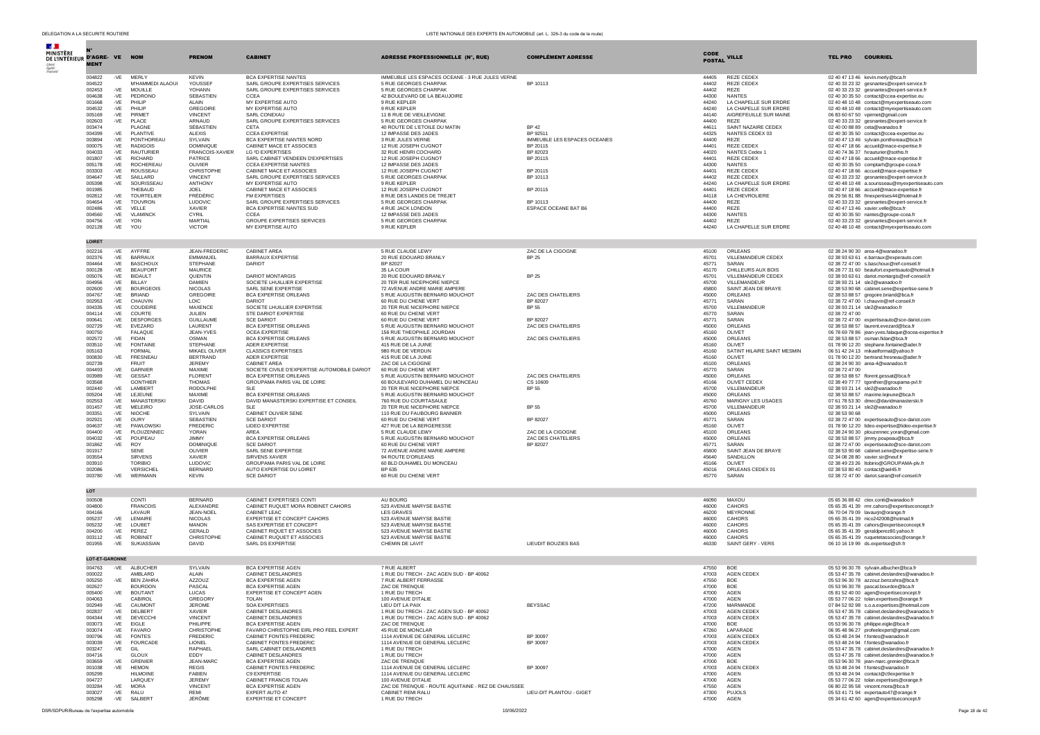| N° D'AGRÉMENT | VE | NOM | PRENOM | CABINET | ADRESSE PROFESSIONNELLE (N°, RUE) | COMPLÉMENT ADRESSE | CODE POSTAL | VILLE | TEL PRO | COURRIEL |
|---|---|---|---|---|---|---|---|---|---|---|
| 004822 | -VE | MERLY | KEVIN | BCA EXPERTISE NANTES | IMMEUBLE LES ESPACES OCEANE - 3 RUE JULES VERNE | | 44405 | REZE CEDEX | 02 40 47 13 46 | kevin.merly@bca.fr |
| 004522 | | M'HAMMEDI ALAOUI | YOUSSEF | SARL GROUPE EXPERTISES SERVICES | 5 RUE GEORGES CHARPAK | BP 10113 | 44402 | REZE CEDEX | 02 40 33 23 32 | gesnantes@expert-service.fr |
| 002453 | -VE | MOUILLE | YOHANN | SARL GROUPE EXPERTISES SERVICES | 5 RUE GEORGES CHARPAK | | 44402 | REZE | 02 40 33 23 32 | gesnantes@expert-service.fr |
| 004638 | -VE | PEDRONO | SEBASTIEN | CCEA | 42 BOULEVARD DE LA BEAUJOIRE | | 44300 | NANTES | 02 40 30 35 50 | contact@ccea-expertise.eu |
| 001668 | -VE | PHILIP | ALAIN | MY EXPERTISE AUTO | 9 RUE KEPLER | | 44240 | LA CHAPELLE SUR ERDRE | 02 40 48 10 48 | contact@myexpertiseauto.com |
| 004532 | -VE | PHILIP | GREGOIRE | MY EXPERTISE AUTO | 9 RUE KEPLER | | 44240 | LA CHAPELLE SUR ERDRE | 02 40 48 10 48 | contact@myexpertiseauto.com |
| 005169 | -VE | PIRMET | VINCENT | SARL CONEXAU | 11 B RUE DE VIEILLEVIGNE | | 44140 | AIGREFEUILLE SUR MAINE | 06 83 60 67 50 | vpirmet@gmail.com |
| 002603 | -VE | PLACE | ARNAUD | SARL GROUPE EXPERTISES SERVICES | 5 RUE GEORGES CHARPAK | | 44400 | REZE | 02 40 33 23 32 | gesnantes@expert-service.fr |
| 003474 | | PLAGNE | SÉBASTIEN | CETA | 40 ROUTE DE L'ETOILE DU MATIN | BP 42 | 44611 | SAINT NAZAIRE CEDEX | 02 40 00 88 89 | ceta@wanadoo.fr |
| 004399 | -VE | PLANTIVE | ALEXIS | CCEA EXPERTISE | 12 IMPASSE DES JADES | BP 92511 | 44325 | NANTES CEDEX 03 | 02 40 30 35 50 | contact@ccea-expertise.eu |
| 003894 | -VE | PONTHOREAU | SYLVAIN | BCA EXPERTISE NANTES NORD | 3 RUE JULES VERNE | IMMEUBLE LES ESPACES OCEANES | 44400 | REZE | 02 40 47 13 46 | sylvain.ponthoreau@bca.fr |
| 000075 | -VE | RADIGOIS | DOMINIQUE | CABINET MACE ET ASSOCIES | 12 RUE JOSEPH CUGNOT | BP 20115 | 44401 | REZE CEDEX | 02 40 47 18 66 | accueil@mace-expertise.fr |
| 004633 | -VE | RAUTURIER | FRANCOIS-XAVIER | LG 'O EXPERTISES | 32 RUE HENRI COCHARD | BP 82023 | 44020 | NANTES Cedex 1 | 02 40 74 36 37 | fxrauturier@sothis.fr |
| 001807 | -VE | RICHARD | PATRICE | SARL CABINET VENDEEN D'EXPERTISES | 12 RUE JOSEPH CUGNOT | BP 20115 | 44401 | REZE CEDEX | 02 40 47 18 66 | accueil@mace-expertise.fr |
| 005178 | -VE | ROCHEREAU | OLIVIER | CCEA EXPERTISE NANTES | 12 IMPASSE DES JADES | | 44300 | NANTES | 02 40 30 35 50 | comptarh@groupe-ccea.fr |
| 003303 | -VE | ROUSSEAU | CHRISTOPHE | CABINET MACE ET ASSOCIES | 12 RUE JOSEPH CUGNOT | BP 20115 | 44401 | REZE CEDEX | 02 40 47 18 66 | accueil@mace-expertise.fr |
| 004647 | -VE | SAILLARD | VINCENT | SARL GROUPE EXPERTISES SERVICES | 5 RUE GEORGES CHARPAK | BP 10113 | 44402 | REZE CEDEX | 02 40 33 23 32 | gesnantes@expert-service.fr |
| 005398 | -VE | SOURISSEAU | ANTHONY | MY EXPERTISE AUTO | 9 RUE KEPLER | | 44240 | LA CHAPELLE SUR ERDRE | 02 40 48 10 48 | a.sourisseau@myexpertiseauto.com |
| 001985 | | THEBAUD | JOEL | CABINET MACE ET ASSOCIES | 12 RUE JOSEPH CUGNOT | BP 20115 | 44401 | REZE CEDEX | 02 40 47 18 66 | accueil@mace-expertise.fr |
| 002812 | -VE | TOURTELIER | FRÉDÉRIC | FM EXPERTISES | 8 RUE DES LANDES DE TREJET | | 44118 | LA CHEVROLIERE | 06 29 56 81 88 | fmexpertises44@hotmail.fr |
| 004654 | -VE | TOUVRON | LUDOVIC | SARL GROUPE EXPERTISES SERVICES | 5 RUE GEORGES CHARPAK | BP 10113 | 44400 | REZE | 02 40 33 23 32 | gesnantes@expert-service.fr |
| 002486 | -VE | VELLE | XAVIER | BCA EXPERTISE NANTES SUD | 4 RUE JACK LONDON | ESPACE OCEANE BAT B6 | 44400 | REZE | 02 40 47 13 46 | xavier.velle@bca.fr |
| 004560 | -VE | VLAMINCK | CYRIL | CCEA | 12 IMPASSE DES JADES | | 44300 | NANTES | 02 40 30 35 50 | nantes@groupe-ccea.fr |
| 004756 | -VE | YON | MARTIAL | GROUPE EXPERTISES SERVICES | 5 RUE GEORGES CHARPAK | | 44402 | REZE | 02 40 33 23 32 | gesnantes@expert-service.fr |
| 002128 | -VE | YOU | VICTOR | MY EXPERTISE AUTO | 9 RUE KEPLER | | 44240 | LA CHAPELLE SUR ERDRE | 02 40 48 10 48 | contact@myexpertiseauto.com |
| **LOIRET** | | | | | | | | | | |
| 002216 | -VE | AYFFRE | JEAN-FREDERIC | CABINET AREA | 5 RUE CLAUDE LEWY | ZAC DE LA CIGOGNE | 45100 | ORLEANS | 02 38 24 90 30 | area-4@wanadoo.fr |
| 002376 | -VE | BARRAUX | EMMANUEL | BARRAUX EXPERTISE | 20 RUE EDOUARD BRANLY | BP 25 | 45701 | VILLEMANDEUR CEDEX | 02 38 93 63 61 | e.barraux@experauto.com |
| 004464 | -VE | BASCHOUX | STEPHANE | DARIOT | BP 82027 | | 45771 | SARAN | 02 38 72 47 00 | s.baschoux@ref-conseil.fr |
| 000128 | -VE | BEAUFORT | MAURICE | | 35 LA COUR | | 45170 | CHILLEURS AUX BOIS | 06 28 77 31 60 | beaufort.expertsauto@hotmail.fr |
| 005076 | -VE | BIDAULT | QUENTIN | DARIOT MONTARGIS | 20 RUE EDOUARD BRANLY | BP 25 | 45701 | VILLEMANDEUR CEDEX | 02 38 93 63 61 | dariot.montargis@ref-conseil.fr |
| 004956 | -VE | BILLAY | DAMIEN | SOCIETE LHUILLIER EXPERTISE | 20 TER RUE NICEPHORE NIEPCE | | 45700 | VILLEMANDEUR | 02 38 93 21 14 | sle2@wanadoo.fr |
| 002600 | -VE | BOURGEOIS | NICOLAS | SARL SENE EXPERTISE | 72 AVENUE ANDRE MARIE AMPERE | | 45800 | SAINT JEAN DE BRAYE | 02 38 53 90 68 | cabinet.sene@expertise-sene.fr |
| 004767 | -VE | BRIAND | GREGOIRE | BCA EXPERTISE ORLEANS | 5 RUE AUGUSTIN BERNARD MOUCHOT | ZAC DES CHATELIERS | 45000 | ORLEANS | 02 38 53 88 57 | gregoire.briand@bca.fr |
| 002953 | -VE | CHAUVIN | LOIC | DARIOT | 60 RUE DU CHENE VERT | BP 82027 | 45771 | SARAN | 02 38 72 47 00 | l.chauvin@ref-conseil.fr |
| 004335 | -VE | COUDEIRE | MAXENCE | SOCIETE LHUILLIER EXPERTISE | 20 TER RUE NICEPHORE NIEPCE | BP 55 | 45700 | VILLEMANDEUR | 02 38 93 21 14 | sle2@wanadoo.fr |
| 004114 | -VE | COURTE | JULIEN | STE DARIOT EXPERTISE | 60 RUE DU CHENE VERT | | 45770 | SARAN | 02 38 72 47 00 | |
| 000641 | -VE | DESFORGES | GUILLAUME | SCE DARIOT | 60 RUE DU CHENE VERT | BP 82027 | 45771 | SARAN | 02 38 72 47 00 | expertiseauto@sce-dariot.com |
| 002729 | -VE | EVEZARD | LAURENT | BCA EXPERTISE ORLEANS | 5 RUE AUGUSTIN BERNARD MOUCHOT | ZAC DES CHATELIERS | 45000 | ORLEANS | 02 38 53 88 57 | laurent.evezard@bca.fr |
| 000750 | | FALAQUE | JEAN-YVES | OCEA EXPERTISE | 156 RUE THEOPHILE JOURDAN | | 45160 | OLIVET | 06 78 69 78 86 | jean-yves.falaque@ocea-expertise.fr |
| 002572 | -VE | FIDAN | OSMAN | BCA EXPERTISE ORLEANS | 5 RUE AUGUSTIN BERNARD MOUCHOT | ZAC DES CHATELIERS | 45000 | ORLEANS | 02 38 53 88 57 | osman.fidan@bca.fr |
| 003510 | -VE | FONTAINE | STEPHANE | ADER EXPERTISE | 415 RUE DE LA JUINE | | 45160 | OLIVET | 01 78 90 12 20 | stephane.fontaine@ader.fr |
| 005163 | | FORMAL | MIKAEL OLIVER | CLASSICS EXPERTISES | 980 RUE DE VERDUN | | 45160 | SATINT HILAIRE SAINT MESMIN | 06 51 42 24 13 | mikaelformal@yahoo.fr |
| 000830 | -VE | FRESNEAU | BERTRAND | ADER EXPERTISE | 415 RUE DE LA JUINE | | 45160 | OLIVET | 01 78 90 12 20 | bertrand.fresneau@ader.fr |
| 002739 | | FRUIT | JEREMY | CABINET AREA | ZAC DE LA CIGOGNE | | 45100 | ORLEANS | 02 38 24 90 30 | area-4@wanadoo.fr |
| 004493 | -VE | GARNIER | MAXIME | SOCIETE CIVILE D'EXPERTISE AUTOMOBILE DARIOT | 60 RUE DU CHENE VERT | | 45770 | SARAN | 02 38 72 47 00 | |
| 003989 | -VE | GESSAT | FLORENT | BCA EXPERTISE ORLEANS | 5 RUE AUGUSTIN BERNARD MOUCHOT | ZAC DES CHATELIERS | 45000 | ORLEANS | 02 38 53 88 57 | florent.gessat@bca.fr |
| 003568 | | GONTHIER | THOMAS | GROUPAMA PARIS VAL DE LOIRE | 60 BOULEVARD DUHAMEL DU MONCEAU | CS 10609 | 45166 | OLIVET CEDEX | 02 38 49 77 77 | tgonthier@groupama-pvl.fr |
| 002440 | -VE | LAMBERT | RODOLPHE | SLE | 20 TER RUE NICEPHORE NIEPCE | BP 55 | 45700 | VILLEMANDEUR | 02 38 93 21 14 | sle2@wanadoo.fr |
| 005204 | -VE | LEJEUNE | MAXIME | BCA EXPERTISE ORLEANS | 5 RUE AUGUSTIN BERNARD MOUCHOT | | 45000 | ORLEANS | 02 38 53 88 57 | maxime.lejeune@bca.fr |
| 002553 | -VE | MANASTERSKI | DAVID | DAVID MANASTERSKI EXPERTISE ET CONSEIL | 760 RUE DU COURTASAULE | | 45760 | MARIGNY LES USAGES | 07 61 78 53 30 | dmec@davidmanasterski.fr |
| 001457 | -VE | MELEIRO | JOSE-CARLOS | SLE | 20 TER RUE NICEPHORE NIEPCE | BP 55 | 45700 | VILLEMANDEUR | 02 38 93 21 14 | sle2@wanadoo.fr |
| 003351 | -VE | NIOCHE | SYLVAIN | CABINET OLIVIER SENE | 110 RUE DU FAUBOURG BANNIER | | 45000 | ORLEANS | 02 38 53 90 68 | |
| 002921 | -VE | OURY | SEBASTIEN | SCE DARIOT | 60 RUE DU CHENE VERT | BP 82027 | 45771 | SARAN | 02 38 72 47 00 | expertiseauto@sce-dariot.com |
| 004637 | -VE | PAWLOWSKI | FREDERIC | LIDEO EXPERTISE | 427 RUE DE LA BERGERESSE | | 45160 | OLIVET | 01 78 90 12 20 | lideo-expertise@lideo-expertise.fr |
| 004400 | -VE | PLOUZENNEC | YORAN | AREA | 5 RUE CLAUDE LEWY | ZAC DE LA CIGOGNE | 45100 | ORLEANS | 02 38 24 90 30 | plouzennec.yoran@gmail.com |
| 004032 | -VE | POUPEAU | JIMMY | BCA EXPERTISE ORLEANS | 5 RUE AUGUSTIN BERNARD MOUCHOT | ZAC DES CHATELIERS | 45000 | ORLEANS | 02 38 53 88 57 | jimmy.poupeau@bca.fr |
| 001862 | -VE | ROY | DOMINIQUE | SCE DARIOT | 60 RUE DU CHENE VERT | BP 82027 | 45771 | SARAN | 02 38 72 47 00 | expertiseauto@sce-dariot.com |
| 001917 | | SENE | OLIVIER | SARL SENE EXPERTISE | 72 AVENUE ANDRE MARIE AMPERE | | 45800 | SAINT JEAN DE BRAYE | 02 38 53 90 68 | cabinet.sene@expertise-sene.fr |
| 003554 | | SIRVENS | XAVIER | SIRVENS XAVIER | 94 ROUTE D'ORLEANS | | 45640 | SANDILLON | 02 34 08 28 80 | xavier.sir@neuf.fr |
| 003910 | | TORIBIO | LUDOVIC | GROUPAMA PARIS VAL DE LOIRE | 60 BLD DUHAMEL DU MONCEAU | | 45166 | OLIVET | 02 38 49 23 26 | ltoibrio@GROUPAMA-plv.fr |
| 002086 | | VERSICHEL | BERNARD | AUTO EXPERTISE DU LOIRET | BP 635 | | 45016 | ORLEANS CEDEX 01 | 02 38 53 80 40 | contact@ael45.fr |
| 003780 | -VE | WERMANN | KEVIN | SCE DARIOT | 60 RUE DU CHENE VERT | | 45770 | SARAN | 02 38 72 47 00 | dariot.saran@ref-conseil.fr |
| **LOT** | | | | | | | | | | |
| 000508 | | CONTI | BERNARD | CABINET EXPERTISES CONTI | AU BOURG | | 46090 | MAXOU | 05 65 36 88 42 | ctex.conti@wanadoo.fr |
| 004800 | | FRANCOIS | ALEXANDRE | CABINET RUQUET MORA ROBINET CAHORS | 523 AVENUE MARYSE BASTIE | | 46000 | CAHORS | 05 65 35 41 39 | rmr.cahors@expertiseconcept.fr |
| 004166 | | LAVAUR | JEAN-NOEL | CABINET LEAC | LES GRAVES | | 46200 | MEYRONNE | 06 70 04 79 09 | lavaurjn@orange.fr |
| 005237 | -VE | LEMAIRE | NICOLAS | EXPERTISE ET CONCEPT CAHORS | 523 AVENUE MARYSE BASTIE | | 46000 | CAHORS | 05 65 35 41 39 | nico242008@hotmail.fr |
| 005232 | -VE | LOUBET | MANON | SAS EXPERTISE ET CONCEPT | 523 AVENUE MARYSE BASTIE | | 46000 | CAHORS | 05 65 35 41 39 | cahors@expertiseconcept.fr |
| 004200 | -VE | PEREZ | GERALD | CABINET RUQUET ET ASSOCIES | 523 AVENUE MARYSE BASTIE | | 46000 | CAHORS | 05 65 35 41 39 | geraldperez80.yahoo.fr |
| 003112 | -VE | ROBINET | CHRISTOPHE | CABINET RUQUET ET ASSOCIES | 523 AVENUE MARYSE BASTIE | | 46000 | CAHORS | 05 65 35 41 39 | ruquetetassocies@orange.fr |
| 001955 | -VE | SUKIASSIAN | DAVID | SARL DS EXPERTISE | CHEMIN DE LAVIT | LIEUDIT BOUZIES BAS | 46330 | SAINT GERY - VERS | 06 10 16 19 99 | ds.expertise@sfr.fr |
| **LOT-ET-GARONNE** | | | | | | | | | | |
| 004763 | -VE | ALBUCHER | SYLVAIN | BCA EXPERTISE AGEN | 7 RUE ALBERT | | 47550 | BOE | 05 53 96 30 78 | sylvain.albucher@bca.fr |
| 000022 | | AMBLARD | ALAIN | CABINET DESLANDRES | 1 RUE DU TRECH - ZAC AGEN SUD - BP 40062 | | 47003 | AGEN CEDEX | 05 53 47 35 78 | cabinet.deslandres@wanadoo.fr |
| 005250 | -VE | BEN ZAHRA | AZZOUZ | BCA EXPERTISE AGEN | 7 RUE ALBERT FERRASSE | | 47550 | BOE | 05 53 96 30 78 | azzouz.benzahra@bca.fr |
| 002627 | | BOURDON | PASCAL | BCA EXPERTISE AGEN | ZAC DE TRENQUE | | 47000 | BOE | 05 53 96 30 78 | pascal.bourdon@bca.fr |
| 005400 | -VE | BOUTANT | LUCAS | EXPERTISE ET CONCEPT AGEN | 1 RUE DU TRECH | | 47000 | AGEN | 05 81 52 40 00 | agen@expertiseconcept.fr |
| 004063 | | CABIROL | GREGORY | TOLAN | 100 AVENUE D'ITALIE | | 47000 | AGEN | 05 53 77 06 22 | tolan.expertises@orange.fr |
| 002949 | -VE | CAUMONT | JEROME | SOA EXPERTISES | LIEU DIT LA PAIX | BEYSSAC | 47200 | MARMANDE | 07 84 52 92 98 | s.o.a.expertises@hotmail.com |
| 002837 | -VE | DELBERT | XAVIER | CABINET DESLANDRES | 1 RUE DU TRECH - ZAC AGEN SUD - BP 40062 | | 47003 | AGEN CEDEX | 05 53 47 35 78 | cabinet.deslandres@wanadoo.fr |
| 004344 | -VE | DEVECCHI | VINCENT | CABINET DESLANDRES | 1 RUE DU TRECH - ZAC AGEN SUD - BP 40062 | | 47003 | AGEN CEDEX | 05 53 47 35 78 | cabinet.deslandres@wanadoo.fr |
| 003073 | -VE | EIGLE | PHILIPPE | BCA EXPERTISE AGEN | ZAC DE TRENQUE | | 47000 | BOE | 05 53 96 30 78 | philippe.eigle@bca.fr |
| 003074 | -VE | FAVARO | CHRISTOPHE | FAVARO CHRISTOPHE EIRL PRO FEEL EXPERT | 45 RUE DE MONCLAR | | 47260 | LAPARADE | 06 95 48 96 27 | profeelexpert@gmail.com |
| 000796 | -VE | FONTES | FREDERIC | CABINET FONTES FREDERIC | 1114 AVENUE DE GENERAL LECLERC | BP 30097 | 47003 | AGEN CEDEX | 05 53 48 24 94 | f.fontes@wanadoo.fr |
| 003039 | -VE | FOURCADE | LIONEL | CABINET FONTES FREDERIC | 1114 AVENUE DE GENERAL LECLERC | BP 30097 | 47003 | AGEN CEDEX | 05 53 48 24 94 | f.fontes@wanadoo.fr |
| 003247 | -VE | GIL | RAPHAEL | SARL CABINET DESLANDRES | 1 RUE DU TRECH | | 47000 | AGEN | 05 53 47 35 78 | cabinet.deslandres@wanadoo.fr |
| 004716 | | GLOUX | EDDY | CABINET DESLANDRES | 1 RUE DU TRECH | | 47000 | AGEN | 05 53 47 35 78 | cabinet.deslandres@wanadoo.fr |
| 003659 | -VE | GRENIER | JEAN-MARC | BCA EXPERTISE AGEN | ZAC DE TRENQUE | | 47000 | BOE | 05 53 96 30 78 | jean-marc.grenier@bca.fr |
| 001038 | -VE | HEMON | REGIS | CABINET FONTES FREDERIC | 1114 AVENUE DE GENERAL LECLERC | BP 30097 | 47003 | AGEN CEDEX | 05 53 48 24 94 | f.fontes@wanadoo.fr |
| 005299 | | HILMOINE | FABIEN | C9 EXPERTISE | 1114 AVENUE DU GENERAL LECLERC | | 47000 | AGEN | 05 53 48 24 94 | contact@c9expertise.fr |
| 004727 | | LARQUEY | JEREMY | CABINET FRANCIS TOLAN | 100 AVENUE D'ITALIE | | 47000 | AGEN | 05 53 77 06 22 | tolan.expertises@orange.fr |
| 003284 | -VE | MORA | VINCENT | BCA EXPERTISE AGEN | ZAC DE TRENQUE - ROUTE AQUITAINE - REZ DE CHAUSSEE | | 47550 | AGEN | 06 80 22 95 58 | vincent.mora@bca.fr |
| 003027 | -VE | RALU | REMI | EXPERT AUTO 47 | CABINET REMI RALU | LIEU-DIT PLANTOU - GIGET | 47300 | PUJOLS | 05 53 41 71 94 | expertauto47@orange.fr |
| 005298 | -VE | SALBERT | JÉRÔME | EXPERTISE ET CONCEPT | 1 RUE DU TRECH | | 47000 | AGEN | 05 34 61 42 60 | agen@expertiseconcept.fr |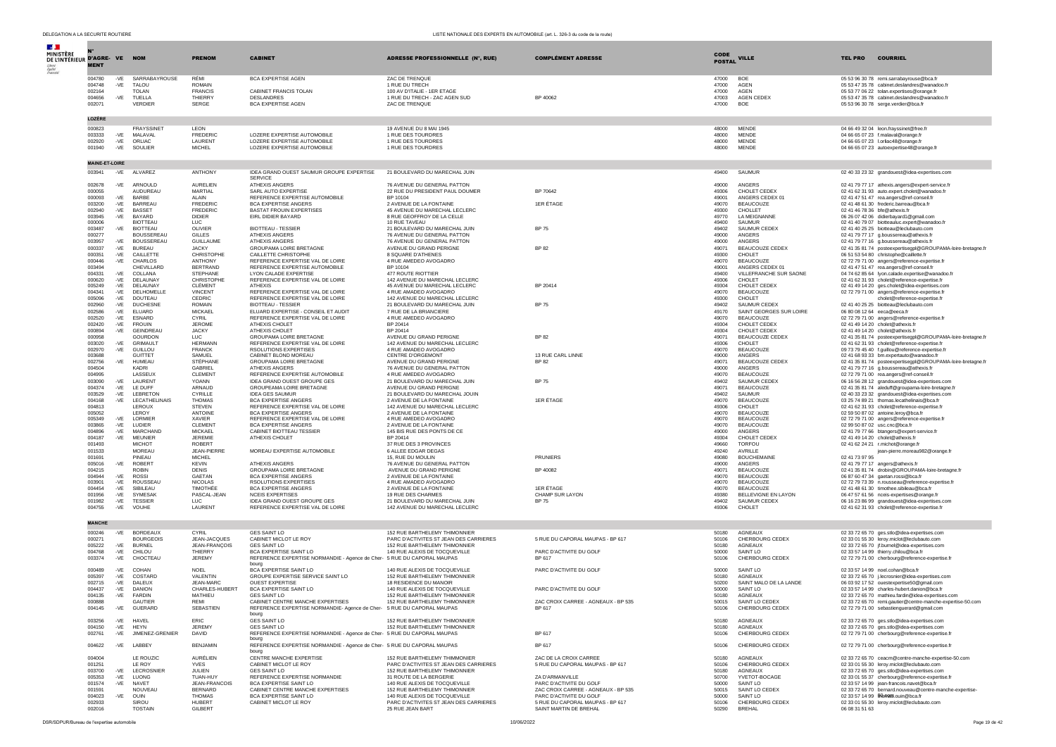| N° D'AGRÉMENT | VE | NOM | PRENOM | CABINET | ADRESSE PROFESSIONNELLE (N°, RUE) | COMPLÉMENT ADRESSE | CODE POSTAL | VILLE | TEL PRO | COURRIEL |
|---|---|---|---|---|---|---|---|---|---|---|
| 004780 | -VE | SARRABAYROUSE | RÉMI | BCA EXPERTISE AGEN | ZAC DE TRENQUE | | 47000 | BOE | 05 53 96 30 78 | remi.sarrabayrouse@bca.fr |
| 004748 | -VE | TALOU | ROMAIN | | 1 RUE DU TRECH | | 47000 | AGEN | 05 53 47 35 78 | cabinet.deslandres@wanadoo.fr |
| 002164 | | TOLAN | FRANCIS | CABINET FRANCIS TOLAN | 100 AV D'ITALIE - 1ER ETAGE | | 47000 | AGEN | 05 53 77 06 22 | tolan.expertises@orange.fr |
| 004656 | -VE | TUELLA | THIERRY | DESLANDRES | 1 RUE DU TRECH - ZAC AGEN SUD | BP 40062 | 47003 | AGEN CEDEX | 05 53 47 35 78 | cabinet.deslandres@wanadoo.fr |
| 002071 | | VERDIER | SERGE | BCA EXPERTISE AGEN | ZAC DE TRENQUE | | 47000 | BOE | 05 53 96 30 78 | serge.verdier@bca.fr |
| **LOZÈRE** | | | | | | | | | | |
| 000823 | | FRAYSSINET | LEON | | 19 AVENUE DU 8 MAI 1945 | | 48000 | MENDE | 04 66 49 32 04 | leon.frayssinet@free.fr |
| 003333 | -VE | MALAVAL | FREDERIC | LOZERE EXPERTISE AUTOMOBILE | 1 RUE DES TOURDRES | | 48000 | MENDE | 04 66 65 07 23 | f.malaval@orange.fr |
| 002920 | -VE | ORLIAC | LAURENT | LOZERE EXPERTISE AUTOMOBILE | 1 RUE DES TOURDRES | | 48000 | MENDE | 04 66 65 07 23 | l.orliac48@orange.fr |
| 001940 | -VE | SOULIER | MICHEL | LOZERE EXPERTISE AUTOMOBILE | 1 RUE DES TOURDRES | | 48000 | MENDE | 04 66 65 07 23 | autoexpertise48@orange.fr |
| **MAINE-ET-LOIRE** | | | | | | | | | | |
| 003941 | -VE | ALVAREZ | ANTHONY | IDEA GRAND OUEST SAUMUR GROUPE EXPERTISE SERVICE | 21 BOULEVARD DU MARECHAL JUIN | | 49400 | SAUMUR | 02 40 33 23 32 | grandouest@idea-expertises.com |
| 002678 | -VE | ARNOULD | AURELIEN | ATHEXIS ANGERS | 76 AVENUE DU GENERAL PATTON | | 49000 | ANGERS | 02 41 79 77 17 | athexis.angers@expert-service.fr |
| 000055 | | AUDUREAU | MARTIAL | SARL AUTO EXPERTISE | 22 RUE DU PRESIDENT PAUL DOUMER | BP 70642 | 49306 | CHOLET CEDEX | 02 41 62 31 93 | auto.expert.cholet@wanadoo.fr |
| 000093 | -VE | BARBE | ALAIN | REFERENCE EXPERTISE AUTOMOBILE | BP 10104 | | 49001 | ANGERS CEDEX 01 | 02 41 47 51 47 | rea.angers@ref-conseil.fr |
| 003200 | -VE | BARREAU | FREDERIC | BCA EXPERTISE ANGERS | 2 AVENUE DE LA FONTAINE | 1ER ÉTAGE | 49070 | BEAUCOUZE | 02 41 48 61 30 | frederic.barreau@bca.fr |
| 002940 | -VE | BASSET | FREDERIC | BASTAT FROUIN EXPERTISES | 45 AVENUE DU MARECHAL LECLERC | | 49300 | CHOLLET | 02 41 46 78 36 | bfe@athexis.fr |
| 003945 | -VE | BAYARD | DIDIER | EIRL DIDIER BAYARD | 8 RUE GEOFFROY DE LA CELLE | | 49770 | LA MEIGNANNE | 06 26 07 42 06 | didierbayard1@gmail.com |
| 000006 | | BIOTTEAU | LUC | | 10 RUE TAVEAU | | 49400 | SAUMUR | 02 41 40 79 07 | biotteauluc.expert@wanadoo.fr |
| 003487 | -VE | BIOTTEAU | OLIVIER | BIOTTEAU - TESSIER | 21 BOULEVARD DU MARECHAL JUIN | BP 75 | 49402 | SAUMUR CEDEX | 02 41 40 25 25 | biotteau@leclubauto.com |
| 000277 | | BOUSSEREAU | GILLES | ATHEXIS ANGERS | 76 AVENUE DU GENERAL PATTON | | 49000 | ANGERS | 02 41 79 77 17 | g.boussereau@athexis.fr |
| 003957 | -VE | BOUSSEREAU | GUILLAUME | ATHEXIS ANGERS | 76 AVENUE DU GENERAL PATTON | | 49000 | ANGERS | 02 41 79 77 16 | g.boussereau@athexis.fr |
| 000337 | -VE | BUREAU | JACKY | GROUPAMA LOIRE BRETAGNE | AVENUE DU GRAND PERIGNE | BP 82 | 49071 | BEAUCOUZE CEDEX | 02 41 35 81 74 | posteexpertisegpl@GROUPAMA-loire-bretagne.fr |
| 000351 | -VE | CAILLETTE | CHRISTOPHE | CAILLETTE CHRISTOPHE | 8 SQUARE D'ATHENES | | 49300 | CHOLET | 06 51 53 54 80 | christophe@caillette.fr |
| 000446 | -VE | CHARLOS | ANTHONY | REFERENCE EXPERTISE VAL DE LOIRE | 4 RUE AMEDEO AVOGADRO | | 49070 | BEAUCOUZE | 02 72 79 71 00 | angers@reference-expertise.fr |
| 003494 | | CHEVILLARD | BERTRAND | REFERENCE EXPERTISE AUTOMOBILE | BP 10104 | | 49001 | ANGERS CEDEX 01 | 02 41 47 51 47 | rea.angers@ref-conseil.fr |
| 004331 | -VE | COLLANA | STEPHANE | LYON CALADE EXPERTISE | 477 ROUTE RIOTTIER | | 49400 | VILLEFRANCHE SUR SAONE | 04 74 62 85 64 | lyon.calade.expertise@wanadoo.fr |
| 000620 | -VE | DELAUNAY | CHRISTOPHE | REFERENCE EXPERTISE VAL DE LOIRE | 142 AVENUE DU MARECHAL LECLERC | | 49306 | CHOLET | 02 41 62 31 93 | cholet@reference-expertise.fr |
| 005249 | -VE | DELAUNAY | CLÉMENT | ATHEXIS | 45 AVENUE DU MARECHAL LECLERC | BP 20414 | 49304 | CHOLET CEDEX | 02 41 49 14 20 | ges.cholet@idea-expertises.com |
| 004341 | -VE | DELHOMELLE | VINCENT | REFERENCE EXPERTISE VAL DE LOIRE | 4 RUE AMADEO AVOGADRO | | 49070 | BEAUCOUZE | 02 72 79 71 00 | angers@reference-expertise.fr |
| 005096 | -VE | DOUTEAU | CEDRIC | REFERENCE EXPERTISE VAL DE LOIRE | 142 AVENUE DU MARECHAL LECLERC | | 49300 | CHOLET | | cholet@reference-expertise.fr |
| 002960 | -VE | DUCHESNE | ROMAIN | BIOTTEAU - TESSIER | 21 BOULEVARD DU MARECHAL JUIN | BP 75 | 49402 | SAUMUR CEDEX | 02 41 40 25 25 | biotteau@leclubauto.com |
| 002586 | -VE | ELUARD | MICKAEL | ELUARD EXPERTISE - CONSEIL ET AUDIT | 7 RUE DE LA BRIANCIERE | | 49170 | SAINT GEORGES SUR LOIRE | 06 80 08 12 64 | eeca@eeca.fr |
| 002520 | -VE | ESNARD | CYRIL | REFERENCE EXPERTISE VAL DE LOIRE | 4 RUE AMEDEO AVOGADRO | | 49070 | BEAUCOUZE | 02 72 79 71 00 | angers@reference-expertise.fr |
| 002420 | -VE | FROUIN | JEROME | ATHEXIS CHOLET | BP 20414 | | 49304 | CHOLET CEDEX | 02 41 49 14 20 | cholet@athexis.fr |
| 000894 | -VE | GEINDREAU | JACKY | ATHEXIS CHOLET | BP 20414 | | 49304 | CHOLET CEDEX | 02 41 49 14 20 | cholet@athexis.fr |
| 000958 | | GOURDON | LUC | GROUPAMA LOIRE BRETAGNE | AVENUE DU GRAND PERIGNE | BP 82 | 49071 | BEAUCOUZE CEDEX | 02 41 35 81 74 | posteexpertisegpl@GROUPAMA-loire-bretagne.fr |
| 003000 | -VE | GRIMAULT | HERMANN | REFERENCE EXPERTISE VAL DE LOIRE | 142 AVENUE DU MARECHAL LECLERC | | 49306 | CHOLET | 02 41 62 31 93 | cholet@reference-expertise.fr |
| 002970 | -VE | GUILLOU | FRANCK | RSOLUTIONS EXPERTISES | 4 RUE AMADEO AVOGADRO | | 49070 | BEAUCOUZE | 09 73 79 45 40 | f.guillou@reference-expertise.fr |
| 003688 | | GUITTET | SAMUEL | CABINET BLOND MOREAU | CENTRE D'ORGEMONT | 13 RUE CARL LINNE | 49000 | ANGERS | 02 41 68 93 33 | bm.expertauto@wanadoo.fr |
| 002756 | -VE | HUMEAU | STÉPHANE | GROUPAMA LOIRE BRETAGNE | AVENUE DU GRAND PERIGNE | BP 82 | 49071 | BEAUCOUZE CEDEX | 02 41 35 81 74 | posteexpertisegpl@GROUPAMA-loire-bretagne.fr |
| 004504 | | KADRI | GABRIEL | ATHEXIS ANGERS | 76 AVENUE DU GENERAL PATTON | | 49000 | ANGERS | 02 41 79 77 16 | g.boussereau@athexis.fr |
| 004995 | | LASSEUX | CLEMENT | REFERENCE EXPERTISE AUTOMOBILE | 4 RUE AMEDEO AVOGADRO | | 49070 | BEAUCOUZE | 02 72 79 71 00 | rea.angers@ref-conseil.fr |
| 003090 | -VE | LAURENT | YOANN | IDEA GRAND OUEST GROUPE GES | 21 BOULEVARD DU MARECHAL JUIN | BP 75 | 49402 | SAUMUR CEDEX | 06 16 56 28 12 | grandouest@idea-expertises.com |
| 004374 | -VE | LE DUFF | ARNAUD | GROUPEAMA LOIRE BRETAGNE | AVENUE DU GRAND PERIGNE | | 49071 | BEAUCOUZE | 02 41 35 81 74 | aleduff@groupama-loire-bretagne.fr |
| 003529 | -VE | LEBRETON | CYRILLE | IDEA GES SAUMUR | 21 BOULEVARD DU MARECHAL JOUIN | | 49402 | SAUMUR | 02 40 33 23 32 | grandouest@idea-expertises.com |
| 004168 | -VE | LECATHELINAIS | THOMAS | BCA EXPERTISE ANGERS | 2 AVENUE DE LA FONTAINE | 1ER ÉTAGE | 49070 | BEAUCOUZE | 03 25 74 89 21 | thomas.lecathelinais@bca.fr |
| 004813 | | LEROUX | STEVEN | REFERENCE EXPERTISE VAL DE LOIRE | 142 AVENUE DU MARECHAL LECLERC | | 49306 | CHOLET | 02 41 62 31 93 | cholet@reference-expertise.fr |
| 005052 | | LEROY | ANTOINE | BCA EXPERTISE ANGERS | 2 AVENUE DE LA FONTAINE | | 49070 | BEAUCOUZE | 02 59 50 87 02 | antoine.leroy@bca.fr |
| 005349 | -VE | LORMIER | XAVIER | REFERENCE EXPERTISE VAL DE LOIRE | 4 RUE AMEDEO AVOGADRO | | 49070 | BEAUCOUZE | 02 72 79 71 00 | angers@reference-expertise.fr |
| 003865 | -VE | LUDIER | CLEMENT | BCA EXPERTISE ANGERS | 2 AVENUE DE LA FONTAINE | | 49070 | BEAUCOUZE | 02 99 50 87 02 | usc.cnc@bca.fr |
| 004896 | -VE | MARCHAND | MICKAEL | CABINET BIOTTEAU TESSIER | 145 BIS RUE DES PONTS DE CE | | 49000 | ANGERS | 02 41 79 77 66 | blangers@expert-service.fr |
| 004187 | -VE | MEUNIER | JEREMIE | ATHEXIS CHOLET | BP 20414 | | 49304 | CHOLET CEDEX | 02 41 49 14 20 | cholet@athexis.fr |
| 001493 | | MICHOT | ROBERT | | 37 RUE DES 3 PROVINCES | | 49660 | TORFOU | 02 41 62 24 21 | r.michot@orange.fr |
| 001533 | | MOREAU | JEAN-PIERRE | MOREAU EXPERTISE AUTOMOBILE | 6 ALLEE EDGAR DEGAS | | 49240 | AVRILLE | | jean-pierre.moreau982@orange.fr |
| 001691 | | PINEAU | MICHEL | | 15, RUE DU MOULIN | PRUNIERS | 49080 | BOUCHEMAINE | 02 41 73 97 95 | |
| 005016 | -VE | ROBERT | KEVIN | ATHEXIS ANGERS | 76 AVENUE DU GENERAL PATTON | | 49000 | ANGERS | 02 41 79 77 17 | angers@athexis.fr |
| 004215 | | ROBIN | DENIS | GROUPAMA LOIRE BRETAGNE | AVENUE DU GRAND PERIGNE | BP 40082 | 49071 | BEAUCOUZE CEDEX | 02 41 35 81 74 | drobin@GROUPAMA-loire-bretagne.fr |
| 004944 | -VE | ROSSI | GAETAN | BCA EXPERTISE ANGERS | 2 AVENUE DE LA FONTAINE | | 49070 | BEAUCOUZE | 06 87 60 47 34 | gaetan.rossi@bca.fr |
| 003901 | -VE | ROUSSEAU | NICOLAS | RSOLUTIONS EXPERTISES | 4 RUE AMADEO AVOGADRO | | 49070 | BEAUCOUZE | 02 72 79 73 39 | n.rousseau@reference-expertise.fr |
| 004454 | -VE | SIBILEAU | TIMOTHÉE | BCA EXPERTISE ANGERS | 2 AVENUE DE LA FONTAINE | 1ER ÉTAGE | 49070 | BEAUCOUZE | 02 41 48 61 30 | timothee.sibileau@bca.fr |
| 001956 | -VE | SYMESAK | PASCAL-JEAN | NCEIS EXPERTISES | 19 RUE DES CHARMES | CHAMP SUR LAYON | 49380 | BELLEVIGNE EN LAYON | 06 47 57 61 56 | nceis-expertises@orange.fr |
| 001982 | -VE | TESSIER | LUC | IDEA GRAND OUEST GROUPE GES | 21 BOULEVARD DU MARECHAL JUIN | BP 75 | 49402 | SAUMUR CEDEX | 06 16 23 86 99 | grandouest@idea-expertises.com |
| 004755 | -VE | VOUHE | LAURENT | REFERENCE EXPERTISE VAL DE LOIRE | 142 AVENUE DU MARECHAL LECLERC | | 49306 | CHOLET | 02 41 62 31 93 | cholet@reference-expertise.fr |
| **MANCHE** | | | | | | | | | | |
| 000246 | -VE | BORDEAUX | CYRIL | GES SAINT LO | 152 RUE BARTHELEMY THIMONNIER | | 50180 | AGNEAUX | 02 33 72 65 70 | ges.stlo@idea-expertises.com |
| 000271 | | BOURGEOIS | JEAN-JACQUES | CABINET MICLOT LE ROY | PARC D'ACTIVITES ST JEAN DES CARRIERES | 5 RUE DU CAPORAL MAUPAS - BP 617 | 50106 | CHERBOURG CEDEX | 02 33 01 55 30 | leroy.miclot@leclubauto.com |
| 005222 | -VE | BURNEL | JEAN-FRANÇOIS | GES SAINT LO | 152 RUE BARTHELEMY THIMONNIER | | 50180 | AGNEAUX | 02 33 72 65 70 | jf.burnel@idea-expertises.com |
| 004768 | -VE | CHILOU | THIERRY | BCA EXPERTISE SAINT LO | 140 RUE ALEXIS DE TOCQUEVILLE | PARC D'ACTIVITE DU GOLF | 50000 | SAINT LO | 02 33 57 14 99 | thierry.chilou@bca.fr |
| 003374 | -VE | CHOCTEAU | JEREMY | REFERENCE EXPERTISE NORMANDIE - Agence de Cherbourg | 5 RUE DU CAPORAL MAUPAS | BP 617 | 50106 | CHERBOURG CEDEX | 02 72 79 71 00 | cherbourg@reference-expertise.fr |
| 000489 | -VE | COHAN | NOEL | BCA EXPERTISE SAINT LO | 140 RUE ALEXIS DE TOCQUEVILLE | PARC D'ACTIVITE DU GOLF | 50000 | SAINT LO | 02 33 57 14 99 | noel.cohan@bca.fr |
| 005397 | -VE | COSTARD | VALENTIN | GROUPE EXPERTISE SERVICE SAINT LO | 152 RUE BARTHELEMY THIMONNIER | | 50180 | AGNEAUX | 02 33 72 65 70 | j.lecrosnier@idea-expertises.com |
| 002715 | -VE | DALEUX | JEAN-MARC | OUEST EXPERTISE | 18 RESIDENCE DU MANOIR | | 50200 | SAINT MALO DE LA LANDE | 06 03 92 17 52 | ouestexpertise50@gmail.com |
| 004437 | -VE | DANION | CHARLES-HUBERT | BCA EXPERTISE SAINT LO | 140 RUE ALEXIS DE TOCQUEVILLE | PARC D'ACTIVITE DU GOLF | 50000 | SAINT LO | 02 33 57 14 99 | charles-hubert.danion@bca.fr |
| 004135 | -VE | FARDIN | MATHIEU | GES SAINT LO | 152 RUE BARTHELEMY THIMONNIER | | 50180 | AGNEAUX | 02 33 72 65 70 | mathieu.fardin@idea-expertises.com |
| 000888 | | GAUTIER | REMI | CABINET CENTRE MANCHE EXPERTISES | 152 RUE BARTHELEMY THIMONNIER | ZAC CROIX CARREE - AGNEAUX - BP 535 | 50015 | SAINT LO CEDEX | 02 33 72 65 70 | remi.gautier@centre-manche-expertise-50.com |
| 004145 | -VE | GUERARD | SEBASTIEN | REFERENCE EXPERTISE NORMANDIE- Agence de Cherbourg | 5 RUE DU CAPORAL MAUPAS | BP 617 | 50106 | CHERBOURG CEDEX | 02 72 79 71 00 | sebastienguerard@gmail.com |
| 003256 | -VE | HAVEL | ERIC | GES SAINT LO | 152 RUE BARTHELEMY THIMONNIER | | 50180 | AGNEAUX | 02 33 72 65 70 | ges.stlo@idea-expertises.com |
| 004150 | -VE | HEYN | JEREMY | GES SAINT LO | 152 RUE BARTHELEMY THIMONNIER | | 50180 | AGNEAUX | 02 33 72 65 70 | ges.stlo@idea-expertises.com |
| 002761 | -VE | JIMENEZ-GRENIER | DAVID | REFERENCE EXPERTISE NORMANDIE - Agence de Cherbourg | 5 RUE DU CAPORAL MAUPAS | BP 617 | 50106 | CHERBOURG CEDEX | 02 72 79 71 00 | cherbourg@reference-expertise.fr |
| 004622 | -VE | LABBEY | BENJAMIN | REFERENCE EXPERTISE NORMANDIE - Agence de Cherbourg | 5 RUE DU CAPORAL MAUPAS | BP 617 | 50106 | CHERBOURG CEDEX | 02 72 79 71 00 | cherbourg@reference-expertise.fr |
| 004004 | | LE ROUZIC | AURÉLIEN | CENTRE MANCHE EXPERTISE | 152 RUE BARTHELEMY THIMMONIER | ZAC DE LA CROIX CARREE | 50180 | AGNEAUX | 02 33 72 65 70 | ceacm@centre-manche-expertise-50.com |
| 001251 | | LE ROY | YVES | CABINET MICLOT LE ROY | PARC D'ACTIVITES ST JEAN DES CARRIERES | 5 RUE DU CAPORAL MAUPAS - BP 617 | 50106 | CHERBOURG CEDEX | 02 33 01 55 30 | leroy.miclot@leclubauto.com |
| 003700 | -VE | LECROSNIER | JULIEN | GES SAINT LO | 152 RUE BARTHELEMY THIMONNIER | | 50180 | AGNEAUX | 02 33 72 65 70 | ges.stlo@idea-expertises.com |
| 005353 | -VE | LUONG | TUAN-HUY | REFERENCE EXPERTISE NORMANDIE | 31 ROUTE DE LA BERGERIE | ZA D'ARMANVILLE | 50700 | YVETOT-BOCAGE | 02 33 01 55 37 | cherbourg@reference-expertise.fr |
| 001574 | -VE | NAVET | JEAN-FRANCOIS | BCA EXPERTISE SAINT LO | 140 RUE ALEXIS DE TOCQUEVILLE | PARC D'ACTIVITE DU GOLF | 50000 | SAINT LO | 02 33 57 14 99 | jean-francois.navet@bca.fr |
| 001591 | | NOUVEAU | BERNARD | CABINET CENTRE MANCHE EXPERTISES | 152 RUE BARTHELEMY THIMONNIER | ZAC CROIX CARREE - AGNEAUX - BP 535 | 50015 | SAINT LO CEDEX | 02 33 72 65 70 | bernard.nouveau@centre-manche-expertise-50.com |
| 004023 | -VE | OUIN | THOMAS | BCA EXPERTISE SAINT LO | 140 RUE ALEXIS DE TOCQUEVILLE | PARC D'ACTIVITE DU GOLF | 50000 | SAINT LO | 02 33 57 14 99 | thomas.ouin@bca.fr |
| 002933 | | SIROU | HUBERT | CABINET MICLOT LE ROY | PARC D'ACTIVITES ST JEAN DES CARRIERES | 5 RUE DU CAPORAL MAUPAS - BP 617 | 50106 | CHERBOURG CEDEX | 02 33 01 55 30 | leroy.miclot@leclubauto.com |
| 002016 | | TOSTAIN | GILBERT | | 25 RUE JEAN BART | SAINT MARTIN DE BREHAL | 50290 | BREHAL | 06 08 31 51 63 | |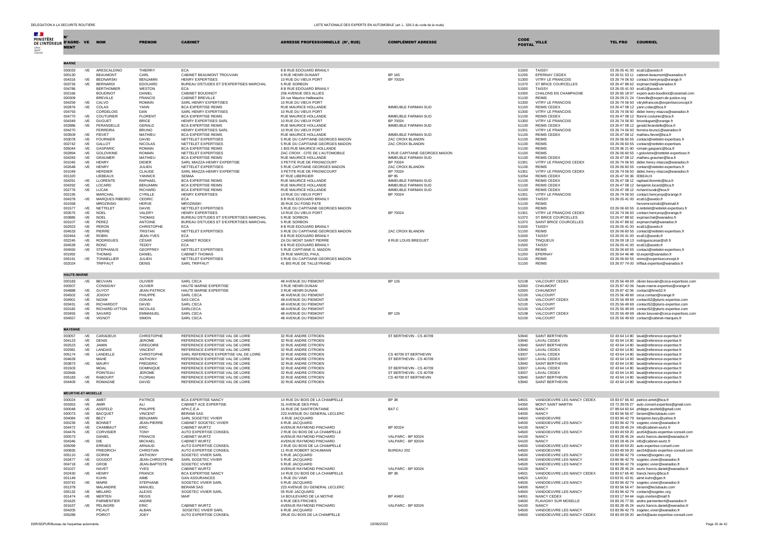DELEGATION A LA SECURITE ROUTIERE

LISTE NATIONALE DES EXPERTS EN AUTOMOBILE (art. L. 326-3 du code de la route)

| N° D'AGREMENT | VE | NOM | PRENOM | CABINET | ADRESSE PROFESSIONNELLE (N°, RUE) | COMPLÉMENT ADRESSE | CODE POSTAL | VILLE | TEL PRO | COURRIEL |
|---|---|---|---|---|---|---|---|---|---|---|
| **MARNE** | | | | | | | | | | |
| 000033 | -VE | ARESCALDINO | THIERRY | ECA | 8 B RUE EDOUARD BRANLY | | 51500 | TAISSY | 03 26 05 41 00 | eca51@axedo.fr |
| 000130 | | BEAUMONT | CARL | CABINET BEAUMONT TROUVAIN | 6 RUE HENRI DUNANT | BP 165 | 51205 | EPERNAY CEDEX | 03 26 51 53 11 | cabinet-beaumont@wanadoo.fr |
| 004316 | -VE | BEDNARSKI | BENJAMIN | HENRY EXPERTISES | 10 RUE DU VIEUX PORT | BP 70024 | 51300 | VITRY LE FRANCOIS | 03 26 74 06 50 | contact.henryexp@orange.fr |
| 003726 | -VE | BERNARDI | EDOUARD | BUREAU D'ETUDES ET D'EXPERTISES MARCHAL | 5 RUE SORBON | | 51370 | ST BRICE COURCELLES | 03 26 47 88 62 | expmarchal@wanadoo.fr |
| 004786 | | BERTHOMIER | WESTON | ECA | 8 B RUE EDOUARD BRANLY | | 51500 | TAISSY | 03 26 05 41 00 | eca51@axedo.fr |
| 002166 | | BOUDINOT | DANIEL | CABINET BOUDINOT | 206 AVENUE DES ALLIES | | 51000 | CHALONS EN CHAMPAGNE | 03 26 65 18 97 | expert-auto-boudinot@caramail.com |
| 000309 | | BREVILLE | FRANCIS | CABINET BREVILLE | 2A rue Maurice Halbwachs | | 51100 | REIMS | 03 26 09 21 24 | f.breville@expert-de-justice.org |
| 004259 | -VE | CALVO | ROMAIN | SARL HENRY EXPERTISES | 10 RUE DU VIEUX PORT | | 51300 | VITRY LE FRANCOIS | 03 26 74 06 50 | vitryfrancois@expertiseconcept.fr |
| 002876 | -VE | COLAS | YANN | BCA EXPERTISE REIMS | RUE MAURICE HOLLANDE | IMMEUBLE FARMAN SUD | 51100 | REIMS CEDEX | 03 26 47 08 12 | yann.colas@bca.fr |
| 004793 | | CORDELOIS | DAN | SARL HENRY EXPERTISES | 10 RUE DU VIEUX PORT | | 51300 | VITRY LE FRANCOIS | 03 26 74 06 50 | didier.henry-miazza@wanadoo.fr |
| 004770 | -VE | COUTURIER | FLORENT | BCA EXPERTISE REIMS | RUE MAURICE HOLLANDE | IMMEUBLE FARMAN SUD | 51100 | REIMS CEDEX | 03 26 47 08 12 | florent.couturier@bca.fr |
| 004349 | -VE | DUGUET | BRICE | HENRY EXPERTISES SARL | 10 RUE DU VIEUX PORT | BP 70024 | 51300 | VITRY LE FRANCOIS | 03 26 74 06 50 | briceduguet@orange.fr |
| 002886 | -VE | FERANDELLE | GERALD | BCA EXPERTISE REIMS | RUE MAURICE HOLLANDE | IMMEUBLE FARMAN SUD | 51100 | REIMS CEDEX | 03 26 47 08 12 | gerald.ferandelle@bca.fr |
| 004270 | | FERREIRA | BRUNO | HENRY EXPERTISES SARL | 10 RUE DU VIEUX PORT | | 51301 | VITRY LE FRANCOIS | 03 26 74 06 50 | ferreira-bruno1@wanadoo.fr |
| 003509 | -VE | FIEVET | MATHIEU | BCA EXPERTISE REIMS | RUE MAURICE HOLLANDE | IMMEUBLE FARMAN SUD | 51100 | REIMS CEDEX | 03 26 47 08 12 | mathieu.fievet@bca.fr |
| 003078 | -VE | FOURNIER | DAVID | NETTELET EXPERTISES | 5 RUE DU CAPITAINE GEORGES MADON | ZAC CROIX BLANDIN | 51100 | REIMS | 03 26 06 60 55 | contact@nettelet-expertises.fr |
| 002742 | -VE | GALLOT | NICOLAS | NETTELET EXPERTISES | 5 RUE DU CAPITAINE GEORGES MADON | ZAC CROIX BLANDIN | 51100 | REIMS | 03 26 06 60 55 | contact@nettelet-expertises |
| 005044 | -VE | GASPARIC | ROMAIN | BCA EXPERTISE REIMS | 1 BIS RUE MAURICE HOLLANDE | | 51100 | REIMS | 03 28 36 21 60 | romain.gasparic@bca.fr |
| 002894 | -VE | GOLOVKINE | ROMAIN | NETTELET EXPERTISES | ZAC CROIX - CITE DE L'AUTOMOBILE | 5 RUE CAPITAINE GEORGES MADON | 51100 | REIMS | 03 26 06 60 55 | r.golovkine@nettelet-expertises.fr |
| 004283 | -VE | GRAUMER | MATHIEU | BCA EXPERTISE REIMS | RUE MAURICE HOLLANDE | IMMEUBLE FARMAN SUD | 51100 | REIMS CEDEX | 03 26 47 08 12 | mathieu.graumer@bca.fr |
| 001045 | -VE | HENRY | DIDIER | SARL MIAZZA-HENRY EXPERTISE | 3 PETITE RUE DE FRIGNICOURT | BP 70024 | 51301 | VITRY LE FRANÇOIS CEDEX | 03 26 74 06 50 | didier.henry-miazza@wanadoo.fr |
| 002648 | -VE | HENRY | JULIEN | NETTELET EXPERTISES | 5 RUE CAPITAINE GEORGES MADON | ZAC CROIX BLANDIN | 51100 | REIMS | 03 26 06 60 55 | contact@nettelet-expertises.fr |
| 001049 | | HERDIER | CLAUDE | SARL MIAZZA-HENRY EXPERTISE | 3 PETITE RUE DE FRIGNICOURT | BP 70024 | 51301 | VITRY LE FRANÇOIS CEDEX | 03 26 74 06 50 | didier.henry-miazza@wanadoo.fr |
| 001320 | | LIEBEAUX | YANNICK | SEMAA | 87 RUE LIBERGIER | BP 95 | 51054 | REIMS CEDEX | 03 26 47 00 36 | IEBEAUX |
| 004291 | -VE | LLORENTE | RAPHAEL | BCA EXPERTISE REIMS | RUE MAURICE HOLLANDE | IMMEUBLE FARMAN SUD | 51100 | REIMS CEDEX | 03 26 47 08 12 | raphael.llorente@bca.fr |
| 004292 | -VE | LOCARD | BENJAMIN | BCA EXPERTISE REIMS | RUE MAURICE HOLLANDE | IMMEUBLE FARMAN SUD | 51100 | REIMS CEDEX | 03 26 47 08 12 | benjamin.locard@bca.fr |
| 002776 | -VE | LUCAK | RICHARD | BCA EXPERTISE REIMS | RUE MAURICE HOLLANDE | IMMEUBLE FARMAN SUD | 51100 | REIMS CEDEX | 03 26 47 08 12 | richard.lucak@bca.fr |
| 002195 | | MARCHAL | CYRILLE | HENRY EXPERTISES | 10 RUE DU VIEUX PORT | BP 70024 | 51301 | VITRY LE FRANCOIS | 03 26 74 06 50 | contact.henryexp@orange.fr |
| 004378 | -VE | MARQUES RIBEIRO | CEDRIC | ECA | 8 B RUE EDOUARD BRANLY | | 51500 | TAISSY | 03 26 05 41 00 | eca51@axedo.fr |
| 001558 | | MROZINSKI | HERVE | MROZINSKI | 35 RUE DU FOND PATE | | 51100 | REIMS | | hervemrozinski@hotmail.fr |
| 001577 | -VE | NETTELET | DAVID | NETTELET EXPERTISES | 5 RUE DU CAPITAINE GEORGES MADON | | 51100 | REIMS | 03 26 06 60 55 | d.nettelet@nettelet-expertises.fr |
| 003575 | -VE | NOEL | VALERY | HENRY EXPERTISES | 10 RUE DU VIEUX PORT | BP 70024 | 51301 | VITRY LE FRANÇOIS CEDEX | 03 26 74 06 50 | contact.henryexp@orange.fr |
| 003885 | -VE | NOEL | THOMAS | BUREAU D'ETUDES ET D'EXPERTISES MARCHAL | 5 RUE SORBON | | 51370 | ST BRICE COURCELLES | 03 26 47 88 62 | expmarchal@wanadoo.fr |
| 003107 | -VE | PEREZ | ANTOINE | BUREAU D'ETUDES ET D'EXPERTISES MARCHAL | 5 RUE SORBON | | 51370 | SAINT BRICE COURCELLES | 03 26 47 88 62 | expmarchal@wanadoo.fr |
| 002923 | -VE | PERON | CHRISTOPHE | ECA | 8 B RUE EDOUARD BRANLY | | 51500 | TAISSY | 03 26 05 41 00 | eca51@axedo.fr |
| 004533 | -VE | PIERRE | TRISTAN | NETTELET EXPERTISES | 5 RUE DU CAPITAINE GEORGES MADON | ZAC CROIX BLANDIN | 51100 | REIMS | 03 26 06 60 55 | contact@nettelet-expertises.fr |
| 002464 | -VE | ROBIN | JEAN-YVES | ECA | 8 B RUE EDOUARD BRANLY | | 51500 | TAISSY | 03 26 05 41 00 | eca51@axedo.fr |
| 002245 | -VE | RODRIGUES | CESAR | CABINET RODEX | ZA DU MONT SAINT PIERRE | 8 RUE LOUIS BREGUET | 51430 | TINQUEUX | 03 26 09 18 13 | rodriguescesar@sfr.fr |
| 004539 | -VE | RONC | TEDDY | ECA | 8 B RUE EDOUARD BRANLY | | 51500 | TAISSY | 03 26 05 41 00 | eca51@axedo.fr |
| 004550 | -VE | STEPHANUS | GEOFFREY | NETTELET EXPERTISES | 5 RUE CAPITAINE G. MADON | | 51100 | REIMS | 03 26 06 60 55 | contact@nettelet-expertises.fr |
| 001992 | | THOMAS | DANIEL | CABINET THOMAS | 29 RUE MARCEL PAUL | | 51200 | EPERNAY | 03 26 54 46 48 | td.expert@wanadoo.fr |
| 005191 | -VE | TONNELLIER | JULIEN | NETTELET EXPERTISES | 5 RUE DU CAPITAINE GEORGES MADON | | 51100 | REIMS | 03 26 06 60 55 | reims@expertiseconcept.fr |
| 002024 | | TRIFFAUT | DENIS | SARL TRIFFAUT | 41 BIS RUE DE TALLEYRAND | | 51100 | REIMS | 03 26 97 74 00 | triffaut.expertise@wanadoo.fr |
| **HAUTE-MARNE** | | | | | | | | | | |
| 000183 | -VE | BEUVAIN | OLIVIER | SARL CECA | 48 AVENUE DU PIEMONT | BP 126 | 52108 | VALCOURT CEDEX | 03 25 56 49 69 | olivier.beuvain@ceca-expertises.com |
| 000507 | | CONSIGNY | OLIVIER | HAUTE MARNE EXPERTISE | 3 RUE HENRI DUNAN | | 52000 | CHAUMONT | 03 25 87 42 06 | haute.marne.expertise@orange.fr |
| 004888 | -VE | GUYOT | JEAN-PATRICK | HAUTE MARNE EXPERTISE | 3 RUE HENRI DUNAN | | 52000 | CHAUMONT | 03 25 87 42 06 | contact@hme52.fr |
| 004502 | -VE | JOIGNY | PHILIPPE | SARL CECA | 48 AVENUE DU PIEMONT | | 52100 | VALCOURT | 03 25 56 49 69 | ceca.contact@orange.fr |
| 004901 | -VE | NIZAM | GOKAN | SAS CECA | 48 AVENUE DU PIEMONT | | 52108 | VALCOURT CEDEX | 03 25 56 49 69 | contact52@pluris-expertise.com |
| 003431 | -VE | RICHARDOT | DAVID | SARL CECA | 48 AVENUE DU PIEMONT | | 52100 | VALCOURT | 03 25 56 49 69 | contact52@pluris-expertise.com |
| 003182 | -VE | RICHARD-VITTON | NICOLAS | SARLCECA | 48 AVENUE DU PIEMONT | | 52100 | VALCOURT | 03 25 56 49 69 | contact52@pluris-expertise.com |
| 003455 | -VE | SAVARD | EMMANUEL | SARL CECA | 48 AVENUE DU PIEMONT | BP 126 | 52108 | VALCOURT CEDEX | 03 25 56 49 69 | olivier.beuvain@ceca-expertises.com |
| 004557 | -VE | VIGNOT | SIMON | SARL CECA | 48 AVENUE DU PIEMONT | | 52100 | VALCOURT | 03 25 56 49 69 | contact@cabinet-marques.fr |
| **MAYENNE** | | | | | | | | | | |
| 003057 | -VE | CARADEUX | CHRISTOPHE | REFERENCE EXPERTISE VAL DE LOIRE | 32 RUE ANDRE CITROEN | ST BERTHEVIN - CS 40709 | 53940 | SAINT BERTHEVIN | 02 43 64 14 80 | laval@reference-expertise.fr |
| 004123 | -VE | DENIS | JEROME | REFERENCE EXPERTISE VAL DE LOIRE | 32 RUE ANDRE CITROEN | | 53940 | LAVAL CEDEX | 02 43 64 14 80 | laval@reference-expertise.fr |
| 002523 | -VE | JAMIN | GREGOIRE | REFERENCE EXPERTISE VAL DE LOIRE | 32 RUE ANDRE CITROEN | | 53940 | SAINT BERTHEVIN | 02 43 64 14 80 | laval@reference-expertise.fr |
| 002981 | -VE | LANDAIS | VINCENT | REFERENCE EXPERTISE VAL DE LOIRE | 32 RUE ANDRE CITROEN | | 53940 | LAVAL CEDEX | 02 43 64 14 80 | laval@reference-expertise.fr |
| 005174 | -VE | LANDELLE | CHRISTOPHE | SARL REFERENCE EXPERTISE VAL DE LOIRE | 32 RUE ANDRE CITROEN | CS 40709 ST BERTHEVIN | 53007 | LAVAL CEDEX | 02 43 64 14 80 | laval@reference-expertise.fr |
| 004628 | | MAHE | ANTHONY | REFERENCE EXPERTISE VAL DE LOIRE | 32 RUE ANDRE CITROEN | ST BERTHEVIN - CS 40709 | 53007 | LAVAL CEDEX | 02 43 64 14 80 | laval@reference-expertise.fr |
| 003873 | -VE | MAURY | FREDERIC | REFERENCE EXPERTISE VAL DE LOIRE | 32 RUE ANDRE CITROEN | | 53940 | SAINT BERTHEVIN | 02 43 64 14 80 | laval@reference-expertise.fr |
| 001503 | | MOAL | DOMINIQUE | REFERENCE EXPERTISE VAL DE LOIRE | 32 RUE ANDRE CITROEN | ST BERTHEVIN - CS 40709 | 53007 | LAVAL CEDEX | 02 43 64 14 80 | laval@reference-expertise.fr |
| 002666 | | POINTEAU | JEROME | REFERENCE EXPERTISE VAL DE LOIRE | 32 RUE ANDRE CITROEN | ST BERTHEVIN - CS 40709 | 53007 | LAVAL CEDEX | 02 43 64 14 80 | laval@reference-expertise.fr |
| 005183 | -VE | RABOURT | FLORIAN | REFERENCE EXPERTISE VAL DE LOIRE | 32 RUE ANDRE CITROEN | CS 40709 ST BERTHEVIN | 53940 | SAINT BERTHEVIN | 02 43 64 14 80 | laval@reference-expertise.fr |
| 004409 | -VE | ROMAGNE | DAVID | REFERENCE EXPERTISE VAL DE LOIRE | 32 RUE ANDRE CITROEN | | 53940 | SAINT BERTHEVIN | 02 43 64 14 80 | laval@reference-expertise.fr |
| **MEURTHE-ET-MOSELLE** | | | | | | | | | | |
| 000024 | -VE | AMET | PATRICE | BCA EXPERTISE NANCY | 14 RUE DU BOIS DE LA CHAMPELLE | BP 38 | 54501 | VANDOEUVRE LES NANCY CEDEX | 03 83 67 65 40 | patrice.amet@bca.fr |
| 003353 | -VE | AMIR | ALI | CABINET ACE EXPERTISE | 31 AVENUE DES PINS | | 54350 | MONT SAINT MARTIN | 03 72 39 05 27 | auto.conseil.expertise@gmail.com |
| 000048 | -VE | ASSFELD | PHILIPPE | APH.C.E.A | 16 RUE DE SANTIFONTAINE | BAT C | 54000 | NANCY | 07 89 64 60 64 | philippe.assfeld@gmail.com |
| 000073 | -VE | BACQUET | VINCENT | BERAMI SAS | 223 AVENUE DU GENERAL LECLERC | | 54000 | NANCY | 03 83 56 56 47 | berami@teclubauto.com |
| 004084 | -VE | BEZY | BENJAMIN | SARL SOGETEC VIVIER | 6 RUE JACQUARD | | 54500 | VANDOEUVRE | 03 83 96 42 79 | benjamin.bezy@yahoo.fr |
| 000239 | -VE | BONNET | JEAN-PIERRE | CABINET SOGETEC VIVIER | 6 RUE JACQUARD | | 54500 | VANDOEUVRE LES NANCY | 03 83 96 42 79 | sogetec.vivier@wanadoo.fr |
| 004472 | -VE | CHAMBAUT | ERIC | CABINET WURTZ | AVENUE RAYMOND PINCHARD | BP 92024 | 54100 | NANCY | 03 83 28 45 24 | info@cabinet-wurtz.fr |
| 004476 | -VE | CORVISIER | TONY | AUTO EXPERTISE CONSEIL | 2 RUE DU BOIS DE LA CHAMPELLE | | 54500 | VANDOEUVRE LES NANCY | 03 83 49 59 20 | aec54@auto-expertise-conseil.com |
| 000573 | | DANIEL | FRANCIS | CABINET WURTZ | AVENUE RAYMOND PINCHARD | VALPARC - BP 92024 | 54100 | NANCY | 03 83 28 45 24 | wurtz.francis.daniel@wanadoo.fr |
| 004346 | -VE | DIE | MICHAEL | CABINET WURTZ | AVENUE RAYMOND PINCHARD | VALPARC - BP 92024 | 54100 | NANCY | 03 83 28 45 24 | info@cabinet-wurtz.fr |
| 005099 | | ERRAES | ARNAUD | AUTO EXPERTISE CONSEIL | 2 RUE DU BOIS DE LA CHAMPELLE | | 54500 | VANDOEUVRE LES NANCY | 03 83 49 59 20 | auto-expertise-conseil.com |
| 000835 | | FRIEDRICH | CHRISTIAN | AUTO EXPERTISE CONSEIL | 11 RUE ROBERT SCHUMANN | BUREAU 202 | 54500 | VANDOEUVRE | 03 83 49 59 20 | aec54@auto-expertise-conseil.com |
| 005110 | -VE | GORINI | ANTHONY | SOGETEC VIVIER SARL | 5 RUE JACQUARD | | 54500 | VANDOEUVRE LES NANCY | 03 83 96 42 79 | contact@sogetec.org |
| 003477 | -VE | GOUDOT | JEAN-CHRISTOPHE | SARL SOGETEC VIVIER | 5 RUE JACQUARD | | 54500 | VANDOEUVRE LES NANCY | 03 86 96 42 79 | sogetec.vivier@wanadoo.fr |
| 004718 | -VE | GROB | JEAN-BAPTISTE | SOGETEC VIVIER | 5 RUE JACQUARD | | 54500 | VANDOEUVRE LES NANCY | 03 83 96 42 79 | sogetec.vivier@wanadoo.fr |
| 001027 | | HAVET | YVES | CABINET WURTZ | AVENUE RAYMOND PINCHARD | VALPARC - BP 92024 | 54100 | NANCY | 03 83 28 45 24 | wurtz.francis.daniel@wanadoo.fr |
| 002430 | -VE | HENRY | FRANCK | BCA EXPERTISE NANCY | 14 RUE DU BOIS DE LA CHAMPELLE | BP 38 | 54501 | VANDOEUVRE LES NANCY CEDEX | 03 83 67 65 40 | franck.henry@bca.fr |
| 001149 | | KUHN | AIME | GAN ASSURANCES | 1 RUE DU VAIR | | 54520 | LAXOU | 03 83 91 43 91 | aime.kuhn@gan.fr |
| 003742 | -VE | MAIRE | STEPHANE | SOGETEC VIVIER SARL | 6 RUE JACQUARD | | 54500 | VANDOEUVRE LES NANCY | 03 83 96 42 79 | sogetec.vivier@wanadoo.fr |
| 001378 | | MALANDRE | MANUEL | BERAMI SAS | 223 AVENUE DU GENERAL LECLERC | | 54000 | NANCY | 03 83 56 56 47 | berami@teclubauto.com |
| 005132 | -VE | MELARD | ALEXIS | SOGETEC VIVIER SARL | 05 RUE JACQUARD | | 54500 | VANDOEUVRE LES NANCY | 03 83 96 42 79 | contact@sogetec.org |
| 001474 | -VE | MERTEN | REGIS | MAIF | 14 BOULEVARD DE LA MOTHE | BP 40453 | 54001 | NANCY CEDEX | 03 83 17 94 44 | regis.merten@maif.fr |
| 001625 | | PARMENTIER | ANDRE | | 6 RUE DES FRICHES | | 54630 | FLAVIGNY SUR MOSELLE | 03 83 26 77 55 | andre.parmentier4@wanadoo.fr |
| 001637 | -VE | PELINGRE | ERIC | CABINET WURTZ | AVENUE RAYMOND PINCHARD | VALPARC - BP 92024 | 54100 | NANCY | 03 83 28 45 24 | wurtz.francis.daniel@wanadoo.fr |
| 004205 | | PICAUT | ALBAN | SOGETEC VIVIER SARL | 6 RUE JACQUARD | | 54500 | VANDOEUVRE LES NANCY | 03 83 96 42 79 | sogetec.vivier@wanadoo.fr |
| 005289 | | POIROT | JOEY | AUTO EXPERTISE CONSEIL | 2RUE DU BOIS DE LA CHAMPELLE | | 54500 | VANDOEUVRE LES NANCY CEDEX | 03 83 49 59 20 | aec54@auto-expertise-conseil.com |

DSR/SDPUR/Bureau de l'expertise automobile — 10/06/2022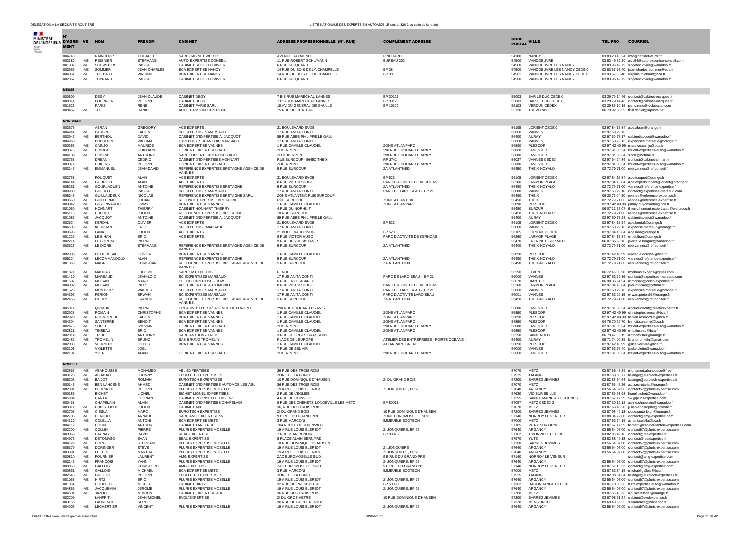| N° D'AGREMENT | VE | NOM | PRENOM | CABINET | ADRESSE PROFESSIONNELLE (N°, RUE) | COMPLÉMENT ADRESSE | CODE POSTAL | VILLE | TEL PRO | COURRIEL |
|---|---|---|---|---|---|---|---|---|---|---|
| 004740 | | RAINCOURT | THIBAULT | SARL CABINET WURTZ | AVENUE RAYMOND | PINCHARD | 54100 | NANCY | 03 83 28 45 24 | info@cabinet-wurtz.fr |
| 003180 | -VE | REIGNIER | STEPHANE | AUTO EXPERTISE CONSEIL | 11 RUE ROBERT SCHUMANN | BUREAU 202 | 54500 | VANDOEUVRE | 03 83 49 59 20 | aec54@auto-expertise-conseil.com |
| 001907 | -VE | SCHWEBIUS | PASCAL | CABINET SOGETEC VIVIER | 6 RUE JACQUARD | | 54500 | VANDOEUVRE LES NANCY | 03 83 96 42 79 | sogetec.vivier@wanadoo.fr |
| 003555 | -VE | SOMMER | JEAN-CHARLES | BCA EXPERTISE NANCY | 14 RUE DU BOIS DE LA CHAMPELLE | BP 38 | 54500 | VANDOEUVRE LES NANCY CEDEX | 03 83 67 65 40 | jean-charles.sommer@bca.fr |
| 004051 | -VE | THIEBAUT | VIRGINIE | BCA EXPERTISE NANCY | 14 RUE DU BOIS DE LA CHAMPELLE | BP 38 | 54501 | VANDOEUVRE LES NANCY CEDEX | 03 83 67 65 40 | virginie.thiebaut@bca.fr |
| 002367 | -VE | THYRARD | PASCAL | CABINET SOGETEC VIVIER | 6 RUE JACQUARD | | 54500 | VANDOEUVRE LES NANCY | 03 83 96 42 79 | sogetec.vivier@wanadoo.fr |
| **MEUSE** | | | | | | | | | | |
| 000609 | | DEGY | JEAN-CLAUDE | CABINET DEGY | 7 BIS RUE MARECHAL LANNES | BP 30125 | 55003 | BAR LE DUC CEDEX | 03 29 79 14 46 | contact@cabinet-marques.fr |
| 000811 | | FOURNIER | PHILIPPE | CABINET DEGY | 7 BIS RUE MARECHAL LANNES | BP 30125 | 55003 | BAR LE DUC CEDEX | 03 29 79 14 46 | contact@cabinet-marques.fr |
| 001623 | | PARIS | RENE | CABINET PARIS SARL | 18 AV DU GENERAL DE GAULLE | BP 10122 | 55103 | VERDUN CEDEX | 03 29 86 10 15 | paris.rene@tecluba uto.com |
| 003462 | -VE | THILL | DANIEL | AUTO PASSION EXPERTISE | 15 RUE DU CHATEAU | | 55130 | TREVERAY | 06 79 92 60 59 | thill.daniel@laposte.net |
| **MORBIHAN** | | | | | | | | | | |
| 003675 | | ABRAN | GRÉGORY | ACE EXPERTS | 21 BOULEVARD SVOB | | 56105 | LORIENT CEDEX | 02 97 84 16 84 | ace.abran@orange.fr |
| 004244 | -VE | BARBIN | FABIEN | SC EXPERTISES MARSAUD | 17 RUE ANITA CONTI | | 56000 | VANNES | 02 97 63 29 16 | |
| 003947 | -VE | BERTHOU | DAVID | CABINET D'EXPERTISE A. JACQUOT | 89 RUE ABBE PHILIPPE LE GALL | | 56400 | AURAY | 02 97 50 77 17 | cabinetjacquot@wanadoo.fr |
| 004960 | | BOURDON | WILLIAM | EXPERTISES JEAN LOIC MARSAUD | 17 RUE ANITA CONTI | | 56000 | VANNES | 02 97 63 26 16 | expertises.marsaud@orange.fr |
| 000353 | -VE | CAINJO | MAURICE | BCA EXPERTISE VANNES | 1 RUE CAMILLE CLAUDEL | ZONE ATLANPARC | 56890 | PLESCOP | 02 97 42 40 99 | maurice.cainjo@bca.fr |
| 003375 | -VE | CIMOLAI | GUILLAUME | LORIENT EXPERTISES AUTO | ZI KERPONT | 290 RUE EDOUARD BRANLY | 56600 | LANESTER | 02 97 81 05 34 | lorient-expertises-auto@wanadoo.fr |
| 004109 | -VE | COISINE | ANTHONY | SARL LORIENT EXPERTISES AUTO | ZI DE KERPONT | 290 RUE EDOUARD BRANLY | 56600 | LANESTER | 02 97 81 05 34 | scoiz@hotmail.fr |
| 003765 | | DREAN | CEDRIC | CABINET D'EXPERTISES HONNART | RUE SURCOUF - 56450 THEIX | RP 3741 | 56037 | VANNES CEDEX | 02 97 54 24 86 | contact@cabinethonnart.fr |
| 003072 | | DUKERS | PHILIPPE | LORIENT EXPERTISES AUTO | ZI KERPONT | 290 RUE EDOUARD BRANLY | 56600 | LANESTER | 02 97 81 05 34 | lorient-expertises-auto@wanadoo.fr |
| 003143 | -VE | EMMANUEL | JEAN-DAVID | REFERENCE EXPERTISE BRETAGNE AGENCE DE VANNES | 5 RUE SURCOUF | ZA ATLANTHEIX | 56450 | THEIX-NOYALO | 02 72 79 71 00 | reb.vannes@ref-conseil.fr |
| 002738 | | FOUQUET | ALAN | ACE EXPERTS | 21 BOULEVARD SVOB | BP 523 | 56105 | LORIENT CEDEX | 02 97 84 16 84 | ace.fouquet@orange.fr |
| 004144 | -VE | GOURIOU | ALAN | ACE EXPERTS | 8 RUE VICTOR HUGO | PARC D'ACTIVITE DE KERHOAS | 56260 | LARMOR PLAGE | 02 97 84 16 84 | ace.experts.lorient@lorient@orange.fr |
| 005251 | -VE | GOURLAOUEN | ANTOINE | REFERENCE EXPERTISE BRETAGNE | 5 RUE SURCOUF | ZA ATLANTHEIX | 56450 | THEIX-NOYALO | 02 72 79 71 00 | vannes@reference-expertise.fr |
| 000988 | | GUERLOT | PASCAL | SC EXPERTISES MARSAUD | 17 RUE ANITA CONTI | PARC DE LAROISEAU - BP 21 | 56000 | VANNES | 02 97 63 29 16 | contact@expertises-marsaud.com |
| 005348 | -VE | GUILLAUDEUX | NICOLAS | REFERENCE EXPERTISE BRETAGNE SARL | ZONE ATLANTEIX RUE SURCOUF | | 56450 | THEIX | 06 33 73 04 80 | rennes@reference-expertise.fr |
| 003660 | -VE | GUILLERME | JOHAN | REFENCE EXPERTISE BRETAGNE | RUE SURCOUF | ZONE ATLANTEIX | 56450 | THEIX | 02 72 79 71 00 | rennes@reference-expertise.fr |
| 003842 | -VE | GUYONVARHO | JIMMY | BCA EXPERTISE VANNES | 1 RUE CAMILLE CLAUDEL | ZONE ATLANPARC | 56890 | PLESCOP | 02 97 42 40 99 | jimmy.guyonvarho@bca.fr |
| 001060 | -VE | HONNART | THIERRY | CABINET HONNART THIERRY | 4 RUE DU NORHUIT | | 56450 | SURZUR | 06 07 11 37 07 | thierry.honnart.expert.auto@wanadoo.fr |
| 005116 | -VE | HUCHET | JULIEN | REFERENCE EXPERTISE BRETAGNE | 10 RUE SURCOUF | | 56450 | THEIX NOYALO | 02 72 79 71 00 | rennes@reference-expertise.fr |
| 001085 | -VE | JACQUOT | ANTOINE | CABINET D'EXPERTISE A. JACQUOT | 89 RUE ABBE PHILIPPE LE GALL | | 56400 | AURAY | 02 97 50 77 28 | cabinetjacquot@wanadoo.fr |
| 002524 | -VE | KERDAL | OLIVIER | ACE EXPERTS | 21 BOULEVARD SVOB | BP 523 | 56105 | LORIENT CEDEX | 02 97 84 16 84 | ace.kerdal@orange.fr |
| 004505 | -VE | KERVRAN | ERIC | SC EXPERTISE MARSAUD | 17 RUE ANITA CONTI | | 56000 | VANNES | 02 97 63 29 16 | expertise.marsaud@orange.fr |
| 003696 | -VE | LANA | JULIEN | ACE EXPERTS | 21 BOULEVARD SVOB | BP 523 | 56105 | LORIENT CEDEX | 02 97 84 16 84 | ace.lana@orange.fr |
| 001229 | -VE | LE BIHAN | ÉRIC | ACE EXPERTS | 8 RUE VICTOR HUGO | PARC D'ACTIVITE DE KERHOAS | 56260 | LARMOR PLAGE | 02 97 84 16 84 | er.lebihan@orange.fr |
| 002214 | | LE BORGNE | PIERRE | | 9 RUE DES RESISTANTS | | 56470 | LA TRINITE SUR MER | 06 07 86 53 10 | pierre.le.borgne@wanadoo.fr |
| 003527 | -VE | LE DIORE | STÉPHANE | REFERENCE EXPERTISE BRETAGNE AGENCE DE VANNES | 5 RUE SURCOUF | ZA ATLANTHEIX | 56400 | THEIX-NOYALO | 02 72 79 71 00 | reb.vannes@ref-conseil.fr |
| 002908 | -VE | LE DOUSSAL | OLIVIER | BCA EXPERTISE VANNES | 1 RUE CAMILLE CLAUDEL | | 56890 | PLESCOP | 02 97 42 40 99 | olivier.le doussal@bca.fr |
| 005124 | -VE | LECOMMANDOUX | ALAN | REFERENCE EXPERTISE BRETAGNE | 5 RUE SURCOUF | ZA ATLANTHEIX | 56450 | THEIX-NOYALO | 02 72 79 71 00 | vannes@reference-expertise.fr |
| 001368 | -VE | MAGRE | CHRISTIAN | REFERENCE EXPERTISE BRETAGNE AGENCE DE VANNES | 5 RUE SURCOUF | ZA ATLANTHEIX | 56450 | THEIX-NOYALO | 02 72 79 71 00 | reb.vannes@ref-conseil.fr |
| 001371 | -VE | MAHUAS | LUDOVIC | SARL LM EXPERTISE | PENHUET | | 56250 | ELVEN | 06 72 45 83 90 | lmahuas.experts@gmail.com |
| 001410 | -VE | MARSAUD | JEAN-LOIC | SC EXPERTISES MARSAUD | 17 RUE ANITA CONTI | PARC DE LAROISEAU - BP 21 | 56000 | VANNES | 02 97 63 29 16 | contact@expertises-marsaud.com |
| 001507 | -VE | MOISAN | MARC | CELTIC EXPERTISE - HFMS | 6 RUE ERIC TABARLY | | 56670 | RIANTEC | 06 98 36 54 54 | mmoisan@celtic-expertise.fr |
| 004382 | -VE | MOISAN | PIER | ACE EXPERTISE AUTOMOBILE | 8 RUE VICTOR HUGO | PARC D'ACTIVITE DE KERHOAS | 56260 | LARMOR PLAGE | 02 97 84 16 84 | pier-moisan@hotmail.fr |
| 001523 | | MONTFORT | WALTER | SC EXPERTISES MARSAUD | 17 RUE ANITA CONTI | PARC DE LAROISEAU - BP 21 | 56000 | VANNES | 02 97 63 29 16 | expertises.marsaud@orange.fr |
| 004396 | -VE | PERION | ERWAN | SC EXPERTISES MARSAUD | 17 RUE ANITA CONTI | PARC D'ACTIVITE LAROISEAU | 56001 | VANNES | 02 97 63 29 16 | erwan.perion56@orange.fr |
| 002458 | -VE | PIERRE | FRANCK | REFERENCE EXPERTISE BRETAGNE AGENCE DE VANNES | 5 RUE SURCOUF | ZA ATLANTHEIX | 56450 | THEIX-NOYALO | 02 72 79 71 00 | reb.vannes@ref-conseil.fr |
| 005011 | | QUINTIN | PIERRE | CREATIV' EXPERTIZ AGENCE DE LORIENT | 290 RUE EDOUARD BRANLY | | 56600 | LANESTER | 02 97 81 05 34 | accueillorient@creativexpertiz.fr |
| 002928 | -VE | ROMAIN | CHRISTOPHE | BCA EXPERTISE VANNES | 1 RUE CAMILLE CLAUDEL | ZONE ATLANPARC | 56890 | PLESCOP | 02 97 42 40 99 | christophe.romain@bca.fr |
| 002929 | -VE | ROSMORDUC | FABIEN | BCA EXPERTISE VANNES | 1 RUE CAMILLE CLAUDEL | ZONE ATLANPARC | 56890 | PLESCOP | 02 97 42 40 99 | fabien.rosmorduc@bca.fr |
| 004304 | -VE | SANTERRE | BENOÎT | BCA EXPERTISE VANNES | 1 RUE CAMILLE CLAUDEL | ZONE ATLANPARC | 56890 | PLESCOP | 04 76 70 29 70 | benoit.santerre@bca.fr |
| 002476 | -VE | SOREL | SYLVAIN | LORIENT EXPERTISES AUTO | ZI KERPONT | 290 RUE EDOUARD BRANLY | 56600 | LANESTER | 02 97 81 05 34 | lorient-expertises-auto@wanadoo.fr |
| 002811 | -VE | TINSEAU | ÉRIC | BCA EXPERTISE VANNES | 1 RUE CAMILLE CLAUDEL | ZONE ATLANPARC | 56890 | PLESCOP | 02 97 42 40 99 | eric.tinseau@bca.fr |
| 002814 | -VE | TREIL | ANTHONY | SARL ANTHONY TREIL | 3 RUE GEORGES BRASSENS | | 56250 | SAINT NOLFF | 06 79 47 36 15 | anthony.treil@orange.fr |
| 002482 | -VE | TROMELIN | BRUNO | SAS BRUNO TROMELIN | PLACE DE L'EUROPE | ATELIER DES ENTREPRISES - PORTE OCEANE III | 56400 | AURAY | 09 71 74 00 35 | brunotromelin@gmail.com |
| 002083 | -VE | VERRIERE | GILLES | BCA EXPERTISE VANNES | 1 RUE CAMILLE CLAUDEL | ATLANPARC BAT N | 56890 | PLESCOP | 02 97 42 40 99 | gilles.verriere@bca.fr |
| 002101 | | VIOLETTE | JOEL | | 7 RUE DE BEL AIR | | 56000 | VANNES | 02 97 63 76 40 | joel.violette@wanadoo.fr |
| 002131 | | YVER | ALAIN | LORIENT EXPERTISES AUTO | ZI KERPONT | 290 RUE EDOUARD BRANLY | 56600 | LANESTER | 02 97 81 05 34 | lorient-expertises-auto@wanadoo.fr |
| **MOSELLE** | | | | | | | | | | |
| 002863 | -VE | ABAHOUSSE | MOHAMED | ABL EXPERTISES | 36 RUE DES TROIS ROIS | | 57070 | METZ | 03 87 66 45 26 | mohamed.abahousse@free.fr |
| 003125 | -VE | ABBADATI | JOHNNY | EUROTECH EXPERTISES | ZONE DE LA PONTE | | 57525 | TALANGE | 03 87 68 08 77 | talange@eurotech-expertises.fr |
| 005303 | -VE | BAIJOT | ROMAIN | EUROTECH EXPERTISES | 10 RUE DOMINIQUE D'HAUSEN | ZI DU GRAND BOIS | 57200 | SARREGUEMINES | 03 82 88 64 64 | talange@eurotech-expertises.fr |
| 000145 | -VE | BEN LAHCENE | AHMED | CABINET D'EXPERTISES AUTOMOBILES ABL | 36 RUE DES TROIS ROIS | | 57070 | METZ | 03 87 66 45 26 | abl.secretariat@orange.fr |
| 002381 | -VE | BERRIATTE | PHILIPPE | PLURIS EXPERTISE MOSELLE | 19 A RUE LOUIS BLERIOT | ZI JONQUIERE, BP 26 | 57640 | ARGANCY | 03 56 54 07 00 | contact57@pluris-expertise.com |
| 000186 | | BICHET | LIONEL | BICHET LIONEL EXPERTISES | 2 RUE DE L'EGLISE | | 57630 | VIC SUR SEILLE | 03 87 86 63 98 | lionel.bichet@wanadoo.fr |
| 005084 | | CARTA | FLORIAN | CABINET PLURISEXPERTISE 57 | 4 RUE DE COINVILLE | | 57255 | SAINTE MARIE AUX CHENES | 03 87 67 17 55 | 57@plurisexpertise.com |
| 000438 | | CHAPELAIN | ALAIN | CABINET D'EXPERTISES CHAPELAIN | 8 RUE DES CHENÊTS LONGEVILLE LES METZ | BP 80011 | 57057 | METZ CEDEX 2 | 03 87 30 12 12 | astrid.chapelain@wanadoo.fr |
| 003811 | -VE | CHRISTOPHE | JULIEN | CABINET ABL | 36, RUE DES TROIS ROIS | | 57070 | METZ | 03 87 66 45 26 | julien-christophe@hotmail.fr |
| 002703 | -VE | CIESLA | MARC | EUROTECH EXPERTISE | ZI DU GRAND BOIS | 10 RUE DOMINIQUE D'HAUSEN | 57200 | SARREGUEMINES | 03 87 98 49 13 | sodexauto-lerch@orange.fr |
| 002705 | -VE | CLAUDEL | ARNAUD | SARL AMG EXPERTISE 55 | 9 B RUE DU GRAND PRE | ZONE EUROMOSELLE SUD | 57140 | NORROY LE VENEUR | 03 88 34 72 80 | contact@amg-expertise.com |
| 004110 | -VE | COLELLA | ANTONI | BCA EXPERTISE METZ | 3 RUE MARCONI | IMMEUBLE ECOTECH | 57000 | METZ | 03 87 63 74 15 | antoni.colella@bca.fr |
| 004112 | | COLIN | ARTHUR | CABINET TANFERRI | 104 ROUTE DE THIONVILLE | | 57185 | VITRY SUR ORNE | 03 87 67 17 55 | tanferri@cabinet-tanferri-expertises.com |
| 000200 | -VE | COLLIN | PIERRE | PLURIS EXPERTISE MOSELLE | 19 A RUE LOUIS BLERIOT | ZI JONQUIERE, BP 26 | 57640 | ARGANCY | 03 56 54 07 00 | contact57@pluris-expertise.com |
| 003066 | | DAUNAY | DAVID | REAL EXPERTISE | 7 RUE JEAN RENOIR | BP 90075 | 57102 | THIONVILLE CEDEX | 03 82 88 49 18 | contact@realexpertise.fr |
| 004973 | -VE | DETOMASO | EVAN | BEAL EXPERTISE | 8 PLACE ALAIN BERNARD | | 57970 | YUTZ | 03 82 88 49 18 | contact@realexpertise.fr |
| 004129 | -VE | DORGET | STEPHANE | PLURIS EXPERTISE MOSELLE | 10 RUE DOMINIQUE D'HAUSEN | | 57200 | SARREGUEMINES | 03 56 54 07 00 | contact57@pluris-expertise.com |
| 005379 | -VE | DORINGER | STEVE | PLURIS EXPERTISE MOSELLE | 19 A RUE LOUIS BLERIOT | Z.I.JONQUIERE | 57640 | ARGANCY | 03 56 54 07 00 | contact57@pluris-expertise.com |
| 003391 | -VE | FELTES | MARTIAL | PLURIS EXPERTISE MOSELLE | 19 A RUE LOUIS BLERIOT | ZI JONQUIERE, BP 26 | 57640 | ARGANCY | 03 56 54 07 00 | contact57@pluris-expertise.com |
| 000810 | -VE | FOURNIER | LAURENT | AMG EXPERTISE | ZAC EUROMOSELLE SUD | 9 B RUE DU GRAND PRE | 57140 | NORROY LE VENEUR | | contact@amg-expertise.com |
| 003145 | -VE | FRANCOIS | YANN | PLURIS EXPERTISE MOSELLE | 19 A RUE LOUIS BLERIOT | ZI JONQUIERE, BP 26 | 57640 | ARGANCY | 03 56 54 07 00 | contact57@pluris-expertise.com |
| 000850 | -VE | GALLOIS | CHRISTOPHE | AMG EXPERTISE | ZAC EUROMOSELLE SUD | 9 B RUE DU GRAND PRE | 57140 | NORROY LE VENEUR | 03 87 51 13 53 | contact@amg-expertise.com |
| 000851 | -VE | GALLOIS | MICHAEL | BCA EXPERTISE METZ | 3 RUE MARCONI | IMMEUBLE ECOTECH | 57000 | METZ | 03 87 63 74 15 | michael.gallois@bca.fr |
| 002646 | -VE | GIGLEUX | PHILIPPE | EUROTECH EXPERTISES | ZONE DE LA PONTE | | 57525 | TALANGE | 03 82 88 64 64 | talange@eurotech-expertises.fr |
| 001055 | -VE | HIRTZ | ERIC | PLURIS EXPERTISE MOSELLE | 19 A RUE LOUIS BLERIOT | ZI JONQUIERE, BP 26 | 57640 | ARGANCY | 03 56 54 07 00 | contact57@pluris-expertise.com |
| 001064 | | HOUPERT | MICHEL | CABINET HIRTZ | 32 RUE DU PRESBYTERE | BP 50033 | 57302 | HAGONDANGE CEDEX | 03 87 70 36 26 | hirtz.expertise.auto@wanadoo.fr |
| 004855 | -VE | JACQUEMIN | JEROME | PLURIS EXPERTISE MOSELLE | 19 A RUE LOUIS BLERIOT | ZI JONQUIERE, BP 26 | 57640 | ARGANCY | 03 56 54 07 00 | contact57@pluris-expertise.com |
| 004501 | -VE | JAZOULI | MIMOUN | CABINET EXPERTISE ABL | 36 RUE DES TROIS ROIS | | 57700 | METZ | 03 87 66 45 26 | abl.secretariat@orange.fr |
| 002209 | | LANFRIT | JEAN-MICHEL | EVOL'EXPERTISE | ZI DU GROS HETRE | 10 RUE DOMINIQUE D'HAUSEN | 57200 | SARREGUEMINES | 03 87 98 51 24 | cabinet@evolexpertise.fr |
| 003156 | | LAURENCE | SERGE | | 30 RUE DE LA CHENEVIERE | | 57320 | MENSKIRCH | 09 60 43 66 35 | selaurence@wanadoo.fr |
| 004006 | -VE | LECHERTIER | VINCENT | PLURIS EXPERTISE MOSELLE | 19 A RUE LOUIS BLERIOT | ZI JONQUIERE, BP 26 | 57640 | ARGANCY | 03 56 54 07 00 | contact57@pluris-expertise.com |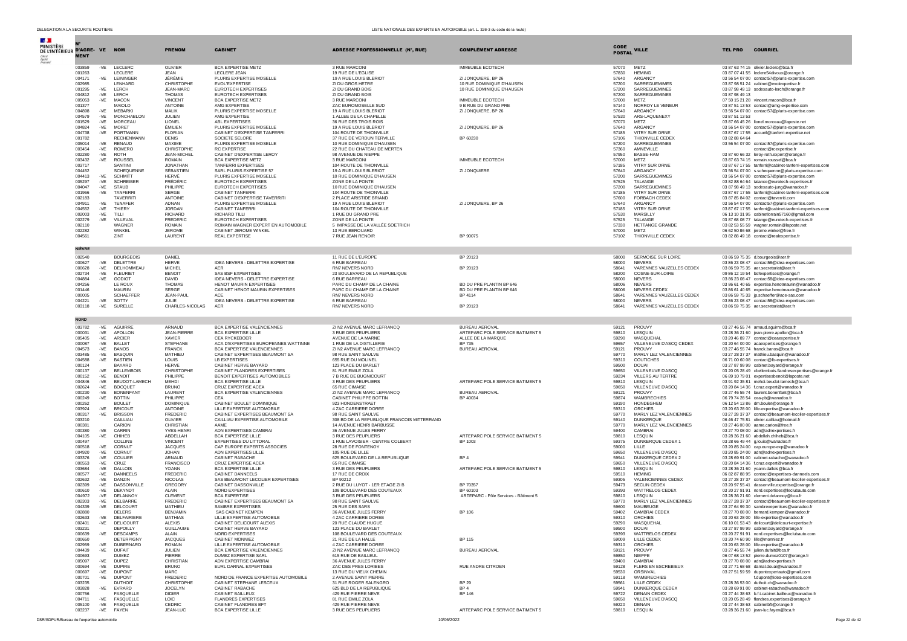| N° D'AGRÉMENT | VE | NOM | PRENOM | CABINET | ADRESSE PROFESSIONNELLE (N°, RUE) | COMPLÉMENT ADRESSE | CODE POSTAL | VILLE | TEL PRO | COURRIEL |
|---|---|---|---|---|---|---|---|---|---|---|
| 003859 | -VE | LECLERC | OLIVIER | BCA EXPERTISE METZ | 3 RUE MARCONI | IMMEUBLE ECOTECH | 57070 | METZ | 03 87 63 74 15 | olivier.leclerc@bca.fr |
| 001263 | | LECLERE | JEAN | LECLERE JEAN | 19 RUE DE L'EGLISE | | 57830 | HEMING | 03 87 07 41 55 | leclere54divoux@orange.fr |
| 004171 | -VE | LEININGER | JÉRÉMIE | PLURIS EXPERTISE MOSELLE | 19 A RUE LOUIS BLERIOT | ZI JONQUIERE, BP 26 | 57640 | ARGANCY | 03 56 54 07 00 | contact57@pluris-expertise.com |
| 002985 | | LENHARD | CHRISTOPHE | EVOL'EXPERTISE | ZI DU GROS HETRE | 10 RUE DOMINIQUE D'HAUSEN | 57200 | SARREGUEMINES | 03 87 98 51 24 | cabinet@evolexpertise.fr |
| 001295 | -VE | LERCH | JEAN-MARC | EUROTECH EXPERTISES | ZI DU GRAND BOIS | 10 RUE DOMINIQUE D'HAUSEN | 57200 | SARREGUEMINES | 03 87 98 49 13 | sodexauto-lerch@orange.fr |
| 004812 | -VE | LERCH | THOMAS | EUROTECH EXPERTISES | ZI DU GRAND BOIS | | 57200 | SARREGUEMINES | 03 87 98 49 13 | |
| 005053 | -VE | MACON | VINCENT | BCA EXPERTISE METZ | 3 RUE MARCONI | IMMEUBLE ECOTECH | 57000 | METZ | 07 50 15 21 28 | vincent.macon@bca.fr |
| 001377 | | MAIOLO | ANTOINE | AMG EXPERTISE | ZAC EUROMOSELLE SUD | 9 B RUE DU GRAND PRE | 57140 | NORROY LE VENEUR | 03 87 51 13 53 | contact@amg-expertise.com |
| 004898 | -VE | MEBARKI | MALIK | PLURIS EXPERTISE MOSELLE | 19 A RUE LOUIS BLERIOT | ZI JONQUIERE, BP 26 | 57640 | ARGANCY | 03 56 54 07 00 | contact57@pluris-expertise.com |
| 004579 | -VE | MONCHABLON | JULIEN | AMG EXPERTISE | 1 ALLEE DE LA CHAPELLE | | 57530 | ARS-LAQUENEXY | 03 87 51 13 53 | |
| 001529 | -VE | MORCEAU | LIONEL | ABL EXPERTISES | 36 RUE DES TROIS ROIS | | 57070 | METZ | 03 87 66 45 26 | lionel.morceau@laposte.net |
| 004824 | -VE | MORET | ÉMILIEN | PLURIS EXPERTISE MOSELLE | 19 A RUE LOUIS BLERIOT | ZI JONQUIERE, BP 26 | 57640 | ARGANCY | 03 56 54 07 00 | contact57@pluris-expertise.com |
| 004738 | -VE | PORTMANN | FLORIAN | CABINET D'EXPERTISE TANFERRI | 104 ROUTE DE THIONVILLE | | 57185 | VITRY SUR ORNE | 03 87 67 17 55 | accueil@tanferri-expertise.net |
| 001782 | | RECHENMANN | DENIS | SOCIETE SELORE | 37 RUE DE VERDUN TERVILLE | BP 60230 | 57106 | THIONVILLE CEDEX | 03 82 88 64 64 | |
| 005014 | -VE | RENAUD | MAXIME | PLURIS EXPERTISE MOSELLE | 10 RUE DOMINIQUE D'HAUSEN | | 57200 | SARREGUEMINES | 03 56 54 07 00 | contact57@pluris-expertise.com |
| 003454 | -VE | ROMERO | CHRISTOPHE | RC EXPERTISE | 22 RUE DU CHATEAU DE MERTEN | | 57360 | AMNEVILLE | | contact@rcexpertise.fr |
| 002280 | -VE | ROTH | JEAN-MICHEL | CABINET D'EXPERTISE LEROY | 98 AVENUE DE NIEPPE | | 57950 | BASSE-HAM | 03 87 60 66 32 | leroy-roth.expert@orange.fr |
| 003432 | -VE | ROUSSEL | ROMAIN | BCA EXPERTISE METZ | 3 RUE MARCONI | IMMEUBLE ECOTECH | 57000 | METZ | 03 87 63 74 15 | romain.roussel@bca.fr |
| 003717 | | SANTINI | JONATHAN | TANFERRI EXPERTISES | 104 ROUTE DE THIONVILLE | | 57185 | VITRY SUR ORNE | 03 87 67 17 55 | tanferri@cabinet-tanferri-expertises.com |
| 004452 | | SCHEQUENNE | SÉBASTIEN | SARL PLURIS EXPERTISE 57 | 19 A RUE LOUIS BLERIOT | ZI JONQUIERE | 57640 | ARGANCY | 03 56 54 07 00 | s.schequenne@pluris-expertise.com |
| 004413 | -VE | SCHMITT | HERVÉ | PLURIS EXPERTISE MOSELLE | 10 RUE DOMINIQUE D'HAUSEN | | 57200 | SARREGUEMINES | 03 56 54 07 00 | contact57@pluris-expertise.com |
| 005297 | -VE | SCHREIBER | FRÉDÉRIC | EUROTECH EXPERTISES | ZONE DE LA PONTE | | 57525 | TALANGE | 03 82 88 64 64 | talance@eurotech-expertises.fr |
| 004047 | -VE | STAUB | PHILIPPE | EUROTECH EXPERTISES | 10 RUE DOMINIQUE D'HAUSEN | | 57200 | SARREGUEMINES | 03 87 98 49 13 | sodexauto-jung@wanadoo.fr |
| 001966 | -VE | TANFERRI | SERGE | CABINET TANFERRI | 104 ROUTE DE THIONVILLE | | 57185 | VITRY SUR ORNE | 03 87 67 17 55 | tanferri@cabinet-tanferri-expertises.com |
| 002183 | | TAVERRITI | ANTOINE | CABINET D'EXPERTISE TAVERRITI | 2 PLACE ARISTIDE BRIAND | | 57600 | FORBACH CEDEX | 03 87 85 84 02 | contact@taverriti.com |
| 004911 | -VE | TENAFER | ADNAN | PLURIS EXPERTISE MOSELLE | 19 A RUE LOUIS BLERIOT | ZI JONQUIERE, BP 26 | 57640 | ARGANCY | 03 56 54 07 00 | contact57@pluris-expertise.com |
| 004552 | -VE | THIERY | JORDAN | CABINET TANFERRI | 104 ROUTE DE THIONVILLE | | 57185 | VITRY SUR ORNE | 03 87 67 17 55 | tanferri@cabinet-tanferri-expertises.com |
| 002003 | -VE | TILLI | RICHARD | RICHARD TILLI | 1 RUE DU GRAND PRE | | 57530 | MARSILLY | 06 13 10 31 95 | cabinettilli57160@gmail.com |
| 002279 | -VE | VILLEVAL | FREDERIC | EUROTECH EXPERTISES | ZONE DE LA PONTE | | 57525 | TALANGE | 03 87 68 08 77 | talange@eurotech-expertises.fr |
| 002110 | | WAGNER | ROMAIN | ROMAIN WAGNER EXPERT EN AUTOMOBILE | 5 IMPASSE DE LA VALLÉE SOETRICH | | 57330 | HETTANGE GRANDE | 03 82 53 55 59 | wagner.romain@laposte.net |
| 002282 | | WINKEL | JEROME | CABINET JEROME WINKEL | 13 RUE BEROUARD | | 57000 | METZ | 06 62 50 86 68 | jerome.winkel@free.fr |
| 004561 | | ZINT | LAURENT | REAL EXPERTISE | 7 RUE JEAN RENOIR | BP 90075 | 57102 | THIONVILLE CEDEX | 03 82 88 49 18 | contact@realexpertise.fr |
| **NIÈVRE** | | | | | | | | | | |
| 002540 | | BOURGEOIS | DANIEL | | 11 RUE DE L'EUROPE | BP 20123 | 58000 | SERMOISE SUR LOIRE | 03 86 59 75 35 | d.bourgeois@aer.fr |
| 000627 | -VE | DELETTRE | HERVE | IDEA NEVERS - DELETTRE EXPERTISE | 6 RUE BARREAU | | 58000 | NEVERS | 03 86 23 08 47 | contact58@idea-expertises.com |
| 000628 | -VE | DELHOMMEAU | MICHEL | AER | RN7 NEVERS NORD | BP 20123 | 58641 | VARENNES VAUZELLES CEDEX | 03 86 59 75 35 | aer.secretariat@aer.fr |
| 002734 | -VE | FLEURIET | BENOIT | SAS BSF EXPERTISES | 23 BOULEVARD DE LA REPUBLIQUE | | 58200 | COSNE-SUR-LOIRE | 09 86 12 19 54 | bsfexpertises@orange.fr |
| 004884 | -VE | GODIOT | DAVID | IDEA NEVERS - DELETTRE EXPERTISE | 6 RUE BARREAU | | 58000 | NEVERS | 03 86 23 08 47 | contact58@idea-expertises.com |
| 004256 | | LE ROUX | THOMAS | HENOT MAURIN EXPERTISES | PARC DU CHAMP DE LA CHAINE | BD DU PRE PLANTIN BP 646 | 58006 | NEVERS | 03 86 61 40 65 | expertise.henotmaurin@wanadoo.fr |
| 001446 | | MAURIN | SERGE | CABINET HENOT MAURIN EXPERTISES | PARC DU CHAMP DE LA CHAINE | BD DU PRE PLANTIN BP 646 | 58006 | NEVERS CEDEX | 03 86 61 40 65 | expertise.henotmaurin@wanadoo.fr |
| 000005 | | SCHAEFFER | JEAN-PAUL | ACE | RN7 NEVERS NORD | BP 4114 | 58641 | VARENNES VAUZELLES CEDEX | 03 86 59 75 33 | jp.schaeffer@ace-sas.com |
| 004221 | -VE | SOTTY | JULIE | IDEA NEVERS - DELETTRE EXPERTISE | 6 RUE BARREAU | | 58000 | NEVERS | 03 86 23 08 47 | contact58@idea-expertises.com |
| 003118 | -VE | SURELLE | CHARLES-NICOLAS | AER | RN7 NEVERS NORD | BP 20123 | 58641 | VARENNES VAUZELLES CEDEX | 03 86 59 75 35 | aer.secretariat@aer.fr |
| **NORD** | | | | | | | | | | |
| 003782 | -VE | AGUIRRE | ARNAUD | BCA EXPERTISE VALENCIENNES | ZI N2 AVENUE MARC LEFRANCQ | BUREAU AEROVAL | 59121 | PROUVY | 03 27 46 55 74 | arnaud.aguirre@bca.fr |
| 000031 | -VE | APOLLON | JEAN-PIERRE | BCA EXPERTISE LILLE | 3 RUE DES PEUPLIERS | ARTEPARC POLE SERVICE BATIMENT 5 | 59810 | LESQUIN | 03 28 36 21 60 | jean-pierre.apollon@bca.fr |
| 005405 | -VE | ARCIER | XAVIER | CEA RYCKEBOER | AVENUE DE LA MARNE | ALLEE DE LA MARQUE | 59290 | WASQUEHAL | 03 20 46 89 77 | contact@ceaexpertise.fr |
| 000087 | -VE | BALLET | STEPHANE | ACA D'EXPERTISES EUROPENNES WATTINNE | 1 RUE DE LA DISTILLERIE | BP 735 | 59657 | VILLENEUVE D'ASCQ CEDEX | 03 20 64 00 00 | acaexpertises@orange.fr |
| 004573 | -VE | BANOS | FRANCK | BCA EXPERTISE VALENCIENNES | ZI N2 AVENUE MARC LEFRANCQ | BUREAU AEROVAL | 59121 | PROUVY | 03 27 46 55 74 | franck.banos@bca.fr |
| 003485 | -VE | BASQUIN | MATHIEU | CABINET EXPERTISES BEAUMONT SA | 98 RUE SAINT SAULVE | | 59770 | MARLY LEZ VALENCIENNES | 03 27 28 37 37 | mathieu.basquin@wanadoo.fr |
| 004588 | -VE | BASTIEN | LOUIS | LB EXPERTISES | 655 RUE DU MOLINEL | | 59310 | COUTICHES | 06 71 00 60 08 | contact@lb-expertises.fr |
| 000124 | | BAYARD | HERVE | CABINET HERVE BAYARD | 123 PLACE DU BARLET | | 59500 | DOUAI | 03 27 87 99 99 | cabinet.bayard@orange.fr |
| 000137 | -VE | BELLEMBOIS | CHRISTOPHE | CABINET FLANDRES EXPERTISES | 81 RUE EMILE ZOLA | | 59650 | VILLENEUVE D'ASCQ | 03 20 05 28 49 | cbellembois.flandresexpertises@orange.fr |
| 000152 | -VE | BENOIT | PHILIPPE | BENOIT EXPERTISES AUTOMOBILES | 7 B RUE DE BUGNICOURT | | 59234 | VILLERS AU TERTRE | 06 89 10 79 01 | expertisesbenoit@laposte.net |
| 004846 | -VE | BEUDOT-LAMECH | MEHDI | BCA EXPERTISE LILLE | 3 RUE DES PEUPLIERS | ARTEPARC POLE SERVICE BATIMENT 5 | 59810 | LESQUIN | 03 91 92 35 81 | mehdi.beudot-lamech@bca.fr |
| 002624 | -VE | BOCQUET | BRUNO | CRUZ EXPERTISE ACEA | 65 RUE CIMAISE | | 59650 | VILLENEUVE D'ASCQ | 03 20 84 14 36 | f.cruz.expert@wanadoo.fr |
| 000230 | -VE | BONENFANT | LAURENT | BCA EXPERTISE VALENCIENNES | ZI N2 AVENUE MARC LEFRANCQ | BUREAU AEROVAL | 59121 | PROUVY | 03 27 46 55 74 | laurent.bonenfant@bca.fr |
| 000249 | -VE | BOTTIN | PHILIPPE | CEA | CABINET PHILIPPE BOTTIN | BP 40034 | 59874 | WAMBRECHIES | 06 79 74 28 54 | cea-pb@wanadoo.fr |
| 000262 | | BOULET | DOMINIQUE | CABINET BOULET DOMINIQUE | 923 HONDENSTRAET | | 59190 | HONDEGHEM | 06 12 54 13 86 | dm.boulet@orange.fr |
| 003924 | -VE | BRICOUT | ANTOINE | LILLE EXPERTISE AUTOMOBILE | 4 ZAC CARRIERE DOREE | | 59310 | ORCHIES | 03 20 63 28 00 | lille-expertise@wanadoo.fr |
| 000317 | -VE | BRISSON | FREDERIC | CABINET EXPERTISES BEAUMONT SA | 98 RUE SAINT SAULVE | | 59770 | MARLY LEZ VALENCIENNES | 03 27 28 37 37 | contact@beaumont-lecolier-expertises.fr |
| 003210 | | CAILLIAU | OLIVIER | CAILLIAU EXPERTISE AUTOMOBILE | 308 BD DE LA REPUBLIQUE FRANCOIS MITTERRAND | | 59140 | DUNKERQUE | 06 46 47 75 81 | olivier.cailliau@hotmail.fr |
| 000381 | | CARION | CHRISTIAN | AAME | 14 AVENUE HENRI BARBUSSE | | 59770 | MARLY LEZ VALENCIENNES | 03 27 46 00 00 | aame.carion@free.fr |
| 000380 | -VE | CARRIN | YVES-HENRI | ADN EXPERTISES CAMBRAI | 36 AVENUE JULES FERRY | | 59400 | CAMBRAI | 03 27 70 08 00 | adn@adnexpertises.fr |
| 004105 | -VE | CHIHEB | ABDELLAH | BCA EXPERTISE LILLE | 3 RUE DES PEUPLIERS | ARTEPARC POLE SERVICE BATIMENT 5 | 59810 | LESQUIN | 03 28 36 21 60 | abdellah.chiheb@bca.fr |
| 000497 | | COLLINS | VINCENT | EXPERTISES DU LITTORAL | 1 RUE LAVOISIER - CENTRE COLBERT | BP 1003 | 59375 | DUNKERQUE CEDEX 1 | 03 28 66 49 44 | g.louis@wanadoo.fr |
| 000518 | -VE | CORNUT | JACQUES | CAP EUROPE EXPERTS ASSOCIES | 28 RUE DE FONTENOY | | 59000 | LILLE | 03 20 85 24 00 | cap.europe-exp@wanadoo.fr |
| 004920 | -VE | CORNUT | JOHAN | ADN EXPERTISES LILLE | 105 RUE DE LILLE | | 59650 | VILLENEUVE D'ASCQ | 03 20 85 24 00 | adn@adnexpertises.fr |
| 003376 | -VE | COULIER | ARNAUD | CABINET RABACHE | 625 BOULEVARD DE LA REPUBLIQUE | BP 4 | 59941 | DUNKERQUE CEDEX 2 | 03 28 69 91 00 | cabinet-rabache@wanadoo.fr |
| 000553 | -VE | CRUZ | FRANCISCO | CRUZ EXPERTISE ACEA | 65 RUE CIMAISE | | 59650 | VILLENEUVE D'ASCQ | 03 20 84 14 36 | f.cruz.expert@wanadoo.fr |
| 003684 | -VE | DALLOIS | YOANN | BCA EXPERTISE LILLE | 3 RUE DES PEUPLIERS | ARTEPARC POLE SERVICE BATIMENT 5 | 59810 | LESQUIN | 03 28 36 21 60 | yoann.dallois@bca.fr |
| 000577 | -VE | DANNEELS | FREDERIC | CABINET DANNEELS | 17 RUE DE CROIX | | 59510 | HEMING | 06 82 87 88 95 | contact@expertises-danneels.com |
| 002632 | -VE | DANZIN | NICOLAS | SAS BEAUMONT LECOLIER EXPERTISES | BP 90212 | | 59305 | VALENCIENNES CEDEX | 03 27 28 37 37 | contact@beaumont-lecolier-expertises.fr |
| 002399 | -VE | DASSONVILLE | GREGORY | CABINET DASSONVILLE | 2 RUE DU LUYOT - 1ER ETAGE ZI B | BP 70357 | 59473 | SECLIN CEDEX | 03 20 97 55 41 | dassonville.expertise@orange.fr |
| 000610 | -VE | DEKYNDT | ALAIN | NORD EXPERTISES | 108 BOULEVARD DES COUTEAUX | BP 60103 | 59393 | WATTRELOS CEDEX | 03 20 27 91 91 | nord.expertises@leclubauto.com |
| 004972 | -VE | DELANNOY | CLEMENT | BCA EXPERTISE | 3 RUE DES PEUPLIERS | ARTEPARC - Pôle Services - Bâtiment 5 | 59810 | LESQUIN | 03 28 36 21 60 | clement.delannoy@bca.fr |
| 002303 | -VE | DELBARRE | FREDERIC | CABINET EXPERTISES BEAUMONT SA | 98 RUE SAINT SAULVE | | 59770 | MARLY LEZ VALENCIENNES | 03 27 28 37 37 | contact@beaumont-lecolier-expertises.fr |
| 004339 | -VE | DELCOURT | MATHIEU | SAMBRE EXPERTISES | 25 RUE DES SARS | | 59600 | MAUBEUGE | 03 27 64 99 30 | sambreexpertises@wanadoo.fr |
| 002880 | | DELERS | BENJAMIN | SAS CABINET KEMPEN | 36 AVENUE JULES FERRY | BP 106 | 59402 | CAMBRAI CEDEX | 03 27 70 08 00 | bernard.kempen@wanadoo.fr |
| 002633 | -VE | DELFAIRIERE | MATHIAS | LILLE EXPERTISE AUTOMOBILE | 4 ZAC CARRIERE DOREE | | 59310 | ORCHIES | 03 20 63 28 00 | lille-expertise@wanadoo.fr |
| 002401 | -VE | DELICOURT | ALEXIS | CABINET DELICOURT ALEXIS | 20 RUE CLAUDE HUGUE | | 59290 | WASQUEHAL | 06 10 01 53 43 | delicourt@delicourt-expertise.fr |
| 003231 | | DEPOILLY | GUILLAUME | CABINET HERVE BAYARD | 123 PLACE DU BARLET | | 59500 | DOUAI | 03 27 87 99 99 | cabinet.bayard@orange.fr |
| 000639 | -VE | DESCAMPS | ALAIN | NORD EXPERTISES | 108 BOULEVARD DES COUTEAUX | | 59393 | WATTRELOS CEDEX | 03 20 27 91 91 | nord.expertises@leclubauto.com |
| 000650 | | DETERPIGNY | JACQUES | CABINET MONNIEZ | 21 RUE DE LA HALLE | BP 115 | 59009 | LILLE CEDEX | 03 20 74 60 90 | lille@monniez.fr |
| 002959 | -VE | DUBERNARD | ROMAIN | LILLE EXPERTISE AUTOMOBILE | 4 ZAC CARRIERE DOREE | | 59310 | ORCHIES | 03 20 63 28 00 | lille-expertise@wanadoo.fr |
| 004439 | -VE | DUFAIT | JULIEN | BCA EXPERTISE VALENCIENNES | ZI N2 AVENUE MARC LEFRANCQ | BUREAU AEROVAL | 59121 | PROUVY | 03 27 46 55 74 | julien.dufait@bca.fr |
| 000693 | | DUMEZ | PIERRE | DUMEZ EXPERTISE SARL | 615 RUE DE BAILLEUL | | 59850 | NIEPPE | 06 07 68 13 52 | pierre.dumez0107@orange.fr |
| 005097 | -VE | DUPEZ | CHRISTIAN | ADN EXPERTISE CAMBRAI | 36 AVENUE JULES FERRY | | 59400 | CAMBRAI | 03 27 70 08 00 | adn@adnexpertises.fr |
| 000694 | -VE | DUPIRE | BRUNO | EURL DARNAL EXPERTISES | ZAC DES PRES LORIERS | RUE ANDRE CITROEN | 59128 | FLERS EN ESCREBIEUX | 03 27 71 68 68 | darnal.douai@wanadoo.fr |
| 000697 | -VE | DUPONT | MARC | | 13 RUE DU VIEUX CHEMIN | | 59530 | ORSINVAL | 03 27 51 59 59 | dupontexpertauto@gmail.com |
| 000701 | -VE | DUPONT | FREDERIC | NORD DE FRANCE EXPERTISE AUTOMOBILE | 2 AVENUE SAINT PIERRE | | 59118 | WAMBRECHIES | | f.dupont@idea-expertises.com |
| 003235 | | DUTHOIT | CHRISTOPHE | CABINET STEPHANE LESCEUX | 31 RUE ROGER SALENGRO | BP 29 | 59561 | LILLE CEDEX | 03 28 36 53 00 | duthoit.ch@wanadoo.fr |
| 003828 | -VE | EVRARD | JOCELYN | CABINET RABACHE | 625 BLD DE LA REPUBLIQUE | BP 4 | 59941 | DUNKERQUE CEDEX | 03 28 69 91 00 | cabinet-rabache@wanadoo.fr |
| 000756 | | FASQUELLE | DIDIER | CABINET BAILLEUX | 429 RUE PIERRE NEVE | BP 146 | 59722 | DENAIN CEDEX | 03 27 44 38 63 | b.f.t.cabinet.bailleux@wanadoo.fr |
| 004711 | -VE | FASQUELLE | LOIC | FLANDRES EXPERTISES | 81 RUE EMILE ZOLA | | 59650 | VILLENEUVE D'ASCQ | 03 20 05 28 49 | flandres.expertises@orange.fr |
| 005100 | -VE | FASQUELLE | CEDRIC | CABINET FLANDRES BFT | 429 RUE PIERRE NEVE | | 59220 | DENAIN | 03 27 44 38 63 | cabinetbft@orange.fr |
| 003237 | -VE | FAYEN | JEAN-LUC | BCA EXPERTISE LILLE | 3 RUE DES PEUPLIERS | ARTEPARC POLE SERVICE BATIMENT 5 | 59810 | LESQUIN | 03 28 36 21 60 | jean-luc.fayen@bca.fr |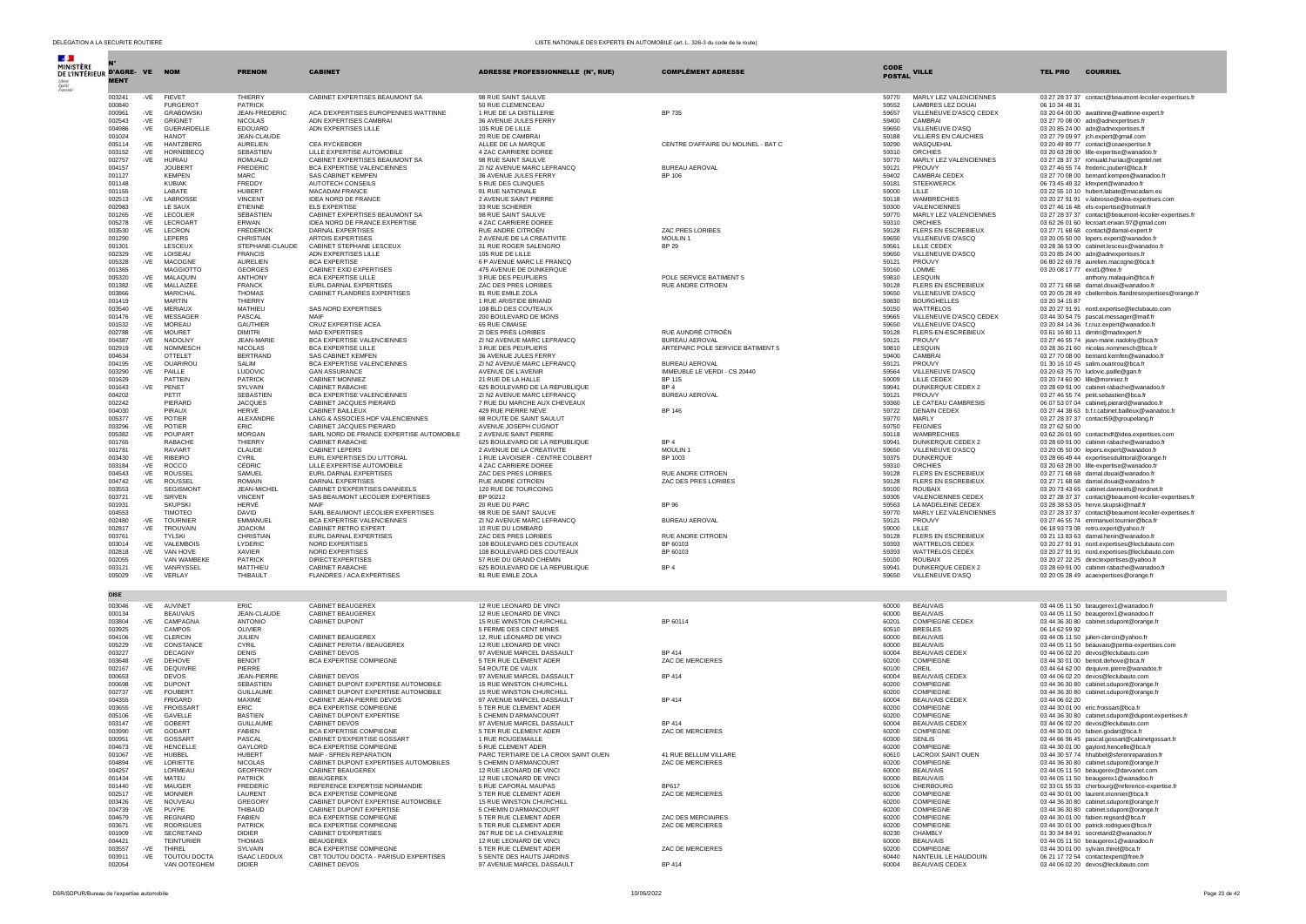| N° D'AGRÉMENT | VE | NOM | PRENOM | CABINET | ADRESSE PROFESSIONNELLE (N°, RUE) | COMPLÉMENT ADRESSE | CODE POSTAL | VILLE | TEL PRO | COURRIEL |
|---|---|---|---|---|---|---|---|---|---|---|
| 003241 | -VE | FIEVET | THIERRY | CABINET EXPERTISES BEAUMONT SA | 98 RUE SAINT SAULVE | | 59770 | MARLY LEZ VALENCIENNES | 03 27 28 37 37 | contact@beaumont-lecolier-expertises.fr |
| 000840 | | FURGEROT | PATRICK | | 50 RUE CLEMENCEAU | | 59552 | LAMBRES LEZ DOUAI | 06 10 34 48 31 | |
| 000961 | -VE | GRABOWSKI | JEAN-FREDERIC | ACA D'EXPERTISES EUROPEENNES WATTINNE | 1 RUE DE LA DISTILLERIE | BP 735 | 59657 | VILLENEUVE D'ASCQ CEDEX | 03 20 64 00 00 | awattinne@wattinne-expert.fr |
| 002543 | -VE | GRIGNET | NICOLAS | ADN EXPERTISES CAMBRAI | 36 AVENUE JULES FERRY | | 59400 | CAMBRAI | 03 27 70 08 00 | adn@adnexpertises.fr |
| 004986 | -VE | GUERARDELLE | EDOUARD | ADN EXPERTISES LILLE | 105 RUE DE LILLE | | 59650 | VILLENEUVE D'ASQ | 03 20 85 24 00 | adn@adnexpertises.fr |
| 001024 | | HANOT | JEAN-CLAUDE | | 20 RUE DE CAMBRAI | | 59188 | VILLIERS EN CAUCHIES | 03 27 79 09 97 | jch.expert@gmail.com |
| 005114 | -VE | HANTZBERG | AURELIEN | CEA RYCKEBOER | ALLEE DE LA MARQUE | CENTRE D'AFFAIRE DU MOLINEL - BAT C | 59290 | WASQUEHAL | 03 20 49 89 77 | contact@ceaexpertise.fr |
| 003152 | -VE | HORNEBECQ | SEBASTIEN | LILLE EXPERTISE AUTOMOBILE | 4 ZAC CARRIERE DOREE | | 59310 | ORCHIES | 03 20 63 28 00 | lille-expertise@wanadoo.fr |
| 002757 | -VE | HURIAU | ROMUALD | CABINET EXPERTISES BEAUMONT SA | 98 RUE SAINT SAULVE | | 59770 | MARLY LEZ VALENCIENNES | 03 27 28 37 37 | romuald.huriau@cegetel.net |
| 004157 | | JOUBERT | FREDERIC | BCA EXPERTISE VALENCIENNES | ZI N2 AVENUE MARC LEFRANCQ | BUREAU AEROVAL | 59121 | PROUVY | 03 27 46 55 74 | frederic.joubert@bca.fr |
| 001127 | | KEMPEN | MARC | SAS CABINET KEMPEN | 36 AVENUE JULES FERRY | BP 106 | 59402 | CAMBRAI CEDEX | 03 27 70 08 00 | bernard.kempen@wanadoo.fr |
| 001148 | | KUBIAK | FREDDY | AUTOTECH CONSEILS | 5 RUE DES CLINQUES | | 59181 | STEEKWERCK | 06 73 45 49 32 | kfexpert@wanadoo.fr |
| 001155 | | LABATE | HUBERT | MACADAM FRANCE | 91 RUE NATIONALE | | 59000 | LILLE | 03 22 55 10 10 | hubert.labate@macadam.eu |
| 002513 | -VE | LABROSSE | VINCENT | IDEA NORD DE FRANCE | 2 AVENUE SAINT PIERRE | | 59118 | WAMBRECHIES | 03 20 27 91 91 | v.labrosse@idea-expertises.com |
| 002983 | | LE SAUX | ÉTIENNE | ELS EXPERTISE | 33 RUE SCHERER | | 59300 | VALENCIENNES | 03 27 46 16 48 | els-expertise@hotmail.fr |
| 001265 | -VE | LECOLIER | SÉBASTIEN | CABINET EXPERTISES BEAUMONT SA | 98 RUE SAINT SAULVE | | 59770 | MARLY LEZ VALENCIENNES | 03 27 28 37 37 | contact@beaumont-lecolier-expertises.fr |
| 005278 | -VE | LECROART | ERWAN | IDEA NORD DE FRANCE EXPERTISE | 4 ZAC CARRIERE DOREE | | 59310 | ORCHIES | 03 62 26 01 60 | lecroart.erwan.97@gmail.com |
| 003530 | -VE | LECRON | FRÉDÉRICK | DARNAL EXPERTISES | RUE ANDRE CITROËN | ZAC PRES LORIBES | 59128 | FLERS EN ESCREBIEUX | 03 27 71 68 68 | contact@darnal-expert.fr |
| 001290 | | LEPERS | CHRISTIAN | ARTOIS EXPERTISES | 2 AVENUE DE LA CREATIVITE | MOULIN 1 | 59650 | VILLENEUVE D'ASCQ | 03 20 05 50 00 | lepers.expert@wanadoo.fr |
| 001301 | | LESCEUX | STEPHANE-CLAUDE | CABINET STEPHANE LESCEUX | 31 RUE ROGER SALENGRO | BP 29 | 59561 | LILLE CEDEX | 03 28 36 53 00 | cabinet.lesceux@wanadoo.fr |
| 002329 | -VE | LOISEAU | FRANCIS | ADN EXPERTISES LILLE | 105 RUE DE LILLE | | 59650 | VILLENEUVE D'ASCQ | 03 20 85 24 00 | adn@adnexpertises.fr |
| 005328 | -VE | MACOGNE | AURELIEN | BCA EXPERTISE | 6 P AVENUE MARC LE FRANCQ | | 59121 | PROUVY | 06 80 22 69 78 | aurelien.macogne@bca.fr |
| 001365 | | MAGGIOTTO | GEORGES | CABINET EXID EXPERTISES | 475 AVENUE DE DUNKERQUE | | 59160 | LOMME | 03 20 08 17 77 | exid1@free.fr |
| 005320 | -VE | MALAQUIN | ANTHONY | BCA EXPERTISE LILLE | 3 RUE DES PEUPLIERS | POLE SERVICE BATIMENT 5 | 59810 | LESQUIN | | anthony.malaquin@bca.fr |
| 001382 | -VE | MALLAIZEE | FRANCK | EURL DARNAL EXPERTISES | ZAC DES PRES LORIBES | RUE ANDRE CITROEN | 59128 | FLERS EN ESCREBIEUX | 03 27 71 68 68 | darnal.douai@wanadoo.fr |
| 003866 | | MARICHAL | THOMAS | CABINET FLANDRES EXPERTISES | 81 RUE EMILE ZOLA | | 59650 | VILLENEUVE D'ASCQ | 03 20 05 28 49 | cbellembois.flandresexpertises@orange.fr |
| 001419 | | MARTIN | THIERRY | | 1 RUE ARISTIDE BRIAND | | 59830 | BOURGHELLES | 03 20 34 15 87 | |
| 003540 | -VE | MERIAUX | MATHIEU | SAS NORD EXPERTISES | 108 BLD DES COUTEAUX | | 59150 | WATTRELOS | 03 20 27 91 91 | nord.expertise@leclubauto.com |
| 001476 | -VE | MESSAGER | PASCAL | MAIF | 200 BOULEVARD DE MONS | | 59665 | VILLENEUVE D'ASCQ CEDEX | 03 44 30 54 75 | pascal.messager@maif.fr |
| 001532 | -VE | MOREAU | GAUTHIER | CRUZ EXPERTISE ACEA | 65 RUE CIMAISE | | 59650 | VILLENEUVE D'ASCQ | 03 20 84 14 36 | f.cruz.expert@wanadoo.fr |
| 002788 | -VE | MOURET | DIMITRI | MAD EXPERTISES | ZI DES PRÈS LORIBES | RUE AUNDRÉ CITROËN | 59128 | FLERS-EN-ESCREBIEUX | 03 61 16 80 11 | dimitri@madexpert.fr |
| 004387 | -VE | NADOLNY | JEAN-MARIE | BCA EXPERTISE VALENCIENNES | ZI N2 AVENUE MARC LEFRANCQ | BUREAU AEROVAL | 59121 | PROUVY | 03 27 46 55 74 | jean-marie.nadolny@bca.fr |
| 002919 | -VE | NOMMESCH | NICOLAS | BCA EXPERTISE LILLE | 3 RUE DES PEUPLIERS | ARTEPARC POLE SERVICE BATIMENT 5 | 59810 | LESQUIN | 03 28 36 21 60 | nicolas.nommesch@bca.fr |
| 004634 | | OTTELET | BERTRAND | SAS CABINET KEMPEN | 36 AVENUE JULES FERRY | | 59400 | CAMBRAI | 03 27 70 08 00 | bernard.kemfen@wanadoo.fr |
| 004195 | -VE | OUARIROU | SALIM | BCA EXPERTISE VALENCIENNES | ZI N2 AVENUE MARC LEFRANCQ | BUREAU AEROVAL | 59121 | PROUVY | 01 30 16 10 45 | salim.ouarirou@bca.fr |
| 003290 | -VE | PAILLE | LUDOVIC | GAN ASSURANCE | AVENUE DE L'AVENIR | IMMEUBLE LE VERDI - CS 20440 | 59564 | VILLENEUVE D'ASCQ | 03 20 63 75 70 | ludovic.paille@gan.fr |
| 001629 | | PATTEIN | PATRICK | CABINET MONNIEZ | 21 RUE DE LA HALLE | BP 115 | 59009 | LILLE CEDEX | 03 20 74 60 90 | lille@monniez.fr |
| 001643 | -VE | PENET | SYLVAIN | CABINET RABACHE | 625 BOULEVARD DE LA REPUBLIQUE | BP 4 | 59941 | DUNKERQUE CEDEX 2 | 03 28 69 91 00 | cabinet-rabache@wanadoo.fr |
| 004202 | | PETIT | SEBASTIEN | BCA EXPERTISE VALENCIENNES | ZI N2 AVENUE MARC LEFRANCQ | BUREAU AEROVAL | 59121 | PROUVY | 03 27 46 55 74 | petit.sebastien@bca.fr |
| 002242 | | PIERARD | JACQUES | CABINET JACQUES PIERARD | 7 RUE DU MARCHE AUX CHEVEAUX | | 59360 | LE CATEAU CAMBRESIS | 06 07 53 07 04 | cabinetj.pierard@wanadoo.fr |
| 004030 | | PIRAUX | HERVÉ | CABINET BAILLEUX | 429 RUE PIERRE NEVE | BP 146 | 59722 | DENAIN CEDEX | 03 27 44 38 63 | b.f.t.cabinet.bailleux@wanadoo.fr |
| 005377 | -VE | POTIER | ALEXANDRE | LANG & ASSOCIES HDF VALENCIENNES | 98 ROUTE DE SAINT SAULUT | | 59770 | MARLY | 03 27 28 37 37 | contact59@groupelang.fr |
| 003296 | -VE | POTIER | ERIC | CABINET JACQUES PIERARD | AVENUE JOSEPH CUGNOT | | 59750 | FEIGNIES | 03 27 62 50 00 | |
| 005382 | -VE | POUPART | MORGAN | SARL NORD DE FRANCE EXPERTISE AUTOMOBILE | 2 AVENUE SAINT PIERRE | | 59118 | WAMBRECHIES | 03 62 26 01 60 | contactndf@idea.expertises.com |
| 001765 | | RABACHE | THIERRY | CABINET RABACHE | 625 BOULEVARD DE LA REPUBLIQUE | BP 4 | 59941 | DUNKERQUE CEDEX 2 | 03 28 69 91 00 | cabinet-rabache@wanadoo.fr |
| 001781 | | RAVIART | CLAUDE | CABINET LEPERS | 2 AVENUE DE LA CREATIVITE | MOULIN 1 | 59650 | VILLENEUVE D'ASCQ | 03 20 05 50 00 | lepers.expert@wanadoo.fr |
| 003430 | -VE | RIBEIRO | CYRIL | EURL EXPERTISES DU LITTORAL | 1 RUE LAVOISIER - CENTRE COLBERT | BP 1003 | 59375 | DUNKERQUE | 03 28 66 49 44 | expertisesdulittoral@orange.fr |
| 003184 | -VE | ROCCO | CÉDRIC | LILLE EXPERTISE AUTOMOBILE | 4 ZAC CARRIERE DOREE | | 59310 | ORCHIES | 03 20 63 28 00 | lille-expertise@wanadoo.fr |
| 004543 | -VE | ROUSSEL | SAMUEL | EURL DARNAL EXPERTISES | ZAC DES PRES LORIBES | RUE ANDRE CITROEN | 59128 | FLERS EN ESCREBIEUX | 03 27 71 68 68 | darnal.douai@wanadoo.fr |
| 004742 | -VE | ROUSSEL | ROMAIN | DARNAL EXPERTISES | RUE ANDRE CITROEN | ZAC DES PRES LORIBES | 59128 | FLERS EN ESCREBIEUX | 03 27 71 68 68 | darnal.douai@wanadoo.fr |
| 003553 | | SEGISMONT | JEAN-MICHEL | CABINET D'EXPERTISES DANNEELS | 120 RUE DE TOURCOING | | 59100 | ROUBAIX | 03 20 73 43 65 | cabinet.danneels@nordnet.fr |
| 003721 | -VE | SIRVEN | VINCENT | SAS BEAUMONT LECOLIER EXPERTISES | BP 90212 | | 59305 | VALENCIENNES CEDEX | 03 27 28 37 37 | contact@beaumont-lecolier-expertises.fr |
| 001931 | | SKUPSKI | HERVÉ | MAIF | 20 RUE DU PARC | BP 96 | 59563 | LA MADELEINE CEDEX | 03 28 38 53 05 | herve.skupski@maif.fr |
| 004553 | | TIMOTEO | DAVID | SARL BEAUMONT LECOLIER EXPERTISES | 98 RUE DE SAINT SAULVE | | 59770 | MARLY LEZ VALENCIENNES | 03 27 28 37 37 | contact@beaumont-lecolier-expertises.fr |
| 002480 | -VE | TOURNIER | EMMANUEL | BCA EXPERTISE VALENCIENNES | ZI N2 AVENUE MARC LEFRANCQ | BUREAU AEROVAL | 59121 | PROUVY | 03 27 46 55 74 | emmanuel.tournier@bca.fr |
| 002817 | -VE | TROUVAIN | JOACKIM | CABINET RETRO EXPERT | 10 RUE DU LOMBARD | | 59000 | LILLE | 06 18 93 73 08 | retro.expert@yahoo.fr |
| 003761 | | TYLSKI | CHRISTIAN | EURL DARNAL EXPERTISES | ZAC DES PRES LORIBES | RUE ANDRE CITROEN | 59128 | FLERS EN ESCREBIEUX | 03 21 13 83 63 | darnal.henin@wanadoo.fr |
| 003014 | -VE | VALEMBOIS | LYDERIC | NORD EXPERTISES | 108 BOULEVARD DES COUTEAUX | BP 60103 | 59393 | WATTRELOS CEDEX | 03 20 27 91 91 | nord.expertises@leclubauto.com |
| 002818 | -VE | VAN HOVE | XAVIER | NORD EXPERTISES | 108 BOULEVARD DES COUTEAUX | BP 60103 | 59393 | WATTRELOS CEDEX | 03 20 27 91 91 | nord.expertises@leclubauto.com |
| 002055 | | VAN WAMBEKE | PATRICK | DIRECTEXPERTISES | 57 RUE DU GRAND CHEMIN | | 59100 | ROUBAIX | 03 20 27 22 25 | directexpertises@yahoo.fr |
| 003121 | -VE | VANRYSSEL | MATTHIEU | CABINET RABACHE | 625 BOULEVARD DE LA REPUBLIQUE | BP 4 | 59941 | DUNKERQUE CEDEX 2 | 03 28 69 91 00 | cabinet-rabache@wanadoo.fr |
| 005029 | -VE | VERLAY | THIBAULT | FLANDRES / ACA EXPERTISES | 81 RUE EMILE ZOLA | | 59650 | VILLENEUVE D'ASQ | 03 20 05 28 49 | acaexpertises@orange.fr |
| **OISE** | | | | | | | | | | |
| 003046 | -VE | AUVINET | ERIC | CABINET BEAUGEREX | 12 RUE LEONARD DE VINCI | | 60000 | BEAUVAIS | 03 44 05 11 50 | beaugerex1@wanadoo.fr |
| 000134 | | BEAUVAIS | JEAN-CLAUDE | CABINET BEAUGEREX | 12 RUE LEONARD DE VINCI | | 60000 | BEAUVAIS | 03 44 05 11 50 | beaugerex1@wanadoo.fr |
| 003804 | -VE | CAMPAGNA | ANTONIO | CABINET DUPONT | 15 RUE WINSTON CHURCHILL | BP 60114 | 60201 | COMPIEGNE CEDEX | 03 44 36 30 80 | cabinet.sdupont@orange.fr |
| 003925 | | CAMPOS | OLIVIER | | 5 FERME DES CENT MINES | | 60510 | BRESLES | 06 14 62 59 92 | |
| 004106 | -VE | CLERCIN | JULIEN | CABINET BEAUGEREX | 12, RUE LÉONARD DE VINCI | | 60000 | BEAUVAIS | 03 44 05 11 50 | julien-clercin@yahoo.fr |
| 005229 | -VE | CONSTANCE | CYRIL | CABINET PERITIA / BEAUGEREX | 12 RUE LEONARD DE VINCI | | 60000 | BEAUVAIS | 03 44 05 11 50 | beauvais@peritia-expertises.com |
| 003227 | | DECAGNY | DENIS | CABINET DEVOS | 97 AVENUE MARCEL DASSAULT | BP 414 | 60004 | BEAUVAIS CEDEX | 03 44 06 02 20 | devos@leclubauto.com |
| 003648 | -VE | DEHOVE | BENOIT | BCA EXPERTISE COMPIEGNE | 5 TER RUE CLÉMENT ADER | ZAC DE MERCIERES | 60200 | COMPIEGNE | 03 44 30 01 00 | benoit.dehove@bca.fr |
| 002167 | -VE | DEQUIVRE | PIERRE | | 54 ROUTE DE VAUX | | 60100 | CREIL | 03 44 64 62 00 | dequivre.pierre@wanadoo.fr |
| 000653 | | DEVOS | JEAN-PIERRE | CABINET DEVOS | 97 AVENUE MARCEL DASSAULT | BP 414 | 60004 | BEAUVAIS CEDEX | 03 44 06 02 20 | devos@leclubauto.com |
| 000698 | -VE | DUPONT | SEBASTIEN | CABINET DUPONT EXPERTISE AUTOMOBILE | 15 RUE WINSTON CHURCHILL | | 60200 | COMPIEGNE | 03 44 36 30 80 | cabinet.sdupont@orange.fr |
| 002737 | -VE | FOUBERT | GUILLAUME | CABINET DUPONT EXPERTISE AUTOMOBILE | 15 RUE WINSTON CHURCHILL | | 60200 | COMPIEGNE | 03 44 36 30 80 | cabinet.sdupont@orange.fr |
| 004355 | | FRIGARD | MAXIME | CABINET JEAN-PIERRE DEVOS | 97 AVENUE MARCEL DASSAULT | BP 414 | 60004 | BEAUVAIS CEDEX | 03 44 06 02 20 | |
| 003655 | -VE | FROISSART | ERIC | BCA EXPERTISE COMPIEGNE | 5 TER RUE CLEMENT ADER | | 60200 | COMPIEGNE | 03 44 30 01 00 | eric.froissart@bca.fr |
| 005106 | -VE | GAVELLE | BASTIEN | CABINET DUPONT EXPERTISE | 5 CHEMIN D'ARMANCOURT | | 60200 | COMPIEGNE | 03 44 36 30 80 | cabinet.sdupont@dupont.expertises.fr |
| 003147 | -VE | GOBERT | GUILLAUME | CABINET DEVOS | 97 AVENUE MARCEL DASSAULT | BP 414 | 60004 | BEAUVAIS CEDEX | 03 44 06 02 20 | devos@leclubauto.com |
| 003990 | -VE | GODART | FABIEN | BCA EXPERTISE COMPIEGNE | 5 TER RUE CLEMENT ADER | ZAC DE MERCIERES | 60200 | COMPIEGNE | 03 44 30 01 00 | fabien.godart@bca.fr |
| 000951 | -VE | GOSSART | PASCAL | CABINET D'EXPERTISE GOSSART | 1 RUE ROUGEMAILLE | | 60300 | SENLIS | 03 44 66 96 45 | pascal.gossart@cabinetgossart.fr |
| 004673 | -VE | HENCELLE | GAYLORD | BCA EXPERTISE COMPIEGNE | 5 RUE CLEMENT ADER | | 60200 | COMPIEGNE | 03 44 30 01 00 | gaylord.hencelle@bca.fr |
| 001067 | -VE | HUBBEL | HUBERT | MAIF - SFREN REPARATION | PARC TERTIAIRE DE LA CROIX SAINT OUEN | 41 RUE BELLUM VILLARE | 60610 | LACROIX SAINT OUEN | 03 44 30 57 74 | hhubbel@sfrenreparation.fr |
| 004894 | -VE | LORIETTE | NICOLAS | CABINET DUPONT EXPERTISES AUTOMOBILES | 5 CHEMIN D'ARMANCOURT | ZAC DE MERCIERES | 60200 | COMPIEGNE | 03 44 36 30 80 | cabinet.sdupont@orange.fr |
| 004257 | | LORMEAU | GEOFFROY | CABINET BEAUGEREX | 12 RUE LEONARD DE VINCI | | 60000 | BEAUVAIS | 03 44 05 11 50 | beaugerex@darvanet.com |
| 001434 | -VE | MATEU | PATRICK | BEAUGEREX | 12 RUE LEONARD DE VINCI | | 60000 | BEAUVAIS | 03 44 05 11 50 | beaugerex1@wanadoo.fr |
| 001440 | -VE | MAUGER | FREDERIC | REFERENCE EXPERTISE NORMANDIE | 5 RUE CAPORAL MAUPAS | BP617 | 50106 | CHERBOURG | 02 33 01 55 33 | cherbourg@reference-expertise.fr |
| 002517 | -VE | MONNIER | LAURENT | BCA EXPERTISE COMPIEGNE | 5 TER RUE CLEMENT ADER | ZAC DE MERCIERES | 60200 | COMPIEGNE | 03 44 30 01 00 | laurent.monnier@bca.fr |
| 003426 | -VE | NOUVEAU | GREGORY | CABINET DUPONT EXPERTISE AUTOMOBILE | 15 RUE WINSTON CHURCHILL | | 60200 | COMPIEGNE | 03 44 36 30 80 | cabinet.sdupont@orange.fr |
| 004739 | -VE | PUYPE | THIBAUD | CABINET DUPONT EXPERTISE | 5 CHEMIN D'ARMANCOURT | | 60200 | COMPIEGNE | 03 44 36 30 80 | cabinet.sdupont@orange.fr |
| 004679 | -VE | REGNARD | FABIEN | BCA EXPERTISE COMPIEGNE | 5 TER RUE CLEMENT ADER | ZAC DES MERCIAIRES | 60200 | COMPIEGNE | 03 44 30 01 00 | fabien.regnard@bca.fr |
| 003671 | -VE | RODRIGUES | PATRICK | BCA EXPERTISE COMPIEGNE | 5 TER RUE CLEMENT ADER | ZAC DE MERCIERES | 60200 | COMPIEGNE | 03 44 30 01 00 | patrick.rodrigues@bca.fr |
| 001909 | -VE | SECRETAND | DIDIER | CABINET D'EXPERTISES | 267 RUE DE LA CHEVALERIE | | 60230 | CHAMBLY | 01 30 34 84 91 | secretand2@wanadoo.fr |
| 004421 | | TEINTURIER | THOMAS | BEAUGEREX | 12 RUE LEONARD DE VINCI | | 60000 | BEAUVAIS | 03 44 05 11 50 | beaugerex1@wanadoo.fr |
| 003557 | -VE | THIREL | SYLVAIN | BCA EXPERTISE COMPIEGNE | 5 TER RUE CLEMENT ADER | ZAC DE MERCIERES | 60200 | COMPIEGNE | 03 44 30 01 00 | sylvain.thirel@bca.fr |
| 003911 | -VE | TOUTOU DOCTA | ISAAC LEDOUX | CBT TOUTOU DOCTA - PARISUD EXPERTISES | 5 SENTE DES HAUTS JARDINS | | 60440 | NANTEUIL LE HAUDOUIN | 06 21 17 72 54 | contactexpert@free.fr |
| 002054 | | VAN OOTEGHEM | DIDIER | CABINET DEVOS | 97 AVENUE MARCEL DASSAULT | BP 414 | 60004 | BEAUVAIS CEDEX | 03 44 06 02 20 | devos@leclubauto.com |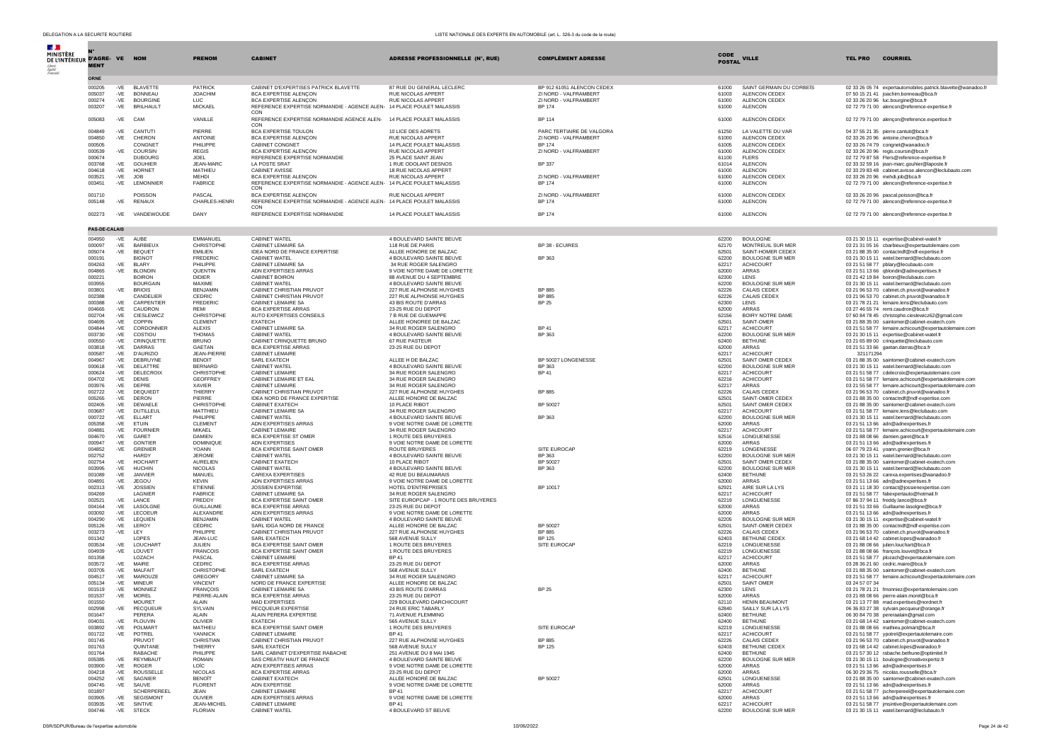| N° D'AGRÉMENT | VE | NOM | PRENOM | CABINET | ADRESSE PROFESSIONNELLE (N°, RUE) | COMPLÉMENT ADRESSE | CODE POSTAL | VILLE | TEL PRO | COURRIEL |
|---|---|---|---|---|---|---|---|---|---|---|
| **ORNE** | | | | | | | | | | |
| 000205 | -VE | BLAVETTE | PATRICK | CABINET D'EXPERTISES PATRICK BLAVETTE | 87 RUE DU GENERAL LECLERC | BP 912 61051 ALENCON CEDEX | 61000 | SAINT GERMAIN DU CORBEIS | 02 33 26 05 74 | expertautomobiles.patrick.blavette@wanadoo.fr |
| 005037 | -VE | BONNEAU | JOACHIM | BCA EXPERTISE ALENÇON | RUE NICOLAS APPERT | ZI NORD - VALFRAMBERT | 61003 | ALENCON CEDEX | 07 50 15 21 41 | joachim.bonneau@bca.fr |
| 000274 | -VE | BOURGINE | LUC | BCA EXPERTISE ALENÇON | RUE NICOLAS APPERT | ZI NORD - VALFRAMBERT | 61000 | ALENCON CEDEX | 02 33 26 20 96 | luc.bourgine@bca.fr |
| 003207 | -VE | BRILHAULT | MICKAEL | REFERENCE EXPERTISE NORMANDIE - AGENCE ALEN- CON | 14 PLACE POULET MALASSIS | BP 174 | 61000 | ALENCON | 02 72 79 71 00 | alencon@reference-expertise.fr |
| 005083 | -VE | CAM | VANILLE | REFERENCE EXPERTISE NORMANDIE AGENCE ALEN- CON | 14 PLACE POULET MALASSIS | BP 114 | 61000 | ALENCON CEDEX | 02 72 79 71 00 | alençon@reference-expertise.fr |
| 004849 | -VE | CANTUTI | PIERRE | BCA EXPERTISE TOULON | 10 LICE DES ADRETS | PARC TERTIAIRE DE VALGORA | 61250 | LA VALETTE DU VAR | 04 37 55 21 35 | pierre.cantuti@bca.fr |
| 004850 | -VE | CHERON | ANTOINE | BCA EXPERTISE ALENÇON | RUE NICOLAS APPERT | ZI NORD - VALFRAMBERT | 61000 | ALENCON CEDEX | 02 33 26 20 96 | antoine.cheron@bca.fr |
| 000505 | | CONGNET | PHILIPPE | CABINET CONGNET | 14 PLACE POULET MALASSIS | BP 174 | 61005 | ALENCON CEDEX | 02 33 26 74 79 | congnet@wanadoo.fr |
| 000539 | -VE | COURSIN | REGIS | BCA EXPERTISE ALENÇON | RUE NICOLAS APPERT | ZI NORD - VALFRAMBERT | 61000 | ALENCON CEDEX | 02 33 26 20 96 | regis.coursin@bca.fr |
| 000674 | | DUBOURG | JOEL | REFERENCE EXPERTISE NORMANDIE | 25 PLACE SAINT JEAN | | 61100 | FLERS | 02 72 79 87 58 | Flers@reference-expertise.fr |
| 003768 | -VE | GOUHIER | JEAN-MARC | LA POSTE SRAT | 1 RUE ODOLANT DESNOS | BP 337 | 61014 | ALENCON | 02 33 32 59 16 | jean-marc.gouhier@laposte.fr |
| 004618 | -VE | HORNET | MATHIEU | CABINET AVISSE | 18 RUE NICOLAS APPERT | | 61000 | ALENCON | 02 33 29 83 48 | cabinet.avisse.alencon@leclubauto.com |
| 003521 | -VE | JOB | MEHDI | BCA EXPERTISE ALENÇON | RUE NICOLAS APPERT | ZI NORD - VALFRAMBERT | 61000 | ALENCON CEDEX | 02 33 26 20 96 | mehdi.job@bca.fr |
| 003451 | -VE | LEMONNIER | FABRICE | REFERENCE EXPERTISE NORMANDIE - AGENCE ALEN- CON | 14 PLACE POULET MALASSIS | BP 174 | 61000 | ALENCON | 02 72 79 71 00 | alencon@reference-expertise.fr |
| 001710 | | POISSON | PASCAL | BCA EXPERTISE ALENÇON | RUE NICOLAS APPERT | ZI NORD - VALFRAMBERT | 61000 | ALENCON CEDEX | 02 33 26 20 96 | pascal.poisson@bca.fr |
| 005148 | -VE | RENAUX | CHARLES-HENRI | REFERENCE EXPERTISE NORMANDIE - AGENCE ALEN- CON | 14 PLACE POULET MALASSIS | BP 174 | 61000 | ALENCON | 02 72 79 71 00 | alencon@reference-expertise.fr |
| 002273 | -VE | VANDEWOUDE | DANY | REFERENCE EXPERTISE NORMANDIE | 14 PLACE POULET MALASSIS | BP 174 | 61000 | ALENCON | 02 72 79 71 00 | alencon@reference-expertise.fr |
| **PAS-DE-CALAIS** | | | | | | | | | | |
| 004950 | -VE | AUBE | EMMANUEL | CABINET WATEL | 4 BOULEVARD SAINTE BEUVE | | 62200 | BOULOGNE | 03 21 30 15 11 | expertise@cabinet-watel.fr |
| 000097 | -VE | BARBIEUX | CHRISTOPHE | CABINET LEMAIRE SA | 118 RUE DE PARIS | BP 38 - ECUIRES | 62170 | MONTREUIL SUR MER | 03 21 31 05 16 | cbarbieux@expertautolemaire.com |
| 005074 | -VE | BEQUET | EMILIEN | IDEA NORD DE FRANCE EXPERTISE | ALLEE HONOREE DE BALZAC | | 62501 | SAINT-HOMER CEDEX | 03 21 88 35 00 | contactndf@ndf-expertise.fr |
| 000191 | | BIGNOT | FREDERIC | CABINET WATEL | 4 BOULEVARD SAINTE BEUVE | BP 363 | 62200 | BOULOGNE SUR MER | 03 21 30 15 11 | watel.bernard@leclubauto.com |
| 004263 | -VE | BLARY | PHILIPPE | CABINET LEMAIRE SA | 34 RUE ROGER SALENGRO | | 62217 | ACHICOURT | 03 21 51 58 77 | pblary@leclubauto.com |
| 004865 | -VE | BLONDIN | QUENTIN | ADN EXPERTISES ARRAS | 9 VOIE NOTRE DAME DE LORETTE | | 62000 | ARRAS | 03 21 51 13 66 | qblondin@adnexpertises.fr |
| 000221 | | BOIRON | DIDIER | CABINET BOIRON | 88 AVENUE DU 4 SEPTEMBRE | | 62300 | LENS | 03 21 42 19 84 | boiron@leclubauto.com |
| 003955 | | BOURGAIN | MAXIME | CABINET WATEL | 4 BOULEVARD SAINTE BEUVE | | 62200 | BOULOGNE SUR MER | 03 21 30 15 11 | watel.bernard@leclubauto.com |
| 003801 | -VE | BRIOIS | BENJAMIN | CABINET CHRISTIAN PRUVOT | 227 RUE ALPHONSE HUYGHES | BP 885 | 62226 | CALAIS CEDEX | 03 21 96 53 70 | cabinet.ch.pruvot@wanadoo.fr |
| 002388 | | CANDELIER | CEDRIC | CABINET CHRISTIAN PRUVOT | 227 RUE ALPHONSE HUYGHES | BP 885 | 62226 | CALAIS CEDEX | 03 21 96 53 70 | cabinet.ch.pruvot@wanadoo.fr |
| 000388 | -VE | CARPENTIER | FREDERIC | CABINET LEMAIRE SA | 43 BIS ROUTE D'ARRAS | BP 25 | 62300 | LENS | 03 21 78 21 21 | lemaire.lens@leclubauto.com |
| 004665 | -VE | CAUDRON | REMI | BCA EXPERTISE ARRAS | 23-25 RUE DU DEPOT | | 62000 | ARRAS | 03 27 46 55 74 | remi.caudron@bca.fr |
| 002704 | -VE | CIESLEWICZ | CHRISTOPHE | AUTO EXPERTISES CONSEILS | 7 B RUE DE GUEMAPPE | | 62156 | BOIRY NOTRE DAME | 07 60 84 78 45 | christophe.cieslewicz62@gmail.com |
| 004695 | -VE | COPPIN | CLEMENT | EXATECH | ALLEE HONOREE DE BALZAC | | 62501 | SAINT-OMER | 03 21 88 35 00 | saintomer@cabinet-exatech.com |
| 004844 | -VE | CORDONNIER | ALEXIS | CABINET LEMAIRE SA | 34 RUE ROGER SALENGRO | BP 41 | 62217 | ACHICOURT | 03 21 51 58 77 | lemaire.achicourt@expertautolemaire.com |
| 003730 | -VE | COSTIOU | THOMAS | CABINET WATEL | 4 BOULEVARD SAINTE BEUVE | BP 363 | 62200 | BOULOGNE SUR MER | 03 21 30 15 11 | expertise@cabinet-watel.fr |
| 000550 | -VE | CRINQUETTE | BRUNO | CABINET CRINQUETTE BRUNO | 67 RUE PASTEUR | | 62400 | BETHUNE | 03 21 65 89 00 | crinquette@leclubauto.com |
| 003818 | -VE | DARRAS | GAETAN | BCA EXPERTISE ARRAS | 23-25 RUE DU DEPOT | | 62000 | ARRAS | 03 21 51 33 66 | gaetan.darras@bca.fr |
| 000587 | -VE | D'AURIZIO | JEAN-PIERRE | CABINET LEMAIRE | | | 62217 | ACHICOURT | 321171294 | |
| 004967 | -VE | DEBRUYNE | BENOIT | SARL EXATECH | ALLEE H DE BALZAC | BP 50027 LONGENESSE | 62501 | SAINT OMER CEDEX | 03 21 88 35 00 | saintomer@cabinet-exatech.com |
| 000618 | -VE | DELATTRE | BERNARD | CABINET WATEL | 4 BOULEVARD SAINTE BEUVE | BP 363 | 62200 | BOULOGNE SUR MER | 03 21 30 15 11 | watel.bernard@leclubauto.com |
| 000624 | -VE | DELECROIX | CHRISTOPHE | CABINET LEMAIRE | 34 RUE ROGER SALENGRO | BP 41 | 62217 | ACHICOURT | 03 21 51 58 77 | cdelecroix@expertautolemaire.com |
| 004702 | -VE | DENIS | GEOFFREY | CABINET LEMAIRE ET EAL | 34 RUE ROGER SALENGRO | | 62216 | ACHICOURT | 03 21 51 58 77 | lemaire.achicourt@expertautolemaire.com |
| 003976 | -VE | DEPRE | XAVIER | CABINET LEMAIRE | 34 RUE ROGER SALENGRO | | 62217 | ARRAS | 03 21 51 58 77 | lemaire.achicourt@expertautolemaire.com |
| 002722 | -VE | DEQUIEDT | THIERRY | CABINET CHRISTIAN PRUVOT | 227 RUE ALPHONSE HUYGHES | BP 885 | 62226 | CALAIS CEDEX | 03 21 96 53 70 | cabinet.ch.pruvot@wanadoo.fr |
| 005265 | -VE | DERON | PIERRE | IDEA NORD DE FRANCE EXPERTISE | ALLEE HONORE DE BALZAC | | 62501 | SAINT-OMER CEDEX | 03 21 88 35 00 | contactndf@ndf-expertise.com |
| 002405 | -VE | DEWAELE | CHRISTOPHE | CABINET EXATECH | 10 PLACE RIBOT | BP 50027 | 62501 | SAINT OMER CEDEX | 03 21 88 35 00 | saintomer@cabinet-exatech.com |
| 003687 | -VE | DUTILLEUL | MATTHIEU | CABINET LEMAIRE SA | 34 RUE ROGER SALENGRO | | 62217 | ACHICOURT | 03 21 51 58 77 | lemaire.lens@leclubauto.com |
| 000722 | -VE | ELLART | PHILIPPE | CABINET WATEL | 4 BOULEVARD SAINTE BEUVE | BP 363 | 62200 | BOULOGNE SUR MER | 03 21 30 15 11 | watel.bernard@leclubauto.com |
| 005358 | -VE | ETUIN | CLEMENT | ADN EXPERTISES ARRAS | 9 VOIE NOTRE DAME DE LORETTE | | 62000 | ARRAS | 03 21 51 13 66 | adn@adnexpertises.fr |
| 004881 | -VE | FOURNIER | MIKAEL | CABINET LEMAIRE | 34 RUE ROGER SALENGRO | | 62217 | ACHICOURT | 03 21 51 58 77 | lemaire.achicourt@expertautolemaire.com |
| 004670 | -VE | GARET | DAMIEN | BCA EXPERTISE ST OMER | 1 ROUTE DES BRUYERES | | 62516 | LONGUENESSE | 03 21 88 08 66 | damien.garet@bca.fr |
| 000947 | -VE | GONTIER | DOMINIQUE | ADN EXPERTISES | 9 VOIE NOTRE DAME DE LORETTE | | 62000 | ARRAS | 03 21 51 13 66 | adn@adnexpertises.fr |
| 004852 | -VE | GRENIER | YOANN | BCA EXPERTISE SAINT OMER | ROUTE BRUYERES | SITE EUROCAP | 62219 | LONGENESSE | 06 07 79 23 41 | yoann.grenier@bca.fr |
| 002752 | | HARDY | JEROME | CABINET WATEL | 4 BOULEVARD SAINTE BEUVE | BP 363 | 62200 | BOULOGNE SUR MER | 03 21 30 15 11 | watel.bernard@leclubauto.com |
| 002754 | -VE | HOCHART | AURELIEN | CABINET EXATECH | 10 PLACE RIBOT | BP 50027 | 62501 | SAINT OMER CEDEX | 03 21 88 35 00 | saintomer@cabinet-exatech.com |
| 003995 | -VE | HUCHIN | NICOLAS | CABINET WATEL | 4 BOULEVARD SAINTE BEUVE | BP 363 | 62200 | BOULOGNE SUR MER | 03 21 30 15 11 | watel.bernard@leclubauto.com |
| 001089 | -VE | JANVIER | MANUEL | CAREXA EXPERTISES | 42 RUE DU BEAUMARAIS | | 62400 | BETHUNE | 03 21 53 26 22 | carexa.expertises@wanadoo.fr |
| 004891 | -VE | JEGOU | KEVIN | ADN EXPERTISES ARRAS | 9 VOIE NOTRE DAME DE LORETTE | | 62000 | ARRAS | 03 21 51 13 66 | adn@adnexpertises.fr |
| 002313 | -VE | JOSSIEN | ETIENNE | JOSSIEN EXPERTISE | HOTEL D'ENTREPRISES | BP 10017 | 62921 | AIRE SUR LA LYS | 03 21 11 18 30 | contact@jossienexpertise.com |
| 004269 | | LAGNIER | FABRICE | CABINET LEMAIRE SA | 34 RUE ROGER SALENGRO | | 62217 | ACHICOURT | 03 21 51 58 77 | fabexpertauto@hotmail.fr |
| 002521 | -VE | LANCE | FREDDY | BCA EXPERTISE SAINT OMER | SITE EUROPCAP - 1 ROUTE DES BRUYERES | | 62219 | LONGUENESSE | 07 86 37 94 11 | freddy.lance@bca.fr |
| 004164 | -VE | LASOLGNE | GUILLAUME | BCA EXPERTISE ARRAS | 23-25 RUE DU DEPOT | | 62000 | ARRAS | 03 21 51 33 66 | Guillaume.lasolgne@bca.fr |
| 003092 | -VE | LECOEUR | ALEXANDRE | ADN EXPERTISES ARRAS | 9 VOIE NOTRE DAME DE LORETTE | | 62000 | ARRAS | 03 21 51 13 66 | adn@adnexpertises.fr |
| 004290 | -VE | LEQUIEN | BENJAMIN | CABINET WATEL | 4 BOULEVARD SAINTE BEUVE | | 62205 | BOULOGNE SUR MER | 03 21 30 15 11 | expertise@cabinet-watel.fr |
| 005126 | -VE | LEROY | CÉDRIC | SARL IDGA NORD DE FRANCE | ALLEE HONORE DE BALZAC | BP 50027 | 62501 | SAINT-OMER CEDEX | 03 21 88 35 00 | contactndf@ndf-expertise.com |
| 003273 | -VE | LEY | PHILIPPE | CABINET CHRISTIAN PRUVOT | 227 RUE ALPHONSE HUYGHES | BP 885 | 62226 | CALAIS CEDEX | 03 21 96 53 70 | cabinet.ch.pruvot@wanadoo.fr |
| 001342 | | LOPES | JEAN-LUC | SARL EXATECH | 568 AVENUE SULLY | BP 125 | 62403 | BETHUNE CEDEX | 03 21 68 14 42 | cabinet.lopes@wanadoo.fr |
| 003534 | -VE | LOUCHART | JULIEN | BCA EXPERTISE SAINT OMER | 1 ROUTE DES BRUYERES | SITE EUROCAP | 62219 | LONGUENESSE | 03 21 88 08 66 | julien.louchart@bca.fr |
| 004939 | -VE | LOUVET | FRANCOIS | BCA EXPERTISE SAINT OMER | 1 ROUTE DES BRUYERES | | 62219 | LONGUENESSE | 03 21 88 08 66 | françois.louvet@bca.fr |
| 001358 | | LOZACH | PASCAL | CABINET LEMAIRE | BP 41 | | 62217 | ACHICOURT | 03 21 51 58 77 | plozach@expertautolemaire.com |
| 003572 | -VE | MAIRE | CEDRIC | BCA EXPERTISE ARRAS | 23-25 RUE DU DEPOT | | 62000 | ARRAS | 03 28 36 21 60 | cedric.maire@bca.fr |
| 003705 | -VE | MALFAIT | CHRISTOPHE | SARL EXATECH | 568 AVENUE SULLY | | 62400 | BETHUNE | 03 21 88 35 00 | saintomer@cabinet-exatech.com |
| 004517 | -VE | MAROUZE | GREGORY | CABINET LEMAIRE SA | 34 RUE ROGER SALENGRO | | 62217 | ACHICOURT | 03 21 51 58 77 | lemaire.achicourt@expertautolemaire.com |
| 005134 | -VE | MINEUR | VINCENT | NORD DE FRANCE EXPERTISE | ALLEE HONORE DE BALZAC | | 62501 | SAINT OMER | 03 24 57 07 34 | |
| 001519 | -VE | MONNIEZ | FRANÇOIS | CABINET LEMAIRE SA | 43 BIS ROUTE D'ARRAS | BP 25 | 62300 | LENS | 03 21 78 21 21 | fmonniez@expertantolemaire.com |
| 001537 | -VE | MOREL | PIERRE-ALAIN | BCA EXPERTISE ARRAS | 23-25 RUE DU DEPOT | | 62000 | ARRAS | 03 21 88 08 66 | pierre-alain.morel@bca.fr |
| 001550 | | MOURET | ALAIN | MAD EXPERTISES | 229 BOULEVARD DARCHICOURT | | 62110 | HENIN BEAUMONT | 03 21 13 77 88 | mad.expertises@nordnet.fr |
| 002998 | -VE | PECQUEUR | SYLVAIN | PECQUEUR EXPERTISE | 24 RUE ERIC TABARLY | | 62840 | SAILLY SUR LA LYS | 06 36 83 27 38 | sylvain.pecqueur@orange.fr |
| 001647 | | PERERA | ALAIN | ALAIN PERERA EXPERTISE | 71 AVENUE FLEMMING | | 62400 | BETHUNE | 06 30 84 70 38 | pereraalain@gmail.com |
| 004031 | -VE | PLOUVIN | OLIVIER | EXATECH | 565 AVENUE SULLY | | 62400 | BETHUNE | 03 21 68 14 42 | saintomer@cabinet-exatech.com |
| 003892 | -VE | POLMART | MATHIEU | BCA EXPERTISE SAINT OMER | 1 ROUTE DES BRUYERES | SITE EUROCAP | 62219 | LONGUENESSE | 03 21 88 08 66 | mathieu.polmart@bca.fr |
| 001722 | -VE | POTREL | YANNICK | CABINET LEMAIRE | BP 41 | | 62217 | ACHICOURT | 03 21 51 58 77 | ypotrel@expertautolemaire.com |
| 001745 | | PRUVOT | CHRISTIAN | CABINET CHRISTIAN PRUVOT | 227 RUE ALPHONSE HUYGHES | BP 885 | 62226 | CALAIS CEDEX | 03 21 96 53 70 | cabinet.ch.pruvot@wanadoo.fr |
| 001763 | | QUINTANE | THIERRY | SARL EXATECH | 568 AVENUE SULLY | BP 125 | 62403 | BETHUNE CEDEX | 03 21 68 14 42 | cabinet.lopes@wanadoo.fr |
| 001764 | | RABACHE | PHILIPPE | SARL CABINET D'EXPERTISE RABACHE | 251 AVENUE DU 8 MAI 1945 | | 62400 | BETHUNE | 03 21 57 30 12 | rabache.bethune@optimitel.fr |
| 005385 | -VE | REYMBAUT | ROMAIN | SAS CREATIV HAUT DE FRANCE | 4 BOULEVARD SAINTE BEUVE | | 62200 | BOULOGNE SUR MER | 03 21 30 15 11 | boulogne@creativexpertiz.fr |
| 003900 | -VE | ROGER | LOÏC | ADN EXPERTISES ARRAS | 9 VOIE NOTRE DAME DE LORETTE | | 62000 | ARRAS | 03 21 51 13 66 | adn@adnexpertises.fr |
| 004218 | -VE | ROUSSELLE | NICOLAS | BCA EXPERTISE ARRAS | 23-25 RUE DU DEPOT | | 62000 | ARRAS | 06 30 29 36 75 | nicolas.rousselle@bca.fr |
| 004252 | -VE | SAGNIER | BENOÎT | CABINET EXATECH | ALLÉE HONORÉ DE BALZAC | BP 50027 | 62501 | LONGUENESSE | 03 21 88 35 00 | saintomer@cabinet-exatech.com |
| 004745 | -VE | SAUVE | FLORENT | ADN EXPERTISE | 9 VOIE NOTRE DAME DE LORETTE | | 62000 | ARRAS | 03 21 51 13 66 | adn@adnexpertises.fr |
| 001897 | | SCHERPEREEL | JEAN | CABINET LEMAIRE | BP 41 | | 62217 | ACHICOURT | 03 21 51 58 77 | jscherpereel@expertautolemaire.com |
| 003905 | -VE | SEGISMONT | OLIVIER | ADN EXPERTISES ARRAS | 9 VOIE NOTRE DAME DE LORETTE | | 62000 | ARRAS | 03 21 51 13 66 | adn@adnexpertises.fr |
| 003935 | -VE | SINTIVE | JEAN-MICHEL | CABINET LEMAIRE | BP 41 | | 62217 | ACHICOURT | 03 21 51 58 77 | jmsintive@expertautolemaire.com |
| 004746 | -VE | STECK | FLORIAN | CABINET WATEL | 4 BOULEVARD ST BEUVE | | 62200 | BOULOGNE SUR MER | 03 21 30 15 11 | watel.bernard@leclubauto.com |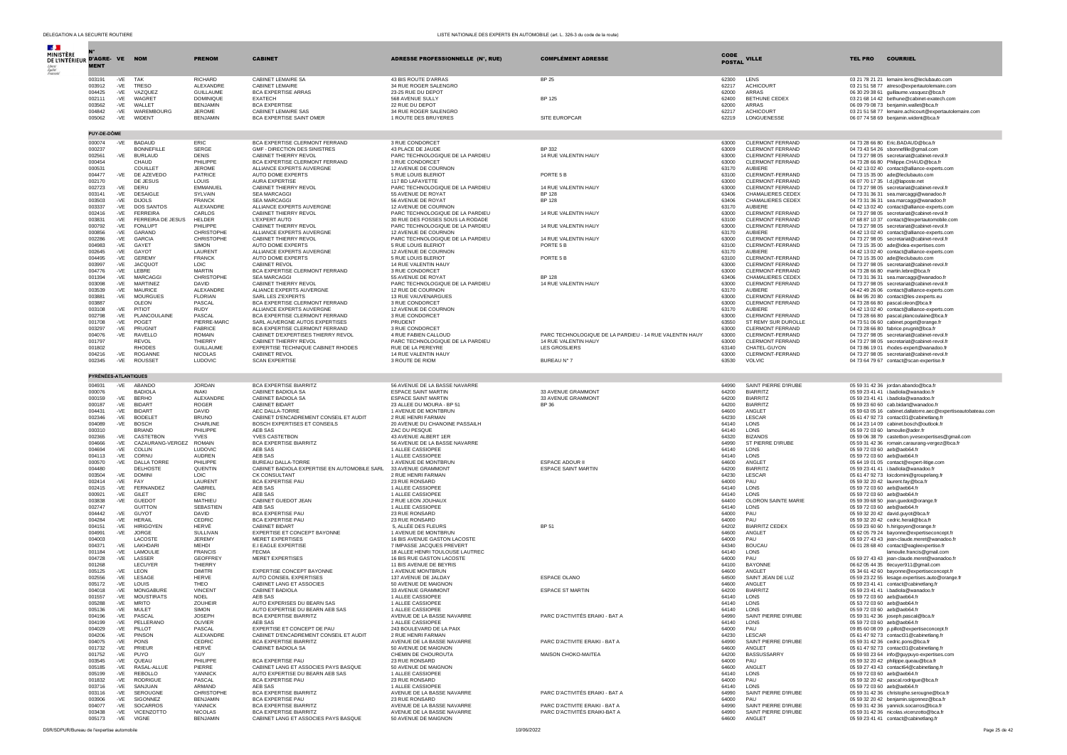| N° D'AGRE-MENT | VE | NOM | PRENOM | CABINET | ADRESSE PROFESSIONNELLE (N°, RUE) | COMPLÉMENT ADRESSE | CODE POSTAL | VILLE | TEL PRO | COURRIEL |
|---|---|---|---|---|---|---|---|---|---|---|
| 003191 | -VE | TAK | RICHARD | CABINET LEMAIRE SA | 43 BIS ROUTE D'ARRAS | BP 25 | 62300 | LENS | 03 21 78 21 21 | lemaire.lens@leclubauto.com |
| 003912 | -VE | TRESO | ALEXANDRE | CABINET LEMAIRE | 34 RUE ROGER SALENGRO | | 62217 | ACHICOURT | 03 21 51 58 77 | atreso@expertautolemaire.com |
| 004425 | -VE | VAZQUEZ | GUILLAUME | BCA EXPERTISE ARRAS | 23-25 RUE DU DEPOT | | 62000 | ARRAS | 06 30 29 38 61 | guillaume.vasquez@bca.fr |
| 002111 | -VE | WAGRET | DOMINIQUE | EXATECH | 568 AVENUE SULLY | BP 125 | 62400 | BETHUNE CEDEX | 03 21 68 14 42 | bethune@cabinet-exatech.com |
| 003562 | -VE | WALLET | BENJAMIN | BCA EXPERTISE | 22 RUE DU DEPOT | | 62000 | ARRAS | 06 09 79 08 73 | benjamin.wallet@bca.fr |
| 004842 | -VE | WAREMBOURG | JEROME | CABINET LEMAIRE SAS | 34 RUE ROGER SALENGRO | | 62217 | ACHICOURT | 03 21 51 58 77 | lemaire.achicourt@expertautolemaire.com |
| 005062 | -VE | WIDENT | BENJAMIN | BCA EXPERTISE SAINT OMER | 1 ROUTE DES BRUYERES | SITE EUROPCAR | 62219 | LONGUENESSE | 06 07 74 58 69 | benjamin.wident@bca.fr |
| **PUY-DE-DÔME** | | | | | | | | | | |
| 000074 | -VE | BADAUD | ERIC | BCA EXPERTISE CLERMONT FERRAND | 3 RUE CONDORCET | | 63000 | CLERMONT FERRAND | 04 73 28 66 80 | Eric.BADAUD@bca.fr |
| 000237 | | BONNEFILLE | SERGE | GMF - DIRECTION DES SINISTRES | 43 PLACE DE JAUDE | BP 332 | 63000 | CLERMONT FERRAND | 04 73 43 54 26 | sbonnefille@gmail.com |
| 002561 | -VE | BURLAUD | DENIS | CABINET THIERRY REVOL | PARC TECHNOLOGIQUE DE LA PARDIEU | 14 RUE VALENTIN HAUY | 63000 | CLERMONT FERRAND | 04 73 27 98 05 | secretariat@cabinet-revol.fr |
| 000454 | | CHAUD | PHILIPPE | BCA EXPERTISE CLERMONT FERRAND | 3 RUE CONDORCET | | 63000 | CLERMONT FERRAND | 04 73 28 66 80 | Philippe.CHAUD@bca.fr |
| 000531 | | COUILLET | JEROME | ALLIANCE EXPERTS AUVERGNE | 12 AVENUE DE COURNON | | 63170 | AUBIERE | 04 42 13 02 40 | contact@alliance-experts.com |
| 004477 | -VE | DE AZEVEDO | PATRICE | AUTO DOME EXPERTS | 5 RUE LOUIS BLERIOT | PORTE 5 B | 63100 | CLERMONT-FERRAND | 04 73 15 35 00 | ade@leclubauto.com |
| 002170 | | DE JESUS | LOUIS | AURA EXPERTISE | 117 BD LAFAYETTE | | 63000 | CLERMONT-FERRAND | 06 07 70 17 35 | l.d.j@laposte.net |
| 002723 | -VE | DERU | EMMANUEL | CABINET THIERRY REVOL | PARC TECHNOLOGIQUE DE LA PARDIEU | 14 RUE VALENTIN HAUY | 63000 | CLERMONT FERRAND | 04 73 27 98 05 | secretariat@cabinet-revol.fr |
| 003141 | -VE | DESAIGLE | SYLVAIN | SEA MARCAGGI | 55 AVENUE DE ROYAT | BP 128 | 63406 | CHAMALIERES CEDEX | 04 73 31 36 31 | sea.marcaggi@wanadoo.fr |
| 003503 | -VE | DIJOLS | FRANCK | SEA MARCAGGI | 56 AVENUE DE ROYAT | BP 128 | 63406 | CHAMALIERES CEDEX | 04 73 31 36 31 | sea.marcaggi@wanadoo.fr |
| 003337 | -VE | DOS SANTOS | ALEXANDRE | ALLIANCE EXPERTS AUVERGNE | 12 AVENUE DE COURNON | | 63170 | AUBIERE | 04 42 13 02 40 | contact@alliance-experts.com |
| 002416 | -VE | FERREIRA | CARLOS | CABINET THIERRY REVOL | PARC TECHNOLOGIQUE DE LA PARDIEU | 14 RUE VALENTIN HAUY | 63000 | CLERMONT FERRAND | 04 73 27 98 05 | secretariat@cabinet-revol.fr |
| 003831 | -VE | FERREIRA DE JESUS | HELDER | L'EXPERT AUTO | 30 RUE DES FOSSES SOUS LA RODADE | | 63100 | CLERMONT FERRAND | 07 68 87 10 37 | contact@lexpertautomobile.com |
| 000792 | -VE | FONLUPT | PHILIPPE | CABINET THIERRY REVOL | PARC TECHNOLOGIQUE DE LA PARDIEU | 14 RUE VALENTIN HAUY | 63000 | CLERMONT FERRAND | 04 73 27 98 05 | secretariat@cabinet-revol.fr |
| 000856 | -VE | GARAND | CHRISTOPHE | ALLIANCE EXPERTS AUVERGNE | 12 AVENUE DE COURNON | | 63170 | AUBIERE | 04 42 13 02 40 | contact@alliance-experts.com |
| 002286 | -VE | GARCIA | CHRISTOPHE | CABINET THIERRY REVOL | PARC TECHNOLOGIQUE DE LA PARDIEU | 14 RUE VALENTIN HAUY | 63000 | CLERMONT FERRAND | 04 73 27 98 05 | secretariat@cabinet-revol.fr |
| 004983 | -VE | GAYET | SIMON | AUTO DOME EXPERTS | 5 RUE LOUIS BLERIOT | PORTE 5 B | 63100 | CLERMONT-FERRAND | 04 73 15 35 00 | ade@idea-expertises.com |
| 002645 | -VE | GAYOT | LAURENT | ALLIANCE EXPERTS AUVERGNE | 12 AVENUE DE COURNON | | 63170 | AUBIERE | 04 42 13 02 40 | contact@alliance-experts.com |
| 004495 | -VE | GEREMY | FRANCK | AUTO DOME EXPERTS | 5 RUE LOUIS BLERIOT | PORTE 5 B | 63100 | CLERMONT-FERRAND | 04 73 15 35 00 | ade@leclubauto.com |
| 003997 | -VE | JACQUOT | LOIC | CABINET REVOL | 14 RUE VALENTIN HAUY | | 63000 | CLERMONT FERRAND | 04 73 27 98 05 | secretariat@cabinet-revol.fr |
| 004776 | -VE | LEBRE | MARTIN | BCA EXPERTISE CLERMONT FERRAND | 3 RUE CONDORCET | | 63000 | CLERMONT-FERRAND | 04 73 28 66 80 | martin.lebre@bca.fr |
| 001394 | -VE | MARCAGGI | CHRISTOPHE | SEA MARCAGGI | 55 AVENUE DE ROYAT | BP 128 | 63406 | CHAMALIERES CEDEX | 04 73 31 36 31 | sea.marcaggi@wanadoo.fr |
| 003098 | -VE | MARTINEZ | DAVID | CABINET THIERRY REVOL | PARC TECHNOLOGIQUE DE LA PARDIEU | 14 RUE VALENTIN HAUY | 63000 | CLERMONT FERRAND | 04 73 27 98 05 | secretariat@cabinet-revol.fr |
| 003539 | -VE | MAURICE | ALEXANDRE | ALIANCE EXPERTS AUVERGNE | 12 RUE DE COURNON | | 63170 | AUBIERE | 04 42 49 26 06 | contact@alliance-experts.com |
| 003881 | -VE | MOURGUES | FLORIAN | SARL LES Z'EXPERTS | 13 RUE VAUVENARGUES | | 63000 | CLERMONT FERRAND | 06 84 95 20 80 | contact@les-zexperts.eu |
| 003887 | | OLEON | PASCAL | BCA EXPERTISE CLERMONT FERRAND | 3 RUE CONDORCET | | 63000 | CLERMONT FERRAND | 04 73 28 66 80 | pascal.oleon@bca.fr |
| 003108 | -VE | PITIOT | RUDY | ALLIANCE EXPERTS AUVERGNE | 12 AVENUE DE COURNON | | 63170 | AUBIERE | 04 42 13 02 40 | contact@alliance-experts.com |
| 002798 | -VE | PLANCOULAINE | PASCAL | BCA EXPERTISE CLERMONT FERRAND | 3 RUE CONDORCET | | 63000 | CLERMONT FERRAND | 04 73 28 66 80 | pascal.plancoulaine@bca.fr |
| 001708 | -VE | POGET | PIERRE-MARC | SARL AUVERGNE AUTOS EXPERTISES | PRUDENT | | 63550 | ST REMY SUR DUROLLE | 04 73 51 06 60 | cabinet.poget@orange.fr |
| 003297 | -VE | PRUGNIT | FABRICE | BCA EXPERTISE CLERMONT FERRAND | 3 RUE CONDORCET | | 63000 | CLERMONT FERRAND | 04 73 28 66 80 | fabrice.prugnit@bca.fr |
| 004076 | -VE | RAVELLO | ROMAIN | CABINET D'EXPERTISES THIERRY REVOL | 4 RUE FABIEN CALLOUD | PARC TECHNOLOGIQUE DE LA PARDIEU - 14 RUE VALENTIN HAUY | 63000 | CLERMONT FERRAND | 04 73 27 98 05 | secretariat@cabinet-revol.fr |
| 001797 | | REVOL | THIERRY | CABINET THIERRY REVOL | PARC TECHNOLOGIQUE DE LA PARDIEU | 14 RUE VALENTIN HAUY | 63000 | CLERMONT FERRAND | 04 73 27 98 05 | secretariat@cabinet-revol.fr |
| 001802 | | RHODES | GUILLAUME | EXPERTISE TECHNIQUE CABINET RHODES | RUE DE LA PEREYRE | LES GROSLIERS | 63140 | CHATEL-GUYON | 04 73 86 19 01 | rhodes-expert@wanadoo.fr |
| 004216 | -VE | ROGANNE | NICOLAS | CABINET REVOL | 14 RUE VALENTIN HAUY | | 63000 | CLERMONT-FERRAND | 04 73 27 98 05 | secretariat@cabinet-revol.fr |
| 002345 | -VE | ROUSSET | LUDOVIC | SCAN EXPERTISE | 3 ROUTE DE RIOM | BUREAU N° 7 | 63530 | VOLVIC | 04 73 64 79 67 | contact@scan-expertise.fr |
| **PYRÉNÉES-ATLANTIQUES** | | | | | | | | | | |
| 004931 | -VE | ABANDO | JORDAN | BCA EXPERTISE BIARRITZ | 56 AVENUE DE LA BASSE NAVARRE | | 64990 | SAINT PIERRE D'IRUBE | 05 59 31 42 36 | jordan.abando@bca.fr |
| 000076 | | BADIOLA | INAKI | CABINET BADIOLA SA | ESPACE SAINT MARTIN | 33 AVENUE GRAMMONT | 64200 | BIARRITZ | 05 59 23 41 41 | i.badiola@wanadoo.fr |
| 000159 | -VE | BERHO | ALEXANDRE | CABINET BADIOLA SA | ESPACE SAINT MARTIN | 33 AVENUE GRAMMONT | 64200 | BIARRITZ | 05 59 23 41 41 | i.badiola@wanadoo.fr |
| 000187 | -VE | BIDART | ROGER | CABINET BIDART | 23 ALLEE DU MOURA - BP 51 | BP 36 | 64200 | BIARRITZ | 05 59 23 60 60 | cab.bidart@wanadoo.fr |
| 004431 | -VE | BIDART | DAVID | AEC DALLA-TORRE | 1 AVENUE DE MONTBRUN | | 64600 | ANGLET | 05 59 63 05 16 | cabinet.dallatorre.aec@expertiseautobateau.com |
| 002346 | -VE | BODELET | BRUNO | CABINET D'ENCADREMENT CONSEIL ET AUDIT | 2 RUE HENRI FARMAN | | 64230 | LESCAR | 05 61 47 92 73 | contact31@cabinetlang.fr |
| 004089 | -VE | BOSCH | CHARLINE | BOSCH EXPERTISES ET CONSEILS | 20 AVENUE DU CHANOINE PASSAILH | | 64140 | LONS | 06 14 23 14 09 | cabinet.bosch@outlook.fr |
| 000310 | | BRIAND | PHILIPPE | AEB SAS | ZAC DU PESQUE | | 64140 | LONS | 05 59 72 03 60 | lamoulie@ader.fr |
| 002365 | -VE | CASTETBON | YVES | YVES CASTETBON | 43 AVENUE ALBERT 1ER | | 64320 | BIZANOS | 05 59 06 38 79 | castetbon.yvesexpertises@gmail.com |
| 004666 | -VE | CAZAURANG-VERGEZ | ROMAIN | BCA EXPERTISE BIARRITZ | 56 AVENUE DE LA BASSE NAVARRE | | 64990 | ST PIERRE D'IRUBE | 05 59 31 42 36 | romain.cazaurang-vergez@bca.fr |
| 004694 | -VE | COLLIN | LUDOVIC | AEB SAS | 1 ALLEE CASSIOPEE | | 64140 | LONS | 05 59 72 03 60 | aeb@aeb64.fr |
| 004113 | -VE | CORNU | AUDREN | AEB SAS | 1 ALLEE CASSIOPEE | | 64140 | LONS | 05 59 72 03 60 | aeb@aeb64.fr |
| 000570 | -VE | DALLA TORRE | PHILIPPE | BUREAU DALLA-TORRE | 1 AVENUE DE MONTBRUN | ESPACE ADOUR II | 64600 | ANGLET | 05 64 19 01 05 | contact@expert-litige.com |
| 004480 | | DELHOSTE | QUENTIN | CABINET BADIOLA EXPERTISE EN AUTOMOBILE SARL | 33 AVENUE GRAMMONT | ESPACE SAINT MARTIN | 64200 | BIARRITZ | 05 59 23 41 41 | i.badiola@wanadoo.fr |
| 003504 | -VE | DOMINI | LOIC | CK CONSULTANT | 2 RUE HENRI FARMAN | | 64230 | LESCAR | 05 61 47 92 73 | loicdomini@groupelang.fr |
| 002414 | -VE | FAY | LAURENT | BCA EXPERTISE PAU | 23 RUE RONSARD | | 64000 | PAU | 05 59 32 20 42 | laurent.fay@bca.fr |
| 002415 | -VE | FERNANDEZ | GABRIEL | AEB SAS | 1 ALLEE CASSIOPEE | | 64140 | LONS | 05 59 72 03 60 | aeb@aeb64.fr |
| 000921 | -VE | GILET | ERIC | AEB SAS | 1 ALLEE CASSIOPEE | | 64140 | LONS | 05 59 72 03 60 | aeb@aeb64.fr |
| 003838 | -VE | GUEDOT | MATHIEU | CABINET GUEDOT JEAN | 2 RUE LEON JOUHAUX | | 64400 | OLORON SAINTE MARIE | 05 59 39 68 50 | jean.guedot@orange.fr |
| 002747 | | GUITTON | SEBASTIEN | AEB SAS | 1 ALLEE CASSIOPEE | | 64140 | LONS | 05 59 72 03 60 | aeb@aeb64.fr |
| 004442 | -VE | GUYOT | DAVID | BCA EXPERTISE PAU | 23 RUE RONSARD | | 64000 | PAU | 05 59 32 20 42 | david.guyot@bca.fr |
| 004284 | -VE | HERAIL | CEDRIC | BCA EXPERTISE PAU | 23 RUE RONSARD | | 64000 | PAU | 05 59 32 20 42 | cedric.herail@bca.fr |
| 004151 | -VE | HIRIGOYEN | HERVÉ | CABINET BIDART | 5, ALLÉE DES FLEURS | BP 51 | 64202 | BIARRITZ CEDEX | 05 59 23 60 60 | h.hirigoyen@orange.fr |
| 004991 | -VE | JORGE | SULLIVAN | EXPERTISE ET CONCEPT BAYONNE | 1 AVENUE DE MONTBRUN | | 64600 | ANGLET | 05 62 05 79 24 | bayonne@expertiseconcept.fr |
| 004003 | | LACOSTE | JEREMY | MERET EXPERTISES | 16 BIS AVENUE GASTON LACOSTE | | 64000 | PAU | 05 59 27 43 43 | jean-claude.meret@wanadoo.fr |
| 004371 | -VE | LAKHDARI | MEHDI | E.I EAGLE EXPERTISE | 7 IMPASSE JACQUES PREVERT | | 64340 | BOUCAU | 06 01 28 68 40 | contact@eagleexpertise.fr |
| 001184 | -VE | LAMOULIE | FRANCIS | FECMA | 18 ALLEE HENRI TOULOUSE LAUTREC | | 64140 | LONS | | lamoulie.francis@gmail.com |
| 004728 | -VE | LASSER | GEOFFREY | MERET EXPERTISES | 16 BIS RUE GASTON LACOSTE | | 64000 | PAU | 05 59 27 43 43 | jean-claude.meret@wanadoo.fr |
| 001268 | | LECUYER | THIERRY | | 11 BIS AVENUE DE BEYRIS | | 64100 | BAYONNE | 06 62 05 44 35 | tlecuyer911@gmail.com |
| 005125 | -VE | LEON | DIMITRI | EXPERTISE CONCEPT BAYONNE | 1 AVENUE MONTBRUN | | 64600 | ANGLET | 05 34 61 42 60 | bayonne@expertiseconcept.fr |
| 002556 | -VE | LESAGE | HERVE | AUTO CONSEIL EXPERTISES | 137 AVENUE DE JALDAY | ESPACE OLANO | 64500 | SAINT JEAN DE LUZ | 05 59 23 22 55 | lesage.expertises.auto@orange.fr |
| 005172 | -VE | LOUIS | THEO | CABINET LANG ET ASSOCIES | 50 AVENUE DE MAIGNON | | 64600 | ANGLET | 05 59 23 41 41 | contact@cabinetlang.fr |
| 004018 | -VE | MONGABURE | VINCENT | CABINET BADIOLA | 33 AVENUE GRAMMONT | ESPACE ST MARTIN | 64200 | BIARRITZ | 05 59 23 41 41 | i.badiola@wanadoo.fr |
| 001557 | -VE | MOUSTIRATS | NOEL | AEB SAS | 1 ALLEE CASSIOPEE | | 64140 | LONS | 05 59 72 03 60 | aeb@aeb64.fr |
| 005288 | -VE | MRITO | ZOUHEIR | AUTO EXPERISES DU BEARN SAS | 1 ALLEE CASSIOPEE | | 64140 | LONS | 05 53 72 03 60 | aeb@aeb64.fr |
| 005136 | -VE | MULET | SIMON | AUTO EXPERTISE DU BEARN AEB SAS | 1 ALLEE CASSIOPEE | | 64140 | LONS | 05 59 72 03 60 | aeb@aeb64.fr |
| 004196 | -VE | PASCAL | JOSEPH | BCA EXPERTISE BIARRITZ | AVENUE DE LA BASSE NAVARRE | PARC D'ACTIVITÉS ERAIKI - BAT A | 64990 | SAINT PIERRE D'IRUBE | 05 59 31 42 36 | joseph.pascal@bca.fr |
| 004199 | -VE | PELLERANO | OLIVIER | AEB SAS | 1 ALLEE CASSIOPEE | | 64140 | LONS | 05 59 72 03 60 | aeb@aeb64.fr |
| 004029 | -VE | PILLOT | PASCAL | EXPERTISE ET CONCEPT DE PAU | 243 BOULEVARD DE LA PAIX | | 64000 | PAU | 09 85 60 08 09 | p.pillot@expertiseconcept.fr |
| 004206 | -VE | PINSON | ALEXANDRE | CABINET D'ENCADREMENT CONSEIL ET AUDIT | 2 RUE HENRI FARMAN | | 64230 | LESCAR | 05 61 47 92 73 | contact31@cabinetlang.fr |
| 004075 | -VE | PONS | CEDRIC | BCA EXPERTISE BIARRITZ | AVENUE DE LA BASSE NAVARRE | PARC D'ACTIVITE ERAIKI - BAT A | 64990 | SAINT PIERRE D'IRUBE | 05 59 31 42 36 | cedric.pons@bca.fr |
| 001732 | -VE | PRIEUR | HERVÉ | CABINET BADIOLA SA | 50 AVENUE DE MAIGNON | | 64600 | ANGLET | 05 61 47 92 73 | contact31@cabinetlang.fr |
| 001752 | -VE | PUYO | GUY | | CHEMIN DE CHOUROUTA | MAISON CHOKO-MAITEA | 64200 | BASSUSSARRY | 05 59 93 23 64 | info@guypuyo-expertises.com |
| 003545 | -VE | QUEAU | PHILIPPE | BCA EXPERTISE PAU | 23 RUE RONSARD | | 64000 | PAU | 05 59 32 20 42 | philippe.queau@bca.fr |
| 005185 | -VE | RASAL-ALLUE | PIERRE | CABINET LANG ET ASSOCIES PAYS BASQUE | 50 AVENUE DE MAIGNON | | 64600 | ANGLET | 05 59 27 43 43 | contact64@cabinetlang.fr |
| 005199 | -VE | REBOLLO | YANNICK | AUTO EXPERTISE DU BEARN AEB SAS | 1 ALLEE CASSIOPEE | | 64140 | LONS | 05 59 72 03 60 | aeb@aeb64.fr |
| 001832 | -VE | RODRIGUE | PASCAL | BCA EXPERTISE PAU | 23 RUE RONSARD | | 64000 | PAU | 05 59 32 20 42 | pascal.rodrigue@bca.fr |
| 003716 | -VE | SANJUAN | ARMAND | AEB SAS | 1 ALLEE CASSIOPEE | | 64140 | LONS | 05 59 72 03 60 | aeb@aeb64.fr |
| 003116 | -VE | SEROUGNE | CHRISTOPHE | BCA EXPERTISE BIARRITZ | AVENUE DE LA BASSE NAVARRE | PARC D'ACTIVITÉS ERAIKI - BAT A | 64990 | SAINT PIERRE D'IRUBE | 05 59 31 42 36 | christophe.serougne@bca.fr |
| 003906 | -VE | SIGONNEZ | BENJAMIN | BCA EXPERTISE PAU | 23 RUE RONSARD | | 64000 | PAU | 05 59 32 20 42 | benjamin.sigonnez@bca.fr |
| 004077 | -VE | SOCARROS | YANNICK | BCA EXPERTISE BIARRITZ | AVENUE DE LA BASSE NAVARRE | PARC D'ACTIVITE ERAIKI - BAT A | 64990 | SAINT PIERRE D'IRUBE | 05 59 31 42 36 | yannick.socarros@bca.fr |
| 003438 | -VE | VICENZOTTO | NICOLAS | BCA EXPERTISE BIARRITZ | AVENUE DE LA BASSE NAVARRE | PARC D'ACTIVITÉS ERAIKI-BAT A | 64990 | SAINT PIERRE D'IRUBE | 05 59 31 42 36 | nicolas.vicenzotto@bca.fr |
| 005173 | -VE | VIGNE | BENJAMIN | CABINET LANG ET ASSOCIES PAYS BASQUE | 50 AVENUE DE MAIGNON | | 64600 | ANGLET | 05 59 23 41 41 | contact@cabinetlang.fr |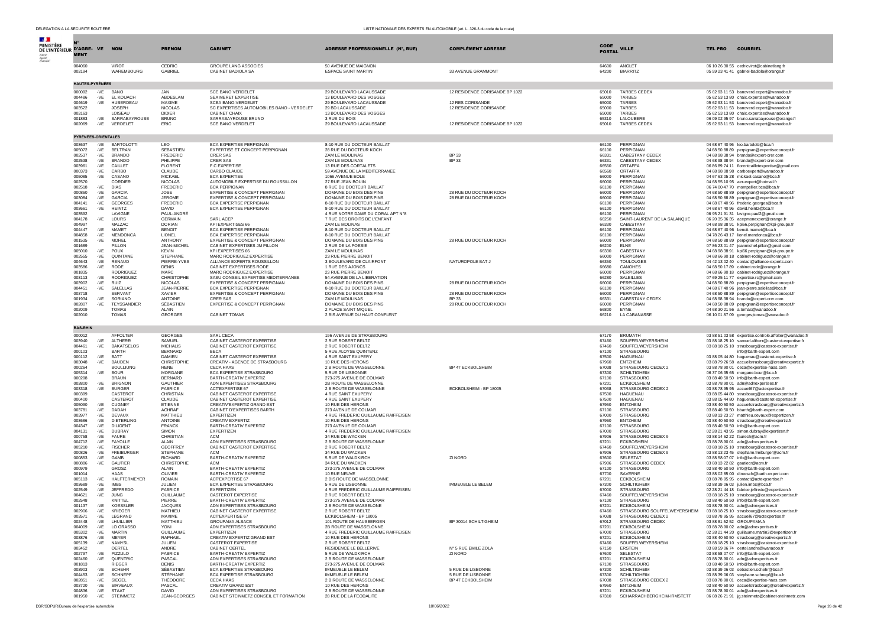| N° D'AGRÉMENT | VE | NOM | PRENOM | CABINET | ADRESSE PROFESSIONNELLE (N°, RUE) | COMPLÉMENT ADRESSE | CODE POSTAL | VILLE | TEL PRO | COURRIEL |
|---|---|---|---|---|---|---|---|---|---|---|
| 004060 | | VIROT | CEDRIC | GROUPE LANG ASSOCIES | 50 AVENUE DE MAIGNON | | 64600 | ANGLET | 06 10 26 30 55 | cedricvirot@cabinetlang.fr |
| 003194 | | WAREMBOURG | GABRIEL | CABINET BADIOLA SA | ESPACE SAINT MARTIN | 33 AVENUE GRAMMONT | 64200 | BIARRITZ | 05 59 23 41 41 | gabriel-badiola@orange.fr |
| **HAUTES-PYRÉNÉES** | | | | | | | | | | |
| 000092 | -VE | BANO | JAN | SCE BANO VERDELET | 29 BOULEVARD LACAUSSADE | 12 RESIDENCE CORISANDE BP 1022 | 65010 | TARBES CEDEX | 05 62 93 11 53 | banoverd.expert@wanadoo.fr |
| 004486 | -VE | EL KOUACH | ABDESLAM | SEA MERET EXPERTISE | 13 BOULEVARD DES VOSGES | | 65000 | TARBES | 05 62 53 13 80 | chaix.expertise@wanadoo.fr |
| 004619 | -VE | HUBERDEAU | MAXIME | SCEA BANO-VERDELET | 29 BOULEVARD LACAUSSADE | 12 RES CORISANDE | 65000 | TARBES | 05 62 93 11 53 | banoverd.expert@wanadoo.fr |
| 003522 | | JOSEPH | NICOLAS | SC EXPERTISES AUTOMOBILES BANO - VERDELET | 29 BD LACAUSSADE | 12 RESIDENCE CORISANDE | 65000 | TARBES | 05 62 93 11 53 | banoverd.expert@wanadoo.fr |
| 003163 | | LOISEAU | DIDIER | CABINET CHAIX | 13 BOULEVARD DES VOSGES | | 65000 | TARBES | 05 62 53 13 80 | chaix.expertise@wanadoo.fr |
| 001883 | -VE | SARRABAYROUSE | BRUNO | SARRABAYROUSE BRUNO | 3 RUE DU BOIS | | 65310 | LALOUBERE | 06 09 02 95 97 | bruno.sarrabayrouse@orange.fr |
| 002069 | -VE | VERDELET | ERIC | SCE BANO VERDELET | 29 BOULEVARD LACAUSSADE | 12 RESIDENCE CORISANDE BP 1022 | 65010 | TARBES CEDEX | 05 62 93 11 53 | banoverd.expert@wanadoo.fr |
| **PYRÉNÉES-ORIENTALES** | | | | | | | | | | |
| 003637 | -VE | BARTOLOTTI | LEO | BCA EXPERTISE PERPIGNAN | 8-10 RUE DU DOCTEUR BAILLAT | | 66100 | PERPIGNAN | 04 68 67 40 96 | leo.bartolotti@bca.fr |
| 005072 | -VE | BELTRAN | SEBASTIEN | EXPERTISE ET CONCEPT PERPIGNAN | 28 RUE DU DOCTEUR KOCH | | 66100 | PERPIGNAN | 04 68 50 88 89 | perpignan@expertiseconcept.fr |
| 002537 | -VE | BRANDO | FREDERIC | CRER SAS | ZAM LE MOULINAS | BP 33 | 66331 | CABESTANY CEDEX | 04 68 98 38 94 | brando@expert-crer.com |
| 002538 | -VE | BRANDO | PHILIPPE | CRER SAS | ZAM LE MOULINAS | BP 33 | 66331 | CABESTANY CEDEX | 04 68 98 38 94 | brando@expert-crer.com |
| 003961 | -VE | CAILLET | FLORENT | F.C EXPERTISE | 13 RUE DES CORTALETS | | 66560 | ORTAFFA | 06 86 89 74 11 | florentcailletexpertise@gmail.com |
| 000373 | -VE | CARBO | CLAUDE | CARBO CLAUDE | 59 AVENUE DE LA MEDITERRANEE | | 66560 | ORTAFFA | 04 68 98 08 98 | carboexpert@wanadoo.fr |
| 005085 | -VE | CASANO | MICKAEL | BCA EXPERTISE | 1066 AVENUE EOLE | | 66000 | PERPIGNAN | 04 67 63 05 28 | mickael.casano@bca.fr |
| 002570 | | CORDIER | NICOLAS | AUTOMOBILE EXPERTISE DU ROUSSILLON | 27 RUE JEAN BOUIN | | 66000 | PERPIGNAN | 04 68 55 10 95 | aer-expert@hotmail.fr |
| 002518 | -VE | DIAS | FREDERIC | BCA PERPIGNAN | 8 RUE DU DOCTEUR BAILLAT | | 66100 | PERPIGNAN | 06 74 00 47 70 | montpellier.bca@bca.fr |
| 000860 | -VE | GARCIA | JOSE | EXPERTISE & CONCEPT PERPIGNAN | DOMAINE DU BOIS DES PINS | 28 RUE DU DOCTEUR KOCH | 66000 | PERPIGNAN | 04 68 50 88 89 | perpignan@expertiseconcept.fr |
| 003084 | -VE | GARCIA | JEROME | EXPERTISE & CONCEPT PERPIGNAN | DOMAINE DU BOIS DES PINS | 28 RUE DU DOCTEUR KOCH | 66000 | PERPIGNAN | 04 68 50 88 89 | perpignan@expertiseconcept.fr |
| 004141 | -VE | GEORGES | FREDERIC | BCA EXPERTISE PERPIGNAN | 8-10 RUE DU DOCTEUR BAILLAT | | 66100 | PERPIGNAN | 04 68 67 40 96 | frederic.georges@bca.fr |
| 003661 | -VE | HEINTZ | DAVID | BCA EXPERTISE PERPIGNAN | 8-10 RUE DU DOCTEUR BAILLAT | | 66100 | PERPIGNAN | 04 68 67 40 96 | david.heintz@bca.fr |
| 003592 | | LAVIGNE | PAUL-ANDRÉ | | 4 RUE NOTRE DAME DU CORAL APT N°8 | | 66100 | PERPIGNAN | 06 95 21 91 31 | lavigne.paul2@gmail.com |
| 004178 | -VE | LOURS | GERMAIN | SARL ACEP | 7 RUE DES DROITS DE L'ENFANT | | 66250 | SAINT-LAURENT DE LA SALANQUE | 06 20 35 36 35 | acepmonexpert@orange.fr |
| 004997 | | MALZAC | DORIAN | KPI EXPERTISES 66 | ZAM LE MOLINAS | | 66330 | CABESTANY | 04 68 98 38 91 | kpi66.perpignan@kpi-groupe.fr |
| 004447 | -VE | MAMET | BENOIT | BCA EXPERTISE PERPIGNAN | 8-10 RUE DU DOCTEUR BAILLAT | | 66100 | PERPIGNAN | 04 68 67 40 96 | benoit.mamet@bca.fr |
| 004858 | -VE | MENDONCA | LIONEL | BCA EXPERTISE PERPIGNAN | 8-10 RUE DU DOCTEUR BAILLAT | | 66100 | PERPIGNAN | 04 78 26 43 17 | lionel.mendonca@bca.fr |
| 001535 | -VE | MOREL | ANTHONY | EXPERTISE & CONCEPT PERPIGNAN | DOMAINE DU BOIS DES PINS | 28 RUE DU DOCTEUR KOCH | 66000 | PERPIGNAN | 04 68 50 88 89 | perpignan@expertiseconcept.fr |
| 001680 | | PILLON | JEAN-MICHEL | CABINET EXPERTISES JM PILLON | 2 RUE DE LA POESIE | | 66200 | ELNE | 07 86 23 01 47 | jeanmichel.pillon@gmail.com |
| 005010 | -VE | POUX | KEVIN | KPI EXPERTISES 66 | ZAM LE MOULINAS | | 66330 | CABESTANY | 04 68 98 38 91 | kpi66.perpignan@kpi-groupe.fr |
| 002555 | -VE | QUINTANE | STEPHANE | MARC RODRIGUEZ EXPERTISE | 23 RUE PIERRE BENOIT | | 66000 | PERPIGNAN | 04 68 66 90 18 | cabinet-rodriguez@orange.fr |
| 004643 | -VE | RENAUD | PIERRE-YVES | ALLIANCE EXPERTS ROUSSILLON | 3 BOULEVARD DE CLAIRFONT | NATUROPOLE BAT J | 66350 | TOULOUGES | 04 42 13 02 40 | contact@alliance-experts.com |
| 003586 | -VE | RODE | DENIS | CABINET EXPERTISES RODE | 1 RUE DES AJONCS | | 66680 | CANOHES | 04 68 50 17 89 | cabinet.rode@orange.fr |
| 001835 | | RODRIGUEZ | MARC | MARC RODRIGUEZ EXPERTISE | 23 RUE PIERRE BENOIT | | 66000 | PERPIGNAN | 04 68 66 90 18 | cabinet-rodriguez@orange.fr |
| 003113 | -VE | RODRIGUEZ | CHRISTOPHE | SASU CONSEIL EXPERTISE MEDITERRANEE | 54 AVENUE DE LA LIBERATION | | 66280 | SALEILLES | 07 69 25 11 77 | expertise.rc@gmail.com |
| 003902 | -VE | RUIZ | NICOLAS | EXPERTISE & CONCEPT PERPIGNAN | DOMAINE DU BOIS DES PINS | 28 RUE DU DOCTEUR KOCH | 66000 | PERPIGNAN | 04 68 50 88 89 | perpignan@expertiseconcept.fr |
| 004451 | -VE | SALELLAS | JEAN-PIERRE | BCA EXPERTISE PERPIGNAN | 8-10 RUE DU DOCTEUR BAILLAT | | 66100 | PERPIGNAN | 04 68 67 40 96 | jean-pierre.salellas@bca.fr |
| 003718 | | SERVANT | XAVIER | EXPERTISE & CONCEPT PERPIGNAN | DOMAINE DU BOIS DES PINS | 28 RUE DU DOCTEUR KOCH | 66000 | PERPIGNAN | 04 68 50 88 89 | perpignan@expertiseconcept.fr |
| 001934 | -VE | SORIANO | ANTOINE | CRER SAS | ZAM LE MOULINAS | BP 33 | 66331 | CABESTANY CEDEX | 04 68 98 38 94 | brando@expert-crer.com |
| 002807 | -VE | TEYSSANDIER | SÉBASTIEN | EXPERTISE & CONCEPT PERPIGNAN | DOMAINE DU BOIS DES PINS | 28 RUE DU DOCTEUR KOCH | 66000 | PERPIGNAN | 04 68 50 88 89 | perpignan@expertiseconcept.fr |
| 002009 | | TOMAS | ALAIN | | 2 PLACE SAINT MIQUEL | | 66800 | EYNE | 04 68 30 21 56 | a.tomas@wanadoo.fr |
| 002010 | | TOMAS | GEORGES | CABINET TOMAS | 2 BIS AVENUE DU HAUT CONFLENT | | 66210 | LA CABANASSE | 06 10 01 87 09 | georges.tomas@wanadoo.fr |
| **BAS-RHIN** | | | | | | | | | | |
| 000012 | | AFFOLTER | GEORGES | SARL CECA | 196 AVENUE DE STRASBOURG | | 67170 | BRUMATH | 03 88 51 03 58 | expertise.controle.affolter@wanadoo.fr |
| 003940 | -VE | ALTHERR | SAMUEL | CABINET CASTEROT EXPERTISE | 2 RUE ROBERT BELTZ | | 67460 | SOUFFELWEYERSHEIM | 03 88 18 25 10 | samuel.altherr@casterot-expertise.fr |
| 004461 | -VE | BAKATSELOS | MICHALIS | CABINET CASTEROT EXPERTISE | 2 RUE ROBERT BELTZ | | 67460 | SOUFFELWEYERSHEIM | 03 88 18 25 10 | strasbourg@casterot-expertise.fr |
| 000103 | | BARTH | BERNARD | BECA | 5 RUE ALOYSE QUINTENZ | | 67100 | STRASBOURG | | info@barth-expert.com |
| 000112 | -VE | BATT | DAMIEN | CABINET CASTEROT EXPERTISE | 4 RUE SAINT EXUPERY | | 67500 | HAGUENAU | 03 88 05 44 80 | haguenau@casterot-expertise.fr |
| 003048 | -VE | BAUDEN | CHRISTOPHE | CREATIV - AGENCE DE STRASBOURG | 10 RUE DES HERONS | | 67960 | ENTZHEIM | 03 88 79 26 58 | accueilstrasbourg@creativexpertiz.fr |
| 000264 | | BOULLIUNG | RENE | CECA HAAS | 2 B ROUTE DE WASSELONNE | BP 47 ECKBOLSHEIM | 67038 | STRASBOURG CEDEX 2 | 03 88 78 90 01 | ceca@expertise-haas.com |
| 005314 | -VE | BOUR | MORGANE | BCA EXPERTISE STRASBOURG | 5 RUE DE LISBONNE | | 67300 | SCHILTIGHEIM | 06 37 06 35 65 | morgane.bour@bca.fr |
| 000298 | | BRAUN | BERNARD | BARTH-CREATIV EXPERTIZ | 273-275 AVENUE DE COLMAR | | 67100 | STRASBOURG | 03 88 40 50 50 | info@barth-expert.com |
| 003800 | -VE | BRIGNON | GAUTHIER | ADN EXPERTISES STRASBOURG | 2B ROUTE DE WASSELONNE | | 67201 | ECKBOLSHEIM | 03 88 78 90 01 | adn@adnexpertises.fr |
| 003318 | -VE | BURGER | FABRICE | ACT'EXPERTISE 67 | 2 B ROUTE DE WASSELONNE | ECKBOLSHEIM - BP 18005 | 67038 | STRASBOURG CEDEX 2 | 03 88 78 95 95 | accueil67@actexpertise.fr |
| 000399 | | CASTEROT | CHRISTIAN | CABINET CASTEROT EXPERTISE | 4 RUE SAINT EXUPERY | | 67500 | HAGUENAU | 03 88 05 44 80 | strasbourg@casterot-expertise.fr |
| 000400 | | CASTEROT | CLAUDE | CABINET CASTEROT EXPERTISE | 4 RUE SAINT EXUPERY | | 67500 | HAGUENAU | 03 88 05 44 80 | haguenau@casterot-expertise.fr |
| 005090 | -VE | CUGNEY | ETIENNE | CREATIV'EXPERTIZ GRAND EST | 10 RUE DES HERONS | | 67960 | ENTZHEIM | 03 88 40 50 50 | accueilstrasbourg@creativexpertiz.fr |
| 003781 | -VE | DADAH | ACHRAF | CABINET D'EXPERTISES BARTH | 273 AVENUE DE COLMAR | | 67100 | STRASBOURG | 03 88 40 50 50 | bbarth@barth-expert.com |
| 003977 | -VE | DEVAUX | MATTHIEU | EXPERTIZEN | 4 RUE FREDERIC GUILLAUME RAIFFEISEN | | 67000 | STRASBOURG | 03 88 13 23 27 | matthieu.devaux@expertizen.fr |
| 003686 | -VE | DIETERLING | ANTOINE | CREATIV EXPERTIZ | 10 RUE DES HERONS | | 67960 | ENTZHEIM | 03 88 40 50 50 | strasbourg@creativexpertiz.fr |
| 004347 | -VE | DILIGENT | FRANCK | BARTH-CREATIV EXPERTIZ | 273 AVENUE DE COLMAR | | 67100 | STRASBOURG | 03 88 40 50 50 | info@barth-expert.com |
| 004131 | -VE | DUBRAY | SIMON | EXPERTIZEN | 4 RUE FREDERIC GUILLAUME RAIFFEISEN | | 67000 | STRASBOURG | 02 28 21 43 95 | simon.dubray@expertizen.fr |
| 000758 | -VE | FAURE | CHRISTIAN | ACM | 34 RUE DU WACKEN | | 67906 | STRASBOURG CEDEX 9 | 03 88 14 62 22 | faurech@acm.fr |
| 004712 | -VE | FAYOLLE | ALAIN | ADN EXPERTISES STRASBOURG | 2 B ROUTE DE WASSELONNE | | 67201 | ECKBOSHEIM | 03 88 78 90 01 | adn@adnexpertises.fr |
| 005210 | -VE | FISCHER | GEOFFREY | CABINET CASTEROT EXPERTISE | 2 RUE ROBERT BELTZ | | 67460 | SOUFFELWEYERSHEIM | 03 88 18 25 10 | strasbourg@casterot-expertise.fr |
| 000826 | -VE | FREIBURGER | STEPHANE | ACM | 34 RUE DU WACKEN | | 67906 | STRASBOURG CEDEX 9 | 03 88 13 23 45 | stephane.freiburger@acm.fr |
| 000853 | -VE | GAMB | RICHARD | BARTH-CREATIV EXPERTIZ | 5 RUE DE WALDKIRCH | ZI NORD | 67600 | SELESTAT | 03 88 58 07 07 | info@barth-expert.com |
| 000886 | -VE | GAUTIER | CHRISTOPHE | ACM | 34 RUE DU WACKEN | | 67906 | STRASBOURG CEDEX | 03 88 13 22 82 | gautierct@acm.fr |
| 000979 | | GROSZ | ALAIN | BARTH-CREATIV EXPERTIZ | 273-275 AVENUE DE COLMAR | | 67100 | STRASBOURG | 03 88 40 50 50 | info@barth-expert.com |
| 001014 | | HAAS | OLIVIER | BARTH-CREATIV EXPERTIZ | 10 RUE NEUVE | | 67700 | SAVERNE | 03 88 02 85 00 | dtroesch@barth-expert.com |
| 005113 | -VE | HALFTERMEYER | ROMAIN | ACT'EXPERTISE 67 | 2 BIS ROUTE DE WASSELONNE | | 67201 | ECKBOLSHEIM | 03 88 78 95 95 | contact@actexpertise.fr |
| 003689 | -VE | IMBS | JULIEN | BCA EXPERTISE STRASBOURG | 5 RUE DE LISBONNE | IMMEUBLE LE BELEM | 67300 | SCHILTIGHEIM | 03 88 39 06 03 | julien.imbs@bca.fr |
| 002549 | -VE | JEFFREDO | FABRICE | EXPERTIZEN | 4 RUE FREDERIC GUILLAUME RAIFFEISEN | | 67000 | STRASBOURG | 02 28 21 44 18 | fabrice.jeffredo@expertizen.fr |
| 004621 | -VE | JUNG | GUILLAUME | CASTEROT EXPERTISE | 2 RUE ROBERT BELTZ | | 67460 | SOUFFELWEYERSHEIM | 03 88 18 25 10 | strasbourg@casterot-expertise.fr |
| 002548 | | KNITTEL | PIERRE | BARTH-CREATIV EXPERTIZ | 273-275 AVENUE DE COLMAR | | 67100 | STRASBOURG | 03 88 40 50 50 | info@barth-expert.com |
| 001137 | -VE | KOESSLER | JACQUES | ADN EXPERTISES STRASBOURG | 2 B ROUTE DE WASSELONE | | 67201 | ECKBOLSHEIM | 03 88 78 90 01 | adn@adnexpertises.fr |
| 002906 | -VE | KRIEGER | MATHIEU | CABINET CASTEROT EXPERTISE | 2 RUE ROBERT BELTZ | | 67460 | STRASBOURG SOUFFELWEYERSHEIM | 03 88 18 25 10 | strasbourg@casterot-expertise.fr |
| 003571 | -VE | LEGRAND | MAXIME | ACT'EXPERTISE 67 | ECKBOLSHEIM - BP 18005 | | 67038 | STRASBOURG CEDEX 2 | 03 88 78 95 95 | accueil67@actexpertise.fr |
| 002448 | -VE | LHUILLIER | MATTHIEU | GROUPAMA ALSACE | 101 ROUTE DE HAUSBERGEN | BP 30014 SCHILTIGHEIM | 67012 | STRASBOURG CEDEX | 03 88 81 52 52 | GROUPAMA.fr |
| 004009 | -VE | LO GRASSO | YONI | ADN EXPERTISES STRASBOURG | 2B ROUTE DE WASSELONNE | | 67201 | ECKBOLSHEIM | 03 88 78 90 02 | adn@adnexpertises.fr |
| 005302 | -VE | MARTIN | GUILLAUME | EXPERTIZEN | 4 RUE FREDERIC GUILLAUME RAIFFEISEN | | 67000 | STRASBOURG | 02 28 21 44 20 | guillaume.martin2@expertizen.fr |
| 003876 | -VE | MEYER | RAPHAEL | CREATIV EXPERTIZ GRAND EST | 10 RUE DES HERONS | | 67201 | ECKBOLSHEIM | 03 88 40 50 50 | strasbourg@creativexpertiz.fr |
| 005139 | -VE | NAMYSL | JULIEN | CASTEROT EXPERTISE | 2 RUE ROBERT BELTZ | | 67460 | SOUFFELWEYERSHEIM | 03 88 18 25 10 | strasbourg@casterot-expertise.fr |
| 003452 | | OERTEL | ANDRE | CABINET OERTEL | RESIDENCE LE BELLERIVE | N° 5 RUE EMILE ZOLA | 67150 | ERSTEIN | 03 88 59 06 74 | oertel.andre@wanadoo.fr |
| 002797 | -VE | PIZZULO | FABRICE | BARTH-CREATIV EXPERTIZ | 5 RUE DE WALDKIRCH | ZI NORD | 67600 | SELESTAT | 03 88 58 07 07 | info@barth-expert.com |
| 002460 | -VE | QUENTRIC | PASCAL | ADN EXPERTISES STRASBOURG | 2 B ROUTE DE WASSELONNE | | 67201 | ECKBOLSHEIM | 03 88 78 90 01 | adn@adnexpertises.fr |
| 001813 | | RIEGER | DENIS | BARTH-CREATIV EXPERTIZ | 273-275 AVENUE DE COLMAR | | 67100 | STRASBOURG | 03 88 40 50 50 | info@barth-expert.com |
| 003903 | -VE | SCHEHR | SÉBASTIEN | BCA EXPERTISE STRASBOURG | IMMEUBLE LE BELEM | 5 RUE DE LISBONNE | 67300 | SCHILTIGHEIM | 03 88 39 06 03 | sebastien.schehr@bca.fr |
| 004453 | -VE | SCHNEPF | STÉPHANE | BCA EXPERTISE STRASBOURG | IMMEUBLE LE BELEM | 5 RUE DE LISBONNE | 67300 | SCHILTIGHEIM | 03 88 39 06 03 | stephane.schnepf@bca.fr |
| 002851 | -VE | SIEGEL | THÉODORE | CECA HAAS | 2 B ROUTE DE WASSELONNE | BP 47 ECKBOLSHEIM | 67038 | STRASBOURG CEDEX 2 | 03 88 78 90 01 | ceca@expertise-haas.com |
| 003720 | -VE | SIRVEAUX | PASCAL | CREATIV GRAND EST | 10 RUE DES HERONS | | 67960 | ENTZHEIM | 03 88 40 50 50 | accueilstrasbourg@creativexpertiz.fr |
| 004836 | -VE | STAAT | DAVID | ADN EXPERTISES STRASBOURG | 2 B ROUTE DE WASSELONNE | | 67201 | ECKBOLSHEIM | 03 88 78 90 01 | adn@adnexpertises.fr |
| 001950 | -VE | STEINMETZ | JEAN-GEORGES | CABINET STEINMETZ CONSEIL ET FORMATION | 28 RUE DE LA FEODALITE | | 67310 | SCHARRACHBERGHEIM-IRMSTETT | 06 08 26 21 91 | jg.steinmetz@cabinet-steinmetz.com |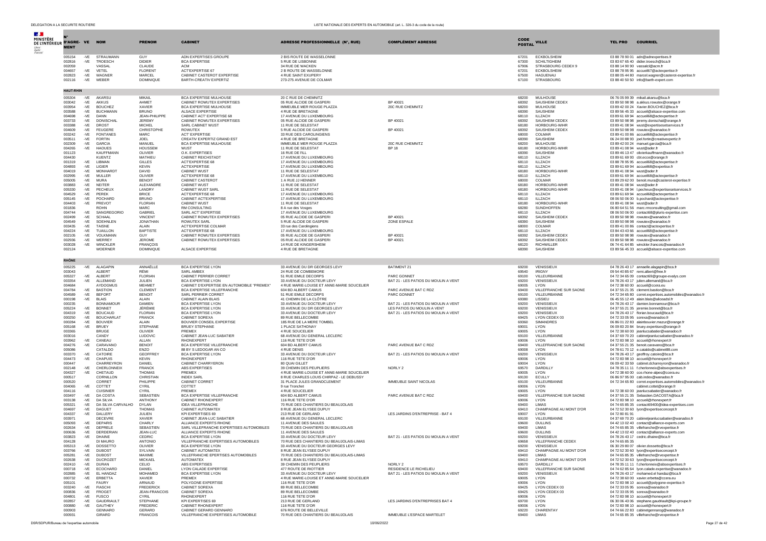| N° D'AGRÉMENT | VE | NOM | PRENOM | CABINET | ADRESSE PROFESSIONNELLE (N°, RUE) | COMPLÉMENT ADRESSE | CODE POSTAL | VILLE | TEL PRO | COURRIEL |
|---|---|---|---|---|---|---|---|---|---|---|
| 005154 | -VE | STRAUMANN | GUY | ADN EXPERTISES GROUPE | 2 BIS ROUTE DE WASSELONNE | | 67201 | ECKBOLSHEIM | 03 88 78 90 01 | adn@adnexpertises.fr |
| 002816 | -VE | TROESCH | DIDIER | BCA EXPERTISE | 5 RUE DE LISBONNE | | 67300 | SCHILTIGHEIM | 03 83 67 65 40 | didier.troesch@bca.fr |
| 002059 | | VASSAL | CLAUDE | ACM | 34 RUE DE WACKEN | | 67906 | STRASBOURG CEDEX 9 | 03 88 14 90 90 | vassalcl@acm.fr |
| 004657 | -VE | VETEL | FLORENT | ACT'EXPERTISE 67 | 2 B ROUTE DE WASSELONNE | | 67201 | ECKBOLSHEIM | 03 88 78 95 95 | accueil67@actexpertise.fr |
| 002823 | -VE | WAGNER | MARCEL | CABINET CASTEROT EXPERTISE | 4 RUE SAINT EXUPERY | | 67500 | HAGUENAU | 03 88 05 44 80 | marcel.wagner@casterot-expertise.fr |
| 002116 | -VE | WEBER | DOMINIQUE | BARTH-CREATIV EXPERTIZ | 273-275 AVENUE DE COLMAR | | 67100 | STRASBOURG | 03 88 40 50 50 | info@barth-expert.com |
| **HAUT-RHIN** | | | | | | | | | | |
| 005304 | -VE | AKARSU | MIKAIL | BCA EXPERTISE MULHOUSE | 20 C RUE DE CHEMNITZ | | 68200 | MULHOUSE | 06 76 05 99 39 | mikail.akarsu@bca.fr |
| 003042 | -VE | AKKUS | AHMET | CABINET ROWUTEX EXPERTISES | 05 RUE ALCIDE DE GASPERI | BP 40021 | 68392 | SAUSHEIM CEDEX | 03 89 50 98 98 | a.akkus.rowutex@orange.fr |
| 003954 | -VE | BOUCHEZ | XAVIER | BCA EXPERTISE MULHOUSE | IMMEUBLE MER ROUGE PLAZZA | 20C RUE CHEMNITZ | 68200 | MULHOUSE | 03 89 42 00 24 | Xavier.BOUCHEZ@bca.fr |
| 003588 | -VE | BUCHMANN | BRUNO | ALSACE EXPERTISE | 4 RUE DE BRETAGNE | | 68390 | SAUSHEIM | 03 89 56 45 33 | accueil@alsace-expertise.com |
| 004698 | -VE | DANN | JEAN-PHILIPPE | CABINET ACT'EXPERTISE 68 | 17 AVENUE DU LUXEMBOURG | | 68110 | ILLZACH | 03 89 61 69 94 | accueil68@actexpertise.fr |
| 003733 | -VE | DONISCHAL | JEREMY | CABINET ROWUTEX EXPERTISES | 05 RUE ALCIDE DE GASPERI | BP 40021 | 68392 | SAUSHEIM CEDEX | 03 89 50 98 98 | jeremy.donischal@orange.fr |
| 003388 | -VE | DROST | MICHEL | SARL CABINET WUST | 11 RUE DE SELESTAT | | 68180 | HORBOURG-WIHR | 03 89 41 08 94 | wust@expertisesetservices.fr |
| 004609 | -VE | FEUGERE | CHRISTOPHE | ROWUTEX | 5 RUE ALCIDE DE GASPERI | BP 40021 | 68392 | SAUSHEIM CEDEX | 03 89 50 98 98 | rowutex@wanadoo.fr |
| 003242 | -VE | FONTANES | MARC | ACT' EXPERTISE | 33 RUE DES CAROLINGIENS | | 68000 | COLMAR | 03 89 41 00 86 | accueil68@actexpertise.fr |
| 003511 | -VE | FORTIN | JOEL | CREATIV EXPERTIZ GRAND EST | 4 RUE DE BRETAGNE | | 68390 | SAUSHEIM | 06 24 00 88 93 | joel.fortin@creativexpertiz.fr |
| 002309 | -VE | GARCIA | MANUEL | BCA EXPERTISE MULHOUSE | IMMEUBLE MER ROUGE PLAZZA | 20C RUE CHEMNITZ | 68200 | MULHOUSE | 03 89 42 00 24 | manuel.garcia@bca.fr |
| 004265 | -VE | HAOUES | HOUSSEM | WUST | 11 RUE DE SELESTAT | BP 18 | 68180 | HORBOURG-WIHR | 03 89 41 08 94 | wust@ader.fr |
| 001123 | | KAUFFMANN | OLIVIER | O.K. EXPERTISES | 16 RUE DE l'ILL | | 68390 | SAUSHEIM | 03 89 46 13 47 | olivierkauffmann@wanadoo.fr |
| 004430 | | KUENTZ | MATHIEU | CABINET REICHSTADT | 17 AVENUE DU LUXEMBOURG | | 68110 | ILLZACH | 03 89 61 69 93 | cbt.ecce@orange.fr |
| 001319 | -VE | LIBMAN | GILLES | ACT'EXPERTISE 68 | 17 AVENUE DU LUXEMBOURG | | 68110 | ILLZACH | 03 88 78 95 95 | accueil68@actexpertise.fr |
| 004893 | -VE | LIGIER | KEVIN | ACT'EXPERTISE | 17 AVENUE DU LUXEMBOURG | | 68110 | ILLZACH | 03 89 61 69 94 | accueil68@expertise.fr |
| 004019 | -VE | MONHARDT | DAVID | CABINET WUST | 11 RUE DE SELESTAT | | 68180 | HORBOURG-WIHR | 03 89 41 08 94 | wust@ader.fr |
| 002995 | -VE | MULLER | OLIVIER | ACT'EXPERTISE 68 | 17 AVENUE DU LUXEMBOURG | | 68110 | ILLZACH | 03 89 61 69 94 | accueil68@actexpertise.fr |
| 005005 | -VE | MURA | BENOIT | CABINET CASTEROT | 1 A RUE JJ HENNER | | 68000 | COLMAR | 03 89 29 62 00 | benoit.mura@casterot-expertise.fr |
| 003883 | -VE | NEITER | ALEXANDRE | CABINET WUST | 11 RUE DE SELESTAT | | 68180 | HORBOURG-WIHR | 03 89 41 08 94 | wust@ader.fr |
| 005330 | -VE | PECHEUX | LANDRY | CABINET WUST SARL | 11 RUE DE SELESTAT | | 68180 | HORBOURG-WIHR | 03 89 41 08 94 | l.pecheux@expertisesetservices.fr |
| 004529 | -VE | PEREK | BRICE | ACT'EXPERTISE 68 | 17 AVENUE DU LUXEMBOURG | | 68110 | ILLZACH | 03 89 61 69 94 | accueil68@actexpertise.fr |
| 005145 | -VE | POCHARD | BRUNO | CABINET ACT'EXPERTISE | 17 AVENUE DU LUXEMBOURG | | 68110 | ILLZACH | 08 06 50 06 00 | b.pochard@actexpertise.fr |
| 004403 | -VE | PREVOT | FLORIAN | CABINET WUST | 11 RUE DE SELESTAT | | 68180 | HORBOURG-WIHR | 03 89 41 08 94 | wust@ader.fr |
| 001836 | | ROHN | MARC | RM CONSULTING | 8 A rue des Vosges | | 68280 | SUNDHOFFEN | 06 80 64 51 56 | marc.rmconsulting@gmail.com |
| 004744 | -VE | SANGREGORIO | GABRIEL | SARL ACT' EXPERTISE | 17 AVENUE DU LUXEMBOURG | | 68110 | ILLZACH | 08 06 50 06 00 | contact68@pluris-expertise.com |
| 002499 | -VE | SCHAAL | VINCENT | CABINET ROWUTEX EXPERTISES | 05 RUE ALCIDE DE GASPERI | BP 40021 | 68392 | SAUSHEIM CEDEX | 03 89 50 98 98 | rowutex@wanadoo.fr |
| 004549 | -VE | SOEHNLEN | JONATHAN | ROWUTEX SARL | 5 RUE ALCIDE DE GASPERI | ZONE ESPALE | 68390 | SAUSHEIM | 03 89 50 98 98 | rowutex@wanadoo.fr |
| 003435 | -VE | TAISNE | ALAIN | ACT'EXPERTISE COLMAR | 33 rue des Carolingiens | | 68000 | COLMAR | 03 89 41 00 86 | contact@actexpertise.fr |
| 004224 | -VE | TUAILLON | BAPTISTE | ACT'EXPERTISE 68 | 17 AVENUE DU LUXEMBOURG | | 68110 | ILLZACH | 03 84 43 43 66 | accueil68@actexpertise.fr |
| 002105 | -VE | VOLKMANN | GUY | CABINET ROWUTEX EXPERTISES | 05 RUE ALCIDE DE GASPERI | BP 40021 | 68392 | SAUSHEIM CEDEX | 03 89 50 98 98 | rowutex@wanadoo.fr |
| 002936 | -VE | WERREY | JEROME | CABINET ROWUTEX EXPERTISES | 05 RUE ALCIDE DE GASPERI | BP 40021 | 68392 | SAUSHEIM CEDEX | 03 89 50 98 98 | rowutex@wanadoo.fr |
| 003028 | -VE | WINCKLER | FRANÇOIS | | 14 RUE DE KINGERSHEIM | | 68120 | RICHWILLER | 06 74 41 64 85 | winckler.francois@wanadoo.fr |
| 002124 | | WOERNER | DOMINIQUE | ALSACE EXPERTISE | 4 RUE DE BRETAGNE | | 68390 | SAUSHEIM | 03 89 56 45 33 | accueil@alsace-expertise.com |
| **RHÔNE** | | | | | | | | | | |
| 005225 | -VE | ALAGAPIN | ANNAËLLE | BCA EXPERTISE LYON | 33 AVENUE DU DR GEORGES LEVY | BATIMENT 21 | 69200 | VENISSIEUX | 04 78 26 43 17 | annaelle.alagapin@bca.fr |
| 003043 | | ALBERT | RÉMI | SARL AMBEX | 24 RUE DE COMBEMORE | | 69540 | IRIGNY | 09 54 40 85 67 | remi.albert@free.fr |
| 005327 | -VE | ALBERT | FLORIAN | CABINET PERRIER CORRET | 51 RUE EMILE DECORPS | PARC GONNET | 69100 | VILLEURBANNE | 04 72 34 65 09 | contact69@groupe-evalys.com |
| 003354 | -VE | ALLEMAND | JULIEN | BCA EXPERTISE LYON | 33 AVENUE DU DOCTEUR LEVY | BAT 21 - LES PATIOS DU MOULIN A VENT | 69200 | VENISSIEUX | 04 78 26 43 17 | julien.allemand@bca.fr |
| 004684 | | AYDOGMUS | MEHMET | CABINET D'EXPERTISE EN AUTOMOBILE "PREMEX" | 4 RUE MARIE-LOUISE ET ANNE-MARIE SOUCELIER | | 69005 | LYON | 04 72 38 60 00 | accueil@ccera.eu |
| 004784 | -VE | BASTION | CLEMENT | BCA EXPERTISE VILLEFRANCHE | 604 BD ALBERT CAMUS | PARC AVENUE BAT C RDZ | 69400 | VILLEFRANCHE SUR SAONE | 04 37 55 21 35 | clement.bastion@bca.fr |
| 004589 | -VE | BEFORT | BENOIT | SARL PERRIER CORRET | 51 RUE EMILE DECORPS | PARC GONNET | 69100 | VILLEURBANNE | 04 72 34 65 80 | corret.expertises.automobiles@wanadoo.fr |
| 000198 | -VE | BLAIS | ALAIN | CABINET ALAIN BLAIS | 41 CHEMIN DE LA CLÔTRE | | 69380 | LISSIEU | 06 45 55 12 49 | alain.blais@alicoadsl.fr |
| 000235 | | BONNAMOUR | DAMIEN | BCA EXPERTISE LYON | 33 AVENUE DU DOCTEUR LEVY | BAT 21 - LES PATIOS DU MOULIN A VENT | 69200 | VENISSIEUX | 04 78 26 43 17 | damien.bonnamour@bca.fr |
| 005224 | -VE | BONNET | JÉRÉMIE | BCA EXPERTISE LYON | 33 AVENUE DU DR GEORGES LEVY | LES PATIOS DU MOULIN A VENT | 69200 | VENISSIEUX | 04 37 55 21 35 | jeremie.bonnet@bca.fr |
| 004319 | -VE | BOUCAUD | FLORIAN | BCA EXPERTISE LYON | 33 AVENUE DU DOCTEUR LEVY | BAT 21 - LES PATIOS DU MOULIN A VENT | 69200 | VENISSIEUX | 04 78 26 43 17 | florian.boucaud@bca.fr |
| 000250 | -VE | BOUCHARLAT | FRANCK | CABINET SOREXA | 89 RUE BELLECOMBE | | 69425 | LYON CEDEX 03 | 04 72 33 05 95 | sorexa@wanadoo.fr |
| 000284 | -VE | BOUVIER | ALAIN | BOUVIER CONSEIL EXPERTISE | 185 RUE DE LA MERE TOMBEL | | 69360 | SIMANDRES | 06 86 01 22 83 | alainbouvier.mazur@orange.fr |
| 005168 | -VE | BRUEY | STEPHANE | BRUEY STEPHANE | 1 PLACE SATHONAY | | 69001 | LYON | 06 09 83 20 84 | bruey.expertises@orange.fr |
| 003365 | | BRUGE | OLIVIER | PREMEX | 4 RUE SOUCELIER | | 69005 | LYON | 04 72 38 60 00 | jeanlucsabatier@wanadoo.fr |
| 003016 | | CANDY | LUDOVIC | CABINET JEAN-LUC SABATIER | 68 AVENUE DU GENERAL LECLERC | | 69100 | VILLEURBANNE | 04 37 69 70 20 | cabinetjeanlucsabatier@wanadoo.fr |
| 003962 | -VE | CANEAU | ALLAN | RHONEXPERT | 116 RUE TETE D'OR | | 69006 | LYON | 04 72 83 98 10 | accueil@rhonexpert.fr |
| 004276 | -VE | CARAVANO | BENOIT | BCA EXPERTISE VILLEFRANCHE | 604 BD ALBERT CAMUS | PARC AVENUE BAT C RDZ | 69400 | VILLEFRANCHE SUR SAONE | 04 37 55 21 35 | benoit.caravano@bca.fr |
| 005086 | | CATALDO | ENZO | 88 BY S LEDOGAR AN CO | 4 RUE DENIS | | 69008 | LYON | 04 78 61 70 12 | e.cataldo@cabinet88.com |
| 003370 | -VE | CATOIRE | GEOFFREY | BCA EXPERTISE LYON | 33 AVENUE DU DOCTEUR LEVY | BAT 21 - LES PATIOS DU MOULIN A VENT | 69200 | VENISSIEUX | 04 78 26 43 17 | geoffroy.catoire@bca.fr |
| 004473 | -VE | CHAPUIS | KEVIN | RHONEXPERT | 116 RUE TETE D'OR | | 69006 | LYON | 04 72 83 98 10 | accueil@rhonexpert.fr |
| 000447 | | CHARREYRON | DANIEL | CABINET CHARRYERON | 80 QUAI GILLET | | 69004 | LYON | 06 09 42 33 59 | cabinet.dcharreyron@wanadoo.fr |
| 002148 | -VE | CHERLONNEIX | FRANCK | ABS EXPERTISES | 39 CHEMIN DES PEUPLIERS | NORLY 2 | 69570 | DARDILLY | 04 78 35 11 11 | f.cherlonneix@absexpertises.fr |
| 004327 | -VE | CHETAUD | THOMAS | PREMEX | 4 RUE MARIE-LOUISE ET ANNE-MARIE SOUCELIER | | 69005 | LYON | 04 72 38 60 00 | cce.rhone-alpes@ccera.eu |
| 000517 | | CORNILLON | CHRISTIAN | INDEX SARL | 8 RUE CHARLES LOUIS CHIRPAZ - LE DEBUSSY | | 69130 | ECULLY | 06 86 97 95 00 | cab.index@wanadoo.fr |
| 000520 | | CORRET | PHILIPPE | CABINET CORRET | 31 PLACE JULES GRANDCLEMENT | IMMEUBLE SAINT NICOLAS | 69100 | VILLEURBANNE | 04 72 34 65 80 | corret.expertises.automobiles@wanadoo.fr |
| 004065 | -VE | COTTET | CYRIL | COTTET | 9 rue Tronchet | | 69006 | LYON | | cabinet.cottet@orange.fr |
| 004116 | | CUISINIER | CYRIL | PREMEX | 4 RUE SOUCELIER | | 69005 | LYON | 04 72 38 60 00 | jeanlucsabatier@wanadoo.fr |
| 003497 | -VE | DA COSTA | SEBASTIEN | BCA EXPERTISE VILLEFRANCHE | 604 BD ALBERT CAMUS | PARC AVENUE BAT C RDZ | 69400 | VILLEFRANCHE SUR SAONE | 04 37 55 21 35 | Sebastien.DACOSTA@bca.fr |
| 003138 | -VE | DA SILVA | ANTHONY | CABINET RHONEXPERT | 116 RUE TETE D'OR | | 69006 | LYON | 04 72 83 98 10 | accueil@rhonexpert.fr |
| 005321 | -VE | DA SILVA CARVALHO | DYLAN | IDEA VILLEFRANCHE | 70 RUE DES CHANTIERS DU BEAUJOLAIS | | 69400 | LIMAS | 04 74 65 85 35 | contact69400@idea-expertises.com |
| 004697 | -VE | DAGUET | THOMAS | CABINET AUTOMATEX | 8 RUE JEAN ELYSEE DUPUY | | 69410 | CHAMPAGNE AU MONT D'OR | 04 72 52 30 60 | lyon@expertiseconcept.fr |
| 004337 | -VE | DALLERY | JULIEN | KPI EXPERTISES 69 | 213 RUE DE GERLAND | LES JARDINS D'ENTREPRISE - BAT 4 | 69007 | LYON | 04 72 80 81 91 | |
| 003971 | | DECEVRE | XAVIER | CABINET JEAN-LUC SABATIER | 68 AVENUE DU GENERAL LECLERC | | 69100 | VILLEURBANNE | 04 37 69 70 20 | cabinetjeanlucsabatier@wanadoo.fr |
| 005093 | -VE | DEPARIS | CHARLY | ALLIANCE EXPERTS RHONE | 11 AVENUE DES SAULES | | 69600 | OULLINS | 04 42 13 02 40 | contact@alliance-experts.com |
| 002634 | -VE | DEPRELE | SEBASTIEN | SARL VILLEFRANCHE EXPERTISES AUTOMOBILES | 70 RUE DES CHANTIERS DU BEAUJOLAIS | | 69400 | LIMAS | 04 74 65 85 35 | villefranche@rvexpertise.fr |
| 000636 | -VE | DERDERIAN | JEAN-LUC | ALLIANCE EXPERTS RHONE | 11 AVENUE DES SAULES | | 69600 | OULLINS | 04 42 13 02 40 | contact@alliance-experts.com |
| 003823 | -VE | DHAINE | CEDRIC | BCA EXPERTISE LYON | 33 AVENUE DU DOCTEUR LEVY | BAT 21 - LES PATIOS DU MOULIN A VENT | 69200 | VENISSIEUX | 04 78 26 43 17 | cedric.dhaine@bca.fr |
| 004128 | | DI MAURO | ANTONIO | VILLEFRANCHE EXPERTISES AUTOMOBILES | 70 RUE DES CHANTIERS DU BEAUJOLAIS-LIMAS | | 69658 | VILLEFRANCHE CEDEX | 04 74 65 85 35 | |
| 005313 | -VE | DOSSETTO | OLIVIER | BCA EXPERTISE LYON | 33 AVENUE DU DOCTEUR GEORGES LEVY | | 69200 | VENISSIEUX | 06 30 29 80 07 | olivier.dossetto@bca.fr |
| 003766 | -VE | DUBOST | SYLVAIN | CABINET AUTOMATEX | 8 RUE JEAN ELYSEE DUPUY | | 69410 | CHAMPAGNE AU MONT D'OR | 04 72 52 30 60 | lyon@expertiseconcept.fr |
| 005281 | -VE | DUBOST | MAXIME | VILLEFRANCHE EPERTISES AUTOMOBILES | 70 RUE DES CHANTIERS DU BEAUJOLAIS-LIMAS | | 69400 | LIMAS | 04 74 65 85 35 | villefranche@rvexpertise.fr |
| 002638 | -VE | DUCROZET | MICKAEL | AUTOMATEX | 8 RUE JEAN ELYSEE DUPUY | | 69410 | CHAMPAGNE AU MONT D'OR | 04 72 52 30 63 | lyon@expertiseconcept.fr |
| 002410 | -VE | DURAN | CELIO | ABS EXPERTISES | 39 CHEMIN DES PEUPLIERS | NORLY 2 | 69570 | DARDILLY | 04 78 35 11 11 | f.cherlonneix@absexpertises.fr |
| 000718 | -VE | ECOCHARD | DANIEL | LYON CALADE EXPERTISE | 477 ROUTE DE RIOTTIER | RESIDENCE LE RICHELIEU | 69400 | VILLEFRANCHE SUR SAONE | 04 74 62 85 64 | lyon.calade.expertise@wanadoo.fr |
| 002885 | -VE | EL HANDAZ | MOHAMED | BCA EXPERTISE LYON | 33 AVENUE DU DOCTEUR LEVY | BAT 21 - LES PATIOS DU MOULIN A VENT | 69200 | VENISSIEUX | 04 78 26 43 17 | mohamed.el handaz@bca.fr |
| 003732 | -VE | ERBETTA | XAVIER | PREMEX | 4 RUE MARIE-LOUISE ET ANNE-MARIE SOUCELIER | | 69005 | LYON | 04 72 38 60 00 | xavier.erbetta@ccera.eu |
| 005101 | | FAURY | ARNAUD | POLYGONE EXPERTISE | 116 RUE TETE D'OR | | 69006 | LYON | 04 72 83 98 10 | accueil@polygone-expertise.fr |
| 003240 | -VE | FIASCHI | FREDERICK | CABINET SOREXA | 89 RUE BELLECOMBE | | 69425 | LYON CEDEX 03 | 04 72 33 05 95 | sorexa@wanadoo.fr |
| 000836 | -VE | FROGET | JEAN-FRANCOIS | CABINET SOREXA | 89 RUE BELLECOMBE | | 69425 | LYON CEDEX 03 | 04 72 33 05 95 | sorexa@wanadoo.fr |
| 004801 | -VE | FUSCO | CYRIL | RHONEXPERT | 116 RUE TETE D'OR | | 69006 | LYON | 04 72 83 98 10 | accueil@rhonexpert.fr |
| 002857 | -VE | GAUDRIAULT | STEPHANE | KPI EXPERTISES 69 | 213 RUE DE GERLAND | LES JARDINS D'ENTREPRISES BAT 4 | 69700 | LYON | 06 30 06 43 06 | stephane.gaudriault@kpi-groupe.fr |
| 000880 | -VE | GAUTHEY | FREDERIC | CABINET RHONEXPERT | 116 RUE TETE D'OR | | 69006 | LYON | 04 72 83 98 10 | accueil@rhonexpert.fr |
| 000903 | | GENNARO | GERARD | CABINET GERARD GENNARO | 676 ROUTE DE BELLEVILLE | | 69220 | CHARENTAY | 04 74 66 22 83 | cabinetgennarog@wanadoo.fr |
| 000931 | | GIRARD | FRANCOIS | VILLEFRANCHE EXPERTISES AUTOMOBILE | 70 RUE DES CHANTIERS DU BEAUJOLAIS | IMMEUBLE L'ESPACE MARTELET | 69400 | LIMAS | 04 74 65 85 35 | villefranche@rvexpertise.fr |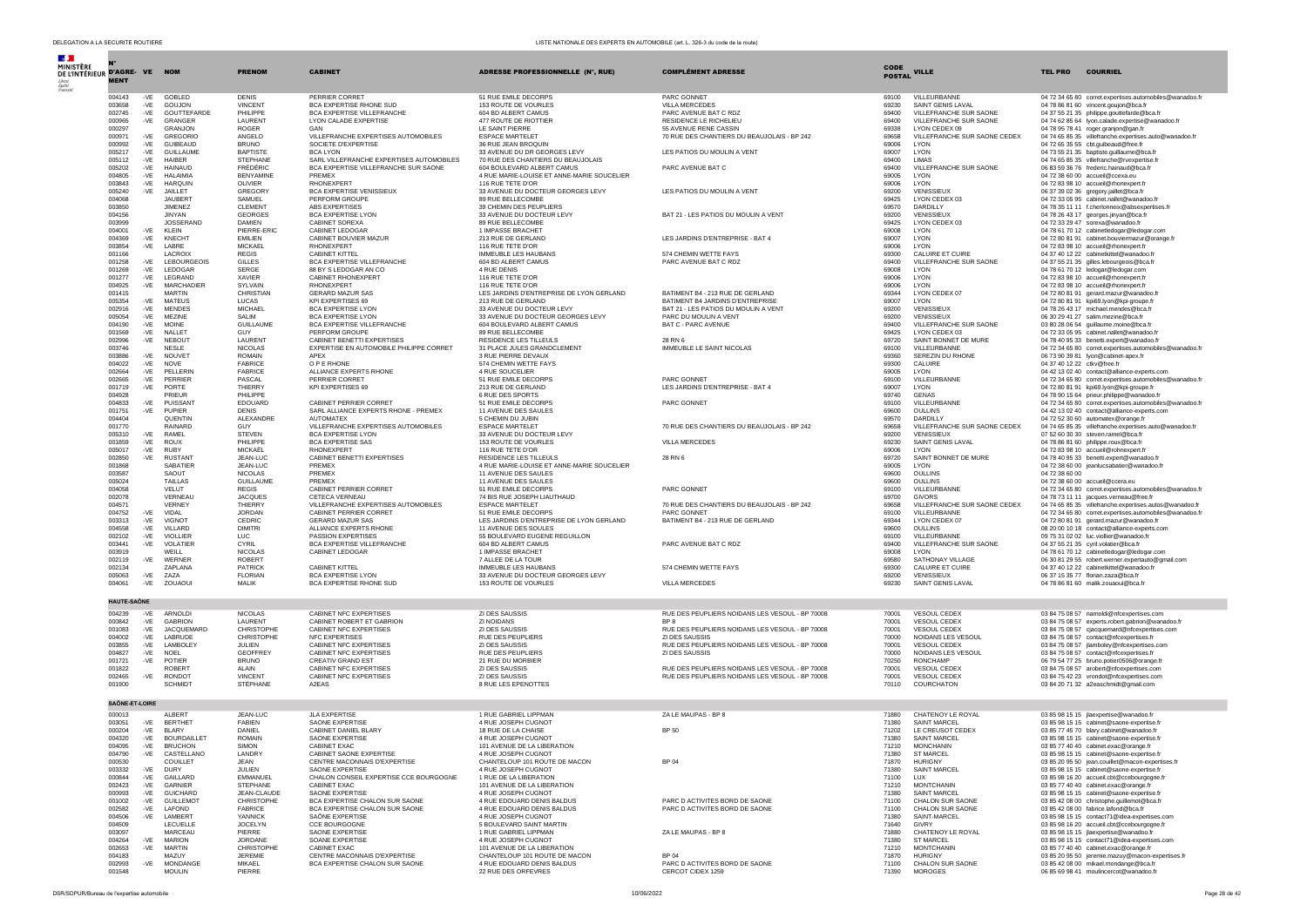| N° D'AGRÉMENT | VE | NOM | PRENOM | CABINET | ADRESSE PROFESSIONNELLE (N°, RUE) | COMPLÉMENT ADRESSE | CODE POSTAL | VILLE | TEL PRO | COURRIEL |
|---|---|---|---|---|---|---|---|---|---|---|
| 004143 | -VE | GOBLED | DENIS | PERRIER CORRET | 51 RUE EMILE DECORPS | PARC GONNET | 69100 | VILLEURBANNE | 04 72 34 65 80 | corret.expertises.automobiles@wanadoo.fr |
| 003658 | -VE | GOUJON | VINCENT | BCA EXPERTISE RHONE SUD | 153 ROUTE DE VOURLES | VILLA MERCEDES | 69230 | SAINT GENIS LAVAL | 04 78 86 81 60 | vincent.goujon@bca.fr |
| 002745 | -VE | GOUTTEFARDE | PHILIPPE | BCA EXPERTISE VILLEFRANCHE | 604 BD ALBERT CAMUS | PARC AVENUE BAT C RDZ | 69400 | VILLEFRANCHE SUR SAONE | 04 37 55 21 35 | philippe.gouttefarde@bca.fr |
| 000965 | -VE | GRANGER | LAURENT | LYON CALADE EXPERTISE | 477 ROUTE DE RIOTTIER | RESIDENCE LE RICHELIEU | 69400 | VILLEFRANCHE SUR SAONE | 04 74 62 85 64 | lyon.calade.expertise@wanadoo.fr |
| 000297 | | GRANJON | ROGER | GAN | LE SAINT PIERRE | 55 AVENUE RENE CASSIN | 69338 | LYON CEDEX 09 | 04 78 95 78 41 | roger.granjon@gan.fr |
| 000971 | -VE | GREGORIO | ANGELO | VILLEFRANCHE EXPERTISES AUTOMOBILES | ESPACE MARTELET | 70 RUE DES CHANTIERS DU BEAUJOLAIS - BP 242 | 69658 | VILLEFRANCHE SUR SAONE CEDEX | 04 74 65 85 35 | villefranche.expertises.auto@wanadoo.fr |
| 000992 | -VE | GUIBEAUD | BRUNO | SOCIETE D'EXPERTISE | 36 RUE JEAN BROQUIN | | 69006 | LYON | 04 72 65 35 55 | cts.guibeaud@free.fr |
| 005217 | -VE | GUILLAUME | BAPTISTE | BCA LYON | 33 AVENUE DU DR GEORGES LEVY | LES PATIOS DU MOULIN A VENT | 69007 | LYON | 04 73 55 21 35 | baptiste.guillaume@bca.fr |
| 005112 | -VE | HAIBER | STEPHANE | SARL VILLEFRANCHE EXPERTISES AUTOMOBILES | 70 RUE DES CHANTIERS DU BEAUJOLAIS | | 69400 | LIMAS | 04 74 65 85 35 | villefranche@rvexpertise.fr |
| 005202 | -VE | HAINAUD | FRÉDÉRIC | BCA EXPERTISE VILLEFRANCHE SUR SAONE | 604 BOULEVARD ALBERT CAMUS | PARC AVENUE BAT C | 69400 | VILLEFRANCHE SUR SAONE | 06 83 59 36 76 | frederic.hainaud@bca.fr |
| 004805 | -VE | HALAIMIA | BENYAMINE | PREMEX | 4 RUE MARIE-LOUISE ET ANNE-MARIE SOUCELIER | | 69005 | LYON | 04 72 38 60 00 | accueil@cceea.eu |
| 003843 | -VE | HARQUIN | OLIVIER | RHONEXPERT | 116 RUE TETE D'OR | | 69006 | LYON | 04 72 83 98 10 | accueil@rhonexpert.fr |
| 005240 | -VE | JAILLET | GREGORY | BCA EXPERTISE VENISSIEUX | 33 AVENUE DU DOCTEUR GEORGES LEVY | LES PATIOS DU MOULIN A VENT | 69200 | VENISSIEUX | 06 37 39 02 36 | gregory.jaillet@bca.fr |
| 004068 | | JAUBERT | SAMUEL | PERFORM GROUPE | 89 RUE BELLECOMBE | | 69425 | LYON CEDEX 03 | 04 72 33 05 95 | cabinet.nallet@wanadoo.fr |
| 003850 | | JIMENEZ | CLEMENT | ABS EXPERTISES | 39 CHEMIN DES PEUPLIERS | | 69570 | DARDILLY | 04 78 35 11 11 | f.cherionnex@absexpertises.fr |
| 004156 | | JINYAN | GEORGES | BCA EXPERTISE LYON | 33 AVENUE DU DOCTEUR LEVY | BAT 21 - LES PATIOS DU MOULIN A VENT | 69200 | VENISSIEUX | 04 78 26 43 17 | georges.jinyan@bca.fr |
| 003999 | | JOSSERAND | DAMIEN | CABINET SOREXA | 89 RUE BELLECOMBE | | 69425 | LYON CEDEX 03 | 04 72 33 29 47 | sorexa@wanadoo.fr |
| 004001 | -VE | KLEIN | PIERRE-ERIC | CABINET LEDOGAR | 1 IMPASSE BRACHET | | 69008 | LYON | 04 78 61 70 12 | cabinetledogar@ledogar.com |
| 004369 | -VE | KNECHT | EMILIEN | CABINET BOUVIER MAZUR | 213 RUE DE GERLAND | LES JARDINS D'ENTREPRISE - BAT 4 | 69007 | LYON | 04 72 80 81 91 | cabinet.bouviermazur@orange.fr |
| 003854 | -VE | LABRE | MICKAEL | RHONEXPERT | 116 RUE TETE D'OR | | 69006 | LYON | 04 72 83 98 10 | accueil@rhonexpert.fr |
| 001166 | | LACROIX | REGIS | CABINET KITTEL | IMMEUBLE LES HAUBANS | 574 CHEMIN WETTE FAYS | 69300 | CALUIRE ET CUIRE | 04 37 40 12 22 | cabinetkittel@wanadoo.fr |
| 001258 | -VE | LEBOURGEOIS | GILLES | BCA EXPERTISE VILLEFRANCHE | 604 BD ALBERT CAMUS | PARC AVENUE BAT C RDZ | 69400 | VILLEFRANCHE SUR SAONE | 04 37 55 21 35 | gilles.lebourgeois@bca.fr |
| 001269 | -VE | LEDOGAR | SERGE | 88 BY S LEDOGAR AN CO | 4 RUE DENIS | | 69008 | LYON | 04 78 61 70 12 | ledogar@ledogar.com |
| 001277 | -VE | LEGRAND | XAVIER | CABINET RHONEXPERT | 116 RUE TETE D'OR | | 69006 | LYON | 04 72 83 98 10 | accueil@rhonexpert.fr |
| 004925 | -VE | MARCHADIER | SYLVAIN | RHONEXPERT | 116 RUE TETE D'OR | | 69006 | LYON | 04 72 83 98 10 | accueil@rhonexpert.fr |
| 001415 | | MARTIN | CHRISTIAN | GERARD MAZUR SAS | LES JARDINS D'ENTREPRISE DE LYON GERLAND | BATIMENT B4 - 213 RUE DE GERLAND | 69344 | LYON CEDEX 07 | 04 72 80 81 91 | gerard.mazur@wanadoo.fr |
| 005354 | -VE | MATEUS | LUCAS | KPI EXPERTISES 69 | 213 RUE DE GERLAND | BATIMENT B4 JARDINS D'ENTREPRISE | 69007 | LYON | 04 72 80 81 91 | kpi69.lyon@kpi-groupe.fr |
| 002916 | -VE | MENDES | MICHAEL | BCA EXPERTISE LYON | 33 AVENUE DU DOCTEUR LEVY | BAT 21 - LES PATIOS DU MOULIN A VENT | 69200 | VENISSIEUX | 04 78 26 43 17 | michael.mendes@bca.fr |
| 005054 | -VE | MEZINE | SALIM | BCA EXPERTISE LYON | 33 AVENUE DU DOCTEUR GEORGES LEVY | PARC DU MOULIN A VENT | 69200 | VENISSIEUX | 06 30 29 41 27 | salim.mezine@bca.fr |
| 004190 | -VE | MOINE | GUILLAUME | BCA EXPERTISE VILLEFRANCHE | 604 BOULEVARD ALBERT CAMUS | BAT C - PARC AVENUE | 69400 | VILLEFRANCHE SUR SAONE | 03 80 28 06 54 | guillaume.moine@bca.fr |
| 001569 | -VE | NALLET | GUY | PERFORM GROUPE | 89 RUE BELLECOMBE | | 69425 | LYON CEDEX 03 | 04 72 33 05 95 | cabinet.nallet@wanadoo.fr |
| 002996 | -VE | NEBOUT | LAURENT | CABINET BENETTI EXPERTISES | RESIDENCE LES TILLEULS | 28 RN 6 | 69720 | SAINT BONNET DE MURE | 04 78 40 95 33 | benetti.expert@wanadoo.fr |
| 003746 | | NESLE | NICOLAS | EXPERTISE EN AUTOMOBILE PHILIPPE CORRET | 31 PLACE JULES GRANDCLEMENT | IMMEUBLE LE SAINT NICOLAS | 69100 | VILLEURBANNE | 04 72 34 65 80 | corret.expertises.automobiles@wanadoo.fr |
| 003886 | -VE | NOUVET | ROMAIN | APEX | 3 RUE PIERRE DEVAUX | | 69360 | SEREZIN DU RHONE | 06 73 90 39 81 | lyon@cabinet-apex.fr |
| 004022 | -VE | NOVE | FABRICE | O P E RHONE | 574 CHEMIN WETTE FAYS | | 69300 | CALUIRE | 04 37 40 12 22 | cfkv@free.fr |
| 002664 | -VE | PELLERIN | FABRICE | ALLIANCE EXPERTS RHONE | 4 RUE SOUCELIER | | 69005 | LYON | 04 42 13 02 40 | contact@alliance-experts.com |
| 002665 | -VE | PERRIER | PASCAL | PERRIER CORRET | 51 RUE EMILE DECORPS | PARC GONNET | 69100 | VILLEURBANNE | 04 72 34 65 80 | corret.expertises.automobiles@wanadoo.fr |
| 001719 | -VE | PORTE | THIERRY | KPI EXPERTISES 69 | 213 RUE DE GERLAND | LES JARDINS D'ENTREPRISE - BAT 4 | 69007 | LYON | 04 72 80 81 91 | kpi69.lyon@kpi-groupe.fr |
| 004928 | | PRIEUR | PHILIPPE | | 6 RUE DES SPORTS | | 69740 | GENAS | 04 78 90 15 64 | prieur.philippe@wanadoo.fr |
| 004833 | -VE | PUISSANT | EDOUARD | CABINET PERRIER CORRET | 51 RUE EMILE DECORPS | PARC GONNET | 69100 | VILLEURBANNE | 04 72 34 65 80 | corret.expertises.automobiles@wanadoo.fr |
| 001751 | -VE | PUPIER | DENIS | SARL ALLIANCE EXPERTS RHONE - PREMEX | 11 AVENUE DES SAULES | | 69600 | OULLINS | 04 42 13 02 40 | contact@alliance-experts.com |
| 004404 | | QUENTIN | ALEXANDRE | AUTOMATEX | 5 CHEMIN DU JUBIN | | 69570 | DARDILLY | 04 72 52 30 60 | automatex@orange.fr |
| 001770 | | RAINARD | GUY | VILLEFRANCHE EXPERTISES AUTOMOBILES | ESPACE MARTELET | 70 RUE DES CHANTIERS DU BEAUJOLAIS - BP 242 | 69658 | VILLEFRANCHE SUR SAONE CEDEX | 04 74 65 85 35 | villefranche.expertises.auto@wanadoo.fr |
| 005310 | -VE | RAMEL | STEVEN | BCA EXPERTISE LYON | 33 AVENUE DU DOCTEUR LEVY | | 69200 | VENISSIEUX | 07 52 60 30 30 | steven.ramel@bca.fr |
| 001859 | -VE | ROUX | PHILIPPE | BCA EXPERTISE SAS | 153 ROUTE DE VOURLES | VILLA MERCEDES | 69230 | SAINT GENIS LAVAL | 04 78 86 81 60 | philippe.roux@bca.fr |
| 005017 | -VE | RUBY | MICKAËL | RHONEXPERT | 116 RUE TETE D'OR | | 69006 | LYON | 04 72 83 98 10 | accueil@rohnexpert.fr |
| 002850 | -VE | RUSTANT | JEAN-LUC | CABINET BENETTI EXPERTISES | RESIDENCE LES TILLEULS | 28 RN 6 | 69720 | SAINT BONNET DE MURE | 04 78 40 95 33 | benetti.expert@wanadoo.fr |
| 001868 | | SABATIER | JEAN-LUC | PREMEX | 4 RUE MARIE-LOUISE ET ANNE-MARIE SOUCELIER | | 69005 | LYON | 04 72 38 60 00 | jeanlucsabatier@wanadoo.fr |
| 003587 | | SAOUT | NICOLAS | PREMEX | 11 AVENUE DES SAULES | | 69600 | OULLINS | 04 72 38 60 00 | |
| 005024 | | TAILLAS | GUILLAUME | PREMEX | 11 AVENUE DES SAULES | | 69600 | OULLINS | 04 72 38 60 00 | accueil@ccera.eu |
| 004058 | | VELUT | REGIS | CABINET PERRIER CORRET | 51 RUE EMILE DECORPS | PARC GONNET | 69100 | VILLEURBANNE | 04 72 34 65 80 | corret.expertises.automobiles@wanadoo.fr |
| 002078 | | VERNEAU | JACQUES | CETECA VERNEAU | 74 BIS RUE JOSEPH LIATHAUD | | 69700 | GIVORS | 04 78 73 11 11 | jacques.verneau@free.fr |
| 004571 | | VERNEY | THIERRY | VILLEFRANCHE EXPERTISES AUTOMOBILES | ESPACE MARTELET | 70 RUE DES CHANTIERS DU BEAUJOLAIS - BP 242 | 69658 | VILLEFRANCHE SUR SAONE CEDEX | 04 74 65 85 35 | villefranche.expertises.auto@wanadoo.fr |
| 004752 | -VE | VIDAL | JORDAN | CABINET PERRIER CORRET | 51 RUE EMILE DECORPS | PARC GONNET | 69100 | VILLEURBANNE | 04 72 34 65 80 | corret.expertises.automobiles@wanadoo.fr |
| 003313 | -VE | VIGNOT | CEDRIC | GERARD MAZUR SAS | LES JARDINS D'ENTREPRISE DE LYON GERLAND | BATIMENT B4 - 213 RUE DE GERLAND | 69344 | LYON CEDEX 07 | 04 72 80 81 91 | gerard.mazur@wanadoo.fr |
| 004558 | -VE | VILLARD | DIMITRI | ALLIANCE EXPERTS RHONE | 11 AVENUE DES SOULES | | 69600 | OULLINS | 08 20 00 10 18 | contact@alliance-experts.com |
| 002102 | -VE | VIOLLIER | LUC | PASSION EXPERTISES | 55 BOULEVARD EUGENE REGUILLON | | 69100 | VILLEURBANNE | 09 75 31 02 02 | luc.viollier@wanadoo.fr |
| 003441 | -VE | VOLATIER | CYRIL | BCA EXPERTISE VILLEFRANCHE | 604 BD ALBERT CAMUS | PARC AVENUE BAT C RDZ | 69400 | VILLEFRANCHE SUR SAONE | 04 37 55 21 35 | cyril.volatier@bca.fr |
| 003919 | | WEILL | NICOLAS | CABINET LEDOGAR | 1 IMPASSE BRACHET | | 69008 | LYON | 04 78 61 70 12 | cabinetledogar@ledogar.com |
| 002119 | -VE | WERNER | ROBERT | | 7 ALLEE DE LA TOUR | | 69580 | SATHONAY VILLAGE | 06 30 81 29 55 | robert.werner.expertauto@gmail.com |
| 002134 | | ZAPLANA | PATRICK | CABINET KITTEL | IMMEUBLE LES HAUBANS | 574 CHEMIN WETTE FAYS | 69300 | CALUIRE ET CUIRE | 04 37 40 12 22 | cabinetkittel@wanadoo.fr |
| 005063 | -VE | ZAZA | FLORIAN | BCA EXPERTISE LYON | 33 AVENUE DU DOCTEUR GEORGES LEVY | | 69200 | VENISSIEUX | 06 37 15 35 77 | florian.zaza@bca.fr |
| 004061 | -VE | ZOUAOUI | MALIK | BCA EXPERTISE RHONE SUD | 153 ROUTE DE VOURLES | VILLA MERCEDES | 69230 | SAINT GENIS LAVAL | 04 78 86 81 60 | malik.zouaoui@bca.fr |
| **HAUTE-SAÔNE** | | | | | | | | | | |
| 004239 | -VE | ARNOLDI | NICOLAS | CABINET NFC EXPERTISES | ZI DES SAUSSIS | RUE DES PEUPLIERS NOIDANS LES VESOUL - BP 70008 | 70001 | VESOUL CEDEX | 03 84 75 08 57 | narnoldi@nfcexpertises.com |
| 000842 | -VE | GABRION | LAURENT | CABINET ROBERT ET GABRION | ZI NOIDANS | BP 8 | 70001 | VESOUL CEDEX | 03 84 75 08 57 | experts.robert.gabrion@wanadoo.fr |
| 001083 | -VE | JACQUEMARD | CHRISTOPHE | CABINET NFC EXPERTISES | ZI DES SAUSSIS | RUE DES PEUPLIERS NOIDANS LES VESOUL - BP 70008 | 70001 | VESOUL CEDEX | 03 84 75 08 57 | cjacquemard@nfcexpertises.com |
| 004002 | -VE | LABRUDE | CHRISTOPHE | NFC EXPERTISES | RUE DES PEUPLIERS | ZI DES SAUSSIS | 70000 | NOIDANS LES VESOUL | 03 84 75 08 57 | contact@nfcexpertises.fr |
| 003855 | -VE | LAMBOLEY | JULIEN | CABINET NFC EXPERTISES | ZI DES SAUSSIS | RUE DES PEUPLIERS NOIDANS LES VESOUL - BP 70008 | 70001 | VESOUL CEDEX | 03 84 75 08 57 | jlamboley@nfcexpertises.com |
| 004827 | -VE | NOEL | GEOFFREY | CABINET NFC EXPERTISES | RUE DES PEUPLIERS | ZI DES SAUSSIS | 70000 | NOIDANS LES VESOUL | 03 84 75 08 57 | contact@nfcexpertises.fr |
| 001721 | -VE | POTIER | BRUNO | CREATIV GRAND EST | 21 RUE DU MORBIER | | 70250 | RONCHAMP | 06 79 54 77 25 | bruno.potier0506@orange.fr |
| 001822 | | ROBERT | ALAIN | CABINET NFC EXPERTISES | ZI DES SAUSSIS | RUE DES PEUPLIERS NOIDANS LES VESOUL - BP 70008 | 70001 | VESOUL CEDEX | 03 84 75 08 57 | arobert@nfcexpertises.com |
| 002465 | -VE | RONDOT | VINCENT | CABINET NFC EXPERTISES | ZI DES SAUSSIS | RUE DES PEUPLIERS NOIDANS LES VESOUL - BP 70008 | 70001 | VESOUL CEDEX | 03 84 75 42 23 | vrondot@nfcexpertises.com |
| 001900 | | SCHMIDT | STÉPHANE | A2EAS | 8 RUE LES EPENOTTES | | 70110 | COURCHATON | 03 84 20 71 32 | a2easchmidt@gmail.com |
| **SAÔNE-ET-LOIRE** | | | | | | | | | | |
| 000013 | | ALBERT | JEAN-LUC | JLA EXPERTISE | 1 RUE GABRIEL LIPPMAN | ZA LE MAUPAS - BP 8 | 71880 | CHATENOY LE ROYAL | 03 85 98 15 15 | jlaexpertise@wanadoo.fr |
| 003051 | -VE | BERTHET | FABIEN | SAONE EXPERTISE | 4 RUE JOSEPH CUGNOT | | 71380 | SAINT MARCEL | 03 85 98 15 15 | cabinet@saone-expertise.fr |
| 000204 | -VE | BLARY | DANIEL | CABINET DANIEL BLARY | 18 RUE DE LA CHAISE | BP 50 | 71202 | LE CREUSOT CEDEX | 03 85 77 45 70 | blary.cabinet@wanadoo.fr |
| 004320 | -VE | BOURDAILLET | ROMAIN | SAONE EXPERTISE | 4 RUE JOSEPH CUGNOT | | 71380 | SAINT MARCEL | 03 85 98 15 15 | cabinet@saone-expertise.fr |
| 004095 | -VE | BRUCHON | SIMON | CABINET EXAC | 101 AVENUE DE LA LIBERATION | | 71210 | MONCHANIN | 03 85 77 40 40 | cabinet.exac@orange.fr |
| 004790 | -VE | CASTELLANO | LANDRY | CABINET SAONE EXPERTISE | 4 RUE JOSEPH CUGNOT | | 71380 | ST MARCEL | 03 85 98 15 15 | cabinet@saone-expertise.fr |
| 000530 | | COUILLET | JEAN | CENTRE MACONNAIS D'EXPERTISE | CHANTELOUP 101 ROUTE DE MACON | BP 04 | 71870 | HURIGNY | 03 85 20 95 50 | jean.couillet@macon-expertises.fr |
| 003332 | -VE | DURY | JULIEN | SAONE EXPERTISE | 4 RUE JOSEPH CUGNOT | | 71380 | SAINT MARCEL | 03 85 98 15 15 | cabinet@saone-expertise.fr |
| 000844 | -VE | GAILLARD | EMMANUEL | CHALON CONSEIL EXPERTISE CCE BOURGOGNE | 1 RUE DE LA LIBERATION | | 71100 | LUX | 03 85 98 16 20 | accueil.cbt@ccebourgogne.fr |
| 002423 | -VE | GARNIER | STEPHANE | CABINET EXAC | 101 AVENUE DE LA LIBERATION | | 71210 | MONTCHANIN | 03 85 77 40 40 | cabinet.exac@orange.fr |
| 000993 | -VE | GUICHARD | JEAN-CLAUDE | SAONE EXPERTISE | 4 RUE JOSEPH CUGNOT | | 71380 | SAINT MARCEL | 03 85 98 15 15 | cabinet@saone-expertise.fr |
| 001002 | -VE | GUILLEMOT | CHRISTOPHE | BCA EXPERTISE CHALON SUR SAONE | 4 RUE EDOUARD DENIS BALDUS | PARC D ACTIVITES BORD DE SAONE | 71100 | CHALON SUR SAONE | 03 85 42 08 00 | christophe.guillemot@bca.fr |
| 002582 | -VE | LAFOND | FABRICE | BCA EXPERTISE CHALON SUR SAONE | 4 RUE EDOUARD DENIS BALDUS | PARC D ACTIVITES BORD DE SAONE | 71100 | CHALON SUR SAONE | 03 85 42 08 00 | fabrice.lafond@bca.fr |
| 004506 | -VE | LAMBERT | YANNICK | SAÔNE EXPERTISE | 4 RUE JOSEPH CUGNOT | | 71380 | SAINT MARCEL | 03 85 98 15 15 | contact71@idea-expertises.com |
| 004509 | | LECUELLE | JOCELYN | CCE BOURGOGNE | 5 BOULEVARD SAINT MARTIN | | 71640 | GIVRY | 03 85 98 16 20 | accueil.cbt@ccebourgogne.fr |
| 003097 | | MARCEAU | PIERRE | SAONE EXPERTISE | 1 RUE GABRIEL LIPPMAN | ZA LE MAUPAS - BP 8 | 71880 | CHATENOY LE ROYAL | 03 85 98 15 15 | jlaexpertise@wanadoo.fr |
| 004264 | -VE | MARION | JORDANE | SAONE EXPERTISE | 4 RUE JOSEPH CUGNOT | | 71380 | ST MARCEL | 03 85 98 15 15 | contact71@idea-expertises.com |
| 002653 | -VE | MARTIN | CHRISTOPHE | CABINET EXAC | 101 AVENUE DE LA LIBERATION | | 71210 | MONTCHANIN | 03 85 77 40 40 | cabinet.exac@orange.fr |
| 004183 | | MAZUY | JEREMIE | CENTRE MACONNAIS D'EXPERTISE | CHANTELOUP 101 ROUTE DE MACON | BP 04 | 71870 | HURIGNY | 03 85 20 95 50 | jeremie.mazuy@macon-expertises.fr |
| 002993 | -VE | MONDANGE | MIKAEL | BCA EXPERTISE CHALON SUR SAONE | 4 RUE EDOUARD DENIS BALDUS | PARC D ACTIVITES BORD DE SAONE | 71100 | CHALON SUR SAONE | 03 85 42 08 00 | mikael.mondange@bca.fr |
| 001548 | | MOULIN | PIERRE | | 22 RUE DES ORFEVRES | CERCOT CIDEX 1259 | 71390 | MOROGES | 06 85 69 98 41 | moulincercot@wanadoo.fr |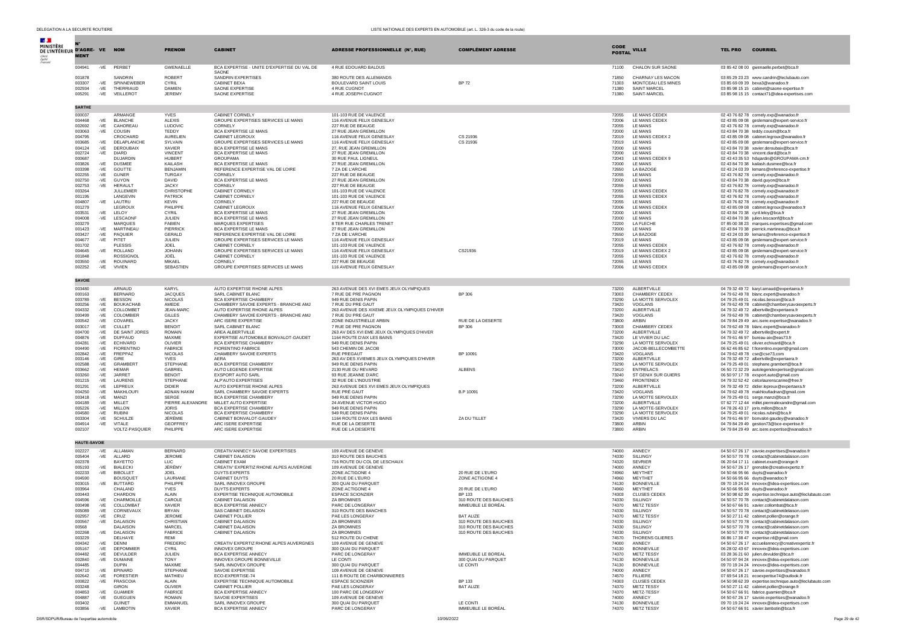| N° D'AGRÉMENT | VE | NOM | PRENOM | CABINET | ADRESSE PROFESSIONNELLE (N°, RUE) | COMPLÉMENT ADRESSE | CODE POSTAL | VILLE | TEL PRO | COURRIEL |
|---|---|---|---|---|---|---|---|---|---|---|
| 004941 | -VE | PERBET | GWENAELLE | BCA EXPERTISE - UNITE D'EXPERTISE DU VAL DE SAONE | 4 RUE EDOUARD BALDUS | | 71100 | CHALON SUR SAONE | 03 85 42 08 00 | gwenaelle.perbet@bca.fr |
| 001878 | | SANDRIN | ROBERT | SANDRIN EXPERTISES | 380 ROUTE DES ALLEMANDS | | 71850 | CHARNAY LES MACON | 03 85 29 23 23 | www.sandrin@leclubauto.com |
| 003307 | -VE | SPINNEWEBER | CYRIL | CABINET BEXA | BOULEVARD SAINT LOUIS | BP 72 | 71303 | MONTCEAU LES MINES | 03 85 69 09 39 | bexa3@wanadoo.fr |
| 002934 | -VE | THERRIAUD | DAMIEN | SAONE EXPERTISE | 4 RUE CUGNOT | | 71380 | SAINT MARCEL | 03 85 98 15 15 | cabinet@saone-expertise.fr |
| 005291 | -VE | VEILLEROT | JEREMY | SAONE EXPERTISE | 4 RUE JOSEPH CUGNOT | | 71380 | SAINT-MARCEL | 03 85 98 15 15 | contact71@idea-expertises.com |
| **SARTHE** | | | | | | | | | | |
| 000037 | | ARMANGE | YVES | CABINET CORNELY | 101-103 RUE DE VALENCE | | 72055 | LE MANS CEDEX | 02 43 76 82 78 | cornely.exp@wanadoo.fr |
| 004468 | -VE | BLANCHE | ALEXIS | GROUPE EXPERTISES SERVICES LE MANS | 116 AVENUE FELIX GENESLAY | | 72006 | LE MANS CEDEX | 02 43 85 09 08 | geslemans@expert-service.fr |
| 002692 | -VE | CAHOREAU | LUDOVIC | CORNELY | 227 RUE DE BEAUGE | | 72055 | LE MANS | 02 43 76 82 78 | cornely.exp@wanadoo.fr |
| 003063 | -VE | COUSIN | TEDDY | BCA EXPERTISE LE MANS | 27 RUE JEAN GREMILLON | | 72000 | LE MANS | 02 43 84 70 38 | teddy.cousin@bca.fr |
| 004795 | | CROCHARD | AURELIEN | CABINET LEGROUX | 116 AVENUE FELIX GENESLAY | CS 21936 | 72019 | LE MANS CEDEX 2 | 02 43 85 09 08 | cabinet.legroux@wanadoo.fr |
| 003685 | -VE | DELAPLANCHE | SYLVAIN | GROUPE EXPERTISES SERVICES LE MANS | 116 AVENUE FELIX GENESLAY | CS 21936 | 72019 | LE MANS | 02 43 85 09 08 | geslemans@expert-service.fr |
| 004124 | -VE | DEROUBAIX | XAVIER | BCA EXPERTISE LE MANS | 27, RUE JEAN GREMILLON | | 72000 | LE MANS | 02 43 84 70 38 | xavier.deroubaix@bca.fr |
| 002724 | -VE | DIARD | VINCENT | BCA EXPERTISE LE MANS | 27 RUE JEAN GREMILLON | | 72000 | LE MANS | 02 43 84 70 38 | vincent.diard@bca.fr |
| 000687 | | DUJARDIN | HUBERT | GROUPAMA | 30 RUE PAUL LIGNEUL | | 72043 | LE MANS CEDEX 9 | 02 43 43 55 53 | hdujardin@GROUPAMA-cm.fr |
| 003826 | -VE | DUSMEE | KAILASH | BCA EXPERTISE LE MANS | 27 RUE JEAN GREMILLON | | 72000 | LE MANS | 02 43 84 70 38 | kailash.dusmee@bca.fr |
| 003398 | -VE | GOUTTE | BENJAMIN | REFERENCE EXPERTISE VAL DE LOIRE | 7 ZA DE L'ARCHE | | 72650 | LA BAZOGE | 02 43 24 03 39 | lemans@reference-expertise.fr |
| 002255 | -VE | GUNER | TURGAY | CORNELY | 227 RUE DE BEAUGE | | 72055 | LE MANS | 02 43 76 82 78 | cornely.exp@wanadoo.fr |
| 002750 | -VE | GUYON | DAVID | BCA EXPERTISE LE MANS | 27 RUE JEAN GREMILLON | | 72000 | LE MANS | 02 43 84 70 38 | david.guyon@bca.fr |
| 002753 | -VE | HERAULT | JACKY | CORNELY | 227 RUE DE BEAUGE | | 72055 | LE MANS | 02 43 76 82 78 | cornely.exp@wanadoo.fr |
| 003264 | | JULLEMIER | CHRISTOPHE | CABINET CORNELY | 101-103 RUE DE VALENCE | | 72055 | LE MANS CEDEX | 02 43 76 82 78 | cornely.exp@wanadoo.fr |
| 001195 | | LANGEVIN | PATRICK | CABINET CORNELY | 101-103 RUE DE VALENCE | | 72055 | LE MANS CEDEX | 02 43 76 82 78 | cornely.exp@wanadoo.fr |
| 004807 | -VE | LAUTRU | KEVIN | CORNELY | 227 RUE DE BEAUGE | | 72055 | LE MANS | 02 43 76 82 78 | cornely.exp@wanadoo.fr |
| 001279 | | LEGROUX | PHILIPPE | CABINET LEGROUX | 116 AVENUE FELIX GENESLAY | | 72006 | LE MANS CEDEX | 02 43 85 09 08 | cabinet.legroux@wanadoo.fr |
| 003531 | -VE | LELOY | CYRIL | BCA EXPERTISE LE MANS | 27 RUE JEAN GREMILLON | | 72000 | LE MANS | 02 43 84 70 38 | cyril.leloy@bca.fr |
| 004008 | -VE | LESCAONF | JULIEN | BCA EXPERTISE LE MANS | 27 RUE JEAN GREMILLON | | 72000 | LE MANS | 02 43 84 70 38 | julien.lescaonf@bca.fr |
| 003279 | | MARQUES | FABIEN | MARQUES EXPERTISES | 8 TER RUE CHARLES TRENET | | 72200 | LA FLECHE | 07 85 00 38 23 | marques.expertises@gmail.com |
| 001423 | -VE | MARTINEAU | PIERRICK | BCA EXPERTISE LE MANS | 27 RUE JEAN GREMILLON | | 72000 | LE MANS | 02 43 84 70 38 | pierrick.martineau@bca.fr |
| 003427 | -VE | PAQUIER | GERALD | REFERENCE EXPERTISE VAL DE LOIRE | 7 ZA DE L'ARCHE | | 72650 | LA BAZOGE | 02 43 24 03 39 | lemans@reference-expertise.fr |
| 004677 | -VE | PITET | JULIEN | GROUPE EXPERTISES SERVICES LE MANS | 116 AVENUE FELIX GENESLAY | | 72019 | LE MANS | 02 43 85 09 08 | geslemans@expert-service.fr |
| 001702 | | PLESSIS | JOEL | CABINET CORNELY | 101-103 RUE DE VALENCE | | 72055 | LE MANS CEDEX | 02 43 76 82 78 | cornely.exp@wanadoo.fr |
| 004645 | -VE | ROLLAND | JOHANN | GROUPE EXPERTISES SERVICES LE MANS | 116 AVENUE FELIX GENESLAY | CS21936 | 72019 | LE MANS CEDEX 2 | 02 43 85 09 08 | geslemans@expert-service.fr |
| 001848 | | ROSSIGNOL | JOËL | CABINET CORNELY | 101-103 RUE DE VALENCE | | 72055 | LE MANS CEDEX | 02 43 76 82 78 | cornely.exp@wanadoo.fr |
| 003550 | -VE | ROUINARD | MIKAEL | CORNELY | 227 RUE DE BEAUGE | | 72055 | LE MANS | 02 43 76 82 78 | cornely.exp@wanadoo.fr |
| 002252 | -VE | VIVIEN | SEBASTIEN | GROUPE EXPERTISES SERVICES LE MANS | 116 AVENUE FELIX GENESLAY | | 72006 | LE MANS CEDEX | 02 43 85 09 08 | geslemans@expert-service.fr |
| **SAVOIE** | | | | | | | | | | |
| 003480 | | ARNAUD | KARYL | AUTO EXPERTISE RHONE ALPES | 263 AVENUE DES XVI EMES JEUX OLYMPIQUES | | 73200 | ALBERTVILLE | 04 79 32 49 72 | karyl.arnaud@expertaera.fr |
| 000163 | | BERNARD | JACQUES | SARL CABINET BLANC | 7 RUE DE PRE PAGNON | BP 306 | 73003 | CHAMBERY CEDEX | 04 79 62 49 78 | blanc.expert@wanadoo.fr |
| 003789 | -VE | BESSON | NICOLAS | BCA EXPERTISE CHAMBERY | 949 RUE DENIS PAPIN | | 73290 | LA MOTTE SERVOLEX | 04 79 25 49 01 | nicolas.besson@bca.fr |
| 000256 | -VE | BOUKACHAB | AMEDE | CHAMBERY SAVOIE EXPERTS - BRANCHE AMJ | 7 RUE DU PRE GAUT | | 73420 | VOGLANS | 04 79 62 49 78 | cabinet@chamberysavoiexperts.fr |
| 004332 | -VE | COLLOMBET | JEAN-MARC | AUTO EXPERTISE RHONE ALPES | 263 AVENUE DES XXIEME JEUX OLYMPIQUES D'HIVER | | 73200 | ALBERTVILLE | 04 79 32 49 72 | albertville@expertaera.fr |
| 000499 | -VE | COLOMBIER | GILLES | CHAMBERY SAVOIE EXPERTS - BRANCHE AMJ | 7 RUE DU PRE GAUT | | 73420 | VOGLANS | 04 79 62 49 78 | cabinet@chamberysavoiexperts.fr |
| 000542 | -VE | COVAREL | JACKY | ARC ISERE EXPERTISE | ZONE INDUSTRIELLE ARBIN | RUE DE LA DESERTE | 73800 | ARBIN | 04 79 84 29 49 | arc.isere.expertise@wanadoo.fr |
| 003017 | -VE | CULLET | BENOIT | SARL CABINET BLANC | 7 RUE DE PRE PAGNON | BP 306 | 73003 | CHAMBERY CEDEX | 04 79 62 49 78 | blanc.expert@wanadoo.fr |
| 004700 | -VE | DE SAINT JORES | ROMAIN | AREA ALBERTVILLE | 263 AV DES XVI EME JEUX OLYMPIQUES D'HIVER | | 73200 | ALBERTVILLE | 04 79 32 49 72 | albertville@expert.fr |
| 004876 | -VE | DUFFAUD | MAXIME | EXPERTISE AUTOMOBILE BONVALOT-GAUDET | 1164 ROUTE D'AIX LES BAINS | | 73420 | LE VIVIER DU LAC | 04 79 61 46 97 | bureau-aix@eas73.fr |
| 004281 | -VE | ECHIVARD | OLIVIER | BCA EXPERTISE CHAMBERY | 949 RUE DENIS PAPIN | | 73290 | LA MOTTE SERVOLEX | 04 79 25 49 01 | olivier.echivard@bca.fr |
| 004490 | -VE | FIORENTINO | FABRICE | FIORENTINO FABRICE | 543 CHEMIN DE JACOB | | 73000 | JACOB-BELLECOMBETTE | 06 62 46 85 62 | f.fiorentino.expert@gmail.com |
| 002842 | -VE | FREPPAZ | NICOLAS | CHAMBERY SAVOIE EXPERTS | RUE PREGAUT | BP 10091 | 73420 | VOGLANS | 04 79 62 49 78 | cse@cse73.com |
| 003146 | -VE | GIRE | YVES | AERA | 263 AV DES XVIEMES JEUX OLYMPIQUES D'HIVER | | 73200 | ALBERTVILLE | 04 79 32 49 72 | albertville@expertaera.fr |
| 002588 | -VE | GRAMBERT | STEPHANE | BCA EXPERTISE CHAMBERY | 949 RUE DENIS PAPIN | | 73290 | LA MOTTE SERVOLEX | 04 79 25 49 01 | stephane.grambert@bca.fr |
| 003662 | -VE | HEMAR | GABRIEL | AUTO LEGENDE EXPERTISE | 2130 RUE DU REVARD | ALBENS | 73410 | ENTRELACS | 06 50 72 32 29 | autolegendexpertise@gmail.com |
| 003260 | -VE | JARRET | BENOIT | EXSPORT AUTO SARL | 93 RUE JEANNE D'ARC | | 73240 | ST GENIX SUR GUIERS | 06 50 97 17 78 | exsport.auto@gmail.com |
| 001215 | -VE | LAURENS | STEPHANE | ALP'AUTO EXPERTISES | 32 RUE DE L'INDUSTRIE | | 73460 | FRONTENEX | 04 79 32 52 42 | celcelaurenscarine@free.fr |
| 001291 | -VE | LEPREUX | DIDIER | AUTO EXPERTISE RHONE ALPES | 263 AVENUE DES XVI EMES JEUX OLYMPIQUES | | 73200 | ALBERTVILLE | 04 79 32 49 72 | didier.lepreux@expertaera.fr |
| 004250 | -VE | MAKHLOUFI | ADNAN HAKIM | SARL CHAMBERY SAVOIE EXPERTS | RUE PRÉ GAUT | B.P 10091 | 73420 | VOGLANS | 04 79 62 49 78 | makhloufiadnan@gmail.com |
| 003418 | -VE | MANZI | SERGE | BCA EXPERTISE CHAMBERY | 949 RUE DENIS PAPIN | | 73290 | LA MOTTE SERVOLEX | 04 79 25 49 01 | serge.manzi@bca.fr |
| 004189 | -VE | MILLET | PIERRE ALEXANDRE | MILLET AUTO EXPERTISE | 24 AVENUE VICTOR HUGO | | 73200 | ALBERTVILLE | 07 62 77 12 44 | millet.pierrealexandre@gmail.com |
| 005226 | -VE | MILLON | JORIS | BCA EXPERTISE CHAMBERY | 949 RUE DENIS PAPIN | | 73290 | LA MOTTE-SERVOLEX | 04 78 26 43 17 | joris.millon@bca.fr |
| 004580 | -VE | RUBINI | NICOLAS | BCA EXPERTISE CHAMBERY | 949 RUE DENIS PAPIN | | 73290 | LA MOTTE SERVOLEX | 04 79 25 49 01 | nicolas.rubini@bca.fr |
| 003304 | -VE | SCHULZE | JÉRÉMIE | CABINET BONVALOT-GAUDEY | 1164 ROUTE D'AIX LES BAINS | ZA DU TILLET | 73420 | VIVIERS DU LAC | 04 79 61 46 97 | bonvalot-gaudey@wanadoo.fr |
| 004914 | -VE | VITALE | GEOFFREY | ARC ISERE EXPERTISE | RUE DE LA DESERTE | | 73800 | ARBIN | 04 79 84 29 49 | gestion73@bce-expertise.fr |
| 002107 | | VOLTZ-PASQUIER | PHILIPPE | ARC ISERE EXPERTISE | RUE DE LA DESERTE | | 73800 | ARBIN | 04 79 84 29 49 | arc.isere.expertise@wanadoo.fr |
| **HAUTE-SAVOIE** | | | | | | | | | | |
| 002227 | -VE | ALLAMAN | BERNARD | CREATIV'ANNECY SAVOIE EXPERTISES | 109 AVENUE DE GENEVE | | 74000 | ANNECY | 04 50 67 26 17 | savoie.expertises@wanadoo.fr |
| 005404 | -VE | ALLARD | JEROME | CABINET DALAISON | 310 ROUTE DES BAUCHES | | 74330 | SILLINGY | 04 50 57 70 78 | contact@cabinetdalaison.com |
| 002378 | | BAYETTO | LUC | CABINET EXAM | 716 ROUTE DU COL DE LESCHAUX | | 74320 | SEVRIER | 06 20 64 17 11 | cabinet.exam@orange.fr |
| 005193 | -VE | BIALECKI | JÉRÉMY | CREATIV' EXPERTIZ RHONE ALPES AUVERGNE | 109 AVENUE DE GENEVE | | 74000 | ANNECY | 04 50 67 26 17 | grenoble@creativexpertiz.fr |
| 002233 | -VE | BIBOLLET | JOEL | DUYTS EXPERTS | ZONE ACTIGONE 4 | 20 RUE DE L'EURO | 74960 | MEYTHET | 04 50 66 95 66 | duyts@wanadoo.fr |
| 004590 | | BOUSQUET | LAURIANE | CABINET DUYTS | 20 RUE DE L'EURO | ZONE ACTIGONE 4 | 74960 | MEYTHET | 04 50 66 95 66 | duyts@wanadoo.fr |
| 003015 | -VE | BUTTARD | PHILIPPE | SARL INNOVEX GROUPE | 300 QUAI DU PARQUET | | 74130 | BONNEVILLE | 09 70 19 24 24 | innovex@idea-expertises.com |
| 003964 | | CHALAND | YVES | DUYTS EXPERTS | ZONE ACTIGONE 4 | 20 RUE DE L'EURO | 74960 | MEYTHET | 04 50 66 95 66 | duyts@wanadoo.fr |
| 000443 | | CHARDON | ALAIN | EXPERTISE TECHNIQUE AUTOMOBILE | ESPACE SCIONZIER | BP 133 | 74303 | CLUSES CEDEX | 04 50 98 62 39 | expertise.technique.auto@leclubauto.com |
| 004596 | -VE | CHARMOILLE | CAROLE | CABINET DALAISON | ZA BROMINES | 310 ROUTE DES BAUCHES | 74330 | SILLINGY | 04 50 57 70 78 | contact@cabinetdalaison.com |
| 000498 | -VE | COLLOMBAT | XAVIER | BCA EXPERTISE ANNECY | PARC DE LONGERAY | IMMEUBLE LE BOREAL | 74370 | METZ TESSY | 04 50 67 66 91 | xavier.collombat@bca.fr |
| 005089 | -VE | CORNEVAUX | BRYAN | SAS CABINET DELAISON | 310 ROUTE DES BANCHES | | 74330 | SILLINGY | 04 50 57 70 78 | contact@cabinetdelaison.com |
| 002957 | -VE | CRUZ | JEROME | CABINET POLLIER | PAE LES LONGERAY | BAT ALIZE | 74370 | METZ TESSY | 04 50 27 11 42 | cabinet.pollier@orange.fr |
| 000567 | -VE | DALAISON | CHRISTIAN | CABINET DALAISON | ZA BROMINES | 310 ROUTE DES BAUCHES | 74330 | SILLINGY | 04 50 57 70 78 | contact@cabinetdalaison.com |
| 00568 | | DALAISON | MARCEL | CABINET DALAISON | ZA BROMINES | 310 ROUTE DES BAUCHES | 74330 | SILLINGY | 04 50 57 70 78 | contact@cabinetdalaison.com |
| 002268 | -VE | DALAISON | FABRICE | CABINET DALAISON | ZA BROMINES | 310 ROUTE DES BAUCHES | 74330 | SILLINGY | 04 50 57 70 78 | contact@cabinetdalaison.com |
| 003229 | | DELHAYE | REMI | | 512 ROUTE DU CHENE | | 74570 | THORENS GLIERES | 06 86 17 38 47 | expertise.rd@gmail.com |
| 004342 | -VE | DENNI | FREDERIC | CREATIV EXPERTIZ RHONE ALPES AUVERGNES | 109 AVENUE DE GENEVE | | 74000 | ANNECY | 04 50 67 26 17 | accueilannecy@creativexpertiz.fr |
| 005167 | -VE | DEPOMMIER | CYRIL | INNOVEX GROUPE | 300 QUAI DU PARQUET | | 74130 | BONNEVILLE | 06 28 02 43 67 | innovex@idea-expertises.com |
| 004482 | -VE | DEVULDER | JULIEN | BCA EXPERTISE ANNECY | PARC DE LONGERAY | IMMEUBLE LE BOREAL | 74370 | METZ TESSY | 03 28 36 21 60 | julien.devulder@bca.fr |
| 002840 | -VE | DUMAINE | TONY | INNOVEX GROUPE BONNEVILLE | LE CONTI | 300 QUAI DU PARQUET | 74130 | BONNEVILLE | 04 50 97 94 24 | innovex@idea-expertises.com |
| 004485 | | DUPIN | MAXIME | SARL INNOVEX GROUPE | 300 QUAI DU PARQUET | LE CONTI | 74130 | BONNEVILLE | 09 70 19 24 24 | innovex@idea-expertises.com |
| 004710 | -VE | EPINARD | STEPHANE | SAVOIE EXPERTISE | 109 AVENUE DE GENEVE | | 74000 | ANNECY | 04 50 67 26 17 | savoie.expertises@wanadoo.fr |
| 002642 | -VE | FORESTIER | MATHIEU | ECO-EXPERTISE-74 | 111 B ROUTE DE CHARBONNIERES | | 74570 | FILLIERE | 07 69 54 18 21 | ecoexpertise74@outlook.fr |
| 000822 | -VE | FRASCOIA | ALAIN | EXPERTISE TECHNIQUE AUTOMOBILE | ESPACE SCIONZIER | BP 133 | 74303 | CLUSES CEDEX | 04 50 98 62 39 | expertise.technique.auto@leclubauto.com |
| 003248 | | GIRON | OLIVIER | CABINET POLLIER | PAE LES LONGERAY | BAT ALIZE | 74370 | METZ TESSY | 04 50 27 11 42 | cabinet.pollier@orange.fr |
| 004853 | -VE | GUAMIER | FABRICE | BCA EXPERTISE ANNECY | 100 PARC DE LONGERAY | | 74370 | METZ-TESSY | 04 50 67 66 91 | fabrice.guamier@bca.fr |
| 004887 | -VE | GUEGUEN | ROMAIN | SAVOIE EXPERTISES | 109 AVENUE DE GENEVE | | 74000 | ANNECY | 04 50 67 26 17 | savoie.expertises@wanadoo.fr |
| 003402 | | GUINET | EMMANUEL | SARL INNOVEX GROUPE | 300 QUAI DU PARQUET | LE CONTI | 74130 | BONNEVILLE | 09 70 19 24 24 | innovex@idea-expertises.com |
| 003856 | -VE | LAMBOTIN | XAVIER | BCA EXPERTISE ANNECY | PARC DE LONGERAY | IMMEUBLE LE BORÉAL | 74370 | METZ TESSY | 04 50 67 66 91 | xavier.lambotin@bca.fr |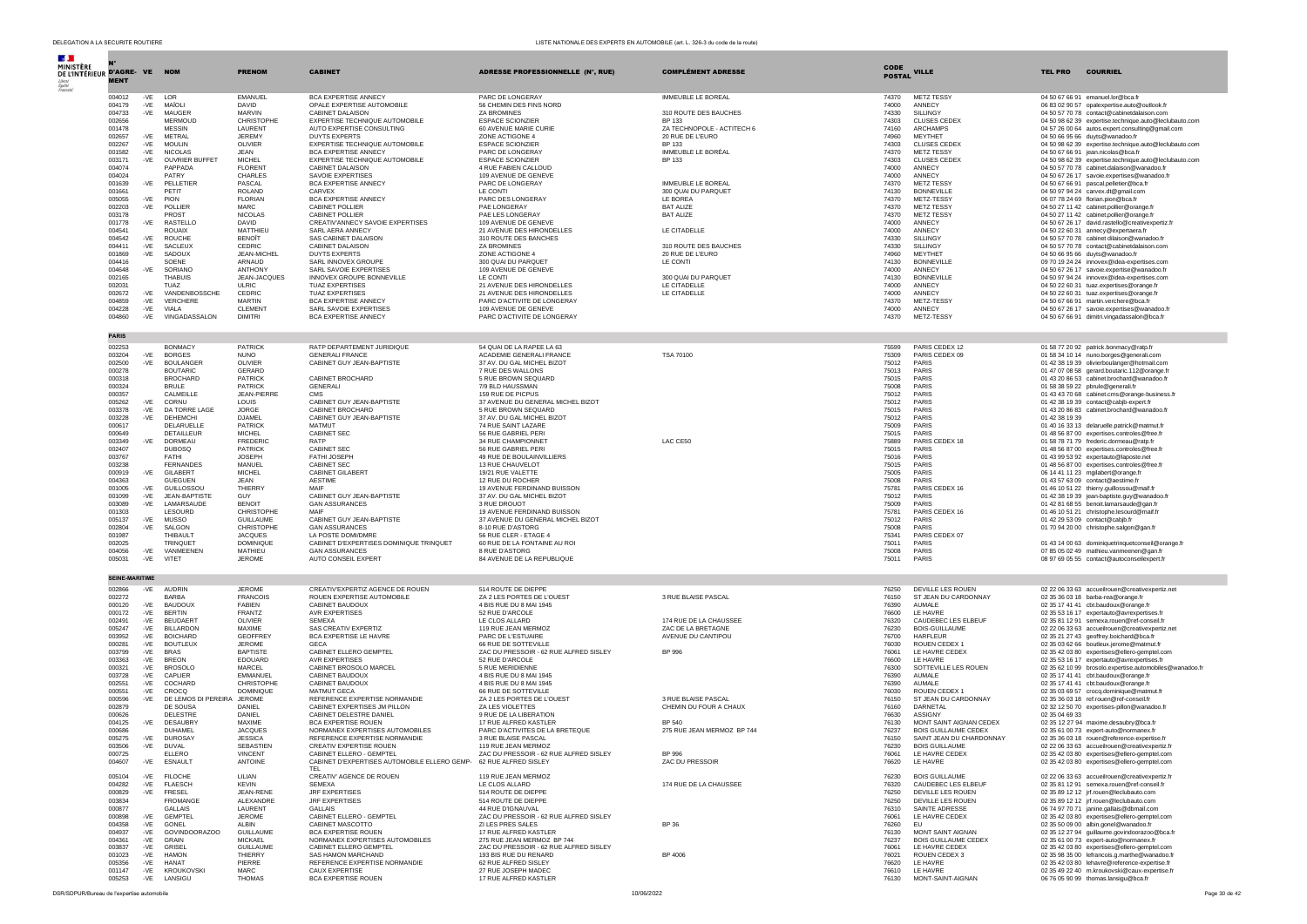DELEGATION A LA SECURITE ROUTIERE

LISTE NATIONALE DES EXPERTS EN AUTOMOBILE (art. L. 326-3 du code de la route)

| N° D'AGRÉMENT | VE | NOM | PRENOM | CABINET | ADRESSE PROFESSIONNELLE (N°, RUE) | COMPLÉMENT ADRESSE | CODE POSTAL | VILLE | TEL PRO | COURRIEL |
|---|---|---|---|---|---|---|---|---|---|---|
| 004012 | -VE | LOR | EMANUEL | BCA EXPERTISE ANNECY | PARC DE LONGERAY | IMMEUBLE LE BOREAL | 74370 | METZ TESSY | 04 50 67 66 91 | emanuel.lor@bca.fr |
| 004179 | -VE | MAÏOLI | DAVID | OPALE EXPERTISE AUTOMOBILE | 56 CHEMIN DES FINS NORD | | 74000 | ANNECY | 06 83 02 90 57 | opalexpertise.auto@outlook.fr |
| 004733 | -VE | MAUGER | MARVIN | CABINET DALAISON | ZA BROMINES | 310 ROUTE DES BAUCHES | 74330 | SILLINGY | 04 50 57 70 78 | contact@cabinetdalaison.com |
| 002656 | | MERMOUD | CHRISTOPHE | EXPERTISE TECHNIQUE AUTOMOBILE | ESPACE SCIONZIER | BP 133 | 74303 | CLUSES CEDEX | 04 50 98 62 39 | expertise.technique.auto@leclubauto.com |
| 001478 | | MESSIN | LAURENT | AUTO EXPERTISE CONSULTING | 60 AVENUE MARIE CURIE | ZA TECHNOPOLE - ACTITECH 6 | 74160 | ARCHAMPS | 04 57 26 00 64 | autos.expert.consulting@gmail.com |
| 002657 | -VE | METRAL | JEREMY | DUYTS EXPERTS | ZONE ACTIGONE 4 | 20 RUE DE L'EURO | 74960 | MEYTHET | 04 50 66 95 66 | duyts@wanadoo.fr |
| 002267 | -VE | MOULIN | OLIVIER | EXPERTISE TECHNIQUE AUTOMOBILE | ESPACE SCIONZIER | BP 133 | 74303 | CLUSES CEDEX | 04 50 98 62 39 | expertise.technique.auto@leclubauto.com |
| 001582 | -VE | NICOLAS | JEAN | BCA EXPERTISE ANNECY | PARC DE LONGERAY | IMMEUBLE LE BORÉAL | 74370 | METZ TESSY | 04 50 67 66 91 | jean.nicolas@bca.fr |
| 003171 | -VE | OUVRIER BUFFET | MICHEL | EXPERTISE TECHNIQUE AUTOMOBILE | ESPACE SCIONZIER | BP 133 | 74303 | CLUSES CEDEX | 04 50 98 62 39 | expertise.technique.auto@leclubauto.com |
| 004074 | | PAPPADA | FLORENT | CABINET DALAISON | 4 RUE FABIEN CALLOUD | | 74000 | ANNECY | 04 50 57 70 78 | cabinet.dalaison@wanadoo.fr |
| 004024 | | PATRY | CHARLES | SAVOIE EXPERTISES | 109 AVENUE DE GENEVE | | 74000 | ANNECY | 04 50 67 26 17 | savoie.expertises@wanadoo.fr |
| 001639 | -VE | PELLETIER | PASCAL | BCA EXPERTISE ANNECY | PARC DE LONGERAY | IMMEUBLE LE BOREAL | 74370 | METZ TESSY | 04 50 67 66 91 | pascal.pelletier@bca.fr |
| 001661 | | PETIT | ROLAND | CARVEX | LE CONTI | 300 QUAI DU PARQUET | 74130 | BONNEVILLE | 04 50 97 94 24 | carvex.dt@gmail.com |
| 005055 | -VE | PION | FLORIAN | BCA EXPERTISE ANNECY | PARC DES LONGERAY | LE BOREA | 74370 | METZ-TESSY | 06 07 78 24 69 | florian.pion@bca.fr |
| 002203 | -VE | POLLIER | MARC | CABINET POLLIER | PAE LONGERAY | BAT ALIZE | 74370 | METZ TESSY | 04 50 27 11 42 | cabinet.pollier@orange.fr |
| 003178 | | PROST | NICOLAS | CABINET POLLIER | PAE LES LONGERAY | BAT ALIZE | 74370 | METZ TESSY | 04 50 27 11 42 | cabinet.pollier@orange.fr |
| 001778 | -VE | RASTELLO | DAVID | CREATIV'ANNECY SAVOIE EXPERTISES | 109 AVENUE DE GENEVE | | 74000 | ANNECY | 04 50 67 26 17 | david.rastello@creativexpertiz.fr |
| 004541 | | ROUAIX | MATTHIEU | SARL AERA ANNECY | 21 AVENUE DES HIRONDELLES | LE CITADELLE | 74000 | ANNECY | 04 50 22 60 31 | annecy@expertaera.fr |
| 004542 | -VE | ROUCHE | BENOÎT | SAS CABINET DALAISON | 310 ROUTE DES BANCHES | | 74330 | SILLINGY | 04 50 57 70 78 | cabinet dalaison@wanadoo.fr |
| 004411 | -VE | SACLEUX | CEDRIC | CABINET DALAISON | ZA BROMINES | 310 ROUTE DES BAUCHES | 74330 | SILLINGY | 04 50 57 70 78 | contact@cabinetdalaison.com |
| 001869 | -VE | SADOUX | JEAN-MICHEL | DUYTS EXPERTS | ZONE ACTIGONE 4 | 20 RUE DE L'EURO | 74960 | MEYTHET | 04 50 66 95 66 | duyts@wanadoo.fr |
| 004416 | | SOENE | ARNAUD | SARL INNOVEX GROUPE | 300 QUAI DU PARQUET | LE CONTI | 74130 | BONNEVILLE | 09 70 19 24 24 | innovex@idea-expertises.com |
| 004648 | -VE | SORIANO | ANTHONY | SARL SAVOIE EXPERTISES | 109 AVENUE DE GENEVE | | 74000 | ANNECY | 04 50 67 26 17 | savoie.expertise@wanadoo.fr |
| 002165 | | THABUIS | JEAN-JACQUES | INNOVEX GROUPE BONNEVILLE | LE CONTI | 300 QUAI DU PARQUET | 74130 | BONNEVILLE | 04 50 97 94 24 | innovex@idea-expertises.com |
| 002031 | | TUAZ | ULRIC | TUAZ EXPERTISES | 21 AVENUE DES HIRONDELLES | LE CITADELLE | 74000 | ANNECY | 04 50 22 60 31 | tuaz.expertises@orange.fr |
| 002672 | -VE | VANDENBOSSCHE | CEDRIC | TUAZ EXPERTISES | 21 AVENUE DES HIRONDELLES | LE CITADELLE | 74000 | ANNECY | 04 50 22 60 31 | tuaz.expertises@orange.fr |
| 004859 | -VE | VERCHERE | MARTIN | BCA EXPERTISE ANNECY | PARC D'ACTIVITE DE LONGERAY | | 74370 | METZ-TESSY | 04 50 67 66 91 | martin.verchere@bca.fr |
| 004228 | -VE | VIALA | CLEMENT | SARL SAVOIE EXPERTISES | 109 AVENUE DE GENEVE | | 74000 | ANNECY | 04 50 67 26 17 | savoie.expertises@wanadoo.fr |
| 004860 | -VE | VINGADASSALON | DIMITRI | BCA EXPERTISE ANNECY | PARC D'ACTIVITE DE LONGERAY | | 74370 | METZ-TESSY | 04 50 67 66 91 | dimitri.vingadassalon@bca.fr |
| **PARIS** | | | | | | | | | | |
| 002253 | | BONMACY | PATRICK | RATP DEPARTEMENT JURIDIQUE | 54 QUAI DE LA RAPEE LA 63 | | 75599 | PARIS CEDEX 12 | 01 58 77 20 92 | patrick.bonmacy@ratp.fr |
| 003204 | -VE | BORGES | NUNO | GENERALI FRANCE | ACADEMIE GENERALI FRANCE | TSA 70100 | 75309 | PARIS CEDEX 09 | 01 58 34 10 14 | nuno.borges@generali.com |
| 002500 | -VE | BOULANGER | OLIVIER | CABINET GUY JEAN-BAPTISTE | 37 AV. DU GAL MICHEL BIZOT | | 75012 | PARIS | 01 42 38 19 39 | olivierboulanger@hotmail.com |
| 000278 | | BOUTARIC | GERARD | | 7 RUE DES WALLONS | | 75013 | PARIS | 01 47 07 08 58 | gerard.boutaric.112@orange.fr |
| 000318 | | BROCHARD | PATRICK | CABINET BROCHARD | 5 RUE BROWN SEQUARD | | 75015 | PARIS | 01 43 20 86 53 | cabinet.brochard@wanadoo.fr |
| 000324 | | BRULE | PATRICK | GENERALI | 7/9 BLD HAUSSMAN | | 75008 | PARIS | 01 58 38 59 22 | pbrule@generali.fr |
| 000357 | | CALMEILLE | JEAN-PIERRE | CMS | 159 RUE DE PICPUS | | 75012 | PARIS | 01 43 43 70 68 | cabinet.cms@orange-business.fr |
| 005262 | -VE | CORNU | LOUIS | CABINET GUY JEAN-BAPTISTE | 37 AVENUE DU GENERAL MICHEL BIZOT | | 75012 | PARIS | 01 42 38 19 39 | contact@cabjb-expert.fr |
| 003378 | -VE | DA TORRE LAGE | JORGE | CABINET BROCHARD | 5 RUE BROWN SEQUARD | | 75015 | PARIS | 01 43 20 86 83 | cabinet.brochard@wanadoo.fr |
| 003228 | -VE | DEHEMCHI | DJAMEL | CABINET GUY JEAN-BAPTISTE | 37 AV. DU GAL MICHEL BIZOT | | 75012 | PARIS | 01 42 38 19 39 | |
| 000617 | | DELARUELLE | PATRICK | MATMUT | 74 RUE SAINT LAZARE | | 75009 | PARIS | 01 40 16 33 13 | delaruelle.patrick@matmut.fr |
| 000649 | | DETAILLEUR | MICHEL | CABINET SEC | 56 RUE GABRIEL PERI | | 75015 | PARIS | 01 48 56 87 00 | expertises.controles@free.fr |
| 003349 | -VE | DORMEAU | FREDERIC | RATP | 34 RUE CHAMPIONNET | LAC CE50 | 75889 | PARIS CEDEX 18 | 01 58 78 71 79 | frederic.dormeau@ratp.fr |
| 002407 | | DUBOSQ | PATRICK | CABINET SEC | 56 RUE GABRIEL PERI | | 75015 | PARIS | 01 48 56 87 00 | expertises.controles@free.fr |
| 003767 | | FATHI | JOSEPH | FATHI JOSEPH | 49 RUE DE BOULAINVILLIERS | | 75016 | PARIS | 01 43 99 53 92 | expertauto@laposte.net |
| 003238 | | FERNANDES | MANUEL | CABINET SEC | 13 RUE CHAUVELOT | | 75015 | PARIS | 01 48 56 87 00 | expertises.controles@free.fr |
| 001919 | -VE | GILABERT | MICHEL | CABINET GILABERT | 19/21 RUE VALETTE | | 75005 | PARIS | 06 14 41 11 23 | mgilabert@orange.fr |
| 004363 | | GUEGUEN | JEAN | AESTIME | 12 RUE DU ROCHER | | 75008 | PARIS | 01 43 57 63 09 | contact@aestime.fr |
| 001005 | -VE | GUILLOSSOU | THIERRY | MAIF | 19 AVENUE FERDINAND BUISSON | | 75781 | PARIS CEDEX 16 | 01 46 10 51 22 | thierry.guillossou@maif.fr |
| 001099 | -VE | JEAN-BAPTISTE | GUY | CABINET GUY JEAN-BAPTISTE | 37 AV. DU GAL MICHEL BIZOT | | 75012 | PARIS | 01 42 38 19 39 | jean-baptiste.guy@wanadoo.fr |
| 003089 | -VE | LAMARSAUDE | BENOIT | GAN ASSURANCES | 3 RUE DROUOT | | 75009 | PARIS | 01 42 81 68 55 | benoit.lamarsaude@gan.fr |
| 001303 | | LESOURD | CHRISTOPHE | MAIF | 19 AVENUE FERDINAND BUISSON | | 75781 | PARIS CEDEX 16 | 01 46 10 51 21 | christophe.lesourd@maif.fr |
| 005137 | -VE | MUSSO | GUILLAUME | CABINET GUY JEAN-BAPTISTE | 37 AVENUE DU GENERAL MICHEL BIZOT | | 75012 | PARIS | 01 42 29 53 09 | contact@cabjb.fr |
| 002804 | -VE | SALGON | CHRISTOPHE | GAN ASSURANCES | 8-10 RUE D'ASTORG | | 75008 | PARIS | 01 70 94 20 00 | christophe.salgon@gan.fr |
| 001987 | | THIBAULT | JACQUES | LA POSTE DOMI/DMRE | 56 RUE CLER - ETAGE 4 | | 75341 | PARIS CEDEX 07 | | |
| 002025 | | TRINQUET | DOMINIQUE | CABINET D'EXPERTISES DOMINIQUE TRINQUET | 60 RUE DE LA FONTAINE AU ROI | | 75011 | PARIS | 01 43 14 00 63 | dominiquetrinquetconseil@orange.fr |
| 004056 | -VE | VANMEENEN | MATHIEU | GAN ASSURANCES | 8 RUE D'ASTORG | | 75008 | PARIS | 07 85 05 02 49 | mathieu.vanmeenen@gan.fr |
| 005031 | -VE | VITET | JEROME | AUTO CONSEIL EXPERT | 84 AVENUE DE LA REPUBLIQUE | | 75011 | PARIS | 08 97 69 05 55 | contact@autoconseilexpert.fr |
| **SEINE-MARITIME** | | | | | | | | | | |
| 002866 | -VE | AUDRIN | JEROME | CREATIV'EXPERTIZ AGENCE DE ROUEN | 514 ROUTE DE DIEPPE | | 76250 | DEVILLE LES ROUEN | 02 22 06 33 63 | accueilrouen@creativexpertiz.net |
| 002272 | | BARBA | FRANCOIS | ROUEN EXPERTISE AUTOMOBILE | ZA 2 LES PORTES DE L'OUEST | 3 RUE BLAISE PASCAL | 76150 | ST JEAN DU CARDONNAY | 02 35 36 03 18 | barba.rea@orange.fr |
| 000120 | -VE | BAUDOUX | FABIEN | CABINET BAUDOUX | 4 BIS RUE DU 8 MAI 1945 | | 76390 | AUMALE | 02 35 17 41 41 | cbt.baudoux@orange.fr |
| 000172 | -VE | BERTIN | FRANTZ | AVR EXPERTISES | 52 RUE D'ARCOLE | | 76600 | LE HAVRE | 02 35 53 16 17 | expertauto@avrexpertises.fr |
| 002491 | -VE | BEUDAERT | OLIVIER | SEMEXA | LE CLOS ALLARD | 174 RUE DE LA CHAUSSEE | 76320 | CAUDEBEC LES ELBEUF | 02 35 81 12 91 | semexa.rouen@ref-conseil.fr |
| 005247 | -VE | BILLARDON | MAXIME | SAS CREATIV EXPERTIZ | 119 RUE JEAN MERMOZ | ZAC DE LA BRETAGNE | 76230 | BOIS-GUILLAUME | 02 22 06 33 63 | accueilrouen@creativexpertiz.net |
| 003952 | -VE | BOICHARD | GEOFFREY | BCA EXPERTISE LE HAVRE | PARC DE L'ESTUAIRE | AVENUE DU CANTIPOU | 76700 | HARFLEUR | 02 35 21 27 43 | geoffrey.boichard@bca.fr |
| 000281 | -VE | BOUTLEUX | JEROME | GECA | 66 RUE DE SOTTEVILLE | | 76030 | ROUEN CEDEX 1 | 02 35 03 62 66 | boutleux.jerome@matmut.fr |
| 003799 | -VE | BRAS | BAPTISTE | CABINET ELLERO GEMPTEL | ZAC DU PRESSOIR - 62 RUE ALFRED SISLEY | BP 996 | 76061 | LE HAVRE CEDEX | 02 35 42 03 80 | expertises@ellero-gemptel.com |
| 003363 | -VE | BREON | EDOUARD | AVR EXPERTISES | 52 RUE D'ARCOLE | | 76600 | LE HAVRE | 02 35 53 16 17 | expertauto@avrexpertises.fr |
| 000321 | -VE | BROSOLO | MARCEL | CABINET BROSOLO MARCEL | 5 RUE MERIDIENNE | | 76300 | SOTTEVILLE LES ROUEN | 02 35 62 10 99 | brosolo.expertise.automobiles@wanadoo.fr |
| 003728 | -VE | CAPLIER | EMMANUEL | CABINET BAUDOUX | 4 BIS RUE DU 8 MAI 1945 | | 76390 | AUMALE | 02 35 17 41 41 | cbt.baudoux@orange.fr |
| 002551 | -VE | COCHARD | CHRISTOPHE | CABINET BAUDOUX | 4 BIS RUE DU 8 MAI 1945 | | 76390 | AUMALE | 02 35 17 41 41 | cbt.baudoux@orange.fr |
| 000551 | -VE | CROCQ | DOMINIQUE | MATMUT GECA | 66 RUE DE SOTTEVILLE | | 76030 | ROUEN CEDEX 1 | 02 35 03 69 57 | crocq.dominique@matmut.fr |
| 000596 | -VE | DE LEMOS DI PEREIRA | JEROME | REFERENCE EXPERTISE NORMANDIE | ZA 2 LES PORTES DE L'OUEST | 3 RUE BLAISE PASCAL | 76150 | ST JEAN DU CARDONNAY | 02 35 36 03 18 | ref.rouen@ref-conseil.fr |
| 002879 | | DE SOUSA | DANIEL | CABINET EXPERTISES JM PILLON | ZA LES VIOLETTES | CHEMIN DU FOUR A CHAUX | 76160 | DARNETAL | 02 32 12 50 70 | expertises-pillon@wanadoo.fr |
| 000626 | | DELESTRE | DANIEL | CABINET DELESTRE DANIEL | 9 RUE DE LA LIBERATION | | 76530 | ASSIGNY | 02 35 04 69 33 | |
| 004125 | -VE | DESAUBRY | MAXIME | BCA EXPERTISE ROUEN | 17 RUE ALFRED KASTLER | BP 540 | 76130 | MONT SAINT AIGNAN CEDEX | 02 35 12 27 94 | maxime.desaubry@bca.fr |
| 000686 | | DUHAMEL | JACQUES | NORMANEX EXPERTISES AUTOMOBILES | PARC D'ACTIVITES DE LA BRETEQUE | 275 RUE JEAN MERMOZ BP 744 | 76237 | BOIS GUILLAUME CEDEX | 02 35 61 00 73 | expert-auto@normanex.fr |
| 005275 | -VE | DUROSAY | JESSICA | REFERENCE EXPERTISE NORMANDIE | 3 RUE BLAISE PASCAL | | 76150 | SAINT JEAN DU CHARDONNAY | 02 35 36 03 18 | rouen@reference-expertise.fr |
| 003506 | -VE | DUVAL | SEBASTIEN | CREATIV EXPERTISE ROUEN | 119 RUE JEAN MERMOZ | | 76230 | BOIS GUILLAUME | 02 22 06 33 63 | accueilrouen@creativexpertiz.fr |
| 000725 | | ELLERO | VINCENT | CABINET ELLERO - GEMPTEL | ZAC DU PRESSOIR - 62 RUE ALFRED SISLEY | BP 996 | 76061 | LE HAVRE CEDEX | 02 35 42 03 80 | expertises@ellero-gemptel.com |
| 004607 | -VE | ESNAULT | ANTOINE | CABINET D'EXPERTISES AUTOMOBILE ELLERO GEMP-TEL | 62 RUE ALFRED SISLEY | ZAC DU PRESSOIR | 76620 | LE HAVRE | 02 35 42 03 80 | expertises@ellero-gemptel.com |
| 005104 | -VE | FILOCHE | LILIAN | CREATIV' AGENCE DE ROUEN | 119 RUE JEAN MERMOZ | | 76230 | BOIS GUILLAUME | 02 22 06 33 63 | accueilrouen@creativexpertiz.fr |
| 004282 | -VE | FLAESCH | KEVIN | SEMEXA | LE CLOS ALLARD | 174 RUE DE LA CHAUSSEE | 76320 | CAUDEBEC LES ELBEUF | 02 35 81 12 91 | semexa.rouen@ref-conseil.fr |
| 000829 | -VE | FRESEL | JEAN-RENE | JRF EXPERTISES | 514 ROUTE DE DIEPPE | | 76250 | DEVILLE LES ROUEN | 02 35 89 12 12 | jrf.rouen@leclubauto.com |
| 003834 | | FROMANGE | ALEXANDRE | JRF EXPERTISES | 514 ROUTE DE DIEPPE | | 76250 | DEVILLE LES ROUEN | 02 35 89 12 12 | jrf.rouen@leclubauto.com |
| 000877 | | GALLAIS | LAURENT | GALLAIS | 44 RUE D'IGNAUVAL | | 76310 | SAINTE ADRESSE | 06 74 97 70 71 | janine.gallais@dbmail.com |
| 004898 | -VE | GEMPTEL | JEROME | CABINET ELLERO - GEMPTEL | ZAC DU PRESSOIR - 62 RUE ALFRED SISLEY | | 76061 | LE HAVRE CEDEX | 02 35 42 03 80 | expertises@ellero-gemptel.com |
| 004358 | -VE | GONEL | ALBIN | CABINET MASCOTTO | ZI LES PRES SALES | BP 36 | 76260 | EU | 02 35 50 09 00 | albin.gonel@wanadoo.fr |
| 004937 | -VE | GOVINDOORAZOO | GUILLAUME | BCA EXPERTISE ROUEN | 17 RUE ALFRED KASTLER | | 76130 | MONT SAINT AIGNAN | 02 35 12 27 94 | guillaume.govindoorazoo@bca.fr |
| 004361 | -VE | GRAIN | MICKAEL | NORMANEX EXPERTISES AUTOMOBILES | 275 RUE JEAN MERMOZ BP 744 | | 76237 | BOIS GUILLAUME CEDEX | 02 35 61 00 73 | expert-auto@normanex.fr |
| 003837 | -VE | GRISEL | GUILLAUME | CABINET ELLERO GEMPTEL | ZAC DU PRESSOIR - 62 RUE ALFRED SISLEY | | 76061 | LE HAVRE CEDEX | 02 35 42 03 80 | expertises@ellero-gemptel.com |
| 001023 | -VE | HAMON | THIERRY | SAS HAMON MARCHAND | 193 BIS RUE DU RENARD | BP 4006 | 76021 | ROUEN CEDEX 3 | 02 35 98 35 00 | lefrancois.g.marthe@wanadoo.fr |
| 005356 | -VE | HANAT | PIERRE | REFERENCE EXPERTISE NORMANDIE | 62 RUE ALFRED SISLEY | | 76620 | LE HAVRE | 02 35 42 03 80 | lehavre@reference-expertise.fr |
| 001147 | -VE | KROUKOVSKI | MARC | CAUX EXPERTISE | 27 RUE JOSEPH MADEC | | 76610 | LE HAVRE | 02 35 49 22 40 | m.kroukovski@caux-expertise.fr |
| 005253 | -VE | LANSIGU | THOMAS | BCA EXPERTISE ROUEN | 17 RUE ALFRED KASTLER | | 76130 | MONT-SAINT-AIGNAN | 06 76 05 90 99 | thomas.lansigu@bca.fr |

DSR/SDPUR/Bureau de l'expertise automobile — 10/06/2022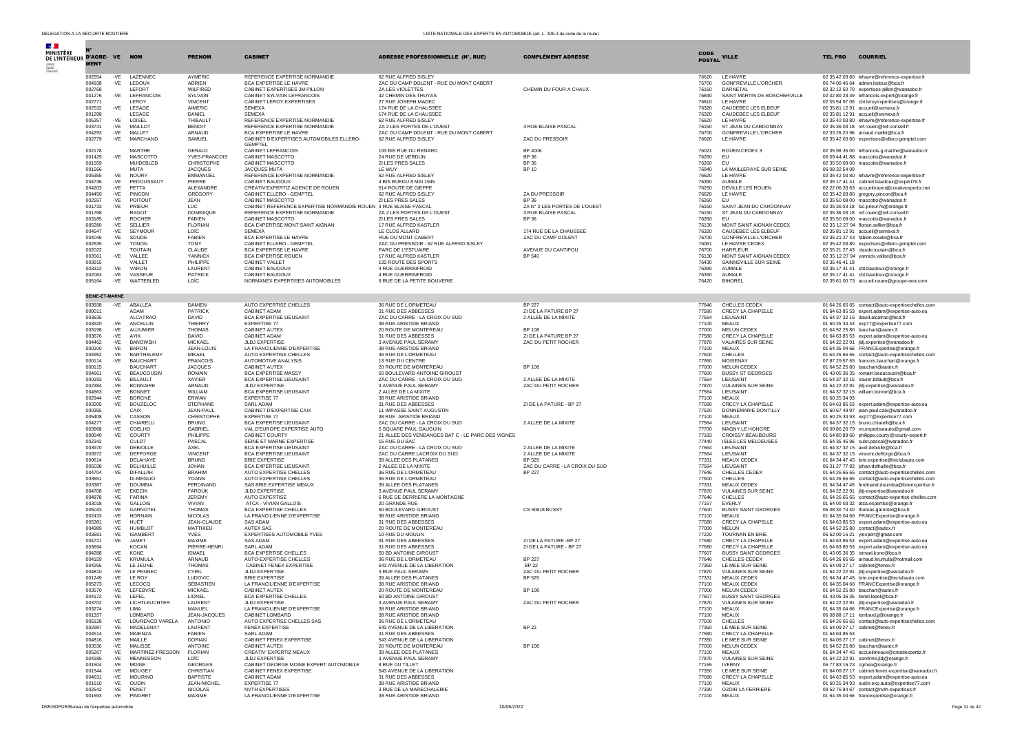| N° D'AGRÉMENT | VE | NOM | PRENOM | CABINET | ADRESSE PROFESSIONNELLE (N°, RUE) | COMPLÉMENT ADRESSE | CODE POSTAL | VILLE | TEL PRO | COURRIEL |
|---|---|---|---|---|---|---|---|---|---|---|
| 002554 | -VE | LAZENNEC | AYMERIC | REFERENCE EXPERTISE NORMANDIE | 62 RUE ALFRED SISLEY | | 76620 | LE HAVRE | 02 35 42 03 80 | lehavre@reference-expertise.fr |
| 004938 | -VE | LEDOUX | ADRIEN | BCA EXPERTISE LE HAVRE | ZAC DU CAMP DOLENT - RUE DU MONT CABERT | | 76700 | GONFREVILLE L'ORCHER | 06 74 00 46 64 | adrien.ledoux@bca.fr |
| 002768 | | LEFORT | WILFRIED | CABINET EXPERTISES JM PILLON | ZA LES VIOLETTES | CHEMIN DU FOUR A CHAUX | 76160 | DARNETAL | 02 32 12 50 70 | expertises-pillon@wanadoo.fr |
| 001276 | -VE | LEFRANCOIS | SYLVAIN | CABINET SYLVAIN LEFRANCOIS | 32 CHEMIN DES THUYAS | | 76840 | SAINT MARTIN DE BOSCHERVILLE | 02 32 80 23 49 | lefrancois-expert@orange.fr |
| 002771 | | LEROY | VINCENT | CABINET LEROY EXPERTISES | 27 RUE JOSEPH MADEC | | 76610 | LE HAVRE | 02 35 54 97 05 | cbt.leroyexpertises@orange.fr |
| 002532 | -VE | LESAGE | AIMERIC | SEMEXA | 174 RUE DE LA CHAUSSEE | | 76320 | CAUDEBEC LES ELBEUF | 02 35 81 12 91 | accueil@semexa.fr |
| 001298 | | LESAGE | DANIEL | SEMEXA | 174 RUE DE LA CHAUSSEE | | 76320 | CAUDEBEC LES ELBEUF | 02 35 81 12 91 | accueil@semexa.fr |
| 005357 | -VE | LOISEL | THIBAULT | REFERENCE EXPERTISE NORMANDIE | 62 RUE ALFRED SISLEY | | 76620 | LE HAVRE | 02 35 42 03 80 | lehavre@reference-expertise.fr |
| 003741 | -VE | MAILLOT | BENOIT | REFERENCE EXPERTISE NORMANDIE | ZA 2 LES PORTES DE L'OUEST | 3 RUE BLAISE PASCAL | 76150 | ST JEAN DU CARDONNAY | 02 35 36 03 18 | ref.rouen@ref-conseil.fr |
| 004293 | -VE | MALLET | ARNAUD | BCA EXPERTISE LE HAVRE | ZAC DU CAMP DOLENT - RUE DU MONT CABERT | | 76700 | GONFREVILLE L'ORCHER | 02 33 26 20 96 | arnaud.mallet@bca.fr |
| 002779 | -VE | MARCHAND | SAMUEL | CABINET D'EXPERTISES AUTOMOBILES ELLERO-GEMPTEL | 62 RUE ALFRED SISLEY | ZAC DU PRESSOIR | 76620 | LE HAVRE | 02 35 42 03 80 | expertises@ellero-gemptel.com |
| 002178 | | MARTHE | GERALD | CABINET LEFRANCOIS | 193 BIS RUE DU RENARD | BP 4006 | 76021 | ROUEN CEDEX 3 | 02 35 98 35 00 | lefrancois.g.marthe@wanadoo.fr |
| 001429 | -VE | MASCOTTO | YVES-FRANCOIS | CABINET MASCOTTO | 24 RUE DE VERDUN | BP 36 | 76260 | EU | 06 09 44 41 88 | mascotto@wanadoo.fr |
| 001559 | | MUIDEBLED | CHRISTOPHE | CABINET MASCOTTO | ZI LES PRES SALES | BP 36 | 76260 | EU | 02 35 50 09 00 | mascotto@wanadoo.fr |
| 001566 | | MUTA | JACQUES | JACQUES MUTA | LE WUY | BP 10 | 76940 | LA MAILLERAYE SUR SEINE | 06 08 32 54 09 | |
| 005355 | -VE | NOURY | EMMANUEL | REFERENCE EXPERTISE NORMANDIE | 62 RUE ALFRED SISLEY | | 76620 | LE HAVRE | 02 35 42 03 80 | lehavre@reference-expertise.fr |
| 004736 | -VE | PEDOUSSAUT | PIERRE | CABINET BAUDOUX | 4 BIS RUEDU 8 MAI 1945 | | 76390 | AUMALE | 02 35 17 41 41 | cabinet.baudoux@expert76.fr |
| 004203 | -VE | PETTA | ALEXANDRE | CREATIV'EXPERTIZ AGENCE DE ROUEN | 514 ROUTE DE DIEPPE | | 76250 | DEVILLE LES ROUEN | 02 22 06 33 63 | accueilrouen@creativexpertiz.net |
| 004450 | -VE | PINCON | GRÉGORY | CABINET ELLERO - GEMPTEL | 62 RUE ALFRED SISLEY | ZA DU PRESSOIR | 76620 | LE HAVRE | 02 35 42 03 80 | gregory.pincon@bca.fr |
| 002557 | -VE | POITOUT | JEAN | CABINET MASCOTTO | ZI LES PRES SALES | BP 36 | 76260 | EU | 02 35 50 09 00 | mascotto@wanadoo.fr |
| 001733 | -VE | PRIEUR | LUC | CABINET REFERENCE EXPERTISE NORMANDIE ROUEN | 3 RUE BLAISE PASCAL | ZA N° 2 LES PORTES DE L'OUEST | 76150 | SAINT JEAN DU CARDONNAY | 02 35 36 03 18 | luc.prieur76@orange.fr |
| 001768 | | RAGOT | DOMINIQUE | REFERENCE EXPERTISE NORMANDIE | ZA 2 LES PORTES DE L'OUEST | 3 RUE BLAISE PASCAL | 76150 | ST JEAN DU CARDONNAY | 02 35 36 03 18 | ref.rouen@ref-conseil.fr |
| 003185 | -VE | ROCHER | FABIEN | CABINET MASCOTTO | ZI LES PRES SALES | BP 36 | 76260 | EU | 02 35 50 09 00 | mascotto@wanadoo.fr |
| 005280 | -VE | SELLIER | FLORIAN | BCA EXPERTISE MONT SAINT AIGNAN | 17 RUE ALFRED KASTLER | | 76130 | MONT SAINT AIGNAN CEDEX | 02 35 12 27 94 | florian.sellier@bca.fr |
| 004547 | -VE | SEYMOUR | LOÏC | SEMEXA | LE CLOS ALLARD | 174 RUE DE LA CHAUSSEE | 76320 | CAUDEBEC LES ELBEUF | 02 35 81 12 91 | accueil@semexa.fr |
| 004046 | -VE | SOUDE | FABIEN | BCA EXPERTISE LE HAVRE | RUE DU MONT CABERT | ZAC DU CAMP DOLENT | 76700 | GONFREVILLE L'ORCHER | 02 35 21 27 43 | fabien.soude@bca.fr |
| 002535 | -VE | TONON | TONY | CABINET ELLERO - GEMPTEL | ZAC DU PRESSOIR - 62 RUE ALFRED SISLEY | | 76061 | LE HAVRE CEDEX | 02 35 42 03 80 | expertises@ellero-gemptel.com |
| 002022 | | TOUTAIN | CLAUDE | BCA EXPERTISE LE HAVRE | PARC DE L'ESTUAIRE | AVENUE DU CANTIPOU | 76700 | HARFLEUR | 02 35 21 27 43 | claude.toutain@bca.fr |
| 003561 | -VE | VALLEE | YANNICK | BCA EXPERTISE ROUEN | 17 RUE ALFRED KASTLER | BP 540 | 76130 | MONT SAINT AIGNAN CEDEX | 02 35 12 27 94 | yannick.vallee@bca.fr |
| 003915 | | VALLET | PHILIPPE | CABINET VALLET | 132 ROUTE DES SPORTS | | 76430 | SAINNEVILLE SUR SEINE | 02 35 46 41 18 | |
| 003312 | -VE | VARON | LAURENT | CABINET BAUDOUX | 4 RUE GUERRINFROID | | 76390 | AUMALE | 02 35 17 41 41 | cbt.baudoux@orange.fr |
| 002063 | -VE | VASSEUR | PATRICK | CABINET BAUDOUX | 4 RUE GUERRINFROID | | 76390 | AUMALE | 02 35 17 41 41 | cbt.baudoux@orange.fr |
| 005164 | -VE | WATTEBLED | LOÏC | NORMANEX EXPERTISES AUTOMOBILES | 6 RUE DE LA PETITE BOUVERIE | | 76420 | BIHOREL | 02 35 61 00 73 | accueil.rouen@groupe-nea.com |

**SEINE-ET-MARNE**

| N° D'AGRÉMENT | VE | NOM | PRENOM | CABINET | ADRESSE PROFESSIONNELLE (N°, RUE) | COMPLÉMENT ADRESSE | CODE POSTAL | VILLE | TEL PRO | COURRIEL |
|---|---|---|---|---|---|---|---|---|---|---|
| 003938 | -VE | ABALLEA | DAMIEN | AUTO EXPERTISE CHELLES | 36 RUE DE L'ORMETEAU | BP 227 | 77646 | CHELLES CEDEX | 01 64 26 65 65 | contact@auto-expertisechelles.com |
| 000011 | | ADAM | PATRICK | CABINET ADAM | 31 RUE DES ABBESSES | ZI DE LA PATURE BP 27 | 77580 | CRECY LA CHAPELLE | 01 64 63 85 53 | expert.adam@expertise-auto.eu |
| 003635 | -VE | ALCATRAO | DAVID | BCA EXPERTISE LIEUSAINT | ZAC DU CARRE - LA CROIX DU SUD | 2 ALLEE DE LA MIXITE | 77564 | LIEUSAINT | 01 64 37 32 15 | david.alcatrao@bca.fr |
| 003920 | -VE | ANCELLIN | THIERRY | EXPERTISE 77 | 38 RUE ARISTIDE BRIAND | | 77100 | MEAUX | 01 60 25 34 43 | exp77@expertise77.com |
| 003198 | -VE | AUJUMIER | THOMAS | CABINET AUTEX | 20 ROUTE DE MONTEREAU | BP 108 | 77000 | MELUN CEDEX | 01 64 52 25 80 | bauchart@autex.fr |
| 003676 | -VE | AYIK | DAVID | CABINET ADAM | 31 RUE DES ABBESSES | ZI DE LA PATURE BP 27 | 77580 | CRECY LA CHAPELLE | 01 64 63 85 53 | expert.adam@expertise-auto.eu |
| 004462 | -VE | BANOWSKI | MICKAEL | JLDJ EXPERTISE | 3 AVENUE PAUL SERAMY | ZAC DU PETIT ROCHER | 77870 | VALAIRES SUR SEINE | 01 64 22 22 91 | jldj.expertise@wanadoo.fr |
| 000100 | -VE | BARON | JEAN-LOUIS | LA FRANCILIENNE D'EXPERTISE | 38 RUE ARISTIDE BRIAND | | 77100 | MEAUX | 01 64 35 04 66 | FRANCExpertise@orange.fr |
| 004952 | -VE | BARTHELEMY | MIKAEL | AUTO EXPERTISE CHELLES | 36 RUE DE L'ORMETEAU | | 77500 | CHELLES | 01 64 26 65 65 | contact@auto-expertisechelles.com |
| 000114 | -VE | BAUCHART | FRANCOIS | AUTOMOTIVE ANALYSIS | 13 RUE DU CENTRE | | 77950 | MOISENAY | 07 87 29 57 65 | francois.bauchart@orange.fr |
| 000115 | | BAUCHART | JACQUES | CABINET AUTEX | 20 ROUTE DE MONTEREAU | BP 108 | 77000 | MELUN CEDEX | 01 64 52 25 80 | bauchart@autex.fr |
| 004661 | -VE | BEAUCOUSIN | ROMAIN | BCA EXPERTISE MASSY | 50 BOULEVARD ANTOINE GIROUST | | 77600 | BUSSY ST GEORGES | 01 43 05 36 35 | romain.beaucousin@bca.fr |
| 000193 | -VE | BILLAULT | XAVIER | BCA EXPERTISE LIEUSAINT | ZAC DU CARRE - LA CROIX DU SUD | 2 ALLEE DE LA MIXITE | 77564 | LIEUSAINT | 01 64 37 32 15 | xavier.billault@bca.fr |
| 002384 | -VE | BONNAIRE | ARNAUD | JLDJ EXPERTISE | 3 AVENUE PAUL SERAMY | ZAC DU PETIT ROCHER | 77870 | VULAINES SUR SEINE | 01 64 22 22 91 | jldj-expertise@wanadoo.fr |
| 004663 | -VE | BONNET | WILLIAM | BCA EXPERTISE LIEUSAINT | 2 ALLEE DE LA MIXITE | | 77564 | LIEUSAINT | 01 64 37 32 15 | william.bonnet@bca.fr |
| 002944 | -VE | BORGNE | ERWAN | EXPERTISE 77 | 38 RUE ARISTIDE BRIAND | | 77100 | MEAUX | 01 60 25 34 93 | |
| 003205 | -VE | BOUZELOC | STEPHANE | SARL ADAM | 31 RUE DES ABBESSES | ZI DE LA PATURE - BP 27 | 77580 | CRECY LA CHAPELLE | 01 64 63 85 53 | expert.adam@expertise-auto.eu |
| 000355 | | CAIX | JEAN-PAUL | CABINET D'EXPERTISE CAIX | 11 IMPASSE SAINT AUGUSTIN | | 77520 | DONNEMARIE DONTILLY | 01 60 67 49 97 | jean-paul.caix@wanadoo.fr |
| 005408 | -VE | CASSON | CHRISTOPHE | EXPERTISE 77 | 38 RUE ARISTIDE BRIAND | | 77100 | MEAUX | 01 60 25 34 93 | exp77@expertise77.com |
| 004277 | -VE | CHIARELLI | BRUNO | BCA EXPERTISE LIEUSAINT | ZAC DU CARRE - LA CROIX DU SUD | 2 ALLEE DE LA MIXITE | 77564 | LIEUSAINT | 01 64 37 32 15 | bruno.chiarelli@bca.fr |
| 003968 | -VE | COELHO | GABRIEL | VAL D'EUROPE EXPERTISE AUTO | 5 SQUARE PAUL GAUGUIN | | 77700 | MAGNY LE HONGRE | 06 09 86 20 79 | ve.expertiseauto@gmail.com |
| 000540 | -VE | COURTY | PHILIPPE | CABINET COURTY | 21 ALLEE DES VENDANGES BAT C - LE PARC DES VIGNES | | 77183 | CROISSY BEAUBOURG | 01 64 80 89 60 | philippe.courty@courty-expert.fr |
| 002342 | | CULOT | PASCAL | SEINE ET MARNE EXPERTISE | 15 RUE DU BAC | | 77440 | ISLES LES MELDEUSES | 01 64 35 45 96 | culot.pascal@wanadoo.fr |
| 003970 | -VE | DEBIOLLE | AXEL | BCA EXPERTISE LIEUSAINT | ZAC DU CARRE - LA CROIX DU SUD | 2 ALLEE DE LA MIXITE | 77564 | LIEUSAINT | 01 64 37 32 15 | axel.debiolle@bca.fr |
| 003972 | -VE | DEFFORGE | VINCENT | BCA EXPERTISE LIEUSAINT | ZAC DU CARRE LACROIX DU SUD | 2 ALLEE DE LA MIXITE | 77564 | LIEUSAINT | 01 64 37 32 15 | vincent.defforge@bca.fr |
| 000614 | | DELAHAYE | BRUNO | BRIE EXPERTISE | 39 ALLEE DES PLATANES | BP 525 | 77331 | MEAUX CEDEX | 01 64 34 47 45 | brie.expertise@leclubauto.com |
| 005038 | -VE | DELHUILLE | JOHAN | BCA EXPERTISE LIEUSAINT | 2 ALLEE DE LA MIXITE | ZAC DU CARRE - LA CROIX DU SUD | 77564 | LIEUSAINT | 06 31 27 77 83 | johan.delhuille@bca.fr |
| 004704 | -VE | DIFALLAH | BRAHIM | AUTO EXPERTISE CHELLES | 36 RUE DE L'ORMETEAU | BP 227 | 77646 | CHELLES CEDEX | 01 64 26 65 65 | contact@auto-expertisechelles.com |
| 003651 | | DI-MEGLIO | YOANN | AUTO EXPERTISE CHELLES | 36 RUE DE L'ORMETEAU | | 77500 | CHELLES | 01 64 26 65 65 | contact@auto-expertisechelles.com |
| 003387 | -VE | DOUMBIA | FERDINAND | SAS BRIE EXPERTISE MEAUX | 39 ALLEE DES PLATANES | | 77331 | MEAUX CEDEX | 01 64 34 47 45 | ferdinand.doumbia@brieexpertise.fr |
| 004706 | -VE | EKECIK | FAROUK | JLDJ EXPERTISE | 3 AVENUE PAUL SERAMY | | 77870 | VULAINES SUR SEINE | 01 64 22 22 91 | jldj-expertise@wanadoo.fr |
| 004878 | -VE | FARINA | JEREMY | AUTO EXPERTISE | 6 RUE DE DERRIERE LA MONTAGNE | | 77646 | CHELLES | 01 64 26 65 65 | contact@auto-expertise chelles.com |
| 003018 | -VE | GALLOIS | VIVIAN | ATCA - VIVIAN GALLOIS | 20 GRANDE RUE | | 77157 | EVERLY | 01 64 00 03 32 | atca.expertise@orange.fr |
| 005043 | -VE | GARNOTEL | THOMAS | BCA EXPERTISE CHELLES | 50 BOULEVARD GIROUST | CS 60618 BUSSY | 77600 | BUSSY SAINT GEORGES | 06 08 30 74 40 | thomas.garnotel@bca.fr |
| 002433 | -VE | HORNAIN | NICOLAS | LA FRANCILIENNE D'EXPERTISE | 38 RUE ARISTIDE BRIAND | | 77100 | MEAUX | 01 64 35 04 66 | FRANCExpertise@orange.fr |
| 005381 | -VE | HUET | JEAN-CLAUDE | SAS ADAM | 31 RUE DES ABBESSES | | 77580 | CRECY LA CHAPELLE | 01 64 63 85 53 | expert.adam@expertise-auto.eu |
| 004989 | -VE | HUMBLOT | MATTHIEU | AUTEX SAS | 20 ROUTE DE MONTEREAU | | 77000 | MELUN | 01 64 52 25 80 | contact@autex.fr |
| 003691 | -VE | ISAMBERT | YVES | EXPERTISES AUTOMOBILE YVES | 10 RUE DU MOULIN | | 77220 | TOURNAN EN BRIE | 06 52 09 16 21 | yiexpert@gmail.com |
| 004721 | -VE | JAMET | MAXIME | SAS ADAM | 31 RUE DES ABBESSES | ZI DE LA PATURE -BP 27 | 77580 | CRECY LA CHAPELLE | 01 64 63 85 53 | expert.adam@expertise-auto.eu |
| 003694 | | KOCAN | PIERRE-HENRI | SARL ADAM | 31 RUE DES ABBESSES | ZI DE LA PATURE - BP 27 | 77580 | CRECY LA CHAPELLE | 01 64 63 85 53 | expert.adam@expertise-auto.eu |
| 004288 | -VE | KONE | ISMAEL | BCA EXPERTISE CHELLES | 50 BD ANTOINE GIROUST | | 77607 | BUSSY SAINT GEORGES | 01 43 05 36 35 | ismael.kone@bca.fr |
| 004159 | -VE | KRUMULA | ARNAUD | AUTO-EXPERTISE CHELLES | 36 RUE DE L'ORMETEAU | BP 227 | 77646 | CHELLES CEDEX | 01 64 26 65 65 | arnaud.krumula@hotmail.com |
| 004255 | -VE | LE JEUNE | THOMAS | CABINET FENEX EXPERTISE | 543 AVENUE DE LA LIBERATION | BP 22 | 77350 | LE MEE SUR SEINE | 01 64 09 27 17 | cabinet@fenex.fr |
| 004810 | -VE | LE PENNEC | CYRIL | JLDJ EXPERTISE | 3 RUE PAUL SERAMY | ZAC DU PETIT ROCHER | 77870 | VULAINES SUR SEINE | 01 64 22 22 91 | jldj-expertise@wanadoo.fr |
| 001249 | -VE | LE ROY | LUDOVIC | BRIE EXPERTISE | 39 ALLEE DES PLATANES | BP 525 | 77331 | MEAUX CEDEX | 01 64 34 47 45 | brie.expertise@leclubauto.com |
| 005273 | -VE | LECOCQ | SEBASTIEN | LA FRANCILIENNE D'EXPERTISE | 38 RUE ARISTIDE BRIAND | | 77100 | MEAUX CEDEX | 01 64 35 04 66 | FRANCExpertise@orange.fr |
| 003570 | -VE | LEFEBVRE | MICKAËL | CABINET AUTEX | 20 ROUTE DE MONTEREAU | BP 108 | 77000 | MELUN CEDEX | 01 64 52 25 80 | bauchart@autex.fr |
| 004172 | -VE | LEPEL | LIONEL | BCA EXPERTISE CHELLES | 50 BD ANTOINE GIROUST | | 77607 | BUSSY SAINT GEORGES | 01 43 05 36 35 | lionel.lepel@bca.fr |
| 003702 | -VE | LICHTLEUCHTER | LAURENT | JLDJ EXPERTISE | 3 AVENUE PAUL SERAMY | ZAC DU PETIT ROCHER | 77870 | VULAINES SUR SEINE | 01 64 22 22 91 | jldj-expertise@wanadoo.fr |
| 003274 | -VE | LIMA | MANUEL | LA FRANCILIENNE D'EXPERTISE | 38 RUE ARISTIDE BRIAND | | 77100 | MEAUX | 01 64 35 04 66 | FRANCExpertise@orange.fr |
| 001337 | | LOMBARD | JEAN-JACQUES | CABINET LOMBARD | 38 RUE ARISTIDE BRIAND | | 77100 | MEAUX | 06 08 88 17 11 | lombard.jj@orange.fr |
| 005128 | -VE | LOURENCO VARELA | ANTONIO | AUTO EXPERTISE CHELLES SAS | 36 RUE DE L'ORMETEAU | | 77500 | CHELLES | 01 64 26 65 65 | contact@auto-expertisechelles.com |
| 002987 | -VE | MADELENAT | LAURENT | FENEX EXPERTISE | 543 AVENUE DE LA LIBERATION | BP 22 | 77350 | LE MEE SUR SEINE | 01 64 09 27 17 | cabinet@fenex.fr |
| 004514 | -VE | MAIENZA | FABIEN | SARL ADAM | 31 RUE DES ABBESSES | | 77580 | CRECY LA CHAPELLE | 01 64 63 85 53 | |
| 004816 | -VE | MAILLE | DORIAN | CABINET FENEX EXPERTISE | 543 AVENUE DE LA LIBERATION | | 77350 | LE MEE SUR SEINE | 01 64 09 27 17 | cabinet@fenex.fr |
| 003536 | -VE | MALISSE | ANTOINE | CABINET AUTEX | 20 ROUTE DE MONTEREAU | BP 108 | 77000 | MELUN CEDEX | 01 64 52 25 80 | bauchart@autex.fr |
| 005267 | -VE | MARTINEZ-FRESSON | FLORIAN | CREATIV' EXPERTIZ MEAUX | 39 ALLEE DES PLATANES | | 77100 | MEAUX | 01 64 34 47 45 | accueilmeaux@creatiexpertiz.ne |
| 004185 | -VE | MENNESSON | LOÏC | JLDJ EXPERTISE | 3 AVENUE PAUL SERAMY | | 77870 | VULAINES SUR SEINE | 01 64 22 22 91 | sandrine.jldj@orange.fr |
| 001504 | -VE | MOINE | GEORGES | CABINET GEORGE MOINE EXPERT AUTOMOBILE | 8 RUE DU TILLET | | 77165 | IVERNY | 06 77 83 16 23 | cgmea@orange.fr |
| 001544 | -VE | MOUGEY | CHRISTIAN | CABINET FENEX EXPERTISE | 543 AVENUE DE LA LIBERATION | | 77350 | LE MEE SUR SEINE | 01 64 09 27 17 | cabinet-fenex-expertise@wanadoo.fr |
| 004631 | -VE | MOURINO | BAPTISTE | CABINET ADAM | 31 RUE DES ABBESSES | | 77580 | CRECY LA CHAPELLE | 01 64 63 85 53 | expert.adam@expertise-auto.eu |
| 001610 | -VE | OUDIN | JEAN-MICHEL | EXPERTISE 77 | 38 RUE ARISTIDE BRIAND | | 77100 | MEAUX | 01 60 25 34 93 | oudin.exp.auto@expertise77.com |
| 002542 | -VE | PENET | NICOLAS | NVTH EXPERTISES | 3 RUE DE LA MARECHALERIE | | 77330 | OZOIR LA FERRIERE | 09 52 76 94 67 | contact@nvth-expertises.fr |
| 001693 | -VE | PINGRET | MAXIME | LA FRANCILIENNE D'EXPERTISE | 38 RUE ARISTIDE BRIAND | | 77100 | MEAUX | 01 64 35 04 66 | francexpertise@orange.fr |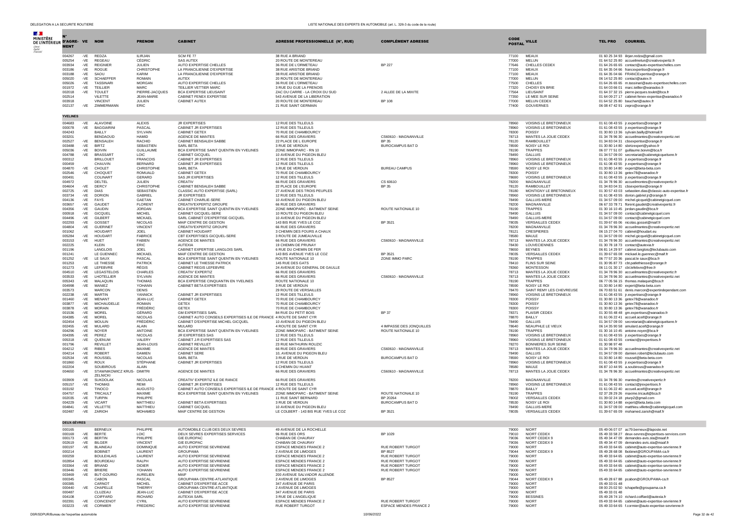| N° D'AGRÉMENT | VE | NOM | PRENOM | CABINET | ADRESSE PROFESSIONNELLE (N°, RUE) | COMPLÉMENT ADRESSE | CODE POSTAL | VILLE | TEL PRO | COURRIEL |
|---|---|---|---|---|---|---|---|---|---|---|
| 004267 | -VE | REDZA | ILIRJAN | SCM FE 77 | 38 RUE A BRIAND | | 77100 | MEAUX | 01 60 25 34 93 | ilirjan.redza@gmail.com |
| 005254 | -VE | REGEAU | CÉDRIC | SAS AUTEX | 20 ROUTE DE MONTEREAU | | 77000 | MELUN | 01 64 52 25 80 | accueilmelun@creativexpertiz.fr |
| 003934 | -VE | REIGNIER | JULIEN | AUTO EXPERTISE CHELLES | 36 RUE DE L'ORMETEAU | BP 227 | 77646 | CHELLES CEDEX | 01 64 26 65 65 | contact@auto-expertisechelles.com |
| 003186 | -VE | ROGUE | CHRISTOPHE | LA FRANCILIENNE D'EXPERTISE | 38 RUE ARISTIDE BRIAND | | 77100 | MEAUX | 01 64 35 04 66 | francexpertise@orange.fr |
| 003188 | -VE | SAOU | KARIM | LA FRANCILIENNE D'EXPERTISE | 38 RUE ARISTIDE BRIAND | | 77100 | MEAUX | 01 64 35 04 66 | FRANCExpertise@orange.fr |
| 005020 | -VE | SCHAEFFER | ROMAIN | AUTEX | 20 ROUTE DE MONTEREAU | | 77000 | MELUN | 06 14 52 25 80 | contact@autex.fr |
| 005026 | -VE | TASSINARI | MORGAN | AUTO EXPERTISE CHELLES | 36 RUE DE L'ORMETEAU | | 77500 | CHELLES | 01 64 26 65 65 | m.tassinari@auto-expertisechelles.com |
| 001972 | -VE | TEILLIER | MARC | TEILLIER VETTIER MARC | 3 RUE DU GUE LA FRENOIS | | 77320 | CHOISY EN BRIE | 01 64 03 66 01 | marc.teillier@wanadoo.fr |
| 002018 | -VE | TOULET | PIERRE-JACQUES | BCA EXPERTISE LIEUSAINT | ZAC DU CARRE - LA CROIX DU SUD | 2 ALLEE DE LA MIXITE | 77564 | LIEUSAINT | 01 64 37 32 15 | pierre-jacques.toulet@bca.fr |
| 002514 | | VILETTE | JEAN-MARIE | CABINET FENEX EXPERTISE | 543 AVENUE DE LA LIBERATION | | 77350 | LE MEE SUR SEINE | 01 64 09 27 17 | cabinet-fenex-expertise@wanadoo.fr |
| 003918 | | VINCENT | JULIEN | CABINET AUTEX | 20 ROUTE DE MONTEREAU | BP 108 | 77000 | MELUN CEDEX | 01 64 52 25 80 | bauchart@autex.fr |
| 002137 | -VE | ZIMMERMANN | ERIC | | 21 RUE SAINT GERMAIN | | 77400 | GOUVERNES | 06 08 47 42 91 | zepro@orange.fr |
| **YVELINES** | | | | | | | | | | |
| 004683 | -VE | ALAVOINE | ALEXIS | JR EXPERTISES | 12 RUE DES TILLEULS | | 78960 | VOISINS LE BRETONNEUX | 01 61 08 43 55 | jr.expertises@orange.fr |
| 000078 | -VE | BAGGIARINI | PASCAL | CABINET JR EXPERTISES | 12 RUE DES TILLEULS | | 78960 | VOISINS LE BRETONNEUX | 01 61 08 43 55 | jr.expertises@orange.fr |
| 004243 | | BAILLY | SYLVAIN | CABINET GETEX | 70 RUE DE CHAMBOURCY | | 78300 | POISSY | 01 30 80 13 36 | sylvain.bailly@hotmail.fr |
| 003201 | | BENDAOUD | HAMID | AGENCE DE MANTES | 66 RUE DES GRAVIERS | CS60610 - MAGNANVILLE | 78713 | MANTES LA JOLIE CEDEX | 01 34 78 96 30 | accueilmantes@creativexpertiz.net |
| 002527 | -VE | BENSALEH | RACHID | CABINET BENSALEH SABBE | 22 PLACE DE L EUROPE | BP 35 | 78120 | RAMBOUILLET | 01 34 83 04 31 | cbsexpertise@orange.fr |
| 003488 | -VE | BIRTZ | SEBASTIEN | SARL BETA | 3 RUE DE VERDUN | BUROCAMPUS BAT D | 78590 | NOISY LE ROI | 01 30 80 14 80 | sbirtzexpert@yahoo.fr |
| 005036 | -VE | BOIVIN | GUILLAUME | BCA EXPERTISE SAINT QUENTIN EN YVELINES | ZONE IMMOPARC - RN 10 | | 78190 | TRAPPES | 06 07 77 51 07 | guillaume.boivin@bca.fr |
| 004788 | -VE | BRASSART | LOIC | CABINET GICQUEL | 10 AVENUE DU PIGEON BLEU | | 78490 | GALLUIS | 01 34 57 09 00 | secretariat@cabinetgicquelsere.fr |
| 000312 | | BRILLOUET | FRANCOIS | CABINET JR EXPERTISES | 12 RUE DES TILLEULS | | 78960 | VOISINS LE BRETONNEUX | 01 61 08 43 55 | jr.expertises@orange.fr |
| 000459 | | CHAUVIN | BERNARD | CABINET JR EXPERTISES | 12 RUE DES TILLEULS | | 78960 | VOISINS LE BRETONNEUX | 01 61 08 43 55 | jr.expertises@orange.fr |
| 004870 | -VE | CHOLET | CHRISTOPHE | SARL BETA | 3 RUE DE VERDUN | BUREAU CAMPUS | 78590 | NOISY LE ROI | 01 30 80 14 80 | expert@beta-beta.com |
| 002546 | -VE | CHOQUET | ROMUALD | CABINET GETEX | 70 RUE DE CHAMBOURCY | | 78300 | POISSY | 01 30 80 13 36 | getex78@wanadoo.fr |
| 000491 | | COLINART | GERARD | SAS JR EXPERTISES | 12 RUE DES TILLEULS | | 78690 | VOISINS LE BRETONNEUX | 01 61 08 43 55 | jr.expertises@orange.fr |
| 004972 | | DELTEL | JULIEN | CREATIV | 66 RUE DES GRAVIERS | CS 60610 | 78200 | MAGNANVILLE | 01 34 78 96 30 | accueilmantes@creativexpertiz.fr |
| 004604 | -VE | DERCY | CHRISTOPHE | CABINET BENSALEH SABBE | 22 PLACE DE L'EUROPE | BP 35 | 78120 | RAMBOUILLET | 01 34 83 04 31 | cbsexpertise@orange.fr |
| 002725 | -VE | DIAS | SEBASTIEN | CLASSIC AUTO EXPERTISE (SARL) | 27 AVENUE DES TROIS PEUPLES | | 78180 | MONTIGNY LE BRETONNEUX | 01 30 57 43 03 | sebastien.dias@classic-auto-expertise.fr |
| 003734 | -VE | DORION | GABRIEL | JR EXPERTISES | 12 RUE DES TILLEULS | | 78960 | VOISINS LE BRETONNEUX | 01 61 08 43 55 | dorion.gabriel.jr@orange.fr |
| 004136 | -VE | FAYS | GAETAN | CABINET CHARLIE-SERE | 10 AVENUE DU PIGEON BLEU | | 78490 | GALLUIS-MERE | 01 34 57 09 00 | michel.gicquel@cabinetgicquel.com |
| 003657 | -VE | GAUDET | FLORENT | CREATIV'EXPERTIZ GROUPE | 66 RUE DES GRAVIERS | | 78200 | MAGNANVILLE | 06 67 33 78 71 | florent.gaudet@creativexpertiz.fr |
| 004356 | -VE | GAUDIN | JORDAN | BCA EXPERTISE SAINT QUENTIN EN YVELINES | ZONE IMMOPARC - BATIMENT SEINE | ROUTE NATIONALE 10 | 78190 | TRAPPES | 01 30 16 10 45 | jordan.gaudin@bca.fr |
| 000918 | -VE | GICQUEL | MICHEL | CABINET GICQUEL-SERE | 10 ROUTE DU PIGEON BLEU | | 78490 | GALLUIS | 01 34 57 09 00 | contact@cabinetgicquel.com |
| 004496 | -VE | GILBERT | MICKAEL | SARL CABINET D'EXPERTISE GICQUEL | 10 AVENUE DU PIGEON BLEU | | 78490 | GALLUIS-MERE | 01 34 57 09 00 | contact@cabinetgicquel.com |
| 002093 | -VE | GOSSET | NICOLAS | MAIF CENTRE DE GESTION | 143 BIS RUE YVES LE COZ | BP 3521 | 78035 | VERSAILLES CEDEX | 01 39 67 65 06 | nicolas.gosset@maif.fr |
| 004804 | -VE | GUERINET | VINCENT | CREATIV'EXPERTIZ GROUPE | 66 RUE DES GRAVIERS | | 78200 | MAGNANVILLE | 01 34 78 96 30 | accueilmantes@creativexpertiz.net |
| 001062 | | HOUDART | JOEL | CABINET HOUDART | 3 CHEMIN DES FOURS A CHAUX | | 78121 | CRESPIERES | 06 15 27 04 70 | cabinet@houdart.eu |
| 005284 | -VE | HOUDART | FABRICE | CBT EXPERTISES GICQUEL-SERE | 3 ROUTE DE JUMEAUVILLE | | 78580 | MAULE | 01 34 57 09 00 | michel.gicquel@cabinetgicquel.com |
| 003153 | -VE | HUET | FABIEN | AGENCE DE MANTES | 66 RUE DES GRAVIERS | CS60610 - MAGNANVILLE | 78713 | MANTES LA JOLIE CEDEX | 01 34 78 96 30 | accueilmantes@creativexpertiz.net |
| 002225 | | KLEIN | ERIC | AUTEXIA | 19 CHEMIN DE PRUNAY | | 78430 | LOUVECIENNES | 01 30 78 18 73 | contact@autexia.fr |
| 001196 | | LANGLOIS | JOEL | CABINET EXPERTISE LANGLOIS SARL | 6 RUE DU CHEMIN DE FER | | 78650 | BEYNES | 06 81 14 29 97 | cabinet.langlois@leclubauto.com |
| 001241 | | LE GUENNEC | MICKAEL | MAIF CENTRE DE GESTION | 143 BIS AVENUE YVES LE COZ | BP 3521 | 78035 | VERSAILLES CEDEX | 01 39 67 65 08 | mickael.le.guennec@maif.fr |
| 001252 | -VE | LE SAUX | PASCAL | BCA EXPERTISE SAINT QUENTIN EN YVELINES | ROUTE NATIONALE 10 | ZONE IMMO PARC | 78190 | TRAPPES | 06 77 57 20 36 | pascal.le.saux@bca.fr |
| 001253 | | LE THIESSE | PATRICK | CABINET LE THIESSE PATRICK | 145 RUE DES GATS | | 78410 | FLINS SUR SEINE | 01 30 95 87 73 | cbt.patlethiesse@orange.fr |
| 001273 | -VE | LEFEBVRE | RÉGIS | CABINET REGIS LEFEBVRE | 24 AVENUE DU GENERAL DE GAULLE | | 78360 | MONTESSON | 06 11 01 30 17 | cbt.lefebvre@free.fr |
| 004510 | -VE | LEGASTELOIS | CHARLES | CREATIV' EXPERTIZ | 66 RUE DES GRAVIERS | | 78713 | MANTES LA JOLIE CEDEX | 01 34 78 96 30 | accueilmantes@creativexpertiz.net |
| 003533 | -VE | LHOTELLIER | SYLVAIN | AGENCE DE MANTES | 66 RUE DES GRAVIERS | CS60610 - MAGNANVILLE | 78713 | MANTES LA JOLIE CEDEX | 01 34 78 96 30 | accueilmantes@creativexpertiz.net |
| 005343 | -VE | MALAQUIN | THOMAS | BCA EXPERTISE CINQUANTIN EN YVELINES | ROUTE NATIONALE 10 | | 78190 | TRAPPES | 06 77 05 56 15 | thomas.malaquin@bca.fr |
| 004998 | -VE | MANIEZ | YOHANN | CABINET BETA EXPERTISES | 3 RUE DE VERDUN | | 78590 | NOISY LE ROI | 01 30 80 14 80 | expert@beta-beta.com |
| 003573 | | MARCON | DENIS | | 29 ROUTE DE VERSAILLES | | 78470 | SAINT REMY LES CHEVREUSE | 06 70 83 51 61 | denis.marcon@expertindependant.com |
| 002238 | -VE | MARTIN | YANNICK | CABINET JR EXPERTISES | 12 RUE DES TILLEULS | | 78960 | VOISINS LE BRETONNEUX | 01 61 08 43 55 | jr.expertises@orange.fr |
| 001460 | -VE | MENANT | JEAN-LUC | CABINET GETEX | 70 RUE DE CHAMBOURCY | | 78300 | POISSY | 01 30 80 13 36 | getex78@wanadoo.fr |
| 003877 | -VE | MICHAUDELLE | ROMAIN | GETEX | 70 RUE DE CHAMBOURCY | | 78300 | POISSY | 01 30 80 13 36 | getex78@wanadoo.fr |
| 003878 | -VE | MORAIN | FRÉDÉRIC | GETEX | 70 RUE DE CHAMBOURCY | | 78300 | POISSY | 01 30 80 13 36 | getex78@wanadoo.fr |
| 001536 | -VE | MOREL | GÉRARD | GM EXPERTISES SARL | 84 RUE DU PETIT BOIS | BP 37 | 78371 | PLAISIR CEDEX | 01 30 55 48 48 | gm.expertises@wanadoo.fr |
| 004385 | -VE | MOREL | NICOLAS | CABINET AUTO CONSEILS EXPERTISES ILE DE FRANCE | 4 ROUTE DE SAINT CYR | | 78870 | BAILLY | 01 61 06 22 41 | accueil.aceif@orange.fr |
| 002454 | -VE | MOULIN | FRÉDÉRIC | CABINET D'EXPERTISE MICHEL GICQUEL | 10 AVENUE DU PIGEON BLEU | | 78490 | GALLUIS | 01 34 57 09 00 | secretariat@cabinetgicquelsere.fr |
| 002455 | -VE | MULARD | ALAIN | MULARD | 4 ROUTE DE SAINT CYR | 4 IMPASSE DES JONQUILLES | 78640 | NEAUPHLE LE VIEUX | 06 14 35 90 58 | amulard.aceif@orange.fr |
| 004296 | -VE | NOYER | ANTOINE | BCA EXPERTISE SAINT QUENTIN EN YVELINES | ZONE IMMOPARC - BATIMENT SEINE | ROUTE NATIONALE 10 | 78190 | TRAPPES | 01 30 16 10 45 | antoine.noyer@bca.fr |
| 004395 | -VE | PEREZ | NICOLAS | JR EXPERTISES SAS | 12 RUE DES TILLEULS | | 78960 | VOISINS LE BRETONNEUX | 01 61 08 43 55 | jr.expertises@orange.fr |
| 005318 | -VE | QUENUM | VALERY | CABINET J.R EXPERTISES SAS | 12 RUE DES TILLEULS | | 78960 | VOISINS LE BRETONNEUX | 01 61 08 43 55 | contact@jrexpertises.fr |
| 001796 | | REVILLET | JEAN-LOUIS | CABINET REVILLET | 23 RUE MATHURIN ROUZIC | | 78270 | BONNIERES SUR SEINE | 01 30 98 97 48 | |
| 004212 | -VE | RIBES | MAXIME | AGENCE DE MANTES | 66 RUE DES GRAVIERS | CS60610 - MAGNANVILLE | 78713 | MANTES LA JOLIE CEDEX | 01 34 78 96 30 | accueilmantes@creativexpertiz.net |
| 004214 | -VE | ROBERT | DAMIEN | CABINET SERE | 10, AVENUE DU PIGEON BLEU | | 78490 | GALLUIS | 01 34 57 09 00 | damien.robert@leclubauto.com |
| 002534 | -VE | ROUSSEL | NICOLAS | SARL BETA | 3 RUE DE VERDUN | BUROCAMPUS BAT D | 78590 | NOISY LE ROI | 01 30 80 14 80 | nroussel@beta-beta.com |
| 001860 | -VE | ROUX | STÉPHANE | CABINET JR EXPERTISES | 12 RUE DES TILLEULS | | 78960 | VOISINS LE BRETONNEUX | 01 61 08 43 55 | jr.expertises@orange.fr |
| 002204 | | SOUBIROUS | ALAIN | | 6 CHEMIN DU HUANT | | 78580 | MAULE | 06 87 10 44 95 | a.soubirous@wanadoo.fr |
| 004650 | -VE | STAWNIKOWICZ KRUS-ZELNICKI | DIMITRI | AGENCE DE MANTES | 66 RUE DES GRAVIERS | CS60610 - MAGNANVILLE | 78713 | MANTES LA JOLIE CEDEX | 01 34 78 96 30 | accueilmantes@creativexpertiz.net |
| 003909 | -VE | SUKDOLAK | NICOLAS | CREATIV' EXPERTIZ ILE DE RANCE | 66 RUE DES GRAVIERS | | 78200 | MAGNANVILLE | 01 34 78 96 30 | mantes@creativexpertiz.fr |
| 005157 | -VE | THOMAS | REMI | CABINET JR EXPERTISES | 12 RUE DES TILLEULS | | 78960 | VOISINS LE BRETONNEUX | 01 61 08 43 55 | contact@jrexpertises.fr |
| 003192 | | TINOCO | AUGUSTO | CABINET AUTO CONSEILS EXPERTISES ILE DE FRANCE | 4 ROUTE DE SAINT CYR | | 78870 | BAILLY | 01 61 06 22 40 | accueil.aceif@orange.fr |
| 004757 | -VE | TRICAULT | MAXIME | BCA EXPERTISE SAINT QUENTIN EN YVELINES | ZONE IMMOPARC - BATIMENT SEINE | ROUTE NATIONALE 10 | 78190 | TRAPPES | 02 37 28 29 26 | maxime.tricault@bca.fr |
| 002035 | -VE | TURPIN | PHILIPPE | | 11 RUE SAINT BERNARD | BP 20264 | 78002 | VERSAILLES CEDEX | 01 39 02 24 18 | pturp2@gmail.com |
| 004229 | -VE | VICART | MATTHIEU | CABINET BETA EXPERTISES | 3 RUE DE VERDUN | BUROCAMPUS BAT D | 78530 | NOISY LE ROI | 01 30 80 14 88 | expert@beta-beta.com |
| 004841 | -VE | VILLETTE | MATTHIEU | CABINET GICQUEL | 10 AVENUE DU PIGEON BLEU | | 78490 | GALLUIS-MERE | 01 34 57 09 00 | matthieu.villette@cabinetgicquel.com |
| 002487 | -VE | ZARIOH | MOHAMED | MAIF CENTRE DE GESTION | LE COLBERT - 143 BIS RUE YVES LE COZ | BP 3521 | 78035 | VERSAILLES CEDEX | 01 39 67 65 09 | mohamed.zarioh@maif.fr |
| **DEUX-SÈVRES** | | | | | | | | | | |
| 000165 | | BERNEUX | PHILIPPE | AUTOMOBILE CLUB DES DEUX SEVRES | 49 AVENUE DE LA ROCHELLE | | 79000 | NIORT | 05 49 06 07 07 | ac79.berneux@laposte.net |
| 000169 | -VE | BERTE | LOIC | DEUX SEVRES EXPERTISES SERVICES | 96 RUE DES ORS | BP 1029 | 79010 | NIORT CEDEX | 05 49 33 58 27 | deux-sevres@expertises-services.com |
| 000173 | -VE | BERTIN | PHILIPPE | GIE EUROPAC | CHABAN DE CHAURAY | | 79036 | NIORT CEDEX 9 | 05 49 34 47 09 | demandes-avis.sta@maaf.fr |
| 002619 | -VE | BILGER | VINCENT | GIE EUROPAC | CHABAN DE CHAURAY | | 79036 | NIORT CEDEX 9 | 05 49 34 47 09 | demandes-avis.sta@maaf.fr |
| 000197 | -VE | BLAINEAU | DOMINIQUE | AUTO EXPERTISE SEVRIENNE | ESPACE MENDES FRANCE 2 | RUE ROBERT TURGOT | 79000 | NIORT | 05 49 33 64 65 | cabinet@auto-expertise-sevrienne.fr |
| 000214 | | BOBINET | LAURENT | GROUPAMA | 2 AVENUE DE LIMOGES | BP 8527 | 79044 | NIORT CEDEX 9 | 05 49 28 68 08 | lbobinet@GROUPAMA-ca.fr |
| 000259 | | BOULEHLAIS | LAURENT | AUTO EXPERTISE SEVRIENNE | ESPACE MENDES FRANCE 2 | RUE ROBERT TURGOT | 79000 | NIORT | 05 49 33 64 65 | cabinet@auto-expertise-sevrienne.fr |
| 002854 | -VE | BOURDEAU | RALPH | AUTO EXPERTISE SEVRIENNE | ESPACE MENDES FRANCE 2 | RUE ROBERT TURGOT | 79000 | NIORT | 05 49 33 64 65 | cabinet@auto-expertise-sevrienne.fr |
| 003364 | -VE | BRIAND | DIDIER | AUTO EXPERTISE SEVRIENNE | ESPACE MENDES FRANCE 2 | RUE ROBERT TURGOT | 79000 | NIORT | 05 49 33 64 65 | cabinet@auto-expertise-sevrienne.fr |
| 003446 | -VE | BRIERE | YOHANN | AUTO EXPERTISE SEVRIENNE | ESPACE MENDES FRANCE 2 | RUE ROBERT TURGOT | 79000 | NIORT | 05 49 33 64 65 | cabinet@auto-expertise-sevrienne.fr |
| 003469 | -VE | BUT-GOURIO | AURELIEN | MAIF | 200 AVENUE SALVADOR ALLENDE | | 79000 | NIORT | | |
| 000345 | | CABON | PASCAL | GROUPAMA CENTRE-ATLANTIQUE | 2 AVENUE DE LIMOGES | BP 8527 | 79044 | NIORT CEDEX 9 | 05 49 28 67 88 | pcabon@GROUPAMA-ca.fr |
| 000385 | | CARNOT | MICHEL | CABINET D'EXPERTISE ACCE | 347 AVENUE DE PARIS | | 79000 | NIORT | 05 49 33 01 48 | |
| 000440 | -VE | CHAPELLE | THIERRY | GROUPAMA CENTRE-ATLANTIQUE | 2 AVENUE DE LIMOGES | | 79000 | NIORT | 08 00 25 02 50 | tchapelle@groupama.ca.fr |
| 000487 | | CLUZEAU | JEAN-LUC | CABINET D'EXPERTISE ACCE | 347 AVENUE DE PARIS | | 79000 | NIORT | 05 49 33 01 48 | |
| 004108 | | COIFFARD | RICHARD | AUTEXIA SARL | 3 RUE DE L'ANGELIQUE | | 79000 | BESSINES | 05 49 28 74 10 | richard.coiffard@autexia.fr |
| 002391 | -VE | COINCENOT | CYRIL | AUTO EXPERTISE SEVRIENNE | ESPACE MENDES FRANCE 2 | RUE ROBERT TURGOT | 79000 | NIORT | 05 49 33 64 65 | cabinet@auto-expertise-sevrienne.fr |
| 003223 | -VE | CORMIER | FREDERIC | AUTO EXPERTISE SEVRIENNE | RUE ROBERT TURGOT | ESPACE MENDES FRANCE 2 | 79000 | NIORT | 05 49 33 64 65 | f.cormier@auto-expertise-sevrienne.fr |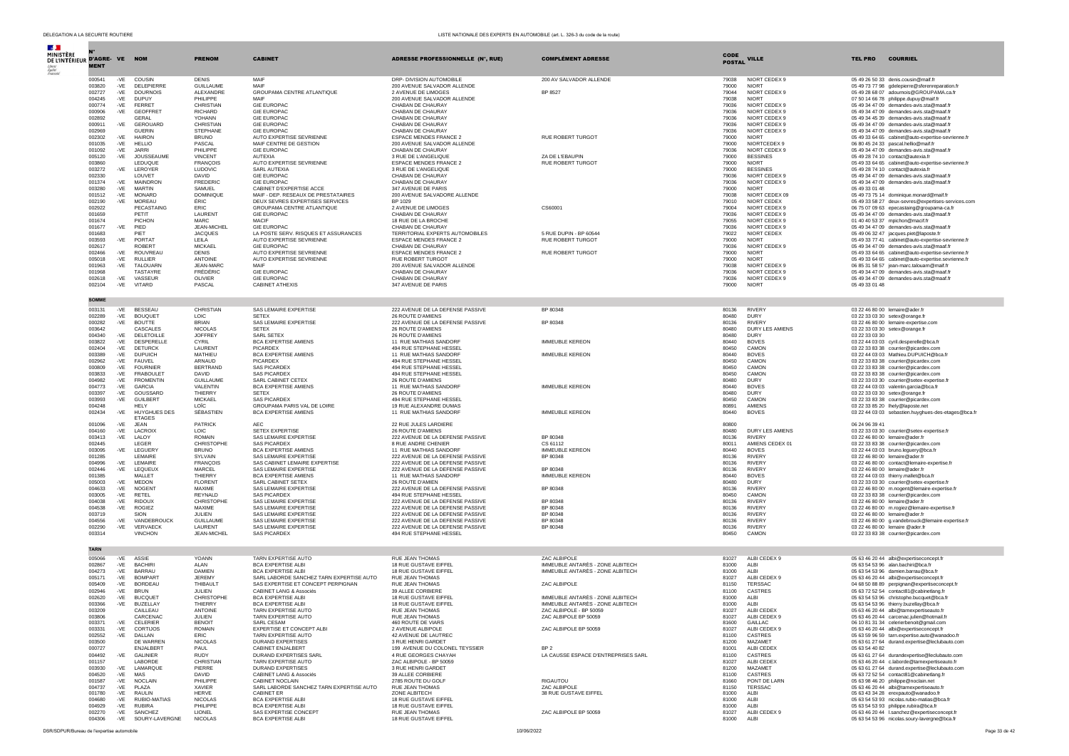| N° D'AGRÉMENT | VE | NOM | PRENOM | CABINET | ADRESSE PROFESSIONNELLE (N°, RUE) | COMPLÉMENT ADRESSE | CODE POSTAL | VILLE | TEL PRO | COURRIEL |
|---|---|---|---|---|---|---|---|---|---|---|
| 000541 | -VE | COUSIN | DENIS | MAIF | DRP- DIVISION AUTOMOBILE | 200 AV SALVADOR ALLENDE | 79038 | NIORT CEDEX 9 | 05 49 26 50 33 | denis.cousin@maif.fr |
| 003820 | -VE | DELEPIERRE | GUILLAUME | MAIF | 200 AVENUE SALVADOR ALLENDE | | 79000 | NIORT | 05 49 73 77 98 | gdelepierre@sferenreparation.fr |
| 002727 | -VE | DOURNOIS | ALEXANDRE | GROUPAMA CENTRE ATLANTIQUE | 2 AVENUE DE LIMOGES | BP 8527 | 79044 | NIORT CEDEX 9 | 05 49 28 68 07 | adournois@GROUPAMA.ca.fr |
| 004245 | -VE | DUPUY | PHILIPPE | MAIF | 200 AVENUE SALVADOR ALLENDE | | 79038 | NIORT | 07 50 14 66 78 | philippe.dupuy@maif.fr |
| 000774 | -VE | FERRET | CHRISTIAN | GIE EUROPAC | CHABAN DE CHAURAY | | 79036 | NIORT CEDEX 9 | 05 49 34 47 09 | demandes-avis.sta@maaf.fr |
| 000906 | -VE | GEOFFRET | RICHARD | GIE EUROPAC | CHABAN DE CHAURAY | | 79036 | NIORT CEDEX 9 | 05 49 34 47 09 | demandes-avis.sta@maaf.fr |
| 002892 | | GERAL | YOHANN | GIE EUROPAC | CHABAN DE CHAURAY | | 79036 | NIORT CEDEX 9 | 05 49 34 45 39 | demandes-avis.sta@maaf.fr |
| 000911 | -VE | GEROUARD | CHRISTIAN | GIE EUROPAC | CHABAN DE CHAURAY | | 79036 | NIORT CEDEX 9 | 05 49 34 47 09 | demandes-avis.sta@maaf.fr |
| 002969 | | GUERIN | STEPHANE | GIE EUROPAC | CHABAN DE CHAURAY | | 79036 | NIORT CEDEX 9 | 05 49 34 47 09 | demandes-avis.sta@maaf.fr |
| 002302 | -VE | HAIRON | BRUNO | AUTO EXPERTISE SEVRIENNE | ESPACE MENDES FRANCE 2 | RUE ROBERT TURGOT | 79000 | NIORT | 05 49 33 64 65 | cabinet@auto-expertise-sevrienne.fr |
| 001035 | -VE | HELLIO | PASCAL | MAIF CENTRE DE GESTION | 200 AVENUE SALVADOR ALLENDE | | 79000 | NIORTCEDEX 9 | 06 80 45 24 33 | pascal.hellio@maif.fr |
| 001092 | -VE | JARRI | PHILIPPE | GIE EUROPAC | CHABAN DE CHAURAY | | 79036 | NIORT CEDEX 9 | 05 49 34 47 09 | demandes-avis.sta@maaf.fr |
| 005120 | -VE | JOUSSEAUME | VINCENT | AUTEXIA | 3 RUE DE L'ANGELIQUE | ZA DE L'EBAUPIN | 79000 | BESSINES | 05 49 28 74 10 | contact@autexia.fr |
| 003860 | | LEDUQUE | FRANÇOIS | AUTO EXPERTISE SEVRIENNE | ESPACE MENDES FRANCE 2 | RUE ROBERT TURGOT | 79000 | NIORT | 05 49 33 64 65 | cabinet@auto-expertise-sevrienne.fr |
| 003272 | -VE | LEROYER | LUDOVIC | SARL AUTEXIA | 3 RUE DE L'ANGELIQUE | | 79000 | BESSINES | 05 49 28 74 10 | contact@autexia.fr |
| 002330 | | LOUVET | DAVID | GIE EUROPAC | CHABAN DE CHAURAY | | 79036 | NIORT CEDEX 9 | 05 49 34 47 09 | demandes-avis.sta@maaf.fr |
| 001374 | -VE | MAINDRON | FREDERIC | GIE EUROPAC | CHABAN DE CHAURAY | | 79036 | NIORT CEDEX 9 | 05 49 34 47 09 | demandes-avis.sta@maaf.fr |
| 003280 | -VE | MARTIN | SAMUEL | CABINET D'EXPERTISE ACCE | 347 AVENUE DE PARIS | | 79000 | NIORT | 05 49 33 01 48 | |
| 001512 | -VE | MONARD | DOMINIQUE | MAIF - DEP. RESEAUX DE PRESTATAIRES | 200 AVENUE SALVADORE ALLENDE | | 79038 | NIORT CEDEX 09 | 05 49 73 75 14 | dominique.monard@maif.fr |
| 002190 | -VE | MOREAU | ÉRIC | DEUX SEVRES EXPERTISES SERVICES | BP 1029 | | 79010 | NIORT CEDEX | 05 49 33 58 27 | deux-sevres@expertises-services.com |
| 002922 | | PECASTAING | ERIC | GROUPAMA CENTRE ATLANTIQUE | 2 AVENUE DE LIMOGES | CS60001 | 79004 | NIORT CEDEX 9 | 06 75 07 09 63 | epecastaing@groupama-ca.fr |
| 001659 | | PETIT | LAURENT | GIE EUROPAC | CHABAN DE CHAURAY | | 79036 | NIORT CEDEX 9 | 05 49 34 47 09 | demandes-avis.sta@maaf.fr |
| 001674 | | PICHON | MARC | MACIF | 18 RUE DE LA BROCHE | | 79055 | NIORT CEDEX 9 | 01 40 40 53 37 | mpichon@macif.fr |
| 001677 | -VE | PIED | JEAN-MICHEL | GIE EUROPAC | CHABAN DE CHAURAY | | 79036 | NIORT CEDEX 9 | 05 49 34 47 09 | demandes-avis.sta@maaf.fr |
| 001683 | | PIET | JACQUES | LA POSTE SERV. RISQUES ET ASSURANCES | TERRITORIAL EXPERTS AUTOMOBILES | 5 RUE DUPIN - BP 60544 | 79022 | NIORT CEDEX | 05 49 06 32 47 | jacques.piet@laposte.fr |
| 003593 | -VE | PORTAT | LEILA | AUTO EXPERTISE SEVRIENNE | ESPACE MENDES FRANCE 2 | RUE ROBERT TURGOT | 79000 | NIORT | 05 49 33 77 41 | cabinet@auto-expertise-sevrienne.fr |
| 002617 | | ROBERT | MICKAEL | GIE EUROPAC | CHABAN DE CHAURAY | | 79036 | NIORT CEDEX 9 | 05 49 34 47 09 | demandes-avis.sta@maaf.fr |
| 002466 | -VE | ROUVREAU | DENIS | AUTO EXPERTISE SEVRIENNE | ESPACE MENDES FRANCE 2 | RUE ROBERT TURGOT | 79000 | NIORT | 05 49 33 64 65 | cabinet@auto-expertise-sevrienne.fr |
| 005018 | -VE | RULLIER | ANTOINE | AUTO EXPERTISE SEVRIENNE | RUE ROBERT TURGOT | | 79000 | NIORT | 05 49 33 64 65 | cabinet@auto-expertise-sevrienne.fr |
| 001963 | -VE | TALOUARN | JEAN-MARC | MAIF | 200 AVENUE SALVADOR ALLENDE | | 79038 | NIORT CEDEX 9 | 06 85 31 58 57 | jean-marc.talouarn@maif.fr |
| 001968 | | TASTAYRE | FRÉDÉRIC | GIE EUROPAC | CHABAN DE CHAURAY | | 79036 | NIORT CEDEX 9 | 05 49 34 47 09 | demandes-avis.sta@maaf.fr |
| 002618 | -VE | VASSEUR | OLIVIER | GIE EUROPAC | CHABAN DE CHAURAY | | 79036 | NIORT CEDEX 9 | 05 49 34 47 09 | demandes-avis.sta@maaf.fr |
| 002104 | -VE | VITARD | PASCAL | CABINET ATHEXIS | 347 AVENUE DE PARIS | | 79000 | NIORT | 05 49 33 01 48 | |
| **SOMME** | | | | | | | | | | |
| 003131 | -VE | BESSEAU | CHRISTIAN | SAS LEMAIRE EXPERTISE | 222 AVENUE DE LA DEFENSE PASSIVE | BP 80348 | 80136 | RIVERY | 03 22 46 80 00 | lemaire@ader.fr |
| 002289 | -VE | BOUQUET | LOIC | SETEX | 26 ROUTE D'AMIENS | | 80480 | DURY | 03 22 33 03 30 | setex@orange.fr |
| 000282 | -VE | BOUTTE | BRIAN | SAS LEMAIRE EXPERTISE | 222 AVENUE DE LA DEFENSE PASSIVE | BP 80348 | 80136 | RIVERY | 03 22 46 80 00 | lemaire-expertise.com |
| 003642 | | CASCALES | NICOLAS | SETEX | 26 ROUTE D'AMIENS | | 80480 | DURY LES AMIENS | 03 22 33 03 30 | setex@orange.fr |
| 004340 | -VE | DELETOILLE | JOFFREY | SARL SETEX | 26 ROUTE D'AMIENS | | 80480 | DURY | 03 22 33 03 30 | |
| 003822 | -VE | DESPERELLE | CYRIL | BCA EXPERTISE AMIENS | 11 RUE MATHIAS SANDORF | IMMEUBLE KEREON | 80440 | BOVES | 03 22 44 03 03 | cyril.desperelle@bca.fr |
| 002404 | -VE | DETURCK | LAURENT | PICARDEX | 494 RUE STEPHANE HESSEL | | 80450 | CAMON | 03 22 33 83 38 | courrier@picardex.com |
| 003389 | -VE | DUPUICH | MATHIEU | BCA EXPERTISE AMIENS | 11 RUE MATHIAS SANDORF | IMMEUBLE KEREON | 80440 | BOVES | 03 22 44 03 03 | Mathieu.DUPUICH@bca.fr |
| 002962 | -VE | FAUVEL | ARNAUD | PICARDEX | 494 RUE STEPHANE HESSEL | | 80450 | CAMON | 03 22 33 83 38 | courrier@picardex.com |
| 000809 | -VE | FOURNIER | BERTRAND | SAS PICARDEX | 494 RUE STEPHANE HESSEL | | 80450 | CAMON | 03 22 33 83 38 | courrier@picardex.com |
| 003833 | -VE | FRABOULET | DAVID | SAS PICARDEX | 494 RUE STEPHANE HESSEL | | 80450 | CAMON | 03 22 33 83 38 | courrier@picardex.com |
| 004982 | -VE | FROMENTIN | GUILLAUME | SARL CABINET CETEX | 26 ROUTE D'AMIENS | | 80480 | DURY | 03 22 33 03 30 | courrier@setex-expertise.fr |
| 004773 | -VE | GARCIA | VALENTIN | BCA EXPERTISE AMIENS | 11 RUE MATHIAS SANDORF | IMMEUBLE KEREON | 80440 | BOVES | 03 22 44 03 03 | valentin.garcia@bca.fr |
| 003397 | -VE | GOUSSARD | THIERRY | SETEX | 26 ROUTE D'AMIENS | | 80480 | DURY | 03 22 33 03 30 | setex@orange.fr |
| 003993 | -VE | GUILBERT | MICKAEL | SAS PICARDEX | 494 RUE STEPHANE HESSEL | | 80450 | CAMON | 03 22 33 83 38 | courrier@picardex.com |
| 004248 | | HELY | LOÏC | GROUPAMA PARIS VAL DE LOIRE | 19 RUE ALEXANDRE DUMAS | | 80891 | AMIENS | 03 22 33 85 20 | lhely@laposte.net |
| 002434 | -VE | HUYGHUES DES ETAGES | SÉBASTIEN | BCA EXPERTISE AMIENS | 11 RUE MATHIAS SANDORF | IMMEUBLE KEREON | 80440 | BOVES | 03 22 44 03 03 | sebastien.huyghues-des-etages@bca.fr |
| 001096 | -VE | JEAN | PATRICK | AEC | 22 RUE JULES LARDIERE | | 80800 | | 06 24 96 39 41 | |
| 004160 | -VE | LACROIX | LOIC | SETEX EXPERTISE | 26 ROUTE D'AMIENS | | 80480 | DURY LES AMIENS | 03 22 33 03 30 | courrier@setex-expertise.fr |
| 003413 | -VE | LALOY | ROMAIN | SAS LEMAIRE EXPERTISE | 222 AVENUE DE LA DEFENSE PASSIVE | BP 80348 | 80136 | RIVERY | 03 22 46 80 00 | lemaire@ader.fr |
| 002445 | | LEGER | CHRISTOPHE | SAS PICARDEX | 8 RUE ANDRE CHENIER | CS 61112 | 80011 | AMIENS CEDEX 01 | 03 22 33 83 38 | courrier@picardex.com |
| 003095 | -VE | LEGUERY | BRUNO | BCA EXPERTISE AMIENS | 11 RUE MATHIAS SANDORF | IMMEUBLE KEREON | 80440 | BOVES | 03 22 44 03 03 | bruno.leguery@bca.fr |
| 001285 | | LEMAIRE | SYLVAIN | SAS LEMAIRE EXPERTISE | 222 AVENUE DE LA DEFENSE PASSIVE | BP 80348 | 80136 | RIVERY | 03 22 46 80 00 | lemaire@ader.fr |
| 004996 | -VE | LEMAIRE | FRANÇOIS | SAS CABINET LEMAIRE EXPERTISE | 222 AVENUE DE LA DEFENSE PASSIVE | | 80136 | RIVERY | 03 22 46 80 00 | contact@lemaire-expertise.fr |
| 002446 | -VE | LEQUEUX | MARCEL | SAS LEMAIRE EXPERTISE | 222 AVENUE DE LA DEFENSE PASSIVE | BP 80348 | 80136 | RIVERY | 03 22 46 80 00 | lemaire@ader.fr |
| 001385 | | MALLET | THIERRY | BCA EXPERTISE AMIENS | 11 RUE MATHIAS SANDORF | IMMEUBLE KEREON | 80440 | BOVES | 03 22 44 03 03 | thierry.mallet@bca.fr |
| 005003 | -VE | MEDON | FLORENT | SARL CABINET SETEX | 26 ROUTE D'AMIEN | | 80480 | DURY | 03 22 33 03 30 | courrier@setex-expertise.fr |
| 004633 | -VE | NOGENT | MAXIME | SAS LEMAIRE EXPERTISE | 222 AVENUE DE LA DEFENSE PASSIVE | BP 80348 | 80136 | RIVERY | 03 22 46 80 00 | m.nogent@lemaire-expertise.fr |
| 003005 | -VE | RETEL | REYNALD | SAS PICARDEX | 494 RUE STEPHANE HESSEL | | 80450 | CAMON | 03 22 33 83 38 | courrier@picardex.com |
| 004038 | -VE | RIDOUX | CHRISTOPHE | SAS LEMAIRE EXPERTISE | 222 AVENUE DE LA DEFENSE PASSIVE | BP 80348 | 80136 | RIVERY | 03 22 46 80 00 | lemaire@ader.fr |
| 004538 | -VE | ROGIEZ | MAXIME | SAS LEMAIRE EXPERTISE | 222 AVENUE DE LA DEFENSE PASSIVE | BP 80348 | 80136 | RIVERY | 03 22 46 80 00 | m.rogiez@lemaire-expertise.fr |
| 003719 | | SION | JULIEN | SAS LEMAIRE EXPERTISE | 222 AVENUE DE LA DEFENSE PASSIVE | BP 80348 | 80136 | RIVERY | 03 22 46 80 00 | lemaire@ader.fr |
| 004556 | -VE | VANDEBROUCK | GUILLAUME | SAS LEMAIRE EXPERTISE | 222 AVENUE DE LA DEFENSE PASSIVE | BP 80348 | 80136 | RIVERY | 03 22 46 80 00 | g.vandebrouck@lemaire-expertise.fr |
| 002290 | -VE | VERVAECK | LAURENT | SAS LEMAIRE EXPERTISE | 222 AVENUE DE LA DEFENSE PASSIVE | BP 80348 | 80136 | RIVERY | 03 22 46 80 00 | lemaire@ader.fr |
| 003314 | | VINCHON | JEAN-MICHEL | SAS PICARDEX | 494 RUE STEPHANE HESSEL | | 80450 | CAMON | 03 22 33 83 38 | courrier@picardex.com |
| **TARN** | | | | | | | | | | |
| 005066 | -VE | ASSIE | YOANN | TARN EXPERTISE AUTO | RUE JEAN THOMAS | ZAC ALBIPOLE | 81027 | ALBI CEDEX 9 | 05 63 46 20 44 | albi@expertiseconcept.fr |
| 002867 | -VE | BACHIRI | ALAN | BCA EXPERTISE ALBI | 18 RUE GUSTAVE EIFFEL | IMMEUBLE ANTARÈS - ZONE ALBITECH | 81000 | ALBI | 05 63 54 53 96 | alan.bachiri@bca.fr |
| 004273 | -VE | BARRAU | DAMIEN | BCA EXPERTISE ALBI | 18 RUE GUSTAVE EIFFEL | IMMEUBLE ANTARÈS - ZONE ALBITECH | 81000 | ALBI | 05 63 54 53 96 | damien.barrau@bca.fr |
| 005171 | -VE | BOMPART | JEREMY | SARL LABORDE SANCHEZ TARN EXPERTISE AUTO | RUE JEAN THOMAS | | 81027 | ALBI CEDEX 9 | 05 63 46 20 44 | albi@expertiseconcept.fr |
| 005409 | -VE | BORDEAU | THIBAULT | SAS EXPERTISE ET CONCEPT PERPIGNAN | RUE JEAN THOMAS | ZAC ALBIPOLE | 81150 | TERSSAC | 04 68 50 88 89 | perpignan@expertiseconcept.fr |
| 002946 | -VE | BRUN | JULIEN | CABINET LANG & Associés | 39 ALLEE CORBIERE | | 81100 | CASTRES | 05 63 72 52 54 | contact81@cabinetlang.fr |
| 002620 | -VE | BUCQUET | CHRISTOPHE | BCA EXPERTISE ALBI | 18 RUE GUSTAVE EIFFEL | IMMEUBLE ANTARÈS - ZONE ALBITECH | 81000 | ALBI | 05 63 54 53 96 | christophe.bucquet@bca.fr |
| 003366 | -VE | BUZELLAY | THIERRY | BCA EXPERTISE ALBI | 18 RUE GUSTAVE EIFFEL | IMMEUBLE ANTARÈS - ZONE ALBITECH | 81000 | ALBI | 05 63 54 53 96 | thierry.buzellay@bca.fr |
| 003209 | | CAILLEAU | ANTOINE | TARN EXPERTISE AUTO | RUE JEAN THOMAS | ZAC ALBIPOLE - BP 50059 | 81027 | ALBI CEDEX | 05 63 46 20 44 | albi@tarnexpertiseauto.fr |
| 003806 | | CARCENAC | JULIEN | TARN EXPERTISE AUTO | RUE JEAN THOMAS | ZAC ALBIPOLE BP 50059 | 81027 | ALBI CEDEX 9 | 05 63 46 20 44 | carcenac.julien@hotmail.fr |
| 003371 | -VE | CELERIER | BENOIT | SARL CESAM | 460 ROUTE DE VIARS | | 81600 | GAILLAC | 06 10 81 31 34 | celerierbenoit@gmail.com |
| 003331 | -VE | CORTIJOS | ROMAIN | EXPERTISE ET CONCEPT ALBI | 2 AVENUE ALBIPOLE | ZAC ALBIPOLE BP 50059 | 81027 | ALBI CEDEX 9 | 05 63 46 20 44 | albi@expertiseconcept.fr |
| 002552 | -VE | DALLAN | ERIC | TARN EXPERTISE AUTO | 42 AVENUE DE LAUTREC | | 81100 | CASTRES | 05 63 59 96 59 | tarn.expertise.auto@wanadoo.fr |
| 003500 | | DE WARREN | NICOLAS | DURAND EXPERTISES | 3 RUE HENRI GARDET | | 81200 | MAZAMET | 05 63 61 27 64 | durand.expertise@leclubauto.com |
| 000727 | | ENJALBERT | PAUL | CABINET ENJALBERT | 199 AVENUE DU COLONEL TEYSSIER | BP 2 | 81001 | ALBI CEDEX | 05 63 54 40 82 | |
| 004492 | -VE | GALINIER | RUDY | DURAND EXPERTISES SARL | 4 RUE GEORGES CHAYAH | LA CAUSSE ESPACE D'ENTREPRISES SARL | 81100 | CASTRES | 05 63 61 27 64 | durandexpertise@leclubauto.com |
| 001157 | | LABORDE | CHRISTIAN | TARN EXPERTISE AUTO | ZAC ALBIPOLE - BP 50059 | | 81027 | ALBI CEDEX | 05 63 46 20 44 | c.laborde@tarnexpertiseauto.fr |
| 003930 | -VE | LAMARQUE | PIERRE | DURAND EXPERTISES | 3 RUE HENRI GARDET | | 81200 | MAZAMET | 05 63 61 27 64 | durand.expertise@leclubauto.com |
| 004520 | -VE | MAS | DAVID | CABINET LANG & Associés | 39 ALLEE CORBIERE | | 81100 | CASTRES | 05 63 72 52 54 | contact81@cabinetlang.fr |
| 001587 | -VE | NOCLAIN | PHILIPPE | CABINET NOCLAIN | 2785 ROUTE DU GOLF | RIGAUTOU | 81660 | PONT DE LARN | 05 63 98 46 20 | philippe@noclain.net |
| 004737 | -VE | PLAZA | XAVIER | SARL LABORDE SANCHEZ TARN EXPERTISE AUTO | RUE JEAN THOMAS | ZAC ALBIPOLE | 81150 | TERSSAC | 05 63 46 20 44 | albi@tarnexpertiseauto.fr |
| 001780 | -VE | RAULIN | HERVE | CABINET ER | ZONE ALBITECH | 38 RUE GUSTAVE EIFFEL | 81000 | ALBI | 05 63 43 34 28 | erexpauto@wanadoo.fr |
| 004680 | -VE | RUBIO-MATIAS | NICOLAS | BCA EXPERTISE ALBI | 18 RUE GUSTAVE EIFFEL | | 81000 | ALBI | 05 63 54 53 93 | nicolas.rubio-matias@bca.fr |
| 004929 | -VE | RUBIRA | PHILIPPE | BCA EXPERTISE ALBI | 18 RUE GUSTAVE EIFFEL | | 81000 | ALBI | 05 63 54 53 93 | philippe.rubira@bca.fr |
| 002270 | -VE | SANCHEZ | LIONEL | SAS EXPERTISE CONCEPT | RUE JEAN THOMAS | ZAC ALBIPOLE BP 50059 | 81027 | ALBI CEDEX 9 | 05 63 46 20 44 | l.sanchez@expertiseconcept.fr |
| 004306 | -VE | SOURY-LAVERGNE | NICOLAS | BCA EXPERTISE ALBI | 18 RUE GUSTAVE EIFFEL | | 81000 | ALBI | 05 63 54 53 96 | nicolas.soury-lavergne@bca.fr |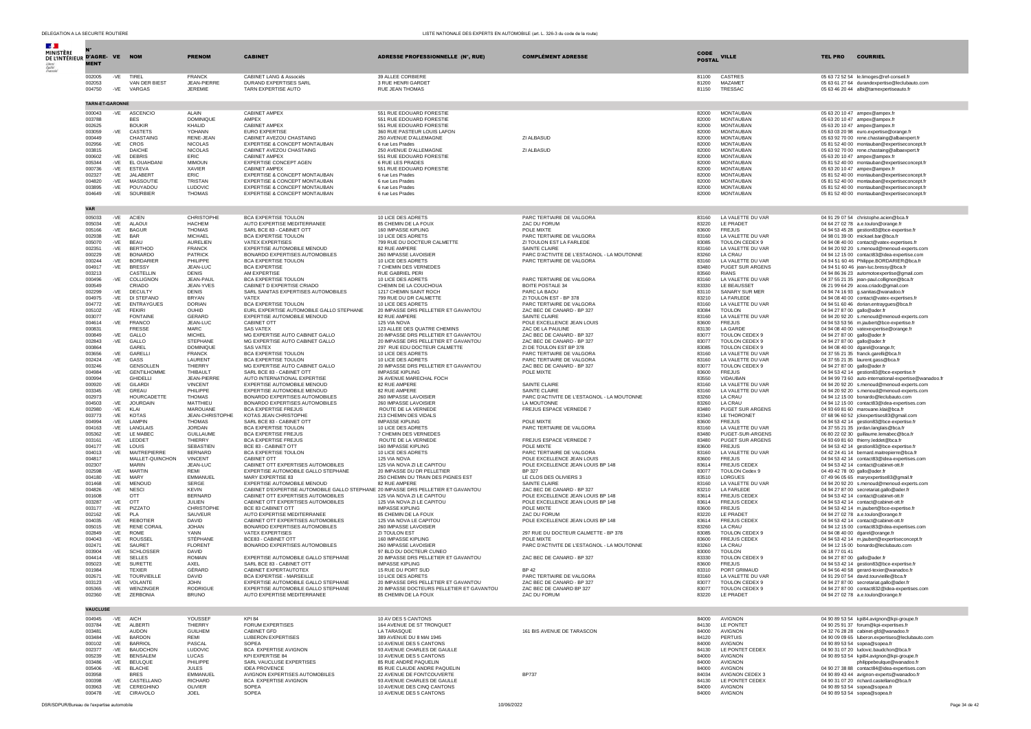| N° D'AGRÉMENT | VE | NOM | PRENOM | CABINET | ADRESSE PROFESSIONNELLE (N°, RUE) | COMPLÉMENT ADRESSE | CODE POSTAL | VILLE | TEL PRO | COURRIEL |
|---|---|---|---|---|---|---|---|---|---|---|
| 002005 | -VE | TIREL | FRANCK | CABINET LANG & Associés | 39 ALLEE CORBIERE | | 81100 | CASTRES | 05 63 72 52 54 | le.limoges@ref-conseil.fr |
| 002053 | | VAN DER BIEST | JEAN-PIERRE | DURAND EXPERTISES SARL | 3 RUE HENRI GARDET | | 81200 | MAZAMET | 05 63 61 27 64 | durandexpertise@leclubauto.com |
| 004750 | -VE | VARGAS | JEREMIE | TARN EXPERTISE AUTO | RUE JEAN THOMAS | | 81150 | TRESSAC | 05 63 46 20 44 | albi@tarnexpertiseauto.fr |
| **TARN-ET-GARONNE** | | | | | | | | | | |
| 000043 | -VE | ASCENCIO | ALAIN | CABINET AMPEX | 551 RUE EDOUARD FORESTIE | | 82000 | MONTAUBAN | 05 63 20 10 47 | ampex@ampex.fr |
| 003788 | | BES | DOMINIQUE | AMPEX | 551 RUE EDOUARD FORESTIE | | 82000 | MONTAUBAN | 05 63 20 10 47 | ampex@ampex.fr |
| 002625 | | BOUKIR | KHALID | CABINET AMPEX | 551 RUE EDOUARD FORESTIE | | 82000 | MONTAUBAN | 05 63 20 10 47 | ampex@ampex.fr |
| 003059 | -VE | CASTETS | YOHANN | EURO EXPERTISE | 360 RUE PASTEUR LOUIS LAFON | | 82000 | MONTAUBAN | 05 63 03 20 98 | euro.expertise@orange.fr |
| 000449 | | CHASTAING | RENE-JEAN | CABINET AVEZOU CHASTAING | 250 AVENUE D'ALLEMAGNE | ZI ALBASUD | 82000 | MONTAUBAN | 05 63 92 70 00 | rene.chastaing@albaexpert.fr |
| 002956 | -VE | CROS | NICOLAS | EXPERTISE & CONCEPT MONTAUBAN | 6 rue Les Prades | | 82000 | MONTAUBAN | 05 81 52 40 00 | montauban@expertiseconcept.fr |
| 003815 | | DAICHE | NICOLAS | CABINET AVEZOU CHASTAING | 250 AVENUE D'ALLEMAGNE | ZI ALBASUD | 82000 | MONTAUBAN | 05 63 92 70 00 | rene.chastaing@albaexpert.fr |
| 000602 | -VE | DEBRIS | ERIC | CABINET AMPEX | 551 RUE EDOUARD FORESTIE | | 82000 | MONTAUBAN | 05 63 20 10 47 | ampex@ampex.fr |
| 005344 | -VE | EL OUAHDANI | MIMOUN | EXPERTISE CONCEPT AGEN | 6 RUE LES PRADES | | 82000 | MONTAUBAN | 05 81 52 40 00 | montauban@expertiseconcept.fr |
| 000736 | -VE | ESTEVA | XAVIER | CABINET AMPEX | 551 RUE EDOUARD FORESTIE | | 82000 | MONTAUBAN | 05 63 20 10 47 | ampex@ampex.fr |
| 002327 | -VE | JALABERT | ERIC | EXPERTISE & CONCEPT MONTAUBAN | 6 rue Les Prades | | 82000 | MONTAUBAN | 05 81 52 40 00 | montauban@expertiseconcept.fr |
| 004820 | -VE | MASSOUTIE | TRISTAN | EXPERTISE & CONCEPT MONTAUBAN | 6 rue Les Prades | | 82000 | MONTAUBAN | 05 81 52 40 00 | montauban@expertiseconcept.fr |
| 003895 | -VE | POUYADOU | LUDOVIC | EXPERTISE & CONCEPT MONTAUBAN | 6 rue Les Prades | | 82000 | MONTAUBAN | 05 81 52 40 00 | montauban@expertiseconcept.fr |
| 004649 | -VE | SOURBIER | THOMAS | EXPERTISE & CONCEPT MONTAUBAN | 6 rue Les Prades | | 82000 | MONTAUBAN | 05 81 52 40 00 | montauban@expertiseconcept.fr |
| **VAR** | | | | | | | | | | |
| 005033 | -VE | ACIEN | CHRISTOPHE | BCA EXPERTISE TOULON | 10 LICE DES ADRETS | PARC TERTIAIRE DE VALGORA | 83160 | LA VALETTE DU VAR | 04 91 29 07 54 | christophe.acien@bca.fr |
| 005034 | -VE | ALAOUI | HACHEM | AUTO EXPERTISE MEDITERRANEE | 85 CHEMIN DE LA FOUX | ZAC DU FORUM | 83220 | LE PRADET | 04 64 27 02 78 | a.e.toulon@orange.fr |
| 005166 | -VE | BAGUR | THOMAS | SARL BCE 83 - CABINET OTT | 160 IMPASSE KIPLING | POLE MIXTE | 83600 | FREJUS | 04 94 53 45 28 | gestion83@bce-expertise.fr |
| 002938 | -VE | BAR | MICHAEL | BCA EXPERTISE TOULON | 10 LICE DES ADRETS | PARC TERTIAIRE DE VALGORA | 83160 | LA VALETTE DU VAR | 04 98 01 39 00 | mickael.bar@bca.fr |
| 005070 | -VE | BEAU | AURELIEN | VATEX EXPERTISES | 799 RUE DU DOCTEUR CALMETTE | ZI TOULON EST LA FARLEDE | 83085 | TOULON CEDEX 9 | 04 94 08 40 00 | contact@vatex-expertises.fr |
| 002351 | -VE | BERTHOD | FRANCK | EXPERTISE AUTOMOBILE MENOUD | 82 RUE AMPERE | SAINTE CLAIRE | 83160 | LA VALETTE DU VAR | 04 94 20 92 20 | s.menoud@menoud-experts.com |
| 000229 | -VE | BONARDO | PATRICK | BONARDO EXPERTISES AUTOMOBILES | 260 IMPASSE LAVOISIER | PARC D'ACTIVITE DE L'ESTAGNOL - LA MOUTONNE | 83260 | LA CRAU | 04 94 12 15 00 | contact83@idea-expertise.com |
| 000244 | -VE | BORDARIER | PHILIPPE | BCA EXPERTISE TOULON | 10 LICE DES ADRETS | PARC TERTIAIRE DE VALGORA | 83160 | LA VALETTE DU VAR | 04 94 51 60 46 | Philippe.BORDARIER@bca.fr |
| 004917 | -VE | BRESSY | JEAN-LUC | BCA EXPERTISE | 7 CHEMIN DES VERNEDES | | 83480 | PUGET SUR ARGENS | 04 94 51 60 46 | jean-luc.bressy@bca.fr |
| 003213 | | CASTELLIN | DENIS | AM EXPERTISE | RUE GABRIEL PERI | | 83560 | RIANS | 04 94 86 36 23 | automotoexpertise@gmail.com |
| 000496 | -VE | COLLIGNON | JEAN-PAUL | BCA EXPERTISE TOULON | 10 LICE DES ADRETS | PARC TERTIAIRE DE VALGORA | 83160 | LA VALETTE DU VAR | 04 37 55 21 35 | jean-paul.collignon@bca.fr |
| 005549 | | CRIADO | JEAN-YVES | CABINET D EXPERTISE CRIADO | CHEMIN DE LA COUCHOUA | BOITE POSTALE 34 | 83330 | LE BEAUSSET | 06 21 99 64 29 | acea.criado@gmail.com |
| 002299 | -VE | DECULTY | DENIS | SARL SANITAS EXPERTISES AUTOMOBILES | 1217 CHEMIN SAINT ROCH | PARC LA BAOU | 83110 | SANARY SUR MER | 04 94 74 16 93 | g.sanitas@wanadoo.fr |
| 004975 | -VE | DI STEFANO | BRYAN | VATEX | 799 RUE DU DR CALMETTE | ZI TOULON EST - BP 378 | 83210 | LA FARLEDE | 04 94 08 40 00 | contact@vatex-expertises.fr |
| 004772 | -VE | ENTRAYGUES | DORIAN | BCA EXPERTISE TOULON | 10 LICE DES ADRETS | PARC TERTIAIRE DE VALGORA | 83160 | LA VALETTE DU VAR | 04 94 51 60 46 | dorian.entraygues@bca.fr |
| 005102 | -VE | FEKIRI | OUHID | EURL EXPERTISE AUTOMOBILE GALLO STEPHANE | 20 IMPASSE DRS PELLETIER ET GAVANTOU | ZAC BEC DE CANARD - BP 327 | 83084 | TOULON | 04 94 27 87 00 | gallo@ader.fr |
| 003077 | | FONTAINE | GERARD | EXPERTISE AUTOMOBILE MENOUD | 82 RUE AMPERE | SAINTE CLAIRE | 83160 | LA VALETTE DU VAR | 04 94 20 92 20 | s.menoud@menoud-experts.com |
| 004614 | -VE | FRANCO | JEAN-LUC | CABINET OTT | 125 VIA NOVA | POLE EXCELLENCE JEAN LOUIS | 83600 | FREJUS | 04 94 53 54 96 | m.jaubert@bce-expertise.fr |
| 000831 | | FRESSE | MARC | SAS VATEX | 123 ALLEE DES QUATRE CHEMINS | ZAC DE LA PAULINE | 83130 | LA GARDE | 04 94 08 40 00 | vatexexpertise@orange.fr |
| 000849 | -VE | GALLO | MICHEL | MG EXPERTISE AUTO CABINET GALLO | 20 IMPASSE DRS PELLETIER ET GAVANTOU | ZAC BEC DE CANARD - BP 327 | 83077 | TOULON CEDEX 9 | 04 94 27 87 00 | gallo@ader.fr |
| 002843 | -VE | GALLO | STEPHANE | MG EXPERTISE AUTO CABINET GALLO | 20 IMPASSE DRS PELLETIER ET GAVANTOU | ZAC BEC DE CANARD - BP 327 | 83077 | TOULON CEDEX 9 | 04 94 27 87 00 | gallo@ader.fr |
| 000864 | | GAREL | DOMINIQUE | SAS VATEX | 297 RUE EDU DOCTEUR CALMETTE | ZI DE TOULON EST BP 378 | 83085 | TOULON CEDEX 9 | 04 94 08 40 00 | dgarel@orange.fr; |
| 003656 | -VE | GARELLI | FRANCK | BCA EXPERTISE TOULON | 10 LICE DES ADRETS | PARC TERTIAIRE DE VALGORA | 83160 | LA VALETTE DU VAR | 04 37 55 21 35 | franck.garelli@bca.fr |
| 002424 | -VE | GASS | LAURENT | BCA EXPERTISE TOULON | 10 LICE DES ADRETS | PARC TERTIAIRE DE VALGORA | 83160 | LA VALETTE DU VAR | 04 37 55 21 35 | laurent.gass@bca.fr |
| 003246 | | GENSOLLEN | THIERRY | MG EXPERTISE AUTO CABINET GALLO | 20 IMPASSE DRS PELLETIER ET GAVANTOU | ZAC BEC DE CANARD - BP 327 | 83077 | TOULON CEDEX 9 | 04 94 27 87 00 | gallo@ader.fr |
| 004984 | -VE | GENTILHOMME | THIBAULT | SARL BCE 83 - CABINET OTT | IMPASSE KIPLING | POLE MIXTE | 83600 | FREJUS | 04 94 53 42 14 | gestion83@bce-expertise.fr |
| 000994 | | GHIDELLI | JEAN-PIERRE | AUTO INTERNATIONAL EXPERTISE | 26 AVENUE MARECHAL FOCH | | 83550 | VIDAUBAN | 04 94 99 73 60 | auto-international-expertise@wanadoo.fr |
| 000920 | -VE | GILARDI | VINCENT | EXPERTISE AUTOMOBILE MENOUD | 82 RUE AMPERE | SAINTE CLAIRE | 83160 | LA VALETTE DU VAR | 04 94 20 92 20 | s.menoud@menoud-experts.com |
| 003345 | -VE | GREAU | PHILIPPE | EXPERTISE AUTOMOBILE MENOUD | 82 RUE AMPERE | SAINTE CLAIRE | 83160 | LA VALETTE DU VAR | 04 94 20 92 20 | s.menoud@menoud-experts.com |
| 002973 | | HOURCADETTE | THOMAS | BONARDO EXPERTISES AUTOMOBILES | 260 IMPASSE LAVOISIER | PARC D'ACTIVITE DE L'ESTAGNOL - LA MOUTONNE | 83260 | LA CRAU | 04 94 12 15 00 | bonardo@leclubauto.com |
| 004503 | -VE | JOURDAIN | MATTHIEU | BONARDO EXPERTISES AUTOMOBILES | 260 IMPASSE LAVOISIER | LA MOUTONNE | 83260 | LA CRAU | 04 94 12 15 00 | contact83@idea-expertises.com |
| 002980 | -VE | KLAI | MAROUANE | BCA EXPERTISE FREJUS | ROUTE DE LA VERNEDE | FREJUS ESPACE VERNEDE 7 | 83480 | PUGET SUR ARGENS | 04 93 69 81 60 | marouane.klai@bca.fr |
| 003773 | -VE | KOTAS | JEAN-CHRISTOPHE | KOTAS JEAN CHRISTOPHE | 213 CHEMIN DES VIDALS | | 83340 | LE THORONET | 07 68 96 60 52 | jckexpertises83@gmail.com |
| 004994 | -VE | LAMPIN | THOMAS | SARL BCE 83 - CABINET OTT | IMPASSE KIPLING | POLE MIXTE | 83600 | FREJUS | 04 94 53 42 14 | gestion83@bce-expertise.fr |
| 004163 | -VE | LANGLAIS | JORDAN | BCA EXPERTISE TOULON | 10 LICE DES ADRETS | PARC TERTIAIRE DE VALGORA | 83160 | LA VALETTE DU VAR | 04 37 55 21 35 | jordan.langlais@bca.fr |
| 005362 | -VE | LE MABEC | GUILLAUME | BCA EXPERTISE FREJUS | 7 CHEMIN DES VERNEDES | | 83480 | PUGET-SUR-ARGENS | 06 80 22 02 30 | guillaume.lemabec@bca.fr |
| 003161 | -VE | LEDDET | THIERRY | BCA EXPERTISE FREJUS | ROUTE DE LA VERNEDE | FREJUS ESPACE VERNEDE 7 | 83480 | PUGET SUR ARGENS | 04 93 69 81 60 | thierry.leddet@bca.fr |
| 004177 | -VE | LOUIS | SEBASTIEN | BCE 83 - CABINET OTT | 160 IMPASSE KIPLING | POLE MIXTE | 83600 | FREJUS | 04 94 53 42 14 | gestion83@bce-expertise.fr |
| 004013 | -VE | MAITREPIERRE | BERNARD | BCA EXPERTISE TOULON | 10 LICE DES ADRETS | PARC TERTIAIRE DE VALGORA | 83160 | LA VALETTE DU VAR | 04 42 24 41 14 | bernard.maitrepierre@bca.fr |
| 004817 | | MALLET-QUINCHON | VINCENT | CABINET OTT | 125 VIA NOVA | POLE EXCELLENCE JEAN LOUIS | 83600 | FREJUS | 04 94 53 42 14 | contact83@idea-expertises.com |
| 002307 | | MARIN | JEAN-LUC | CABINET OTT EXPERTISES AUTOMOBILES | 125 VIA NOVA ZI LE CAPITOU | POLE EXCELLENCE JEAN LOUIS BP 148 | 83614 | FREJUS CEDEX | 04 94 53 42 14 | contact@cabinet-ott.fr |
| 002598 | -VE | MARTIN | REMI | EXPERTISE AUTOMOBILE GALLO STEPHANE | 20 IMPASSE DU DR PELLETIER | BP 327 | 83077 | TOULON Cedex 9 | 04 49 42 78 00 | gallo@ader.fr |
| 004180 | -VE | MARY | EMMANUEL | MARY EXPERTISE 83 | 250 CHEMIN DU TRAIN DES PIGNES EST | LE CLOS DES OLIVIERS 3 | 83510 | LORGUES | 07 49 96 05 65 | maryexpertise83@gmail.fr |
| 001468 | -VE | MENOUD | SERGE | EXPERTISE AUTOMOBILE MENOUD | 82 RUE AMPERE | SAINTE CLAIRE | 83160 | LA VALETTE DU VAR | 04 94 20 92 20 | s.menoud@menoud-experts.com |
| 004826 | -VE | NESCI | KEVIN | CABINET D'EXPERTISE AUTOMOBILE GALLO STEPHANE | 20 IMPASSE DRS PELLETIER ET GAVANTOU | ZAC BEC DE CANARD - BP 327 | 83210 | LA FARLEDE | 04 94 27 87 00 | secretariat.gallo@ader.fr |
| 001608 | | OTT | BERNARD | CABINET OTT EXPERTISES AUTOMOBILES | 125 VIA NOVA ZI LE CAPITOU | POLE EXCELLENCE JEAN LOUIS BP 148 | 83614 | FREJUS CEDEX | 04 94 53 42 14 | contact@cabinet-ott.fr |
| 003287 | -VE | OTT | JULIEN | CABINET OTT EXPERTISES AUTOMOBILES | 125 VIA NOVA ZI LE CAPITOU | POLE EXCELLENCE JEAN LOUIS BP 148 | 83614 | FREJUS CEDEX | 04 94 53 42 14 | contact@cabinet-ott.fr |
| 003177 | -VE | PIZZATO | CHRISTOPHE | BCE 83 CABINET OTT | IMPASSE KIPLING | POLE MIXTE | 83600 | FREJUS | 04 94 53 42 14 | m.jaubert@bce-expertise.fr |
| 002162 | -VE | PLA | SAUVEUR | AUTO EXPERTISE MEDITERRANEE | 85 CHEMIN DE LA FOUX | ZAC DU FORUM | 83220 | LE PRADET | 04 94 27 02 78 | a.e.toulon@orange.fr |
| 004035 | -VE | REBOTIER | DAVID | CABINET OTT EXPERTISES AUTOMOBILES | 125 VIA NOVA LE CAPITOU | POLE EXCELLENCE JEAN LOUIS BP 148 | 83614 | FREJUS CEDEX | 04 94 53 42 14 | contact@cabinet-ott.fr |
| 005015 | -VE | RENE CORAIL | JOHAN | BONARDO EXPERTISES AUTOMOBILES | 260 IMPASSE LAVOISIER | | 83260 | LA CRAU | 04 94 12 15 00 | contact83@idea-expertises.com |
| 002849 | -VE | ROME | YANN | VATEX EXPERTISES | ZI TOULON EST | 297 RUE DU DOCTEUR CALMETTE - BP 378 | 83085 | TOULON CEDEX 9 | 04 94 08 40 00 | dgarel@orange.fr |
| 004043 | -VE | ROUSSEL | STEPHANE | BCE83 - CABINET OTT | 160 IMPASSE KIPLING | POLE MIXTE | 83600 | FREJUS CEDEX | 04 94 53 42 14 | m.jaubert@expertiseconcept.fr |
| 002471 | -VE | SAURET | FLORENT | BONARDO EXPERTISES AUTOMOBILES | 260 IMPASSE LAVOISIER | PARC D'ACTIVITE DE L'ESTAGNOL - LA MOUTONNE | 83260 | LA CRAU | 04 94 12 15 00 | bonardo@leclubauto.com |
| 003904 | -VE | SCHLOSSER | DAVID | | 97 BLD DU DOCTEUR CUNEO | | 83000 | TOULON | 06 18 77 01 41 | |
| 004414 | -VE | SELLES | ROMAIN | EXPERTISE AUTOMOBILE GALLO STEPHANE | 20 IMPASSE DRS PELLETIER ET GAVANTOU | ZAC BEC DE CANARD - BP 327 | 83330 | TOULON CEDEX 9 | 04 94 27 87 00 | gallo@ader.fr |
| 005023 | -VE | SURETTE | AXEL | SARL BCE 83 - CABINET OTT | IMPASSE KIPLING | | 83600 | FREJUS | 04 94 53 42 14 | gestion83@bce-expertise.fr |
| 001984 | | TEXIER | GERARD | CABINET EXPERTAUTOTEX | 15 RUE DU PORT SUD | BP 42 | 83310 | PORT GRIMAUD | 04 94 56 40 58 | gerard-texier@wanadoo.fr |
| 002671 | -VE | TOURVIEILLE | DAVID | BCA EXPERTISE - MARSEILLE | 10 LICE DES ADRETS | PARC TERTIAIRE DE VALGORA | 83160 | LA VALETTE DU VAR | 04 91 29 07 54 | david.tourvieille@bca.fr |
| 003123 | -VE | VOLANTE | JOHN | EXPERTISE AUTOMOBILE GALLO STEPHANE | 20 IMPASSE DRS PELLETIER ET GAVANTOU | ZAC BEC DE CANARD - BP 327 | 83077 | TOULON CEDEX 9 | 04 94 27 87 00 | secretariat.gallo@ader.fr |
| 005365 | -VE | WENZINGER | RODRIGUE | EXPERTISE AUTOMOBILE GALLO STEPHANE | 20 IMPASSE DOCTEURS PELLETIER ET GAVANTOU | ZAC BEC DE CANARD BP 327 | 83077 | TOULON CEDEX 9 | 04 94 27 87 00 | contact832@idea-expertises.com |
| 002360 | -VE | ZERBONIA | BRUNO | AUTO EXPERTISE MEDITERRANEE | 85 CHEMIN DE LA FOUX | ZAC DU FORUM | 83220 | LE PRADET | 04 94 27 02 78 | a.e.toulon@orange.fr |
| **VAUCLUSE** | | | | | | | | | | |
| 004945 | -VE | AICH | YOUSSEF | KPI 84 | 10 AV DES 5 CANTONS | | 84000 | AVIGNON | 04 90 89 53 54 | kpi84.avignon@kpi-groupe.fr |
| 003784 | -VE | ALBERTI | THIERRY | FORUM EXPERTISES | 164 AVENUE DE ST TRONQUET | | 84130 | LE PONTET | 04 90 25 91 37 | forum@kpi-expertises.fr |
| 003481 | | AUDON | GUILHEM | CABINET GFD | LA TARASQUE | 161 BIS AVENUE DE TARASCON | 84000 | AVIGNON | 04 32 76 28 28 | cabinet-gfd@wanadoo.fr |
| 003484 | -VE | BARDON | REMI | LUBERON EXPERTISES | 389 AVENUE DU 8 MAI 1945 | | 84120 | PERTUIS | 04 90 09 09 65 | luberon.expertises@leclubauto.com |
| 000102 | -VE | BARRIOL | PASCAL | SOPEA | 10 AVENUE DES 5 CANTONS | | 84000 | AVIGNON | 04 90 89 53 54 | sopea@sopea.fr |
| 002377 | -VE | BAUDCHON | LUDOVIC | BCA EXPERTISE AVIGNON | 93 AVENUE CHARLES DE GAULLE | | 84130 | LE PONTET CEDEX | 04 90 31 07 20 | ludovic.baudchon@bca.fr |
| 005239 | -VE | BENSALEM | LUCAS | KPI EXPERTISE 84 | 10 AVENUE DES 5 CANTONS | | 84000 | AVIGNON | 04 90 89 53 54 | kpi84.avignon@kpi-groupe.fr |
| 003486 | -VE | BEULQUE | PHILIPPE | SARL VAUCLUSE EXPERTISES | 85 RUE ANDRÉ PAQUELIN | | 84000 | AVIGNON | | philippebeulque@wanadoo.fr |
| 005406 | -VE | BLACHE | JULES | IDEA PROVENCE | 85 RUE CLAUDE ANDRE PAQUELIN | | 84000 | AVIGNON | 04 90 27 38 88 | contact84@idea-expertises.com |
| 003958 | | BRES | EMMANUEL | AVIGNON EXPERTISES AUTOMOBILES | 22 AVENUE DE FONTCOUVERTE | BP737 | 84034 | AVIGNON CEDEX 3 | 04 90 89 43 44 | avignon-experts@wanadoo.fr |
| 000398 | -VE | CASTELLANO | RICHARD | BCA EXPERTISE AVIGNON | 93 AVENUE CHARLES DE GAULLE | | 84130 | LE PONTET CEDEX | 04 90 31 07 20 | richard.castellano@bca.fr |
| 003963 | -VE | CEREGHINO | OLIVIER | SOPEA | 10 AVENUE DES CINQ CANTONS | | 84000 | AVIGNON | 04 90 89 53 54 | sopea@sopea.fr |
| 000478 | -VE | CIRAVOLO | JOEL | SOPEA | 10 AVENUE DES 5 CANTONS | | 84000 | AVIGNON | 04 90 89 53 54 | sopea@sopea.fr |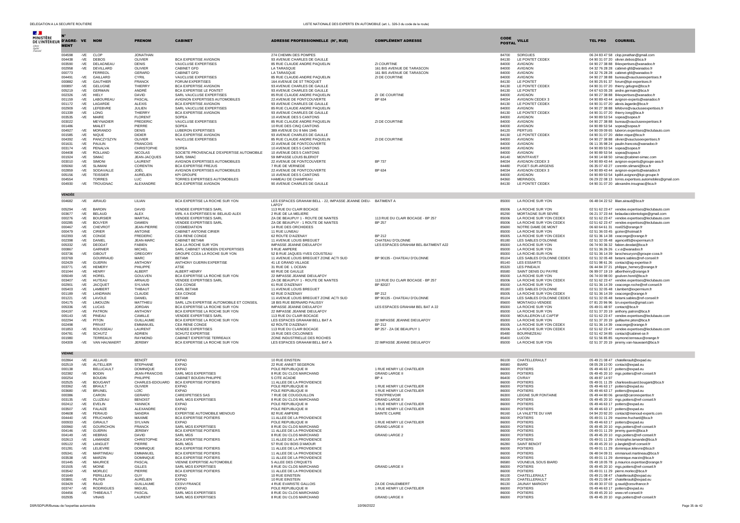| N° D'AGRÉMENT | VE | NOM | PRENOM | CABINET | ADRESSE PROFESSIONNELLE (N°, RUE) | COMPLÉMENT ADRESSE | CODE POSTAL | VILLE | TEL PRO | COURRIEL |
|---|---|---|---|---|---|---|---|---|---|---|
| 004598 | -VE | CLOP | JONATHAN | | 274 CHEMIN DES POMPES | | 84700 | SORGUES | 06 24 83 47 58 | clop.jonathan@gmail.com |
| 004438 | -VE | DEBOS | OLIVIER | BCA EXPERTISE AVIGNON | 93 AVENUE CHARLES DE GAULLE | | 84130 | LE PONTET CEDEX | 04 90 31 07 20 | olivier.debos@bca.fr |
| 003590 | -VE | DELAGNEAU | DENIS | VAUCLUSE EXPERTISES | 85 RUE CLAUDE ANDRE PAQUELIN | ZI COURTINE | 84000 | AVIGNON | 04 90 27 38 88 | 84expertises@wanadoo.fr |
| 002958 | -VE | DEVILLARD | OLIVIER | CABINET GFD | LA TARASQUE | 161 BIS AVENUE DE TARASCON | 84000 | AVIGNON | 04 32 76 28 28 | cabinet-gfd@wanadoo.fr |
| 000773 | | FERREOL | GERARD | CABINET GFD | LA TARASQUE | 161 BIS AVENUE DE TARASCON | 84000 | AVIGNON | 04 32 76 28 28 | cabinet-gfd@wanadoo.fr |
| 004491 | -VE | GAILLARD | CYRIL | VAUCLUSE EXPERTISES | 85 RUE CLAUDE-ANDRE PAQUELIN | ZI DE COURTINE | 84000 | AVIGNON | 04 90 27 38 88 | bureau@vauclusexpertises.fr |
| 000882 | -VE | GAUTHIER | FRANCK | FORUM EXPERTISES | 164 AVENUE DE ST TROQUET | | 84130 | LE PONTET | 04 90 25 91 37 | forum@kpi-expertises.fr |
| 000897 | -VE | GELUGNE | THIERRY | BCA EXPERTISE AVIGNON | 93 AVENUE CHARLES DE GAULLE | | 84130 | LE PONTET CEDEX | 04 90 31 07 20 | thierry.gelugne@bca.fr |
| 005219 | -VE | GERMAIN | ANDRÉ | BCA EXPERTISE LE PONTET | 93 AVENUE CHARLES DE GAULLE | | 84130 | LE PONTET | 04 67 63 05 28 | andre.germain@bca.fr |
| 002326 | -VE | HIELY | DAVID | SARL VAUCLUSE EXPERTISES | 85 RUE CLAUDE ANDRE PAQUELIN | ZI DE COURTINE | 84000 | AVIGNON | 04 90 27 38 88 | 84expertises@wanadoo.fr |
| 001159 | -VE | LABOUREAU | PASCAL | AVIGNON EXPERTISES AUTOMOBILES | 22 AVENUE DE FONTCOUVERTE | BP 634 | 84034 | AVIGNON CEDEX 3 | 04 90 89 43 44 | avignon-experts@wanadoo.fr |
| 001172 | -VE | LAGARDE | ALEXIS | BCA EXPERTISE AVIGNON | 93 AVENUE CHARLES DE GAULLE | | 84130 | LE PONTET CEDEX | 04 90 31 07 20 | alexis.lagarde@bca.fr |
| 002909 | -VE | LEFEBVRE | JULIEN | SARL VAUCLUSE EXPERTISES | 85 RUE CLAUDE ANDRE PAQUELIN | | 84000 | AVIGNON | 04 90 27 38 88 | lefebvre@vaucluseexpertises.fr |
| 001339 | -VE | LONG | THIERRY | BCA EXPERTISE AVIGNON | 93 AVENUE CHARLES DE GAULLE | | 84130 | LE PONTET CEDEX | 04 90 31 07 20 | thierry.long@bca.fr |
| 003535 | -VE | MAIRE | FLORENT | SOPEA | 10 AVENUE DES 5 CANTONS | | 84000 | AVIGNON | 04 90 89 53 54 | sopea@sopea.fr |
| 003022 | | MEYNADIER | FREDERIC | VAUCLUSE EXPERTISES | 85 RUE CLAUDE ANDRE PAQUELIN | ZI DE COURTINE | 84000 | AVIGNON | 04 90 27 38 88 | bureau@vauclusexpertises.fr |
| 001486 | | MIALET | PIERRE | SOPEA | 10 RUE DES CINQ CANTONS | | 84000 | AVIGNON | 04 90 89 53 54 | sopea@sopea.fr |
| 004927 | -VE | MORANDO | DENIS | LUBERON EXPERTISES | 389 AVENUE DU 8 MAI 1945 | | 84120 | PERTUIS | 04 90 09 09 65 | luberon.expertises@leclubauto.com |
| 001585 | -VE | NIQUE | DIDIER | BCA EXPERTISE AVIGNON | 93 AVENUE CHARLES DE GAULLE | | 84130 | LE PONTET CEDEX | 04 90 31 07 20 | didier.nique@bca.fr |
| 004392 | -VE | PANCZYSZYN | OLIVIER | VAUCLUSE EXPERTISES | 85 RUE CLAUDE ANDRE PAQUELIN | ZI DE COURTINE | 84000 | AVIGNON | 04 90 27 38 88 | olivier@vaucluseexpertises.fr |
| 001631 | -VE | PAULIN | FRANCOIS | | 22 AVENUE DE FONTCOUVERTE | | 84000 | AVIGNON | 06 11 35 98 24 | paulin.francois@wanadoo.fr |
| 003174 | -VE | PENALVA | CHRISTOPHE | SOPEA | 10 AVENUE DES 5 CANTONS | | 84000 | AVIGNON | 04 90 89 53 54 | sopea@sopea.fr |
| 004408 | -VE | ROLLAND | NICOLAS | SOCIETE PROVENCALE D'EXPERTISE AUTOMOBILE | 10 AVENUE DES 5 CANTONS | | 84000 | AVIGNON | 04 90 89 53 54 | sopea@sopea.fr |
| 001924 | -VE | SIMAC | JEAN-JACQUES | SARL SIMAC | 59 IMPASSE LOUIS BLERIOT | | 84140 | MONTFAVET | 04 90 14 68 50 | simac@cabinet-simac.com |
| 003010 | -VE | SIMONI | LAURENT | AVIGNON EXPERTISES AUTOMOBILES | 22 AVENUE DE FONTCOUVERTE | BP 737 | 84034 | AVIGNON CEDEX 3 | 04 90 89 43 44 | avignon-experts@groupe-aea.fr |
| 005060 | -VE | SLIMANI | CORENTIN | BCA EXPERTISE FREJUS | 7 RUE DE VERNEDE | | 84480 | PUGET-SUR-ARGENS | 06 35 07 43 27 | corentin.slimani@bca.fr |
| 002859 | -VE | SODAVALLE | JOËL | AVIGNON EXPERTISES AUTOMOBILES | 22 AVENUE DE FONTCOUVERTE | BP 634 | 84034 | AVIGNON CEDEX 3 | 04 90 89 43 44 | avignon-experts@wanadoo.fr |
| 005156 | -VE | TEISSIER | AURÉLIEN | KPI GROUPE | 10 AVENUE DES 5 CANTONS | | 84000 | AVIGNON | 04 90 89 53 54 | kpi84.avignon@kpi-groupe.fr |
| 004554 | | TORRES | LUC | TORRES EXPERTISES AUTOMOBILES | HAMEAU DE CHAMPEAU | | 84360 | MERINDOL | 06 29 22 08 13 | torres.expertises.automobiles@gmail.com |
| 004930 | -VE | TROUGNAC | ALEXANDRE | BCA EXPERTISE AVIGNON | 90 AVENUE CHARLES DE GAULLE | | 84130 | LE PONTET CEDEX | 04 90 31 07 20 | alexandre.trougnac@bca.fr |
| **VENDÉE** | | | | | | | | | | |
| 004682 | -VE | AIRAUD | LILIAN | BCA EXPERTISE LA ROCHE SUR YON | LES ESPACES GRAHAM BELL - 22, IMPASSE JEANNE DIEU-LAFOY | BATIMENT A | 85000 | LA ROCHE SUR YON | 06 48 04 22 52 | lilian.airaud@bca.fr |
| 005294 | -VE | BARDIN | DAVID | VENDEE EXPERTISES SARL | 113 RUE DU CLAIR BOCAGE | | 85006 | LA ROCHE SUR YON | 02 51 62 23 47 | vendee.expertises@leclubauto.com |
| 003677 | -VE | BELAUD | ALEX | EIRL A A EXPERTISES M. BELAUD ALEX | 2 RUE DE LA MELIERE | | 85290 | MORTAGNE SUR SEVRE | 06 21 37 23 44 | belaudaccidentologie@gmail.com |
| 000276 | -VE | BOURSIER | MARTIAL | VENDEE EXPERTISES SARL | ZA DE BEAUPUY 1 - ROUTE DE NANTES | 113 RUE DU CLAIR BOCAGE - BP 257 | 85006 | LA ROCHE SUR YON CEDEX | 02 51 62 23 47 | vendee.expertises@leclubauto.com |
| 000285 | -VE | BOUYER | DAMIEN | VENDEE EXPERTISES SARL | ZA DE BEAUPUY 1 - ROUTE DE NANTES | BP 257 | 85006 | LA ROCHE SUR YON CEDEX | 02 51 62 23 47 | vendee.expertises@leclubauto.com |
| 000467 | -VE | CHEVROT | JEAN-PIERRE | COSMEDIATION | 14 RUE DES ORCHIDEES | | 85690 | NOTRE DAME DE MONT | 06 60 64 61 31 | noel25@orange.fr |
| 000479 | -VE | CIRIER | ANTOINE | CABINET ANTOINE CIRIER | 11 RUE LUNEAU | | 85000 | LA ROCHE SUR YON | 02 51 36 03 45 | gcirier@hotmail.fr |
| 002393 | -VE | CONGE | FREDERIC | CEA RENE CONGE | 62 ROUTE D'AIZENAY | BP 212 | 85005 | LA ROCHE SUR YON CEDEX | 02 51 36 14 38 | ceaconge@orange.fr |
| 002398 | -VE | DANIEL | JEAN-MARC | CABINET BETAMI | 11 AVENUE LOUIS BREGUET | CHATEAU D'OLONNE | 85180 | LES SABLES D'OLONNE | 02 51 32 05 48 | agence85@expermium.fr |
| 005332 | -VE | DEODAT | FABIEN | BCA LA ROCHE SUR YON | IMPASSE JEANNE DIEULAFOY | LES ESPACES GRAHAM BEL-BATIMENT A22 | 85000 | LA ROCHE SUR YON | 06 74 90 36 32 | fabien.deodat@bca.fr |
| 000867 | | GARNIER | MICHEL | SARL CABINET VENDEEN D'EXPERTISES | 9 RUE AMPERE | | 85000 | LA ROCHE SUR YON | 02 51 36 26 26 | c.v.e@wanadoo.fr |
| 003736 | -VE | GIBOUT | GREGORY | GROUPE CCEA LA ROCHE SUR YON | 52 B RUE JAQUES-YVES COUSTEAU | | 85000 | LA ROCHE-SUR-YON | 02 51 36 14 39 | larochesuryon@groupe-ccea.fr |
| 003769 | | GOURRAUD | MARC | BETAMI | 11 AVENUE LOUIS BREGUET ZONE ACTI SUD | BP 90135 - CHATEAU D'OLONNE | 85104 | LES SABLES D'OLONNE CEDEX | 02 51 32 05 48 | betami.sables@ref-conseil.fr |
| 002429 | -VE | GUERIN | ANTHONY | ANTHONY GUERIN EXPERTISE | 41 LE GRAND VILLAGE | | 85140 | LES ESSARTS | 02 51 98 61 26 | contact@ag-expertise.fr |
| 003771 | -VE | HEMERY | PHILIPPE | ATSE | 31 RUE DE L OCEAN | | 85320 | LES PINEAUX | 06 44 84 37 21 | philippe_hemery@orange.fr |
| 001044 | -VE | HENRY | ALBERT | ALBERT HENRY | 60 RUE DE GAULLE | | 85580 | SAINT DENIS DU PAYRE | 06 99 07 19 19 | alberthenry@orange.fr |
| 005049 | -VE | HOREL | GOULVEN | BCA EXPERTISE LA ROCHE SUR YON | 22 IMPASSE JEANNE DIEULAFOY | | 85000 | LA ROCHE SUR YON | 06 74 00 98 00 | goulven.horel@bca.fr |
| 003407 | -VE | HUTEAU | ARNAUD | VENDEE EXPERTISES SARL | ZA DE BEAUPUY 1 - ROUTE DE NANTES | 113 RUE DU CLAIR BOCAGE - BP 257 | 85006 | LA ROCHE SUR YON CEDEX | 02 51 62 23 47 | vendee.expertises@leclubauto.com |
| 002901 | -VE | JACQUET | SYLVAIN | CEA CONGE | 61 RUE D'AIZENAY | BP 82027 | 85000 | LA ROCHE SUR YON | 02 51 36 14 39 | ceaconge.roche@ref-conseil.fr |
| 005403 | -VE | LAMBERT | THIBAUT | SARL BETAMI | 11 AVENUE LOUIS BREGUET | | 85180 | LES SABLES D'OLONNE | 02 51 32 05 48 | t.lambert@expermium.fr |
| 001189 | -VE | LANDRAIN | CLAUDE | CEA CONGE | 62 RUE D'AIZENAY | BP 212 | 85005 | LA ROCHE SUR YON CEDEX | 02 51 36 14 39 | ceaconge@orange.fr |
| 001221 | -VE | LAVOLE | DANIEL | BETAMI | 11 AVENUE LOUIS BREGUET ZONE ACTI SUD | BP 90135 - CHATEAU D'OLONNE | 85104 | LES SABLES D'OLONNE CEDEX | 02 51 32 05 48 | betami.sables@ref-conseil.fr |
| 004175 | -VE | LIMOUZIN | MATTHIEU | SARL LZN EXPERTISE AUTOMOBILE ET CONSEIL | 18 BIS RUE BERNARD PALISSY | | 85600 | MONTAIGU-VENDEE | 07 81 20 96 96 | lzn.expertise@gmail.com |
| 005336 | -VE | LUCAS | JORDAN | BCA EXPERTISE LA ROCHE SUR YON | IMPASSE JEANNE DIEULAFOY | LES ESPACES GRAHAM BEL BAT A 22 | 85000 | LA ROCHE SUR YON | 05 49 01 48 97 | contact@bca.fr |
| 004197 | -VE | PATRON | ANTHONY | BCA EXPERTISE LA ROCHE SUR YON | 22 IMPASSE JEANNE DIEULAFOY | | 85000 | LA ROCHE SUR YON | 02 51 37 20 19 | anthony.patron@bca.fr |
| 005143 | -VE | PINEAU | CAMILLE | VENDEE EXPERTISES SARL | 113 RUE DU CLAIR BOCAGE | | 85000 | MOUILLERON LE CAPTIF | 02 51 62 23 47 | vendee.expertises@leclubauto.com |
| 002294 | -VE | PITON | GUILLAUME | BCA EXPERTISE LA ROCHE SUR YON | LES ESPACES GRAHAM BELL BAT A | 22 IMPASSE JEANNE DIEULAFOY | 85000 | LA ROCHE SUR YON | 02 51 37 20 19 | guillaume.piton@bca.fr |
| 002498 | | PRIVAT | EMMANUEL | CEA RENE CONGE | 62 ROUTE D'AIZENAY | BP 212 | 85005 | LA ROCHE SUR YON CEDEX | 02 51 36 14 39 | ceaconge@orange.fr |
| 001853 | -VE | ROUSSEAU | LAURENT | VENDEE EXPERTISES | 113 RUE DU CLAIR BOCAGE | BP 257 - ZA DE BEAUPUY 1 | 85006 | LA ROCHE SUR YON CEDEX | 02 51 62 23 47 | vendee.expertises@leclubauto.com |
| 004781 | -VE | SCHUTZ | ADRIEN | SCHUTZ EXPERTISE | 15 RUE DES CICLONNES | | 85480 | BOURNEZEAU | 02 51 42 34 85 | contact@cabinet-se.fr |
| 001980 | | TERREAUX | RAYMOND | CABINET EXPERTISE TERREAUX | ZONE INDUSTRIELLE DES ROCHES | | 85400 | LUCON | 02 51 56 85 85 | raymond.terreaux@orange.fr |
| 004309 | -VE | VAN HAUWAERT | JEREMY | BCA EXPERTISE LA ROCHE SUR YON | LES ESPACES GRAHAM BELL BAT A | 22 IMPASSE JEANNE DIEULAFOY | 85000 | LA ROCHE SUR YON | 02 51 37 20 19 | jeremy.van-hauwaert@bca.fr |
| **VIENNE** | | | | | | | | | | |
| 002864 | -VE | AILLAUD | BENOÎT | EXPAD | 10 RUE EINSTEIN | | 86100 | CHATELLERAULT | 05 49 21 08 47 | chatellerault@expad.eu |
| 002519 | -VE | AUTELLIER | STEPHANIE | EXPAD | 22 RUE ANNET SEGERON | | 86580 | BIARD | 08 05 28 10 00 | contact@expad.eu |
| 000138 | | BELLICAULT | DOMINIQUE | EXPAD | POLE REPUBLIQUE III | 1 RUE HENRY LE CHATELIER | 86000 | POITIERS | 05 49 46 63 17 | poitiers@expad.eu |
| 002382 | -VE | BODIN | JEAN-FRANCOIS | SARL MGS EXPERTISES | 8 RUE DU CLOS MARCHAND | GRAND LARGE II | 86000 | POITIERS | 05 49 45 20 10 | mgs.poitiers@ref-conseil.fr |
| 000254 | | BOUDIN | PHILIPPE | CABINET BOUDIN PHILIPPE | 5 CITE ACADIE | BP 4 | 86400 | CIVRAY | 05 49 87 14 97 | |
| 002525 | -VE | BOUGANT | CHARLES-EDOUARD | BCA EXPERTISE POITIERS | 11 ALLEE DE LA PROVIDENCE | | 86000 | POITIERS | 05 49 01 11 29 | charlesedouard.bougant@bca.fr |
| 003362 | -VE | BRAULT | OLIVIER | EXPAD | POLE REPUBLIQUE III | 1 RUE HENRY LE CHATELIER | 86000 | POITIERS | 05 49 46 63 17 | poitiers@expad.eu |
| 003680 | -VE | BRUNEL | LOÏC | EXPAD | POLE REPUBLIQUE III | 1 RUE HENRY LE CHATELIER | 86000 | POITIERS | 05 49 46 63 17 | poitiers@expad.eu |
| 000386 | | CARON | GERARD | CAREXPETISES SAS | 7 RUE DE COUGOUILLON | 'FONTPREVOIR | 86300 | LEIGNE SUR FONTAINE | 05 49 44 80 06 | gerard@caronexpertise.fr |
| 003135 | -VE | CLUZEAU | BENOIST | SARL MGS EXPERTISES | 8 RUE DU CLOS MARCHAND | GRAND LARGE II | 86000 | POITIERS | 05 49 45 20 10 | mgs.poitiers@ref-conseil.fr |
| 002412 | -VE | EVELIN | YANNICK | EXPAD | POLE REPUBLIQUE III | 1 RUE HENRY LE CHATELIER | 86000 | POITIERS | 05 49 46 63 17 | poitiers@expad.eu |
| 003507 | -VE | FALAIZE | ALEXANDRE | EXPAD | POLE REPUBLIQUE III | 1 RUE HENRY LE CHATELIER | 86000 | POITIERS | 05 49 46 63 17 | poitiers@expad.eu |
| 004608 | -VE | FERAUD | SANDRA | EXPERTISE AUTOMOBILE MENOUD | 82 RUE AMPERE | SAINTE CLAIRE | 86160 | LA VALETTE DU VAR | 04 94 20 92 20 | contact@menoud-experts.com |
| 004440 | -VE | FRUCHARD | MAXIME | BCA EXPERTISE POITIERS | 11 ALLEE DE LA PROVIDENCE | | 86000 | POITIERS | 05 49 01 11 29 | maxime.fruchard@bca.fr |
| 000933 | -VE | GIRAULT | SYLVAIN | EXPAD | POLE REPUBLIQUE III | 1 RUE HENRY LE CHATELIER | 86000 | POITIERS | 05 49 46 63 17 | poitiers@expad.eu |
| 000960 | -VE | GOURICHON | FRANCK | SARL MGS EXPERTISES | 8 RUE DU CLOS MARCHAND | GRAND LARGE II | 86000 | POITIERS | 05 49 45 20 10 | mgs.poitiers@ref-conseil.fr |
| 004146 | -VE | GUERIN | JEREMY | BCA EXPERTISE POITIERS | 11 ALLEE DE LA PROVIDENCE | | 86000 | POITIERS | 05 49 01 11 29 | jeremy.guerin@bca.fr |
| 004149 | -VE | HEBRAS | DAVID | SARL MGS | 8 RUE DU CLOS MARCHAND | GRAND LARGE 2 | 86000 | POITIERS | 05 49 45 20 10 | mgs.poitiers@ref-conseil.fr |
| 002613 | -VE | LAMANDE | CHRISTOPHE | BCA EXPERTISE POITIERS | 11 ALLEE DE LA PROVIDENCE | | 86000 | POITIERS | 05 49 01 11 29 | christophe.lamande@bca.fr |
| 005122 | -VE | LANGLET | PIERRE | SARL MGS | 57 RUE DU BOIS D'AMOUR | | 86280 | SAINT BENOIT | 05 49 45 20 10 | p.langlet@ref-conseil.fr |
| 001281 | -VE | LELIEVRE | DOMINIQUE | BCA EXPERTISE POITIERS | 11 ALLEE DE LA PROVIDENCE | | 86000 | POITIERS | 05 49 01 11 29 | dominique.lelievre@bca.fr |
| 005341 | -VE | MARTINEAU | EMMANUEL | BCA EXPERTISE POITIERS | 11 ALLEE DE LA PROVIDENCE | | 86000 | POITIERS | 06 48 04 09 31 | emmanuel.martineau@bca.fr |
| 003538 | -VE | MARZIN | DOMINIQUE | BCA EXPERTISE POITIERS | 11 ALLEE DE LA PROVIDENCE | | 86000 | POITIERS | 05 49 01 11 29 | dominique.marzin@bca.fr |
| 001445 | -VE | MAURICE | PASCAL | VIENNE EXPERTISE AUTOMOBILE | 5 ALLEE DES CRIQUETS | | 86580 | VOUNEUIL SOUS BIARD | 05 49 18 05 78 | p.maurice.expertise@orange.fr |
| 001505 | -VE | MOINE | GILLES | SARL MGS EXPERTISES | 8 RUE DU CLOS MARCHAND | GRAND LARGE II | 86000 | POITIERS | 05 49 45 20 10 | mgs.poitiers@ref-conseil.fr |
| 003542 | -VE | MORLEC | PIERRE | BCA EXPERTISE POITIERS | 11 ALLEE DE LA PROVIDENCE | | 86000 | POITIERS | 05 49 01 11 29 | pierre.morlec@bca.fr |
| 001649 | | PERILLEAU | GUY | EXPAD | 10 RUE EINSTEIN | | 86100 | CHATELLERAULT | 05 49 21 08 47 | chatellerault@expad.eu |
| 003891 | -VE | PILFER | AURÉLIEN | EXPAD | 10 RUE EINSTEIN | | 86100 | CHATELLERAULT | 05 49 21 08 47 | chatellerault@expad.eu |
| 003429 | -VE | RAUD | GUILLAUME | CESVI FRANCE | 4 RUE EVARISTE GALLOIS | ZA DE CHALEMBERT | 86130 | JAUNAY MARIGNY | 05 49 30 37 03 | g.raud@cesvifrance.fr |
| 003747 | -VE | RODRIGUES | MIGUEL | EXPAD | POLE REPUBLIQUE III | 1 RUE HENRY LE CHATELIER | 86000 | POITIERS | 05 49 46 63 17 | poitiers@expad.eu |
| 004456 | -VE | THIBEAULT | PASCAL | SARL MGS EXPERTISES | 8 RUE DU CLOS MARCHAND | | 86000 | POITIERS | 05 49 45 20 10 | www.ref-conseil.fr |
| 002935 | | VINAIS | LAURENT | SARL MGS EXPERTISES | 8 RUE DU CLOS MARCHAND | GRAND LARGE II | 86000 | POITIERS | 05 49 45 20 10 | mgs.poitiers@ref-conseil.fr |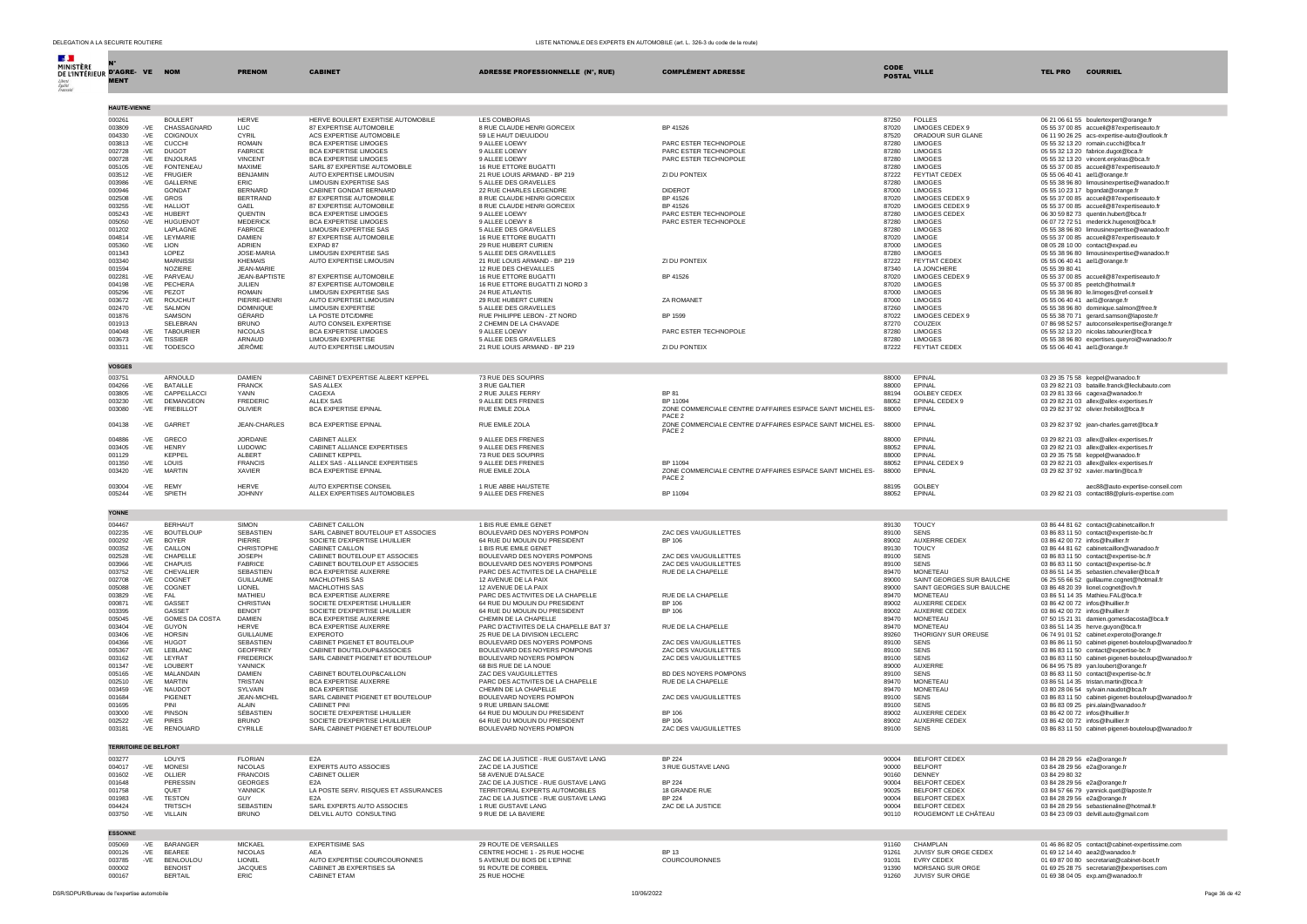| N° D'AGREMENT | VE | NOM | PRENOM | CABINET | ADRESSE PROFESSIONNELLE (N°, RUE) | COMPLÉMENT ADRESSE | CODE POSTAL | VILLE | TEL PRO | COURRIEL |
|---|---|---|---|---|---|---|---|---|---|---|
| **HAUTE-VIENNE** | | | | | | | | | | |
| 000261 | | BOULERT | HERVE | HERVE BOULERT EXERTISE AUTOMOBILE | LES COMBORIAS | | 87250 | FOLLES | 06 21 06 61 55 | boulertexpert@orange.fr |
| 003809 | -VE | CHASSAGNARD | LUC | 87 EXPERTISE AUTOMOBILE | 8 RUE CLAUDE HENRI GORCEIX | BP 41526 | 87020 | LIMOGES CEDEX 9 | 05 55 37 00 85 | accueil@87expertiseauto.fr |
| 004330 | -VE | COIGNOUX | CYRIL | ACS EXPERTISE AUTOMOBILE | 59 LE HAUT DIEULIDOU | | 87520 | ORADOUR SUR GLANE | 06 11 90 26 25 | acs-expertise-auto@outlook.fr |
| 003813 | -VE | CUCCHI | ROMAIN | BCA EXPERTISE LIMOGES | 9 ALLEE LOEWY | PARC ESTER TECHNOPOLE | 87280 | LIMOGES | 05 55 32 13 20 | romain.cucchi@bca.fr |
| 002728 | -VE | DUGOT | FABRICE | BCA EXPERTISE LIMOGES | 9 ALLEE LOEWY | PARC ESTER TECHNOPOLE | 87280 | LIMOGES | 05 55 32 13 20 | fabrice.dugot@bca.fr |
| 000728 | -VE | ENJOLRAS | VINCENT | BCA EXPERTISE LIMOGES | 9 ALLEE LOEWY | PARC ESTER TECHNOPOLE | 87280 | LIMOGES | 05 55 32 13 20 | vincent.enjolras@bca.fr |
| 005105 | -VE | FONTENEAU | MAXIME | SARL 87 EXPERTISE AUTOMOBILE | 16 RUE ETTORE BUGATTI | | 87280 | LIMOGES | 05 55 37 00 85 | accueil@87expertiseauto.fr |
| 003512 | -VE | FRUGIER | BENJAMIN | AUTO EXPERTISE LIMOUSIN | 21 RUE LOUIS ARMAND - BP 219 | ZI DU PONTEIX | 87222 | FEYTIAT CEDEX | 05 55 06 40 41 | ael1@orange.fr |
| 003986 | -VE | GALLERNE | ERIC | LIMOUSIN EXPERTISE SAS | 5 ALLEE DES GRAVELLES | | 87280 | LIMOGES | 05 55 38 96 80 | limousinexpertise@wanadoo.fr |
| 000946 | | GONDAT | BERNARD | CABINET GONDAT BERNARD | 22 RUE CHARLES LEGENDRE | DIDEROT | 87000 | LIMOGES | 05 55 10 23 17 | bgondat@orange.fr |
| 002508 | -VE | GROS | BERTRAND | 87 EXPERTISE AUTOMOBILE | 8 RUE CLAUDE HENRI GORCEIX | BP 41526 | 87020 | LIMOGES CEDEX 9 | 05 55 37 00 85 | accueil@87expertiseauto.fr |
| 003255 | -VE | HALLIOT | GAEL | 87 EXPERTISE AUTOMOBILE | 8 RUE CLAUDE HENRI GORCEIX | BP 41526 | 87020 | LIMOGES CEDEX 9 | 05 55 37 00 85 | accueil@87expertiseauto.fr |
| 005243 | -VE | HUBERT | QUENTIN | BCA EXPERTISE LIMOGES | 9 ALLEE LOEWY | PARC ESTER TECHNOPOLE | 87280 | LIMOGES CEDEX | 06 30 59 82 73 | quentin.hubert@bca.fr |
| 005050 | -VE | HUGUENOT | MEDERICK | BCA EXPERTISE LIMOGES | 9 ALLEE LOEWY 8 | PARC ESTER TECHNOPOLE | 87280 | LIMOGES | 06 07 72 72 51 | mederick.hugenot@bca.fr |
| 001202 | | LAPLAGNE | FABRICE | LIMOUSIN EXPERTISE SAS | 5 ALLEE DES GRAVELLES | | 87280 | LIMOGES | 05 55 38 96 80 | limousinexpertise@wanadoo.fr |
| 004814 | -VE | LEYMARIE | DAMIEN | 87 EXPERTISE AUTOMOBILE | 16 RUE ETTORE BUGATTI | | 87020 | LIMOGE | 05 55 37 00 85 | accueil@87expertiseauto.fr |
| 005360 | -VE | LION | ADRIEN | EXPAD 87 | 29 RUE HUBERT CURIEN | | 87000 | LIMOGES | 08 05 28 10 00 | contact@expad.eu |
| 001343 | | LOPEZ | JOSE-MARIA | LIMOUSIN EXPERTISE SAS | 5 ALLEE DES GRAVELLES | | 87280 | LIMOGES | 05 55 38 96 80 | limousinexpertise@wanadoo.fr |
| 003340 | | MARNISSI | KHEMAIS | AUTO EXPERTISE LIMOUSIN | 21 RUE LOUIS ARMAND - BP 219 | ZI DU PONTEIX | 87222 | FEYTIAT CEDEX | 05 55 06 40 41 | ael1@orange.fr |
| 001594 | | NOZIERE | JEAN-MARIE | | 12 RUE DES CHEVAILLES | | 87340 | LA JONCHERE | 05 55 39 80 41 | |
| 002281 | -VE | PARVEAU | JEAN-BAPTISTE | 87 EXPERTISE AUTOMOBILE | 16 RUE ETTORE BUGATTI | BP 41526 | 87020 | LIMOGES CEDEX 9 | 05 55 37 00 85 | accueil@87expertiseauto.fr |
| 004198 | -VE | PECHERA | JULIEN | 87 EXPERTISE AUTOMOBILE | 16 RUE ETTORE BUGATTI ZI NORD 3 | | 87020 | LIMOGES | 05 55 37 00 85 | peetch@hotmail.fr |
| 005296 | -VE | PEZOT | ROMAIN | LIMOUSIN EXPERTISE SAS | 24 RUE ATLANTIS | | 87000 | LIMOGES | 05 55 38 96 80 | le.limoges@ref-conseil.fr |
| 003672 | -VE | ROUCHUT | PIERRE-HENRI | AUTO EXPERTISE LIMOUSIN | 29 RUE HUBERT CURIEN | ZA ROMANET | 87000 | LIMOGES | 05 55 06 40 41 | ael1@orange.fr |
| 002470 | -VE | SALMON | DOMINIQUE | LIMOUSIN EXPERTISE | 5 ALLEE DES GRAVELLES | | 87260 | LIMOGES | 05 55 38 96 80 | dominique.salmon@free.fr |
| 001876 | | SAMSON | GERARD | LA POSTE DTC/DMRE | RUE PHILIPPE LEBON - ZT NORD | BP 1599 | 87022 | LIMOGES CEDEX 9 | 05 55 38 70 71 | gerard.samson@laposte.fr |
| 001913 | | SELEBRAN | BRUNO | AUTO CONSEIL EXPERTISE | 2 CHEMIN DE LA CHAVADE | | 87270 | COUZEIX | 07 86 98 52 57 | autoconseilexpertise@orange.fr |
| 000048 | -VE | TABOURIER | NICOLAS | BCA EXPERTISE LIMOGES | 9 ALLEE LOEWY | PARC ESTER TECHNOPOLE | 87280 | LIMOGES | 05 55 32 13 20 | nicolas.tabourier@bca.fr |
| 003673 | -VE | TISSIER | ARNAUD | LIMOUSIN EXPERTISE | 5 ALLEE DES GRAVELLES | | 87280 | LIMOGES | 05 55 38 96 80 | expertises.queyroi@wanadoo.fr |
| 003311 | -VE | TODESCO | JÉRÔME | AUTO EXPERTISE LIMOUSIN | 21 RUE LOUIS ARMAND - BP 219 | ZI DU PONTEIX | 87222 | FEYTIAT CEDEX | 05 55 06 40 41 | ael1@orange.fr |
| **VOSGES** | | | | | | | | | | |
| 003751 | | ARNOULD | DAMIEN | CABINET D'EXPERTISE ALBERT KEPPEL | 73 RUE DES SOUPIRS | | 88000 | EPINAL | 03 29 35 75 58 | keppel@wanadoo.fr |
| 004266 | -VE | BATAILLE | FRANCK | SAS ALLEX | 3 RUE GALTIER | | 88000 | EPINAL | 03 29 82 21 03 | bataille.franck@leclubauto.com |
| 003805 | -VE | CAPPELLACCI | YANN | CAGEXA | 2 RUE JULES FERRY | BP 81 | 88194 | GOLBEY CEDEX | 03 29 81 33 66 | cagexa@wanadoo.fr |
| 003230 | -VE | DEMANGEON | FREDERIC | ALLEX SAS | 9 ALLEE DES FRENES | BP 11094 | 88052 | EPINAL CEDEX 9 | 03 29 82 21 03 | allex@allex-expertises.fr |
| 003080 | -VE | FREBILLOT | OLIVIER | BCA EXPERTISE EPINAL | RUE EMILE ZOLA | ZONE COMMERCIALE CENTRE D'AFFAIRES ESPACE SAINT MICHEL ES-PACE 2 | 88000 | EPINAL | 03 29 82 37 92 | olivier.frebillot@bca.fr |
| 004138 | -VE | GARRET | JEAN-CHARLES | BCA EXPERTISE EPINAL | RUE EMILE ZOLA | ZONE COMMERCIALE CENTRE D'AFFAIRES ESPACE SAINT MICHEL ES-PACE 2 | 88000 | EPINAL | 03 29 82 37 92 | jean-charles.garret@bca.fr |
| 004886 | -VE | GRECO | JORDANE | CABINET ALLEX | 9 ALLEE DES FRENES | | 88000 | EPINAL | 03 29 82 21 03 | allex@allex-expertises.fr |
| 003405 | -VE | HENRY | LUDOWIC | CABINET ALLIANCE EXPERTISES | 9 ALLEE DES FRENES | | 88052 | EPINAL | 03 29 82 21 03 | allex@allex-expertises.fr |
| 001129 | | KEPPEL | ALBERT | CABINET KEPPEL | 73 RUE DES SOUPIRS | | 88000 | EPINAL | 03 29 35 75 58 | keppel@wanadoo.fr |
| 001350 | -VE | LOUIS | FRANCIS | ALLEX SAS - ALLIANCE EXPERTISES | 9 ALLEE DES FRENES | BP 11094 | 88052 | EPINAL CEDEX 9 | 03 29 82 21 03 | allex@allex-expertises.fr |
| 003420 | -VE | MARTIN | XAVIER | BCA EXPERTISE EPINAL | RUE EMILE ZOLA | ZONE COMMERCIALE CENTRE D'AFFAIRES ESPACE SAINT MICHEL ES-PACE 2 | 88000 | EPINAL | 03 29 82 37 92 | xavier.martin@bca.fr |
| 003004 | -VE | REMY | HERVE | AUTO EXPERTISE CONSEIL | 1 RUE ABBE HAUSTETE | | 88195 | GOLBEY | | aec88@auto-expertise-conseil.com |
| 005244 | -VE | SPIETH | JOHNNY | ALLEX EXPERTISES AUTOMOBILES | 9 ALLEE DES FRENES | BP 11094 | 88052 | EPINAL | 03 29 82 21 03 | contact88@pluris-expertise.com |
| **YONNE** | | | | | | | | | | |
| 004467 | | BERHAUT | SIMON | CABINET CAILLON | 1 BIS RUE EMILE GENET | | 89130 | TOUCY | 03 86 44 81 62 | contact@cabinetcaillon.fr |
| 002235 | -VE | BOUTELOUP | SEBASTIEN | SARL CABINET BOUTELOUP ET ASSOCIES | BOULEVARD DES NOYERS POMPON | ZAC DES VAUGUILLETTES | 89100 | SENS | 03 86 83 11 50 | contact@expertise-bc.fr |
| 000292 | -VE | BOYER | PIERRE | SOCIETE D'EXPERTISE LHUILLIER | 64 RUE DU MOULIN DU PRESIDENT | BP 106 | 89002 | AUXERRE CEDEX | 03 86 42 00 72 | infos@lhuillier.fr |
| 000352 | -VE | CAILLON | CHRISTOPHE | CABINET CAILLON | 1 BIS RUE EMILE GENET | | 89130 | TOUCY | 03 86 44 81 62 | cabinetcaillon@wanadoo.fr |
| 002528 | -VE | CHAPELLE | JOSEPH | CABINET BOUTELOUP ET ASSOCIES | BOULEVARD DES NOYERS POMPONS | ZAC DES VAUGUILLETTES | 89100 | SENS | 03 86 83 11 50 | contact@expertise-bc.fr |
| 003966 | -VE | CHAPUIS | FABRICE | CABINET BOUTELOUP ET ASSOCIES | BOULEVARD DES NOYERS POMPONS | ZAC DES VAUGUILLETTES | 89100 | SENS | 03 86 83 11 50 | contact@expertise-bc.fr |
| 003752 | -VE | CHEVALIER | SEBASTIEN | BCA EXPERTISE AUXERRE | PARC DES ACTIVITES DE LA CHAPELLE | RUE DE LA CHAPELLE | 89470 | MONETEAU | 03 86 51 14 35 | sebastien.chevalier@bca.fr |
| 002708 | -VE | COGNET | GUILLAUME | MACHLOTHIS SAS | 12 AVENUE DE LA PAIX | | 89000 | SAINT GEORGES SUR BAULCHE | 06 25 55 66 52 | guillaume.cognet@hotmail.fr |
| 005088 | -VE | COGNET | LIONEL | MACHLOTHIS SAS | 12 AVENUE DE LA PAIX | | 89000 | SAINT GEORGES SUR BAULCHE | 03 86 48 20 39 | lionel.cognet@ovh.fr |
| 003829 | -VE | FAL | MATHIEU | BCA EXPERTISE AUXERRE | PARC DES ACTIVITES DE LA CHAPELLE | RUE DE LA CHAPELLE | 89470 | MONETEAU | 03 86 51 14 35 | Mathieu.FAL@bca.fr |
| 000871 | -VE | GASSET | CHRISTIAN | SOCIETE D'EXPERTISE LHUILLIER | 64 RUE DU MOULIN DU PRESIDENT | BP 106 | 89002 | AUXERRE CEDEX | 03 86 42 00 72 | infos@lhuillier.fr |
| 003395 | | GASSET | BENOIT | SOCIETE D'EXPERTISE LHUILLIER | 64 RUE DU MOULIN DU PRESIDENT | BP 106 | 89002 | AUXERRE CEDEX | 03 86 42 00 72 | infos@lhuillier.fr |
| 005045 | -VE | GOMES DA COSTA | DAMIEN | BCA EXPERTISE AUXERRE | CHEMIN DE LA CHAPELLE | | 89470 | MONETEAU | 07 50 15 21 31 | damien.gomesdacosta@bca.fr |
| 003404 | -VE | GUYON | HERVE | BCA EXPERTISE AUXERRE | PARC D'ACTIVITES DE LA CHAPELLE BAT 37 | RUE DE LA CHAPELLE | 89470 | MONETEAU | 03 86 51 14 35 | herve.guyon@bca.fr |
| 003406 | -VE | HORSIN | GUILLAUME | EXPEROTO | 25 RUE DE LA DIVISION LECLERC | | 89260 | THORIGNY SUR OREUSE | 06 74 91 01 52 | cabinet.experoto@orange.fr |
| 004366 | -VE | HUGOT | SEBASTIEN | CABINET PIGENET ET BOUTELOUP | BOULEVARD DES NOYERS POMPONS | ZAC DES VAUGUILLETTES | 89100 | SENS | 03 86 86 11 50 | cabinet-pigenet-bouteloup@wanadoo.fr |
| 005367 | -VE | LEBLANC | GEOFFREY | CABINET BOUTELOUP&ASSOCIES | BOULEVARD DES NOYERS POMPONS | ZAC DES VAUGUILLETTES | 89100 | SENS | 03 86 83 11 50 | contact@expertise-bc.fr |
| 003162 | -VE | LEYRAT | FREDERICK | SARL CABINET PIGENET ET BOUTELOUP | BOULEVARD NOYERS POMPON | ZAC DES VAUGUILLETTES | 89100 | SENS | 03 86 83 11 50 | cabinet-pigenet-bouteloup@wanadoo.fr |
| 001347 | -VE | LOUBERT | YANNICK | | 68 BIS RUE DE LA NOUE | | 89000 | AUXERRE | 06 84 95 75 89 | yan.loubert@orange.fr |
| 005165 | -VE | MALANDAIN | DAMIEN | CABINET BOUTELOUP&CAILLON | ZAC DES VAUGUILLETTES | BD DES NOYERS POMPONS | 89100 | SENS | 03 86 83 11 50 | contact@expertise-bc.fr |
| 002510 | -VE | MARTIN | TRISTAN | BCA EXPERTISE AUXERRE | PARC DES ACTIVITES DE LA CHAPELLE | RUE DE LA CHAPELLE | 89470 | MONETEAU | 03 86 51 14 35 | tristan.martin@bca.fr |
| 003459 | -VE | NAUDOT | SYLVAIN | BCA EXPERTISE | CHEMIN DE LA CHAPELLE | | 89470 | MONETEAU | 03 80 28 06 54 | sylvain.naudot@bca.fr |
| 001684 | | PIGENET | JEAN-MICHEL | SARL CABINET PIGENET ET BOUTELOUP | BOULEVARD NOYERS POMPON | ZAC DES VAUGUILLETTES | 89100 | SENS | 03 86 83 11 50 | cabinet-pigenet-bouteloup@wanadoo.fr |
| 001695 | | PINI | ALAIN | CABINET PINI | 9 RUE URBAIN SALOME | | 89100 | SENS | 03 86 83 09 25 | pini.alain@wanadoo.fr |
| 003000 | -VE | PINSON | SÉBASTIEN | SOCIETE D'EXPERTISE LHUILLIER | 64 RUE DU MOULIN DU PRESIDENT | BP 106 | 89002 | AUXERRE CEDEX | 03 86 42 00 72 | infos@lhuillier.fr |
| 002522 | -VE | PIRES | BRUNO | SOCIETE D'EXPERTISE LHUILLIER | 64 RUE DU MOULIN DU PRESIDENT | BP 106 | 89002 | AUXERRE CEDEX | 03 86 42 00 72 | infos@lhuillier.fr |
| 003181 | -VE | RENOUARD | CYRILLE | SARL CABINET PIGENET ET BOUTELOUP | BOULEVARD NOYERS POMPON | ZAC DES VAUGUILLETTES | 89100 | SENS | 03 86 83 11 50 | cabinet-pigenet-bouteloup@wanadoo.fr |
| **TERRITOIRE DE BELFORT** | | | | | | | | | | |
| 003277 | | LOUYS | FLORIAN | E2A | ZAC DE LA JUSTICE - RUE GUSTAVE LANG | BP 224 | 90004 | BELFORT CEDEX | 03 84 28 29 56 | e2a@orange.fr |
| 004017 | -VE | MONESI | NICOLAS | EXPERTS AUTO ASSOCIES | ZAC DE LA JUSTICE | 3 RUE GUSTAVE LANG | 90000 | BELFORT | 03 84 28 29 56 | e2a@orange.fr |
| 001602 | -VE | OLLIER | FRANCOIS | CABINET OLLIER | 58 AVENUE D'ALSACE | | 90160 | DENNEY | 03 84 29 80 32 | |
| 001648 | | PERESSIN | GEORGES | E2A | ZAC DE LA JUSTICE - RUE GUSTAVE LANG | BP 224 | 90004 | BELFORT CEDEX | 03 84 28 29 56 | e2a@orange.fr |
| 001758 | | QUET | YANNICK | LA POSTE SERV. RISQUES ET ASSURANCES | TERRITORIAL EXPERTS AUTOMOBILES | 18 GRANDE RUE | 90025 | BELFORT CEDEX | 03 84 57 66 79 | yannick.quet@laposte.fr |
| 001983 | -VE | TESTON | GUY | E2A | ZAC DE LA JUSTICE - RUE GUSTAVE LANG | BP 224 | 90004 | BELFORT CEDEX | 03 84 28 29 56 | e2a@orange.fr |
| 004424 | | TRITSCH | SEBASTIEN | SARL EXPERTS AUTO ASSOCIES | 1 RUE GUSTAVE LANG | ZAC DE LA JUSTICE | 90004 | BELFORT CEDEX | 03 84 28 29 56 | sebastienaline@hotmail.fr |
| 003750 | -VE | VILLAIN | BRUNO | DELVILL AUTO CONSULTING | 9 RUE DE LA BAVIERE | | 90110 | ROUGEMONT LE CHÂTEAU | 03 84 23 09 03 | delvill.auto@gmail.com |
| **ESSONNE** | | | | | | | | | | |
| 005069 | -VE | BARANGER | MICKAEL | EXPERTISIME SAS | 29 ROUTE DE VERSAILLES | | 91160 | CHAMPLAN | 01 46 86 82 05 | contact@cabinet-expertissime.com |
| 000126 | -VE | BEAREE | NICOLAS | AEA | CENTRE HOCHE 1 - 25 RUE HOCHE | BP 13 | 91261 | JUVISY SUR ORGE CEDEX | 01 69 12 14 40 | aea2@wanadoo.fr |
| 003785 | -VE | BENLOULOU | LIONEL | AUTO EXPERTISE COURCOURONNES | 5 AVENUE DU BOIS DE L'EPINE | COURCOURONNES | 91031 | EVRY CEDEX | 01 69 87 00 80 | secretariat@cabinet-bcet.fr |
| 000002 | | BENOIST | JACQUES | CABINET JB EXPERTISES SA | 91 ROUTE DE CORBEIL | | 91390 | MORSANG SUR ORGE | 01 69 25 28 75 | secretariat@jbexpertises.com |
| 000167 | | BERTAIL | ERIC | CABINET ETAM | 25 RUE HOCHE | | 91260 | JUVISY SUR ORGE | 01 69 38 04 05 | exp.am@wanadoo.fr |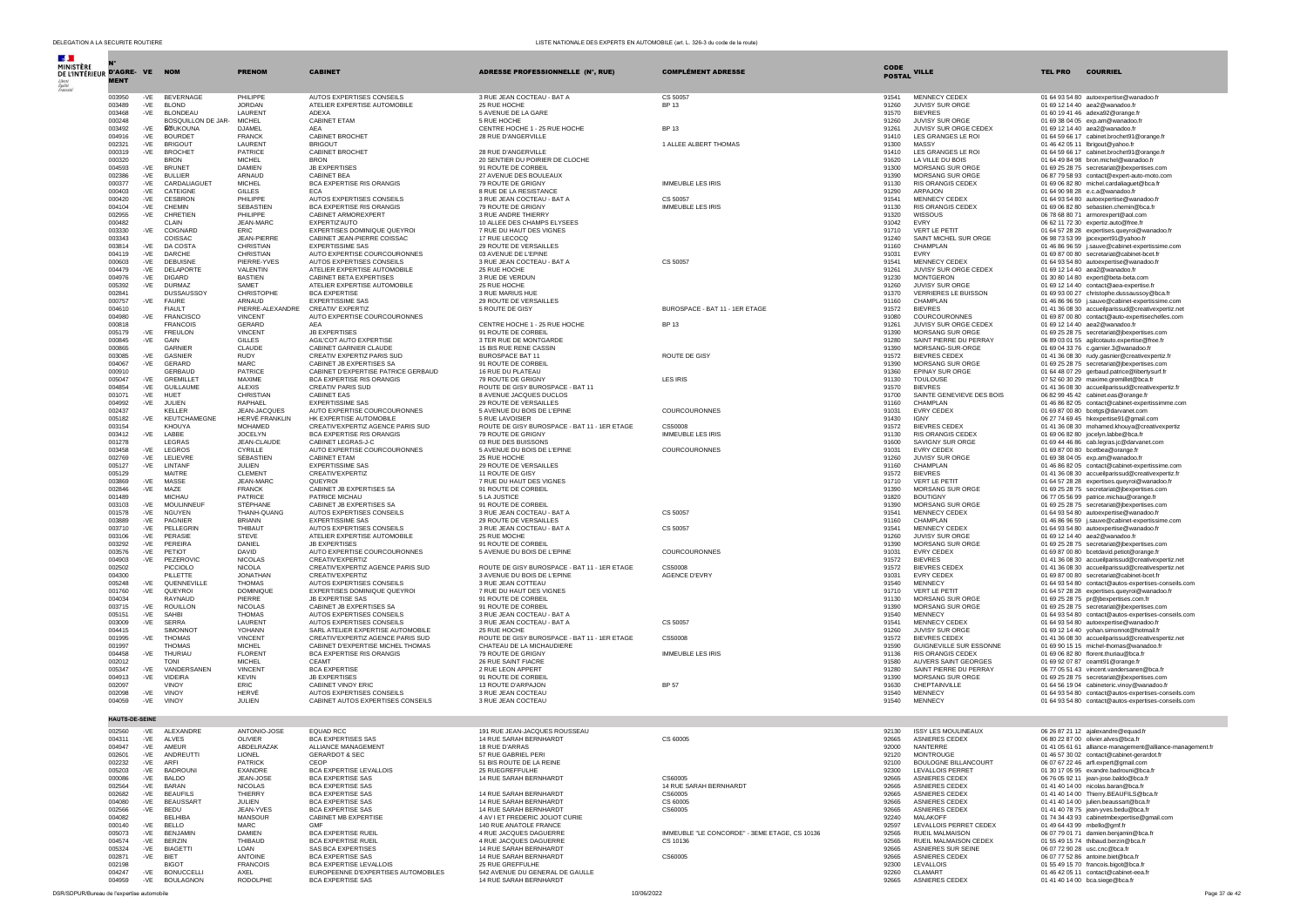| N° D'AGRÉMENT | VE | NOM | PRENOM | CABINET | ADRESSE PROFESSIONNELLE (N°, RUE) | COMPLÉMENT ADRESSE | CODE POSTAL | VILLE | TEL PRO | COURRIEL |
|---|---|---|---|---|---|---|---|---|---|---|
| 003950 | -VE | BEVERNAGE | PHILIPPE | AUTOS EXPERTISES CONSEILS | 3 RUE JEAN COCTEAU - BAT A | CS 50057 | 91541 | MENNECY CEDEX | 01 64 93 54 80 | autoexpertise@wanadoo.fr |
| 003489 | -VE | BLOND | JORDAN | ATELIER EXPERTISE AUTOMOBILE | 25 RUE HOCHE | BP 13 | 91260 | JUVISY SUR ORGE | 01 69 12 14 40 | aea2@wanadoo.fr |
| 003468 | -VE | BLONDEAU | LAURENT | ADEXA | 5 AVENUE DE LA GARE | | 91570 | BIEVRES | 01 60 19 41 46 | adexa92@orange.fr |
| 000248 | | BOSQUILLON DE JAR- | MICHEL | CABINET ETAM | 5 RUE HOCHE | | 91260 | JUVISY SUR ORGE | 01 69 38 04 05 | exp.am@wanadoo.fr |
| 003492 | -VE | BOUKOUNA | DJAMEL | AEA | CENTRE HOCHE 1 - 25 RUE HOCHE | BP 13 | 91261 | JUVISY SUR ORGE CEDEX | 01 69 12 14 40 | aea2@wanadoo.fr |
| 004916 | -VE | BOURDET | FRANCK | CABINET BROCHET | 28 RUE D'ANGERVILLE | | 91410 | LES GRANGES LE ROI | 01 64 59 66 17 | cabinet.brochet91@orange.fr |
| 002321 | -VE | BRIGOUT | LAURENT | BRIGOUT | | 1 ALLEE ALBERT THOMAS | 91300 | MASSY | 01 46 42 05 11 | lbrigout@yahoo.fr |
| 000319 | -VE | BROCHET | PATRICE | CABINET BROCHET | 28 RUE D'ANGERVILLE | | 91410 | LES GRANGES LE ROI | 01 64 59 66 17 | cabinet.brochet91@orange.fr |
| 000320 | | BRON | MICHEL | BRON | 20 SENTIER DU POIRIER DE CLOCHE | | 91620 | LA VILLE DU BOIS | 01 64 49 84 98 | bron.michel@wanadoo.fr |
| 004593 | -VE | BRUNET | DAMIEN | JB EXPERTISES | 91 ROUTE DE CORBEIL | | 91390 | MORSANG SUR ORGE | 01 69 25 28 75 | secretariat@jbexpertises.com |
| 002386 | -VE | BULLIER | ARNAUD | CABINET BEA | 27 AVENUE DES BOULEAUX | | 91390 | MORSANG SUR ORGE | 06 87 79 58 93 | contact@expert-auto-moto.com |
| 000377 | -VE | CARDALIAGUET | MICHEL | BCA EXPERTISE RIS ORANGIS | 79 ROUTE DE GRIGNY | IMMEUBLE LES IRIS | 91130 | RIS ORANGIS CEDEX | 01 69 06 82 80 | michel.cardaliaguet@bca.fr |
| 000403 | -VE | CATEIGNE | GILLES | ECA | 8 RUE DE LA RESISTANCE | | 91290 | ARPAJON | 01 64 90 98 28 | e.c.a@wanadoo.fr |
| 000420 | -VE | CESBRON | PHILIPPE | AUTOS EXPERTISES CONSEILS | 3 RUE JEAN COCTEAU - BAT A | CS 50057 | 91541 | MENNECY CEDEX | 01 64 93 54 80 | autoexpertise@wanadoo.fr |
| 004104 | -VE | CHEMIN | SEBASTIEN | BCA EXPERTISE RIS ORANGIS | 79 ROUTE DE GRIGNY | IMMEUBLE LES IRIS | 91130 | RIS ORANGIS CEDEX | 01 69 06 82 80 | sebastien.chemin@bca.fr |
| 002955 | -VE | CHRETIEN | PHILIPPE | CABINET ARMOREXPERT | 3 RUE ANDRE THIERRY | | 91320 | WISSOUS | 06 78 68 80 71 | armorexpert@aol.com |
| 000482 | | CLAIN | JEAN-MARC | EXPERTIZAUTO | 10 ALLEE DES CHAMPS ELYSEES | | 91042 | EVRY | 06 62 11 72 30 | expertiz.auto@free.fr |
| 003330 | -VE | COIGNARD | ERIC | EXPERTISES DOMINIQUE QUEYROI | 7 RUE DU HAUT DES VIGNES | | 91710 | VERT LE PETIT | 01 64 57 28 28 | expertises.queyroi@wanadoo.fr |
| 003343 | | COISSAC | JEAN-PIERRE | CABINET JEAN-PIERRE COISSAC | 17 RUE LECOCQ | | 91240 | SAINT MICHEL SUR ORGE | 06 98 73 53 99 | jpcexpert91@yahoo.fr |
| 003814 | -VE | DA COSTA | CHRISTIAN | EXPERTISSIME SAS | 29 ROUTE DE VERSAILLES | | 91160 | CHAMPLAN | 01 46 86 96 59 | j.sauve@cabinet-expertissime.com |
| 004119 | -VE | DARCHE | CHRISTIAN | AUTO EXPERTISE COURCOURONNES | 03 AVENUE DE L'EPINE | | 91031 | EVRY | 01 69 87 00 80 | secretariat@cabinet-bcet.fr |
| 000603 | -VE | DEBUISNE | PIERRE-YVES | AUTOS EXPERTISES CONSEILS | 3 RUE JEAN COCTEAU - BAT A | CS 50057 | 91541 | MENNECY CEDEX | 01 64 93 54 80 | autoexpertise@wanadoo.fr |
| 004479 | -VE | DELAPORTE | VALENTIN | ATELIER EXPERTISE AUTOMOBILE | 25 RUE HOCHE | | 91261 | JUVISY SUR ORGE CEDEX | 01 69 12 14 40 | aea2@wanadoo.fr |
| 004976 | -VE | DIGARD | BASTIEN | CABINET BETA EXPERTISES | 3 RUE DE VERDUN | | 91230 | MONTGERON | 01 30 80 14 80 | expert@beta-beta.com |
| 005392 | -VE | DURMAZ | SAMET | ATELIER EXPERTISE AUTOMOBILE | 25 RUE HOCHE | | 91260 | JUVISY SUR ORGE | 01 69 12 14 40 | contact@aea-expertise.fr |
| 002841 | | DUSSAUSSOY | CHRISTOPHE | BCA EXPERTISE | 3 RUE MARIUS HUE | | 91370 | VERRIERES LE BUISSON | 01 69 93 00 27 | christophe.dussaussoy@bca.fr |
| 000757 | -VE | FAURE | ARNAUD | EXPERTISSIME SAS | 29 ROUTE DE VERSAILLES | | 91160 | CHAMPLAN | 01 46 86 96 59 | j.sauve@cabinet-expertissime.com |
| 004610 | | FIAULT | PIERRE-ALEXANDRE | CREATIV' EXPERTIZ | 5 ROUTE DE GISY | BUROSPACE - BAT 11 - 1ER ETAGE | 91572 | BIEVRES | 01 41 36 08 30 | accueilparissud@creativexpertiz.net |
| 004980 | -VE | FRANCISCO | VINCENT | AUTO EXPERTISE COURCOURONNES | | | 91080 | COURCOURONNES | 01 69 87 00 80 | contact@auto-expertisechelles.com |
| 000818 | | FRANCOIS | GERARD | AEA | CENTRE HOCHE 1 - 25 RUE HOCHE | BP 13 | 91261 | JUVISY SUR ORGE CEDEX | 01 69 12 14 40 | aea2@wanadoo.fr |
| 005179 | -VE | FREULON | VINCENT | JB EXPERTISES | 91 ROUTE DE CORBEIL | | 91390 | MORSANG SUR ORGE | 01 69 25 28 75 | secretariat@jbexpertises.com |
| 000845 | -VE | GAIN | GILLES | AGIL'COT AUTO EXPERTISE | 3 TER RUE DE MONTGARDE | | 91280 | SAINT PIERRE DU PERRAY | 06 89 03 01 55 | agilcotauto.expertise@free.fr |
| 000865 | | GARNIER | CLAUDE | CABINET GARNIER CLAUDE | 15 BIS RUE RENE CASSIN | | 91390 | MORSANG-SUR-ORGE | 01 69 04 33 76 | c.garnier.3@wanadoo.fr |
| 003085 | -VE | GASNIER | RUDY | CREATIV EXPERTIZ PARIS SUD | BUROSPACE BAT 11 | ROUTE DE GISY | 91572 | BIEVRES CEDEX | 01 41 36 08 30 | rudy.gasnier@creativexpertiz.fr |
| 004067 | -VE | GERARD | MARC | CABINET JB EXPERTISES SA | 91 ROUTE DE CORBEIL | | 91390 | MORSANG SUR ORGE | 01 69 25 28 75 | secretariat@jbexpertises.com |
| 000910 | | GERBAUD | PATRICE | CABINET D'EXPERTISE PATRICE GERBAUD | 16 RUE DU PLATEAU | | 91360 | EPINAY SUR ORGE | 01 64 48 07 29 | gerbaud.patrice@libertysurf.fr |
| 005047 | -VE | GREMILLET | MAXIME | BCA EXPERTISE RIS ORANGIS | 79 ROUTE DE GRIGNY | LES IRIS | 91130 | TOULOUSE | 07 52 60 30 29 | maxime.gremillet@bca.fr |
| 004854 | -VE | GUILLAUME | ALEXIS | CREATIV PARIS SUD | ROUTE DE GISY BUROSPACE - BAT 11 | | 91570 | BIEVRES | 01 41 36 08 30 | accueilparissud@creativexpertiz.fr |
| 001071 | -VE | HUET | CHRISTIAN | CABINET EAS | 8 AVENUE JACQUES DUCLOS | | 91700 | SAINTE GENEVIEVE DES BOIS | 06 82 99 45 42 | cabinet.eas@orange.fr |
| 004992 | -VE | JULIEN | RAPHAEL | EXPERTISSIME SAS | 29 ROUTE DE VERSAILLES | | 91160 | CHAMPLAN | 01 46 86 82 05 | contact@cabinet-expertissimme.com |
| 002437 | | KELLER | JEAN-JACQUES | AUTO EXPERTISE COURCOURONNES | 5 AVENUE DU BOIS DE L'EPINE | COURCOURONNES | 91031 | EVRY CEDEX | 01 69 87 00 80 | bcetgs@darvanet.com |
| 005182 | -VE | KEUTCHAMEGNE | HERVE FRANKLIN | HK EXPERTISE AUTOMOBILE | 5 RUE LAVOISIER | | 91430 | IGNY | 06 27 74 69 45 | hkexpertise91@gmail.com |
| 003154 | | KHOUYA | MOHAMED | CREATIV'EXPERTIZ AGENCE PARIS SUD | ROUTE DE GISY BUROSPACE - BAT 11 - 1ER ETAGE | CS50008 | 91572 | BIEVRES CEDEX | 01 41 36 08 30 | mohamed.khouya@creativexpertiz |
| 003412 | -VE | LABBE | JOCELYN | BCA EXPERTISE RIS ORANGIS | 79 ROUTE DE GRIGNY | IMMEUBLE LES IRIS | 91130 | RIS ORANGIS CEDEX | 01 69 06 82 80 | jocelyn.labbe@bca.fr |
| 001278 | | LEGRAS | JEAN-CLAUDE | CABINET LEGRAS-J-C | 03 RUE DES BUISSONS | | 91600 | SAVIGNY SUR ORGE | 01 69 44 46 86 | cab.legras.jc@darvanet.com |
| 003458 | -VE | LEGROS | CYRILLE | AUTO EXPERTISE COURCOURONNES | 5 AVENUE DU BOIS DE L'EPINE | COURCOURONNES | 91031 | EVRY CEDEX | 01 69 87 00 80 | bcetbea@orange.fr |
| 002769 | -VE | LELIEVRE | SÉBASTIEN | CABINET ETAM | 25 RUE HOCHE | | 91260 | JUVISY SUR ORGE | 01 69 38 04 05 | exp.am@wanadoo.fr |
| 005127 | -VE | LINTANF | JULIEN | EXPERTISSIME SAS | 29 ROUTE DE VERSAILLES | | 91160 | CHAMPLAN | 01 46 86 82 05 | contact@cabinet-expertissime.com |
| 005129 | | MAITRE | CLEMENT | CREATIV'EXPERTIZ | 11 ROUTE DE GISY | | 91572 | BIEVRES | 01 41 36 08 30 | accueilparissud@creativexpertiz.fr |
| 003869 | -VE | MASSE | JEAN-MARC | QUEYROI | 7 RUE DU HAUT DES VIGNES | | 91710 | VERT LE PETIT | 01 64 57 28 28 | expertises.queyroi@wanadoo.fr |
| 002846 | -VE | MAZE | FRANCK | CABINET JB EXPERTISES SA | 91 ROUTE DE CORBEIL | | 91390 | MORSANG SUR ORGE | 01 69 25 28 75 | secretariat@jbexpertises.com |
| 001489 | | MICHAU | PATRICE | PATRICE MICHAU | 5 LA JUSTICE | | 91820 | BOUTIGNY | 06 77 05 56 99 | patrice.michau@orange.fr |
| 003103 | -VE | MOULINNEUF | STÉPHANE | CABINET JB EXPERTISES SA | 91 ROUTE DE CORBEIL | | 91390 | MORSANG SUR ORGE | 01 69 25 28 75 | secretariat@jbexpertises.com |
| 001578 | -VE | NGUYEN | THANH-QUANG | AUTOS EXPERTISES CONSEILS | 3 RUE JEAN COCTEAU - BAT A | CS 50057 | 91541 | MENNECY CEDEX | 01 64 93 54 80 | autoexpertise@wanadoo.fr |
| 003889 | -VE | PAGNIER | BRIANN | EXPERTISSIME SAS | 29 ROUTE DE VERSAILLES | | 91160 | CHAMPLAN | 01 46 86 96 59 | j.sauve@cabinet-expertissime.com |
| 003710 | -VE | PELLEGRIN | THIBAUT | AUTOS EXPERTISES CONSEILS | 3 RUE JEAN COCTEAU - BAT A | CS 50057 | 91541 | MENNECY CEDEX | 01 64 93 54 80 | autoexpertise@wanadoo.fr |
| 003106 | -VE | PERASIE | STEVE | ATELIER EXPERTISE AUTOMOBILE | 25 RUE MOCHE | | 91260 | JUVISY SUR ORGE | 01 69 12 14 40 | aea2@wanadoo.fr |
| 003292 | -VE | PEREIRA | DANIEL | JB EXPERTISES | 91 ROUTE DE CORBEIL | | 91390 | MORSANG SUR ORGE | 01 69 25 28 75 | secretariat@jbexpertises.com |
| 003576 | -VE | PETIOT | DAVID | AUTO EXPERTISE COURCOURONNES | 5 AVENUE DU BOIS DE L'EPINE | COURCOURONNES | 91031 | EVRY CEDEX | 01 69 87 00 80 | bcetdavid.petiot@orange.fr |
| 004903 | -VE | PEZEROVIC | NICOLAS | CREATIV'EXPERTIZ | | | 91572 | BIEVRES | 01 41 36 08 30 | accueilparissud@creativexpertiz.net |
| 002502 | | PICCIOLO | NICOLA | CREATIV'EXPERTIZ AGENCE PARIS SUD | ROUTE DE GISY BUROSPACE - BAT 11 - 1ER ETAGE | CS50008 | 91572 | BIEVRES CEDEX | 01 41 36 08 30 | accueilparissud@creativexpertiz.net |
| 004300 | | PILLETTE | JONATHAN | CREATIV'EXPERTIZ | 3 AVENUE DU BOIS DE L'EPINE | AGENCE D'EVRY | 91031 | EVRY CEDEX | 01 69 87 00 80 | secretariat@cabinet-bcet.fr |
| 005248 | -VE | QUENNEVILLE | THOMAS | AUTOS EXPERTISES CONSEILS | 3 RUE JEAN COTTEAU | | 91540 | MENNECY | 01 64 93 54 80 | contact@autos-expertises-conseils.com |
| 001760 | -VE | QUEYROI | DOMINIQUE | EXPERTISES DOMINIQUE QUEYROI | 7 RUE DU HAUT DES VIGNES | | 91710 | VERT LE PETIT | 01 64 57 28 28 | expertises.queyroi@wanadoo.fr |
| 004034 | | RAYNAUD | PIERRE | JB EXPERTISE SAS | 91 ROUTE DE CORBEIL | | 91130 | MORSANG SUR ORGE | 01 69 25 28 75 | pr@jbexpertises.com.fr |
| 003715 | -VE | ROUILLON | NICOLAS | CABINET JB EXPERTISES SA | 91 ROUTE DE CORBEIL | | 91390 | MORSANG SUR ORGE | 01 69 25 28 75 | secretariat@jbexpertises.com |
| 005151 | -VE | SAHBI | THOMAS | AUTOS EXPERTISES CONSEILS | 3 RUE JEAN COCTEAU - BAT A | | 91540 | MENNECY | 01 64 93 54 80 | contact@autos-expertises-conseils.com |
| 003009 | -VE | SERRA | LAURENT | AUTOS EXPERTISES CONSEILS | 3 RUE JEAN COCTEAU - BAT A | CS 50057 | 91541 | MENNECY CEDEX | 01 64 93 54 80 | autoexpertise@wanadoo.fr |
| 004415 | | SIMONNOT | YOHANN | SARL ATELIER EXPERTISE AUTOMOBILE | 25 RUE HOCHE | | 91260 | JUVISY SUR ORGE | 01 69 12 14 40 | yohan.simonnot@hotmail.fr |
| 001995 | -VE | THOMAS | VINCENT | CREATIV'EXPERTIZ AGENCE PARIS SUD | ROUTE DE GISY BUROSPACE - BAT 11 - 1ER ETAGE | CS50008 | 91572 | BIEVRES CEDEX | 01 41 36 08 30 | accueilparissud@creativexpertiz.net |
| 001997 | | THOMAS | MICHEL | CABINET D'EXPERTISE MICHEL THOMAS | CHATEAU DE LA MICHAUDIERE | | 91590 | GUIGNEVILLE SUR ESSONNE | 01 69 90 15 15 | michel-thomas@wanadoo.fr |
| 004458 | -VE | THURIAU | FLORENT | BCA EXPERTISE RIS ORANGIS | 79 ROUTE DE GRIGNY | IMMEUBLE LES IRIS | 91136 | RIS ORANGIS CEDEX | 01 69 06 82 80 | florent.thuriau@bca.fr |
| 002012 | | TONI | MICHEL | CEAMT | 26 RUE SAINT FIACRE | | 91580 | AUVERS SAINT GEORGES | 01 69 92 07 87 | ceamt91@orange.fr |
| 005347 | -VE | VANDERSANEN | VINCENT | BCA EXPERTISE | 2 RUE LEON APPERT | | 91280 | SAINT PIERRE DU PERRAY | 06 77 05 51 43 | vincent.vandersanen@bca.fr |
| 004913 | -VE | VIDEIRA | KEVIN | JB EXPERTISES | 91 ROUTE DE CORBEIL | | 91390 | MORSANG SUR ORGE | 01 69 25 28 75 | secretariat@jbexpertises.com |
| 002097 | | VINOY | ERIC | CABINET VINOY ERIC | 13 ROUTE D'ARPAJON | BP 57 | 91630 | CHEPTAINVILLE | 01 64 56 19 04 | cabineteric.vinoy@wanadoo.fr |
| 002098 | -VE | VINOY | HERVÉ | AUTOS EXPERTISES CONSEILS | 3 RUE JEAN COCTEAU | | 91540 | MENNECY | 01 64 93 54 80 | contact@autos-expertises-conseils.com |
| 004059 | -VE | VINOY | JULIEN | CABINET AUTOS EXPERTISES CONSEILS | 3 RUE JEAN COCTEAU | | 91540 | MENNECY | 01 64 93 54 80 | contact@autos-expertises-conseils.com |

**HAUTS-DE-SEINE**

| N° D'AGRÉMENT | VE | NOM | PRENOM | CABINET | ADRESSE PROFESSIONNELLE (N°, RUE) | COMPLÉMENT ADRESSE | CODE POSTAL | VILLE | TEL PRO | COURRIEL |
|---|---|---|---|---|---|---|---|---|---|---|
| 002560 | -VE | ALEXANDRE | ANTONIO-JOSE | EQUAD RCC | 191 RUE JEAN-JACQUES ROUSSEAU | | 92130 | ISSY LES MOULINEAUX | 06 26 87 21 12 | ajalexandre@equad.fr |
| 004311 | -VE | ALVES | OLIVIER | BCA EXPERTISES SAS | 14 RUE SARAH BERNHARDT | CS 60005 | 92665 | ASNIERES CEDEX | 06 80 22 87 00 | olivier.alves@bca.fr |
| 004947 | -VE | AMEUR | ABDELRAZAK | ALLIANCE MANAGEMENT | 18 RUE D'ARRAS | | 92000 | NANTERRE | 01 41 05 61 61 | alliance-management@alliance-management.fr |
| 002601 | -VE | ANDREUTTI | LIONEL | GERARDOT & SEC | 57 RUE GABRIEL PERI | | 92120 | MONTROUGE | 01 46 57 30 02 | contact@cabinet-gerardot.fr |
| 002232 | -VE | ARFI | PATRICK | CEOP | 51 BIS ROUTE DE LA REINE | | 92100 | BOULOGNE BILLANCOURT | 06 07 67 22 46 | arfi.expert@gmail.com |
| 005203 | -VE | BADROUNI | EXANDRE | BCA EXPERTISE LEVALLOIS | 25 RUEGREFFULHE | | 92300 | LEVALLOIS PERRET | 01 30 17 05 95 | exandre.badrouni@bca.fr |
| 000086 | -VE | BALDO | JEAN-JOSE | BCA EXPERTISE SAS | 14 RUE SARAH BERNHARDT | CS60005 | 92665 | ASNIERES CEDEX | 06 76 05 92 11 | jean-jose.baldo@bca.fr |
| 002564 | -VE | BARAN | NICOLAS | BCA EXPERTISE SAS | | 14 RUE SARAH BERNHARDT | 92665 | ASNIERES CEDEX | 01 41 40 14 00 | nicolas.baran@bca.fr |
| 002682 | -VE | BEAUFILS | THIERRY | BCA EXPERTISE SAS | 14 RUE SARAH BERNHARDT | CS60005 | 92665 | ASNIERES CEDEX | 01 41 40 14 00 | Thierry.BEAUFILS@bca.fr |
| 004080 | -VE | BEAUSSART | JULIEN | BCA EXPERTISE SAS | 14 RUE SARAH BERNHARDT | CS 60005 | 92665 | ASNIERES CEDEX | 01 41 40 14 00 | julien.beaussart@bca.fr |
| 002566 | -VE | BEDU | JEAN-YVES | BCA EXPERTISE SAS | 14 RUE SARAH BERNHARDT | CS60005 | 92665 | ASNIERES CEDEX | 01 41 40 78 75 | jean-yves.bedu@bca.fr |
| 004082 | | BELHIBA | MANSOUR | CABINET MB EXPERTISE | 4 AV I ET FREDERIC JOLIOT CURIE | | 92240 | MALAKOFF | 01 74 34 43 93 | cabinetmbexpertise@gmail.com |
| 000140 | -VE | BELLO | MARC | GMF | 140 RUE ANATOLE FRANCE | | 92597 | LEVALLOIS PERRET CEDEX | 01 49 64 43 99 | mbello@gmf.fr |
| 005073 | -VE | BENJAMIN | DAMIEN | BCA EXPERTISE RUEIL | 4 RUE JACQUES DAGUERRE | IMMEUBLE "LE CONCORDE" - 3EME ETAGE, CS 10136 | 92565 | RUEIL MALMAISON | 06 07 79 01 71 | damien.benjamin@bca.fr |
| 004574 | -VE | BERZIN | THIBAUD | BCA EXPERTISE RUEIL | 4 RUE JACQUES DAGUERRE | CS 10136 | 92565 | RUEIL MALMAISON CEDEX | 01 55 49 15 74 | thibaud.berzin@bca.fr |
| 005324 | -VE | BIAGETTI | LOAN | SAS BCA EXPERTISES | 14 RUE SARAH BERNHARDT | | 92665 | ASNIERES SUR SEINE | 06 07 72 90 28 | usc.cnc@bca.fr |
| 002871 | -VE | BIET | ANTOINE | BCA EXPERTISE SAS | 14 RUE SARAH BERNHARDT | CS60005 | 92665 | ASNIERES CEDEX | 06 07 77 52 86 | antoine.biet@bca.fr |
| 002198 | | BIGOT | FRANCOIS | BCA EXPERTISE LEVALLOIS | 25 RUE GREFFULHE | | 92300 | LEVALLOIS | 01 55 49 15 70 | francois.bigot@bca.fr |
| 004247 | -VE | BONUCCELLI | AXEL | EUROPEENNE D'EXPERTISES AUTOMOBILES | 542 AVENUE DU GENERAL DE GAULLE | | 92260 | CLAMART | 01 46 42 05 11 | contact@cabinet-eea.fr |
| 004959 | -VE | BOULAGNON | RODOLPHE | BCA EXPERTISE SAS | 14 RUE SARAH BERNHARDT | | 92665 | ASNIERES CEDEX | 01 41 40 14 00 | bca.siege@bca.fr |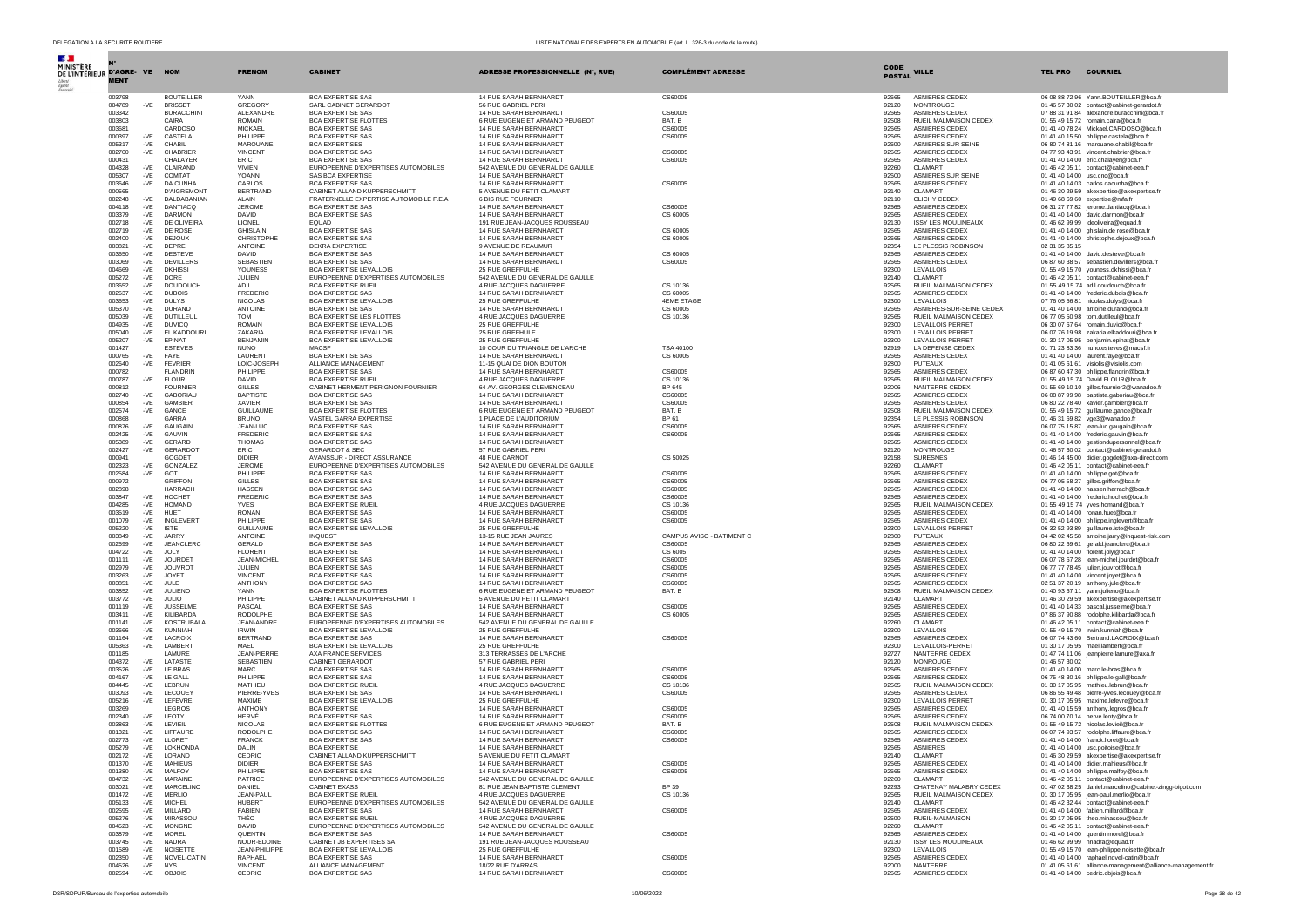| N° D'AGRÉMENT | VE | NOM | PRENOM | CABINET | ADRESSE PROFESSIONNELLE (N°, RUE) | COMPLÉMENT ADRESSE | CODE POSTAL | VILLE | TEL PRO | COURRIEL |
|---|---|---|---|---|---|---|---|---|---|---|
| 003798 | | BOUTEILLER | YANN | BCA EXPERTISE SAS | 14 RUE SARAH BERNHARDT | CS60005 | 92665 | ASNIERES CEDEX | 06 08 88 72 96 | Yann.BOUTEILLER@bca.fr |
| 004789 | -VE | BRISSET | GREGORY | SARL CABINET GERARDOT | 56 RUE GABRIEL PERI | | 92120 | MONTROUGE | 01 46 57 30 02 | contact@cabinet-gerardot.fr |
| 003342 | | BURACCHINI | ALEXANDRE | BCA EXPERTISE SAS | 14 RUE SARAH BERNHARDT | CS60005 | 92665 | ASNIERES CEDEX | 07 88 31 91 84 | alexandre.buracchini@bca.fr |
| 003803 | | CAIRA | ROMAIN | BCA EXPERTISE FLOTTES | 6 RUE EUGENE ET ARMAND PEUGEOT | BAT. B | 92508 | RUEIL MALMAISON CEDEX | 01 55 49 15 72 | romain.caira@bca.fr |
| 003681 | | CARDOSO | MICKAEL | BCA EXPERTISE SAS | 14 RUE SARAH BERNHARDT | CS60005 | 92665 | ASNIERES CEDEX | 01 41 40 78 24 | Mickael.CARDOSO@bca.fr |
| 000397 | -VE | CASTELA | PHILIPPE | BCA EXPERTISE SAS | 14 RUE SARAH BERNHARDT | CS60005 | 92665 | ASNIERES CEDEX | 01 41 40 15 50 | philippe.castela@bca.fr |
| 005317 | -VE | CHABIL | MAROUANE | BCA EXPERTISES | 14 RUE SARAH BERNHARDT | | 92600 | ASNIERES SUR SEINE | 06 80 74 81 16 | marouane.chabil@bca.fr |
| 002700 | -VE | CHABRIER | VINCENT | BCA EXPERTISE SAS | 14 RUE SARAH BERNHARDT | CS60005 | 92665 | ASNIERES CEDEX | 04 77 93 43 91 | vincent.chabrier@bca.fr |
| 000431 | | CHALAYER | ERIC | BCA EXPERTISE SAS | 14 RUE SARAH BERNHARDT | CS60005 | 92665 | ASNIERES CEDEX | 01 41 40 14 00 | eric.chalayer@bca.fr |
| 004328 | -VE | CLAIRAND | VIVIEN | EUROPEENNE D'EXPERTISES AUTOMOBILES | 542 AVENUE DU GENERAL DE GAULLE | | 92260 | CLAMART | 01 46 42 05 11 | contact@cabinet-eea.fr |
| 005307 | -VE | COMTAT | YOANN | SAS BCA EXPERTISE | 14 RUE SARAH BERNHARDT | | 92600 | ASNIERES SUR SEINE | 01 41 40 14 00 | usc.cnc@bca.fr |
| 003646 | -VE | DA CUNHA | CARLOS | BCA EXPERTISE SAS | 14 RUE SARAH BERNHARDT | CS60005 | 92665 | ASNIERES CEDEX | 01 41 40 14 03 | carlos.dacunha@bca.fr |
| 002665 | | D'AIGREMONT | BERTRAND | CABINET ALLAND KUPPERSCHMITT | 5 AVENUE DU PETIT CLAMART | | 92140 | CLAMART | 01 46 30 29 59 | akexpertise@akexpertise.fr |
| 002248 | -VE | DALDABANIAN | ALAIN | FRATERNELLE EXPERTISE AUTOMOBILE F.E.A | 6 BIS RUE FOURNIER | | 92110 | CLICHY CEDEX | 01 49 68 69 60 | expertise@mfa.fr |
| 004118 | -VE | DANTIACQ | JEROME | BCA EXPERTISE SAS | 14 RUE SARAH BERNHARDT | CS60005 | 92665 | ASNIERES CEDEX | 06 31 27 77 82 | jerome.dantiacq@bca.fr |
| 003379 | -VE | DARMON | DAVID | BCA EXPERTISE SAS | 14 RUE SARAH BERNHARDT | CS 60005 | 92665 | ASNIERES CEDEX | 01 41 40 14 00 | david.darmon@bca.fr |
| 002718 | -VE | DE OLIVEIRA | LIONEL | EQUAD | 191 RUE JEAN-JACQUES ROUSSEAU | | 92130 | ISSY LES MOULINEAUX | 01 46 62 99 99 | ldeoliveira@equad.fr |
| 002719 | -VE | DE ROSE | GHISLAIN | BCA EXPERTISE SAS | 14 RUE SARAH BERNHARDT | CS 60005 | 92665 | ASNIERES CEDEX | 01 41 40 14 00 | ghislain.de rose@bca.fr |
| 002400 | -VE | DEJOUX | CHRISTOPHE | BCA EXPERTISE SAS | 14 RUE SARAH BERNHARDT | CS 60005 | 92665 | ASNIERES CEDEX | 01 41 40 14 00 | christophe.dejoux@bca.fr |
| 003821 | -VE | DEPRE | ANTOINE | DEKRA EXPERTISE | 9 AVENUE DE REAUMUR | | 92354 | LE PLESSIS ROBINSON | 02 31 35 85 15 | |
| 003650 | -VE | DESTEVE | DAVID | BCA EXPERTISE SAS | 14 RUE SARAH BERNHARDT | CS 60005 | 92665 | ASNIERES CEDEX | 01 41 40 14 00 | david.desteve@bca.fr |
| 003069 | -VE | DEVILLERS | SEBASTIEN | BCA EXPERTISE SAS | 14 RUE SARAH BERNHARDT | CS60005 | 92665 | ASNIERES CEDEX | 06 87 60 38 57 | sebastien.devillers@bca.fr |
| 004669 | -VE | DKHISSI | YOUNESS | BCA EXPERTISE LEVALLOIS | 25 RUE GREFFULHE | | 92300 | LEVALLOIS | 01 55 49 15 70 | youness.dkhissi@bca.fr |
| 005272 | -VE | DORE | JULIEN | EUROPEENNE D'EXPERTISES AUTOMOBILES | 542 AVENUE DU GENERAL DE GAULLE | | 92140 | CLAMART | 01 46 42 05 11 | contact@cabinet-eea.fr |
| 003652 | -VE | DOUDOUCH | ADIL | BCA EXPERTISE RUEIL | 4 RUE JACQUES DAGUERRE | CS 10136 | 92565 | RUEIL MALMAISON CEDEX | 01 55 49 15 74 | adil.doudouch@bca.fr |
| 002637 | -VE | DUBOIS | FREDERIC | BCA EXPERTISE SAS | 14 RUE SARAH BERNHARDT | CS 60005 | 92665 | ASNIERES CEDEX | 01 41 40 14 00 | frederic.dubois@bca.fr |
| 003653 | -VE | DULYS | NICOLAS | BCA EXPERTISE LEVALLOIS | 25 RUE GREFFULHE | 4EME ETAGE | 92300 | LEVALLOIS | 07 76 05 56 81 | nicolas.dulys@bca.fr |
| 005370 | -VE | DURAND | ANTOINE | BCA EXPERTISE SAS | 14 RUE SARAH BERNHARDT | CS 60005 | 92665 | ASNIERES-SUR-SEINE CEDEX | 01 41 40 14 00 | antoine.durand@bca.fr |
| 005039 | -VE | DUTILLEUL | TOM | BCA EXPERTISE LES FLOTTES | 4 RUE JACQUES DAGUERRE | CS 10136 | 92565 | RUEIL MALMAISON CEDEX | 06 77 05 50 98 | tom.dutilleul@bca.fr |
| 004935 | -VE | DUVICQ | ROMAIN | BCA EXPERTISE LEVALLOIS | 25 RUE GREFFULHE | | 92300 | LEVALLOIS PERRET | 06 30 07 67 64 | romain.duvic@bca.fr |
| 005040 | -VE | EL KADDOURI | ZAKARIA | BCA EXPERTISE LEVALLOIS | 25 RUE GREFHULE | | 92300 | LEVALLOIS PERRET | 06 07 76 19 98 | zakaria.elkaddouri@bca.fr |
| 005207 | -VE | EPINAT | BENJAMIN | BCA EXPERTISE LEVALLOIS | 25 RUE GREFFULHE | | 92300 | LEVALLOIS PERRET | 01 30 17 05 95 | benjamin.epinat@bca.fr |
| 001427 | | ESTEVES | NUNO | MACSF | 10 COUR DU TRIANGLE DE L'ARCHE | TSA 40100 | 92919 | LA DEFENSE CEDEX | 01 71 23 83 36 | nuno.esteves@macsf.fr |
| 000765 | -VE | FAYE | LAURENT | BCA EXPERTISE SAS | 14 RUE SARAH BERNHARDT | CS 60005 | 92665 | ASNIERES CEDEX | 01 41 40 14 00 | laurent.faye@bca.fr |
| 002640 | -VE | FEVRIER | LOIC-JOSEPH | ALLIANCE MANAGEMENT | 11-15 QUAI DE DION BOUTON | | 92800 | PUTEAUX | 01 41 05 61 61 | visiolis@visiolis.com |
| 000782 | | FLANDRIN | PHILIPPE | BCA EXPERTISE SAS | 14 RUE SARAH BERNHARDT | CS60005 | 92665 | ASNIERES CEDEX | 06 87 60 47 30 | philippe.flandrin@bca.fr |
| 000787 | -VE | FLOUR | DAVID | BCA EXPERTISE RUEIL | 4 RUE JACQUES DAGUERRE | CS 10136 | 92565 | RUEIL MALMAISON CEDEX | 01 55 49 15 74 | David.FLOUR@bca.fr |
| 000812 | | FOURNIER | GILLES | CABINET HERMENT PERIGNON FOURNIER | 64 AV. GEORGES CLEMENCEAU | BP 645 | 92006 | NANTERRE CEDEX | 01 55 69 10 10 | gilles.fournier2@wanadoo.fr |
| 002740 | -VE | GABORIAU | BAPTISTE | BCA EXPERTISE SAS | 14 RUE SARAH BERNHARDT | CS60005 | 92665 | ASNIERES CEDEX | 06 08 87 99 98 | baptiste.gaboriau@bca.fr |
| 000854 | -VE | GAMBIER | XAVIER | BCA EXPERTISE SAS | 14 RUE SARAH BERNHARDT | CS60005 | 92665 | ASNIERES CEDEX | 06 80 22 78 40 | xavier.gambier@bca.fr |
| 002574 | -VE | GANCE | GUILLAUME | BCA EXPERTISE FLOTTES | 6 RUE EUGENE ET ARMAND PEUGEOT | BAT. B | 92508 | RUEIL MALMAISON CEDEX | 01 55 49 15 72 | guillaume.gance@bca.fr |
| 000868 | | GARRA | BRUNO | VASTEL GARRA EXPERTISE | 1 PLACE DE L'AUDITORIUM | BP 61 | 92354 | LE PLESSIS ROBINSON | 01 46 31 69 82 | vge3@wanadoo.fr |
| 000876 | -VE | GAUGAIN | JEAN-LUC | BCA EXPERTISE SAS | 14 RUE SARAH BERNHARDT | CS60005 | 92665 | ASNIERES CEDEX | 06 07 75 15 87 | jean-luc.gaugain@bca.fr |
| 002425 | -VE | GAUVIN | FREDERIC | BCA EXPERTISE SAS | 14 RUE SARAH BERNHARDT | CS60005 | 92665 | ASNIERES CEDEX | 01 41 40 14 00 | frederic.gauvin@bca.fr |
| 005389 | -VE | GERARD | THOMAS | BCA EXPERTISE SAS | 14 RUE SARAH BERNHARDT | | 92665 | ASNIERES CEDEX | 01 41 40 14 00 | gestiondupersonnel@bca.fr |
| 002427 | -VE | GERARDOT | ERIC | GERARDOT & SEC | 57 RUE GABRIEL PERI | | 92120 | MONTROUGE | 01 46 57 30 02 | contact@cabinet-gerardot.fr |
| 000941 | | GOGDET | DIDIER | AVANSSUR - DIRECT ASSURANCE | 48 RUE CARNOT | CS 50025 | 92158 | SURESNES | 01 46 14 45 00 | didier.gogdet@axa-direct.com |
| 002323 | -VE | GONZALEZ | JEROME | EUROPEENNE D'EXPERTISES AUTOMOBILES | 542 AVENUE DU GENERAL DE GAULLE | | 92260 | CLAMART | 01 46 42 05 11 | contact@cabinet-eea.fr |
| 002584 | -VE | GOT | PHILIPPE | BCA EXPERTISE SAS | 14 RUE SARAH BERNHARDT | CS60005 | 92665 | ASNIERES CEDEX | 01 41 40 14 00 | philippe.got@bca.fr |
| 000972 | | GRIFFON | GILLES | BCA EXPERTISE SAS | 14 RUE SARAH BERNHARDT | CS60005 | 92665 | ASNIERES CEDEX | 06 77 05 58 27 | gilles.griffon@bca.fr |
| 002898 | | HARRACH | HASSEN | BCA EXPERTISE SAS | 14 RUE SARAH BERNHARDT | CS60005 | 92665 | ASNIERES CEDEX | 01 41 40 14 00 | hassen.harrach@bca.fr |
| 003847 | -VE | HOCHET | FREDERIC | BCA EXPERTISE SAS | 14 RUE SARAH BERNHARDT | CS60005 | 92665 | ASNIERES CEDEX | 01 41 40 14 00 | frederic.hochet@bca.fr |
| 004285 | -VE | HOMAND | YVES | BCA EXPERTISE RUEIL | 4 RUE JACQUES DAGUERRE | CS 10136 | 92565 | RUEIL MALMAISON CEDEX | 01 55 49 15 74 | yves.homand@bca.fr |
| 003519 | -VE | HUET | RONAN | BCA EXPERTISE SAS | 14 RUE SARAH BERNHARDT | CS60005 | 92665 | ASNIERES CEDEX | 01 41 40 14 00 | ronan.huet@bca.fr |
| 001079 | -VE | INGLEVERT | PHILIPPE | BCA EXPERTISE SAS | 14 RUE SARAH BERNHARDT | CS60005 | 92665 | ASNIERES CEDEX | 01 41 40 14 00 | philippe.inglevert@bca.fr |
| 005220 | -VE | ISTE | GUILLAUME | BCA EXPERTISE LEVALLOIS | 25 RUE GREFFULHE | | 92300 | LEVALLOIS PERRET | 06 32 52 93 89 | guillaume.iste@bca.fr |
| 003849 | -VE | JARRY | ANTOINE | INQUEST | 13-15 RUE JEAN JAURES | CAMPUS AVISO - BATIMENT C | 92800 | PUTEAUX | 04 42 02 45 58 | antoine.jarry@inquest-risk.com |
| 002599 | -VE | JEANCLERC | GERALD | BCA EXPERTISE SAS | 14 RUE SARAH BERNHARDT | CS60005 | 92665 | ASNIERES CEDEX | 06 80 22 69 61 | gerald.jeanclerc@bca.fr |
| 004722 | -VE | JOLY | FLORENT | BCA EXPERTISE | 14 RUE SARAH BERNHARDT | CS 6005 | 92665 | ASNIERES CEDEX | 01 41 40 14 00 | florent.joly@bca.fr |
| 001111 | -VE | JOURDET | JEAN-MICHEL | BCA EXPERTISE SAS | 14 RUE SARAH BERNHARDT | CS60005 | 92665 | ASNIERES CEDEX | 06 07 78 67 28 | jean-michel.jourdet@bca.fr |
| 002979 | -VE | JOUVROT | JULIEN | BCA EXPERTISE SAS | 14 RUE SARAH BERNHARDT | CS60005 | 92665 | ASNIERES CEDEX | 06 77 77 78 45 | julien.jouvrot@bca.fr |
| 003263 | -VE | JOYET | VINCENT | BCA EXPERTISE SAS | 14 RUE SARAH BERNHARDT | CS60005 | 92665 | ASNIERES CEDEX | 01 41 40 14 00 | vincent.joyet@bca.fr |
| 003851 | -VE | JULE | ANTHONY | BCA EXPERTISE SAS | 14 RUE SARAH BERNHARDT | CS60005 | 92665 | ASNIERES CEDEX | 02 51 37 20 19 | anthony.jule@bca.fr |
| 003852 | -VE | JULIENO | YANN | BCA EXPERTISE FLOTTES | 6 RUE EUGENE ET ARMAND PEUGEOT | BAT. B | 92508 | RUEIL MALMAISON CEDEX | 01 40 93 67 11 | yann.julieno@bca.fr |
| 003772 | -VE | JULIO | PHILIPPE | CABINET ALLAND KUPPERSCHMITT | 5 AVENUE DU PETIT CLAMART | | 92140 | CLAMART | 01 46 30 29 59 | akexpertise@akexpertise.fr |
| 001119 | -VE | JUSSELME | PASCAL | BCA EXPERTISE SAS | 14 RUE SARAH BERNHARDT | CS60005 | 92665 | ASNIERES CEDEX | 01 41 40 14 33 | pascal.jusselme@bca.fr |
| 003411 | -VE | KILIBARDA | RODOLPHE | BCA EXPERTISE SAS | 14 RUE SARAH BERNHARDT | CS 60005 | 92665 | ASNIERES CEDEX | 07 86 37 90 88 | rodolphe.kilibarda@bca.fr |
| 001141 | -VE | KOSTRUBALA | JEAN-ANDRE | EUROPEENNE D'EXPERTISES AUTOMOBILES | 542 AVENUE DU GENERAL DE GAULLE | | 92260 | CLAMART | 01 46 42 05 11 | contact@cabinet-eea.fr |
| 003666 | -VE | KUNNIAH | IRWIN | BCA EXPERTISE LEVALLOIS | 25 RUE GREFFULHE | | 92300 | LEVALLOIS | 01 55 49 15 70 | irwin.kunniah@bca.fr |
| 001164 | -VE | LACROIX | BERTRAND | BCA EXPERTISE SAS | 14 RUE SARAH BERNHARDT | CS60005 | 92665 | ASNIERES CEDEX | 06 07 74 43 60 | Bertrand.LACROIX@bca.fr |
| 005363 | -VE | LAMBERT | MAEL | BCA EXPERTISE LEVALLOIS | 25 RUE GREFFULHE | | 92300 | LEVALLOIS PERRET | 01 30 17 05 95 | mael.lambert@bca.fr |
| 001185 | | LAMURE | JEAN-PIERRE | AXA FRANCE SERVICES | 313 TERRASSES DE L'ARCHE | | 92727 | NANTERRE CEDEX | 01 47 74 11 06 | jeanpierre.lamure@axa.fr |
| 004372 | -VE | LATASTE | SEBASTIEN | CABINET GERARDOT | 57 RUE GABRIEL PERI | | 92120 | MONROUGE | 01 46 57 30 02 | |
| 003526 | -VE | LE BRAS | MARC | BCA EXPERTISE SAS | 14 RUE SARAH BERNHARDT | CS60005 | 92665 | ASNIERES CEDEX | 01 41 40 14 00 | marc.le-bras@bca.fr |
| 004167 | -VE | LE GALL | PHILIPPE | BCA EXPERTISE SAS | 14 RUE SARAH BERNHARDT | CS60005 | 92665 | ASNIERES CEDEX | 06 75 48 30 16 | philippe.le-gall@bca.fr |
| 004445 | -VE | LEBRUN | MATHIEU | BCA EXPERTISE RUEIL | 4 RUE JACQUES DAGUERRE | CS 10136 | 92565 | RUEIL MALMAISON CEDEX | 01 30 17 05 95 | mathieu.lebrun@bca.fr |
| 003093 | -VE | LECOUEY | PIERRE-YVES | BCA EXPERTISE SAS | 14 RUE SARAH BERNHARDT | CS60005 | 92665 | ASNIERES CEDEX | 06 86 55 49 48 | pierre-yves.lecouey@bca.fr |
| 005216 | -VE | LEFEVRE | MAXIME | BCA EXPERTISE LEVALLOIS | 25 RUE GREFFULHE | | 92300 | LEVALLOIS PERRET | 01 30 17 05 95 | maxime.lefevre@bca.fr |
| 003269 | | LEGROS | ANTHONY | BCA EXPERTISE | 14 RUE SARAH BERNHARDT | CS60005 | 92665 | ASNIERES CEDEX | 01 41 40 15 59 | anthony.legros@bca.fr |
| 002340 | -VE | LEOTY | HERVE | BCA EXPERTISE SAS | 14 RUE SARAH BERNHARDT | CS60005 | 92665 | ASNIERES CEDEX | 06 74 00 70 14 | herve.leoty@bca.fr |
| 003863 | -VE | LEVIEIL | NICOLAS | BCA EXPERTISE FLOTTES | 6 RUE EUGENE ET ARMAND PEUGEOT | BAT. B | 92508 | RUEIL MALMAISON CEDEX | 01 55 49 15 72 | nicolas.levieil@bca.fr |
| 001321 | -VE | LIFFAURE | RODOLPHE | BCA EXPERTISE SAS | 14 RUE SARAH BERNHARDT | CS60005 | 92665 | ASNIERES CEDEX | 06 07 74 93 57 | rodolphe.liffaure@bca.fr |
| 002773 | -VE | LLORET | FRANCK | BCA EXPERTISE SAS | 14 RUE SARAH BERNHARDT | CS60005 | 92665 | ASNIERES CEDEX | 01 41 40 14 00 | franck.lloret@bca.fr |
| 005279 | -VE | LOKHONDA | DALIN | BCA EXPERTISE | 14 RUE SARAH BERNHARDT | | 92665 | ASNIERES | 01 41 40 14 00 | usc.poitoise@bca.fr |
| 002172 | -VE | LORAND | CEDRIC | CABINET ALLAND KUPPERSCHMITT | 5 AVENUE DU PETIT CLAMART | | 92140 | CLAMART | 01 46 30 29 59 | akexpertise@akexpertise.fr |
| 001370 | -VE | MAHIEUS | DIDIER | BCA EXPERTISE SAS | 14 RUE SARAH BERNHARDT | CS60005 | 92665 | ASNIERES CEDEX | 01 41 40 14 00 | didier.mahieus@bca.fr |
| 001380 | -VE | MALFOY | PHILIPPE | BCA EXPERTISE SAS | 14 RUE SARAH BERNHARDT | CS60005 | 92665 | ASNIERES CEDEX | 01 41 40 14 00 | philippe.malfoy@bca.fr |
| 004732 | -VE | MARAINE | PATRICE | EUROPEENNE D'EXPERTISES AUTOMOBILES | 542 AVENUE DU GENERAL DE GAULLE | | 92260 | CLAMART | 01 46 42 05 11 | contact@cabinet-eea.fr |
| 003021 | -VE | MARCELINO | DANIEL | CABINET EXASS | 81 RUE JEAN BAPTISTE CLEMENT | BP 39 | 92293 | CHATENAY MALABRY CEDEX | 01 47 02 38 25 | daniel.marcelino@cabinet-zingg-bigot.com |
| 001472 | -VE | MERLIO | JEAN-PAUL | BCA EXPERTISE RUEIL | 4 RUE JACQUES DAGUERRE | CS 10136 | 92565 | RUEIL MALMAISON CEDEX | 01 30 17 05 95 | jean-paul.merlio@bca.fr |
| 005133 | -VE | MICHEL | HUBERT | EUROPEENNE D'EXPERTISES AUTOMOBILES | 542 AVENUE DU GENERAL DE GAULLE | | 92140 | CLAMART | 01 46 42 32 44 | contact@cabinet-eea.fr |
| 002595 | -VE | MILLARD | FABIEN | BCA EXPERTISE SAS | 14 RUE SARAH BERNHARDT | CS60005 | 92665 | ASNIERES CEDEX | 01 41 40 14 00 | fabien.millard@bca.fr |
| 005276 | -VE | MIRASSOU | THÉO | BCA EXPERTISE RUEIL | 4 RUE JACQUES DAGUERRE | | 92500 | RUEIL-MALMAISON | 01 30 17 05 95 | theo.mirassou@bca.fr |
| 004523 | -VE | MONGNE | DAVID | EUROPEENNE D'EXPERTISES AUTOMOBILES | 542 AVENUE DU GENERAL DE GAULLE | | 92260 | CLAMART | 01 46 42 05 11 | contact@cabinet-eea.fr |
| 003879 | -VE | MOREL | QUENTIN | BCA EXPERTISE SAS | 14 RUE SARAH BERNHARDT | CS60005 | 92665 | ASNIERES CEDEX | 01 41 40 14 00 | quentin.morel@bca.fr |
| 003745 | -VE | NADRA | NOUR-EDDINE | CABINET JB EXPERTISES SA | 191 RUE JEAN-JACQUES ROUSSEAU | | 92130 | ISSY LES MOULINEAUX | 01 46 62 99 99 | nnadra@equad.fr |
| 003698 | -VE | NOISETTE | JEAN-PHILIPPE | BCA EXPERTISE LEVALLOIS | 25 RUE GREFFULHE | | 92300 | LEVALLOIS | 01 55 49 15 70 | jean-philippe.noisette@bca.fr |
| 002350 | -VE | NOVEL-CATIN | RAPHAEL | BCA EXPERTISE SAS | 14 RUE SARAH BERNHARDT | CS60005 | 92665 | ASNIERES CEDEX | 01 41 40 14 00 | raphael.novel-catin@bca.fr |
| 004526 | -VE | NYS | VINCENT | ALLIANCE MANAGEMENT | 18/22 RUE D'ARRAS | | 92000 | NANTERRE | 01 41 05 61 61 | alliance-management@alliance-management.fr |
| 002594 | -VE | OBJOIS | CEDRIC | BCA EXPERTISE SAS | 14 RUE SARAH BERNHARDT | CS60005 | 92665 | ASNIERES CEDEX | 01 41 40 14 00 | cedric.objois@bca.fr |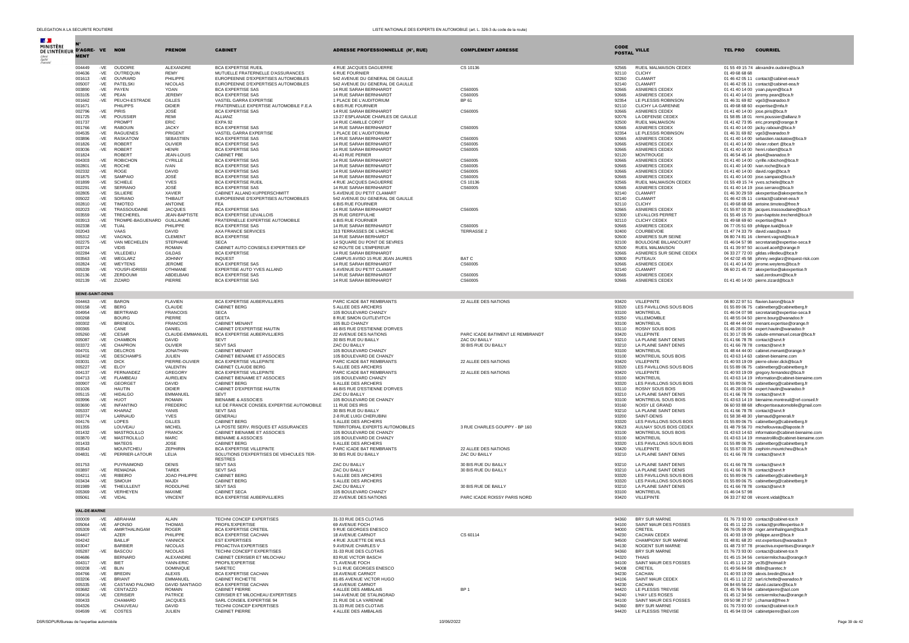| N° D'AGRE-MENT | VE | NOM | PRENOM | CABINET | ADRESSE PROFESSIONNELLE (N°, RUE) | COMPLÉMENT ADRESSE | CODE POSTAL | VILLE | TEL PRO | COURRIEL |
|---|---|---|---|---|---|---|---|---|---|---|
| 004449 | -VE | OUDOIRE | ALEXANDRE | BCA EXPERTISE RUEIL | 4 RUE JACQUES DAGUERRE | CS 10136 | 92565 | RUEIL MALMAISON CEDEX | 01 55 49 15 74 | alexandre.oudoire@bca.fr |
| 004636 | -VE | OUTREQUIN | REMY | MUTUELLE FRATERNELLE D'ASSURANCES | 6 RUE FOURNIER | | 92110 | CLICHY | 01 49 68 68 68 | |
| 001613 | -VE | OUVRARD | PHILIPPE | EUROPEENNE D'EXPERTISES AUTOMOBILES | 542 AVENUE DU GENERAL DE GAULLE | | 92260 | CLAMART | 01 46 42 05 11 | contact@cabinet-eea.fr |
| 005007 | -VE | PATELSKI | NICOLAS | EUROPEENNE D'EXPERTISES AUTOMOBILES | 542 AVENUE DU GENERAL DE GAULLE | | 92140 | CLAMART | 01 46 42 05 11 | contact@cabinet-eea.fr |
| 003890 | -VE | PAYEN | YOAN | BCA EXPERTISE SAS | 14 RUE SARAH BERNHARDT | CS60005 | 92665 | ASNIERES CEDEX | 01 41 40 14 00 | yoan.payen@bca.fr |
| 003105 | -VE | PEAN | JEREMY | BCA EXPERTISE SAS | 14 RUE SARAH BERNHARDT | CS60005 | 92665 | ASNIERES CEDEX | 01 41 40 14 01 | jeremy.pean@bca.fr |
| 001662 | -VE | PEUCH-ESTRADE | GILLES | VASTEL GARRA EXPERTISE | 1 PLACE DE L'AUDITORIUM | BP 61 | 92354 | LE PLESSIS ROBINSON | 01 46 31 69 82 | vge3@wanadoo.fr |
| 001671 | | PHILIPPS | DIDIER | FRATERNELLE EXPERTISE AUTOMOBILE F.E.A | 6 BIS RUE FOURNIER | | 92110 | CLICHY LA GARENNE | 01 49 68 68 60 | expertise@mfa.fr |
| 002796 | -VE | PIRIS | JOSÉ | BCA EXPERTISE SAS | 14 RUE SARAH BERNHARDT | CS60005 | 92665 | ASNIERES CEDEX | 01 41 40 14 00 | jose.piris@bca.fr |
| 001725 | -VE | POUSSIER | REMI | ALLIANZ | 13-27 ESPLANADE CHARLES DE GAULLE | | 92076 | LA DEFENSE CEDEX | 01 58 85 18 01 | remi.poussier@allianz.fr |
| 001737 | | PROMPT | ERIC | EXPA 92 | 14 RUE CAMILLE COROT | | 92500 | RUEIL MALMAISON | 01 41 42 73 95 | eric.prompt@orange.fr |
| 001766 | -VE | RABOUIN | JACKY | BCA EXPERTISE SAS | 14 RUE SARAH BERNHARDT | CS60005 | 92665 | ASNIERES CEDEX | 01 41 40 14 00 | jacky.rabouin@bca.fr |
| 004535 | -VE | RAGUENES | PRIGENT | VASTEL GARRA EXPERTISE | 1 PLACE DE L'AUDITORIUM | | 92354 | LE PLESSIS ROBINSON | 01 46 31 69 82 | vge3@wanadoo.fr |
| 003896 | -VE | RASKATOW | SEBASTIEN | BCA EXPERTISE SAS | 14 RUE SARAH BERNHARDT | CS60005 | 92665 | ASNIERES CEDEX | 01 41 40 14 00 | sebastien.raskatow@bca.fr |
| 001826 | -VE | ROBERT | OLIVIER | BCA EXPERTISE SAS | 14 RUE SARAH BERNHARDT | CS60005 | 92665 | ASNIERES CEDEX | 01 41 40 14 00 | olivier.robert @bca.fr |
| 003036 | -VE | ROBERT | HENRI | BCA EXPERTISE SAS | 14 RUE SARAH BERNHARDT | CS60005 | 92665 | ASNIERES CEDEX | 01 41 40 14 00 | henri.robert@bca.fr |
| 001824 | | ROBERT | JEAN-LOUIS | CABINET PBE | 41-43 RUE PERIER | | 92120 | MONTROUGE | 01 46 54 45 14 | pbe4@wanadoo.fr |
| 004303 | -VE | ROBICHON | CYRILLE | BCA EXPERTISE SAS | 14 RUE SARAH BERNHARDT | CS60005 | 92665 | ASNIERES CEDEX | 01 41 40 14 00 | cyrille.robichon@bca.fr |
| 002801 | -VE | ROCHE | IVAN | BCA EXPERTISE SAS | 14 RUE SARAH BERNHARDT | CS60005 | 92665 | ASNIERES CEDEX | 01 41 40 14 00 | ivan.roche@bca.fr |
| 002332 | -VE | ROGE | DAVID | BCA EXPERTISE SAS | 14 RUE SARAH BERNHARDT | CS60005 | 92665 | ASNIERES CEDEX | 01 41 40 14 00 | david.roge@bca.fr |
| 001875 | -VE | SAMPAIO | JOSÉ | BCA EXPERTISE SAS | 14 RUE SARAH BERNHARDT | CS60005 | 92665 | ASNIERES CEDEX | 01 41 40 14 00 | jose.sampaio@bca.fr |
| 001899 | -VE | SCHIELE | YVES | BCA EXPERTISE RUEIL | 4 RUE JACQUES DAGUERRE | CS 10136 | 92565 | RUEIL MALMAISON CEDEX | 01 55 49 15 74 | yves.schiele@bca.fr |
| 002291 | -VE | SERRANO | JOSÉ | BCA EXPERTISE SAS | 14 RUE SARAH BERNHARDT | CS60005 | 92665 | ASNIERES CEDEX | 01 41 40 14 19 | jose.serrano@bca.fr |
| 002805 | -VE | SILLIERE | XAVIER | CABINET ALLAND KUPPERSCHMITT | 5 AVENUE DU PETIT CLAMART | | 92140 | CLAMART | 01 46 30 29 59 | akexpertise@akexpertise.fr |
| 005022 | -VE | SORIANO | THIBAUT | EUROPEENNE D'EXPERTISES AUTOMOBILES | 542 AVENUE DU GENERAL DE GAULLE | | 92140 | CLAMART | 01 46 42 05 11 | contact@cabinet-eea.fr |
| 002810 | -VE | TIMOTEO | ANTOINE | FEA | 6 BIS RUE FOURNIER | | 92110 | CLICHY | 01 49 68 68 60 | antoine.timoteo@free.fr |
| 002023 | -VE | TRASSOUDAINE | JACQUES | BCA EXPERTISE SAS | 14 RUE SARAH BERNHARDT | CS60005 | 92665 | ASNIERES CEDEX | 01 55 87 00 35 | jacques.trassoudaine@bca.fr |
| 003559 | -VE | TRECHEREL | JEAN-BAPTISTE | BCA EXPERTISE LEVALLOIS | 25 RUE GREFFULHE | | 92300 | LEVALLOIS PERRET | 01 55 49 15 70 | jean-baptiste.trecherel@bca.fr |
| 003913 | -VE | TROMPE-BAGUENARD | GUILLAUME | FRATERNELLE EXPERTISE AUTOMOBILE | 6 BIS RUE FOURNIER | | 92110 | CLICHY CEDEX | 01 49 68 69 60 | expertise@fea.fr |
| 002338 | -VE | TUAL | PHILIPPE | BCA EXPERTISE SAS | 14 RUE SARAH BERNHARDT | CS60005 | 92665 | ASNIERES CEDEX | 06 77 05 51 69 | philippe.tual@bca.fr |
| 002043 | | VAAS | DAVID | AXA FRANCE SERVICES | 313 TERRASSES DE L'ARCHE | TERRASSE 2 | 92400 | COURBEVOIE | 01 47 74 33 79 | david.vaas@axa.fr |
| 005312 | -VE | VAGNOL | CLEMENT | BCA EXPERTISE | 14 RUE SARAH BERHARDT | | 92600 | ASNIERES SUR SEINE | 06 80 74 81 16 | clement.vagnol@bca.fr |
| 002275 | -VE | VAN MECHELEN | STEPHANE | SECA | 14 SQUARE DU PONT DE SEVRES | | 92100 | BOULOGNE BILLANCOURT | 01 46 04 57 98 | secretariat@expertise-seca.fr |
| 003724 | | VIDIS | ROMAIN | CABINET AUTO CONSEILS EXPERTISES IDF | 62 ROUTE DE L'EMPEREUR | | 92500 | RUEIL MALMAISON | 01 41 39 97 50 | accueil.aceif@orange.fr |
| 002284 | -VE | VILLEDIEU | GILDAS | BCA EXPERTISE | 14 RUE SARAH BERNHARDT | | 92665 | ASNIERES SUR SEINE CEDEX | 06 33 27 72 00 | gildas.villedieu@bca.fr |
| 003563 | -VE | WEGLARZ | JOHNNY | INQUEST | CAMPUS AVISO 15 RUE JEAN JAURES | BAT C | 92800 | PUTEAUX | 04 42 02 45 58 | johnny.weglarz@inquest-risk.com |
| 002824 | -VE | WEYTENS | JEROME | BCA EXPERTISE SAS | 14 RUE SARAH BERNHARDT | CS60005 | 92665 | ASNIERES CEDEX | 01 41 40 14 00 | jerome.weytens@bca.fr |
| 005339 | -VE | YOUSFI-IDRISSI | OTHMANE | EXPERTISE AUTO YVES ALLAND | 5 AVENUE DU PETIT CLAMART | | 92140 | CLAMART | 06 60 21 45 72 | akexpertise@akexpertise.fr |
| 002136 | -VE | ZERDOUMI | ABDELBAKI | BCA EXPERTISE SAS | 14 RUE SARAH BERNHARDT | CS60005 | 92665 | ASNIERES CEDEX | | said.zerdoumi@bca.fr |
| 002139 | -VE | ZIZARD | PIERRE | BCA EXPERTISE SAS | 14 RUE SARAH BERNHARDT | CS60005 | 92665 | ASNIERES CEDEX | 01 41 40 14 00 | pierre.zizard@bca.fr |
| **SEINE-SAINT-DENIS** | | | | | | | | | | |
| 004463 | -VE | BARON | FLAVIEN | BCA EXPERTISE AUBERVILLIERS | PARC ICADE BAT REMBRANTS | 22 ALLEE DES NATIONS | 93420 | VILLEPINTE | 06 80 22 97 51 | flavien.baron@bca.fr |
| 000158 | -VE | BERG | CLAUDE | CABINET BERG | 5 ALLEE DES ARCHERS | | 93320 | LES PAVILLONS SOUS BOIS | 01 55 89 06 75 | cabinetberg@cabinetberg.fr |
| 004954 | -VE | BERTRAND | FRANCOIS | SECA | 105 BOULEVARD CHANZY | | 93100 | MONTREUIL | 01 46 04 07 98 | secretariat@expertise-seca.fr |
| 000268 | | BOURG | PIERRE | GEETA | 8 RUE SIMON GUITLEVITCH | | 93250 | VILLEMOMBLE | 01 48 55 04 50 | pierre.bourg@wanadoo.fr |
| 000302 | -VE | BRENEOL | FRANCOIS | CABINET MENANT | 105 BLD CHANZY | | 93100 | MONTREUIL | 01 48 44 44 00 | menant.expertise@orange.fr |
| 000365 | | CANE | DANIEL | CABINET D'EXPERTISE HAUTIN | 46 BIS RUE D'ESTIENNE D'ORVES | | 93110 | ROSNY SOUS BOIS | 01 45 28 00 04 | expert.hautin@wanadoo.fr |
| 005260 | -VE | CESAR | CLAUDE-EMMANUEL | BCA EXPERTISE AUBERVILLIERS | 22 AVENUE DES NATIONS | PARC ICADE BATIMENT LE REMBRANDT | 93420 | VILLEPINTE | 01 30 17 05 95 | calude-emmanuel.cesar@bca.fr |
| 005087 | -VE | CHAMBON | DAVID | SEVT | 30 BIS RUE DU BAILLY | ZAC DU BAILLY | 93210 | LA PLAINE SAINT DENIS | 01 41 66 78 78 | contact@sevt.fr |
| 003372 | -VE | CHAPRON | OLIVIER | SEVT SAS | ZAC DU BAILLY | 30 BIS RUE DU BAILLY | 93210 | LA PLAINE SAINT DENIS | 01 41 66 78 78 | contact@sevt.fr |
| 004701 | -VE | DELCROS | JONATHAN | CABINET MENANT | 105 BOULEVARD CHANZY | | 93100 | MONTREUIL | 01 48 44 44 00 | cabinet.menant@orange.fr |
| 002402 | -VE | DESCHAMPS | JULIEN | CABINET BIENAIME ET ASSOCIES | 105 BOULEVARD DE CHANZY | | 93100 | MONTREUIL SOUS BOIS | 01 43 63 14 63 | cabinet-bienaime.com |
| 003031 | -VE | DICK | PIERRE-OLIVIER | BCA EXPERTISE VILLEPINTE | PARC ICADE BAT REMBRANTS | 22 ALLEE DES NATIONS | 93420 | VILLEPINTE | 01 40 93 19 09 | pierre-olivier.dick@bca.fr |
| 005227 | -VE | ELOY | VALENTIN | CABINET CLAUDE BERG | 5 ALLEE DES ARCHERS | | 93320 | LES PAVILLONS SOUS BOIS | 01 55 89 06 75 | cabinetberg@cabinetberg.fr |
| 004137 | -VE | FERNANDEZ | GREGORY | BCA EXPERTISE VILLEPINTE | PARC ICADE BAT REMBRANTS | 22 ALLEE DES NATIONS | 93420 | VILLEPINTE | 01 40 93 19 09 | gregory.fernandez@bca.fr |
| 004713 | -VE | FLAMBEAU | AURELIEN | CABINET BIENAIME ET ASSOCIES | 105 BOULEVARD CHANZY | | 93100 | MONTREUIL | 01 43 63 14 19 | information@cabinet-bienaime.com |
| 000907 | -VE | GEORGET | DAVID | CABINET BERG | 5 ALLEE DES ARCHERS | | 93320 | LES PAVILLONS SOUS BOIS | 01 55 89 06 75 | cabinetberg@cabinetberg.fr |
| 001026 | | HAUTIN | DIDIER | CABINET D'EXPERTISE HAUTIN | 46 BIS RUE D'ESTIENNE D'ORVES | | 93110 | ROSNY SOUS BOIS | 01 45 28 00 04 | expert.hautin@wanadoo.fr |
| 005115 | -VE | HIDALGO | EMMANUEL | SEVT | ZAC DU BAILLY | | 93210 | LA PLAINE SAINT DENIS | 01 41 66 78 78 | contact@sevt.fr |
| 003996 | -VE | HUOT | ROMAIN | BIENAIME & ASSOCIES | 105 BOULEVARD DE CHANZY | | 93100 | MONTREUIL SOUS BOIS | 01 43 63 14 19 | bienaime.montreuil@ref-conseil.fr |
| 003690 | -VE | INFANTINO | FREDERIC | ILE DE FRANCE CONSEIL EXPERTISE AUTOMOBILE | 11 RUE DES IRIS | | 93160 | NOISY LE GRAND | 06 60 93 88 68 | idfexpertiseautomobile@gmail.com |
| 005337 | -VE | KHARAZ | YANIS | SEVT SAS | 30 BIS RUE DU BAILLY | | 93210 | LA PLAINE SAINT DENIS | 01 41 66 78 78 | contact@sevt.fr |
| 003774 | | LARNAUD | YVES | GENERALI | 2-8 RUE LUIGI CHERUBINI | | 93200 | SAINT-DENIS | 01 58 38 48 30 | ylarnaud@generali.fr |
| 004176 | -VE | LOPES | GILLES | CABINET BERG | 5 ALLEE DES ARCHERS | | 93320 | LES PAVILLONS SOUS BOIS | 01 55 89 06 75 | cabinetberg@cabinetberg.fr |
| 001355 | | LOUVEAU | MICHEL | LA POSTE SERV. RISQUES ET ASSURANCES | TERRITORIAL EXPERTS AUTOMOBILES | 3 RUE CHARLES GOUPPY - BP 160 | 93623 | AULNAY SOUS BOIS CEDEX | 01 48 79 56 70 | michellouveau@laposte.fr |
| 001432 | -VE | MASTROLILLO | FRANCK | CABINET BIENAIME ET ASSOCIES | 105 BOULEVARD DE CHANZY | | 93100 | MONTREUIL SOUS BOIS | 01 43 63 14 63 | information@cabinet-bienaime.com |
| 003870 | -VE | MASTROLILLO | MARC | BIENAIME & ASSOCIES | 105 BOULEVARD DE CHANZY | | 93100 | MONTREUIL | 01 43 63 14 19 | mmastrolillo@cabinet-bienaime.com |
| 001433 | | MATEOS | JOSE | CABINET BERG | 5 ALLEE DES ARCHERS | | 93320 | LES PAVILLONS SOUS BOIS | 01 55 89 06 75 | cabinetberg@cabinetberg.fr |
| 003543 | | MOUNTCHEU | ZEPHIRIN | BCA EXPERTISE VILLEPINTE | PARC ICADE BAT REMBRANTS | 22 ALLEE DES NATIONS | 93420 | VILLEPINTE | 01 55 87 00 35 | zephirin.mountcheu@bca.fr |
| 004831 | -VE | PERRIER-LATOUR | LELIA | SOLUTIONS D'EXPERTISES DE VEHICULES TER-RESTRES | 30 BIS RUE DU BAILLY | ZAC DU BAILLY | 93210 | LA PLAINE SAINT DENIS | 01 41 66 78 78 | contact@sevt.fr |
| 001753 | | PUYRAIMOND | DENIS | SEVT SAS | ZAC DU BAILLY | 30 BIS RUE DU BAILLY | 93210 | LA PLAINE SAINT DENIS | 01 41 66 78 78 | contact@sevt.fr |
| 003897 | -VE | REMADNA | TAREK | SEVT SAS | ZAC DU BAILLY | 30 BIS RUE DU BAILLY | 93210 | LA PLAINE SAINT DENIS | 01 41 66 78 78 | contact@sevt.fr |
| 004211 | -VE | RIBEIRO | JOAO PHILIPPE | CABINET BERG | 5 ALLEE DES ARCHERS | | 93320 | LES PAVILLONS SOUS BOIS | 01 55 89 06 75 | cabinetberg@cabinetberg.fr |
| 003434 | -VE | SIMOUH | MAJDI | CABINET BERG | 5 ALLEE DES ARCHERS | | 93320 | LES PAVILLONS SOUS BOIS | 01 55 89 06 75 | cabinetberg@cabinetberg.fr |
| 001989 | -VE | THIEULLENT | RODOLPHE | SEVT SAS | ZAC DU BAILLY | 30 BIS RUE DE BAILLY | 93210 | LA PLAINE SAINT DENIS | 01 41 66 78 78 | contact@sevt.fr |
| 005369 | -VE | VERHEYEN | MAXIME | CABINET SECA | 105 BOULEVARD CHANZY | | 93100 | MONTREUIL | 01 46 04 57 98 | |
| 005061 | -VE | VIDAL | VINCENT | BCA EXPERTISE AUBERVILLIERS | 22 AVENUE DES NATIONS | PARC ICADE ROISSY PARIS NORD | 93420 | VILLEPINTE | 06 33 27 82 08 | vincent.vidal@bca.fr |
| **VAL-DE-MARNE** | | | | | | | | | | |
| 000009 | -VE | ABRAHAM | ALAIN | TECHNI CONCEP EXPERTISES | 31-33 RUE DES CLOTAIS | | 94360 | BRY SUR MARNE | 01 76 73 93 00 | contact@cabinet-tce.fr |
| 005064 | -VE | AFONSO | THOMAS | PROFIL'EXPERTISE | 69 AVENUE FOCH | | 94100 | SAINT MAUR DES FOSSES | 01 45 11 12 25 | contact@profilexpertise.fr |
| 005309 | -VE | AMIRTHALINGAM | ROGER | BCA EXPERTISE CRETEIL | 9 RUE GEORGES ENESCO | | 94000 | CRETEIL | 06 76 05 99 09 | roger.amirthalingam@bca.fr |
| 000407 | | AZER | PHILIPPE | BCA EXPERTISE CACHAN | 18 AVENUE CARNOT | CS 60114 | 94230 | CACHAN CEDEX | 01 40 93 19 09 | philippe.azer@bca.fr |
| 004242 | | BAILLIF | YANNICK | EST EXPERTISES | 4 RUE JULIETTE DE WILS | | 94500 | CHAMPIGNY SUR MARNE | 01 48 81 68 20 | est.expertises@wanadoo.fr |
| 003047 | | BARBIER | NICOLAS | PROACTIVA EXPERTISES | 9 AVENUE CHARLES V | | 94130 | NOGENT SUR MARNE | 01 48 73 97 78 | proactiva.expertises@orange.fr |
| 005287 | -VE | BASCOU | NICOLAS | TECHNI CONCEPT EXPERTISES | 31-33 RUE DES CLOTAIS | | 94360 | BRY SUR MARNE | 01 76 73 93 00 | contact@cabinet-tce.fr |
| 004686 | | BERNARD | ALEXANDRE | CABINET CERISIER ET MILOCHAU | 83 RUE VICTOR BASCH | | 94320 | THIAIS | 01 45 15 34 56 | cerisiermilochau@orange.fr |
| 004317 | -VE | BIET | YANN-ERIC | PROFIL'EXPERTISE | 71 AVENUE FOCH | | 94100 | SAINT MAUR DES FOSSES | 01 45 11 12 29 | ye35@hotmail.fr |
| 000208 | -VE | BLIN | DOMINIQUE | SARETEC | 9-11 RUE GEORGES ENESCO | | 94008 | CRETEIL | 01 49 56 84 58 | dblin@saretec.fr |
| 004766 | -VE | BREDIN | ALEXIS | BCA EXPERTISE CACHAN | 18 AVENUE CARNOT | | 94230 | CACHAN | 01 40 93 19 09 | alexis.bredin@bca.fr |
| 003206 | -VE | BRIANT | EMMANUEL | CABINET RICHETTE | 81-85 AVENUE VICTOR HUGO | | 94106 | SAINT MAUR CEDEX | 01 45 11 12 22 | sarl.richette@wanadoo.fr |
| 005335 | -VE | CASTANO PALOMO | DAVID SANTIAGO | BCA EXPERTISE CACHAN | 18 AVENUE CARNOT | | 94230 | CACHAN | 06 84 65 56 22 | david.castano@bca.fr |
| 003682 | -VE | CENTAZZO | ROMAIN | CABINET PIERRE | 4 ALLEE DES AMBALAIS | BP 1 | 94420 | LE PLESSIS TREVISE | 01 45 76 59 64 | cabinetpierre@aol.com |
| 000416 | -VE | CERISIER | PATRICE | CERISIER ET MILOCHEAU EXPERTISES | 144 AVENUE DE STALINGRAD | | 94240 | L'HAY LES ROSES | 01 45 12 34 56 | cerisiermilochau@orange.fr |
| 000433 | | CHAMARD | JACQUES | SARL CONSEIL EXPERTISE 94 | 21 RUE DE LA VARENNE | | 94100 | SAINT MAUR DES FOSSES | 09 50 98 27 57 | j.chamard@free.fr |
| 004326 | | CHAUVEAU | DAVID | TECHNI CONCEP EXPERTISES | 31-33 RUE DES CLOTAIS | | 94360 | BRY SUR MARNE | 01 76 73 93 00 | contact@cabinet-tce.fr |
| 004599 | -VE | COSTES | JULIEN | CABINET PIERRE | 4 ALLEE DES AMBALAIS | | 94420 | LE PLESSIS TREVISE | 01 45 94 03 04 | cabinetpierre@aol.com |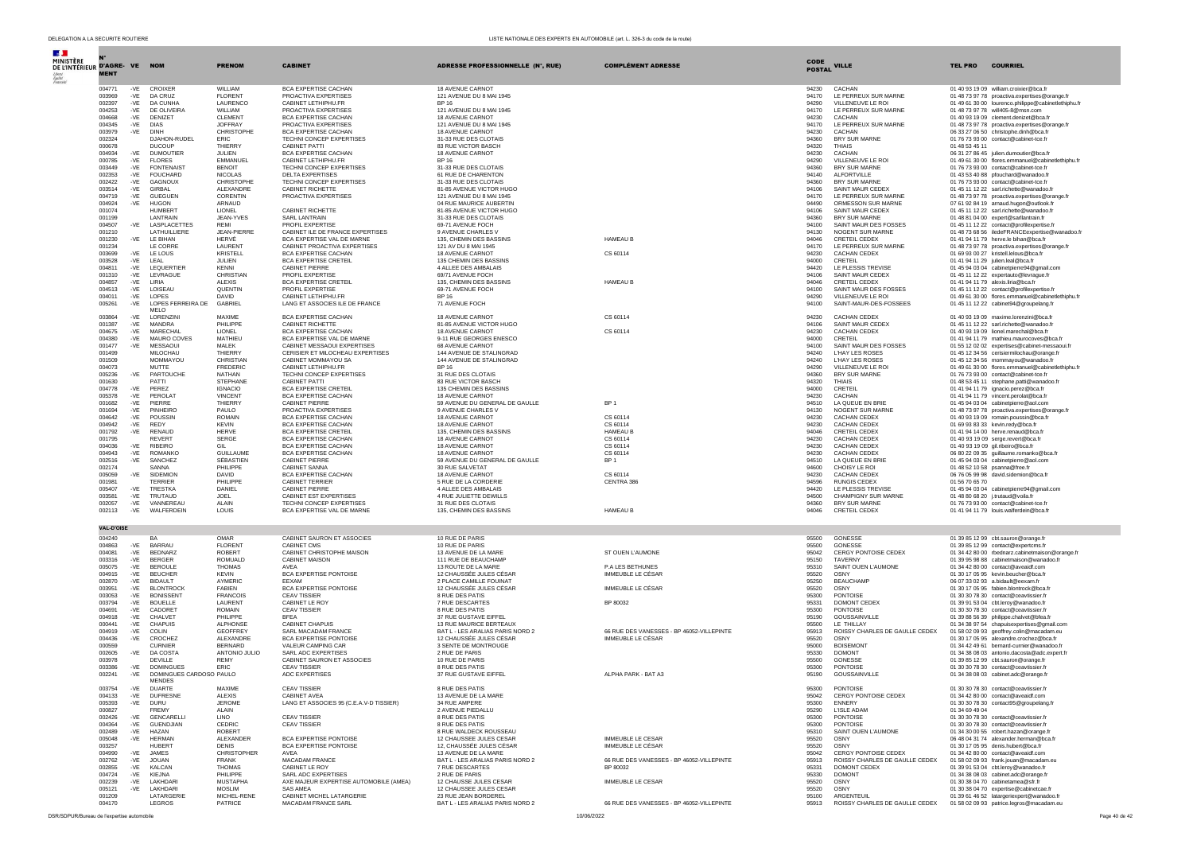| N° D'AGRÉMENT | VE | NOM | PRENOM | CABINET | ADRESSE PROFESSIONNELLE (N°, RUE) | COMPLÉMENT ADRESSE | CODE POSTAL | VILLE | TEL PRO | COURRIEL |
|---|---|---|---|---|---|---|---|---|---|---|
| 004771 | -VE | CROIXIER | WILLIAM | BCA EXPERTISE CACHAN | 18 AVENUE CARNOT | | 94230 | CACHAN | 01 40 93 19 09 | william.croixier@bca.fr |
| 003969 | -VE | DA CRUZ | FLORENT | PROACTIVA EXPERTISES | 121 AVENUE DU 8 MAI 1945 | | 94170 | LE PERREUX SUR MARNE | 01 48 73 97 78 | proactiva.expertises@orange.fr |
| 002397 | -VE | DA CUNHA | LAURENCO | CABINET LETHIPHU.FR | BP 16 | | 94290 | VILLENEUVE LE ROI | 01 49 61 30 00 | lourenco.philippe@cabinetlethiphu.fr |
| 004253 | -VE | DE OLIVEIRA | WILLIAM | PROACTIVA EXPERTISES | 121 AVENUE DU 8 MAI 1945 | | 94170 | LE PERREUX SUR MARNE | 01 48 73 97 78 | will405-8@msn.com |
| 004668 | -VE | DENIZET | CLEMENT | BCA EXPERTISE CACHAN | 18 AVENUE CARNOT | | 94230 | CACHAN | 01 40 93 19 09 | clement.denizet@bca.fr |
| 004345 | -VE | DIAS | JOFFRAY | PROACTIVA EXPERTISES | 121 AVENUE DU 8 MAI 1945 | | 94170 | LE PERREUX SUR MARNE | 01 48 73 97 78 | proactiva.expertises@orange.fr |
| 003979 | -VE | DINH | CHRISTOPHE | BCA EXPERTISE CACHAN | 18 AVENUE CARNOT | | 94230 | CACHAN | 06 33 27 06 50 | christophe.dinh@bca.fr |
| 002324 | | DJAHON-RUDEL | ERIC | TECHNI CONCEP EXPERTISES | 31-33 RUE DES CLOTAIS | | 94360 | BRY SUR MARNE | 01 76 73 93 00 | contact@cabinet-tce.fr |
| 000678 | | DUCOUP | THIERRY | CABINET PATTI | 83 RUE VICTOR BASCH | | 94320 | THIAIS | 01 48 53 45 11 | |
| 004934 | -VE | DUMOUTIER | JULIEN | BCA EXPERTISE CACHAN | 18 AVENUE CARNOT | | 94230 | CACHAN | 06 31 27 86 45 | julien.dumoutier@bca.fr |
| 000785 | -VE | FLORES | EMMANUEL | CABINET LETHIPHU.FR | BP 16 | | 94290 | VILLENEUVE LE ROI | 01 49 61 30 00 | flores.emmanuel@cabinetlethiphu.fr |
| 003449 | -VE | FONTENAIST | BENOIT | TECHNI CONCEP EXPERTISES | 31-33 RUE DES CLOTAIS | | 94360 | BRY SUR MARNE | 01 76 73 93 00 | contact@cabinet-tce.fr |
| 002353 | -VE | FOUCHARD | NICOLAS | DELTA EXPERTISES | 61 RUE DE CHARENTON | | 94140 | ALFORTVILLE | 01 43 53 40 88 | pfouchard@wanadoo.fr |
| 002422 | -VE | GAGNOUX | CHRISTOPHE | TECHNI CONCEP EXPERTISES | 31-33 RUE DES CLOTAIS | | 94360 | BRY SUR MARNE | 01 76 73 93 00 | contact@cabinet-tce.fr |
| 003514 | -VE | GIRBAL | ALEXANDRE | CABINET RICHETTE | 81-85 AVENUE VICTOR HUGO | | 94106 | SAINT MAUR CEDEX | 01 45 11 12 22 | sarl.richette@wanadoo.fr |
| 004719 | -VE | GUEGUEN | CORENTIN | PROACTIVA EXPERTISES | 121 AVENUE DU 8 MAI 1945 | | 94170 | LE PERREUX SUR MARNE | 01 48 73 97 78 | proactiva.expertises@orange.fr |
| 004924 | -VE | HUGON | ARNAUD | | 04 RUE MAURICE AUBERTIN | | 94490 | ORMESSON SUR MARNE | 07 61 92 84 19 | arnaud.hugon@outlook.fr |
| 001074 | | HUMBERT | LIONEL | CABINET RICHETTE | 81-85 AVENUE VICTOR HUGO | | 94106 | SAINT MAUR CEDEX | 01 45 11 12 22 | sarl.richette@wanadoo.fr |
| 001199 | | LANTRAIN | JEAN-YVES | SARL LANTRAIN | 31-33 RUE DES CLOTAIS | | 94360 | BRY SUR MARNE | 01 48 81 04 00 | expert@sarllantrain.fr |
| 004507 | -VE | LASPLACETTES | REMI | PROFIL EXPERTISE | 69-71 AVENUE FOCH | | 94100 | SAINT MAUR DES FOSSES | 01 45 11 12 22 | contact@profilexpertise.fr |
| 001210 | | LATHUILLIERE | JEAN-PIERRE | CABINET ILE DE FRANCE EXPERTISES | 9 AVENUE CHARLES V | | 94130 | NOGENT SUR MARNE | 01 48 73 68 56 | iledeFRANCEexpertise@wanadoo.fr |
| 001230 | -VE | LE BIHAN | HERVÉ | BCA EXPERTISE VAL DE MARNE | 135, CHEMIN DES BASSINS | HAMEAU B | 94046 | CRETEIL CEDEX | 01 41 94 11 79 | herve.le bihan@bca.fr |
| 001234 | | LE CORRE | LAURENT | CABINET PROACTIVA EXPERTISES | 121 AV DU 8 MAI 1945 | | 94170 | LE PERREUX SUR MARNE | 01 48 73 97 78 | proactiva.expertises@orange.fr |
| 003699 | -VE | LE LOUS | KRISTELL | BCA EXPERTISE CACHAN | 18 AVENUE CARNOT | CS 60114 | 94230 | CACHAN CEDEX | 01 69 93 00 27 | kristell.lelous@bca.fr |
| 003528 | -VE | LEAL | JULIEN | BCA EXPERTISE CRETEIL | 135 CHEMIN DES BASSINS | | 94000 | CRETEIL | 01 41 94 11 29 | julien.leal@bca.fr |
| 004811 | -VE | LEQUERTIER | KENNI | CABINET PIERRE | 4 ALLEE DES AMBALAIS | | 94420 | LE PLESSIS TREVISE | 01 45 94 03 04 | cabinetpierre94@gmail.com |
| 001310 | -VE | LEVRAGUE | CHRISTIAN | PROFIL EXPERTISE | 69/71 AVENUE FOCH | | 94106 | SAINT MAUR CEDEX | 01 45 11 12 22 | expertauto@levrague.fr |
| 004857 | -VE | LIRIA | ALEXIS | BCA EXPERTISE CRETEIL | 135, CHEMIN DES BASSINS | HAMEAU B | 94046 | CRETEIL CEDEX | 01 41 94 11 79 | alexis.liria@bca.fr |
| 004513 | -VE | LOISEAU | QUENTIN | PROFIL EXPERTISE | 69-71 AVENUE FOCH | | 94100 | SAINT MAUR DES FOSSES | 01 45 11 12 22 | contact@profilexpertise.fr |
| 004011 | -VE | LOPES | DAVID | CABINET LETHIPHU.FR | BP 16 | | 94290 | VILLENEUVE LE ROI | 01 49 61 30 00 | flores.emmanuel@cabinetlethiphu.fr |
| 005261 | -VE | LOPES FERREIRA DE MELO | GABRIEL | LANG ET ASSOCIES ILE DE FRANCE | 71 AVENUE FOCH | | 94100 | SAINT-MAUR-DES-FOSSES | 01 45 11 12 22 | cabinet94@groupelang.fr |
| 003864 | -VE | LORENZINI | MAXIME | BCA EXPERTISE CACHAN | 18 AVENUE CARNOT | CS 60114 | 94230 | CACHAN CEDEX | 01 40 93 19 09 | maxime.lorenzini@bca.fr |
| 001387 | -VE | MANDRA | PHILIPPE | CABINET RICHETTE | 81-85 AVENUE VICTOR HUGO | | 94106 | SAINT MAUR CEDEX | 01 45 11 12 22 | sarl.richette@wanadoo.fr |
| 004675 | -VE | MARECHAL | LIONEL | BCA EXPERTISE CACHAN | 18 AVENUE CARNOT | CS 60114 | 94230 | CACHAN CEDEX | 01 40 93 19 09 | lionel.marechal@bca.fr |
| 004380 | -VE | MAURO COVES | MATHIEU | BCA EXPERTISE VAL DE MARNE | 9-11 RUE GEORGES ENESCO | | 94000 | CRETEIL | 01 41 94 11 79 | mathieu.maurocoves@bca.fr |
| 001477 | -VE | MESSAOUI | MALEK | CABINET MESSAOUI EXPERTISES | 68 AVENUE CARNOT | | 94100 | SAINT MAUR DES FOSSES | 01 55 12 02 02 | expertises@cabinet-messaoui.fr |
| 001499 | | MILOCHAU | THIERRY | CERISIER ET MILOCHEAU EXPERTISES | 144 AVENUE DE STALINGRAD | | 94240 | L'HAY LES ROSES | 01 45 12 34 56 | cerisiermilochau@orange.fr |
| 001509 | | MOMMAYOU | CHRISTIAN | CABINET MOMMAYOU SA | 144 AVENUE DE STALINGRAD | | 94240 | L'HAY LES ROSES | 01 45 12 34 56 | mommayou@wanadoo.fr |
| 004073 | | MUTTE | FREDERIC | CABINET LETHIPHU.FR | BP 16 | | 94290 | VILLENEUVE LE ROI | 01 49 61 30 00 | flores.emmanuel@cabinetlethiphu.fr |
| 005236 | -VE | PARTOUCHE | NATHAN | TECHNI CONCEP EXPERTISES | 31 RUE DES CLOTAIS | | 94360 | BRY SUR MARNE | 01 76 73 93 00 | contact@cabinet-tce.fr |
| 001630 | | PATTI | STEPHANE | CABINET PATTI | 83 RUE VICTOR BASCH | | 94320 | THIAIS | 01 48 53 45 11 | stephane.patti@wanadoo.fr |
| 004778 | -VE | PEREZ | IGNACIO | BCA EXPERTISE CRETEIL | 135 CHEMIN DES BASSINS | | 94000 | CRETEIL | 01 41 94 11 79 | ignacio.perez@bca.fr |
| 005378 | -VE | PEROLAT | VINCENT | BCA EXPERTISE CACHAN | 18 AVENUE CARNOT | | 94230 | CACHAN | 01 41 94 11 79 | vincent.perolat@bca.fr |
| 001682 | -VE | PIERRE | THIERRY | CABINET PIERRE | 59 AVENUE DU GENERAL DE GAULLE | BP 1 | 94510 | LA QUEUE EN BRIE | 01 45 94 03 04 | cabinetpierre@aol.com |
| 001694 | -VE | PINHEIRO | PAULO | PROACTIVA EXPERTISES | 9 AVENUE CHARLES V | | 94130 | NOGENT SUR MARNE | 01 48 73 97 78 | proactiva.expertises@orange.fr |
| 004642 | -VE | POUSSIN | ROMAIN | BCA EXPERTISE CACHAN | 18 AVENUE CARNOT | CS 60114 | 94230 | CACHAN CEDEX | 01 40 93 19 09 | romain.poussin@bca.fr |
| 004942 | -VE | REDY | KEVIN | BCA EXPERTISE CACHAN | 18 AVENUE CARNOT | CS 60114 | 94230 | CACHAN CEDEX | 01 69 93 83 33 | kevin.redy@bca.fr |
| 001792 | -VE | RENAUD | HERVE | BCA EXPERTISE CRETEIL | 135, CHEMIN DES BASSINS | HAMEAU B | 94046 | CRETEIL CEDEX | 01 41 94 14 00 | herve.renaud@bca.fr |
| 001795 | | REVERT | SERGE | BCA EXPERTISE CACHAN | 18 AVENUE CARNOT | CS 60114 | 94230 | CACHAN CEDEX | 01 40 93 19 09 | serge.revert@bca.fr |
| 004036 | -VE | RIBEIRO | GIL | BCA EXPERTISE CACHAN | 18 AVENUE CARNOT | CS 60114 | 94230 | CACHAN CEDEX | 01 40 93 19 09 | gil.ribeiro@bca.fr |
| 004843 | -VE | ROMANKO | GUILLAUME | BCA EXPERTISE CACHAN | 18 AVENUE CARNOT | CS 60114 | 94230 | CACHAN CEDEX | 06 80 22 09 35 | guillaume.romanko@bca.fr |
| 002516 | -VE | SANCHEZ | SÉBASTIEN | CABINET PIERRE | 59 AVENUE DU GENERAL DE GAULLE | BP 1 | 94510 | LA QUEUE EN BRIE | 01 45 94 03 04 | cabinetpierre@aol.com |
| 002174 | | SANNA | PHILIPPE | CABINET SANNA | 30 RUE SALVETAT | | 94600 | CHOISY LE ROI | 01 48 52 10 58 | psanna@free.fr |
| 005059 | -VE | SIDEMION | DAVID | BCA EXPERTISE CACHAN | 18 AVENUE CARNOT | CS 60114 | 94230 | CACHAN CEDEX | 06 76 05 99 98 | david.sidemion@bca.fr |
| 001981 | | TERRIER | PHILIPPE | CABINET TERRIER | 5 RUE DE LA CORDERIE | CENTRA 386 | 94596 | RUNGIS CEDEX | 01 56 70 65 70 | |
| 005407 | -VE | TRESTKA | DANIEL | CABINET PIERRE | 4 ALLEE DES AMBALAIS | | 94420 | LE PLESSIS TREVISE | 01 45 94 03 04 | cabinetpierre94@gmail.com |
| 003581 | -VE | TRUTAUD | JOEL | CABINET EST EXPERTISES | 4 RUE JULIETTE DEWILLS | | 94500 | CHAMPIGNY SUR MARNE | 01 48 80 68 20 | j.trutaud@voila.fr |
| 002057 | -VE | VANNEREAU | ALAIN | TECHNI CONCEP EXPERTISES | 31 RUE DES CLOTAIS | | 94360 | BRY SUR MARNE | 01 76 73 93 00 | contact@cabinet-tce.fr |
| 002113 | -VE | WALFERDEIN | LOUIS | BCA EXPERTISE VAL DE MARNE | 135, CHEMIN DES BASSINS | HAMEAU B | 94046 | CRETEIL CEDEX | 01 41 94 11 79 | louis.walferdein@bca.fr |

## VAL-D'OISE

| N° D'AGRÉMENT | VE | NOM | PRENOM | CABINET | ADRESSE PROFESSIONNELLE (N°, RUE) | COMPLÉMENT ADRESSE | CODE POSTAL | VILLE | TEL PRO | COURRIEL |
|---|---|---|---|---|---|---|---|---|---|---|
| 004240 | | BA | OMAR | CABINET SAURON ET ASSOCIES | 10 RUE DE PARIS | | 95500 | GONESSE | 01 39 85 12 99 | cbt.sauron@orange.fr |
| 004863 | -VE | BARRAU | FLORENT | CABINET CMS | 10 RUE DE PARIS | | 95500 | GONESSE | 01 39 85 12 99 | contact@expertcms.fr |
| 004081 | -VE | BEDNARZ | ROBERT | CABINET CHRISTOPHE MAISON | 13 AVENUE DE LA MARE | ST OUEN L'AUMONE | 95042 | CERGY PONTOISE CEDEX | 01 34 42 80 00 | rbednarz.cabinetmaison@orange.fr |
| 003316 | -VE | BERGER | ROMUALD | CABINET MAISON | 111 RUE DE BEAUCHAMP | | 95150 | TAVERNY | 01 39 95 98 88 | cabinetmaison@wanadoo.fr |
| 005075 | -VE | BEROULE | THOMAS | AVEA | 13 ROUTE DE LA MARE | P.A LES BETHUNES | 95310 | SAINT OUEN L'AUMONE | 01 34 42 80 00 | contact@aveaidf.com |
| 004915 | -VE | BEUCHER | KEVIN | BCA EXPERTISE PONTOISE | 12 CHAUSSÉE JULES CÉSAR | IMMEUBLE LE CÉSAR | 95520 | OSNY | 01 30 17 05 95 | kevin.beucher@bca.fr |
| 002870 | -VE | BIDAULT | AYMERIC | EEXAM | 2 PLACE CAMILLE FOUINAT | | 95250 | BEAUCHAMP | 06 07 33 02 93 | a.bidault@eexam.fr |
| 003951 | -VE | BLONTROCK | FABIEN | BCA EXPERTISE PONTOISE | 12 CHAUSSÉE JULES CÉSAR | IMMEUBLE LE CÉSAR | 95520 | OSNY | 01 30 17 05 95 | fabien.blontrock@bca.fr |
| 003053 | -VE | BONISSENT | FRANCOIS | CEAV TISSIER | 8 RUE DES PATIS | | 95300 | PONTOISE | 01 30 30 78 30 | contact@ceavtissier.fr |
| 003794 | -VE | BOUELLE | LAURENT | CABINET LE ROY | 7 RUE DESCARTES | BP 80032 | 95331 | DOMONT CEDEX | 01 39 91 53 04 | cbt.leroy@wanadoo.fr |
| 004691 | -VE | CADORET | ROMAIN | CEAV TISSIER | 8 RUE DES PATIS | | 95300 | PONTOISE | 01 30 30 78 30 | contact@ceavtissier.fr |
| 004918 | -VE | CHALVET | PHILIPPE | BFEA | 37 RUE GUSTAVE EIFFEL | | 95190 | GOUSSAINVILLE | 01 39 88 56 39 | philippe.chalvet@bfea.fr |
| 000441 | -VE | CHAPUIS | ALPHONSE | CABINET CHAPUIS | 13 RUE MAURICE BERTEAUX | | 95500 | LE THILLAY | 01 34 38 97 54 | chapuisexpertises@gmail.com |
| 004919 | -VE | COLIN | GEOFFREY | SARL MACADAM FRANCE | BAT L - LES ARALIAS PARIS NORD 2 | 66 RUE DES VANESSES - BP 46052-VILLEPINTE | 95913 | ROISSY CHARLES DE GAULLE CEDEX | 01 58 02 09 93 | geoffrey.colin@macadam.eu |
| 004436 | -VE | CROCHEZ | ALEXANDRE | BCA EXPERTISE PONTOISE | 12 CHAUSSÉE JULES CÉSAR | IMMEUBLE LE CÉSAR | 95520 | OSNY | 01 30 17 05 95 | alexandre.crochez@bca.fr |
| 000559 | | CURNIER | BERNARD | VALEUR CAMPING CAR | 3 SENTE DE MONTROUGE | | 95000 | BOISEMONT | 01 34 42 49 61 | bernard-curnier@wanadoo.fr |
| 002605 | -VE | DA COSTA | ANTONIO JULIO | SARL ADC EXPERTISES | 2 RUE DE PARIS | | 95330 | DOMONT | 01 34 38 08 03 | antonio.dacosta@adc.expert.fr |
| 003978 | | DEVILLE | REMY | CABINET SAURON ET ASSOCIES | 10 RUE DE PARIS | | 95500 | GONESSE | 01 39 85 12 99 | cbt.sauron@orange.fr |
| 003386 | -VE | DOMINGUES | ERIC | CEAV TISSIER | 8 RUE DES PATIS | | 95300 | PONTOISE | 01 30 30 78 30 | contact@ceavtissier.fr |
| 002241 | -VE | DOMINGUES CARDOSO MENDES | PAULO | ADC EXPERTISES | 37 RUE GUSTAVE EIFFEL | ALPHA PARK - BAT A3 | 95190 | GOUSSAINVILLE | 01 34 38 08 03 | cabinet.adc@orange.fr |
| 003754 | -VE | DUARTE | MAXIME | CEAV TISSIER | 8 RUE DES PATIS | | 95300 | PONTOISE | 01 30 30 78 30 | contact@ceavtissier.fr |
| 004133 | -VE | DUFRESNE | ALEXIS | CABINET AVEA | 13 AVENUE DE LA MARE | | 95042 | CERGY PONTOISE CEDEX | 01 34 42 80 00 | contact@aveaidf.com |
| 005393 | -VE | DURU | JEROME | LANG ET ASSOCIES 95 (C.E.A.V-D TISSIER) | 34 RUE AMPERE | | 95300 | ENNERY | 01 30 30 78 30 | contact95@groupelang.fr |
| 000827 | | FREMY | ALAIN | | 2 AVENUE PIEDALLU | | 95290 | L'ISLE ADAM | 01 34 69 49 04 | |
| 002426 | -VE | GENCARELLI | LINO | CEAV TISSIER | 8 RUE DES PATIS | | 95300 | PONTOISE | 01 30 30 78 30 | contact@ceavtissier.fr |
| 004364 | -VE | GUENDJIAN | CEDRIC | CEAV TISSIER | 8 RUE DES PATIS | | 95300 | PONTOISE | 01 30 30 78 30 | contact@ceavtissier.fr |
| 002489 | -VE | HAZAN | ROBERT | | 8 RUE WALDECK ROUSSEAU | | 95310 | SAINT OUEN L'AUMONE | 01 34 30 00 55 | robert.hazan@orange.fr |
| 005048 | -VE | HERMAN | ALEXANDER | BCA EXPERTISE PONTOISE | 12 CHAUSSEE JULES CESAR | IMMEUBLE LE CESAR | 95520 | OSNY | 06 48 04 31 74 | alexander.herman@bca.fr |
| 003257 | | HUBERT | DENIS | BCA EXPERTISE PONTOISE | 12, CHAUSSÉE JULES CÉSAR | IMMEUBLE LE CÉSAR | 95520 | OSNY | 01 30 17 05 95 | denis.hubert@bca.fr |
| 004990 | -VE | JAMES | CHRISTOPHER | AVEA | 13 AVENUE DE LA MARE | | 95042 | CERGY PONTOISE CEDEX | 01 34 42 80 00 | contact@aveaidf.com |
| 002762 | -VE | JOUAN | FRANK | MACADAM FRANCE | BAT L - LES ARALIAS PARIS NORD 2 | 66 RUE DES VANESSES - BP 46052-VILLEPINTE | 95913 | ROISSY CHARLES DE GAULLE CEDEX | 01 58 02 09 93 | frank.jouan@macadam.eu |
| 002855 | -VE | KALCAN | THOMAS | CABINET LE ROY | 7 RUE DESCARTES | BP 80032 | 95331 | DOMONT CEDEX | 01 39 91 53 04 | cbt.leroy@wanadoo.fr |
| 004724 | -VE | KIEJNA | PHILIPPE | SARL ADC EXPERTISES | 2 RUE DE PARIS | | 95330 | DOMONT | 01 34 38 08 03 | cabinet.adc@orange.fr |
| 002239 | -VE | LAKHDARI | MUSTAPHA | AXE MAJEUR EXPERTISE AUTOMOBILE (AMEA) | 12 CHAUSSE JULES CESAR | IMMEUBLE LE CESAR | 95520 | OSNY | 01 30 38 04 70 | cabinetamea@sfr.fr |
| 005121 | -VE | LAKHDARI | MOSLIM | SAS AMEA | 12 CHAUSSEE JULES CESAR | | 95520 | OSNY | 01 30 38 04 70 | expertise@cabinetcae.fr |
| 001209 | | LATARGERIE | MICHEL-RENE | CABINET MICHEL LATARGERIE | 23 RUE JEAN BORDEREL | | 95100 | ARGENTEUIL | 01 39 61 46 52 | latargeriexpert@wanadoo.fr |
| 004170 | | LEGROS | PATRICE | MACADAM FRANCE SARL | BAT L - LES ARALIAS PARIS NORD 2 | 66 RUE DES VANESSES - BP 46052-VILLEPINTE | 95913 | ROISSY CHARLES DE GAULLE CEDEX | 01 58 02 09 93 | patrice.legros@macadam.eu |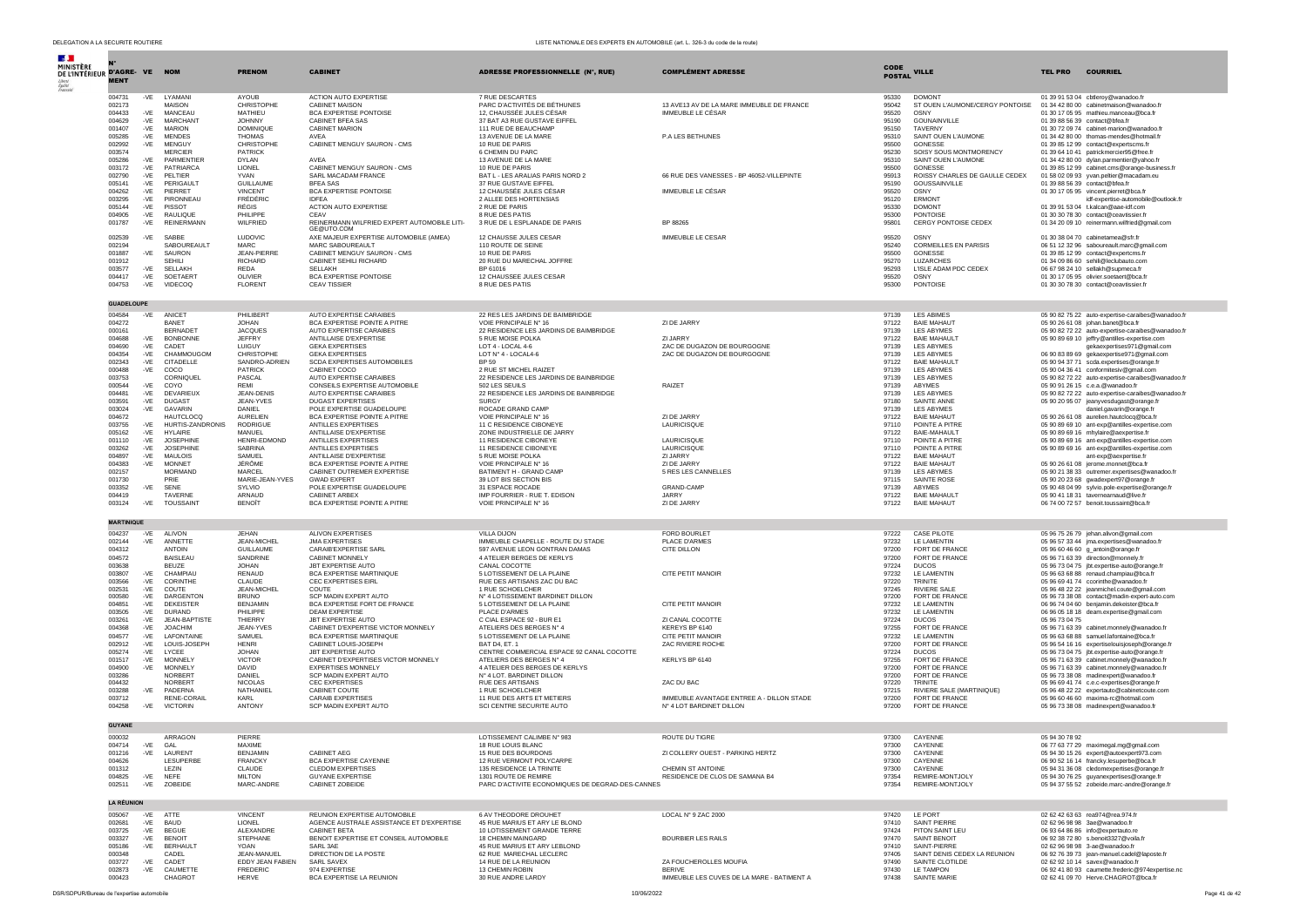| N° D'AGRÉMENT | VE | NOM | PRENOM | CABINET | ADRESSE PROFESSIONNELLE (N°, RUE) | COMPLÉMENT ADRESSE | CODE POSTAL | VILLE | TEL PRO | COURRIEL |
|---|---|---|---|---|---|---|---|---|---|---|
| 004731 | -VE | LYAMANI | AYOUB | ACTION AUTO EXPERTISE | 7 RUE DESCARTES | | 95330 | DOMONT | 01 39 91 53 04 | cbfleroy@wanadoo.fr |
| 002173 | | MAISON | CHRISTOPHE | CABINET MAISON | PARC D'ACTIVITÉS DE BÉTHUNES | 13 AVE13 AV DE LA MARE IMMEUBLE DE FRANCE | 95042 | ST OUEN L'AUMONE/CERGY PONTOISE | 01 34 42 80 00 | cabinetmaison@wanadoo.fr |
| 004433 | -VE | MANCEAU | MATHIEU | BCA EXPERTISE PONTOISE | 12, CHAUSSÉE JULES CÉSAR | IMMEUBLE LE CÉSAR | 95520 | OSNY | 01 30 17 05 95 | mathieu.manceau@bca.fr |
| 004629 | -VE | MARCHANT | JOHNNY | CABINET BFEA SAS | 37 BAT A3 RUE GUSTAVE EIFFEL | | 95190 | GOUSAINVILLE | 01 39 88 56 39 | contact@bfea.fr |
| 001407 | -VE | MARION | DOMINIQUE | CABINET MARION | 111 RUE DE BEAUCHAMP | | 95150 | TAVERNY | 01 30 72 09 74 | cabinet-marion@wanadoo.fr |
| 005285 | -VE | MENDES | THOMAS | AVEA | 13 AVENUE DE LA MARE | P.A LES BETHUNES | 95310 | SAINT OUEN L'AUMONE | 01 34 42 80 00 | thomas-mendes@hotmail.fr |
| 002992 | -VE | MENGUY | CHRISTOPHE | CABINET MENGUY SAURON - CMS | 10 RUE DE PARIS | | 95500 | GONESSE | 01 39 85 12 99 | contact@expertcms.fr |
| 003574 | | MERCIER | PATRICK | | 6 CHEMIN DU PARC | | 95230 | SOISY SOUS MONTMORENCY | 01 39 64 10 41 | patrickmercier95@free.fr |
| 005286 | -VE | PARMENTIER | DYLAN | AVEA | 13 AVENUE DE LA MARE | | 95310 | SAINT OUEN L'AUMONE | 01 34 42 80 00 | dylan.parmentier@yahoo.fr |
| 003172 | -VE | PATRIARCA | LIONEL | CABINET MENGUY SAURON - CMS | 10 RUE DE PARIS | | 95500 | GONESSE | 01 39 85 12 99 | cabinet.cms@orange-business.fr |
| 002790 | -VE | PELTIER | YVAN | SARL MACADAM FRANCE | BAT L - LES ARALIAS PARIS NORD 2 | 66 RUE DES VANESSES - BP 46052-VILLEPINTE | 95913 | ROISSY CHARLES DE GAULLE CEDEX | 01 58 02 09 93 | yvan.peltier@macadam.eu |
| 005141 | -VE | PERIGAULT | GUILLAUME | BFEA SAS | 37 RUE GUSTAVE EIFFEL | | 95190 | GOUSSAINVILLE | 01 39 88 56 39 | contact@bfea.fr |
| 004262 | -VE | PIERRET | VINCENT | BCA EXPERTISE PONTOISE | 12 CHAUSSÉE JULES CÉSAR | IMMEUBLE LE CÉSAR | 95520 | OSNY | 01 30 17 05 95 | vincent.pierret@bca.fr |
| 003295 | -VE | PIRONNEAU | FRÉDÉRIC | IDFEA | 2 ALLEE DES HORTENSIAS | | 95120 | ERMONT | | idf-expertise-automobile@outlook.fr |
| 005144 | -VE | PISSOT | RÉGIS | ACTION AUTO EXPERTISE | 2 RUE DE PARIS | | 95330 | DOMONT | 01 39 91 53 04 | t.kalcan@aae-idf.com |
| 004905 | -VE | RAULIQUE | PHILIPPE | CEAV | 8 RUE DES PATIS | | 95300 | PONTOISE | 01 30 30 78 30 | contact@ceavtissier.fr |
| 001787 | -VE | REINERMANN | WILFRIED | REINERMANN WILFRIED EXPERT AUTOMOBILE LITI-GE@UTO.COM | 3 RUE DE L ESPLANADE DE PARIS | BP 88265 | 95801 | CERGY PONTOISE CEDEX | 01 34 20 09 10 | reinermann.wilfried@gmail.com |
| 002539 | -VE | SABBE | LUDOVIC | AXE MAJEUR EXPERTISE AUTOMOBILE (AMEA) | 12 CHAUSSE JULES CESAR | IMMEUBLE LE CESAR | 95520 | OSNY | 01 30 38 04 70 | cabinetamea@sfr.fr |
| 002194 | | SABOUREAULT | MARC | MARC SABOUREAULT | 110 ROUTE DE SEINE | | 95240 | CORMEILLES EN PARISIS | 06 51 12 32 96 | saboureault.marc@gmail.com |
| 001887 | -VE | SAURON | JEAN-PIERRE | CABINET MENGUY SAURON - CMS | 10 RUE DE PARIS | | 95500 | GONESSE | 01 39 85 12 99 | contact@expertcms.fr |
| 001912 | | SEHILI | RICHARD | CABINET SEHILI RICHARD | 20 RUE DU MARECHAL JOFFRE | | 95270 | LUZARCHES | 01 34 09 86 60 | sehili@leclubauto.com |
| 003577 | -VE | SELLAKH | REDA | SELLAKH | BP 61016 | | 95293 | L'ISLE ADAM PDC CEDEX | 06 67 98 24 10 | sellakh@supmeca.fr |
| 004417 | -VE | SOETAERT | OLIVIER | BCA EXPERTISE PONTOISE | 12 CHAUSSEE JULES CESAR | | 95520 | OSNY | 01 30 17 05 95 | olivier.soetaert@bca.fr |
| 004753 | -VE | VIDECOQ | FLORENT | CEAV TISSIER | 8 RUE DES PATIS | | 95300 | PONTOISE | 01 30 30 78 30 | contact@ceavtissier.fr |
| **GUADELOUPE** | | | | | | | | | | |
| 004584 | -VE | ANICET | PHILIBERT | AUTO EXPERTISE CARAIBES | 22 RES LES JARDINS DE BAIMBRIDGE | | 97139 | LES ABIMES | 05 90 82 75 22 | auto-expertise-caraibes@wanadoo.fr |
| 004272 | | BANET | JOHAN | BCA EXPERTISE POINTE A PITRE | VOIE PRINCIPALE N° 16 | ZI DE JARRY | 97122 | BAIE MAHAUT | 05 90 26 61 08 | johan.banet@bca.fr |
| 000161 | | BERNADET | JACQUES | AUTO EXPERTISE CARAIBES | 22 RESIDENCE LES JARDINS DE BAIMBRIDGE | | 97139 | LES ABYMES | 05 90 82 72 22 | auto-expertise-caraibes@wanadoo.fr |
| 004688 | -VE | BONBONNE | JEFFRY | ANTILLAISE D'EXPERTISE | 5 RUE MOISE POLKA | ZI JARRY | 97122 | BAIE MAHAULT | 05 90 89 69 10 | jeffry@antilles-expertise.com |
| 004690 | -VE | CADET | LUIGUY | GEKA EXPERTISES | LOT 4 - LOCAL 4-6 | ZAC DE DUGAZON DE BOURGOGNE | 97139 | LES ABYMES | | gekaexpertises971@gmail.com |
| 004354 | -VE | CHAMMOUGOM | CHRISTOPHE | GEKA EXPERTISES | LOT N° 4 - LOCAL4-6 | ZAC DE DUGAZON DE BOURGOGNE | 97139 | LES ABYMES | 06 90 83 89 69 | gekaexpertise971@gmail.com |
| 002343 | -VE | CITADELLE | SANDRO-ADRIEN | SCDA EXPERTISES AUTOMOBILES | BP 59 | | 97122 | BAIE MAHAULT | 05 90 94 37 71 | scda.expertises@orange.fr |
| 000488 | -VE | COCO | PATRICK | CABINET COCO | 2 RUE ST MICHEL RAIZET | | 97139 | LES ABYMES | 05 90 04 36 41 | conformitesiv@gmail.com |
| 003753 | | CORNIQUEL | PASCAL | AUTO EXPERTISE CARAIBES | 22 RESIDENCE LES JARDINS DE BAINBRIDGE | | 97139 | LES ABYMES | 05 90 82 72 22 | auto-expertise-caraibes@wanadoo.fr |
| 000544 | -VE | COYO | REMI | CONSEILS EXPERTISE AUTOMOBILE | 502 LES SEUILS | RAIZET | 97139 | ABYMES | 05 90 91 26 15 | c.e.a.@wanadoo.fr |
| 004481 | -VE | DEVARIEUX | JEAN-DENIS | AUTO EXPERTISE CARAIBES | 22 RESIDENCE LES JARDINS DE BAINBRIDGE | | 97139 | LES ABYMES | 05 90 82 72 22 | auto-expertise-caraibes@wanadoo.fr |
| 003591 | -VE | DUGAST | JEAN-YVES | DUGAST EXPERTISES | SURGY | | 97180 | SAINTE ANNE | 05 90 20 95 07 | jeanyvesdugast@orange.fr |
| 003024 | -VE | GAVARIN | DANIEL | POLE EXPERTISE GUADELOUPE | ROCADE GRAND CAMP | | 97139 | LES ABYMES | | daniel.gavarin@orange.fr |
| 004672 | | HAUTCLOCQ | AURELIEN | BCA EXPERTISE POINTE A PITRE | VOIE PRINCIPALE N° 16 | ZI DE JARRY | 97122 | BAIE MAHAUT | 05 90 26 61 08 | aurelien.hautclocq@bca.fr |
| 003755 | -VE | HURTIS-ZANDRONIS | RODRIGUE | ANTILLES EXPERTISES | 11 C RESIDENCE CIBONEYE | LAURICISQUE | 97110 | POINTE A PITRE | 05 90 89 69 10 | ant-exp@antilles-expertise.com |
| 005162 | -VE | HYLAIRE | MANUEL | ANTILLAISE D'EXPERTISE | ZONE INDUSTRIELLE DE JARRY | | 97122 | BAIE-MAHAULT | 05 90 89 69 16 | mhylaire@aexpertise.fr |
| 001110 | -VE | JOSEPHINE | HENRI-EDMOND | ANTILLES EXPERTISES | 11 RESIDENCE CIBONEYE | LAURICISQUE | 97110 | POINTE A PITRE | 05 90 89 69 16 | ant-exp@antilles-expertise.com |
| 003262 | -VE | JOSEPHINE | SABRINA | ANTILLES EXPERTISES | 11 RESIDENCE CIBONEYE | LAURICISQUE | 97110 | POINTE A PITRE | 05 90 89 69 16 | ant-exp@antilles-expertise.com |
| 004897 | -VE | MAULOIS | SAMUEL | ANTILLAISE D'EXPERTISE | 5 RUE MOISE POLKA | ZI JARRY | 97122 | BAIE MAHAUT | | ant-exp@aexpertise.fr |
| 004383 | -VE | MONNET | JERÔME | BCA EXPERTISE POINTE A PITRE | VOIE PRINCIPALE N° 16 | ZI DE JARRY | 97122 | BAIE MAHAUT | 05 90 26 61 08 | jerome.monnet@bca.fr |
| 002157 | | MORMAND | MARCEL | CABINET OUTREMER EXPERTISE | BATIMENT H - GRAND CAMP | 5 RES LES CANNELLES | 97139 | LES ABYMES | 05 90 21 38 33 | outremer.expertises@wanadoo.fr |
| 001730 | | PRIE | MARIE-JEAN-YVES | GWAD EXPERT | 39 LOT BIS SECTION BIS | | 97115 | SAINTE ROSE | 05 90 20 23 68 | gwadexpert97@orange.fr |
| 003352 | -VE | SENE | SYLVIO | POLE EXPERTISE GUADELOUPE | 31 ESPACE ROCADE | GRAND-CAMP | 97139 | ABYMES | 05 90 48 04 99 | sylvio.pole-expertise@orange.fr |
| 004419 | | TAVERNE | ARNAUD | CABINET ARBEX | IMP FOURRIER - RUE T. EDISON | JARRY | 97122 | BAIE MAHAULT | 05 90 41 18 31 | tavernearnaud@live.fr |
| 003124 | -VE | TOUSSAINT | BENOÎT | BCA EXPERTISE POINTE A PITRE | VOIE PRINCIPALE N° 16 | ZI DE JARRY | 97122 | BAIE MAHAUT | 06 74 00 72 57 | benoit.toussaint@bca.fr |
| **MARTINIQUE** | | | | | | | | | | |
| 004237 | -VE | ALIVON | JEHAN | ALIVON EXPERTISES | VILLA DIJON | FORD BOURLET | 97222 | CASE PILOTE | 05 96 75 26 79 | jehan.alivon@gmail.com |
| 002144 | -VE | ANNETTE | JEAN-MICHEL | JMA EXPERTISES | IMMEUBLE CHAPELLE - ROUTE DU STADE | PLACE D'ARMES | 97232 | LE LAMENTIN | 05 96 57 33 44 | jma.expertises@wanadoo.fr |
| 004312 | | ANTOIN | GUILLAUME | CARAIB'EXPERTISE SARL | 597 AVENUE LEON GONTRAN DAMAS | CITE DILLON | 97200 | FORT DE FRANCE | 05 96 60 46 60 | g_antoin@orange.fr |
| 004572 | | BAISLEAU | SANDRINE | CABINET MONNELY | 4 ATELIER BERGES DE KERLYS | | 97200 | FORT DE FRANCE | 05 96 71 63 39 | direction@monnely.fr |
| 003638 | | BEUZE | JOHAN | JBT EXPERTISE AUTO | CANAL COCOTTE | | 97224 | DUCOS | 05 96 73 04 75 | jbt.expertise-auto@orange.fr |
| 003807 | -VE | CHAMPIAU | RENAUD | BCA EXPERTISE MARTINIQUE | 5 LOTISSEMENT DE LA PLAINE | CITE PETIT MANOIR | 97232 | LE LAMENTIN | 05 96 63 68 88 | renaud.champiau@bca.fr |
| 003566 | -VE | CORINTHE | CLAUDE | CEC EXPERTISES EIRL | RUE DES ARTISANS ZAC DU BAC | | 97220 | TRINITE | 05 96 69 41 74 | ccorinthe@wanadoo.fr |
| 002531 | -VE | COUTE | JEAN-MICHEL | COUTE | 1 RUE SCHOELCHER | | 97245 | RIVIERE SALE | 05 96 48 22 22 | jeanmichel.coute@gmail.com |
| 000580 | -VE | DARGENTON | BRUNO | SCP MADIN EXPERT AUTO | N° 4 LOTISSEMENT BARDINET DILLON | | 97200 | FORT DE FRANCE | 05 96 73 38 08 | contact@madin-expert-auto.com |
| 004851 | -VE | DEKEISTER | BENJAMIN | BCA EXPERTISE FORT DE FRANCE | 5 LOTISSEMENT DE LA PLAINE | CITE PETIT MANOIR | 97232 | LE LAMENTIN | 06 96 74 04 60 | benjamin.dekeister@bca.fr |
| 003505 | -VE | DURAND | PHILIPPE | DEAM EXPERTISE | PLACE D'ARMES | | 97232 | LE LAMENTIN | 06 96 05 18 18 | deam.expertise@gmail.com |
| 003261 | -VE | JEAN-BAPTISTE | THIERRY | JBT EXPERTISE AUTO | C CIAL ESPACE 92 - BUR E1 | ZI CANAL COCOTTE | 97224 | DUCOS | 05 96 73 04 75 | |
| 004368 | -VE | JOACHIM | JEAN-YVES | CABINET D'EXPERTISE VICTOR MONNELY | ATELIERS DES BERGES N° 4 | KEREYS BP 6140 | 97255 | FORT DE FRANCE | 05 96 71 63 39 | cabinet.monnely@wanadoo.fr |
| 004577 | -VE | LAFONTAINE | SAMUEL | BCA EXPERTISE MARTINIQUE | 5 LOTISSEMENT DE LA PLAINE | CITE PETIT MANOIR | 97232 | LE LAMENTIN | 05 96 63 68 88 | samuel.lafontaine@bca.fr |
| 002912 | -VE | LOUIS-JOSEPH | HENRI | CABINET LOUIS-JOSEPH | BAT D4, ET. 1 | ZAC RIVIERE ROCHE | 97200 | FORT DE FRANCE | 05 96 54 16 16 | expertiselouisjoseph@orange.fr |
| 005274 | -VE | LYCEE | JOHAN | JBT EXPERTISE AUTO | CENTRE COMMERCIAL ESPACE 92 CANAL COCOTTE | | 97224 | DUCOS | 05 96 73 04 75 | jbt.expertise-auto@orange.fr |
| 001517 | -VE | MONNELY | VICTOR | CABINET D'EXPERTISES VICTOR MONNELY | ATELIERS DES BERGES N° 4 | KERLYS BP 6140 | 97255 | FORT DE FRANCE | 05 96 71 63 39 | cabinet.monnely@wanadoo.fr |
| 004900 | -VE | MONNELY | DAVID | EXPERTISES MONNELY | 4 ATELIER DES BERGES DE KERLYS | | 97200 | FORT DE FRANCE | 05 96 71 63 39 | cabinet.monnely@wanadoo.fr |
| 003286 | | NORBERT | DANIEL | SCP MADIN EXPERT AUTO | N° 4 LOT. BARDINET DILLON | | 97200 | FORT DE FRANCE | 05 96 73 38 08 | madinexpert@wanadoo.fr |
| 004432 | | NORBERT | NICOLAS | CEC EXPERTISES | RUE DES ARTISANS | ZAC DU BAC | 97220 | TRINITE | 05 96 69 41 74 | c.e.c-expertises@orange.fr |
| 003288 | -VE | PADERNA | NATHANIEL | CABINET COUTE | 1 RUE SCHOELCHER | | 97215 | RIVIERE SALE (MARTINIQUE) | 05 96 48 22 22 | expertauto@cabinetcoute.com |
| 003712 | | RENE-CORAIL | KARL | CARAIB EXPERTISES | 11 RUE DES ARTS ET METIERS | IMMEUBLE AVANTAGE ENTREE A - DILLON STADE | 97200 | FORT DE FRANCE | 05 96 60 46 60 | maxima-rc@hotmail.com |
| 004258 | -VE | VICTORIN | ANTONY | SCP MADIN EXPERT AUTO | SCI CENTRE SECURITE AUTO | N° 4 LOT BARDINET DILLON | 97200 | FORT DE FRANCE | 05 96 73 38 08 | madinexpert@wanadoo.fr |
| **GUYANE** | | | | | | | | | | |
| 000032 | | ARRAGON | PIERRE | | LOTISSEMENT CALIMBE N° 983 | ROUTE DU TIGRE | 97300 | CAYENNE | 05 94 30 78 92 | |
| 004714 | -VE | GAL | MAXIME | | 18 RUE LOUIS BLANC | | 97300 | CAYENNE | 06 77 63 77 29 | maximegal.mg@gmail.com |
| 001216 | -VE | LAURENT | BENJAMIN | CABINET AEG | 15 RUE DES BOURDONS | ZI COLLERY OUEST - PARKING HERTZ | 97300 | CAYENNE | 05 94 30 15 26 | expert@autoexpert973.com |
| 004626 | | LESUPERBE | FRANCKY | BCA EXPERTISE CAYENNE | 12 RUE VERMONT POLYCARPE | | 97300 | CAYENNE | 06 90 52 16 14 | francky.lesuperbe@bca.fr |
| 001312 | | LEZIN | CLAUDE | CLEDOM EXPERTISES | 135 RESIDENCE LA TRINITE | CHEMIN ST ANTOINE | 97300 | CAYENNE | 05 94 31 36 08 | cledomexpertises@orange.fr |
| 004825 | -VE | NEFE | MILTON | GUYANE EXPERTISE | 1301 ROUTE DE REMIRE | RESIDENCE DE CLOS DE SAMANA B4 | 97354 | REMIRE-MONTJOLY | 05 94 30 76 25 | guyaneexpertises@orange.fr |
| 002511 | -VE | ZOBEIDE | MARC-ANDRE | CABINET ZOBEIDE | PARC D'ACTIVITE ECONOMIQUES DE DEGRAD-DES-CANNES | | 97354 | REMIRE-MONTJOLY | 05 94 37 55 52 | zobeide.marc-andre@orange.fr |
| **LA RÉUNION** | | | | | | | | | | |
| 005067 | -VE | ATTE | VINCENT | REUNION EXPERTISE AUTOMOBILE | 6 AV THEODORE DROUHET | LOCAL N° 9 ZAC 2000 | 97420 | LE PORT | 02 62 42 63 63 | rea974@rea.974.fr |
| 002681 | -VE | BAUD | LIONEL | AGENCE AUSTRALE ASSISTANCE ET D'EXPERTISE | 45 RUE MARIUS ET ARY LE BLOND | | 97410 | SAINT PIERRE | 02 62 96 98 98 | 3ae@wanadoo.fr |
| 003725 | -VE | BEGUE | ALEXANDRE | CABINET BETA | 10 LOTISSEMENT GRANDE TERRE | | 97424 | PITON SAINT LEU | 06 93 64 86 86 | info@expertauto.re |
| 003327 | -VE | BENOIT | STEPHANE | BENOIT EXPERTISE ET CONSEIL AUTOMOBILE | 18 CHEMIN MAINGARD | BOURBIER LES RAILS | 97470 | SAINT BENOIT | 06 92 38 72 80 | s.benoit3327@voila.fr |
| 005186 | -VE | BERHAULT | YOAN | SARL 3AE | 45 RUE MARIUS ET ARY LEBLOND | | 97410 | SAINT-PIERRE | 02 62 96 98 98 | 3-ae@wanadoo.fr |
| 000348 | | CADEL | JEAN-MANUEL | DIRECTION DE LA POSTE | 62 RUE MARECHAL LECLERC | | 97405 | SAINT DENIS CEDEX LA REUNION | 06 92 76 39 73 | jean-manuel.cadel@laposte.fr |
| 003727 | -VE | CADET | EDDY JEAN FABIEN | SARL SAVEX | 14 RUE DE LA REUNION | ZA FOUCHEROLLES MOUFIA | 97490 | SAINTE CLOTILDE | 02 62 92 10 14 | savex@wanadoo.fr |
| 002873 | -VE | CAUMETTE | FREDERIC | 974 EXPERTISE | 13 CHEMIN ROBIN | BERIVE | 97430 | LE TAMPON | 06 92 41 80 93 | caumette.frederic@974expertise.nc |
| 000423 | | CHAGROT | HERVE | BCA EXPERTISE LA REUNION | 30 RUE ANDRE LARDY | IMMEUBLE LES CUVES DE LA MARE - BATIMENT A | 97438 | SAINTE MARIE | 02 62 41 09 70 | Herve.CHAGROT@bca.fr |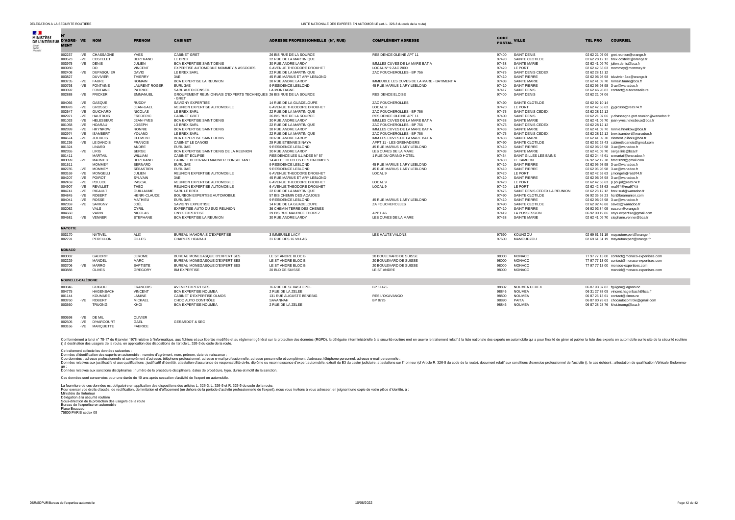| N° D'AGRÉMENT | VE | NOM | PRENOM | CABINET | ADRESSE PROFESSIONNELLE (N°, RUE) | COMPLÉMENT ADRESSE | CODE POSTAL | VILLE | TEL PRO | COURRIEL |
|---|---|---|---|---|---|---|---|---|---|---|
| 002237 | -VE | CHASSAGNE | YVES | CABINET GRET | 26 BIS RUE DE LA SOURCE | RESIDENCE OLEINE APT 11 | 97400 | SAINT DENIS | 02 62 21 07 06 | gret.reunion@orange.fr |
| 000523 | -VE | COSTELET | BERTRAND | LE BREX | 22 RUE DE LA MARTINIQUE | | 97490 | SAINTE CLOTILDE | 02 62 28 12 12 | brex.costelet@orange.fr |
| 003975 | -VE | DENIS | JULIEN | BCA EXPERTISE SAINT DENIS | 30 RUE ANDRE LARDY | IMM.LES CUVES DE LA MARE BAT A | 97438 | SAINTE MARIE | 02 62 41 09 70 | julien.denis@bca.fr |
| 003980 | | DO | VINCENT | EXPERTISE AUTOMOBILE MOMMEY & ASSOCIES | 6 AVENUE THEODORE DROUHET | LOCAL N° 9 ZAC 2000 | 97420 | LE PORT | 02 62 42 63 63 | mommey@mommey.fr |
| 002408 | -VE | DUPASQUIER | DAVID | LE BREX SARL | 22 RUE DE LA MARTINIQUE | ZAC FOUCHEROLLES - BP 756 | 97475 | SAINT DENIS CEDEX | 02 62 28 12 12 | |
| 003827 | | DUVIVIER | THIERRY | 3AE | 45 RUE MARIUS ET ARY LEBLOND | | 97410 | SAINT PIERRE | 02 62 96 98 98 | tduvivier.3ae@orange.fr |
| 003735 | -VE | FAURE | ROMAIN | BCA EXPERTISE LA REUNION | 30 RUE ANDRE LARDY | IMMEUBLE LES CUVES DE LA MARE - BATIMENT A | 97438 | SAINTE MARIE | 02 62 41 09 70 | romain.faure@bca.fr |
| 000793 | -VE | FONTAINE | LAURENT ROGER | EURL 3AE | 9 RESIDENCE LEBLOND | 45 RUE MARIUS 1 ARY LEBLOND | 97410 | SAINT PIERRE | 02 62 96 98 98 | 3-ae@wanadoo.fr |
| 003392 | | FONTAINE | PATRICE | SARL AUTO CONSEIL | LA MONTAGNE | | 97417 | SAINT DENIS | 02 62 46 98 83 | contact@autoconseils.re |
| 002888 | -VE | FRICKER | EMMANUEL | GROUPEMENT REUNIONNAIS D'EXPERTS TECHNIQUES - GRET | 26 BIS RUE DE LA SOURCE | RESIDENCE ELOISE | 97400 | SAINT DENIS | 02 62 21 07 06 | |
| 004066 | -VE | GASQUE | RUDDY | SAVIGNY EXPERTISE | 14 RUE DE LA GUADELOUPE | ZAC FOUCHEROLLES | 97490 | SAINTE CLOTILDE | 02 62 92 10 14 | |
| 000978 | -VE | GROSSO | JEAN-GAEL | REUNION EXPERTISE AUTOMOBILE | 6 AVENUE THEODORE DROUHET | LOCAL 9 | 97420 | LE PORT | 02 62 42 63 63 | jg.grosso@rea974.fr |
| 002647 | -VE | GUICHARD | NICOLAS | LE BREX SARL | 22 RUE DE LA MARTINIQUE | ZAC FOUCHEROLLES - BP 756 | 97475 | SAINT DENIS CEDEX | 02 62 28 12 12 | |
| 002971 | -VE | HAUTBOIS | FREDERIC | CABINET GRET | 26 BIS RUE DE LA SOURCE | RESIDENCE OLEINE APT 11 | 97400 | SAINT DENIS | 02 62 21 07 06 | y.chassagne.gret.reunion@wanadoo.fr |
| 001033 | -VE | HELESBEUX | JEAN-YVES | BCA EXPERTISE SAINT DENIS | 30 RUE ANDRE LARDY | IMM.LES CUVES DE LA MARE BAT A | 97438 | SAINTE MARIE | 02 62 41 09 70 | jean-yves.helesbeux@bca.fr |
| 001058 | -VE | HOARAU | JOSEPH | LE BREX SARL | 22 RUE DE LA MARTINIQUE | ZAC FOUCHEROLLES - BP 756 | 97475 | SAINT DENIS CEDEX | 02 62 28 12 12 | |
| 002899 | -VE | HRYNKOW | RONNIE | BCA EXPERTISE SAINT DENIS | 30 RUE ANDRE LARDY | IMM.LES CUVES DE LA MARE BAT A | 97438 | SAINTE MARIE | 02 62 41 09 70 | ronnie.hrynkow@bca.fr |
| 002974 | -VE | ISAMBERT | YOLAND | LE BREX SARL | 22 RUE DE LA MARTINIQUE | ZAC FOUCHEROLLES - BP 756 | 97475 | SAINT DENIS CEDEX | 02 62 28 12 12 | brex.isambert@wanadoo.fr |
| 004674 | -VE | JOLIBOIS | CLEMENT | BCA EXPERTISE SAINT DENIS | 30 RUE ANDRE LARDY | IMM.LES CUVES DE LA MARE BAT A | 97438 | SAINTE MARIE | 02 62 41 09 70 | clement.jolibois@bca.fr |
| 001236 | -VE | LE DANOIS | FRANCIS | CABINET LE DANOIS | 29 RUE ETIENNE SINAYA | APPT 11 - LES GRENADIERS | 97490 | SAINTE CLOTILDE | 02 62 52 28 43 | cabinetledanois@gmail.com |
| 001324 | | LINARD | ANDRE | EURL 3AE | 9 RESIDENCE LEBLOND | 45 RUE MARIUS 1 ARY LEBLOND | 97410 | SAINT PIERRE | 02 62 96 98 98 | 3-ae@wanadoo.fr |
| 002355 | -VE | LIRIS | SERGE | BCA EXPERTISE SAINT DENIS DE LA REUNION | 30 RUE ANDRE LARDY | LES CUVES DE LA MARE | 97438 | SAINTE MARIE | 02 62 41 09 70 | serge.liris@bca.fr |
| 001411 | | MARTAIL | WILLIAM | CABINET ECLIPSE | RESIDENCE LES ILLIADES N° 57 | 1 RUE DU GRAND HOTEL | 97434 | SAINT GILLES LES BAINS | 02 62 24 45 61 | w.martail@wanadoo.fr |
| 003099 | -VE | MAUNIER | BERTRAND | CABINET BERTRAND MAUNIER CONSULTANT | 14 ALLEE DU CLOS DES PALOMBES | | 97430 | LE TAMPON | 06 92 62 12 78 | bmc3099@gmail.com |
| 001511 | | MOMMEY | BERNARD | EURL 3AE | 9 RESIDENCE LEBLOND | 45 RUE MARIUS 1 ARY LEBLOND | 97410 | SAINT PIERRE | 02 62 96 98 98 | 3-ae@wanadoo.fr |
| 002785 | -VE | MOMMEY | SÉBASTIEN | EURL 3AE | 9 RESIDENCE LEBLOND | 45 RUE MARIUS 1 ARY LEBLOND | 97410 | SAINT PIERRE | 02 62 96 98 98 | 3-ae@wanadoo.fr |
| 003169 | -VE | MONGELLI | JULIEN | REUNION EXPERTISE AUTOMOBILE | 6 AVENUE THEODORE DROUHET | LOCAL 9 | 97420 | LE PORT | 02 62 42 63 63 | j.mongelli@rea974.fr |
| 004207 | -VE | POIROT | SYLVAIN | 3AE | 45 RUE MARIUS ET ARY LEBLOND | | 97410 | SAINT PIERRE | 02 62 96 98 98 | 3-ae@wanadoo.fr |
| 002459 | -VE | POUJOL | PASCAL | REUNION EXPERTISE AUTOMOBILE | 6 AVENUE THEODORE DROUHET | LOCAL 9 | 97420 | LE PORT | 02 62 42 63 63 | p.poujol@rea974.fr |
| 004907 | -VE | REVILLET | THÉO | REUNION EXPERTISE AUTOMOBILE | 6 AVENUE THEODORE DROUHET | LOCAL 9 | 97420 | LE PORT | 02 62 42 63 63 | rea974@rea974.fr |
| 004741 | -VE | RIGAULT | GUILLAUME | SARL LE BREX | 22 RUE DE LA MARTINIQUE | | 97475 | SAINT DENIS CEDEX LA REUNION | 02 62 28 12 12 | brex.sud@wanadoo.fr |
| 004845 | -VE | ROBERT | HENRI-CLAUDE | BOURBON EXPERTISE AUTOMOBILE | 57 BIS CHEMIN DES ACAJOUS | | 97490 | SAINTE CLOTILDE | 06 92 35 68 23 | hcr@beareunion.com |
| 004041 | -VE | ROSSE | MATHIEU | EURL 3AE | 9 RESIDENCE LEBLOND | 45 RUE MARIUS 1 ARY LEBLOND | 97410 | SAINT PIERRE | 02 62 96 98 98 | 3-ae@wanadoo.fr |
| 002359 | -VE | SAVIGNY | JOËL | SAVIGNY EXPERTISE | 14 RUE DE LA GUADELOUPE | ZA FOUCHEROLLES | 97490 | SAINTE CLOTILDE | 02 62 92 48 88 | savex@wanadoo.fr |
| 002052 | | VALS | CYRIL | EXPERTISE AUTO DU SUD REUNION | 36 CHEMIN TERRE DES CHENES | | 97410 | SAINT PIERRE | 06 92 93 84 09 | eas.run@orange.fr |
| 004660 | | VARIN | NICOLAS | ONYX EXPERTISE | 29 BIS RUE MAURICE THOREZ | APPT A6 | 97419 | LA POSSESSION | 06 92 00 19 86 | onyx.expertise@gmail.com |
| 004681 | -VE | VENNER | STEPHANE | BCA EXPERTISE LA REUNION | 30 RUE ANDRE LARDY | LES CUVES DE LA MARE | 97438 | SAINTE MARIE | 02 62 41 09 70 | stephane.venner@bca.fr |
| **MAYOTTE** | | | | | | | | | | |
| 003170 | | NATIVEL | ALIX | BUREAU MAHORAIS D'EXPERTISE | 3 IMMEUBLE LACY | LES HAUTS VALONS | 97690 | KOUNGOU | 02 69 61 61 19 | mayautoexpert@orange.fr |
| 002791 | | PERFILLON | GILLES | CHARLES HOARAU | 31 RUE DES 16 VILLAS | | 97600 | MAMOUDZOU | 02 69 61 61 19 | mayautoexpert@orange.fr |
| **MONACO** | | | | | | | | | | |
| 003082 | | GABORIT | JEROME | BUREAU MONEGASQUE D'EXPERTISES | LE ST ANDRE BLOC B | 20 BOULEVARD DE SUISSE | 98000 | MONACO | 77 97 77 13 00 | contact@monaco-expertises.com |
| 002229 | | MANDEL | MARC | BUREAU MONEGASQUE D'EXPERTISES | LE ST ANDRE BLOC B | 20 BOULEVARD DE SUISSE | 98000 | MONACO | 77 97 77 13 00 | contact@monaco-expertises.com |
| 003706 | -VE | MARRO | BAPTISTE | BUREAU MONEGASQUE D'EXPERTISES | LE ST ANDRE BLOC B | 20 BOULEVARD DE SUISSE | 98000 | MONACO | 77 97 77 13 00 | monaco-expertises.com |
| 003888 | | OLIVES | GREGORY | BM EXPERTISE | 20 BLD DE SUISSE | LE ST ANDRE | 98000 | MONACO | | mandel@monaco-expertises.com |
| **NOUVELLE-CALÉDONIE** | | | | | | | | | | |
| 003346 | | GUIGOU | FRANCOIS | AVENIR EXPERTISES | 76 RUE DE SEBASTOPOL | BP 11475 | 98802 | NOUMEA CEDEX | 06 87 93 37 82 | fguigou@lagoon.nc |
| 004775 | | HAGENBACH | VINCENT | BCA EXPERTISE NOUMEA | 2 RUE DE LA ZELEE | | 98846 | NOUMEA | 06 31 27 88 05 | vincent.hagenbach@bca.fr |
| 001144 | | KOUMARE | LAMINE | CABINET D'EXPERTISE OLMOS | 131 RUE AUGUSTE BENEBIG | RES L'OKAVANGO | 98800 | NOUMEA | 06 87 26 13 61 | contact@olmos.nc |
| 003760 | -VE | ROBERT | MICKAEL | CHOC AUTO CONTRÔLE | SAVANNAH | BP 8726 | 98890 | PAITA | 06 87 80 78 63 | chocautocontrole@gmail.com |
| 003560 | | TRUONG | KHOI | BCA EXPERTISE NOUMEA | 2 RUE DE LA ZELEE | | 98846 | NOUMEA | 06 87 28 28 76 | khoi.truong@bca.fr |
| | | | | | | | | | | |
| 000598 | -VE | DE MIL | OLIVIER | | | | | | | |
| 002505 | -VE | D'HARCOURT | GAEL | GERARDOT & SEC | | | | | | |
| 003166 | -VE | MARQUETTE | FABRICE | | | | | | | |

Conformément à la loi n° 78-17 du 6 janvier 1978 relative à l'informatique, aux fichiers et aux libertés modifiée et au règlement général sur la protection des données (RGPD), la déléguée interministérielle à la sécurité routière met en œuvre le traitement relatif à la liste nationale des experts en automobile qui a pour finalité de gérer et publier la liste des experts en automobile sur le site de la sécurité routière () à destination des usagers de la route, en application des dispositions de l'article L. 326-3 du code de la route.

Ce traitement collecte les données suivantes :
Données d'identification des experts en automobile : numéro d'agrément, nom, prénom, date de naissance ;
Coordonnées : adresse professionnelle et complément d'adresse, téléphone professionnel, adresse e-mail professionnelle, adresse personnelle et complément d'adresse, téléphone personnel, adresse e-mail personnelle ;
Données relatives aux justificatifs et aux qualifications : justificatif d'identité, attestation d'assurance de responsabilité civile, diplôme ou reconnaissance d'expert automobile, extrait du B3 du casier judiciaire, attestations sur l'honneur (cf Article R. 326-5 du code de la route), document relatif aux conditions d'exercice professionnel de l'activité (), le cas échéant : attestation de qualification Véhicule Endommagé ;
Données relatives aux sanctions disciplinaires : numéro de la procédure disciplinaire, dates de procédure, type, durée et motif de la sanction.

Ces données sont conservées pour une durée de 10 ans après cessation d'activité de l'expert en automobile.

La fourniture de ces données est obligatoire en application des dispositions des articles L. 326-3, L. 326-6 et R. 326-5 du code de la route.
Pour exercer vos droits d'accès, de rectification, de limitation et d'effacement (en dehors de la période d'activité professionnelle de l'expert), nous vous invitons à vous adresser, en joignant une copie de votre pièce d'identité, à :
Ministère de l'Intérieur
Délégation à la sécurité routière
Sous-direction de la protection des usagers de la route
Bureau de l'expertise en automobile
Place Beauvau
75800 PARIS cedex 08